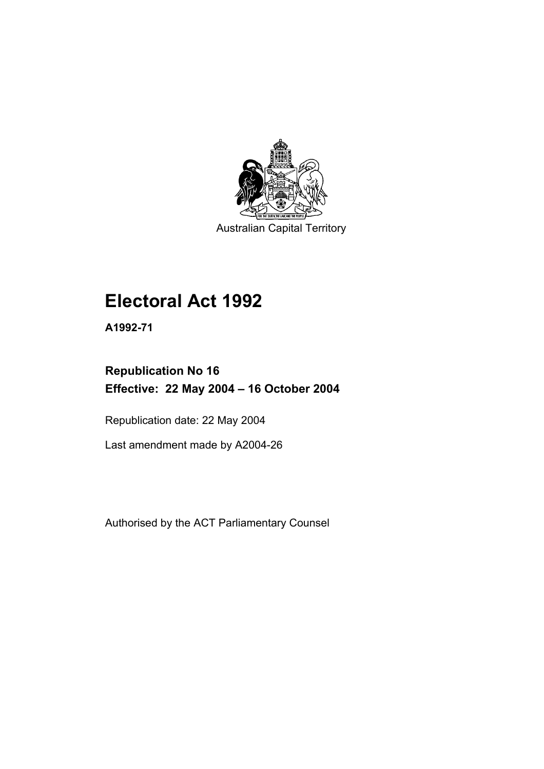Australian Capital Territory

# Electoral Act 1992

**A1992-71**

**Republication No 16**
**Effective: 22 May 2004 – 16 October 2004**

Republication date: 22 May 2004

Last amendment made by A2004-26

Authorised by the ACT Parliamentary Counsel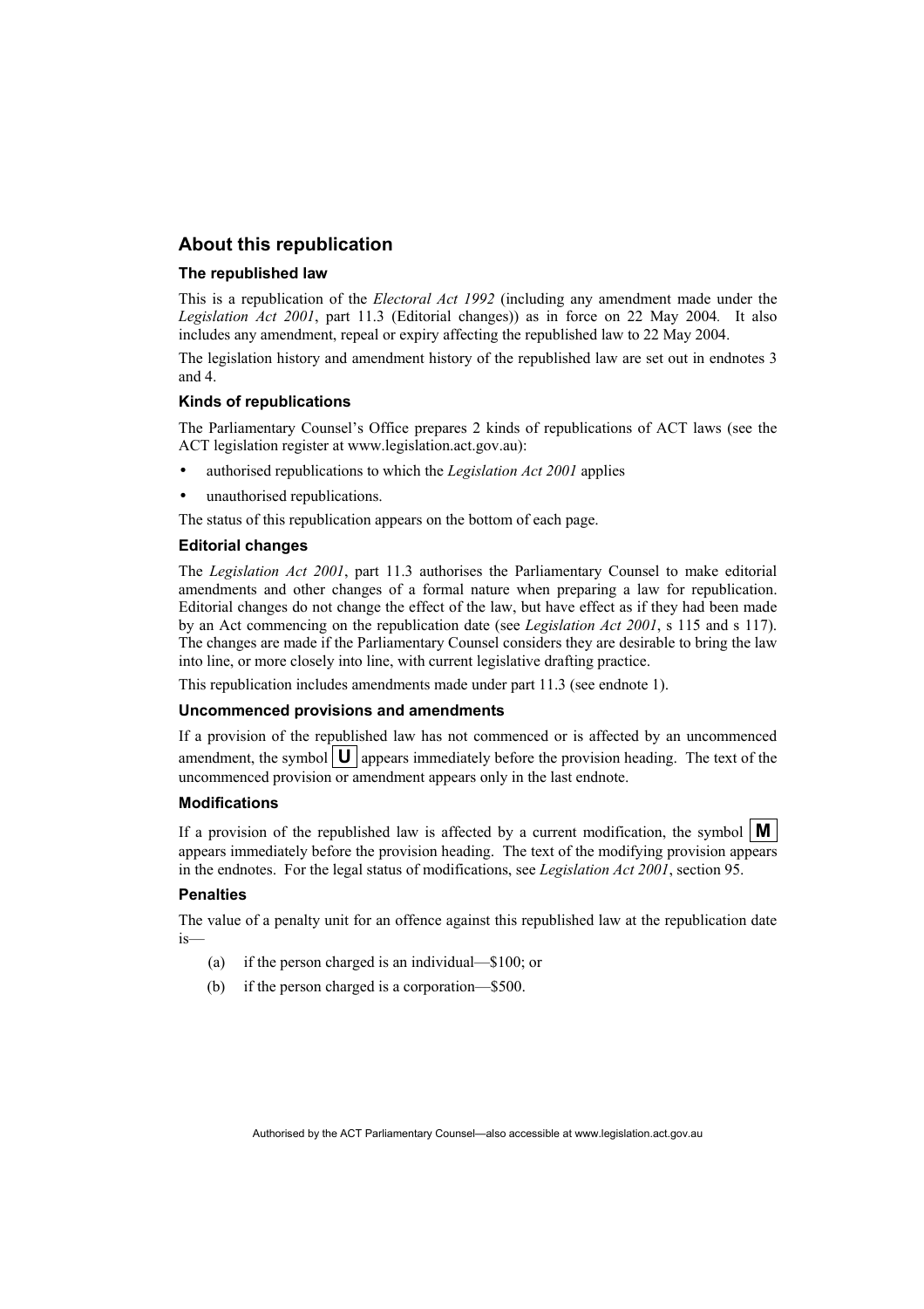## About this republication

### The republished law

This is a republication of the *Electoral Act 1992* (including any amendment made under the *Legislation Act 2001*, part 11.3 (Editorial changes)) as in force on 22 May 2004*.* It also includes any amendment, repeal or expiry affecting the republished law to 22 May 2004.

The legislation history and amendment history of the republished law are set out in endnotes 3 and 4.

### Kinds of republications

The Parliamentary Counsel's Office prepares 2 kinds of republications of ACT laws (see the ACT legislation register at www.legislation.act.gov.au):

- authorised republications to which the *Legislation Act 2001* applies
- unauthorised republications.

The status of this republication appears on the bottom of each page.

### Editorial changes

The *Legislation Act 2001*, part 11.3 authorises the Parliamentary Counsel to make editorial amendments and other changes of a formal nature when preparing a law for republication. Editorial changes do not change the effect of the law, but have effect as if they had been made by an Act commencing on the republication date (see *Legislation Act 2001*, s 115 and s 117). The changes are made if the Parliamentary Counsel considers they are desirable to bring the law into line, or more closely into line, with current legislative drafting practice.

This republication includes amendments made under part 11.3 (see endnote 1).

### Uncommenced provisions and amendments

If a provision of the republished law has not commenced or is affected by an uncommenced amendment, the symbol **U** appears immediately before the provision heading. The text of the uncommenced provision or amendment appears only in the last endnote.

### Modifications

If a provision of the republished law is affected by a current modification, the symbol **M** appears immediately before the provision heading. The text of the modifying provision appears in the endnotes. For the legal status of modifications, see *Legislation Act 2001*, section 95.

### Penalties

The value of a penalty unit for an offence against this republished law at the republication date is—

(a) if the person charged is an individual—$100; or

(b) if the person charged is a corporation—$500.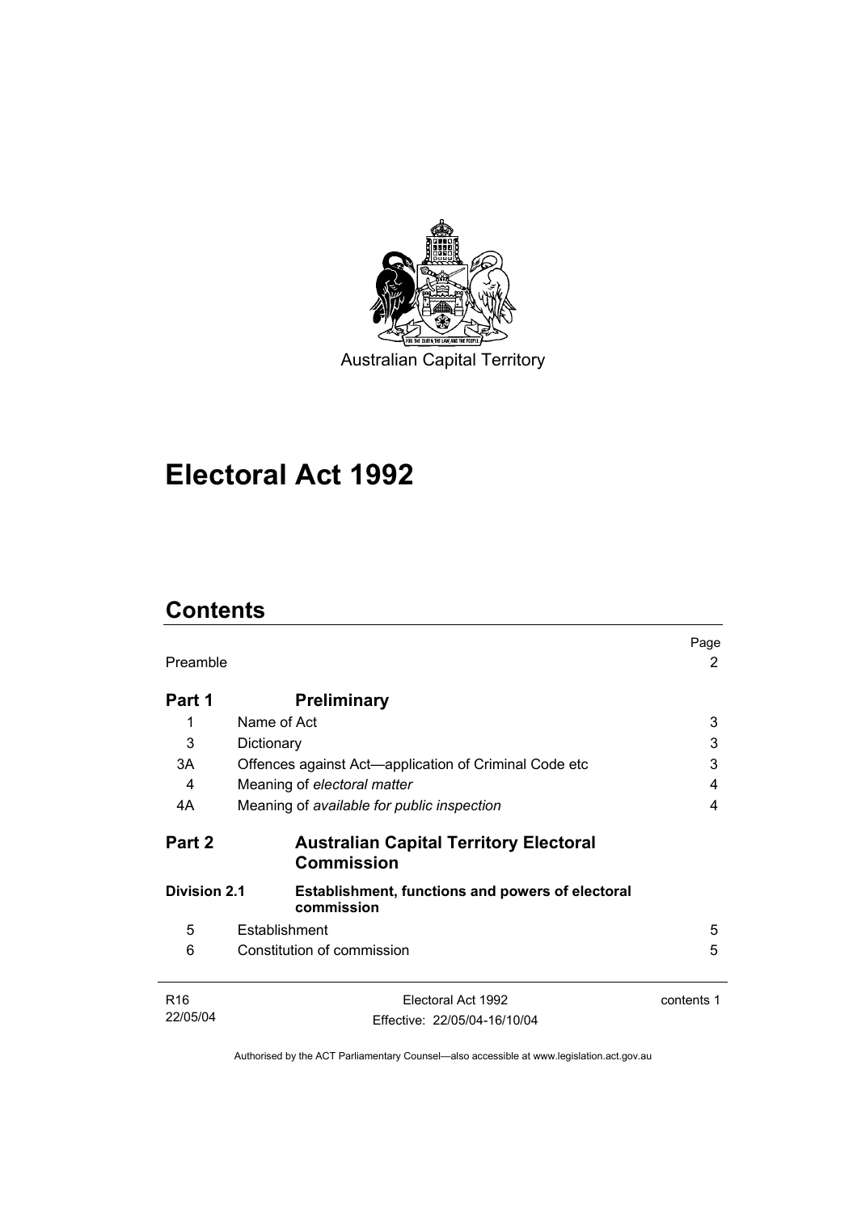Australian Capital Territory

# Electoral Act 1992

## Contents

| | | Page |
|---|---|---|
| Preamble | | 2 |
| **Part 1** | **Preliminary** | |
| 1 | Name of Act | 3 |
| 3 | Dictionary | 3 |
| 3A | Offences against Act—application of Criminal Code etc | 3 |
| 4 | Meaning of *electoral matter* | 4 |
| 4A | Meaning of *available for public inspection* | 4 |
| **Part 2** | **Australian Capital Territory Electoral Commission** | |
| **Division 2.1** | **Establishment, functions and powers of electoral commission** | |
| 5 | Establishment | 5 |
| 6 | Constitution of commission | 5 |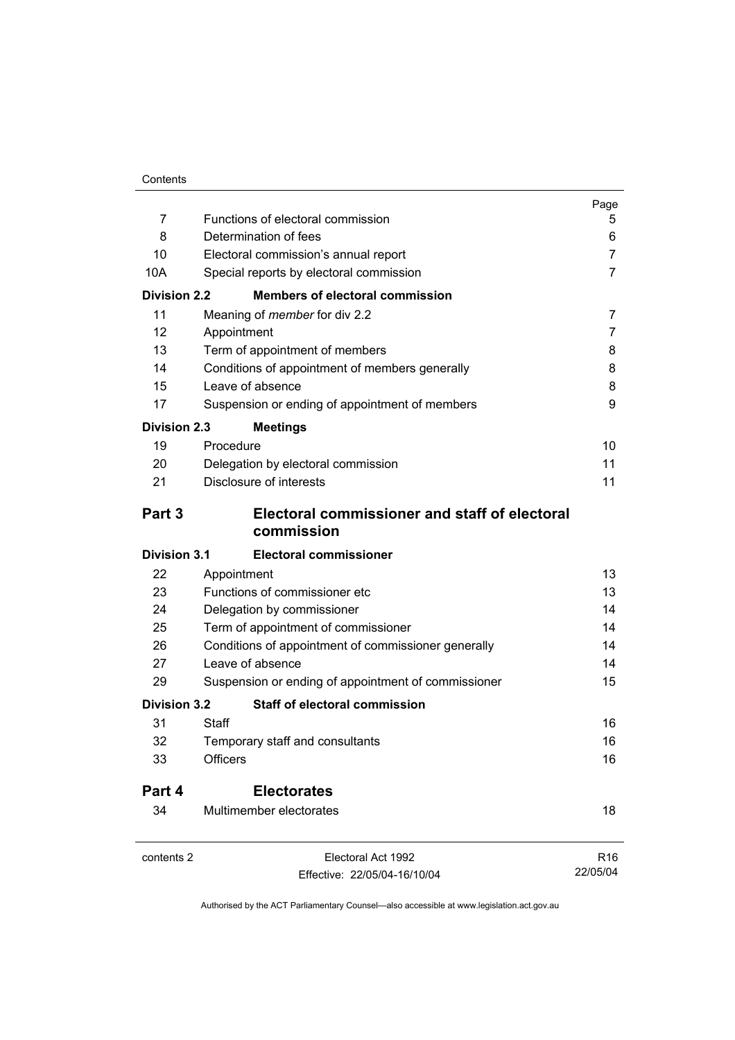| | | Page |
|---|---|---|
| 7 | Functions of electoral commission | 5 |
| 8 | Determination of fees | 6 |
| 10 | Electoral commission’s annual report | 7 |
| 10A | Special reports by electoral commission | 7 |
| **Division 2.2** | **Members of electoral commission** | |
| 11 | Meaning of *member* for div 2.2 | 7 |
| 12 | Appointment | 7 |
| 13 | Term of appointment of members | 8 |
| 14 | Conditions of appointment of members generally | 8 |
| 15 | Leave of absence | 8 |
| 17 | Suspension or ending of appointment of members | 9 |
| **Division 2.3** | **Meetings** | |
| 19 | Procedure | 10 |
| 20 | Delegation by electoral commission | 11 |
| 21 | Disclosure of interests | 11 |
| **Part 3** | **Electoral commissioner and staff of electoral commission** | |
| **Division 3.1** | **Electoral commissioner** | |
| 22 | Appointment | 13 |
| 23 | Functions of commissioner etc | 13 |
| 24 | Delegation by commissioner | 14 |
| 25 | Term of appointment of commissioner | 14 |
| 26 | Conditions of appointment of commissioner generally | 14 |
| 27 | Leave of absence | 14 |
| 29 | Suspension or ending of appointment of commissioner | 15 |
| **Division 3.2** | **Staff of electoral commission** | |
| 31 | Staff | 16 |
| 32 | Temporary staff and consultants | 16 |
| 33 | Officers | 16 |
| **Part 4** | **Electorates** | |
| 34 | Multimember electorates | 18 |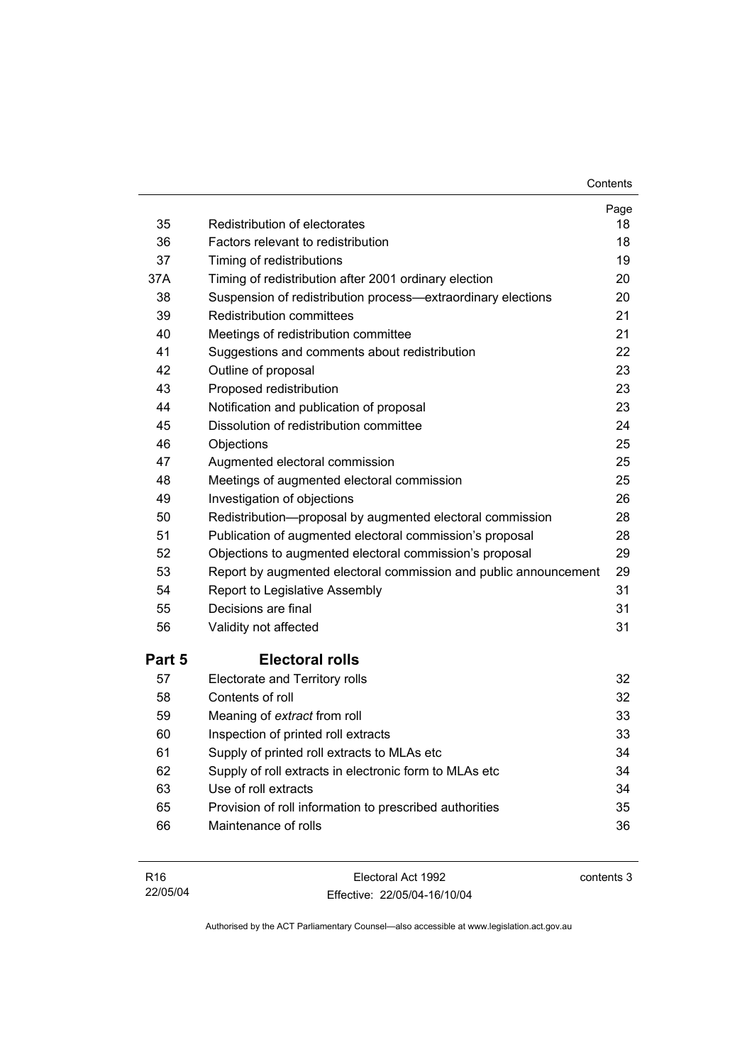| | | Page |
|---|---|---|
| 35 | Redistribution of electorates | 18 |
| 36 | Factors relevant to redistribution | 18 |
| 37 | Timing of redistributions | 19 |
| 37A | Timing of redistribution after 2001 ordinary election | 20 |
| 38 | Suspension of redistribution process—extraordinary elections | 20 |
| 39 | Redistribution committees | 21 |
| 40 | Meetings of redistribution committee | 21 |
| 41 | Suggestions and comments about redistribution | 22 |
| 42 | Outline of proposal | 23 |
| 43 | Proposed redistribution | 23 |
| 44 | Notification and publication of proposal | 23 |
| 45 | Dissolution of redistribution committee | 24 |
| 46 | Objections | 25 |
| 47 | Augmented electoral commission | 25 |
| 48 | Meetings of augmented electoral commission | 25 |
| 49 | Investigation of objections | 26 |
| 50 | Redistribution—proposal by augmented electoral commission | 28 |
| 51 | Publication of augmented electoral commission's proposal | 28 |
| 52 | Objections to augmented electoral commission's proposal | 29 |
| 53 | Report by augmented electoral commission and public announcement | 29 |
| 54 | Report to Legislative Assembly | 31 |
| 55 | Decisions are final | 31 |
| 56 | Validity not affected | 31 |

## Part 5 Electoral rolls

| | | |
|---|---|---|
| 57 | Electorate and Territory rolls | 32 |
| 58 | Contents of roll | 32 |
| 59 | Meaning of *extract* from roll | 33 |
| 60 | Inspection of printed roll extracts | 33 |
| 61 | Supply of printed roll extracts to MLAs etc | 34 |
| 62 | Supply of roll extracts in electronic form to MLAs etc | 34 |
| 63 | Use of roll extracts | 34 |
| 65 | Provision of roll information to prescribed authorities | 35 |
| 66 | Maintenance of rolls | 36 |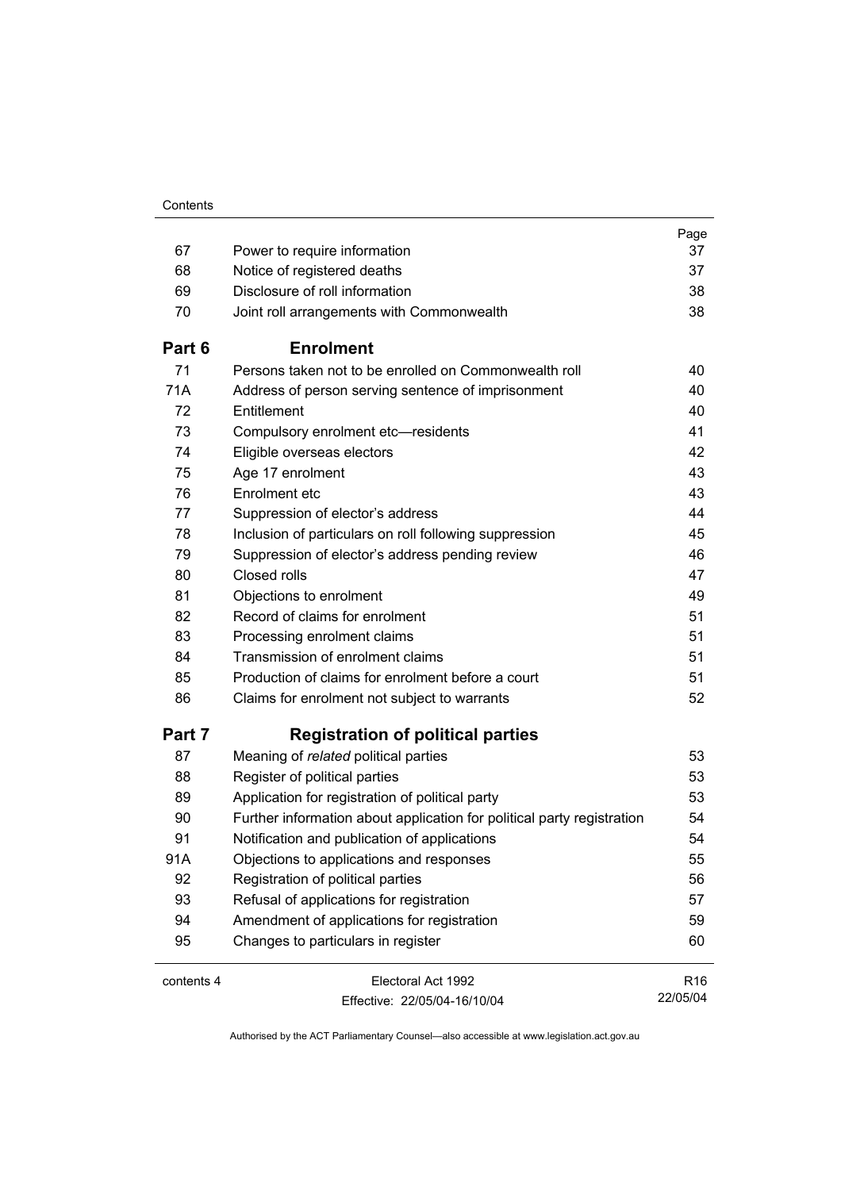| | | Page |
|---|---|---|
| 67 | Power to require information | 37 |
| 68 | Notice of registered deaths | 37 |
| 69 | Disclosure of roll information | 38 |
| 70 | Joint roll arrangements with Commonwealth | 38 |
| **Part 6** | **Enrolment** | |
| 71 | Persons taken not to be enrolled on Commonwealth roll | 40 |
| 71A | Address of person serving sentence of imprisonment | 40 |
| 72 | Entitlement | 40 |
| 73 | Compulsory enrolment etc—residents | 41 |
| 74 | Eligible overseas electors | 42 |
| 75 | Age 17 enrolment | 43 |
| 76 | Enrolment etc | 43 |
| 77 | Suppression of elector's address | 44 |
| 78 | Inclusion of particulars on roll following suppression | 45 |
| 79 | Suppression of elector's address pending review | 46 |
| 80 | Closed rolls | 47 |
| 81 | Objections to enrolment | 49 |
| 82 | Record of claims for enrolment | 51 |
| 83 | Processing enrolment claims | 51 |
| 84 | Transmission of enrolment claims | 51 |
| 85 | Production of claims for enrolment before a court | 51 |
| 86 | Claims for enrolment not subject to warrants | 52 |
| **Part 7** | **Registration of political parties** | |
| 87 | Meaning of *related* political parties | 53 |
| 88 | Register of political parties | 53 |
| 89 | Application for registration of political party | 53 |
| 90 | Further information about application for political party registration | 54 |
| 91 | Notification and publication of applications | 54 |
| 91A | Objections to applications and responses | 55 |
| 92 | Registration of political parties | 56 |
| 93 | Refusal of applications for registration | 57 |
| 94 | Amendment of applications for registration | 59 |
| 95 | Changes to particulars in register | 60 |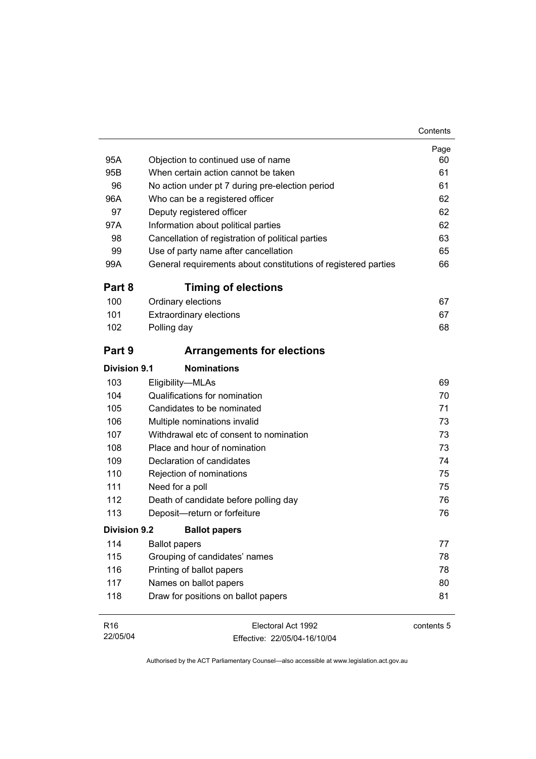| | | Page |
|---|---|---|
| 95A | Objection to continued use of name | 60 |
| 95B | When certain action cannot be taken | 61 |
| 96 | No action under pt 7 during pre-election period | 61 |
| 96A | Who can be a registered officer | 62 |
| 97 | Deputy registered officer | 62 |
| 97A | Information about political parties | 62 |
| 98 | Cancellation of registration of political parties | 63 |
| 99 | Use of party name after cancellation | 65 |
| 99A | General requirements about constitutions of registered parties | 66 |

## Part 8 Timing of elections

| | | |
|---|---|---|
| 100 | Ordinary elections | 67 |
| 101 | Extraordinary elections | 67 |
| 102 | Polling day | 68 |

## Part 9 Arrangements for elections

### Division 9.1 Nominations

| | | |
|---|---|---|
| 103 | Eligibility—MLAs | 69 |
| 104 | Qualifications for nomination | 70 |
| 105 | Candidates to be nominated | 71 |
| 106 | Multiple nominations invalid | 73 |
| 107 | Withdrawal etc of consent to nomination | 73 |
| 108 | Place and hour of nomination | 73 |
| 109 | Declaration of candidates | 74 |
| 110 | Rejection of nominations | 75 |
| 111 | Need for a poll | 75 |
| 112 | Death of candidate before polling day | 76 |
| 113 | Deposit—return or forfeiture | 76 |

### Division 9.2 Ballot papers

| | | |
|---|---|---|
| 114 | Ballot papers | 77 |
| 115 | Grouping of candidates' names | 78 |
| 116 | Printing of ballot papers | 78 |
| 117 | Names on ballot papers | 80 |
| 118 | Draw for positions on ballot papers | 81 |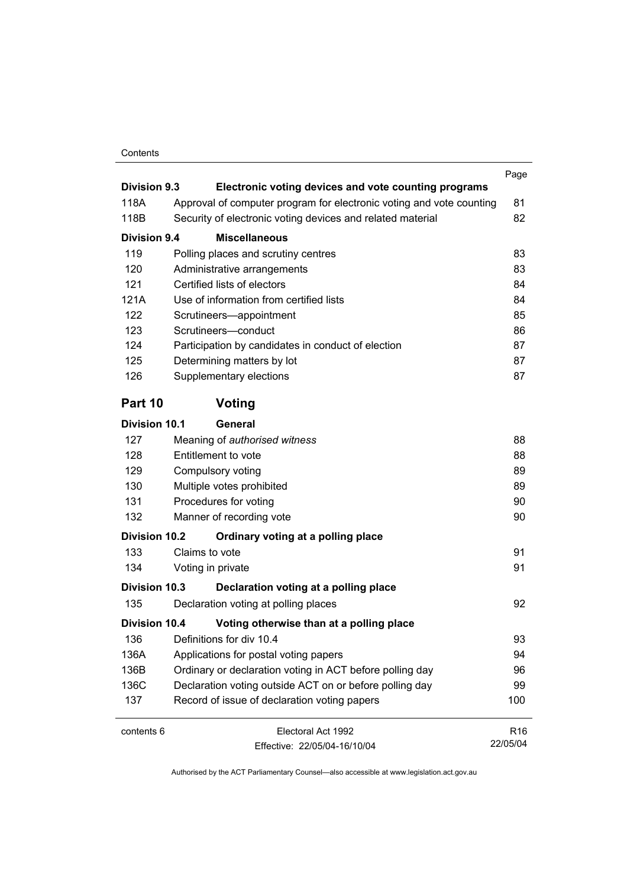| | | Page |
|---|---|---|
| **Division 9.3** | **Electronic voting devices and vote counting programs** | |
| 118A | Approval of computer program for electronic voting and vote counting | 81 |
| 118B | Security of electronic voting devices and related material | 82 |
| **Division 9.4** | **Miscellaneous** | |
| 119 | Polling places and scrutiny centres | 83 |
| 120 | Administrative arrangements | 83 |
| 121 | Certified lists of electors | 84 |
| 121A | Use of information from certified lists | 84 |
| 122 | Scrutineers—appointment | 85 |
| 123 | Scrutineers—conduct | 86 |
| 124 | Participation by candidates in conduct of election | 87 |
| 125 | Determining matters by lot | 87 |
| 126 | Supplementary elections | 87 |
| **Part 10** | **Voting** | |
| **Division 10.1** | **General** | |
| 127 | Meaning of *authorised witness* | 88 |
| 128 | Entitlement to vote | 88 |
| 129 | Compulsory voting | 89 |
| 130 | Multiple votes prohibited | 89 |
| 131 | Procedures for voting | 90 |
| 132 | Manner of recording vote | 90 |
| **Division 10.2** | **Ordinary voting at a polling place** | |
| 133 | Claims to vote | 91 |
| 134 | Voting in private | 91 |
| **Division 10.3** | **Declaration voting at a polling place** | |
| 135 | Declaration voting at polling places | 92 |
| **Division 10.4** | **Voting otherwise than at a polling place** | |
| 136 | Definitions for div 10.4 | 93 |
| 136A | Applications for postal voting papers | 94 |
| 136B | Ordinary or declaration voting in ACT before polling day | 96 |
| 136C | Declaration voting outside ACT on or before polling day | 99 |
| 137 | Record of issue of declaration voting papers | 100 |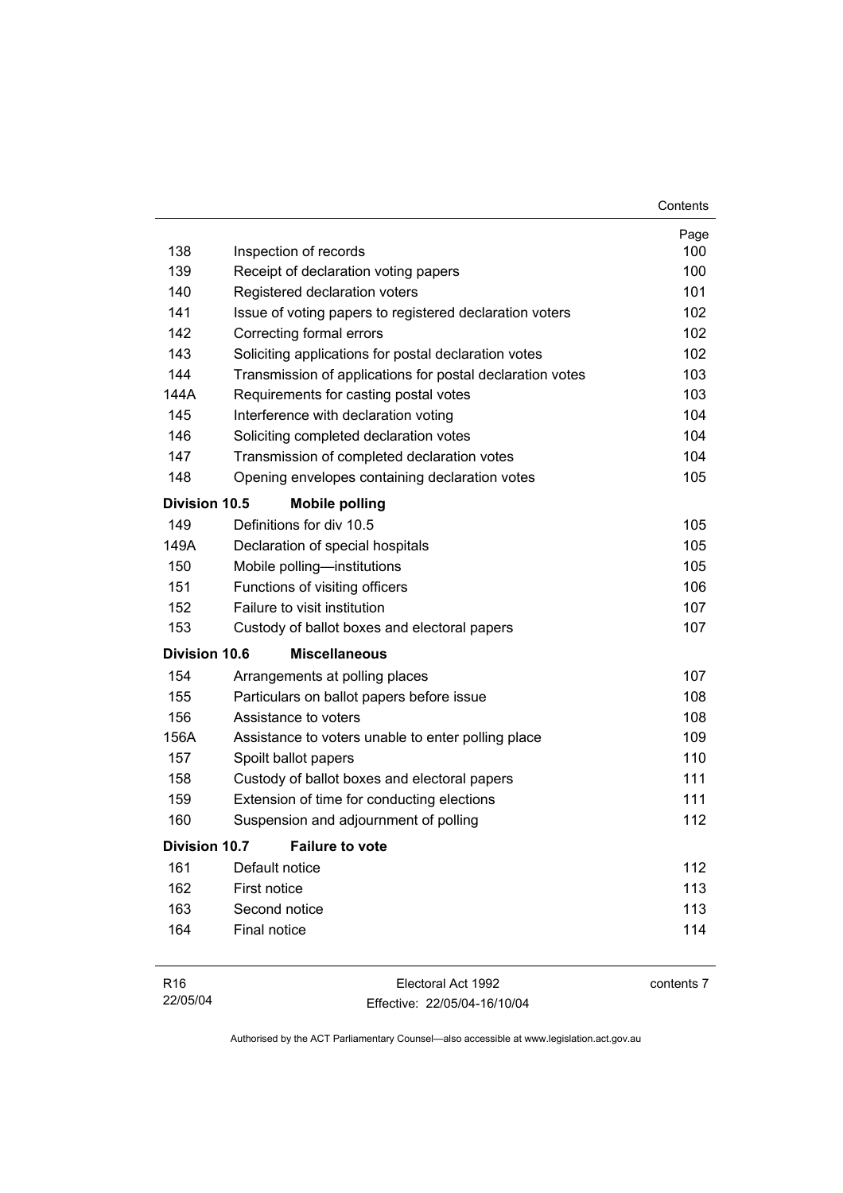| | | Page |
|---|---|---|
| 138 | Inspection of records | 100 |
| 139 | Receipt of declaration voting papers | 100 |
| 140 | Registered declaration voters | 101 |
| 141 | Issue of voting papers to registered declaration voters | 102 |
| 142 | Correcting formal errors | 102 |
| 143 | Soliciting applications for postal declaration votes | 102 |
| 144 | Transmission of applications for postal declaration votes | 103 |
| 144A | Requirements for casting postal votes | 103 |
| 145 | Interference with declaration voting | 104 |
| 146 | Soliciting completed declaration votes | 104 |
| 147 | Transmission of completed declaration votes | 104 |
| 148 | Opening envelopes containing declaration votes | 105 |
| **Division 10.5** | **Mobile polling** | |
| 149 | Definitions for div 10.5 | 105 |
| 149A | Declaration of special hospitals | 105 |
| 150 | Mobile polling—institutions | 105 |
| 151 | Functions of visiting officers | 106 |
| 152 | Failure to visit institution | 107 |
| 153 | Custody of ballot boxes and electoral papers | 107 |
| **Division 10.6** | **Miscellaneous** | |
| 154 | Arrangements at polling places | 107 |
| 155 | Particulars on ballot papers before issue | 108 |
| 156 | Assistance to voters | 108 |
| 156A | Assistance to voters unable to enter polling place | 109 |
| 157 | Spoilt ballot papers | 110 |
| 158 | Custody of ballot boxes and electoral papers | 111 |
| 159 | Extension of time for conducting elections | 111 |
| 160 | Suspension and adjournment of polling | 112 |
| **Division 10.7** | **Failure to vote** | |
| 161 | Default notice | 112 |
| 162 | First notice | 113 |
| 163 | Second notice | 113 |
| 164 | Final notice | 114 |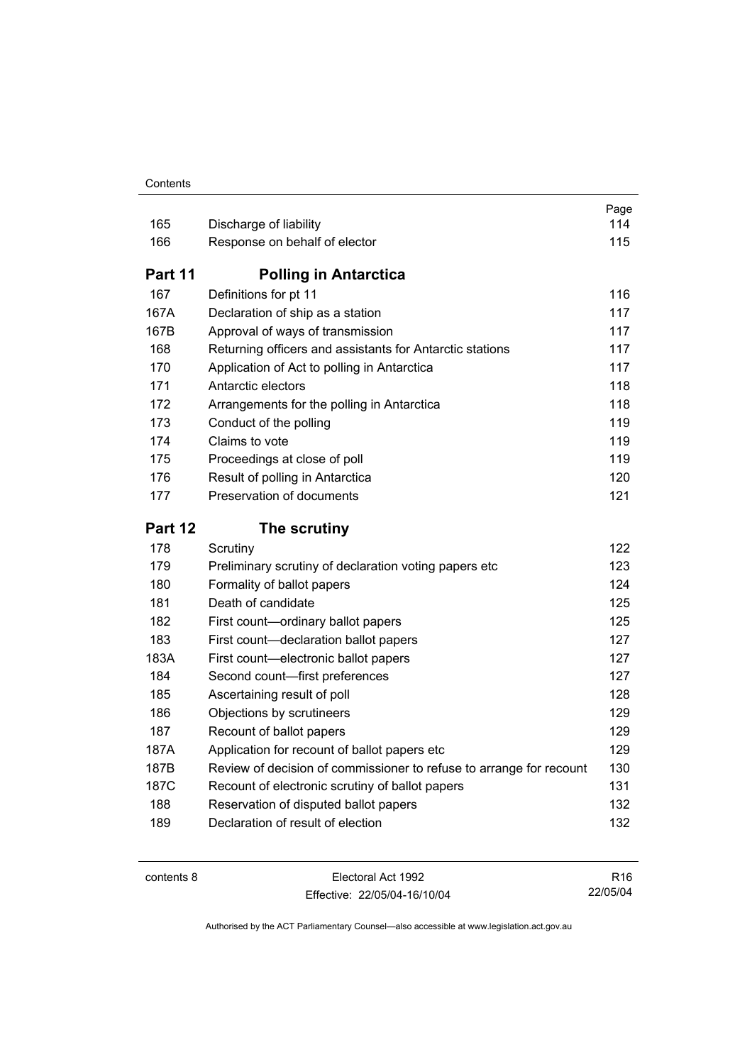| | | Page |
|---|---|---|
| 165 | Discharge of liability | 114 |
| 166 | Response on behalf of elector | 115 |

## Part 11 Polling in Antarctica

| | | |
|---|---|---|
| 167 | Definitions for pt 11 | 116 |
| 167A | Declaration of ship as a station | 117 |
| 167B | Approval of ways of transmission | 117 |
| 168 | Returning officers and assistants for Antarctic stations | 117 |
| 170 | Application of Act to polling in Antarctica | 117 |
| 171 | Antarctic electors | 118 |
| 172 | Arrangements for the polling in Antarctica | 118 |
| 173 | Conduct of the polling | 119 |
| 174 | Claims to vote | 119 |
| 175 | Proceedings at close of poll | 119 |
| 176 | Result of polling in Antarctica | 120 |
| 177 | Preservation of documents | 121 |

## Part 12 The scrutiny

| | | |
|---|---|---|
| 178 | Scrutiny | 122 |
| 179 | Preliminary scrutiny of declaration voting papers etc | 123 |
| 180 | Formality of ballot papers | 124 |
| 181 | Death of candidate | 125 |
| 182 | First count—ordinary ballot papers | 125 |
| 183 | First count—declaration ballot papers | 127 |
| 183A | First count—electronic ballot papers | 127 |
| 184 | Second count—first preferences | 127 |
| 185 | Ascertaining result of poll | 128 |
| 186 | Objections by scrutineers | 129 |
| 187 | Recount of ballot papers | 129 |
| 187A | Application for recount of ballot papers etc | 129 |
| 187B | Review of decision of commissioner to refuse to arrange for recount | 130 |
| 187C | Recount of electronic scrutiny of ballot papers | 131 |
| 188 | Reservation of disputed ballot papers | 132 |
| 189 | Declaration of result of election | 132 |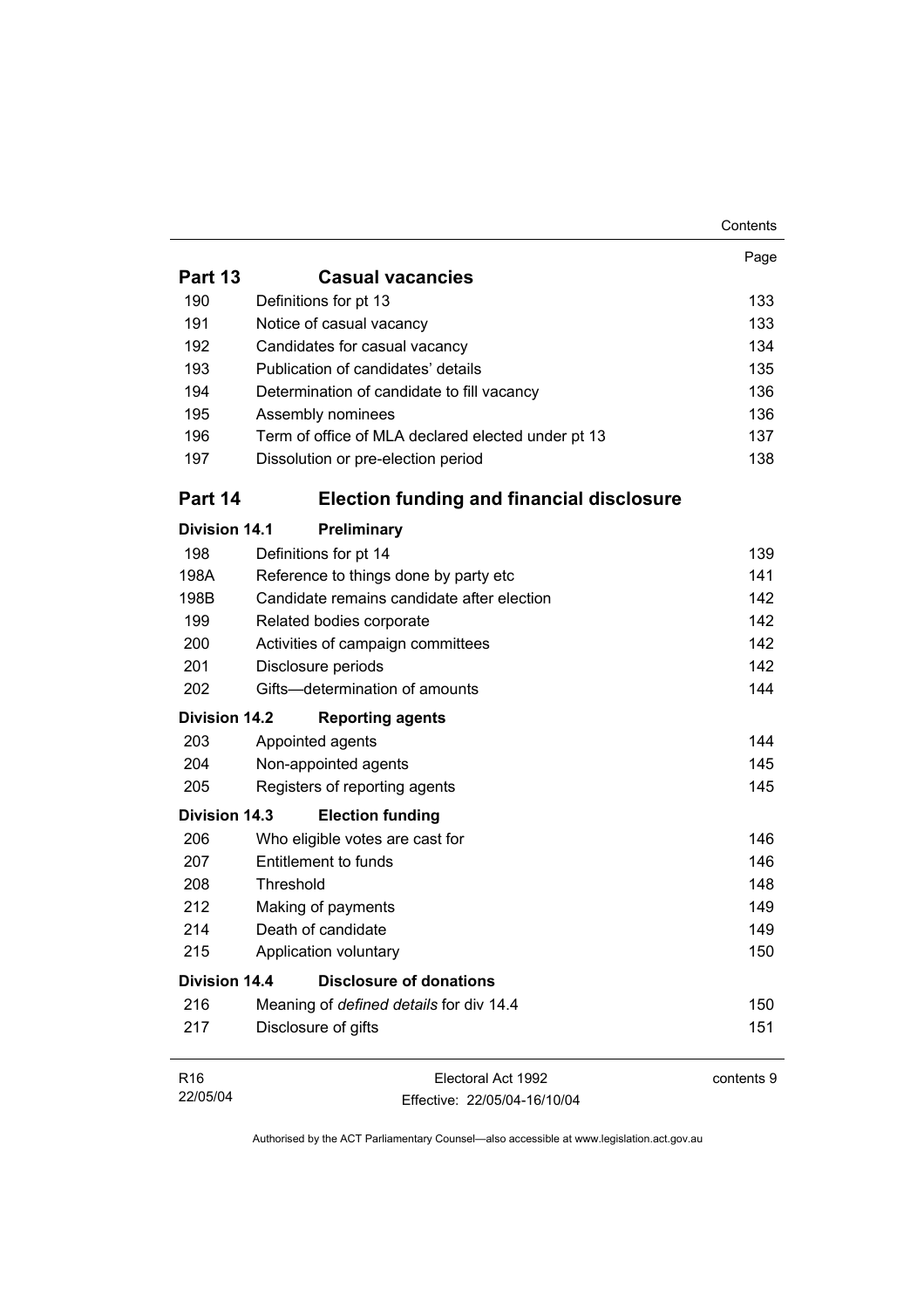| | | Page |
|---|---|---|
| **Part 13** | **Casual vacancies** | |
| 190 | Definitions for pt 13 | 133 |
| 191 | Notice of casual vacancy | 133 |
| 192 | Candidates for casual vacancy | 134 |
| 193 | Publication of candidates' details | 135 |
| 194 | Determination of candidate to fill vacancy | 136 |
| 195 | Assembly nominees | 136 |
| 196 | Term of office of MLA declared elected under pt 13 | 137 |
| 197 | Dissolution or pre-election period | 138 |
| **Part 14** | **Election funding and financial disclosure** | |
| **Division 14.1** | **Preliminary** | |
| 198 | Definitions for pt 14 | 139 |
| 198A | Reference to things done by party etc | 141 |
| 198B | Candidate remains candidate after election | 142 |
| 199 | Related bodies corporate | 142 |
| 200 | Activities of campaign committees | 142 |
| 201 | Disclosure periods | 142 |
| 202 | Gifts—determination of amounts | 144 |
| **Division 14.2** | **Reporting agents** | |
| 203 | Appointed agents | 144 |
| 204 | Non-appointed agents | 145 |
| 205 | Registers of reporting agents | 145 |
| **Division 14.3** | **Election funding** | |
| 206 | Who eligible votes are cast for | 146 |
| 207 | Entitlement to funds | 146 |
| 208 | Threshold | 148 |
| 212 | Making of payments | 149 |
| 214 | Death of candidate | 149 |
| 215 | Application voluntary | 150 |
| **Division 14.4** | **Disclosure of donations** | |
| 216 | Meaning of *defined details* for div 14.4 | 150 |
| 217 | Disclosure of gifts | 151 |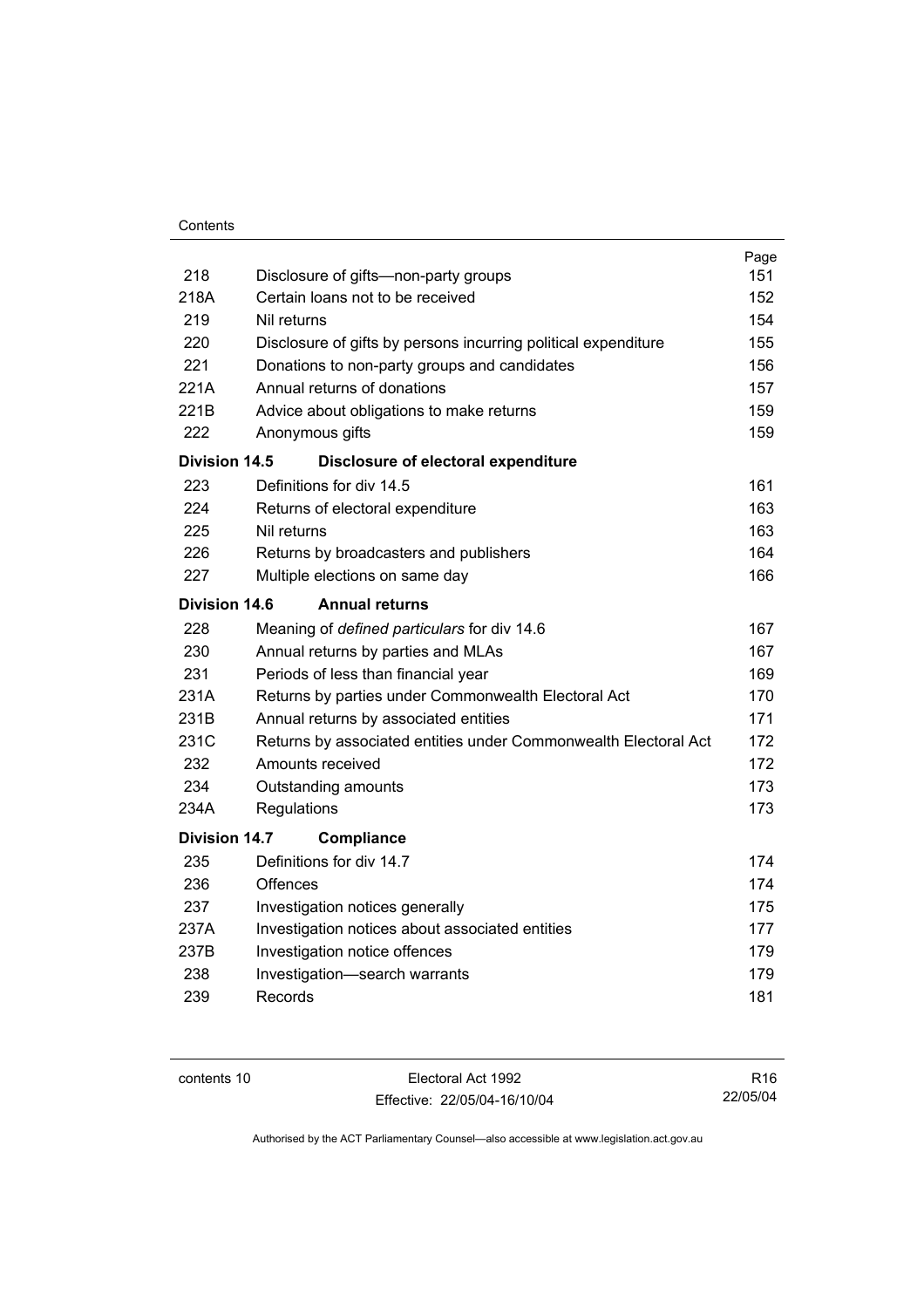| | | Page |
|---|---|---|
| 218 | Disclosure of gifts—non-party groups | 151 |
| 218A | Certain loans not to be received | 152 |
| 219 | Nil returns | 154 |
| 220 | Disclosure of gifts by persons incurring political expenditure | 155 |
| 221 | Donations to non-party groups and candidates | 156 |
| 221A | Annual returns of donations | 157 |
| 221B | Advice about obligations to make returns | 159 |
| 222 | Anonymous gifts | 159 |
| **Division 14.5** | **Disclosure of electoral expenditure** | |
| 223 | Definitions for div 14.5 | 161 |
| 224 | Returns of electoral expenditure | 163 |
| 225 | Nil returns | 163 |
| 226 | Returns by broadcasters and publishers | 164 |
| 227 | Multiple elections on same day | 166 |
| **Division 14.6** | **Annual returns** | |
| 228 | Meaning of *defined particulars* for div 14.6 | 167 |
| 230 | Annual returns by parties and MLAs | 167 |
| 231 | Periods of less than financial year | 169 |
| 231A | Returns by parties under Commonwealth Electoral Act | 170 |
| 231B | Annual returns by associated entities | 171 |
| 231C | Returns by associated entities under Commonwealth Electoral Act | 172 |
| 232 | Amounts received | 172 |
| 234 | Outstanding amounts | 173 |
| 234A | Regulations | 173 |
| **Division 14.7** | **Compliance** | |
| 235 | Definitions for div 14.7 | 174 |
| 236 | Offences | 174 |
| 237 | Investigation notices generally | 175 |
| 237A | Investigation notices about associated entities | 177 |
| 237B | Investigation notice offences | 179 |
| 238 | Investigation—search warrants | 179 |
| 239 | Records | 181 |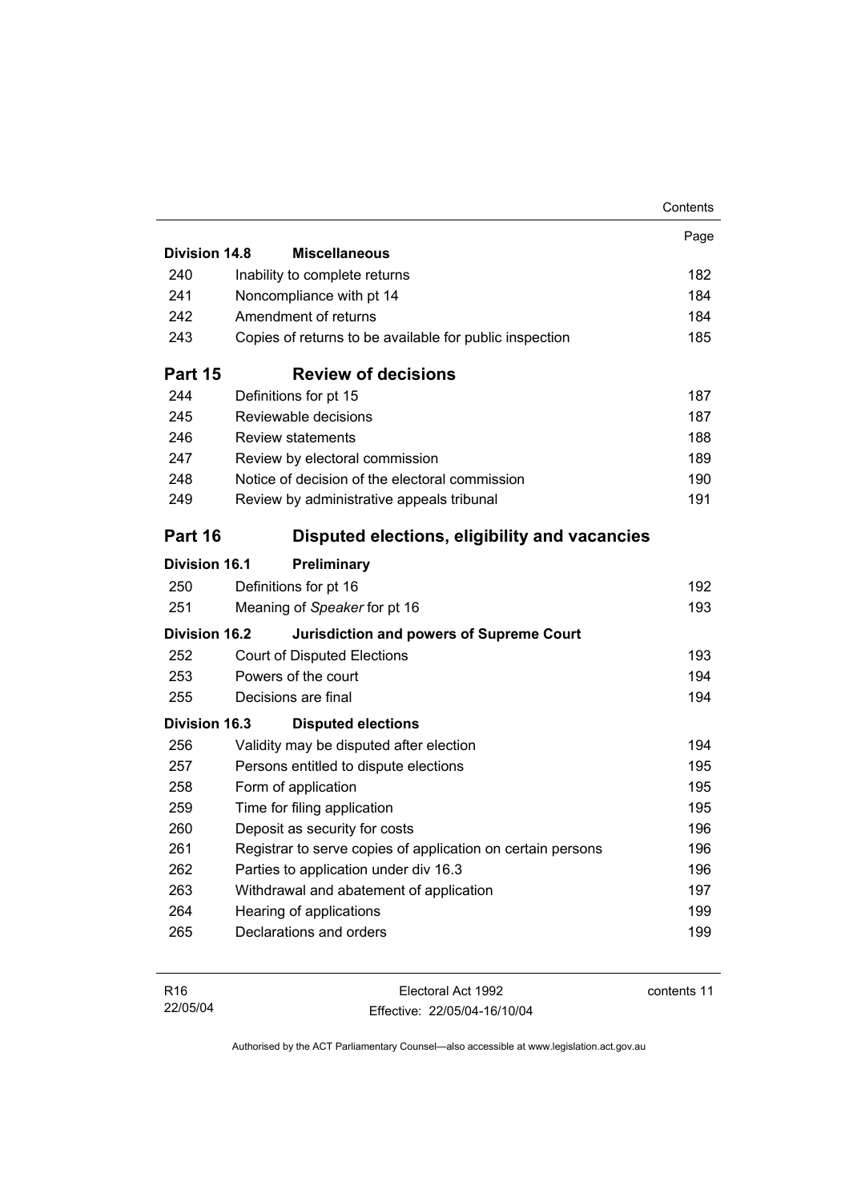| | | Page |
|---|---|---|
| **Division 14.8** | **Miscellaneous** | |
| 240 | Inability to complete returns | 182 |
| 241 | Noncompliance with pt 14 | 184 |
| 242 | Amendment of returns | 184 |
| 243 | Copies of returns to be available for public inspection | 185 |
| **Part 15** | **Review of decisions** | |
| 244 | Definitions for pt 15 | 187 |
| 245 | Reviewable decisions | 187 |
| 246 | Review statements | 188 |
| 247 | Review by electoral commission | 189 |
| 248 | Notice of decision of the electoral commission | 190 |
| 249 | Review by administrative appeals tribunal | 191 |
| **Part 16** | **Disputed elections, eligibility and vacancies** | |
| **Division 16.1** | **Preliminary** | |
| 250 | Definitions for pt 16 | 192 |
| 251 | Meaning of *Speaker* for pt 16 | 193 |
| **Division 16.2** | **Jurisdiction and powers of Supreme Court** | |
| 252 | Court of Disputed Elections | 193 |
| 253 | Powers of the court | 194 |
| 255 | Decisions are final | 194 |
| **Division 16.3** | **Disputed elections** | |
| 256 | Validity may be disputed after election | 194 |
| 257 | Persons entitled to dispute elections | 195 |
| 258 | Form of application | 195 |
| 259 | Time for filing application | 195 |
| 260 | Deposit as security for costs | 196 |
| 261 | Registrar to serve copies of application on certain persons | 196 |
| 262 | Parties to application under div 16.3 | 196 |
| 263 | Withdrawal and abatement of application | 197 |
| 264 | Hearing of applications | 199 |
| 265 | Declarations and orders | 199 |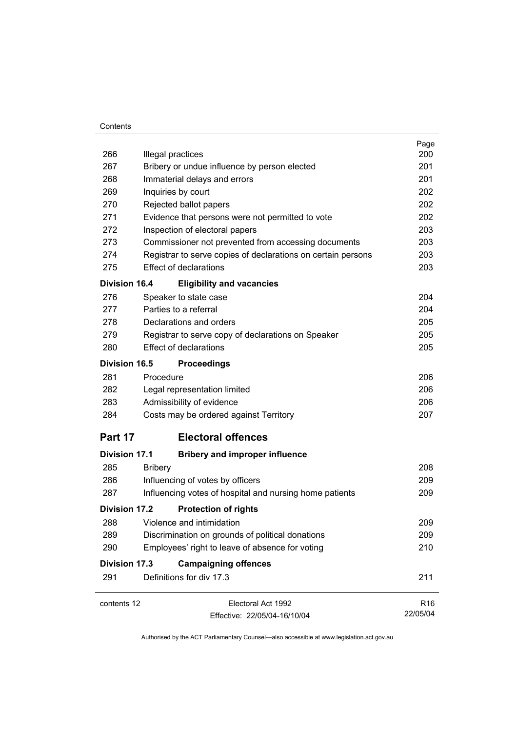| | | Page |
|---|---|---|
| 266 | Illegal practices | 200 |
| 267 | Bribery or undue influence by person elected | 201 |
| 268 | Immaterial delays and errors | 201 |
| 269 | Inquiries by court | 202 |
| 270 | Rejected ballot papers | 202 |
| 271 | Evidence that persons were not permitted to vote | 202 |
| 272 | Inspection of electoral papers | 203 |
| 273 | Commissioner not prevented from accessing documents | 203 |
| 274 | Registrar to serve copies of declarations on certain persons | 203 |
| 275 | Effect of declarations | 203 |
| **Division 16.4** | **Eligibility and vacancies** | |
| 276 | Speaker to state case | 204 |
| 277 | Parties to a referral | 204 |
| 278 | Declarations and orders | 205 |
| 279 | Registrar to serve copy of declarations on Speaker | 205 |
| 280 | Effect of declarations | 205 |
| **Division 16.5** | **Proceedings** | |
| 281 | Procedure | 206 |
| 282 | Legal representation limited | 206 |
| 283 | Admissibility of evidence | 206 |
| 284 | Costs may be ordered against Territory | 207 |
| **Part 17** | **Electoral offences** | |
| **Division 17.1** | **Bribery and improper influence** | |
| 285 | Bribery | 208 |
| 286 | Influencing of votes by officers | 209 |
| 287 | Influencing votes of hospital and nursing home patients | 209 |
| **Division 17.2** | **Protection of rights** | |
| 288 | Violence and intimidation | 209 |
| 289 | Discrimination on grounds of political donations | 209 |
| 290 | Employees' right to leave of absence for voting | 210 |
| **Division 17.3** | **Campaigning offences** | |
| 291 | Definitions for div 17.3 | 211 |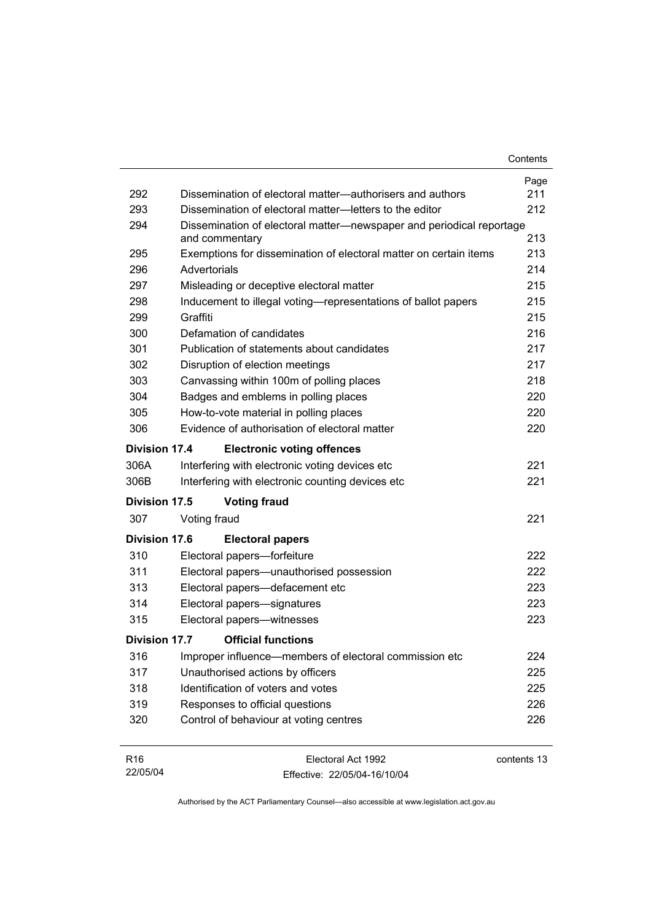| | | Page |
|---|---|---|
| 292 | Dissemination of electoral matter—authorisers and authors | 211 |
| 293 | Dissemination of electoral matter—letters to the editor | 212 |
| 294 | Dissemination of electoral matter—newspaper and periodical reportage and commentary | 213 |
| 295 | Exemptions for dissemination of electoral matter on certain items | 213 |
| 296 | Advertorials | 214 |
| 297 | Misleading or deceptive electoral matter | 215 |
| 298 | Inducement to illegal voting—representations of ballot papers | 215 |
| 299 | Graffiti | 215 |
| 300 | Defamation of candidates | 216 |
| 301 | Publication of statements about candidates | 217 |
| 302 | Disruption of election meetings | 217 |
| 303 | Canvassing within 100m of polling places | 218 |
| 304 | Badges and emblems in polling places | 220 |
| 305 | How-to-vote material in polling places | 220 |
| 306 | Evidence of authorisation of electoral matter | 220 |
| **Division 17.4** | **Electronic voting offences** | |
| 306A | Interfering with electronic voting devices etc | 221 |
| 306B | Interfering with electronic counting devices etc | 221 |
| **Division 17.5** | **Voting fraud** | |
| 307 | Voting fraud | 221 |
| **Division 17.6** | **Electoral papers** | |
| 310 | Electoral papers—forfeiture | 222 |
| 311 | Electoral papers—unauthorised possession | 222 |
| 313 | Electoral papers—defacement etc | 223 |
| 314 | Electoral papers—signatures | 223 |
| 315 | Electoral papers—witnesses | 223 |
| **Division 17.7** | **Official functions** | |
| 316 | Improper influence—members of electoral commission etc | 224 |
| 317 | Unauthorised actions by officers | 225 |
| 318 | Identification of voters and votes | 225 |
| 319 | Responses to official questions | 226 |
| 320 | Control of behaviour at voting centres | 226 |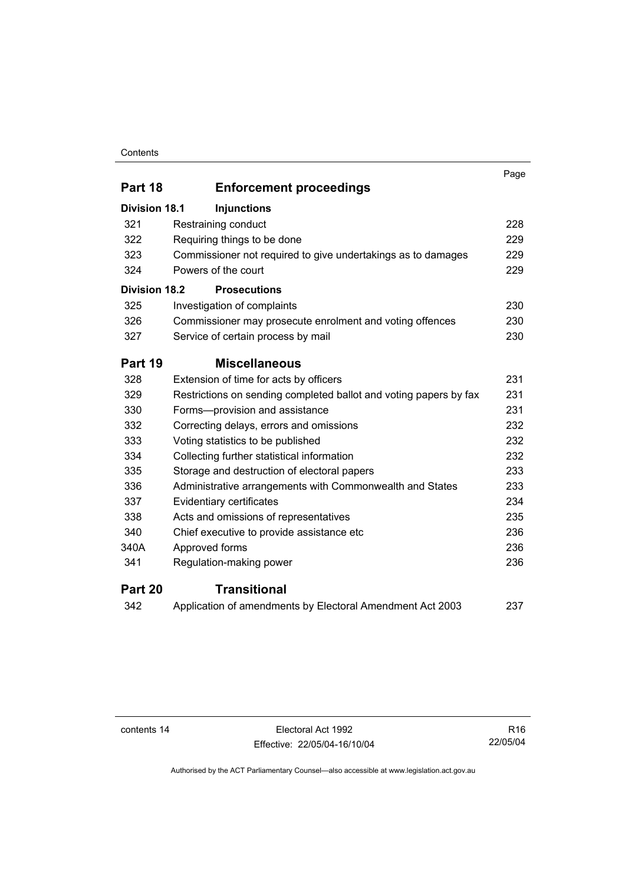| | | Page |
|---|---|---|
| **Part 18** | **Enforcement proceedings** | |
| **Division 18.1** | **Injunctions** | |
| 321 | Restraining conduct | 228 |
| 322 | Requiring things to be done | 229 |
| 323 | Commissioner not required to give undertakings as to damages | 229 |
| 324 | Powers of the court | 229 |
| **Division 18.2** | **Prosecutions** | |
| 325 | Investigation of complaints | 230 |
| 326 | Commissioner may prosecute enrolment and voting offences | 230 |
| 327 | Service of certain process by mail | 230 |
| **Part 19** | **Miscellaneous** | |
| 328 | Extension of time for acts by officers | 231 |
| 329 | Restrictions on sending completed ballot and voting papers by fax | 231 |
| 330 | Forms—provision and assistance | 231 |
| 332 | Correcting delays, errors and omissions | 232 |
| 333 | Voting statistics to be published | 232 |
| 334 | Collecting further statistical information | 232 |
| 335 | Storage and destruction of electoral papers | 233 |
| 336 | Administrative arrangements with Commonwealth and States | 233 |
| 337 | Evidentiary certificates | 234 |
| 338 | Acts and omissions of representatives | 235 |
| 340 | Chief executive to provide assistance etc | 236 |
| 340A | Approved forms | 236 |
| 341 | Regulation-making power | 236 |
| **Part 20** | **Transitional** | |
| 342 | Application of amendments by Electoral Amendment Act 2003 | 237 |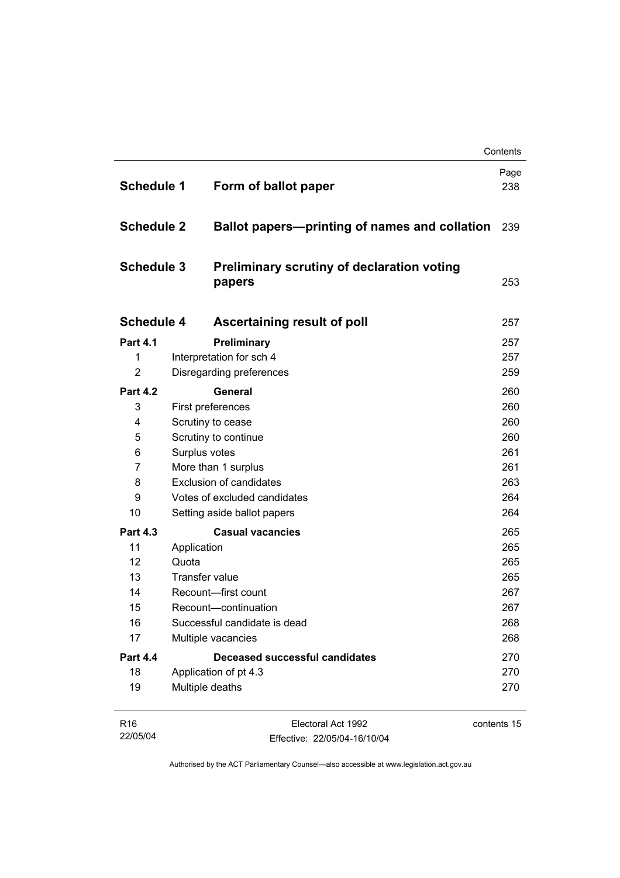| | | Page |
|---|---|---|
| **Schedule 1** | **Form of ballot paper** | 238 |
| **Schedule 2** | **Ballot papers—printing of names and collation** | 239 |
| **Schedule 3** | **Preliminary scrutiny of declaration voting papers** | 253 |
| **Schedule 4** | **Ascertaining result of poll** | 257 |
| **Part 4.1** | **Preliminary** | 257 |
| 1 | Interpretation for sch 4 | 257 |
| 2 | Disregarding preferences | 259 |
| **Part 4.2** | **General** | 260 |
| 3 | First preferences | 260 |
| 4 | Scrutiny to cease | 260 |
| 5 | Scrutiny to continue | 260 |
| 6 | Surplus votes | 261 |
| 7 | More than 1 surplus | 261 |
| 8 | Exclusion of candidates | 263 |
| 9 | Votes of excluded candidates | 264 |
| 10 | Setting aside ballot papers | 264 |
| **Part 4.3** | **Casual vacancies** | 265 |
| 11 | Application | 265 |
| 12 | Quota | 265 |
| 13 | Transfer value | 265 |
| 14 | Recount—first count | 267 |
| 15 | Recount—continuation | 267 |
| 16 | Successful candidate is dead | 268 |
| 17 | Multiple vacancies | 268 |
| **Part 4.4** | **Deceased successful candidates** | 270 |
| 18 | Application of pt 4.3 | 270 |
| 19 | Multiple deaths | 270 |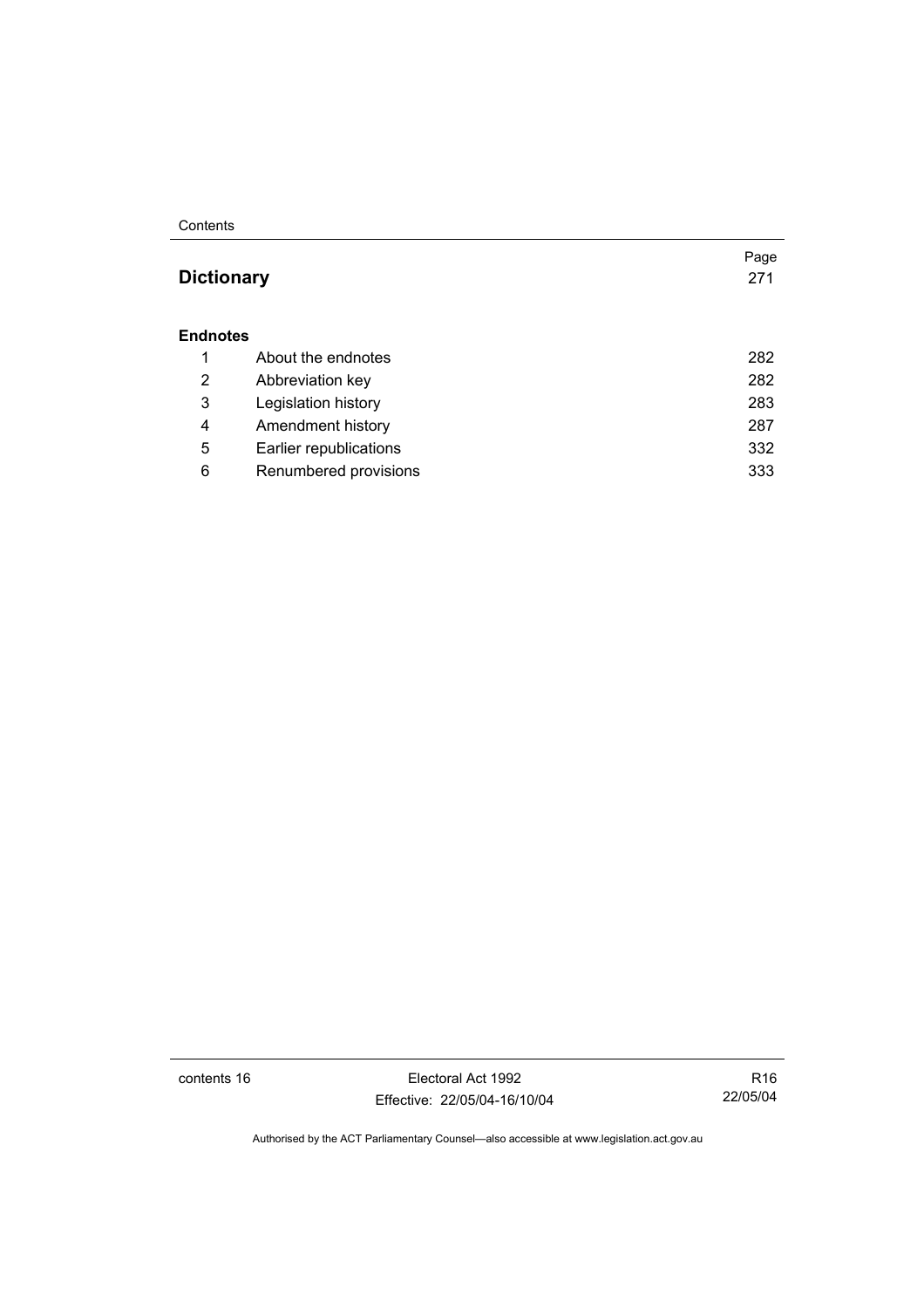| | | Page |
|---|---|---|
| **Dictionary** | | 271 |
| **Endnotes** | | |
| 1 | About the endnotes | 282 |
| 2 | Abbreviation key | 282 |
| 3 | Legislation history | 283 |
| 4 | Amendment history | 287 |
| 5 | Earlier republications | 332 |
| 6 | Renumbered provisions | 333 |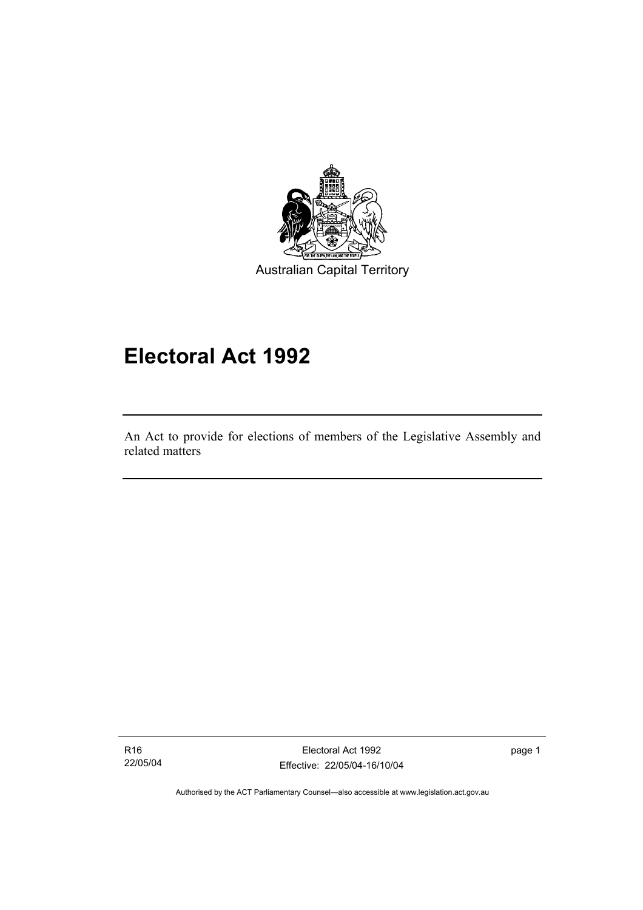Australian Capital Territory

# Electoral Act 1992

An Act to provide for elections of members of the Legislative Assembly and related matters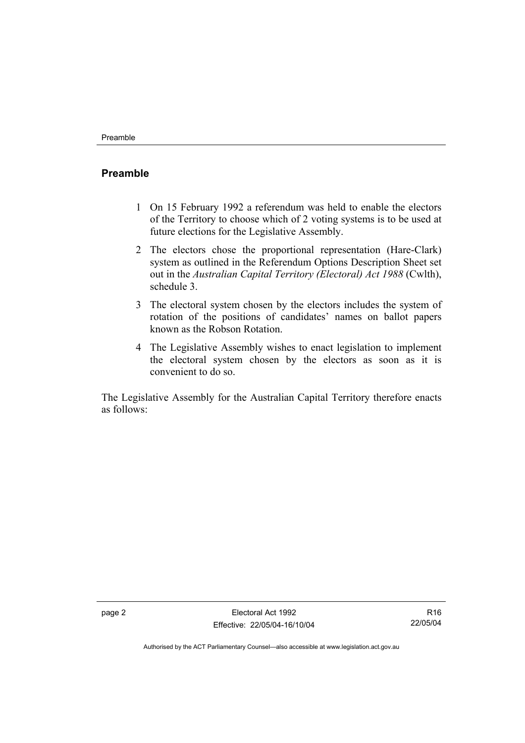## Preamble

1 On 15 February 1992 a referendum was held to enable the electors of the Territory to choose which of 2 voting systems is to be used at future elections for the Legislative Assembly.

2 The electors chose the proportional representation (Hare-Clark) system as outlined in the Referendum Options Description Sheet set out in the *Australian Capital Territory (Electoral) Act 1988* (Cwlth), schedule 3.

3 The electoral system chosen by the electors includes the system of rotation of the positions of candidates' names on ballot papers known as the Robson Rotation.

4 The Legislative Assembly wishes to enact legislation to implement the electoral system chosen by the electors as soon as it is convenient to do so.

The Legislative Assembly for the Australian Capital Territory therefore enacts as follows: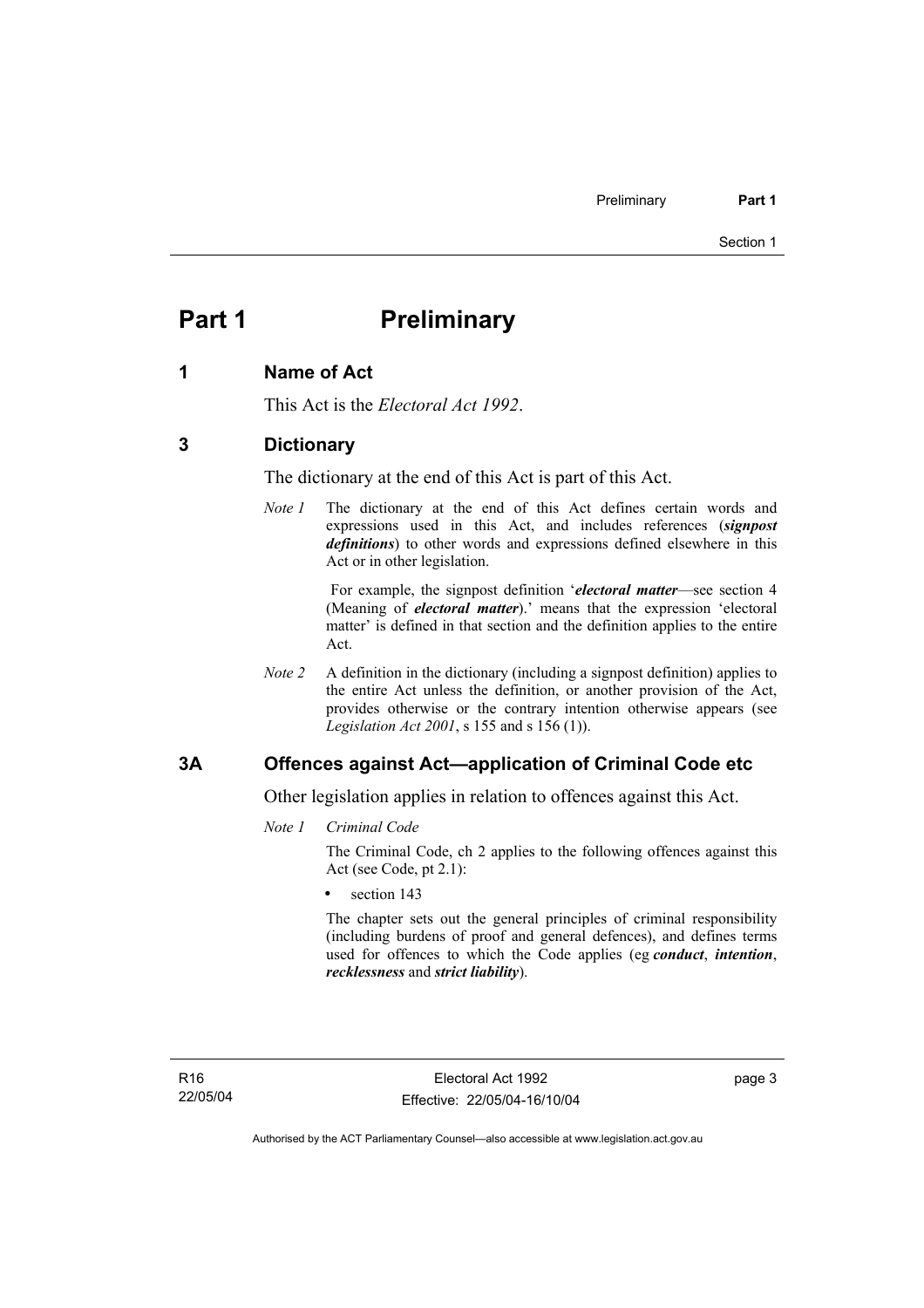# Part 1 Preliminary

## 1 Name of Act

This Act is the *Electoral Act 1992*.

## 3 Dictionary

The dictionary at the end of this Act is part of this Act.

*Note 1* The dictionary at the end of this Act defines certain words and expressions used in this Act, and includes references (***signpost definitions***) to other words and expressions defined elsewhere in this Act or in other legislation.

For example, the signpost definition '***electoral matter***—see section 4 (Meaning of ***electoral matter***).' means that the expression 'electoral matter' is defined in that section and the definition applies to the entire Act.

*Note 2* A definition in the dictionary (including a signpost definition) applies to the entire Act unless the definition, or another provision of the Act, provides otherwise or the contrary intention otherwise appears (see *Legislation Act 2001*, s 155 and s 156 (1)).

## 3A Offences against Act—application of Criminal Code etc

Other legislation applies in relation to offences against this Act.

*Note 1 Criminal Code*

The Criminal Code, ch 2 applies to the following offences against this Act (see Code, pt 2.1):

- section 143

The chapter sets out the general principles of criminal responsibility (including burdens of proof and general defences), and defines terms used for offences to which the Code applies (eg ***conduct***, ***intention***, ***recklessness*** and ***strict liability***).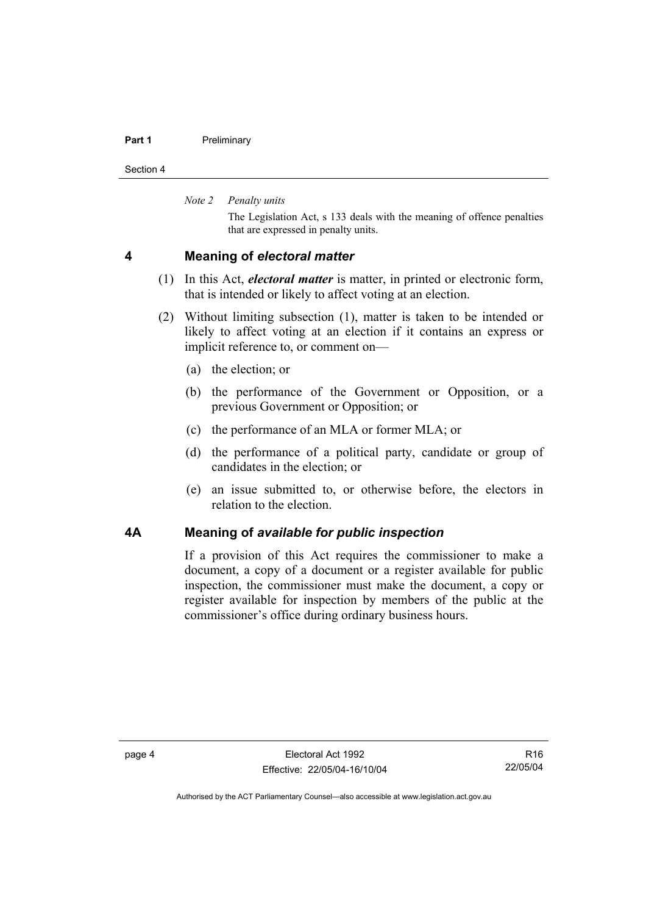*Note 2 Penalty units*

The Legislation Act, s 133 deals with the meaning of offence penalties that are expressed in penalty units.

## 4 Meaning of *electoral matter*

(1) In this Act, ***electoral matter*** is matter, in printed or electronic form, that is intended or likely to affect voting at an election.

(2) Without limiting subsection (1), matter is taken to be intended or likely to affect voting at an election if it contains an express or implicit reference to, or comment on—

(a) the election; or

(b) the performance of the Government or Opposition, or a previous Government or Opposition; or

(c) the performance of an MLA or former MLA; or

(d) the performance of a political party, candidate or group of candidates in the election; or

(e) an issue submitted to, or otherwise before, the electors in relation to the election.

## 4A Meaning of *available for public inspection*

If a provision of this Act requires the commissioner to make a document, a copy of a document or a register available for public inspection, the commissioner must make the document, a copy or register available for inspection by members of the public at the commissioner's office during ordinary business hours.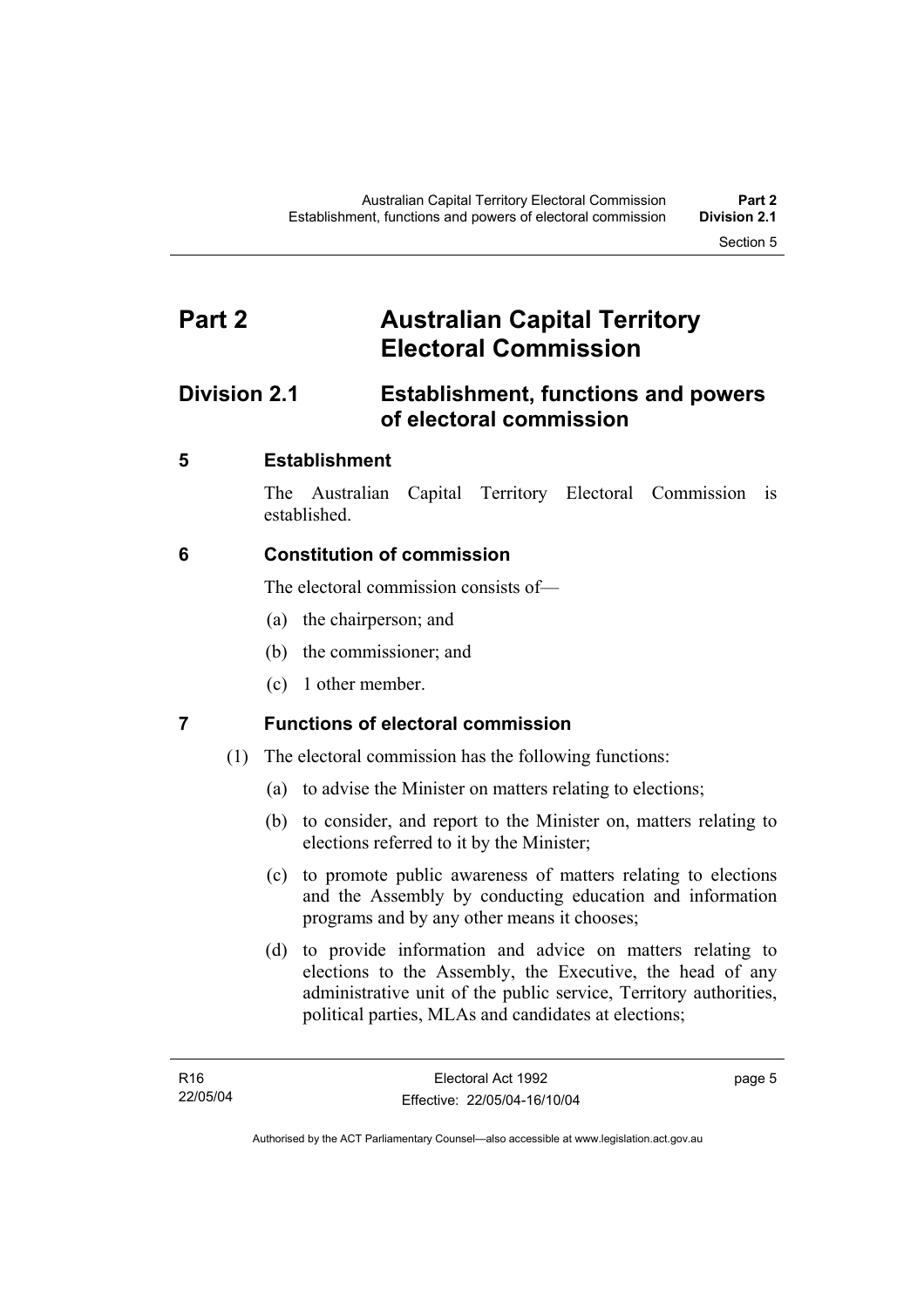# Part 2 Australian Capital Territory Electoral Commission

## Division 2.1 Establishment, functions and powers of electoral commission

### 5 Establishment

The Australian Capital Territory Electoral Commission is established.

### 6 Constitution of commission

The electoral commission consists of—

(a) the chairperson; and

(b) the commissioner; and

(c) 1 other member.

### 7 Functions of electoral commission

(1) The electoral commission has the following functions:

(a) to advise the Minister on matters relating to elections;

(b) to consider, and report to the Minister on, matters relating to elections referred to it by the Minister;

(c) to promote public awareness of matters relating to elections and the Assembly by conducting education and information programs and by any other means it chooses;

(d) to provide information and advice on matters relating to elections to the Assembly, the Executive, the head of any administrative unit of the public service, Territory authorities, political parties, MLAs and candidates at elections;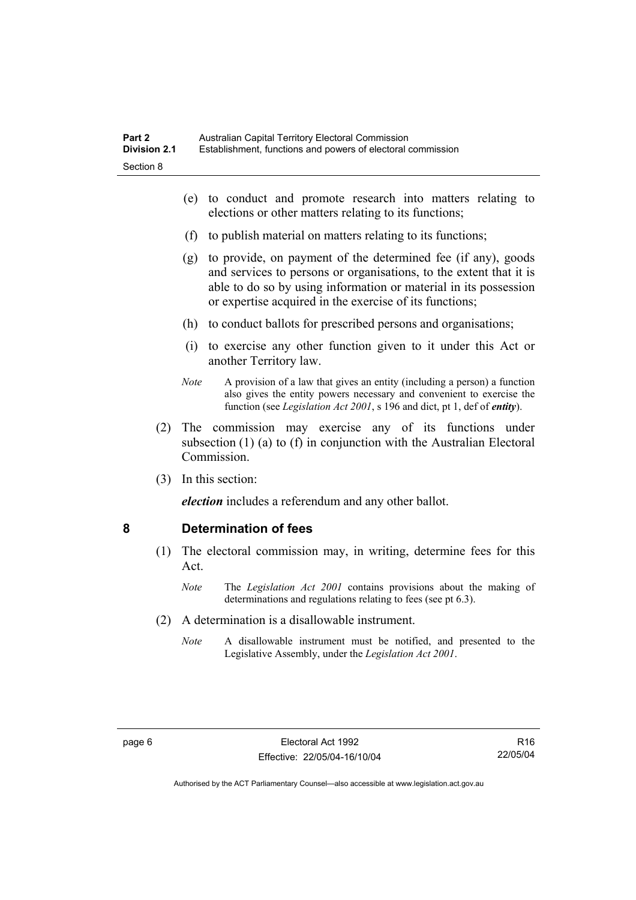(e) to conduct and promote research into matters relating to elections or other matters relating to its functions;

(f) to publish material on matters relating to its functions;

(g) to provide, on payment of the determined fee (if any), goods and services to persons or organisations, to the extent that it is able to do so by using information or material in its possession or expertise acquired in the exercise of its functions;

(h) to conduct ballots for prescribed persons and organisations;

(i) to exercise any other function given to it under this Act or another Territory law.

*Note* A provision of a law that gives an entity (including a person) a function also gives the entity powers necessary and convenient to exercise the function (see *Legislation Act 2001*, s 196 and dict, pt 1, def of ***entity***).

(2) The commission may exercise any of its functions under subsection (1) (a) to (f) in conjunction with the Australian Electoral Commission.

(3) In this section:

***election*** includes a referendum and any other ballot.

## 8 Determination of fees

(1) The electoral commission may, in writing, determine fees for this Act.

*Note* The *Legislation Act 2001* contains provisions about the making of determinations and regulations relating to fees (see pt 6.3).

(2) A determination is a disallowable instrument.

*Note* A disallowable instrument must be notified, and presented to the Legislative Assembly, under the *Legislation Act 2001*.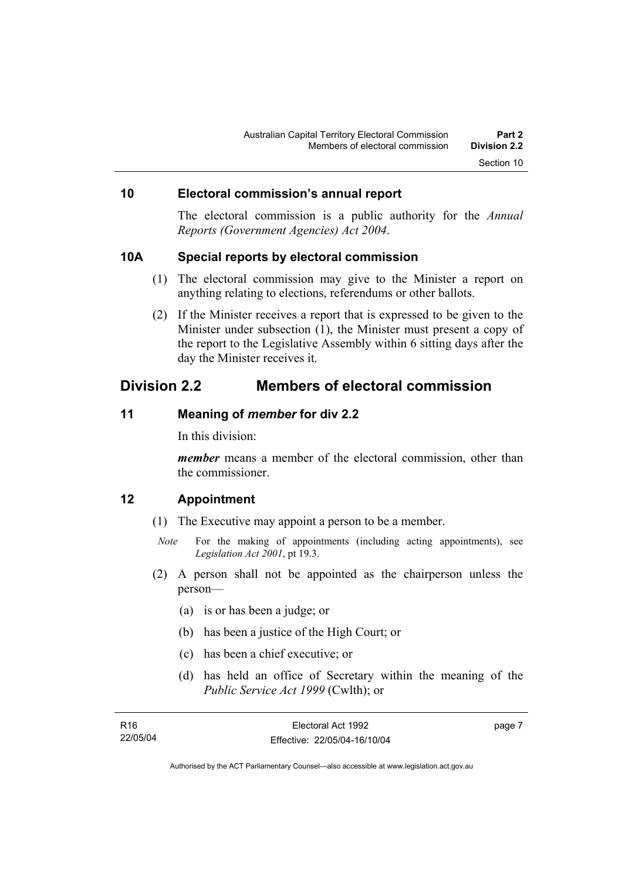## 10 Electoral commission's annual report

The electoral commission is a public authority for the *Annual Reports (Government Agencies) Act 2004*.

## 10A Special reports by electoral commission

(1) The electoral commission may give to the Minister a report on anything relating to elections, referendums or other ballots.

(2) If the Minister receives a report that is expressed to be given to the Minister under subsection (1), the Minister must present a copy of the report to the Legislative Assembly within 6 sitting days after the day the Minister receives it.

# Division 2.2 Members of electoral commission

## 11 Meaning of *member* for div 2.2

In this division:

***member*** means a member of the electoral commission, other than the commissioner.

## 12 Appointment

(1) The Executive may appoint a person to be a member.

*Note* For the making of appointments (including acting appointments), see *Legislation Act 2001*, pt 19.3.

(2) A person shall not be appointed as the chairperson unless the person—

(a) is or has been a judge; or

(b) has been a justice of the High Court; or

(c) has been a chief executive; or

(d) has held an office of Secretary within the meaning of the *Public Service Act 1999* (Cwlth); or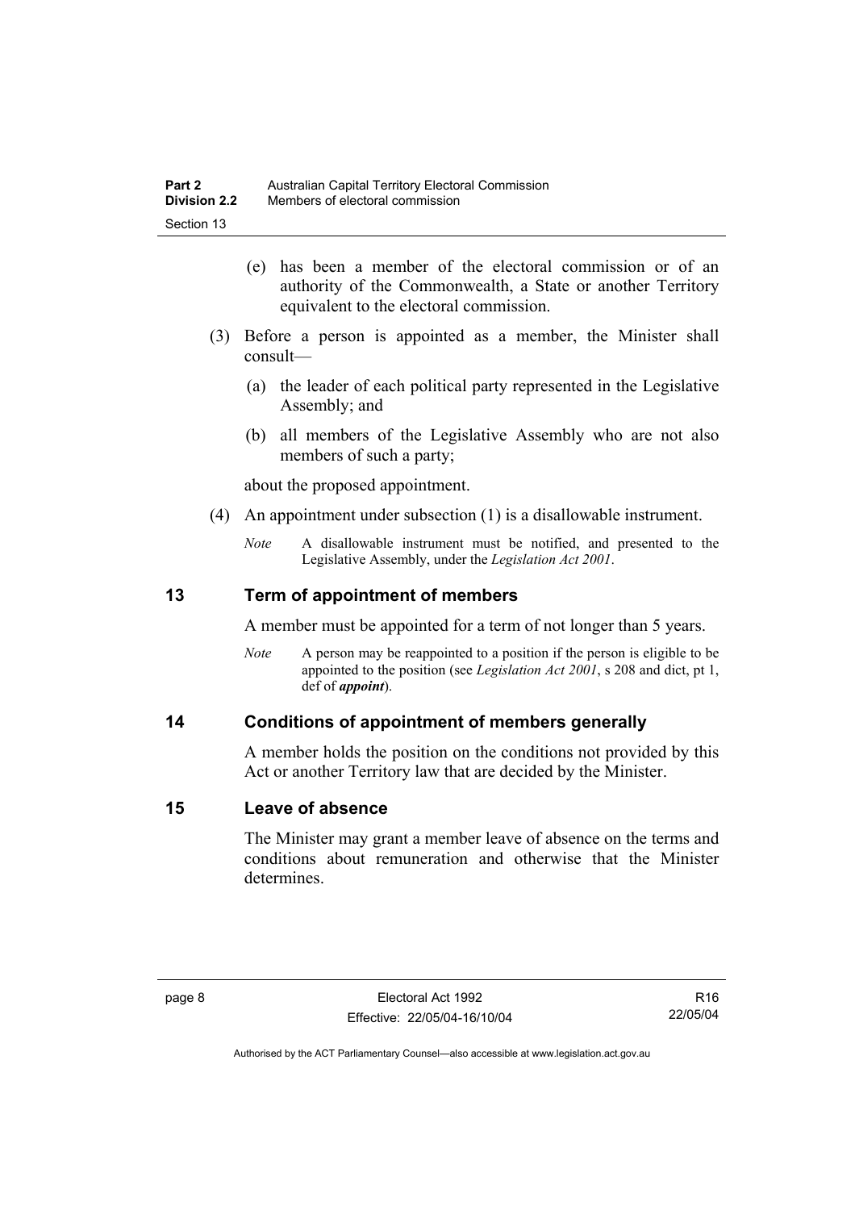(e) has been a member of the electoral commission or of an authority of the Commonwealth, a State or another Territory equivalent to the electoral commission.

(3) Before a person is appointed as a member, the Minister shall consult—

(a) the leader of each political party represented in the Legislative Assembly; and

(b) all members of the Legislative Assembly who are not also members of such a party;

about the proposed appointment.

(4) An appointment under subsection (1) is a disallowable instrument.

*Note* A disallowable instrument must be notified, and presented to the Legislative Assembly, under the *Legislation Act 2001*.

## 13 Term of appointment of members

A member must be appointed for a term of not longer than 5 years.

*Note* A person may be reappointed to a position if the person is eligible to be appointed to the position (see *Legislation Act 2001*, s 208 and dict, pt 1, def of ***appoint***).

## 14 Conditions of appointment of members generally

A member holds the position on the conditions not provided by this Act or another Territory law that are decided by the Minister.

## 15 Leave of absence

The Minister may grant a member leave of absence on the terms and conditions about remuneration and otherwise that the Minister determines.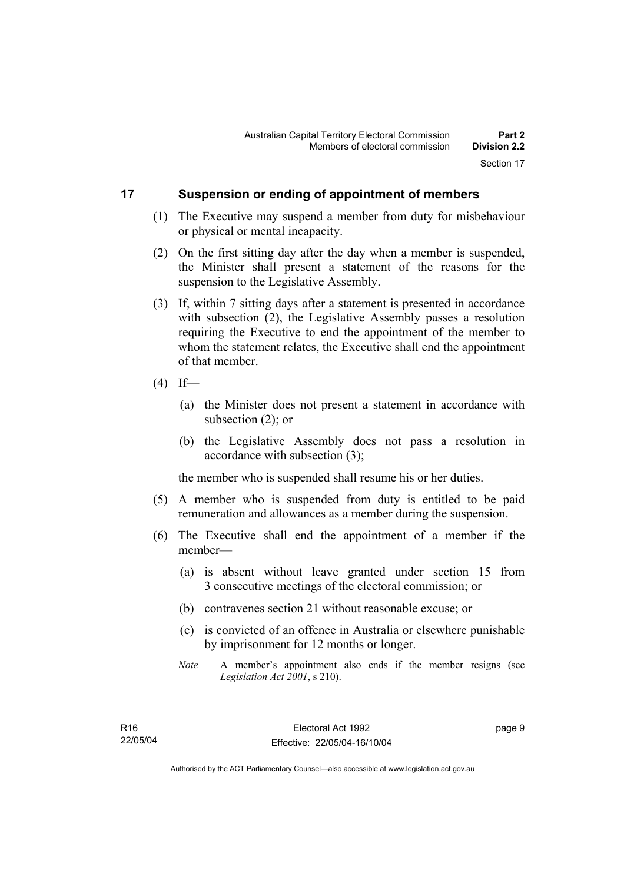## 17 Suspension or ending of appointment of members

(1) The Executive may suspend a member from duty for misbehaviour or physical or mental incapacity.

(2) On the first sitting day after the day when a member is suspended, the Minister shall present a statement of the reasons for the suspension to the Legislative Assembly.

(3) If, within 7 sitting days after a statement is presented in accordance with subsection (2), the Legislative Assembly passes a resolution requiring the Executive to end the appointment of the member to whom the statement relates, the Executive shall end the appointment of that member.

(4) If—

(a) the Minister does not present a statement in accordance with subsection (2); or

(b) the Legislative Assembly does not pass a resolution in accordance with subsection (3);

the member who is suspended shall resume his or her duties.

(5) A member who is suspended from duty is entitled to be paid remuneration and allowances as a member during the suspension.

(6) The Executive shall end the appointment of a member if the member—

(a) is absent without leave granted under section 15 from 3 consecutive meetings of the electoral commission; or

(b) contravenes section 21 without reasonable excuse; or

(c) is convicted of an offence in Australia or elsewhere punishable by imprisonment for 12 months or longer.

*Note* A member's appointment also ends if the member resigns (see *Legislation Act 2001*, s 210).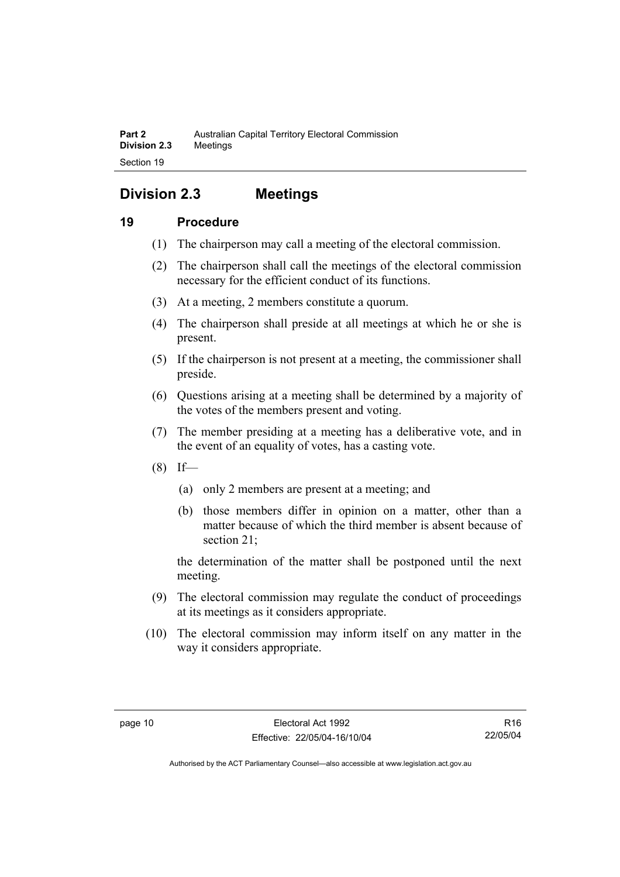## Division 2.3 Meetings

### 19 Procedure

(1) The chairperson may call a meeting of the electoral commission.

(2) The chairperson shall call the meetings of the electoral commission necessary for the efficient conduct of its functions.

(3) At a meeting, 2 members constitute a quorum.

(4) The chairperson shall preside at all meetings at which he or she is present.

(5) If the chairperson is not present at a meeting, the commissioner shall preside.

(6) Questions arising at a meeting shall be determined by a majority of the votes of the members present and voting.

(7) The member presiding at a meeting has a deliberative vote, and in the event of an equality of votes, has a casting vote.

(8) If—

- (a) only 2 members are present at a meeting; and
- (b) those members differ in opinion on a matter, other than a matter because of which the third member is absent because of section 21;

the determination of the matter shall be postponed until the next meeting.

(9) The electoral commission may regulate the conduct of proceedings at its meetings as it considers appropriate.

(10) The electoral commission may inform itself on any matter in the way it considers appropriate.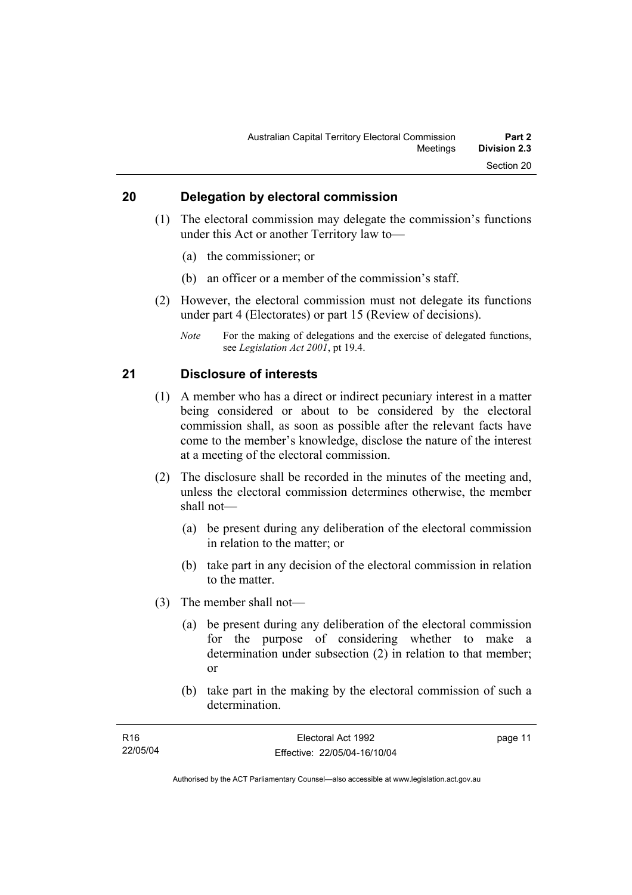## 20 Delegation by electoral commission

(1) The electoral commission may delegate the commission's functions under this Act or another Territory law to—

(a) the commissioner; or

(b) an officer or a member of the commission's staff.

(2) However, the electoral commission must not delegate its functions under part 4 (Electorates) or part 15 (Review of decisions).

*Note* For the making of delegations and the exercise of delegated functions, see *Legislation Act 2001*, pt 19.4.

## 21 Disclosure of interests

(1) A member who has a direct or indirect pecuniary interest in a matter being considered or about to be considered by the electoral commission shall, as soon as possible after the relevant facts have come to the member's knowledge, disclose the nature of the interest at a meeting of the electoral commission.

(2) The disclosure shall be recorded in the minutes of the meeting and, unless the electoral commission determines otherwise, the member shall not—

(a) be present during any deliberation of the electoral commission in relation to the matter; or

(b) take part in any decision of the electoral commission in relation to the matter.

(3) The member shall not—

(a) be present during any deliberation of the electoral commission for the purpose of considering whether to make a determination under subsection (2) in relation to that member; or

(b) take part in the making by the electoral commission of such a determination.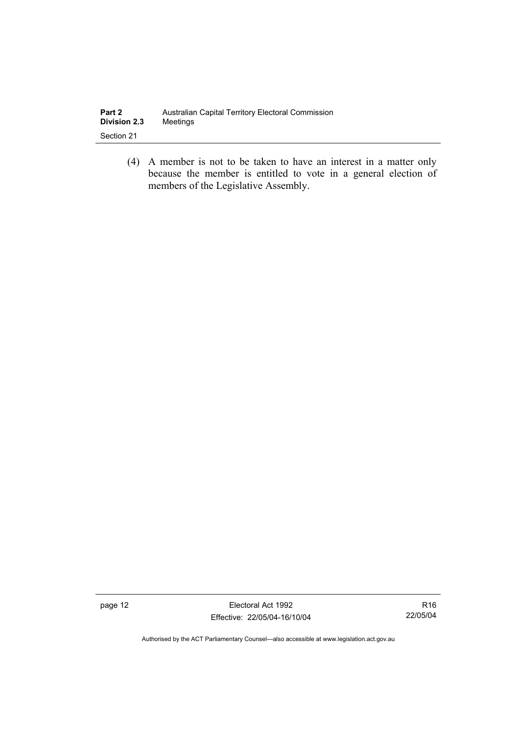(4) A member is not to be taken to have an interest in a matter only because the member is entitled to vote in a general election of members of the Legislative Assembly.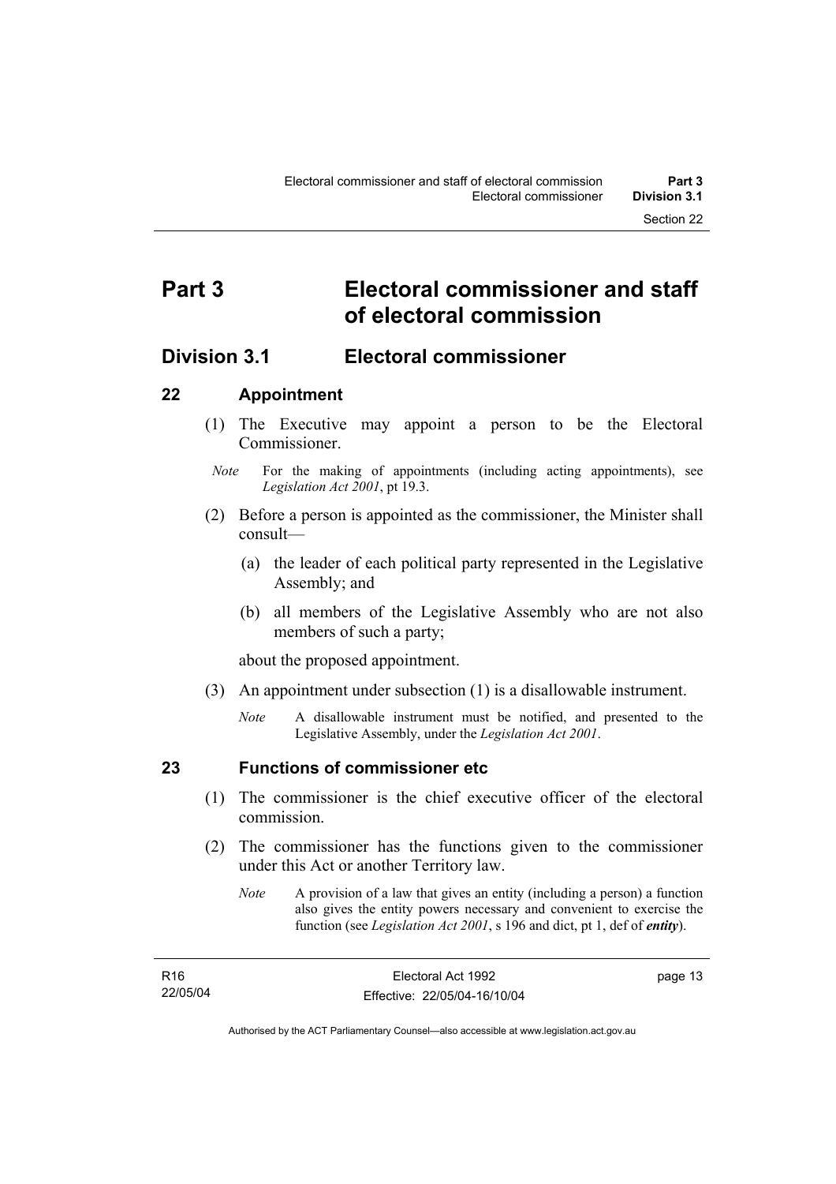# Part 3 Electoral commissioner and staff of electoral commission

## Division 3.1 Electoral commissioner

### 22 Appointment

(1) The Executive may appoint a person to be the Electoral Commissioner.

*Note* For the making of appointments (including acting appointments), see *Legislation Act 2001*, pt 19.3.

(2) Before a person is appointed as the commissioner, the Minister shall consult—

(a) the leader of each political party represented in the Legislative Assembly; and

(b) all members of the Legislative Assembly who are not also members of such a party;

about the proposed appointment.

(3) An appointment under subsection (1) is a disallowable instrument.

*Note* A disallowable instrument must be notified, and presented to the Legislative Assembly, under the *Legislation Act 2001*.

### 23 Functions of commissioner etc

(1) The commissioner is the chief executive officer of the electoral commission.

(2) The commissioner has the functions given to the commissioner under this Act or another Territory law.

*Note* A provision of a law that gives an entity (including a person) a function also gives the entity powers necessary and convenient to exercise the function (see *Legislation Act 2001*, s 196 and dict, pt 1, def of ***entity***).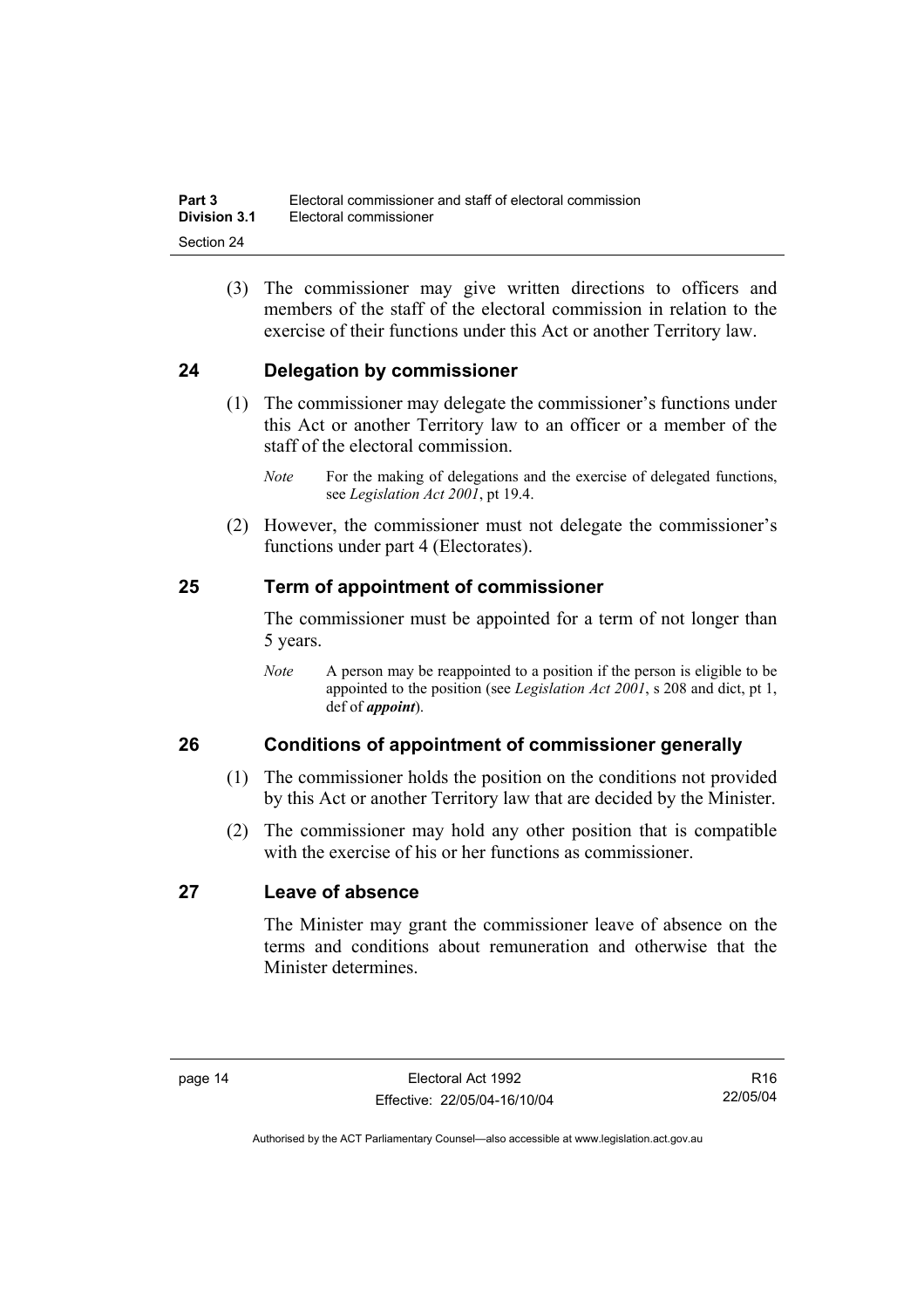(3) The commissioner may give written directions to officers and members of the staff of the electoral commission in relation to the exercise of their functions under this Act or another Territory law.

## 24 Delegation by commissioner

(1) The commissioner may delegate the commissioner's functions under this Act or another Territory law to an officer or a member of the staff of the electoral commission.

*Note* For the making of delegations and the exercise of delegated functions, see *Legislation Act 2001*, pt 19.4.

(2) However, the commissioner must not delegate the commissioner's functions under part 4 (Electorates).

## 25 Term of appointment of commissioner

The commissioner must be appointed for a term of not longer than 5 years.

*Note* A person may be reappointed to a position if the person is eligible to be appointed to the position (see *Legislation Act 2001*, s 208 and dict, pt 1, def of ***appoint***).

## 26 Conditions of appointment of commissioner generally

(1) The commissioner holds the position on the conditions not provided by this Act or another Territory law that are decided by the Minister.

(2) The commissioner may hold any other position that is compatible with the exercise of his or her functions as commissioner.

## 27 Leave of absence

The Minister may grant the commissioner leave of absence on the terms and conditions about remuneration and otherwise that the Minister determines.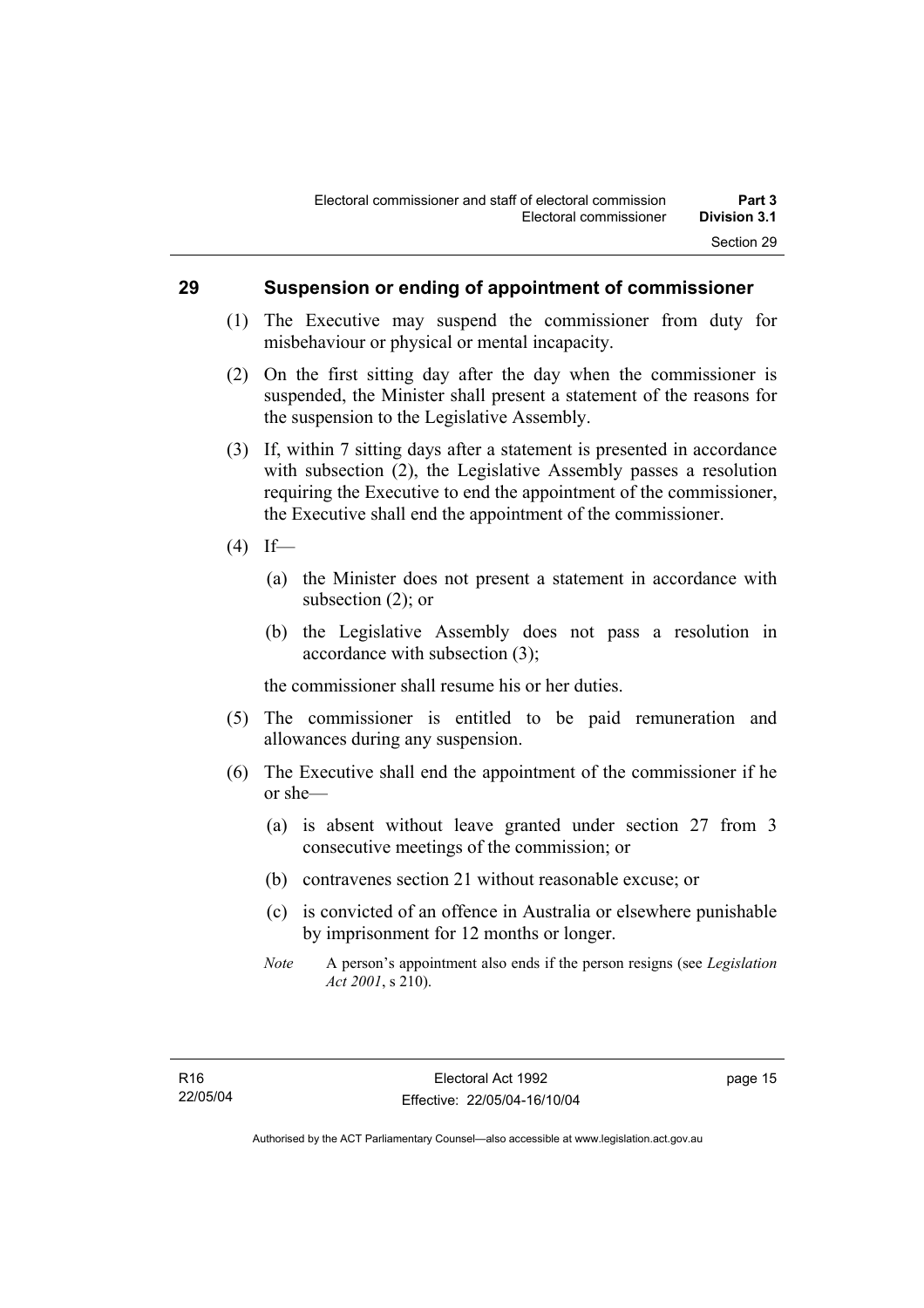## 29 Suspension or ending of appointment of commissioner

(1) The Executive may suspend the commissioner from duty for misbehaviour or physical or mental incapacity.

(2) On the first sitting day after the day when the commissioner is suspended, the Minister shall present a statement of the reasons for the suspension to the Legislative Assembly.

(3) If, within 7 sitting days after a statement is presented in accordance with subsection (2), the Legislative Assembly passes a resolution requiring the Executive to end the appointment of the commissioner, the Executive shall end the appointment of the commissioner.

(4) If—

(a) the Minister does not present a statement in accordance with subsection (2); or

(b) the Legislative Assembly does not pass a resolution in accordance with subsection (3);

the commissioner shall resume his or her duties.

(5) The commissioner is entitled to be paid remuneration and allowances during any suspension.

(6) The Executive shall end the appointment of the commissioner if he or she—

(a) is absent without leave granted under section 27 from 3 consecutive meetings of the commission; or

(b) contravenes section 21 without reasonable excuse; or

(c) is convicted of an offence in Australia or elsewhere punishable by imprisonment for 12 months or longer.

*Note* A person's appointment also ends if the person resigns (see *Legislation Act 2001*, s 210).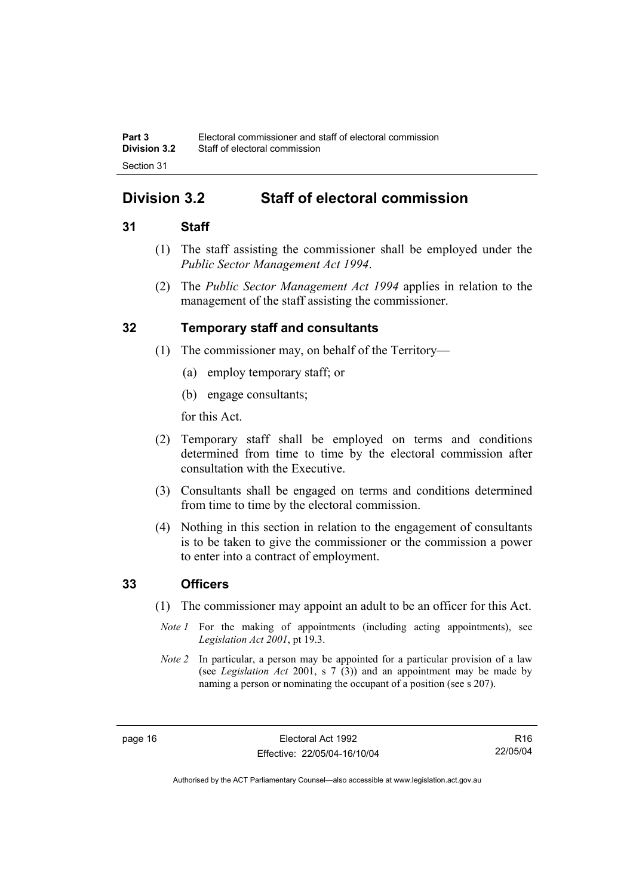## Division 3.2 Staff of electoral commission

### 31 Staff

(1) The staff assisting the commissioner shall be employed under the *Public Sector Management Act 1994*.

(2) The *Public Sector Management Act 1994* applies in relation to the management of the staff assisting the commissioner.

### 32 Temporary staff and consultants

(1) The commissioner may, on behalf of the Territory—

(a) employ temporary staff; or

(b) engage consultants;

for this Act.

(2) Temporary staff shall be employed on terms and conditions determined from time to time by the electoral commission after consultation with the Executive.

(3) Consultants shall be engaged on terms and conditions determined from time to time by the electoral commission.

(4) Nothing in this section in relation to the engagement of consultants is to be taken to give the commissioner or the commission a power to enter into a contract of employment.

### 33 Officers

(1) The commissioner may appoint an adult to be an officer for this Act.

*Note 1* For the making of appointments (including acting appointments), see *Legislation Act 2001*, pt 19.3.

*Note 2* In particular, a person may be appointed for a particular provision of a law (see *Legislation Act* 2001, s 7 (3)) and an appointment may be made by naming a person or nominating the occupant of a position (see s 207).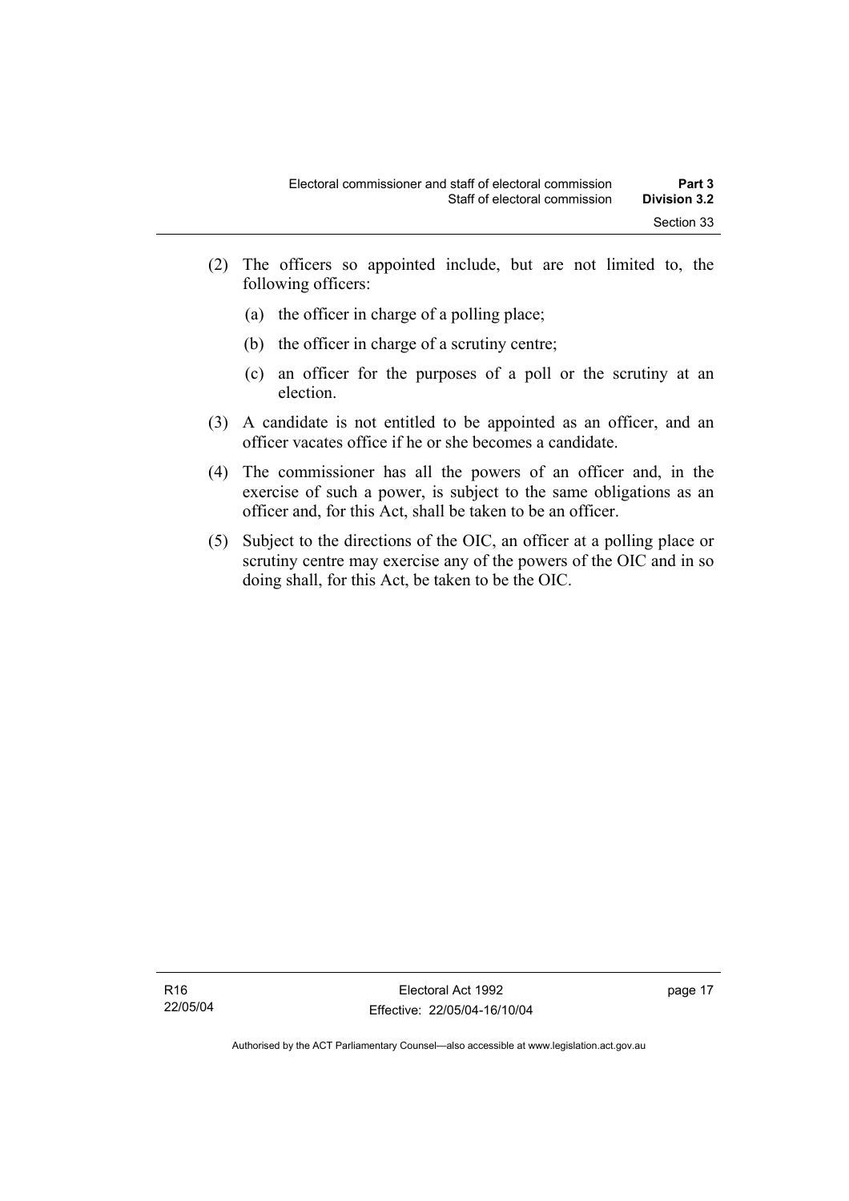(2) The officers so appointed include, but are not limited to, the following officers:

  (a) the officer in charge of a polling place;

  (b) the officer in charge of a scrutiny centre;

  (c) an officer for the purposes of a poll or the scrutiny at an election.

(3) A candidate is not entitled to be appointed as an officer, and an officer vacates office if he or she becomes a candidate.

(4) The commissioner has all the powers of an officer and, in the exercise of such a power, is subject to the same obligations as an officer and, for this Act, shall be taken to be an officer.

(5) Subject to the directions of the OIC, an officer at a polling place or scrutiny centre may exercise any of the powers of the OIC and in so doing shall, for this Act, be taken to be the OIC.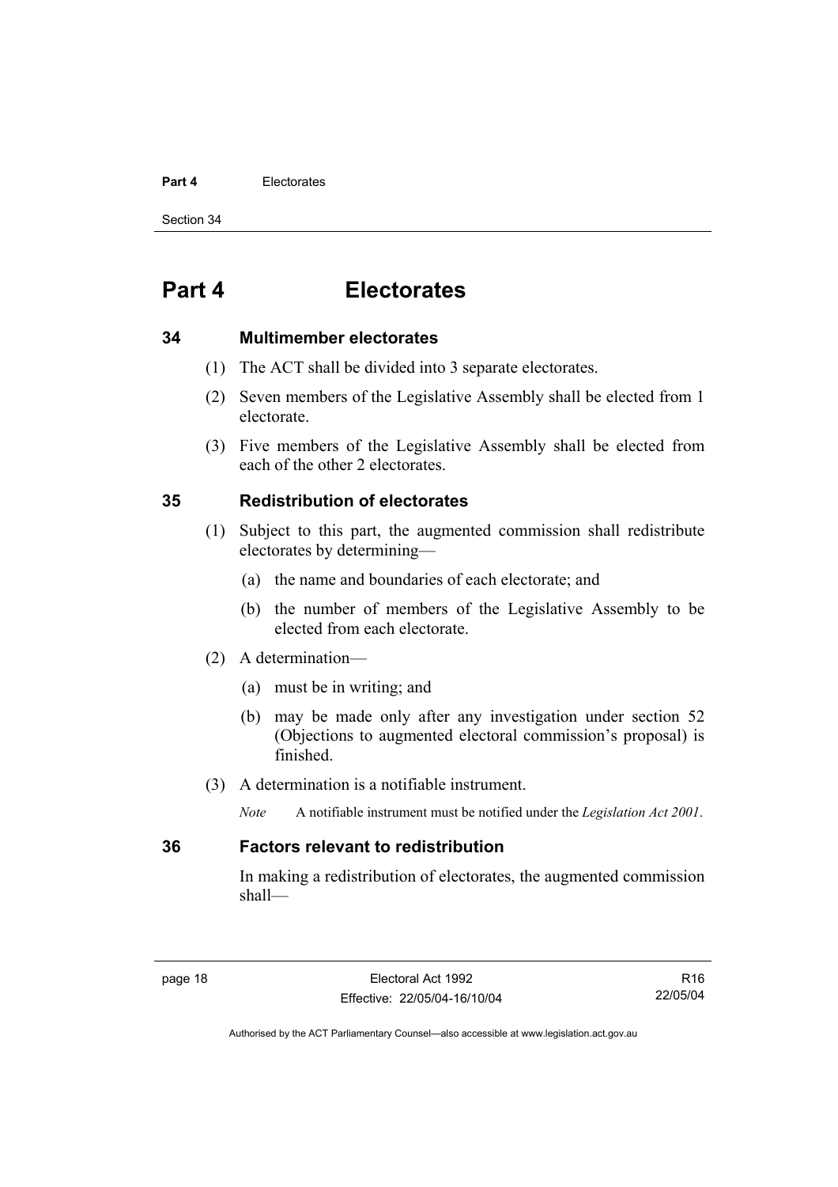# Part 4 Electorates

### 34 Multimember electorates

(1) The ACT shall be divided into 3 separate electorates.

(2) Seven members of the Legislative Assembly shall be elected from 1 electorate.

(3) Five members of the Legislative Assembly shall be elected from each of the other 2 electorates.

### 35 Redistribution of electorates

(1) Subject to this part, the augmented commission shall redistribute electorates by determining—

(a) the name and boundaries of each electorate; and

(b) the number of members of the Legislative Assembly to be elected from each electorate.

(2) A determination—

(a) must be in writing; and

(b) may be made only after any investigation under section 52 (Objections to augmented electoral commission's proposal) is finished.

(3) A determination is a notifiable instrument.

*Note* A notifiable instrument must be notified under the *Legislation Act 2001*.

### 36 Factors relevant to redistribution

In making a redistribution of electorates, the augmented commission shall—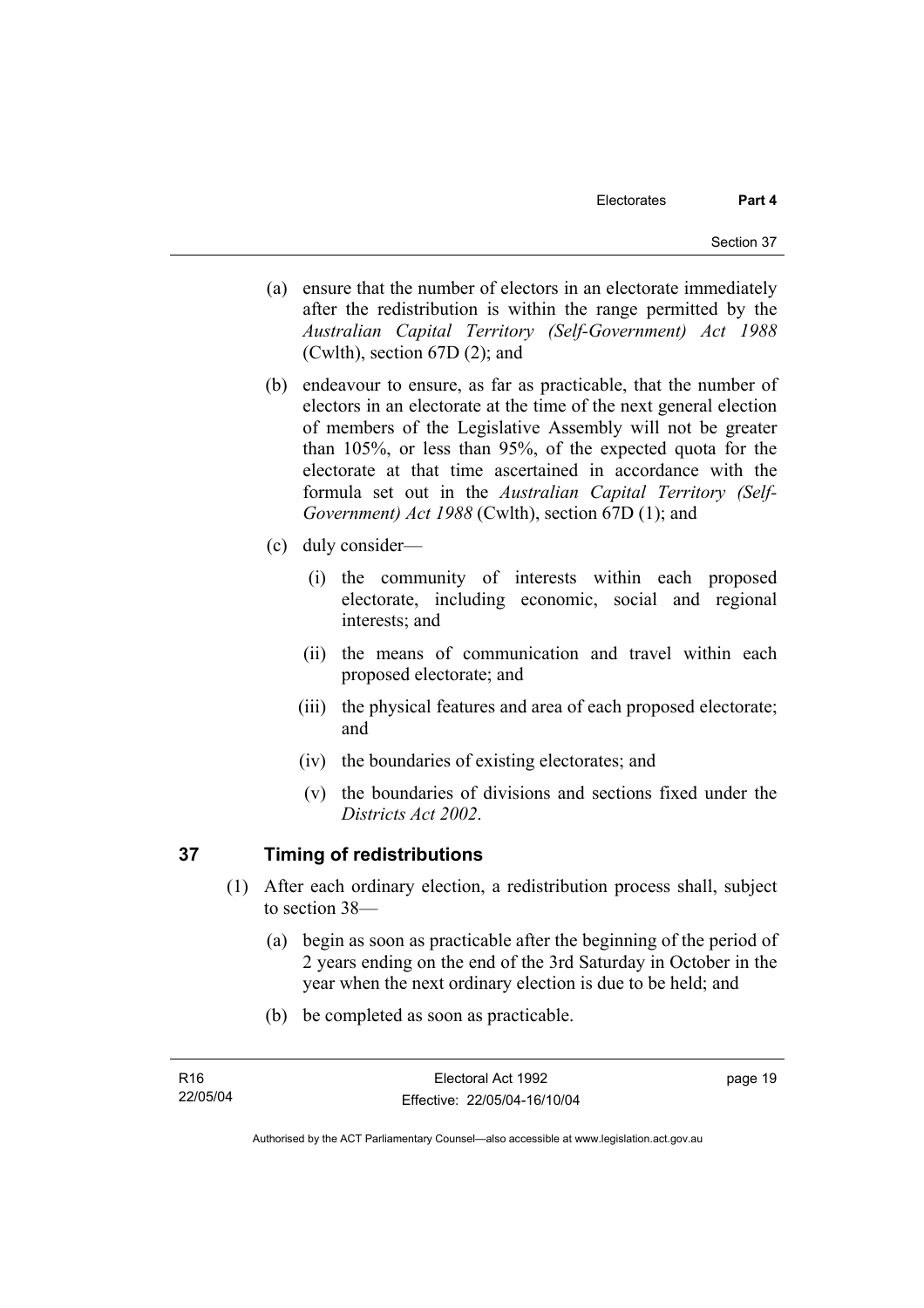(a) ensure that the number of electors in an electorate immediately after the redistribution is within the range permitted by the *Australian Capital Territory (Self-Government) Act 1988* (Cwlth), section 67D (2); and

(b) endeavour to ensure, as far as practicable, that the number of electors in an electorate at the time of the next general election of members of the Legislative Assembly will not be greater than 105%, or less than 95%, of the expected quota for the electorate at that time ascertained in accordance with the formula set out in the *Australian Capital Territory (Self-Government) Act 1988* (Cwlth), section 67D (1); and

(c) duly consider—

(i) the community of interests within each proposed electorate, including economic, social and regional interests; and

(ii) the means of communication and travel within each proposed electorate; and

(iii) the physical features and area of each proposed electorate; and

(iv) the boundaries of existing electorates; and

(v) the boundaries of divisions and sections fixed under the *Districts Act 2002*.

## 37 Timing of redistributions

(1) After each ordinary election, a redistribution process shall, subject to section 38—

(a) begin as soon as practicable after the beginning of the period of 2 years ending on the end of the 3rd Saturday in October in the year when the next ordinary election is due to be held; and

(b) be completed as soon as practicable.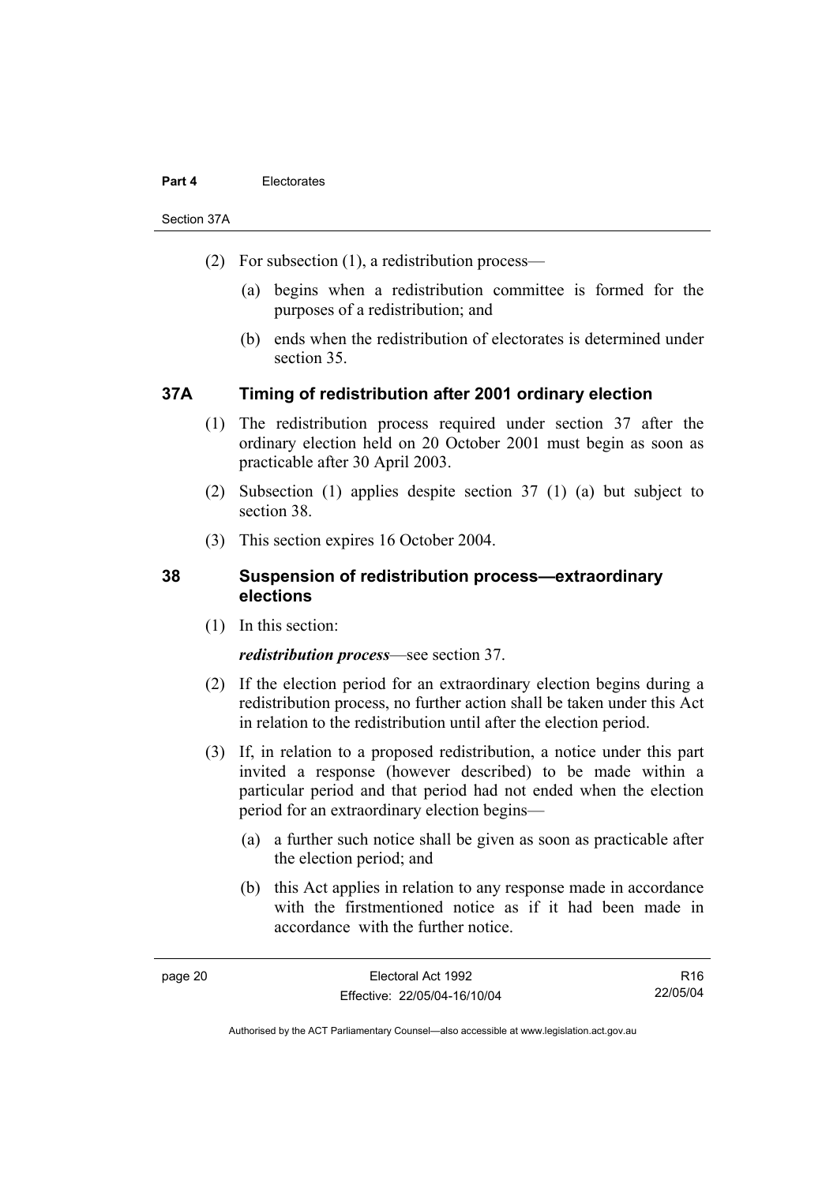(2) For subsection (1), a redistribution process—

(a) begins when a redistribution committee is formed for the purposes of a redistribution; and

(b) ends when the redistribution of electorates is determined under section 35.

## 37A Timing of redistribution after 2001 ordinary election

(1) The redistribution process required under section 37 after the ordinary election held on 20 October 2001 must begin as soon as practicable after 30 April 2003.

(2) Subsection (1) applies despite section 37 (1) (a) but subject to section 38.

(3) This section expires 16 October 2004.

## 38 Suspension of redistribution process—extraordinary elections

(1) In this section:

***redistribution process***—see section 37.

(2) If the election period for an extraordinary election begins during a redistribution process, no further action shall be taken under this Act in relation to the redistribution until after the election period.

(3) If, in relation to a proposed redistribution, a notice under this part invited a response (however described) to be made within a particular period and that period had not ended when the election period for an extraordinary election begins—

(a) a further such notice shall be given as soon as practicable after the election period; and

(b) this Act applies in relation to any response made in accordance with the firstmentioned notice as if it had been made in accordance with the further notice.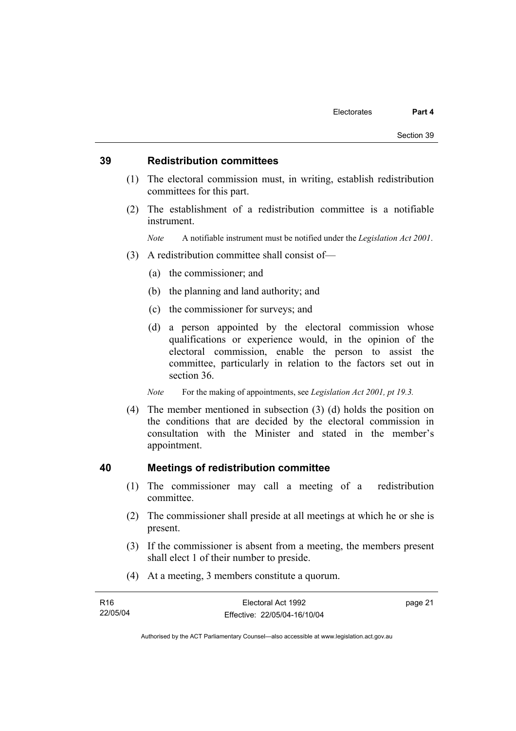## 39 Redistribution committees

(1) The electoral commission must, in writing, establish redistribution committees for this part.

(2) The establishment of a redistribution committee is a notifiable instrument.

*Note* A notifiable instrument must be notified under the *Legislation Act 2001*.

(3) A redistribution committee shall consist of—

(a) the commissioner; and

(b) the planning and land authority; and

(c) the commissioner for surveys; and

(d) a person appointed by the electoral commission whose qualifications or experience would, in the opinion of the electoral commission, enable the person to assist the committee, particularly in relation to the factors set out in section 36.

*Note* For the making of appointments, see *Legislation Act 2001, pt 19.3.*

(4) The member mentioned in subsection (3) (d) holds the position on the conditions that are decided by the electoral commission in consultation with the Minister and stated in the member's appointment.

## 40 Meetings of redistribution committee

(1) The commissioner may call a meeting of a redistribution committee.

(2) The commissioner shall preside at all meetings at which he or she is present.

(3) If the commissioner is absent from a meeting, the members present shall elect 1 of their number to preside.

(4) At a meeting, 3 members constitute a quorum.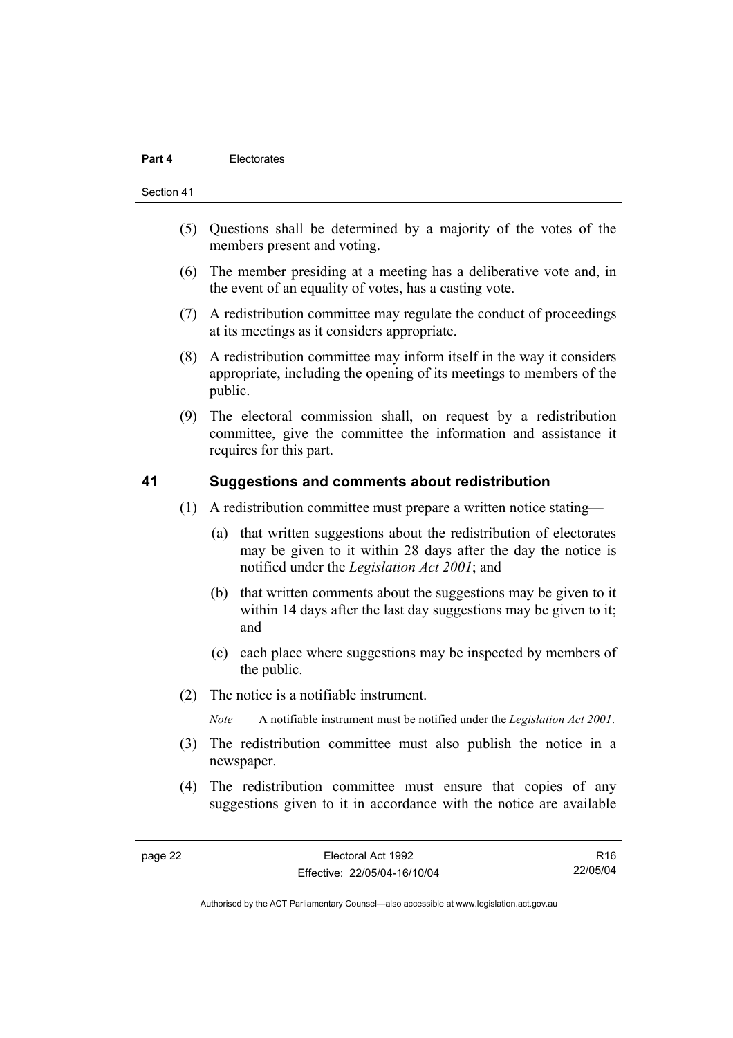(5) Questions shall be determined by a majority of the votes of the members present and voting.

(6) The member presiding at a meeting has a deliberative vote and, in the event of an equality of votes, has a casting vote.

(7) A redistribution committee may regulate the conduct of proceedings at its meetings as it considers appropriate.

(8) A redistribution committee may inform itself in the way it considers appropriate, including the opening of its meetings to members of the public.

(9) The electoral commission shall, on request by a redistribution committee, give the committee the information and assistance it requires for this part.

## 41 Suggestions and comments about redistribution

(1) A redistribution committee must prepare a written notice stating—

(a) that written suggestions about the redistribution of electorates may be given to it within 28 days after the day the notice is notified under the *Legislation Act 2001*; and

(b) that written comments about the suggestions may be given to it within 14 days after the last day suggestions may be given to it; and

(c) each place where suggestions may be inspected by members of the public.

(2) The notice is a notifiable instrument.

*Note* A notifiable instrument must be notified under the *Legislation Act 2001*.

(3) The redistribution committee must also publish the notice in a newspaper.

(4) The redistribution committee must ensure that copies of any suggestions given to it in accordance with the notice are available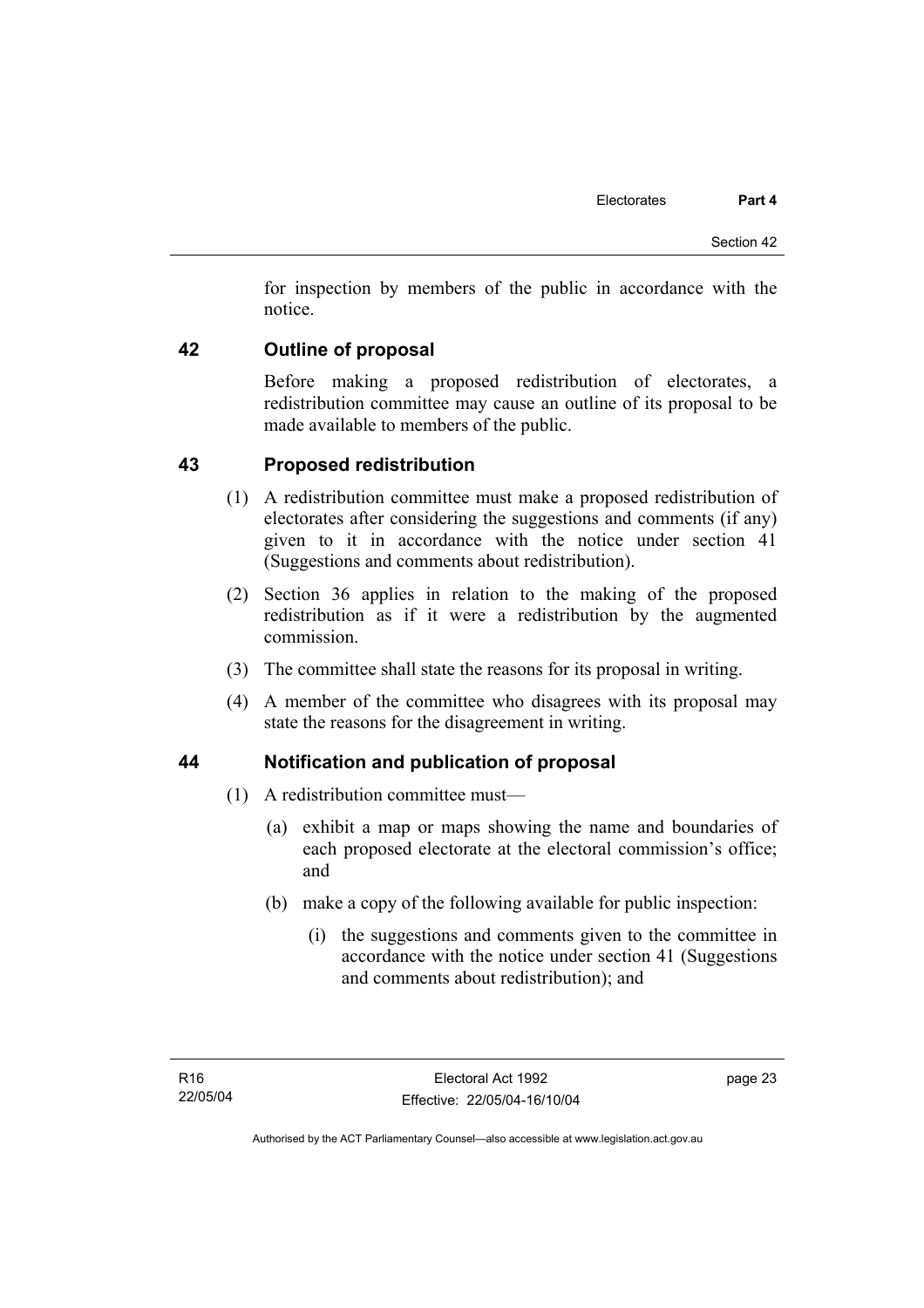for inspection by members of the public in accordance with the notice.

## 42 Outline of proposal

Before making a proposed redistribution of electorates, a redistribution committee may cause an outline of its proposal to be made available to members of the public.

## 43 Proposed redistribution

(1) A redistribution committee must make a proposed redistribution of electorates after considering the suggestions and comments (if any) given to it in accordance with the notice under section 41 (Suggestions and comments about redistribution).

(2) Section 36 applies in relation to the making of the proposed redistribution as if it were a redistribution by the augmented commission.

(3) The committee shall state the reasons for its proposal in writing.

(4) A member of the committee who disagrees with its proposal may state the reasons for the disagreement in writing.

## 44 Notification and publication of proposal

(1) A redistribution committee must—

(a) exhibit a map or maps showing the name and boundaries of each proposed electorate at the electoral commission's office; and

(b) make a copy of the following available for public inspection:

(i) the suggestions and comments given to the committee in accordance with the notice under section 41 (Suggestions and comments about redistribution); and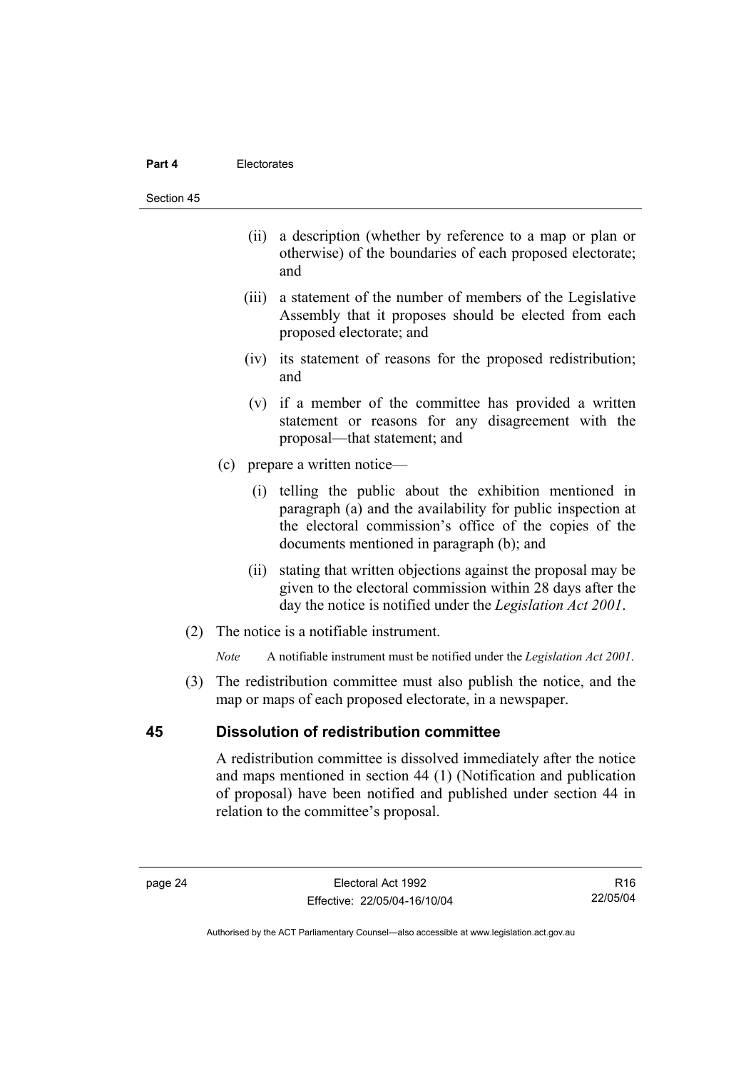(ii) a description (whether by reference to a map or plan or otherwise) of the boundaries of each proposed electorate; and

(iii) a statement of the number of members of the Legislative Assembly that it proposes should be elected from each proposed electorate; and

(iv) its statement of reasons for the proposed redistribution; and

(v) if a member of the committee has provided a written statement or reasons for any disagreement with the proposal—that statement; and

(c) prepare a written notice—

(i) telling the public about the exhibition mentioned in paragraph (a) and the availability for public inspection at the electoral commission's office of the copies of the documents mentioned in paragraph (b); and

(ii) stating that written objections against the proposal may be given to the electoral commission within 28 days after the day the notice is notified under the *Legislation Act 2001*.

(2) The notice is a notifiable instrument.

*Note* A notifiable instrument must be notified under the *Legislation Act 2001*.

(3) The redistribution committee must also publish the notice, and the map or maps of each proposed electorate, in a newspaper.

## 45 Dissolution of redistribution committee

A redistribution committee is dissolved immediately after the notice and maps mentioned in section 44 (1) (Notification and publication of proposal) have been notified and published under section 44 in relation to the committee's proposal.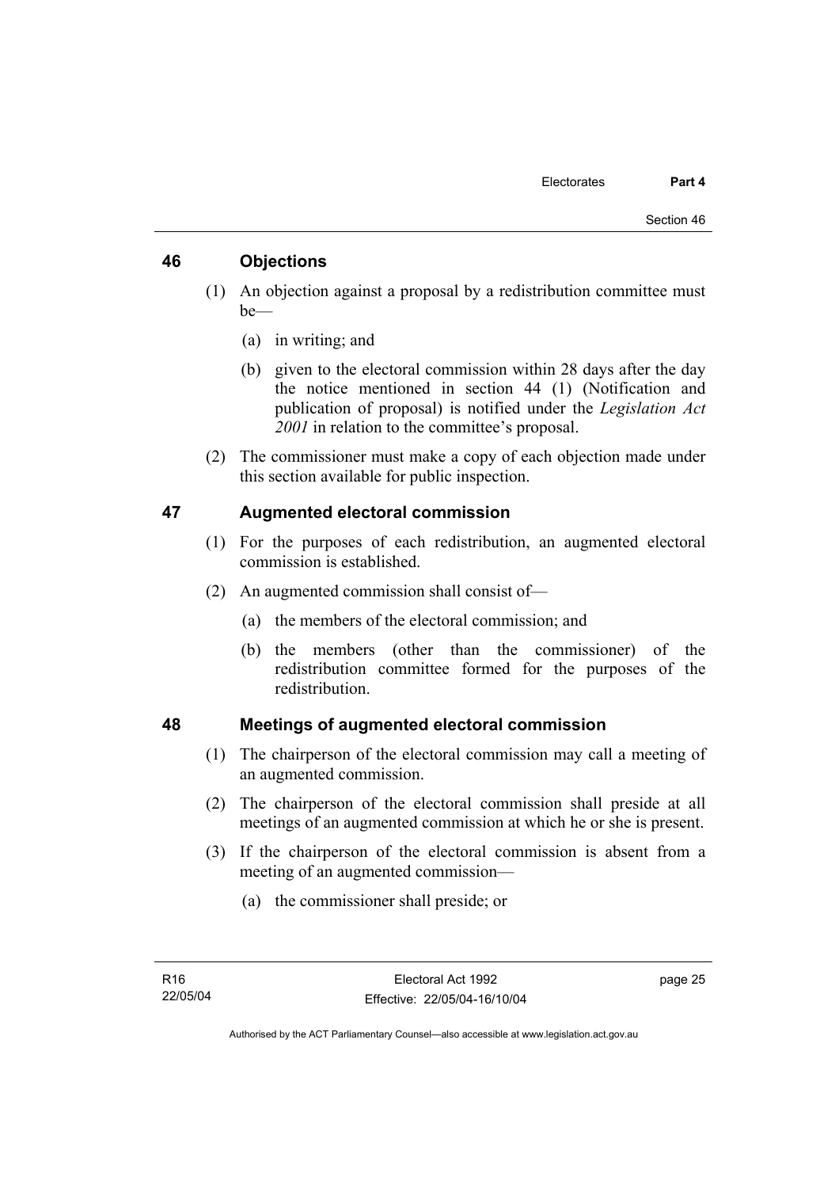## 46 Objections

(1) An objection against a proposal by a redistribution committee must be—

(a) in writing; and

(b) given to the electoral commission within 28 days after the day the notice mentioned in section 44 (1) (Notification and publication of proposal) is notified under the *Legislation Act 2001* in relation to the committee's proposal.

(2) The commissioner must make a copy of each objection made under this section available for public inspection.

## 47 Augmented electoral commission

(1) For the purposes of each redistribution, an augmented electoral commission is established.

(2) An augmented commission shall consist of—

(a) the members of the electoral commission; and

(b) the members (other than the commissioner) of the redistribution committee formed for the purposes of the redistribution.

## 48 Meetings of augmented electoral commission

(1) The chairperson of the electoral commission may call a meeting of an augmented commission.

(2) The chairperson of the electoral commission shall preside at all meetings of an augmented commission at which he or she is present.

(3) If the chairperson of the electoral commission is absent from a meeting of an augmented commission—

(a) the commissioner shall preside; or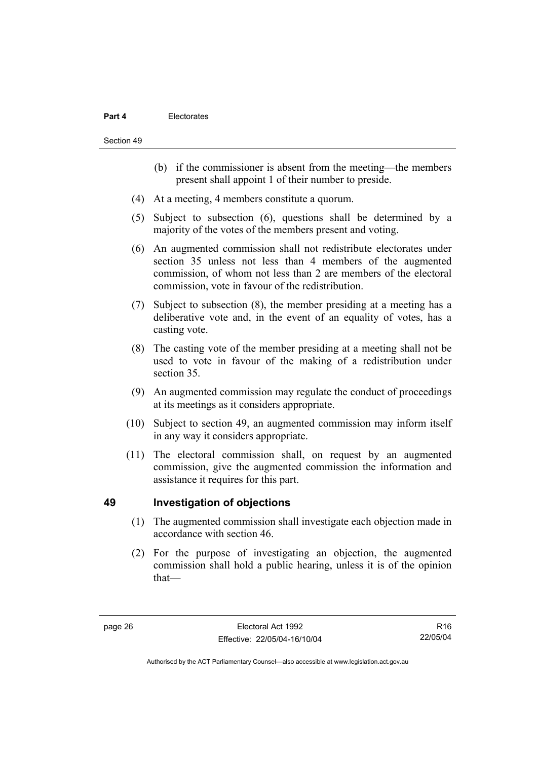(b) if the commissioner is absent from the meeting—the members present shall appoint 1 of their number to preside.

(4) At a meeting, 4 members constitute a quorum.

(5) Subject to subsection (6), questions shall be determined by a majority of the votes of the members present and voting.

(6) An augmented commission shall not redistribute electorates under section 35 unless not less than 4 members of the augmented commission, of whom not less than 2 are members of the electoral commission, vote in favour of the redistribution.

(7) Subject to subsection (8), the member presiding at a meeting has a deliberative vote and, in the event of an equality of votes, has a casting vote.

(8) The casting vote of the member presiding at a meeting shall not be used to vote in favour of the making of a redistribution under section 35.

(9) An augmented commission may regulate the conduct of proceedings at its meetings as it considers appropriate.

(10) Subject to section 49, an augmented commission may inform itself in any way it considers appropriate.

(11) The electoral commission shall, on request by an augmented commission, give the augmented commission the information and assistance it requires for this part.

## 49 Investigation of objections

(1) The augmented commission shall investigate each objection made in accordance with section 46.

(2) For the purpose of investigating an objection, the augmented commission shall hold a public hearing, unless it is of the opinion that—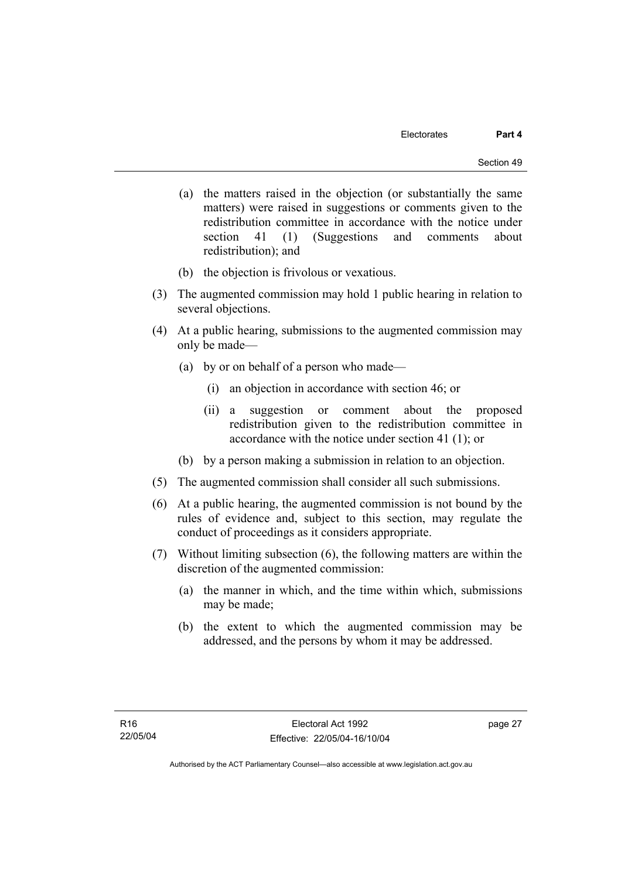(a) the matters raised in the objection (or substantially the same matters) were raised in suggestions or comments given to the redistribution committee in accordance with the notice under section 41 (1) (Suggestions and comments about redistribution); and

(b) the objection is frivolous or vexatious.

(3) The augmented commission may hold 1 public hearing in relation to several objections.

(4) At a public hearing, submissions to the augmented commission may only be made—

(a) by or on behalf of a person who made—

(i) an objection in accordance with section 46; or

(ii) a suggestion or comment about the proposed redistribution given to the redistribution committee in accordance with the notice under section 41 (1); or

(b) by a person making a submission in relation to an objection.

(5) The augmented commission shall consider all such submissions.

(6) At a public hearing, the augmented commission is not bound by the rules of evidence and, subject to this section, may regulate the conduct of proceedings as it considers appropriate.

(7) Without limiting subsection (6), the following matters are within the discretion of the augmented commission:

(a) the manner in which, and the time within which, submissions may be made;

(b) the extent to which the augmented commission may be addressed, and the persons by whom it may be addressed.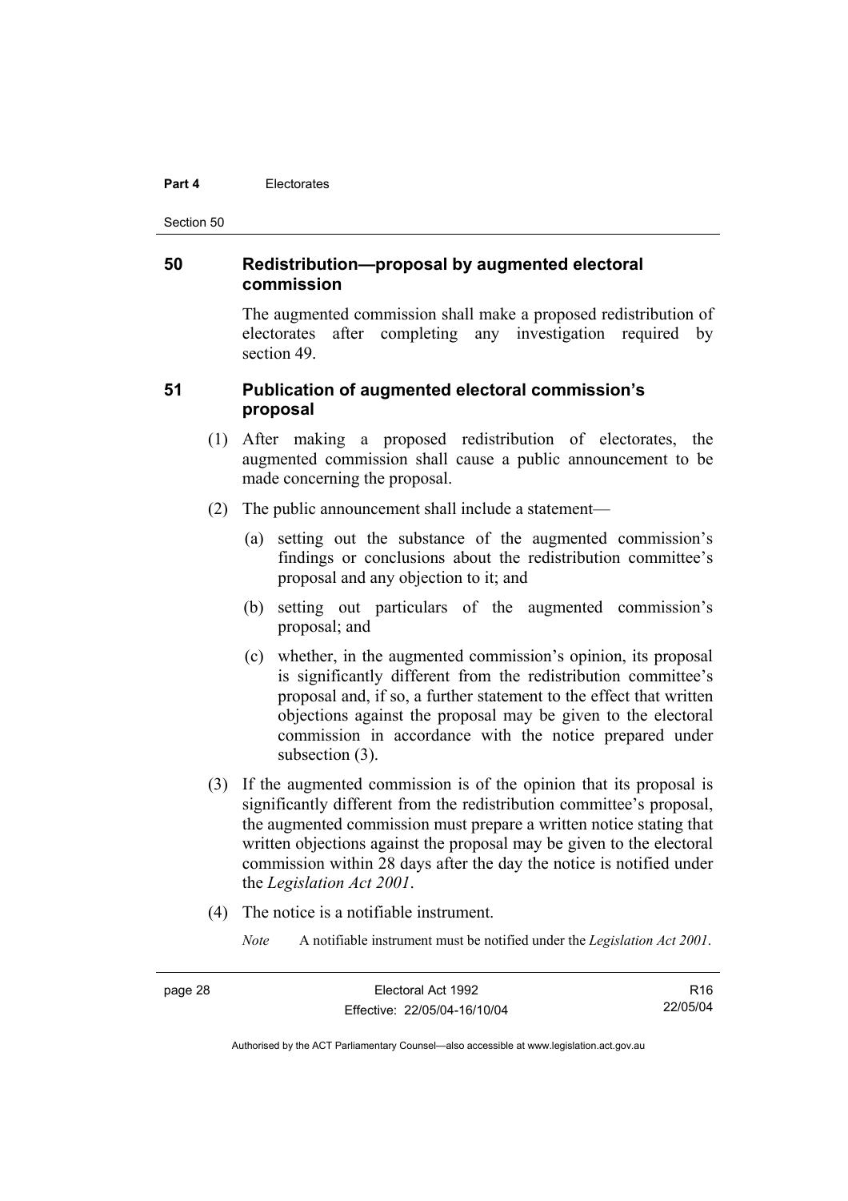## 50 Redistribution—proposal by augmented electoral commission

The augmented commission shall make a proposed redistribution of electorates after completing any investigation required by section 49.

## 51 Publication of augmented electoral commission's proposal

(1) After making a proposed redistribution of electorates, the augmented commission shall cause a public announcement to be made concerning the proposal.

(2) The public announcement shall include a statement—

(a) setting out the substance of the augmented commission's findings or conclusions about the redistribution committee's proposal and any objection to it; and

(b) setting out particulars of the augmented commission's proposal; and

(c) whether, in the augmented commission's opinion, its proposal is significantly different from the redistribution committee's proposal and, if so, a further statement to the effect that written objections against the proposal may be given to the electoral commission in accordance with the notice prepared under subsection (3).

(3) If the augmented commission is of the opinion that its proposal is significantly different from the redistribution committee's proposal, the augmented commission must prepare a written notice stating that written objections against the proposal may be given to the electoral commission within 28 days after the day the notice is notified under the *Legislation Act 2001*.

(4) The notice is a notifiable instrument.

*Note* A notifiable instrument must be notified under the *Legislation Act 2001*.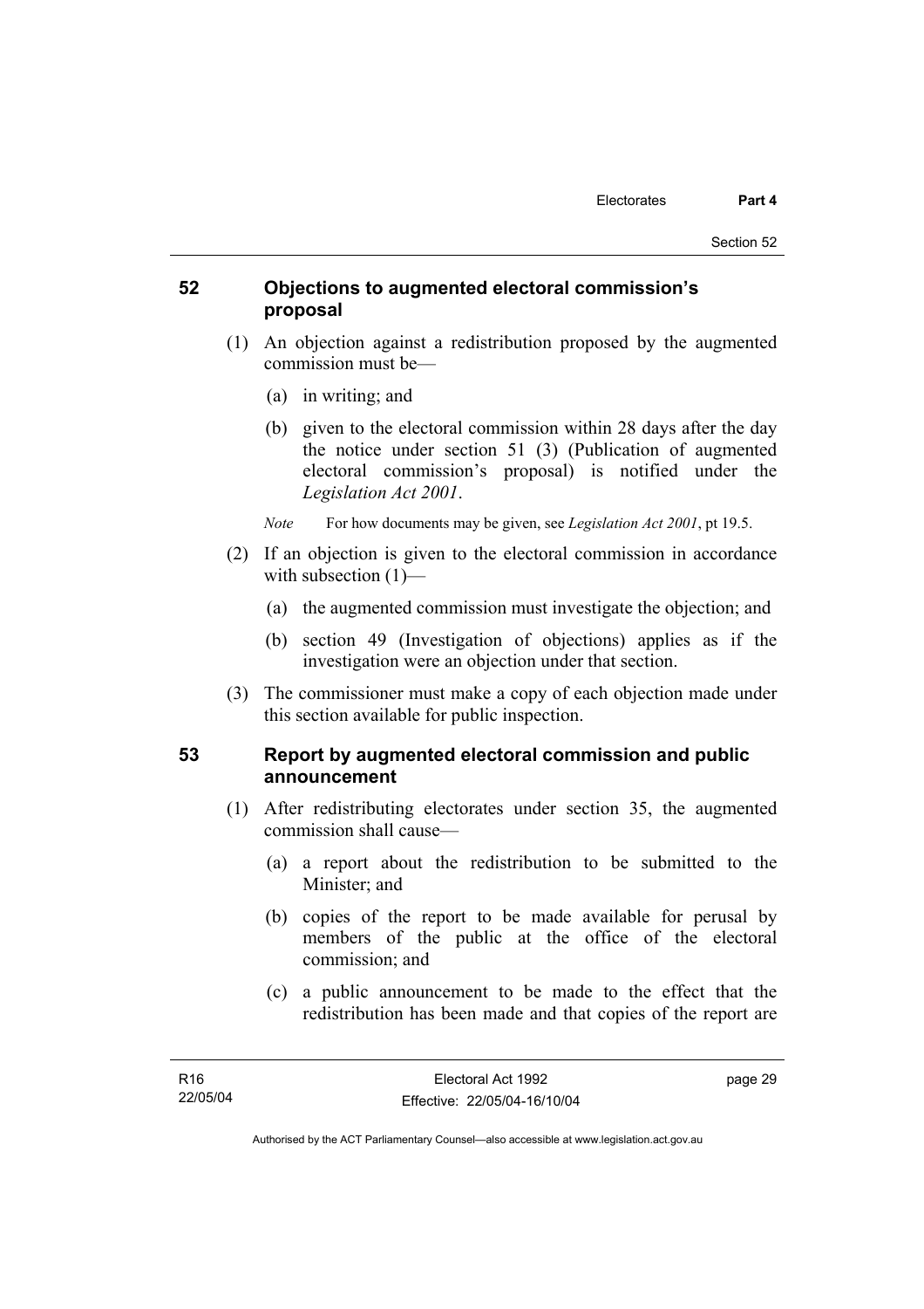## 52 Objections to augmented electoral commission's proposal

(1) An objection against a redistribution proposed by the augmented commission must be—

(a) in writing; and

(b) given to the electoral commission within 28 days after the day the notice under section 51 (3) (Publication of augmented electoral commission's proposal) is notified under the *Legislation Act 2001*.

*Note* For how documents may be given, see *Legislation Act 2001*, pt 19.5.

(2) If an objection is given to the electoral commission in accordance with subsection (1)—

(a) the augmented commission must investigate the objection; and

(b) section 49 (Investigation of objections) applies as if the investigation were an objection under that section.

(3) The commissioner must make a copy of each objection made under this section available for public inspection.

## 53 Report by augmented electoral commission and public announcement

(1) After redistributing electorates under section 35, the augmented commission shall cause—

(a) a report about the redistribution to be submitted to the Minister; and

(b) copies of the report to be made available for perusal by members of the public at the office of the electoral commission; and

(c) a public announcement to be made to the effect that the redistribution has been made and that copies of the report are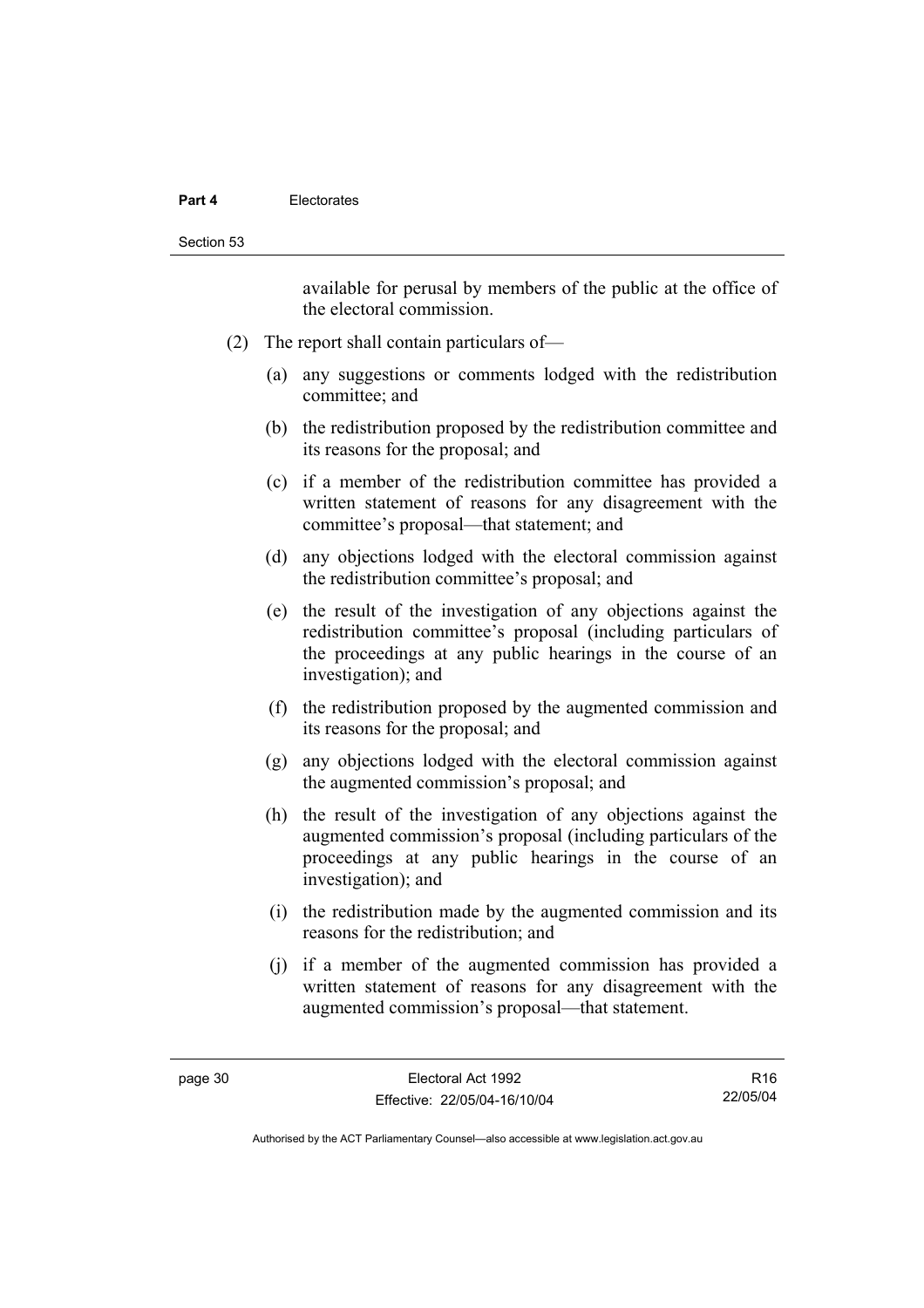available for perusal by members of the public at the office of the electoral commission.

(2) The report shall contain particulars of—

(a) any suggestions or comments lodged with the redistribution committee; and

(b) the redistribution proposed by the redistribution committee and its reasons for the proposal; and

(c) if a member of the redistribution committee has provided a written statement of reasons for any disagreement with the committee's proposal—that statement; and

(d) any objections lodged with the electoral commission against the redistribution committee's proposal; and

(e) the result of the investigation of any objections against the redistribution committee's proposal (including particulars of the proceedings at any public hearings in the course of an investigation); and

(f) the redistribution proposed by the augmented commission and its reasons for the proposal; and

(g) any objections lodged with the electoral commission against the augmented commission's proposal; and

(h) the result of the investigation of any objections against the augmented commission's proposal (including particulars of the proceedings at any public hearings in the course of an investigation); and

(i) the redistribution made by the augmented commission and its reasons for the redistribution; and

(j) if a member of the augmented commission has provided a written statement of reasons for any disagreement with the augmented commission's proposal—that statement.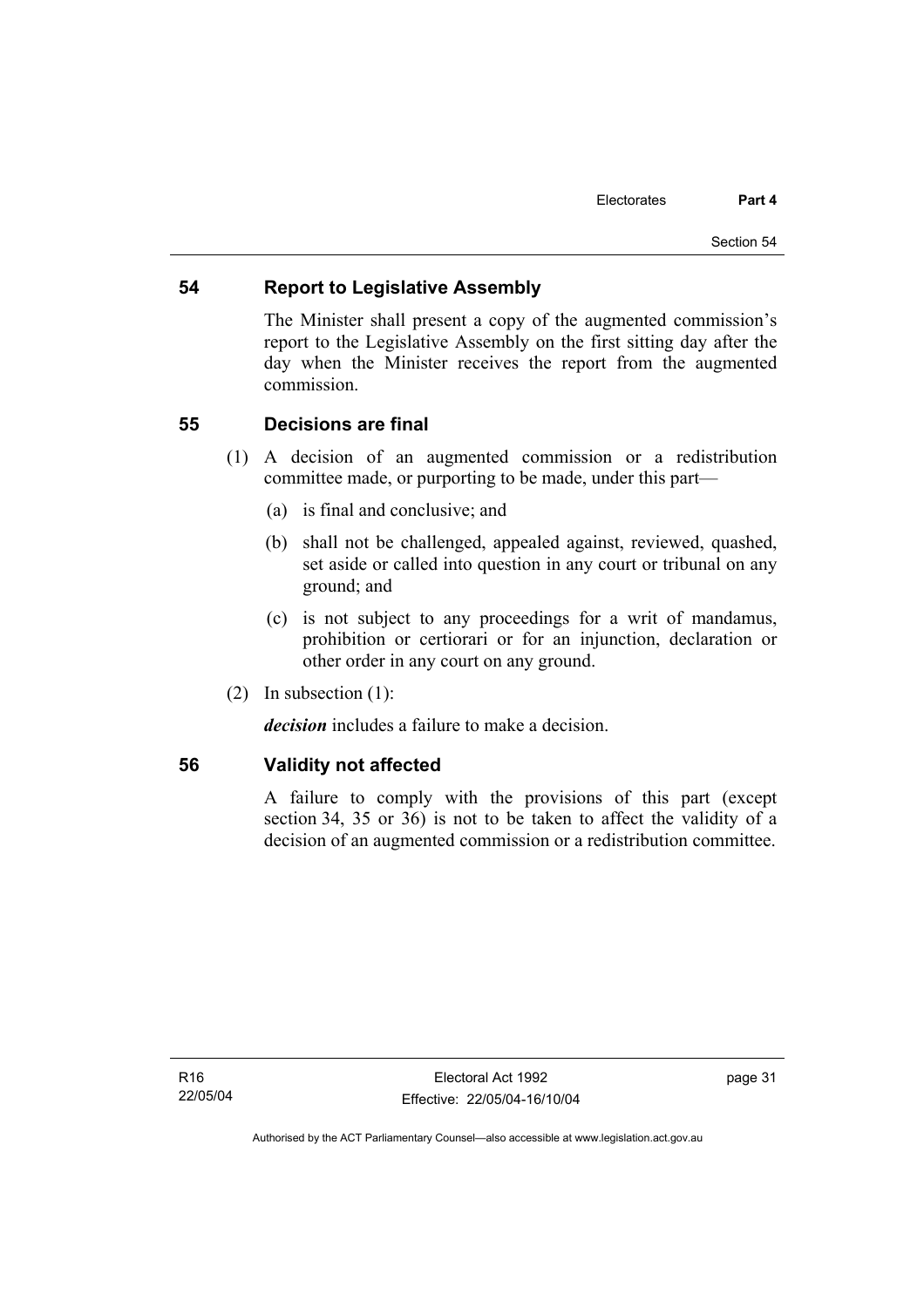## 54 Report to Legislative Assembly

The Minister shall present a copy of the augmented commission's report to the Legislative Assembly on the first sitting day after the day when the Minister receives the report from the augmented commission.

## 55 Decisions are final

(1) A decision of an augmented commission or a redistribution committee made, or purporting to be made, under this part—

(a) is final and conclusive; and

(b) shall not be challenged, appealed against, reviewed, quashed, set aside or called into question in any court or tribunal on any ground; and

(c) is not subject to any proceedings for a writ of mandamus, prohibition or certiorari or for an injunction, declaration or other order in any court on any ground.

(2) In subsection (1):

***decision*** includes a failure to make a decision.

## 56 Validity not affected

A failure to comply with the provisions of this part (except section 34, 35 or 36) is not to be taken to affect the validity of a decision of an augmented commission or a redistribution committee.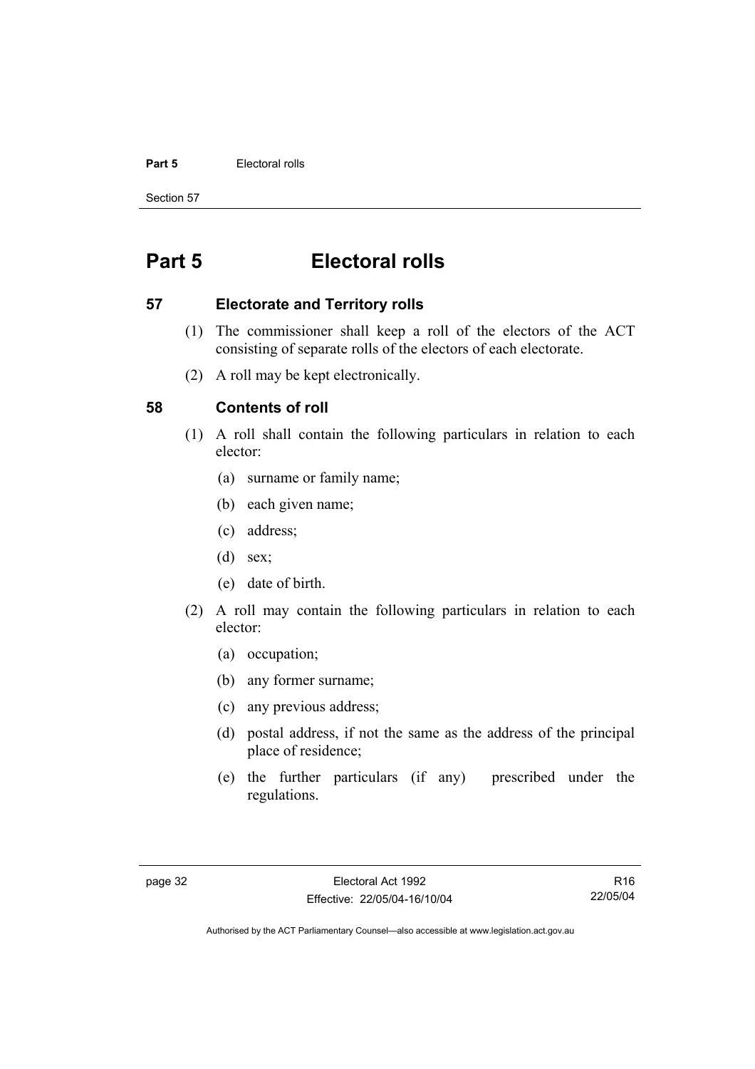# Part 5 Electoral rolls

## 57 Electorate and Territory rolls

(1) The commissioner shall keep a roll of the electors of the ACT consisting of separate rolls of the electors of each electorate.

(2) A roll may be kept electronically.

## 58 Contents of roll

(1) A roll shall contain the following particulars in relation to each elector:

(a) surname or family name;

(b) each given name;

(c) address;

(d) sex;

(e) date of birth.

(2) A roll may contain the following particulars in relation to each elector:

(a) occupation;

(b) any former surname;

(c) any previous address;

(d) postal address, if not the same as the address of the principal place of residence;

(e) the further particulars (if any) prescribed under the regulations.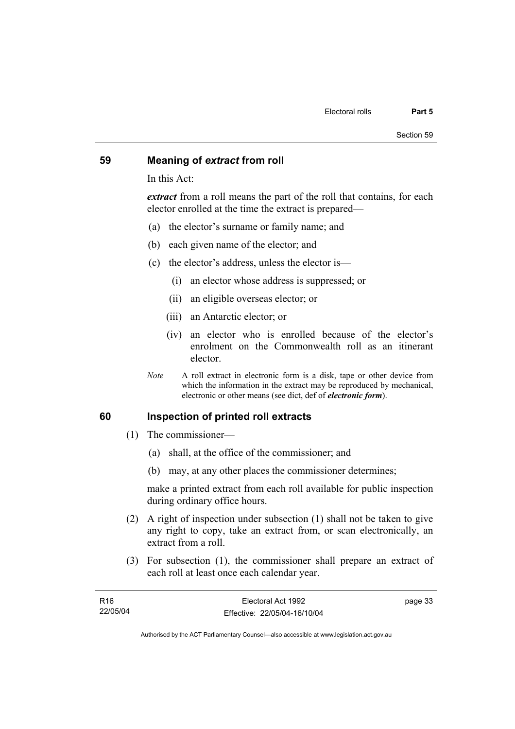## 59 Meaning of *extract* from roll

In this Act:

***extract*** from a roll means the part of the roll that contains, for each elector enrolled at the time the extract is prepared—

(a) the elector's surname or family name; and

(b) each given name of the elector; and

(c) the elector's address, unless the elector is—

  (i) an elector whose address is suppressed; or

  (ii) an eligible overseas elector; or

  (iii) an Antarctic elector; or

  (iv) an elector who is enrolled because of the elector's enrolment on the Commonwealth roll as an itinerant elector.

*Note* A roll extract in electronic form is a disk, tape or other device from which the information in the extract may be reproduced by mechanical, electronic or other means (see dict, def of ***electronic form***).

## 60 Inspection of printed roll extracts

(1) The commissioner—

(a) shall, at the office of the commissioner; and

(b) may, at any other places the commissioner determines;

make a printed extract from each roll available for public inspection during ordinary office hours.

(2) A right of inspection under subsection (1) shall not be taken to give any right to copy, take an extract from, or scan electronically, an extract from a roll.

(3) For subsection (1), the commissioner shall prepare an extract of each roll at least once each calendar year.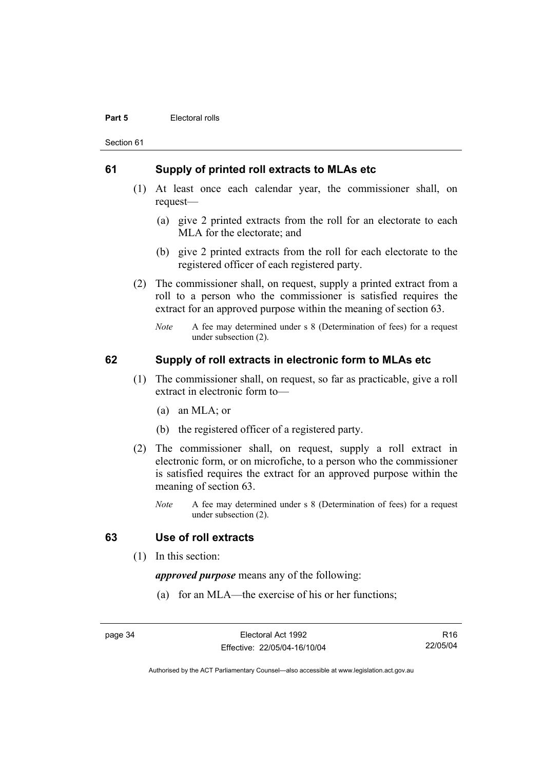## 61 Supply of printed roll extracts to MLAs etc

(1) At least once each calendar year, the commissioner shall, on request—

(a) give 2 printed extracts from the roll for an electorate to each MLA for the electorate; and

(b) give 2 printed extracts from the roll for each electorate to the registered officer of each registered party.

(2) The commissioner shall, on request, supply a printed extract from a roll to a person who the commissioner is satisfied requires the extract for an approved purpose within the meaning of section 63.

*Note* A fee may determined under s 8 (Determination of fees) for a request under subsection (2).

## 62 Supply of roll extracts in electronic form to MLAs etc

(1) The commissioner shall, on request, so far as practicable, give a roll extract in electronic form to—

(a) an MLA; or

(b) the registered officer of a registered party.

(2) The commissioner shall, on request, supply a roll extract in electronic form, or on microfiche, to a person who the commissioner is satisfied requires the extract for an approved purpose within the meaning of section 63.

*Note* A fee may determined under s 8 (Determination of fees) for a request under subsection (2).

## 63 Use of roll extracts

(1) In this section:

***approved purpose*** means any of the following:

(a) for an MLA—the exercise of his or her functions;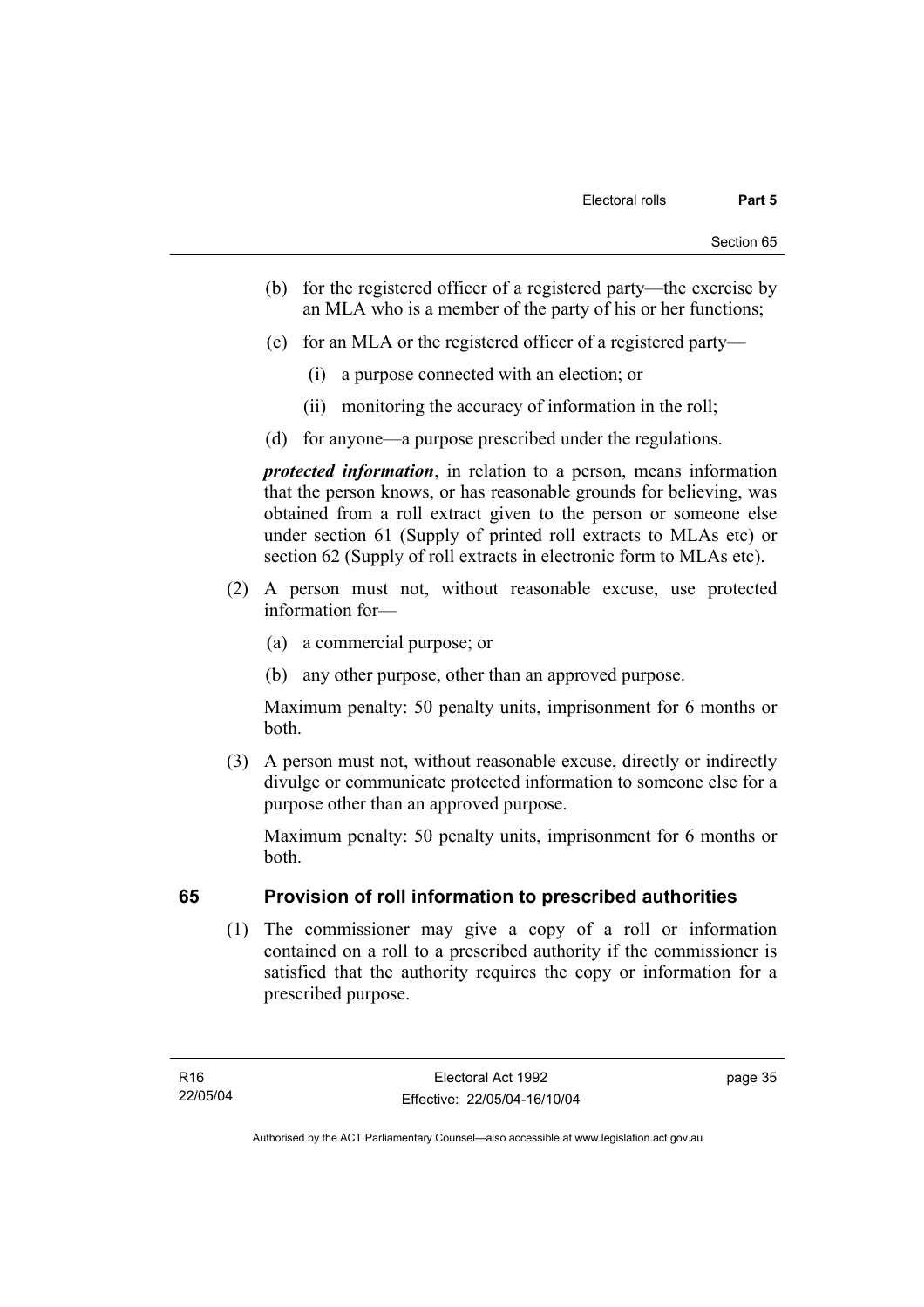(b) for the registered officer of a registered party—the exercise by an MLA who is a member of the party of his or her functions;

(c) for an MLA or the registered officer of a registered party—

(i) a purpose connected with an election; or

(ii) monitoring the accuracy of information in the roll;

(d) for anyone—a purpose prescribed under the regulations.

***protected information***, in relation to a person, means information that the person knows, or has reasonable grounds for believing, was obtained from a roll extract given to the person or someone else under section 61 (Supply of printed roll extracts to MLAs etc) or section 62 (Supply of roll extracts in electronic form to MLAs etc).

(2) A person must not, without reasonable excuse, use protected information for—

(a) a commercial purpose; or

(b) any other purpose, other than an approved purpose.

Maximum penalty: 50 penalty units, imprisonment for 6 months or both.

(3) A person must not, without reasonable excuse, directly or indirectly divulge or communicate protected information to someone else for a purpose other than an approved purpose.

Maximum penalty: 50 penalty units, imprisonment for 6 months or both.

## 65 Provision of roll information to prescribed authorities

(1) The commissioner may give a copy of a roll or information contained on a roll to a prescribed authority if the commissioner is satisfied that the authority requires the copy or information for a prescribed purpose.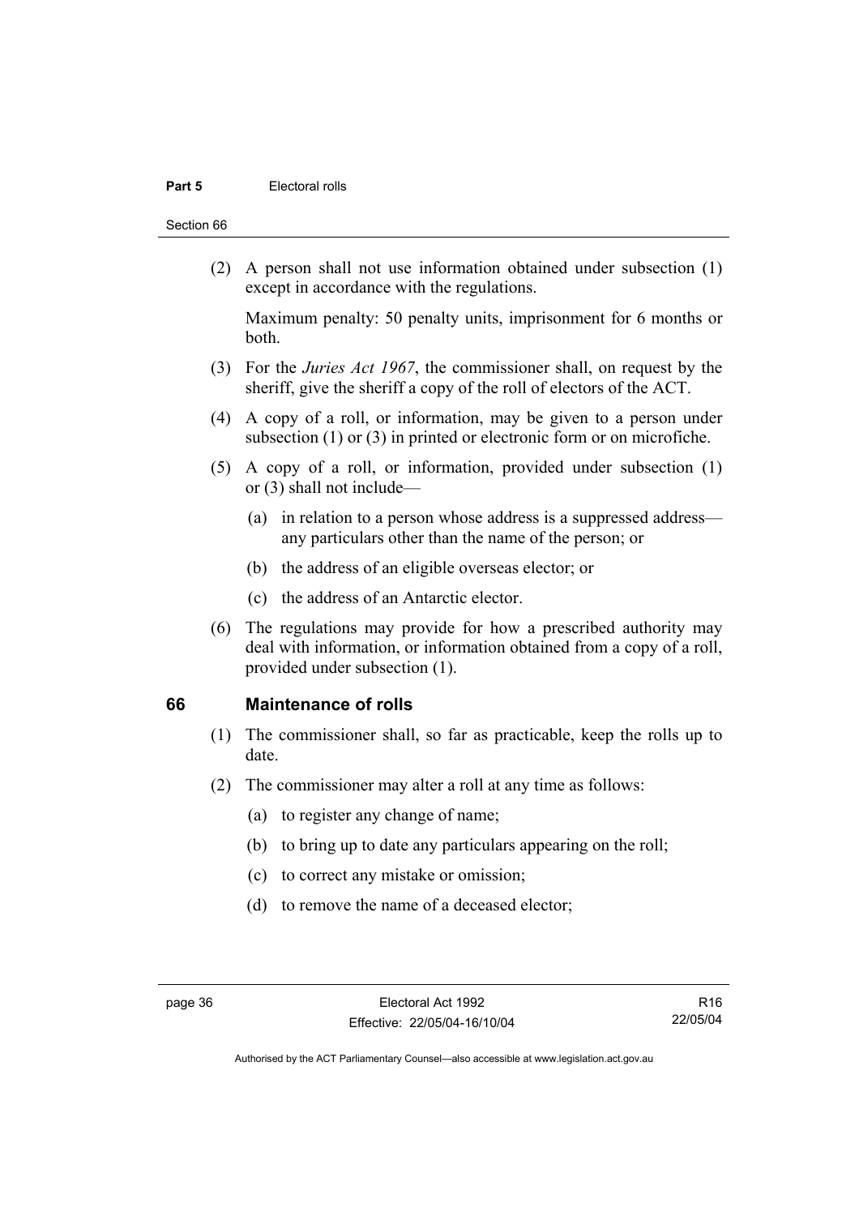(2) A person shall not use information obtained under subsection (1) except in accordance with the regulations.

Maximum penalty: 50 penalty units, imprisonment for 6 months or both.

(3) For the *Juries Act 1967*, the commissioner shall, on request by the sheriff, give the sheriff a copy of the roll of electors of the ACT.

(4) A copy of a roll, or information, may be given to a person under subsection (1) or (3) in printed or electronic form or on microfiche.

(5) A copy of a roll, or information, provided under subsection (1) or (3) shall not include—

(a) in relation to a person whose address is a suppressed address—any particulars other than the name of the person; or

(b) the address of an eligible overseas elector; or

(c) the address of an Antarctic elector.

(6) The regulations may provide for how a prescribed authority may deal with information, or information obtained from a copy of a roll, provided under subsection (1).

## 66 Maintenance of rolls

(1) The commissioner shall, so far as practicable, keep the rolls up to date.

(2) The commissioner may alter a roll at any time as follows:

(a) to register any change of name;

(b) to bring up to date any particulars appearing on the roll;

(c) to correct any mistake or omission;

(d) to remove the name of a deceased elector;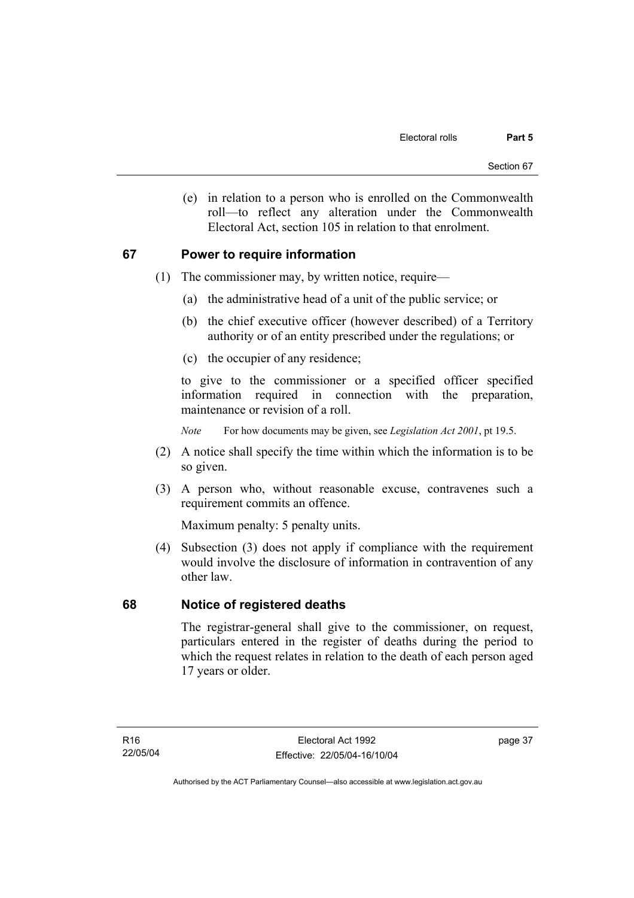(e) in relation to a person who is enrolled on the Commonwealth roll—to reflect any alteration under the Commonwealth Electoral Act, section 105 in relation to that enrolment.

## 67 Power to require information

(1) The commissioner may, by written notice, require—

(a) the administrative head of a unit of the public service; or

(b) the chief executive officer (however described) of a Territory authority or of an entity prescribed under the regulations; or

(c) the occupier of any residence;

to give to the commissioner or a specified officer specified information required in connection with the preparation, maintenance or revision of a roll.

*Note* For how documents may be given, see *Legislation Act 2001*, pt 19.5.

(2) A notice shall specify the time within which the information is to be so given.

(3) A person who, without reasonable excuse, contravenes such a requirement commits an offence.

Maximum penalty: 5 penalty units.

(4) Subsection (3) does not apply if compliance with the requirement would involve the disclosure of information in contravention of any other law.

## 68 Notice of registered deaths

The registrar-general shall give to the commissioner, on request, particulars entered in the register of deaths during the period to which the request relates in relation to the death of each person aged 17 years or older.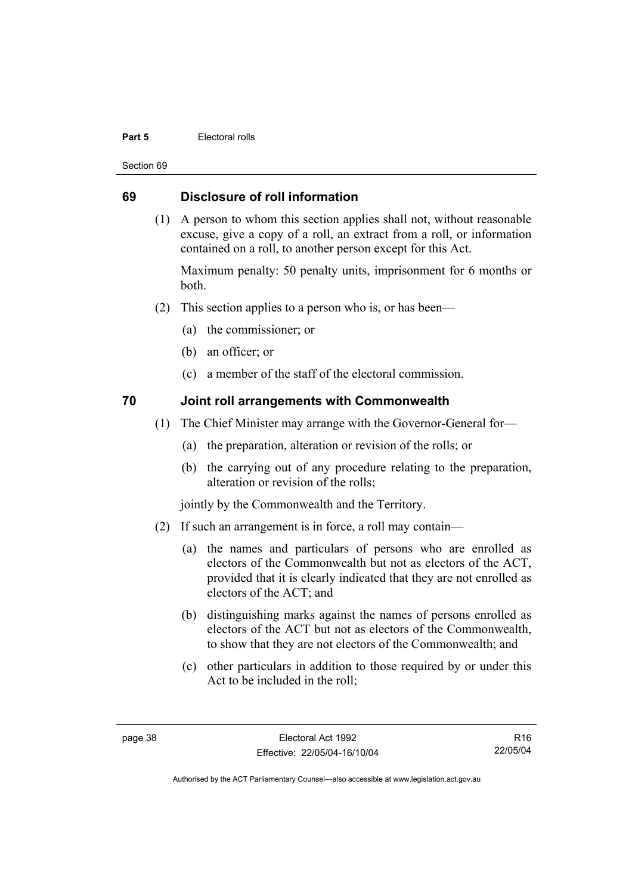## 69 Disclosure of roll information

(1) A person to whom this section applies shall not, without reasonable excuse, give a copy of a roll, an extract from a roll, or information contained on a roll, to another person except for this Act.

Maximum penalty: 50 penalty units, imprisonment for 6 months or both.

(2) This section applies to a person who is, or has been—

(a) the commissioner; or

(b) an officer; or

(c) a member of the staff of the electoral commission.

## 70 Joint roll arrangements with Commonwealth

(1) The Chief Minister may arrange with the Governor-General for—

(a) the preparation, alteration or revision of the rolls; or

(b) the carrying out of any procedure relating to the preparation, alteration or revision of the rolls;

jointly by the Commonwealth and the Territory.

(2) If such an arrangement is in force, a roll may contain—

(a) the names and particulars of persons who are enrolled as electors of the Commonwealth but not as electors of the ACT, provided that it is clearly indicated that they are not enrolled as electors of the ACT; and

(b) distinguishing marks against the names of persons enrolled as electors of the ACT but not as electors of the Commonwealth, to show that they are not electors of the Commonwealth; and

(c) other particulars in addition to those required by or under this Act to be included in the roll;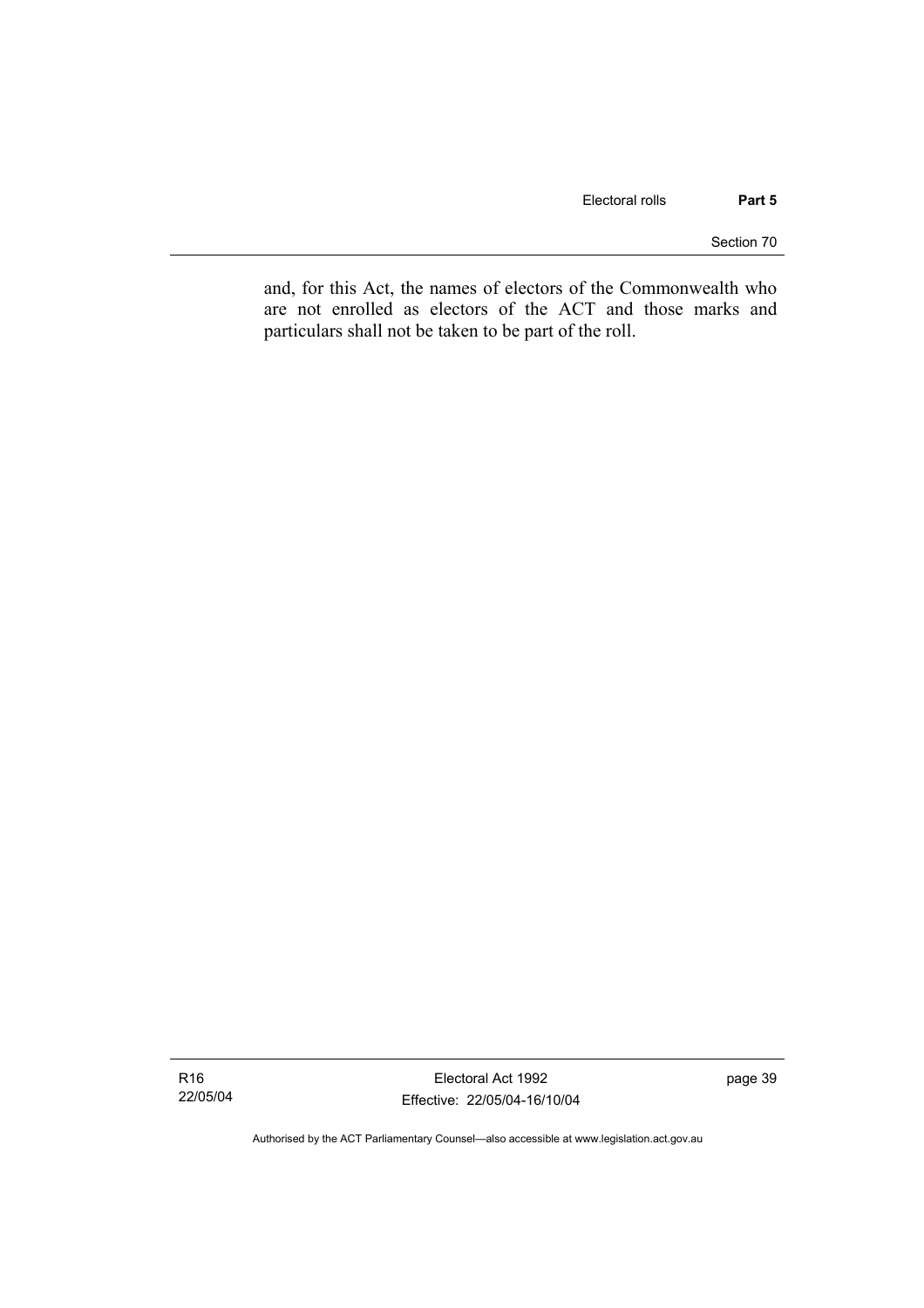and, for this Act, the names of electors of the Commonwealth who are not enrolled as electors of the ACT and those marks and particulars shall not be taken to be part of the roll.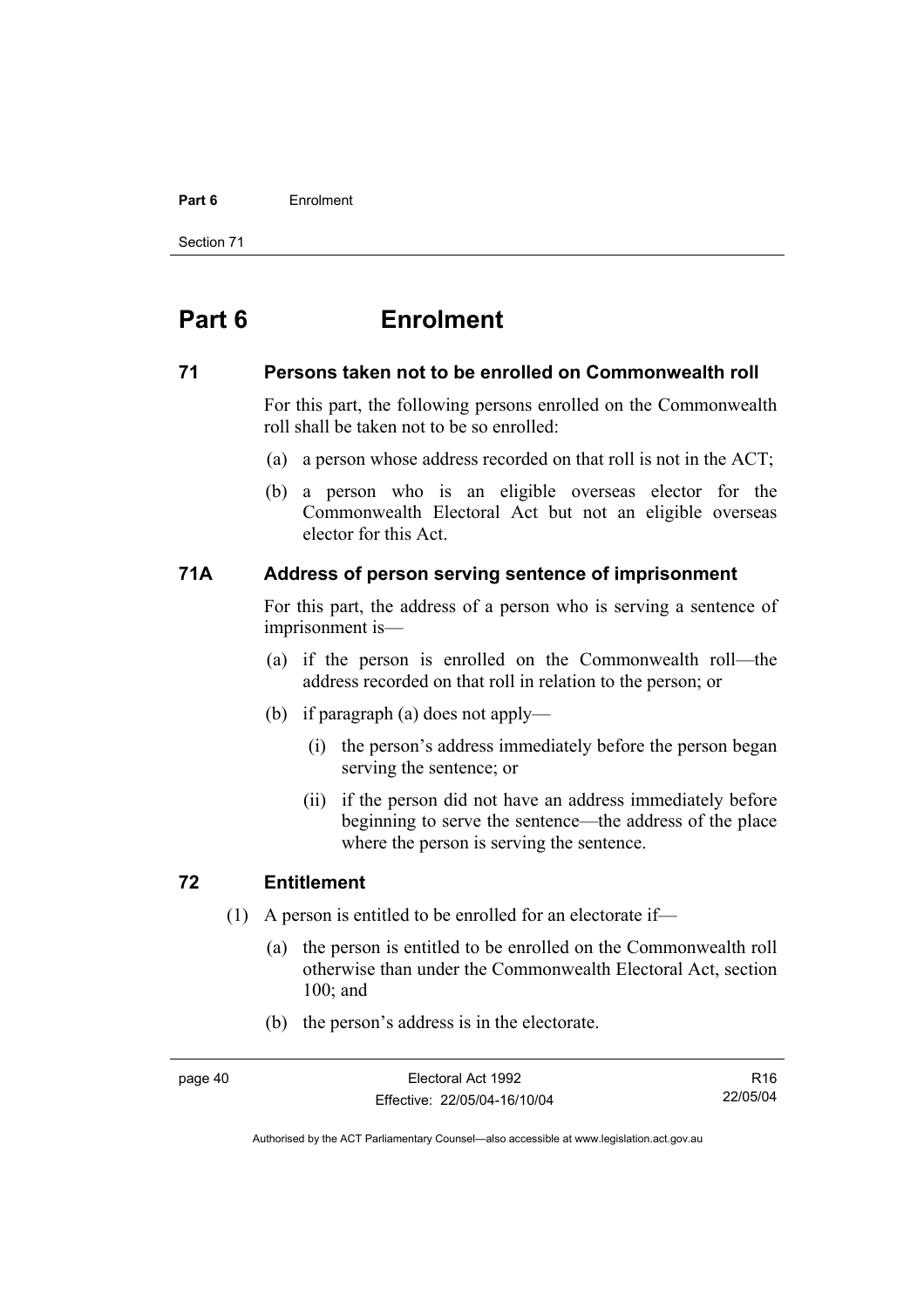# Part 6 Enrolment

## 71 Persons taken not to be enrolled on Commonwealth roll

For this part, the following persons enrolled on the Commonwealth roll shall be taken not to be so enrolled:

(a) a person whose address recorded on that roll is not in the ACT;

(b) a person who is an eligible overseas elector for the Commonwealth Electoral Act but not an eligible overseas elector for this Act.

## 71A Address of person serving sentence of imprisonment

For this part, the address of a person who is serving a sentence of imprisonment is—

(a) if the person is enrolled on the Commonwealth roll—the address recorded on that roll in relation to the person; or

(b) if paragraph (a) does not apply—

(i) the person's address immediately before the person began serving the sentence; or

(ii) if the person did not have an address immediately before beginning to serve the sentence—the address of the place where the person is serving the sentence.

## 72 Entitlement

(1) A person is entitled to be enrolled for an electorate if—

(a) the person is entitled to be enrolled on the Commonwealth roll otherwise than under the Commonwealth Electoral Act, section 100; and

(b) the person's address is in the electorate.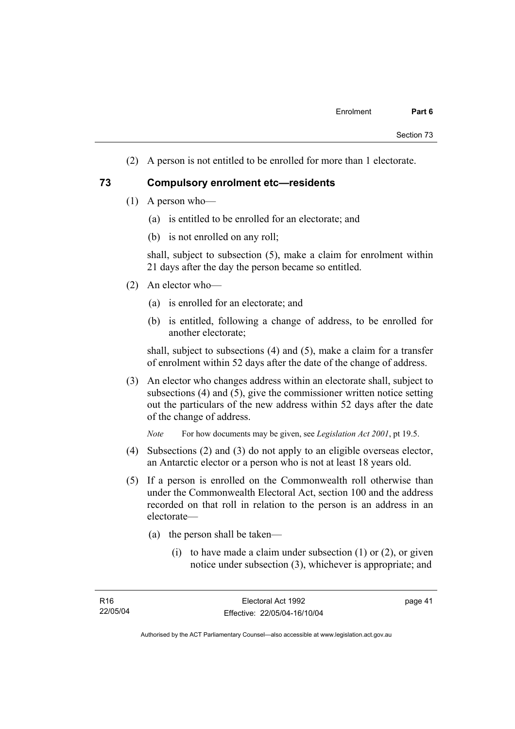(2) A person is not entitled to be enrolled for more than 1 electorate.

## 73 Compulsory enrolment etc—residents

(1) A person who—

(a) is entitled to be enrolled for an electorate; and

(b) is not enrolled on any roll;

shall, subject to subsection (5), make a claim for enrolment within 21 days after the day the person became so entitled.

(2) An elector who—

(a) is enrolled for an electorate; and

(b) is entitled, following a change of address, to be enrolled for another electorate;

shall, subject to subsections (4) and (5), make a claim for a transfer of enrolment within 52 days after the date of the change of address.

(3) An elector who changes address within an electorate shall, subject to subsections (4) and (5), give the commissioner written notice setting out the particulars of the new address within 52 days after the date of the change of address.

*Note* For how documents may be given, see *Legislation Act 2001*, pt 19.5.

(4) Subsections (2) and (3) do not apply to an eligible overseas elector, an Antarctic elector or a person who is not at least 18 years old.

(5) If a person is enrolled on the Commonwealth roll otherwise than under the Commonwealth Electoral Act, section 100 and the address recorded on that roll in relation to the person is an address in an electorate—

(a) the person shall be taken—

(i) to have made a claim under subsection (1) or (2), or given notice under subsection (3), whichever is appropriate; and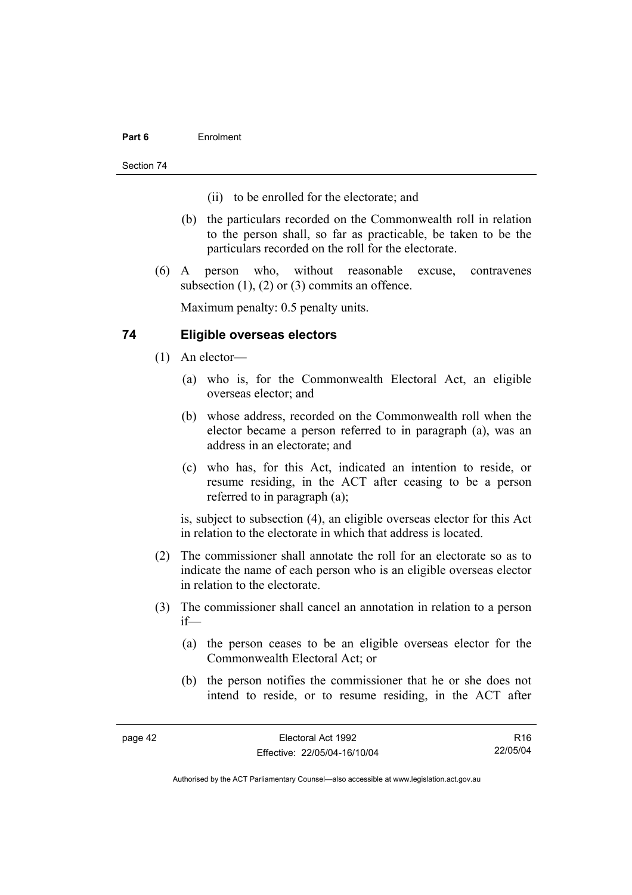(ii) to be enrolled for the electorate; and

(b) the particulars recorded on the Commonwealth roll in relation to the person shall, so far as practicable, be taken to be the particulars recorded on the roll for the electorate.

(6) A person who, without reasonable excuse, contravenes subsection (1), (2) or (3) commits an offence.

Maximum penalty: 0.5 penalty units.

## 74 Eligible overseas electors

(1) An elector—

(a) who is, for the Commonwealth Electoral Act, an eligible overseas elector; and

(b) whose address, recorded on the Commonwealth roll when the elector became a person referred to in paragraph (a), was an address in an electorate; and

(c) who has, for this Act, indicated an intention to reside, or resume residing, in the ACT after ceasing to be a person referred to in paragraph (a);

is, subject to subsection (4), an eligible overseas elector for this Act in relation to the electorate in which that address is located.

(2) The commissioner shall annotate the roll for an electorate so as to indicate the name of each person who is an eligible overseas elector in relation to the electorate.

(3) The commissioner shall cancel an annotation in relation to a person if—

(a) the person ceases to be an eligible overseas elector for the Commonwealth Electoral Act; or

(b) the person notifies the commissioner that he or she does not intend to reside, or to resume residing, in the ACT after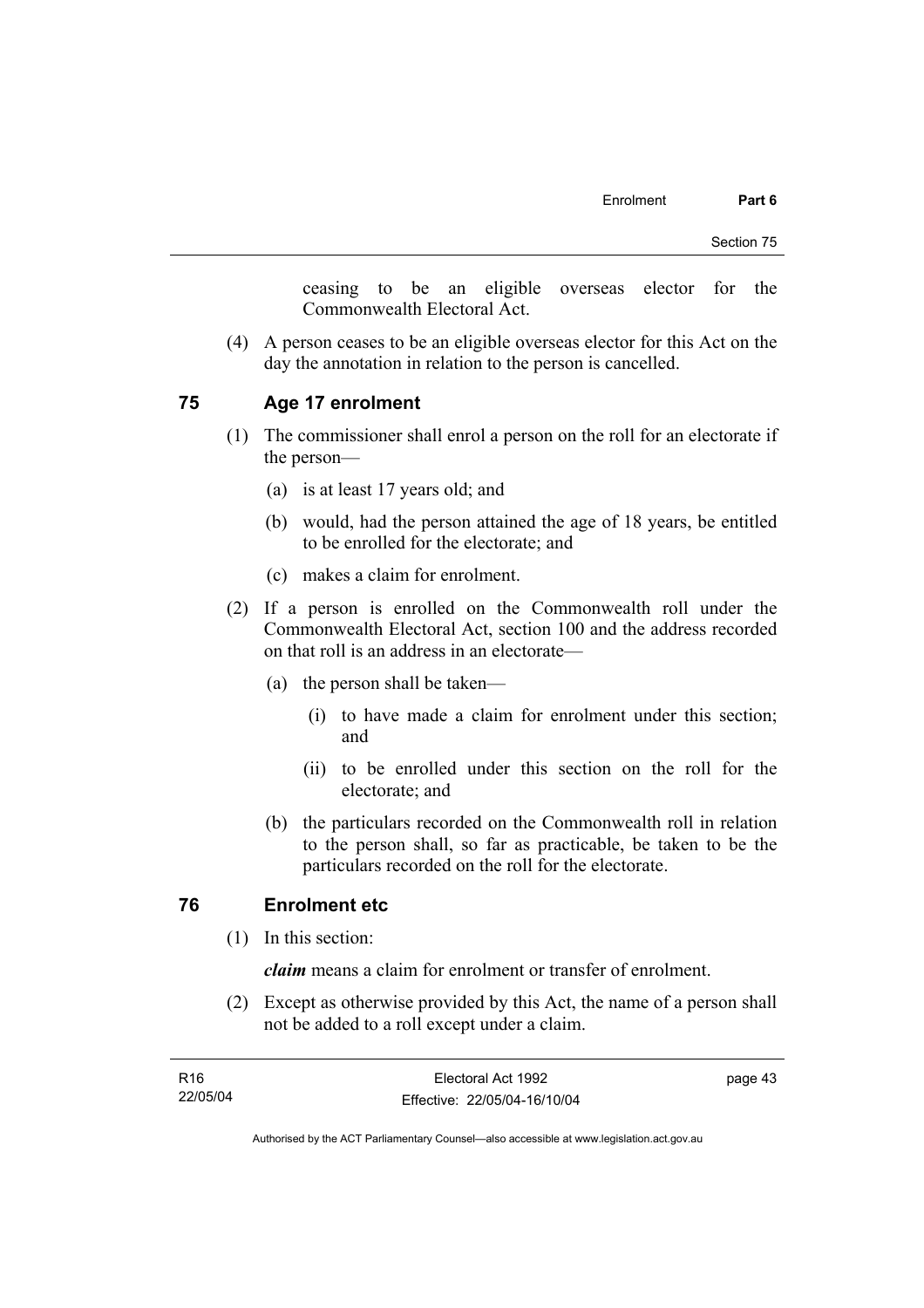ceasing to be an eligible overseas elector for the Commonwealth Electoral Act.

(4) A person ceases to be an eligible overseas elector for this Act on the day the annotation in relation to the person is cancelled.

## 75 Age 17 enrolment

(1) The commissioner shall enrol a person on the roll for an electorate if the person—

(a) is at least 17 years old; and

(b) would, had the person attained the age of 18 years, be entitled to be enrolled for the electorate; and

(c) makes a claim for enrolment.

(2) If a person is enrolled on the Commonwealth roll under the Commonwealth Electoral Act, section 100 and the address recorded on that roll is an address in an electorate—

(a) the person shall be taken—

(i) to have made a claim for enrolment under this section; and

(ii) to be enrolled under this section on the roll for the electorate; and

(b) the particulars recorded on the Commonwealth roll in relation to the person shall, so far as practicable, be taken to be the particulars recorded on the roll for the electorate.

## 76 Enrolment etc

(1) In this section:

***claim*** means a claim for enrolment or transfer of enrolment.

(2) Except as otherwise provided by this Act, the name of a person shall not be added to a roll except under a claim.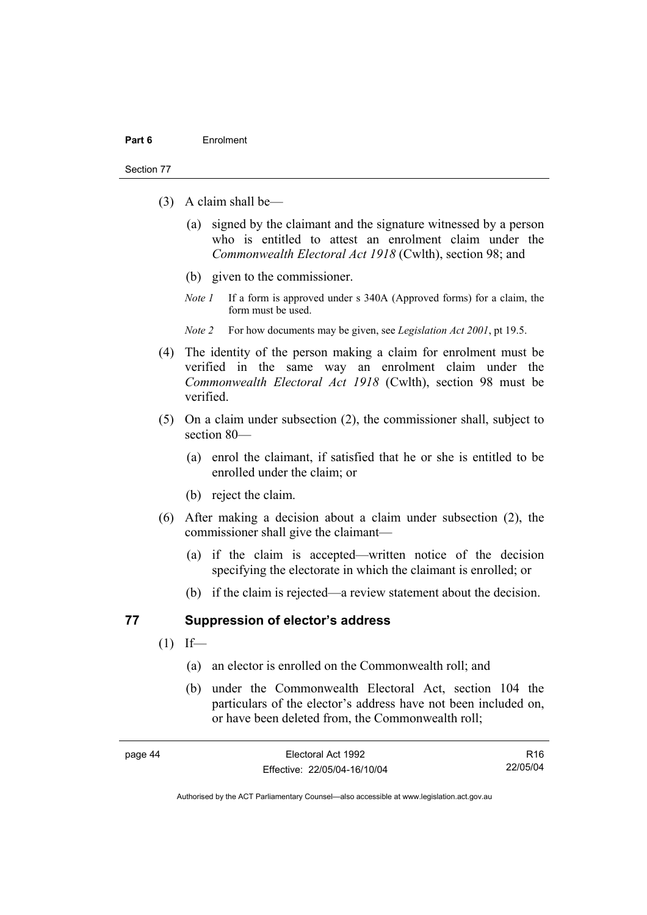(3) A claim shall be—

(a) signed by the claimant and the signature witnessed by a person who is entitled to attest an enrolment claim under the *Commonwealth Electoral Act 1918* (Cwlth), section 98; and

(b) given to the commissioner.

*Note 1* If a form is approved under s 340A (Approved forms) for a claim, the form must be used.

*Note 2* For how documents may be given, see *Legislation Act 2001*, pt 19.5.

(4) The identity of the person making a claim for enrolment must be verified in the same way an enrolment claim under the *Commonwealth Electoral Act 1918* (Cwlth), section 98 must be verified.

(5) On a claim under subsection (2), the commissioner shall, subject to section 80—

(a) enrol the claimant, if satisfied that he or she is entitled to be enrolled under the claim; or

(b) reject the claim.

(6) After making a decision about a claim under subsection (2), the commissioner shall give the claimant—

(a) if the claim is accepted—written notice of the decision specifying the electorate in which the claimant is enrolled; or

(b) if the claim is rejected—a review statement about the decision.

## 77 Suppression of elector's address

(1) If—

(a) an elector is enrolled on the Commonwealth roll; and

(b) under the Commonwealth Electoral Act, section 104 the particulars of the elector's address have not been included on, or have been deleted from, the Commonwealth roll;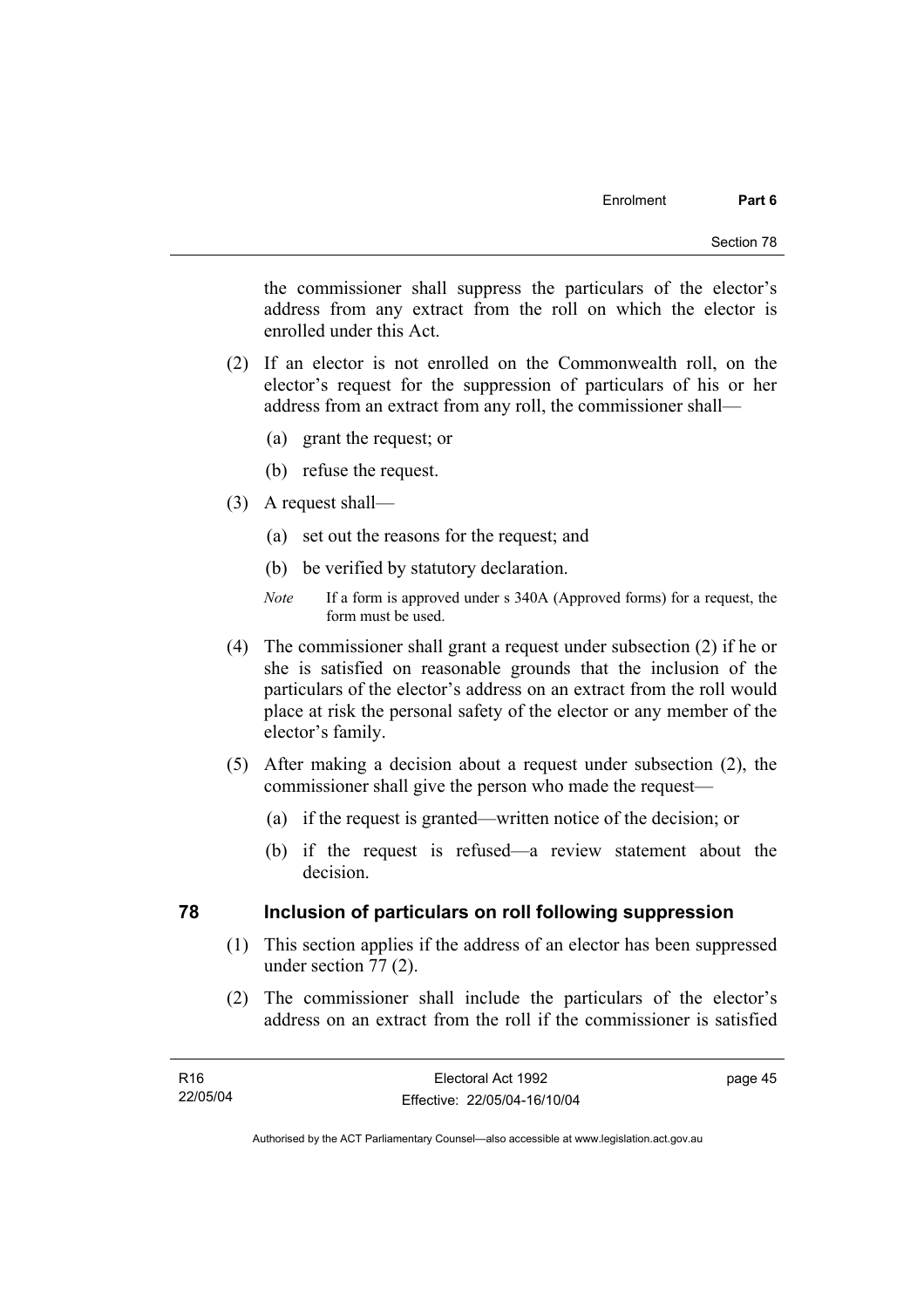the commissioner shall suppress the particulars of the elector's address from any extract from the roll on which the elector is enrolled under this Act.

(2) If an elector is not enrolled on the Commonwealth roll, on the elector's request for the suppression of particulars of his or her address from an extract from any roll, the commissioner shall—

(a) grant the request; or

(b) refuse the request.

(3) A request shall—

(a) set out the reasons for the request; and

(b) be verified by statutory declaration.

*Note* If a form is approved under s 340A (Approved forms) for a request, the form must be used.

(4) The commissioner shall grant a request under subsection (2) if he or she is satisfied on reasonable grounds that the inclusion of the particulars of the elector's address on an extract from the roll would place at risk the personal safety of the elector or any member of the elector's family.

(5) After making a decision about a request under subsection (2), the commissioner shall give the person who made the request—

(a) if the request is granted—written notice of the decision; or

(b) if the request is refused—a review statement about the decision.

## 78 Inclusion of particulars on roll following suppression

(1) This section applies if the address of an elector has been suppressed under section 77 (2).

(2) The commissioner shall include the particulars of the elector's address on an extract from the roll if the commissioner is satisfied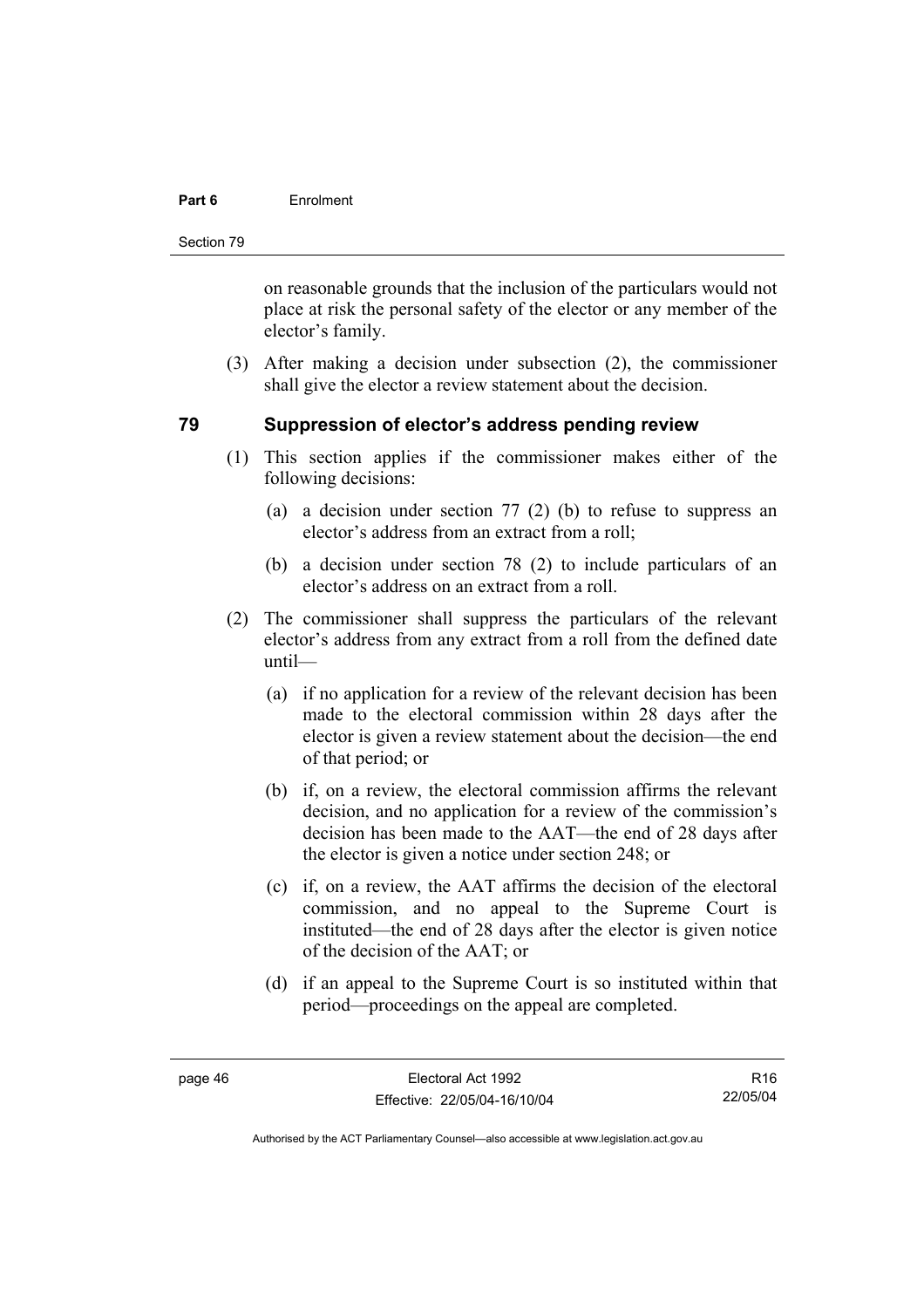on reasonable grounds that the inclusion of the particulars would not place at risk the personal safety of the elector or any member of the elector's family.

(3) After making a decision under subsection (2), the commissioner shall give the elector a review statement about the decision.

## 79 Suppression of elector's address pending review

(1) This section applies if the commissioner makes either of the following decisions:

(a) a decision under section 77 (2) (b) to refuse to suppress an elector's address from an extract from a roll;

(b) a decision under section 78 (2) to include particulars of an elector's address on an extract from a roll.

(2) The commissioner shall suppress the particulars of the relevant elector's address from any extract from a roll from the defined date until—

(a) if no application for a review of the relevant decision has been made to the electoral commission within 28 days after the elector is given a review statement about the decision—the end of that period; or

(b) if, on a review, the electoral commission affirms the relevant decision, and no application for a review of the commission's decision has been made to the AAT—the end of 28 days after the elector is given a notice under section 248; or

(c) if, on a review, the AAT affirms the decision of the electoral commission, and no appeal to the Supreme Court is instituted—the end of 28 days after the elector is given notice of the decision of the AAT; or

(d) if an appeal to the Supreme Court is so instituted within that period—proceedings on the appeal are completed.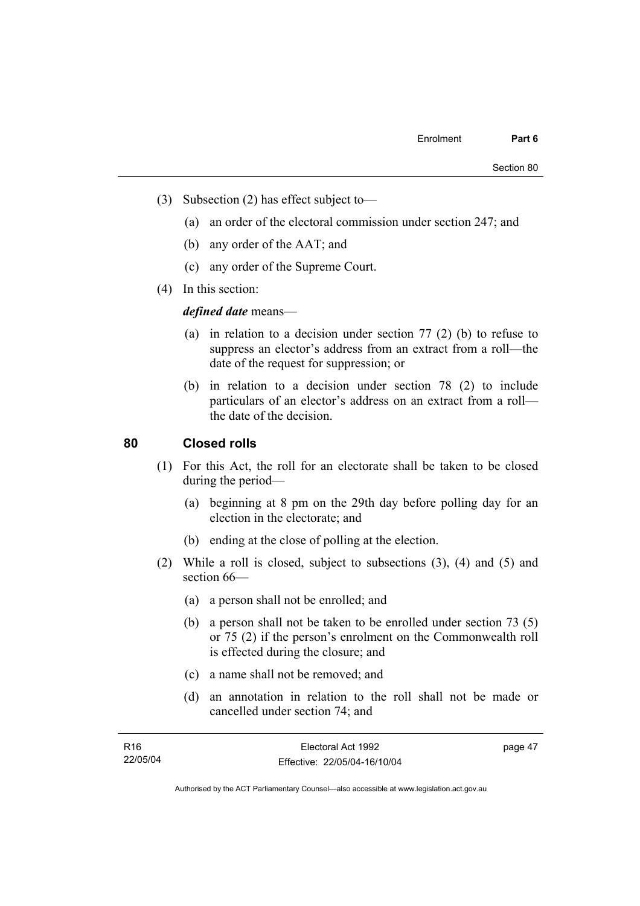(3) Subsection (2) has effect subject to—

(a) an order of the electoral commission under section 247; and

(b) any order of the AAT; and

(c) any order of the Supreme Court.

(4) In this section:

***defined date*** means—

(a) in relation to a decision under section 77 (2) (b) to refuse to suppress an elector's address from an extract from a roll—the date of the request for suppression; or

(b) in relation to a decision under section 78 (2) to include particulars of an elector's address on an extract from a roll—the date of the decision.

## 80 Closed rolls

(1) For this Act, the roll for an electorate shall be taken to be closed during the period—

(a) beginning at 8 pm on the 29th day before polling day for an election in the electorate; and

(b) ending at the close of polling at the election.

(2) While a roll is closed, subject to subsections (3), (4) and (5) and section 66—

(a) a person shall not be enrolled; and

(b) a person shall not be taken to be enrolled under section 73 (5) or 75 (2) if the person's enrolment on the Commonwealth roll is effected during the closure; and

(c) a name shall not be removed; and

(d) an annotation in relation to the roll shall not be made or cancelled under section 74; and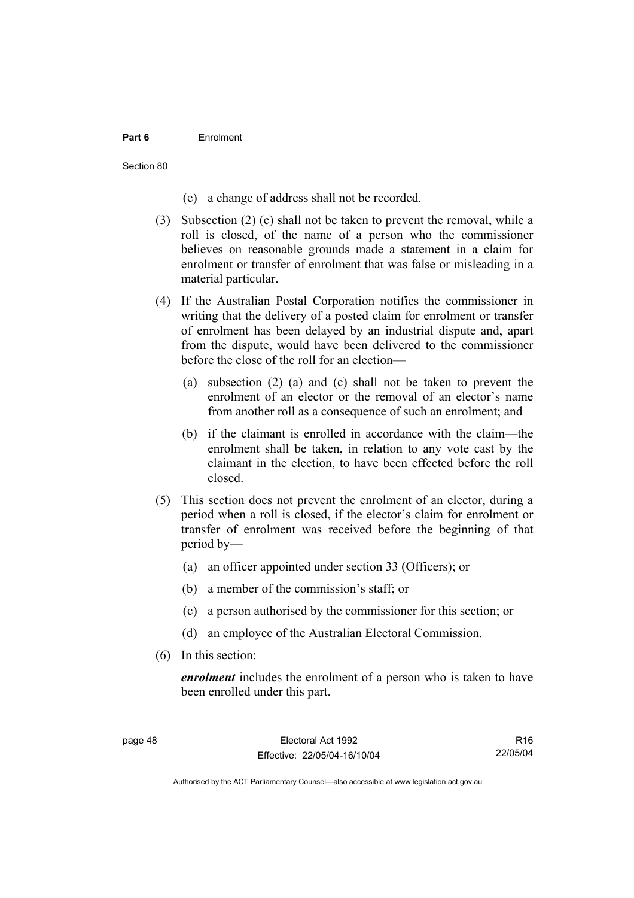(e) a change of address shall not be recorded.

(3) Subsection (2) (c) shall not be taken to prevent the removal, while a roll is closed, of the name of a person who the commissioner believes on reasonable grounds made a statement in a claim for enrolment or transfer of enrolment that was false or misleading in a material particular.

(4) If the Australian Postal Corporation notifies the commissioner in writing that the delivery of a posted claim for enrolment or transfer of enrolment has been delayed by an industrial dispute and, apart from the dispute, would have been delivered to the commissioner before the close of the roll for an election—

(a) subsection (2) (a) and (c) shall not be taken to prevent the enrolment of an elector or the removal of an elector's name from another roll as a consequence of such an enrolment; and

(b) if the claimant is enrolled in accordance with the claim—the enrolment shall be taken, in relation to any vote cast by the claimant in the election, to have been effected before the roll closed.

(5) This section does not prevent the enrolment of an elector, during a period when a roll is closed, if the elector's claim for enrolment or transfer of enrolment was received before the beginning of that period by—

(a) an officer appointed under section 33 (Officers); or

(b) a member of the commission's staff; or

(c) a person authorised by the commissioner for this section; or

(d) an employee of the Australian Electoral Commission.

(6) In this section:

***enrolment*** includes the enrolment of a person who is taken to have been enrolled under this part.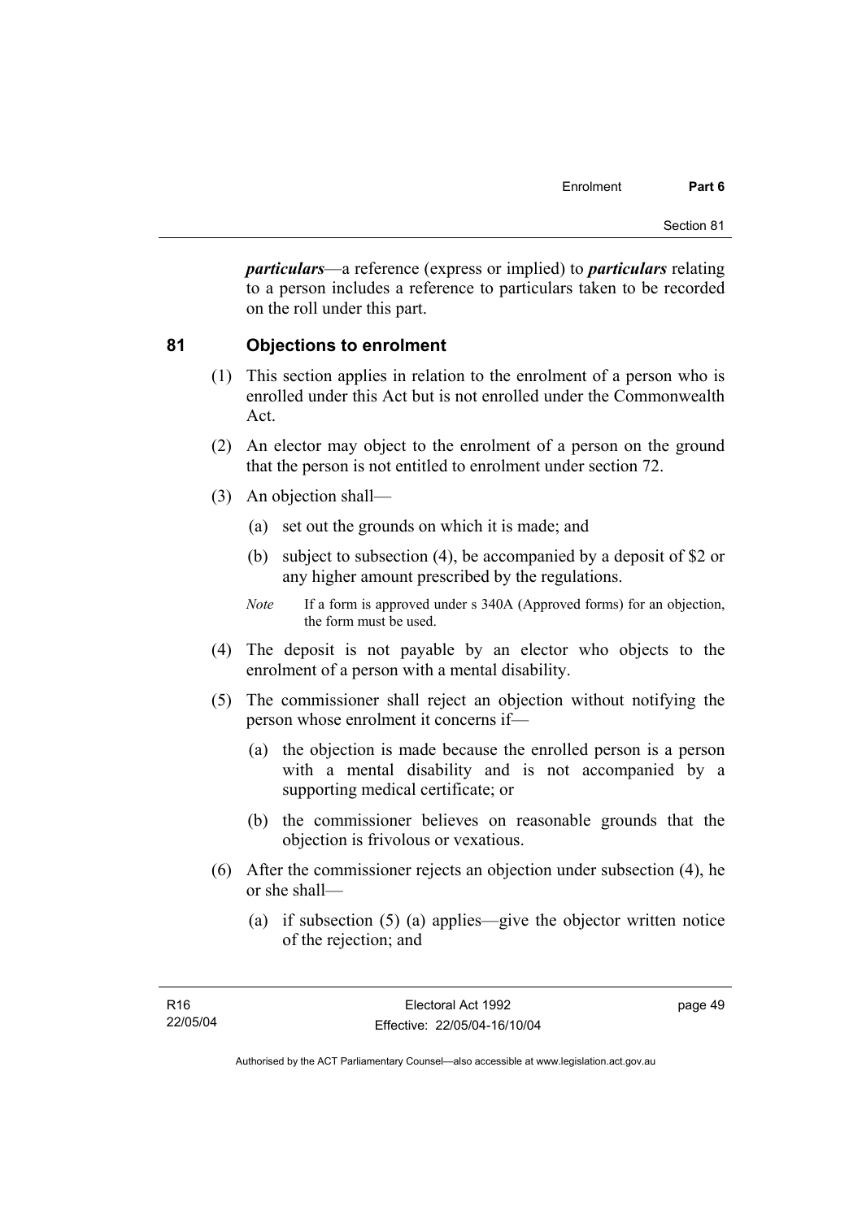***particulars***—a reference (express or implied) to ***particulars*** relating to a person includes a reference to particulars taken to be recorded on the roll under this part.

## 81 Objections to enrolment

(1) This section applies in relation to the enrolment of a person who is enrolled under this Act but is not enrolled under the Commonwealth Act.

(2) An elector may object to the enrolment of a person on the ground that the person is not entitled to enrolment under section 72.

(3) An objection shall—

(a) set out the grounds on which it is made; and

(b) subject to subsection (4), be accompanied by a deposit of $2 or any higher amount prescribed by the regulations.

*Note* If a form is approved under s 340A (Approved forms) for an objection, the form must be used.

(4) The deposit is not payable by an elector who objects to the enrolment of a person with a mental disability.

(5) The commissioner shall reject an objection without notifying the person whose enrolment it concerns if—

(a) the objection is made because the enrolled person is a person with a mental disability and is not accompanied by a supporting medical certificate; or

(b) the commissioner believes on reasonable grounds that the objection is frivolous or vexatious.

(6) After the commissioner rejects an objection under subsection (4), he or she shall—

(a) if subsection (5) (a) applies—give the objector written notice of the rejection; and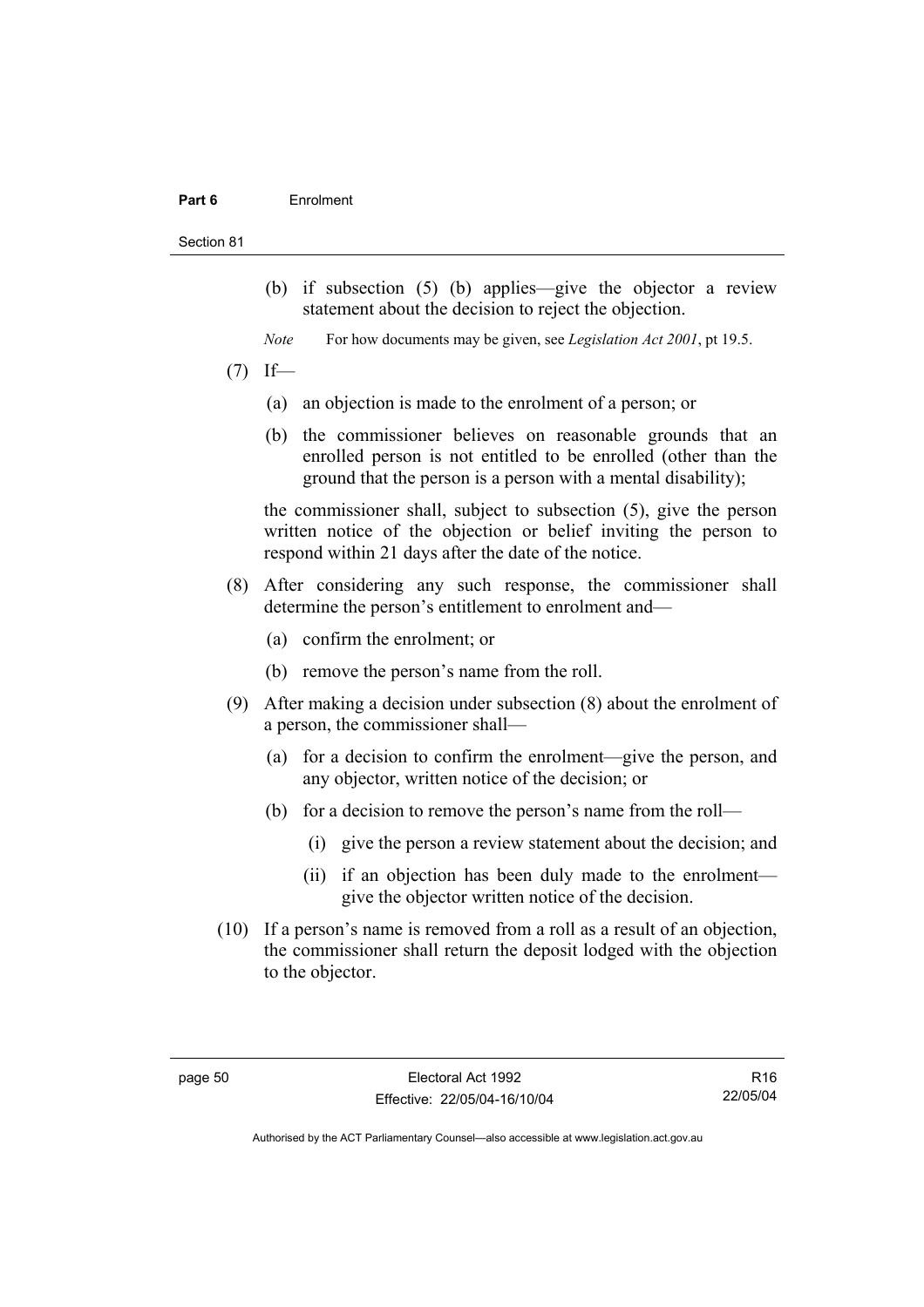(b) if subsection (5) (b) applies—give the objector a review statement about the decision to reject the objection.

*Note* For how documents may be given, see *Legislation Act 2001*, pt 19.5.

(7) If—

(a) an objection is made to the enrolment of a person; or

(b) the commissioner believes on reasonable grounds that an enrolled person is not entitled to be enrolled (other than the ground that the person is a person with a mental disability);

the commissioner shall, subject to subsection (5), give the person written notice of the objection or belief inviting the person to respond within 21 days after the date of the notice.

(8) After considering any such response, the commissioner shall determine the person's entitlement to enrolment and—

(a) confirm the enrolment; or

(b) remove the person's name from the roll.

(9) After making a decision under subsection (8) about the enrolment of a person, the commissioner shall—

(a) for a decision to confirm the enrolment—give the person, and any objector, written notice of the decision; or

(b) for a decision to remove the person's name from the roll—

(i) give the person a review statement about the decision; and

(ii) if an objection has been duly made to the enrolment—give the objector written notice of the decision.

(10) If a person's name is removed from a roll as a result of an objection, the commissioner shall return the deposit lodged with the objection to the objector.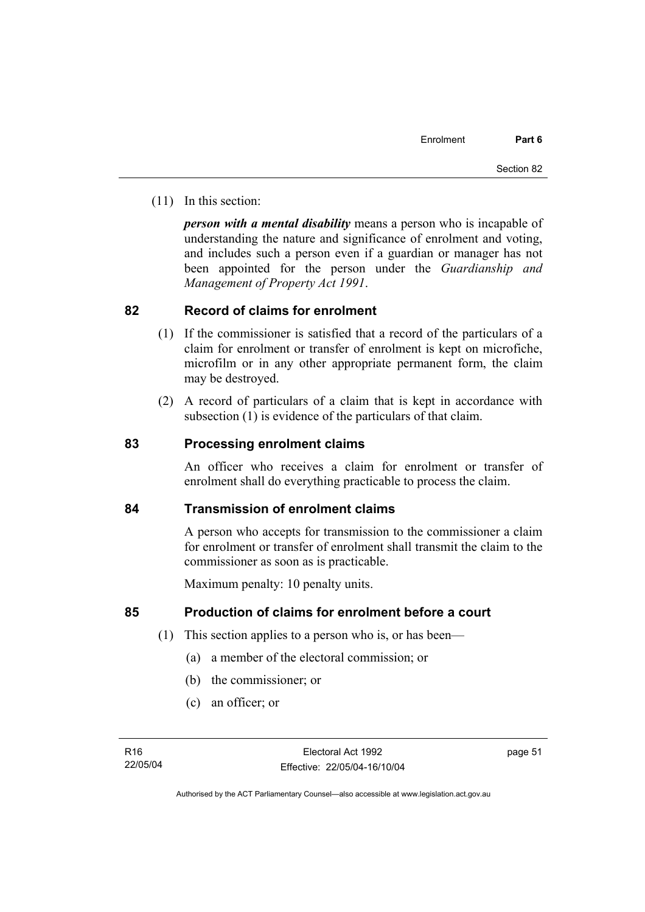(11) In this section:

***person with a mental disability*** means a person who is incapable of understanding the nature and significance of enrolment and voting, and includes such a person even if a guardian or manager has not been appointed for the person under the *Guardianship and Management of Property Act 1991*.

## 82 Record of claims for enrolment

(1) If the commissioner is satisfied that a record of the particulars of a claim for enrolment or transfer of enrolment is kept on microfiche, microfilm or in any other appropriate permanent form, the claim may be destroyed.

(2) A record of particulars of a claim that is kept in accordance with subsection (1) is evidence of the particulars of that claim.

## 83 Processing enrolment claims

An officer who receives a claim for enrolment or transfer of enrolment shall do everything practicable to process the claim.

## 84 Transmission of enrolment claims

A person who accepts for transmission to the commissioner a claim for enrolment or transfer of enrolment shall transmit the claim to the commissioner as soon as is practicable.

Maximum penalty: 10 penalty units.

## 85 Production of claims for enrolment before a court

(1) This section applies to a person who is, or has been—

(a) a member of the electoral commission; or

(b) the commissioner; or

(c) an officer; or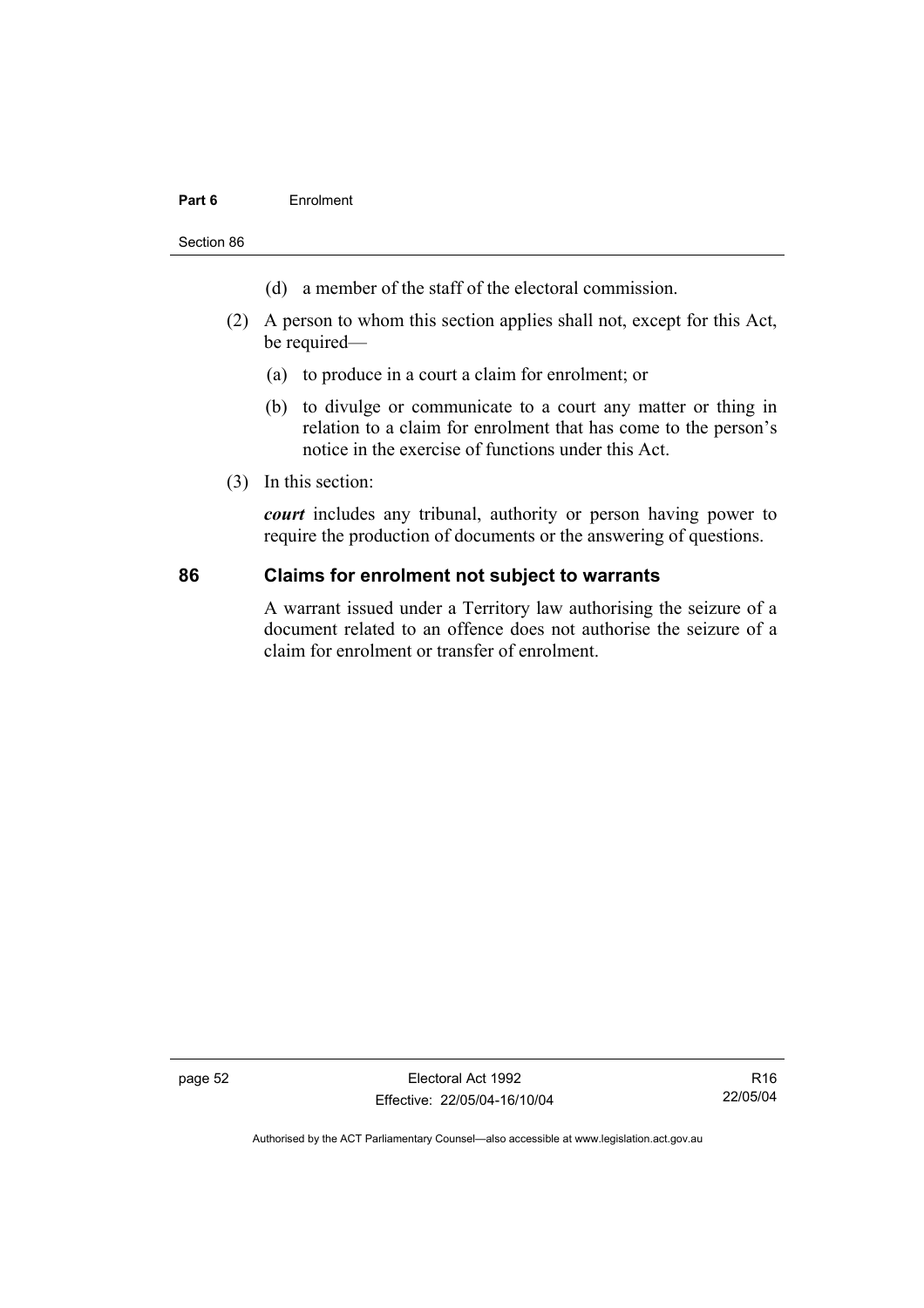(d) a member of the staff of the electoral commission.

(2) A person to whom this section applies shall not, except for this Act, be required—

(a) to produce in a court a claim for enrolment; or

(b) to divulge or communicate to a court any matter or thing in relation to a claim for enrolment that has come to the person's notice in the exercise of functions under this Act.

(3) In this section:

***court*** includes any tribunal, authority or person having power to require the production of documents or the answering of questions.

## 86 Claims for enrolment not subject to warrants

A warrant issued under a Territory law authorising the seizure of a document related to an offence does not authorise the seizure of a claim for enrolment or transfer of enrolment.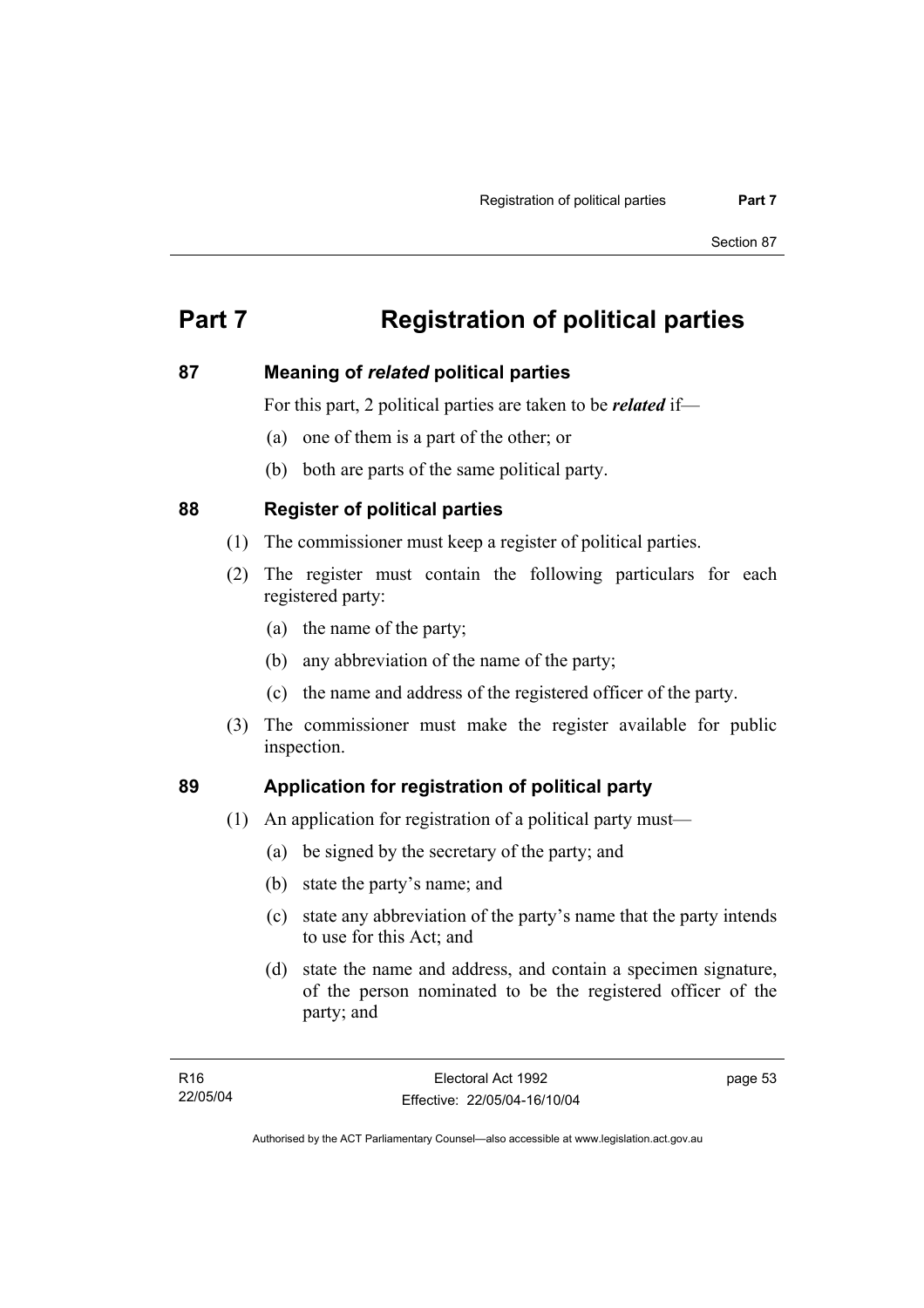# Part 7 Registration of political parties

## 87 Meaning of *related* political parties

For this part, 2 political parties are taken to be ***related*** if—

(a) one of them is a part of the other; or

(b) both are parts of the same political party.

## 88 Register of political parties

(1) The commissioner must keep a register of political parties.

(2) The register must contain the following particulars for each registered party:

(a) the name of the party;

(b) any abbreviation of the name of the party;

(c) the name and address of the registered officer of the party.

(3) The commissioner must make the register available for public inspection.

## 89 Application for registration of political party

(1) An application for registration of a political party must—

(a) be signed by the secretary of the party; and

(b) state the party's name; and

(c) state any abbreviation of the party's name that the party intends to use for this Act; and

(d) state the name and address, and contain a specimen signature, of the person nominated to be the registered officer of the party; and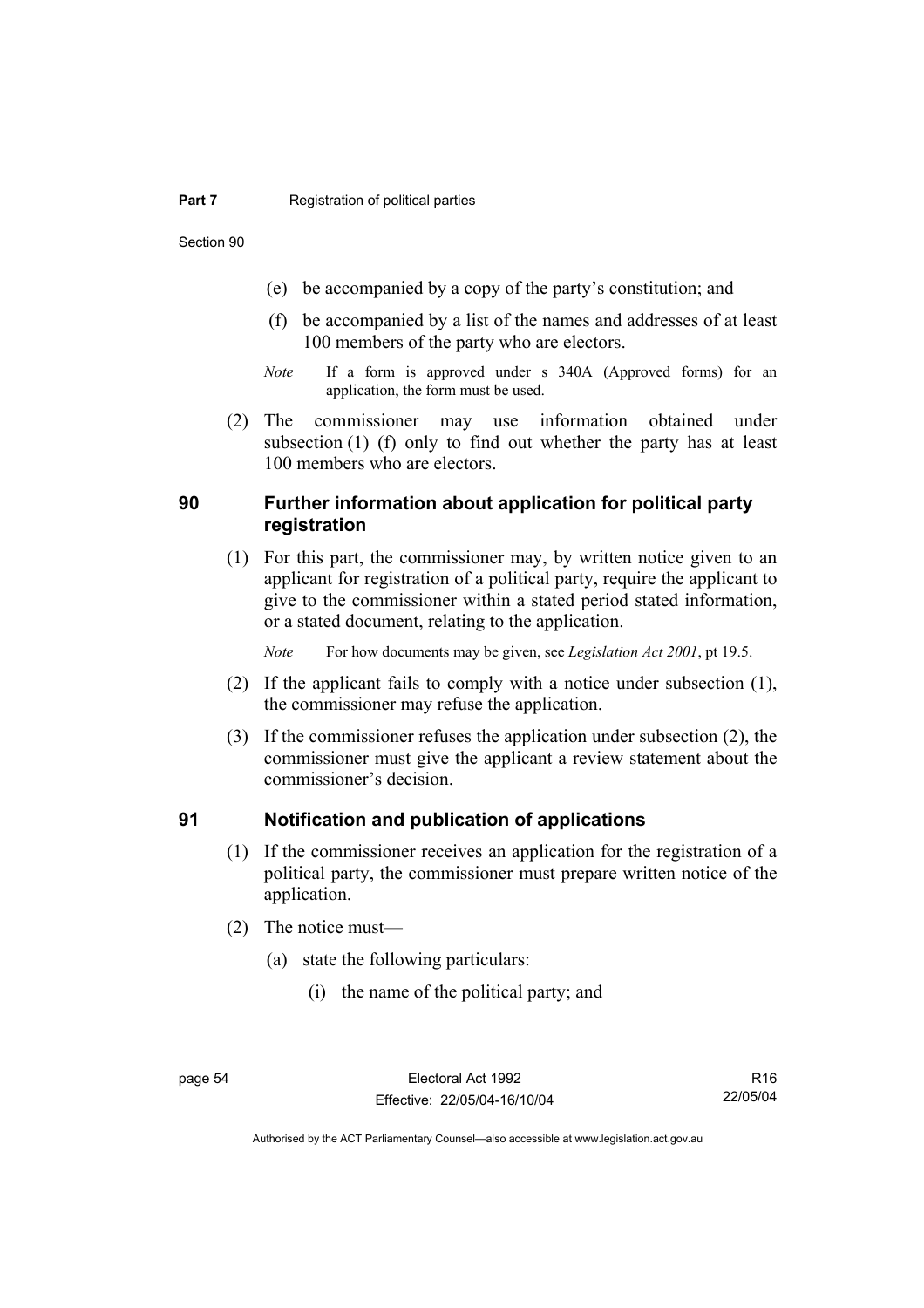(e) be accompanied by a copy of the party's constitution; and

(f) be accompanied by a list of the names and addresses of at least 100 members of the party who are electors.

*Note* If a form is approved under s 340A (Approved forms) for an application, the form must be used.

(2) The commissioner may use information obtained under subsection (1) (f) only to find out whether the party has at least 100 members who are electors.

## 90 Further information about application for political party registration

(1) For this part, the commissioner may, by written notice given to an applicant for registration of a political party, require the applicant to give to the commissioner within a stated period stated information, or a stated document, relating to the application.

*Note* For how documents may be given, see *Legislation Act 2001*, pt 19.5.

(2) If the applicant fails to comply with a notice under subsection (1), the commissioner may refuse the application.

(3) If the commissioner refuses the application under subsection (2), the commissioner must give the applicant a review statement about the commissioner's decision.

## 91 Notification and publication of applications

(1) If the commissioner receives an application for the registration of a political party, the commissioner must prepare written notice of the application.

(2) The notice must—

(a) state the following particulars:

(i) the name of the political party; and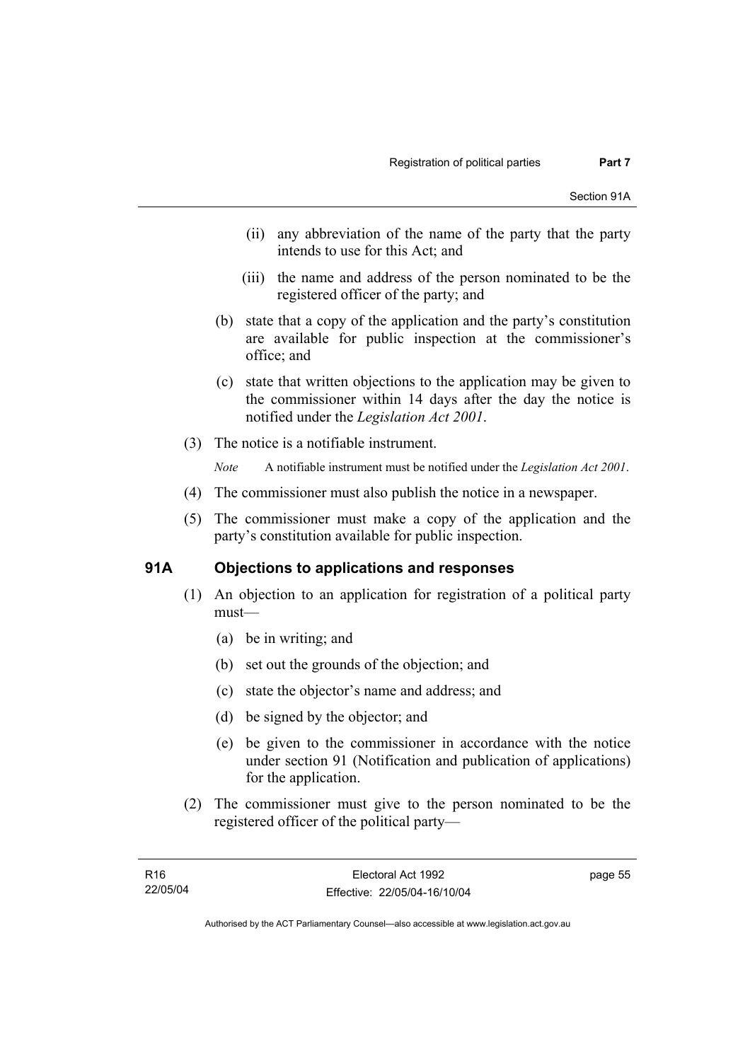(ii) any abbreviation of the name of the party that the party intends to use for this Act; and

(iii) the name and address of the person nominated to be the registered officer of the party; and

(b) state that a copy of the application and the party's constitution are available for public inspection at the commissioner's office; and

(c) state that written objections to the application may be given to the commissioner within 14 days after the day the notice is notified under the *Legislation Act 2001*.

(3) The notice is a notifiable instrument.

*Note* A notifiable instrument must be notified under the *Legislation Act 2001*.

(4) The commissioner must also publish the notice in a newspaper.

(5) The commissioner must make a copy of the application and the party's constitution available for public inspection.

### 91A Objections to applications and responses

(1) An objection to an application for registration of a political party must—

(a) be in writing; and

(b) set out the grounds of the objection; and

(c) state the objector's name and address; and

(d) be signed by the objector; and

(e) be given to the commissioner in accordance with the notice under section 91 (Notification and publication of applications) for the application.

(2) The commissioner must give to the person nominated to be the registered officer of the political party—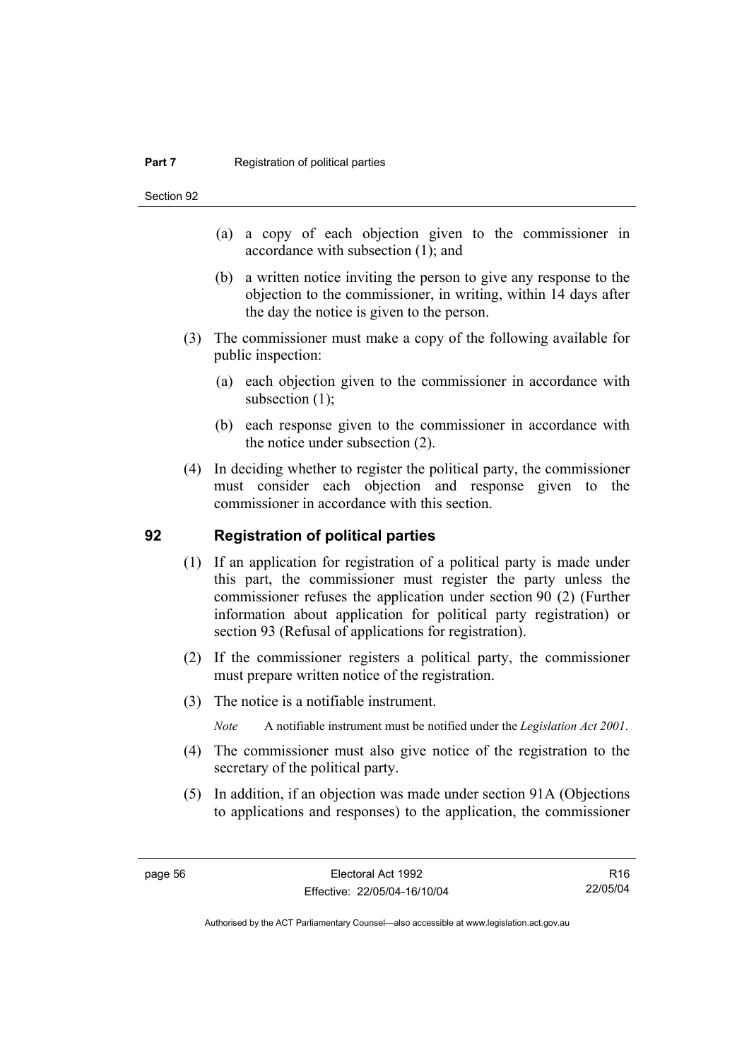(a) a copy of each objection given to the commissioner in accordance with subsection (1); and

(b) a written notice inviting the person to give any response to the objection to the commissioner, in writing, within 14 days after the day the notice is given to the person.

(3) The commissioner must make a copy of the following available for public inspection:

(a) each objection given to the commissioner in accordance with subsection (1);

(b) each response given to the commissioner in accordance with the notice under subsection (2).

(4) In deciding whether to register the political party, the commissioner must consider each objection and response given to the commissioner in accordance with this section.

## 92 Registration of political parties

(1) If an application for registration of a political party is made under this part, the commissioner must register the party unless the commissioner refuses the application under section 90 (2) (Further information about application for political party registration) or section 93 (Refusal of applications for registration).

(2) If the commissioner registers a political party, the commissioner must prepare written notice of the registration.

(3) The notice is a notifiable instrument.

*Note* A notifiable instrument must be notified under the *Legislation Act 2001*.

(4) The commissioner must also give notice of the registration to the secretary of the political party.

(5) In addition, if an objection was made under section 91A (Objections to applications and responses) to the application, the commissioner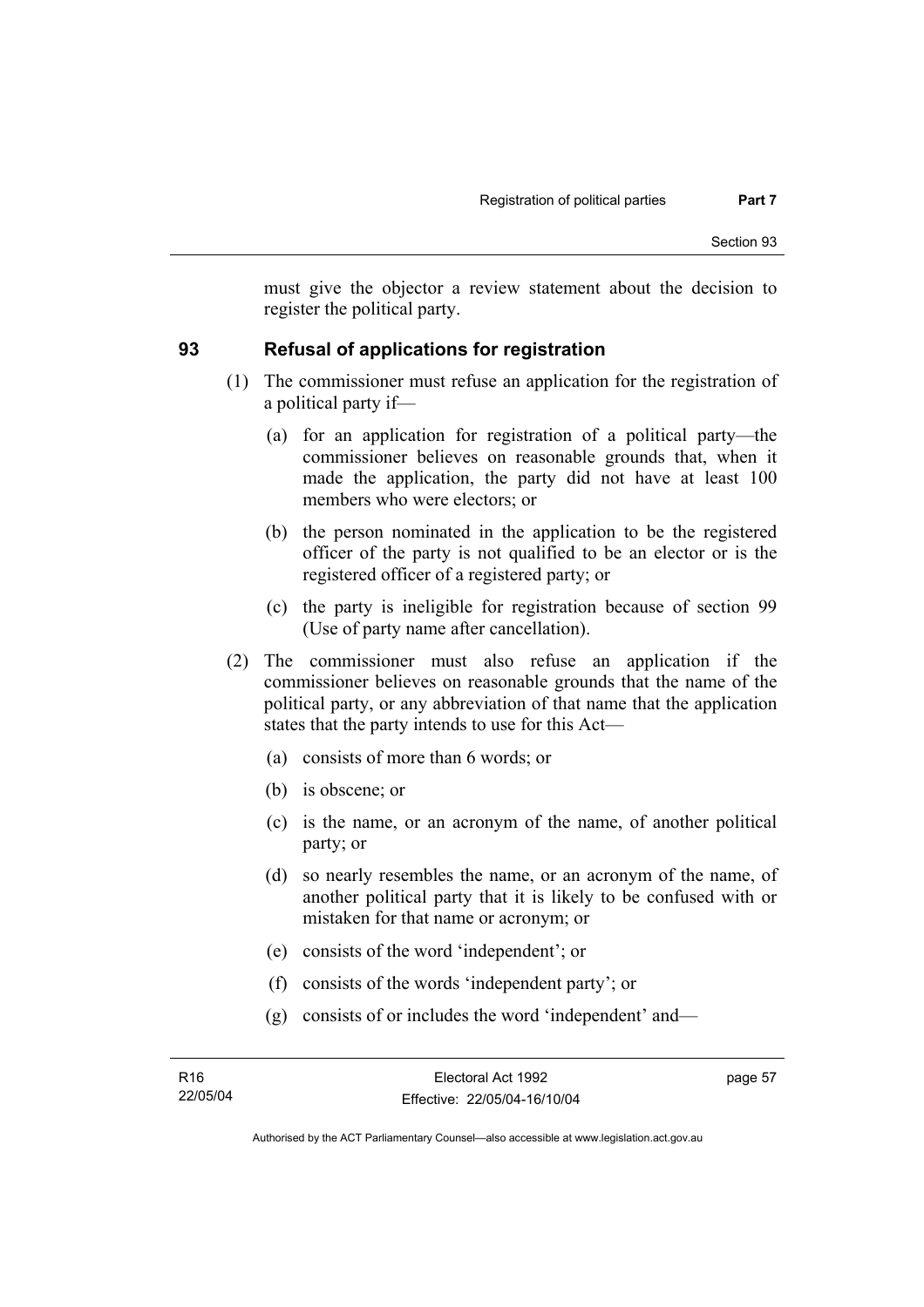must give the objector a review statement about the decision to register the political party.

## 93 Refusal of applications for registration

(1) The commissioner must refuse an application for the registration of a political party if—

(a) for an application for registration of a political party—the commissioner believes on reasonable grounds that, when it made the application, the party did not have at least 100 members who were electors; or

(b) the person nominated in the application to be the registered officer of the party is not qualified to be an elector or is the registered officer of a registered party; or

(c) the party is ineligible for registration because of section 99 (Use of party name after cancellation).

(2) The commissioner must also refuse an application if the commissioner believes on reasonable grounds that the name of the political party, or any abbreviation of that name that the application states that the party intends to use for this Act—

(a) consists of more than 6 words; or

(b) is obscene; or

(c) is the name, or an acronym of the name, of another political party; or

(d) so nearly resembles the name, or an acronym of the name, of another political party that it is likely to be confused with or mistaken for that name or acronym; or

(e) consists of the word 'independent'; or

(f) consists of the words 'independent party'; or

(g) consists of or includes the word 'independent' and—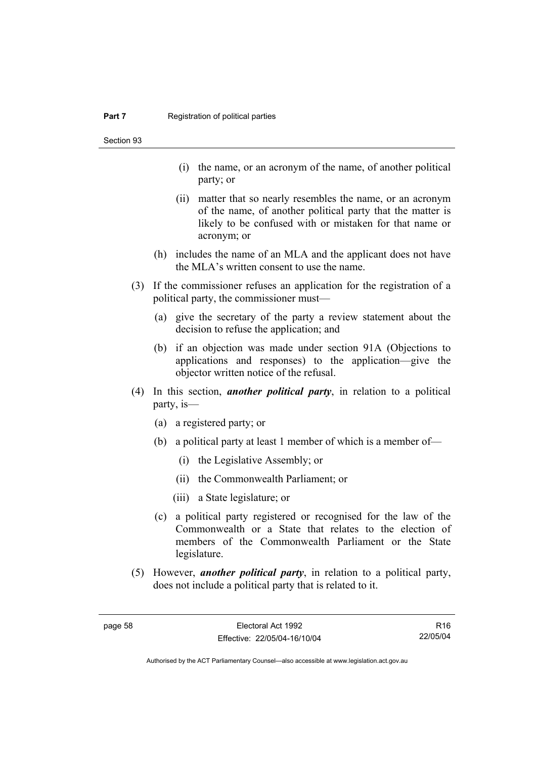(i) the name, or an acronym of the name, of another political party; or

(ii) matter that so nearly resembles the name, or an acronym of the name, of another political party that the matter is likely to be confused with or mistaken for that name or acronym; or

(h) includes the name of an MLA and the applicant does not have the MLA's written consent to use the name.

(3) If the commissioner refuses an application for the registration of a political party, the commissioner must—

(a) give the secretary of the party a review statement about the decision to refuse the application; and

(b) if an objection was made under section 91A (Objections to applications and responses) to the application—give the objector written notice of the refusal.

(4) In this section, ***another political party***, in relation to a political party, is—

(a) a registered party; or

(b) a political party at least 1 member of which is a member of—

(i) the Legislative Assembly; or

(ii) the Commonwealth Parliament; or

(iii) a State legislature; or

(c) a political party registered or recognised for the law of the Commonwealth or a State that relates to the election of members of the Commonwealth Parliament or the State legislature.

(5) However, ***another political party***, in relation to a political party, does not include a political party that is related to it.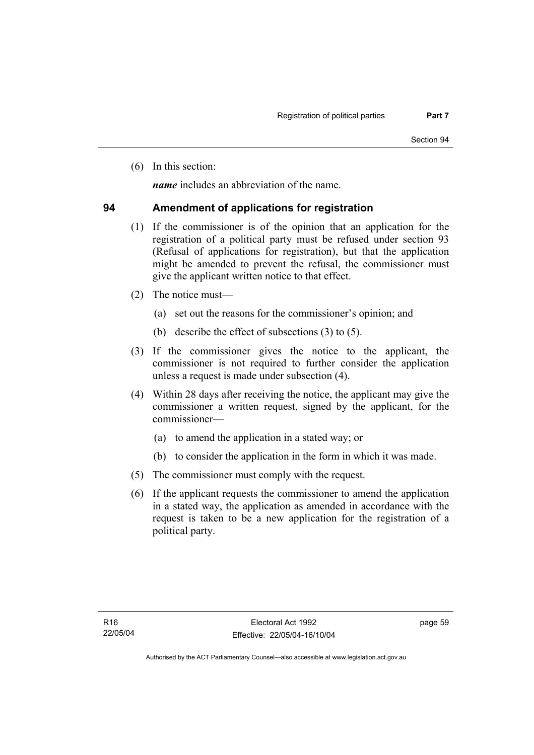(6) In this section:

***name*** includes an abbreviation of the name.

## 94 Amendment of applications for registration

(1) If the commissioner is of the opinion that an application for the registration of a political party must be refused under section 93 (Refusal of applications for registration), but that the application might be amended to prevent the refusal, the commissioner must give the applicant written notice to that effect.

(2) The notice must—

(a) set out the reasons for the commissioner's opinion; and

(b) describe the effect of subsections (3) to (5).

(3) If the commissioner gives the notice to the applicant, the commissioner is not required to further consider the application unless a request is made under subsection (4).

(4) Within 28 days after receiving the notice, the applicant may give the commissioner a written request, signed by the applicant, for the commissioner—

(a) to amend the application in a stated way; or

(b) to consider the application in the form in which it was made.

(5) The commissioner must comply with the request.

(6) If the applicant requests the commissioner to amend the application in a stated way, the application as amended in accordance with the request is taken to be a new application for the registration of a political party.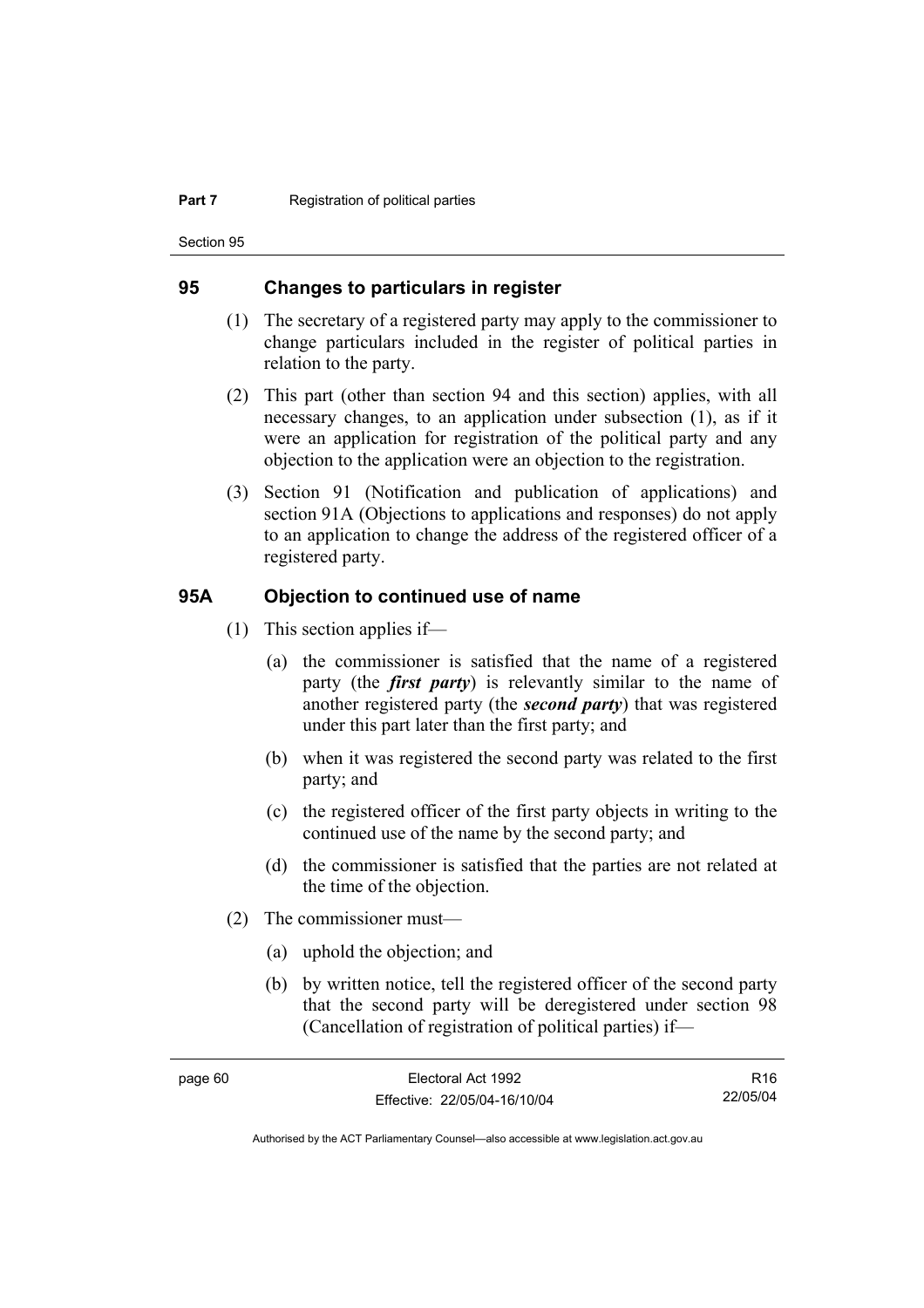## 95 Changes to particulars in register

(1) The secretary of a registered party may apply to the commissioner to change particulars included in the register of political parties in relation to the party.

(2) This part (other than section 94 and this section) applies, with all necessary changes, to an application under subsection (1), as if it were an application for registration of the political party and any objection to the application were an objection to the registration.

(3) Section 91 (Notification and publication of applications) and section 91A (Objections to applications and responses) do not apply to an application to change the address of the registered officer of a registered party.

## 95A Objection to continued use of name

(1) This section applies if—

(a) the commissioner is satisfied that the name of a registered party (the ***first party***) is relevantly similar to the name of another registered party (the ***second party***) that was registered under this part later than the first party; and

(b) when it was registered the second party was related to the first party; and

(c) the registered officer of the first party objects in writing to the continued use of the name by the second party; and

(d) the commissioner is satisfied that the parties are not related at the time of the objection.

(2) The commissioner must—

(a) uphold the objection; and

(b) by written notice, tell the registered officer of the second party that the second party will be deregistered under section 98 (Cancellation of registration of political parties) if—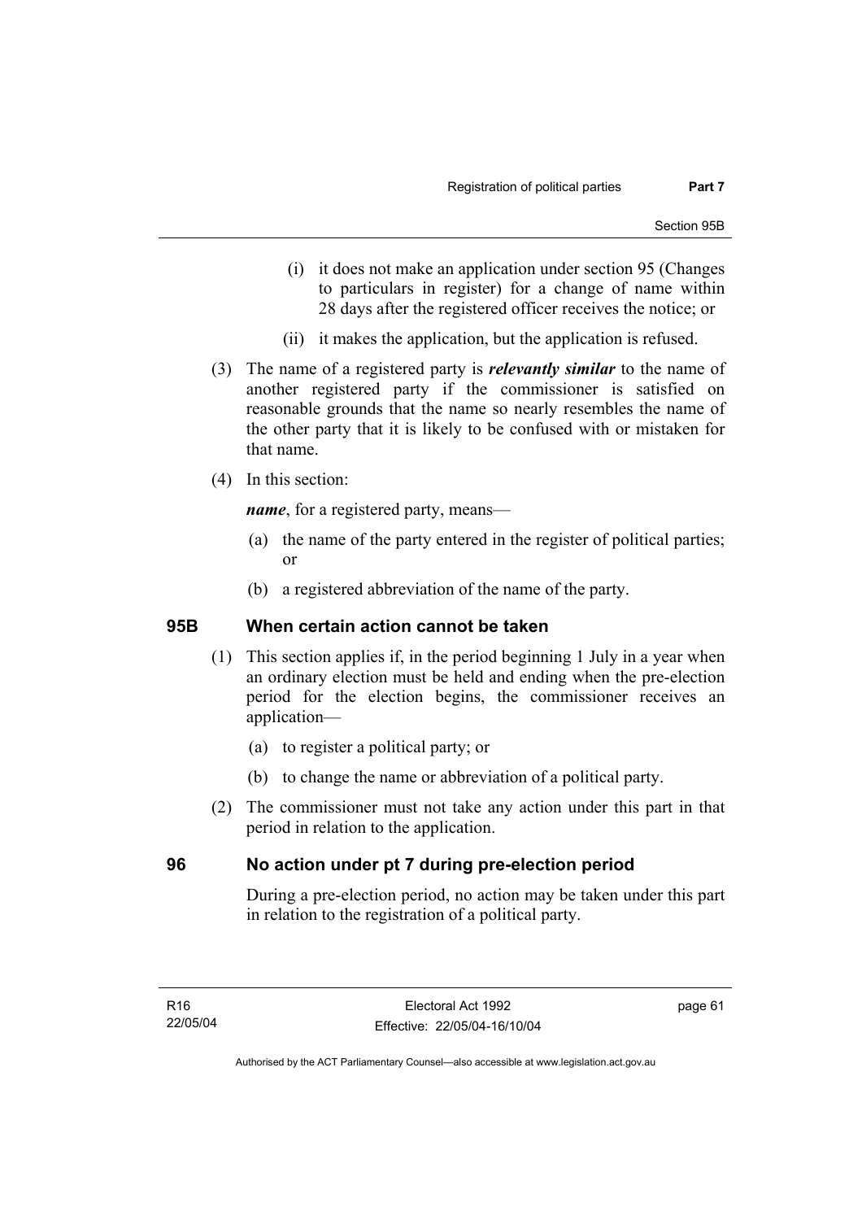(i) it does not make an application under section 95 (Changes to particulars in register) for a change of name within 28 days after the registered officer receives the notice; or

(ii) it makes the application, but the application is refused.

(3) The name of a registered party is ***relevantly similar*** to the name of another registered party if the commissioner is satisfied on reasonable grounds that the name so nearly resembles the name of the other party that it is likely to be confused with or mistaken for that name.

(4) In this section:

***name***, for a registered party, means—

(a) the name of the party entered in the register of political parties; or

(b) a registered abbreviation of the name of the party.

## 95B When certain action cannot be taken

(1) This section applies if, in the period beginning 1 July in a year when an ordinary election must be held and ending when the pre-election period for the election begins, the commissioner receives an application—

(a) to register a political party; or

(b) to change the name or abbreviation of a political party.

(2) The commissioner must not take any action under this part in that period in relation to the application.

## 96 No action under pt 7 during pre-election period

During a pre-election period, no action may be taken under this part in relation to the registration of a political party.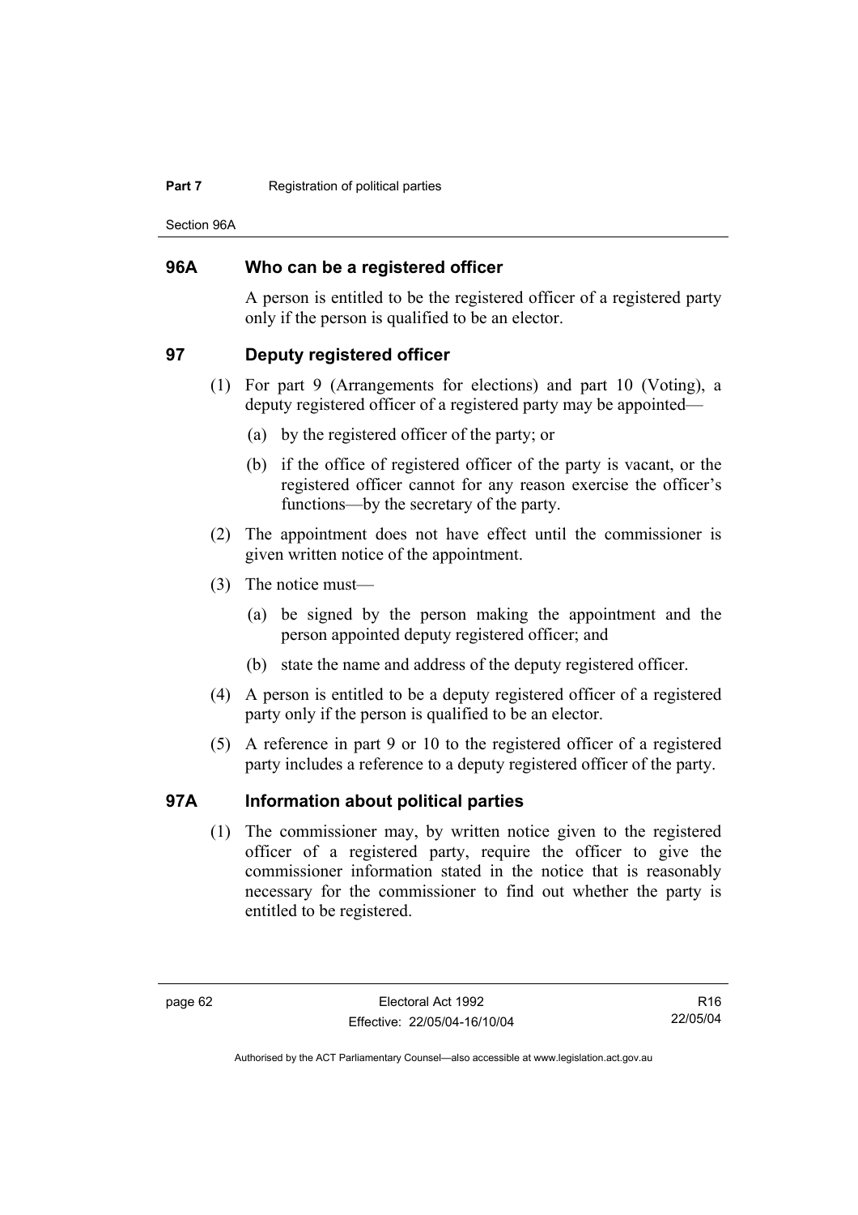## 96A Who can be a registered officer

A person is entitled to be the registered officer of a registered party only if the person is qualified to be an elector.

## 97 Deputy registered officer

(1) For part 9 (Arrangements for elections) and part 10 (Voting), a deputy registered officer of a registered party may be appointed—

(a) by the registered officer of the party; or

(b) if the office of registered officer of the party is vacant, or the registered officer cannot for any reason exercise the officer's functions—by the secretary of the party.

(2) The appointment does not have effect until the commissioner is given written notice of the appointment.

(3) The notice must—

(a) be signed by the person making the appointment and the person appointed deputy registered officer; and

(b) state the name and address of the deputy registered officer.

(4) A person is entitled to be a deputy registered officer of a registered party only if the person is qualified to be an elector.

(5) A reference in part 9 or 10 to the registered officer of a registered party includes a reference to a deputy registered officer of the party.

## 97A Information about political parties

(1) The commissioner may, by written notice given to the registered officer of a registered party, require the officer to give the commissioner information stated in the notice that is reasonably necessary for the commissioner to find out whether the party is entitled to be registered.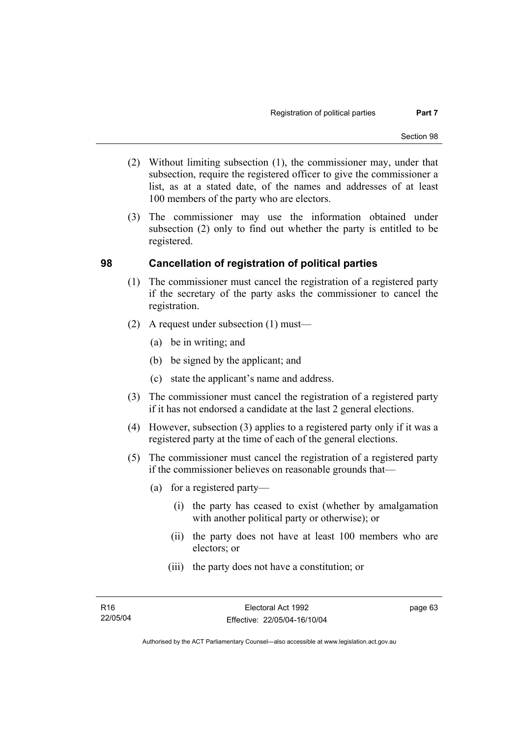(2) Without limiting subsection (1), the commissioner may, under that subsection, require the registered officer to give the commissioner a list, as at a stated date, of the names and addresses of at least 100 members of the party who are electors.

(3) The commissioner may use the information obtained under subsection (2) only to find out whether the party is entitled to be registered.

## 98 Cancellation of registration of political parties

(1) The commissioner must cancel the registration of a registered party if the secretary of the party asks the commissioner to cancel the registration.

(2) A request under subsection (1) must—

(a) be in writing; and

(b) be signed by the applicant; and

(c) state the applicant's name and address.

(3) The commissioner must cancel the registration of a registered party if it has not endorsed a candidate at the last 2 general elections.

(4) However, subsection (3) applies to a registered party only if it was a registered party at the time of each of the general elections.

(5) The commissioner must cancel the registration of a registered party if the commissioner believes on reasonable grounds that—

(a) for a registered party—

(i) the party has ceased to exist (whether by amalgamation with another political party or otherwise); or

(ii) the party does not have at least 100 members who are electors; or

(iii) the party does not have a constitution; or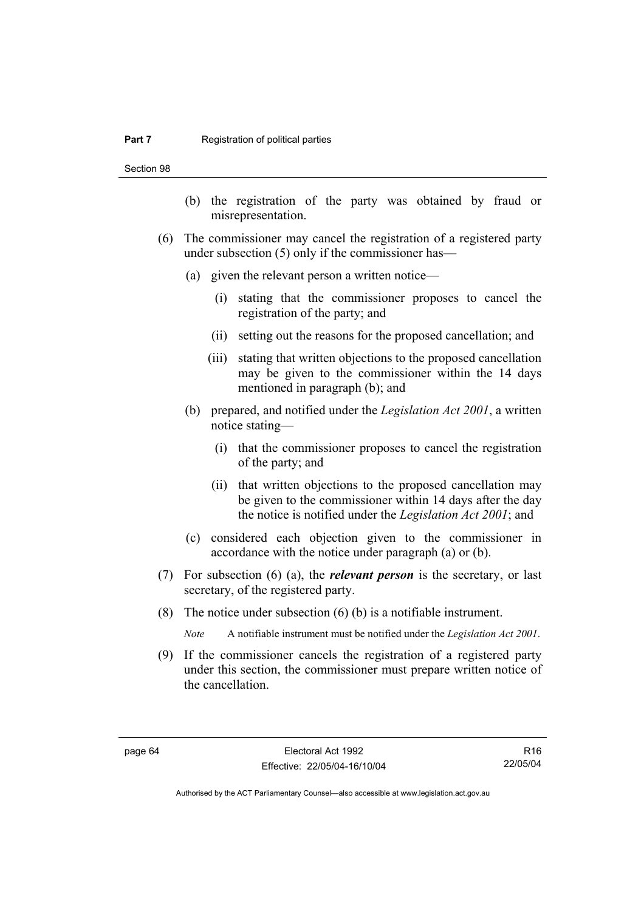(b) the registration of the party was obtained by fraud or misrepresentation.

(6) The commissioner may cancel the registration of a registered party under subsection (5) only if the commissioner has—

(a) given the relevant person a written notice—

(i) stating that the commissioner proposes to cancel the registration of the party; and

(ii) setting out the reasons for the proposed cancellation; and

(iii) stating that written objections to the proposed cancellation may be given to the commissioner within the 14 days mentioned in paragraph (b); and

(b) prepared, and notified under the *Legislation Act 2001*, a written notice stating—

(i) that the commissioner proposes to cancel the registration of the party; and

(ii) that written objections to the proposed cancellation may be given to the commissioner within 14 days after the day the notice is notified under the *Legislation Act 2001*; and

(c) considered each objection given to the commissioner in accordance with the notice under paragraph (a) or (b).

(7) For subsection (6) (a), the ***relevant person*** is the secretary, or last secretary, of the registered party.

(8) The notice under subsection (6) (b) is a notifiable instrument.

*Note* A notifiable instrument must be notified under the *Legislation Act 2001*.

(9) If the commissioner cancels the registration of a registered party under this section, the commissioner must prepare written notice of the cancellation.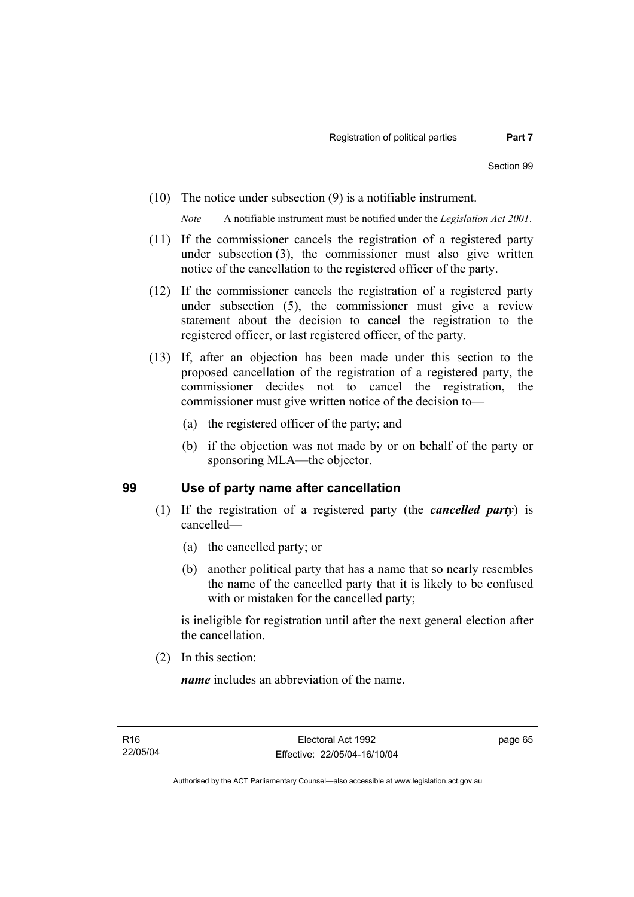(10) The notice under subsection (9) is a notifiable instrument.

*Note* A notifiable instrument must be notified under the *Legislation Act 2001*.

(11) If the commissioner cancels the registration of a registered party under subsection (3), the commissioner must also give written notice of the cancellation to the registered officer of the party.

(12) If the commissioner cancels the registration of a registered party under subsection (5), the commissioner must give a review statement about the decision to cancel the registration to the registered officer, or last registered officer, of the party.

(13) If, after an objection has been made under this section to the proposed cancellation of the registration of a registered party, the commissioner decides not to cancel the registration, the commissioner must give written notice of the decision to—

(a) the registered officer of the party; and

(b) if the objection was not made by or on behalf of the party or sponsoring MLA—the objector.

## 99 Use of party name after cancellation

(1) If the registration of a registered party (the ***cancelled party***) is cancelled—

(a) the cancelled party; or

(b) another political party that has a name that so nearly resembles the name of the cancelled party that it is likely to be confused with or mistaken for the cancelled party;

is ineligible for registration until after the next general election after the cancellation.

(2) In this section:

***name*** includes an abbreviation of the name.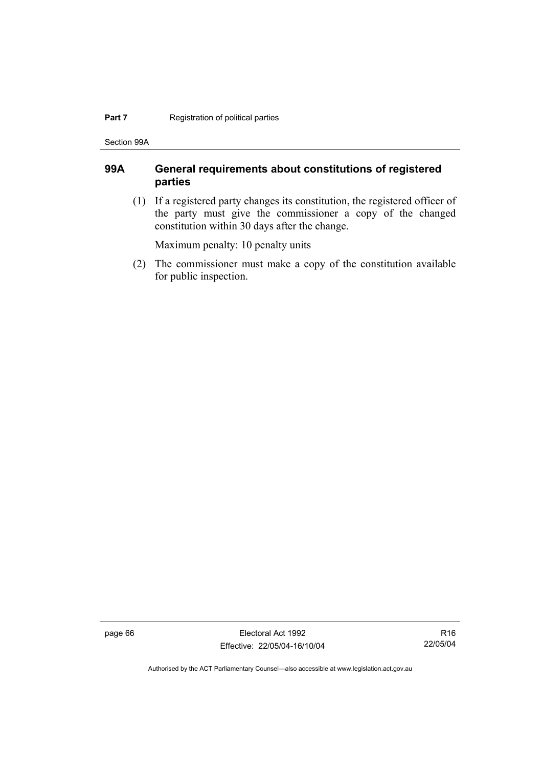## 99A General requirements about constitutions of registered parties

(1) If a registered party changes its constitution, the registered officer of the party must give the commissioner a copy of the changed constitution within 30 days after the change.

Maximum penalty: 10 penalty units

(2) The commissioner must make a copy of the constitution available for public inspection.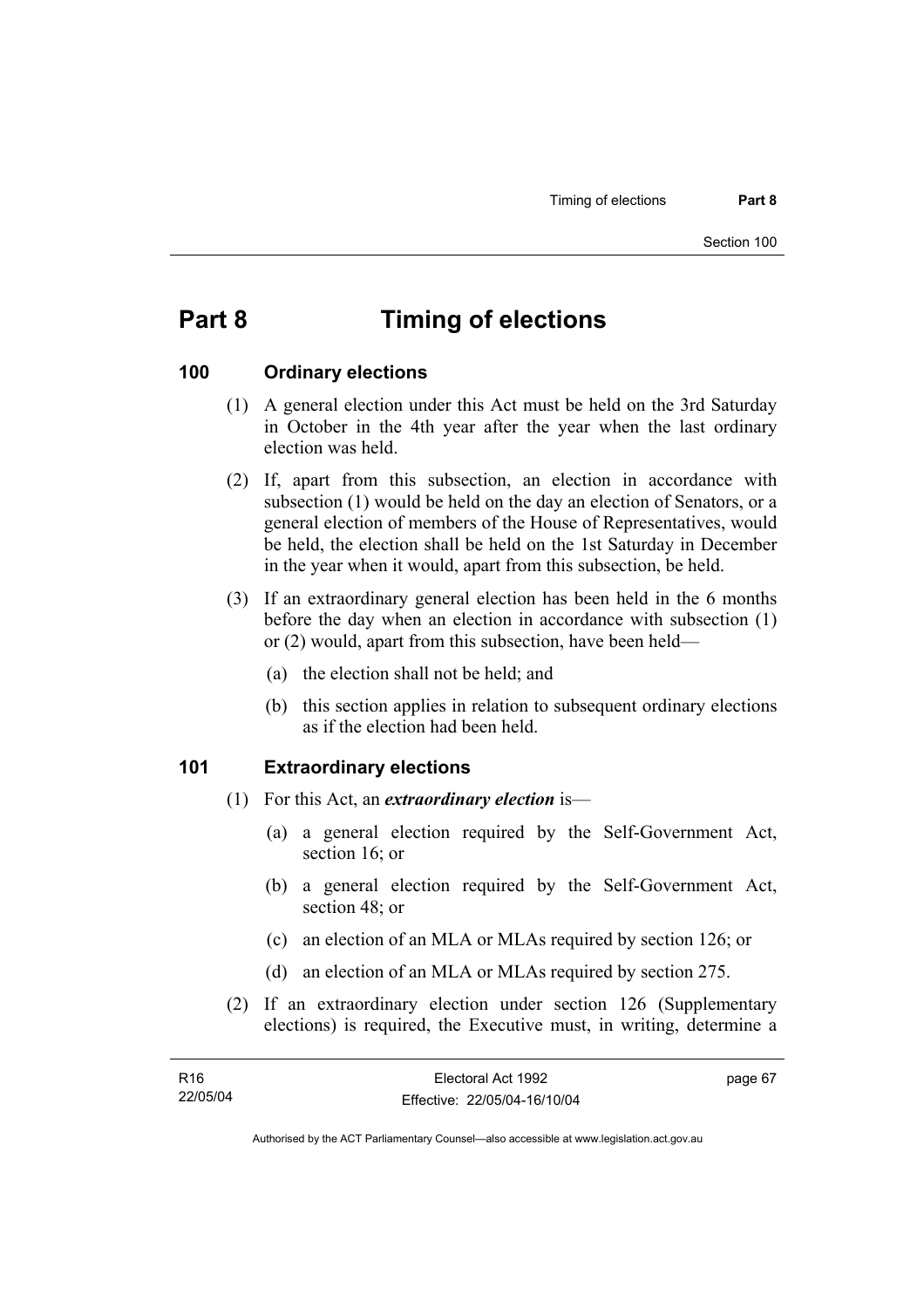# Part 8 Timing of elections

## 100 Ordinary elections

(1) A general election under this Act must be held on the 3rd Saturday in October in the 4th year after the year when the last ordinary election was held.

(2) If, apart from this subsection, an election in accordance with subsection (1) would be held on the day an election of Senators, or a general election of members of the House of Representatives, would be held, the election shall be held on the 1st Saturday in December in the year when it would, apart from this subsection, be held.

(3) If an extraordinary general election has been held in the 6 months before the day when an election in accordance with subsection (1) or (2) would, apart from this subsection, have been held—

(a) the election shall not be held; and

(b) this section applies in relation to subsequent ordinary elections as if the election had been held.

## 101 Extraordinary elections

(1) For this Act, an ***extraordinary election*** is—

(a) a general election required by the Self-Government Act, section 16; or

(b) a general election required by the Self-Government Act, section 48; or

(c) an election of an MLA or MLAs required by section 126; or

(d) an election of an MLA or MLAs required by section 275.

(2) If an extraordinary election under section 126 (Supplementary elections) is required, the Executive must, in writing, determine a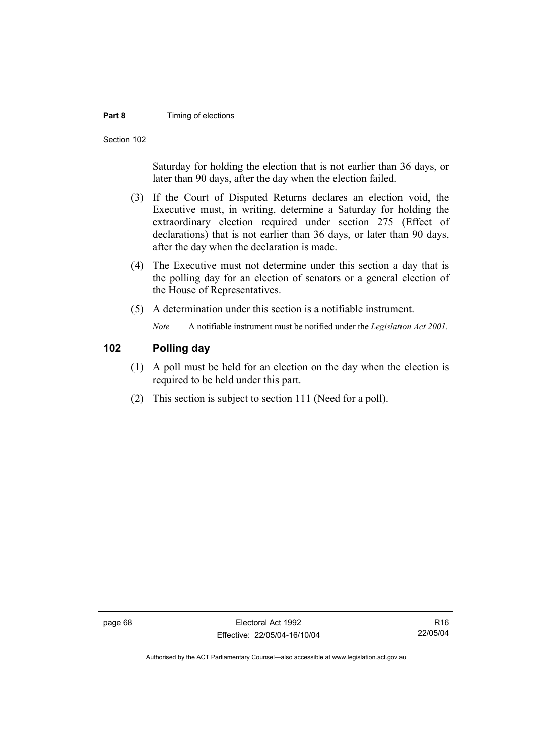Saturday for holding the election that is not earlier than 36 days, or later than 90 days, after the day when the election failed.

(3) If the Court of Disputed Returns declares an election void, the Executive must, in writing, determine a Saturday for holding the extraordinary election required under section 275 (Effect of declarations) that is not earlier than 36 days, or later than 90 days, after the day when the declaration is made.

(4) The Executive must not determine under this section a day that is the polling day for an election of senators or a general election of the House of Representatives.

(5) A determination under this section is a notifiable instrument.

*Note* A notifiable instrument must be notified under the *Legislation Act 2001*.

## 102 Polling day

(1) A poll must be held for an election on the day when the election is required to be held under this part.

(2) This section is subject to section 111 (Need for a poll).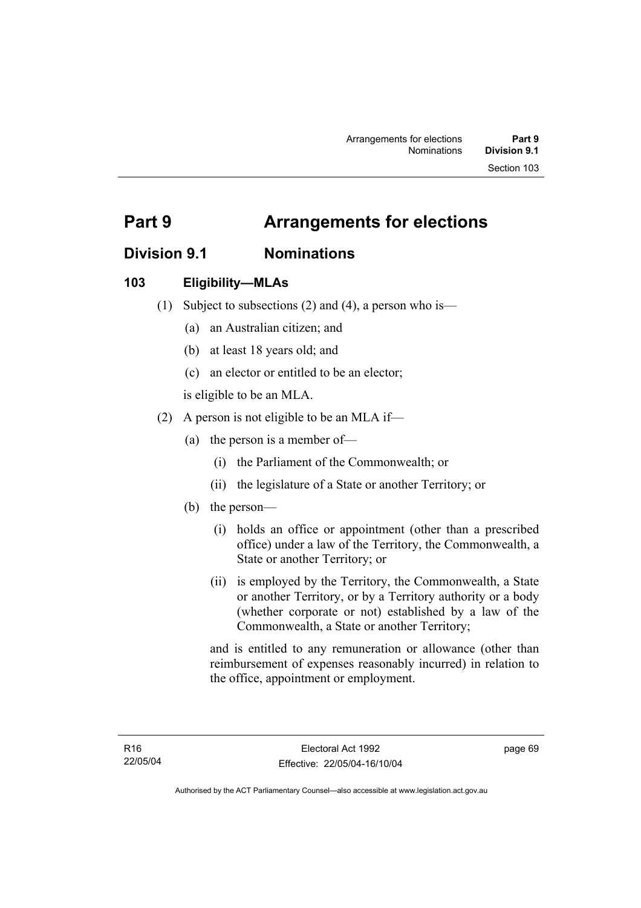# Part 9 Arrangements for elections

## Division 9.1 Nominations

### 103 Eligibility—MLAs

(1) Subject to subsections (2) and (4), a person who is—

(a) an Australian citizen; and

(b) at least 18 years old; and

(c) an elector or entitled to be an elector;

is eligible to be an MLA.

(2) A person is not eligible to be an MLA if—

(a) the person is a member of—

(i) the Parliament of the Commonwealth; or

(ii) the legislature of a State or another Territory; or

(b) the person—

(i) holds an office or appointment (other than a prescribed office) under a law of the Territory, the Commonwealth, a State or another Territory; or

(ii) is employed by the Territory, the Commonwealth, a State or another Territory, or by a Territory authority or a body (whether corporate or not) established by a law of the Commonwealth, a State or another Territory;

and is entitled to any remuneration or allowance (other than reimbursement of expenses reasonably incurred) in relation to the office, appointment or employment.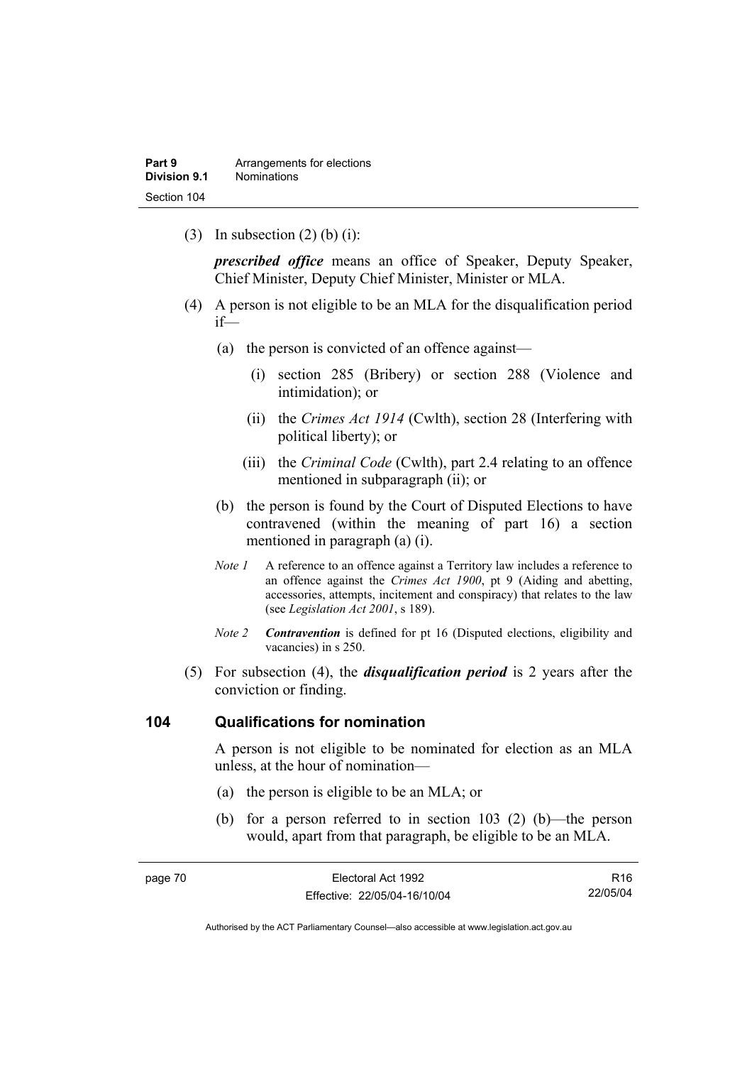(3) In subsection (2) (b) (i):

***prescribed office*** means an office of Speaker, Deputy Speaker, Chief Minister, Deputy Chief Minister, Minister or MLA.

(4) A person is not eligible to be an MLA for the disqualification period if—

(a) the person is convicted of an offence against—

(i) section 285 (Bribery) or section 288 (Violence and intimidation); or

(ii) the *Crimes Act 1914* (Cwlth), section 28 (Interfering with political liberty); or

(iii) the *Criminal Code* (Cwlth), part 2.4 relating to an offence mentioned in subparagraph (ii); or

(b) the person is found by the Court of Disputed Elections to have contravened (within the meaning of part 16) a section mentioned in paragraph (a) (i).

*Note 1* A reference to an offence against a Territory law includes a reference to an offence against the *Crimes Act 1900*, pt 9 (Aiding and abetting, accessories, attempts, incitement and conspiracy) that relates to the law (see *Legislation Act 2001*, s 189).

*Note 2* ***Contravention*** is defined for pt 16 (Disputed elections, eligibility and vacancies) in s 250.

(5) For subsection (4), the ***disqualification period*** is 2 years after the conviction or finding.

## 104 Qualifications for nomination

A person is not eligible to be nominated for election as an MLA unless, at the hour of nomination—

(a) the person is eligible to be an MLA; or

(b) for a person referred to in section 103 (2) (b)—the person would, apart from that paragraph, be eligible to be an MLA.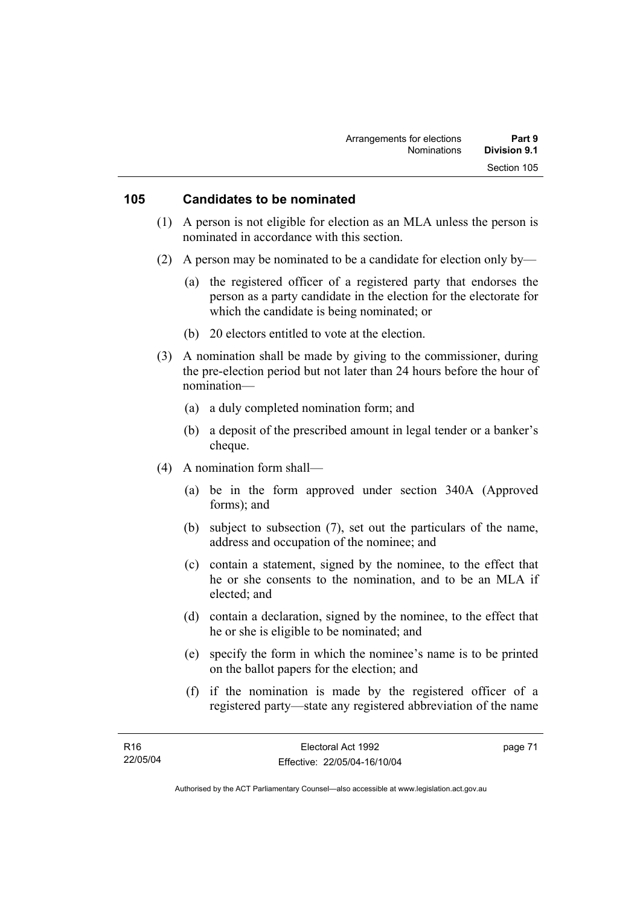## 105 Candidates to be nominated

(1) A person is not eligible for election as an MLA unless the person is nominated in accordance with this section.

(2) A person may be nominated to be a candidate for election only by—

(a) the registered officer of a registered party that endorses the person as a party candidate in the election for the electorate for which the candidate is being nominated; or

(b) 20 electors entitled to vote at the election.

(3) A nomination shall be made by giving to the commissioner, during the pre-election period but not later than 24 hours before the hour of nomination—

(a) a duly completed nomination form; and

(b) a deposit of the prescribed amount in legal tender or a banker's cheque.

(4) A nomination form shall—

(a) be in the form approved under section 340A (Approved forms); and

(b) subject to subsection (7), set out the particulars of the name, address and occupation of the nominee; and

(c) contain a statement, signed by the nominee, to the effect that he or she consents to the nomination, and to be an MLA if elected; and

(d) contain a declaration, signed by the nominee, to the effect that he or she is eligible to be nominated; and

(e) specify the form in which the nominee's name is to be printed on the ballot papers for the election; and

(f) if the nomination is made by the registered officer of a registered party—state any registered abbreviation of the name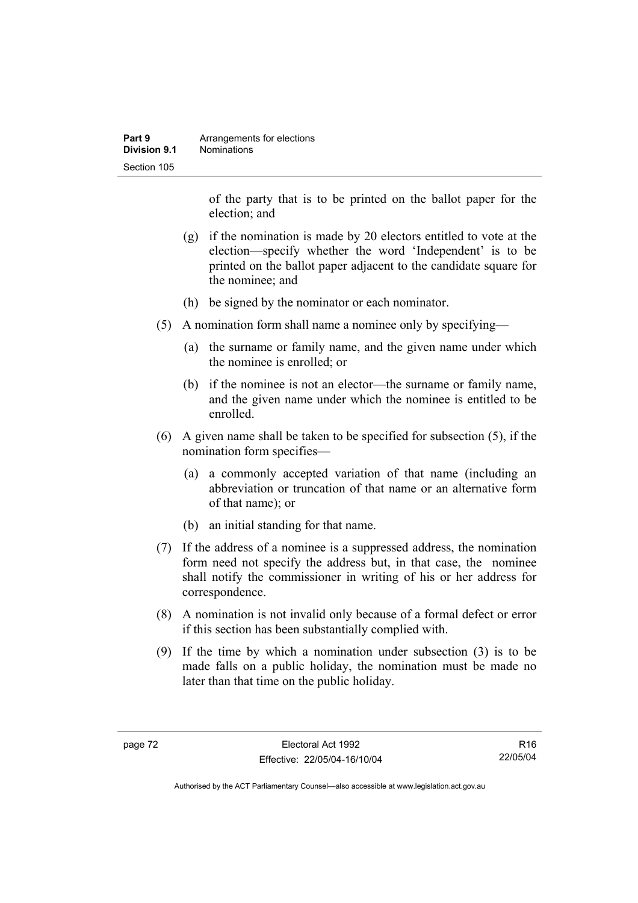of the party that is to be printed on the ballot paper for the election; and

(g) if the nomination is made by 20 electors entitled to vote at the election—specify whether the word 'Independent' is to be printed on the ballot paper adjacent to the candidate square for the nominee; and

(h) be signed by the nominator or each nominator.

(5) A nomination form shall name a nominee only by specifying—

(a) the surname or family name, and the given name under which the nominee is enrolled; or

(b) if the nominee is not an elector—the surname or family name, and the given name under which the nominee is entitled to be enrolled.

(6) A given name shall be taken to be specified for subsection (5), if the nomination form specifies—

(a) a commonly accepted variation of that name (including an abbreviation or truncation of that name or an alternative form of that name); or

(b) an initial standing for that name.

(7) If the address of a nominee is a suppressed address, the nomination form need not specify the address but, in that case, the nominee shall notify the commissioner in writing of his or her address for correspondence.

(8) A nomination is not invalid only because of a formal defect or error if this section has been substantially complied with.

(9) If the time by which a nomination under subsection (3) is to be made falls on a public holiday, the nomination must be made no later than that time on the public holiday.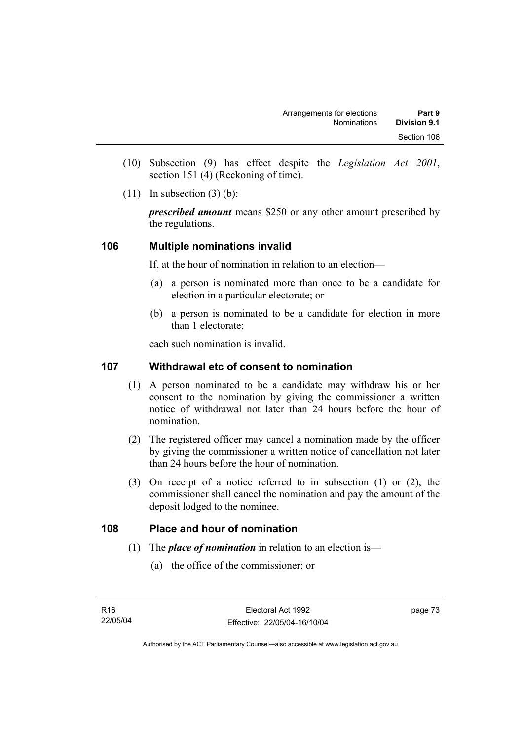(10) Subsection (9) has effect despite the *Legislation Act 2001*, section 151 (4) (Reckoning of time).

(11) In subsection (3) (b):

***prescribed amount*** means $250 or any other amount prescribed by the regulations.

## 106 Multiple nominations invalid

If, at the hour of nomination in relation to an election—

(a) a person is nominated more than once to be a candidate for election in a particular electorate; or

(b) a person is nominated to be a candidate for election in more than 1 electorate;

each such nomination is invalid.

## 107 Withdrawal etc of consent to nomination

(1) A person nominated to be a candidate may withdraw his or her consent to the nomination by giving the commissioner a written notice of withdrawal not later than 24 hours before the hour of nomination.

(2) The registered officer may cancel a nomination made by the officer by giving the commissioner a written notice of cancellation not later than 24 hours before the hour of nomination.

(3) On receipt of a notice referred to in subsection (1) or (2), the commissioner shall cancel the nomination and pay the amount of the deposit lodged to the nominee.

## 108 Place and hour of nomination

(1) The ***place of nomination*** in relation to an election is—

(a) the office of the commissioner; or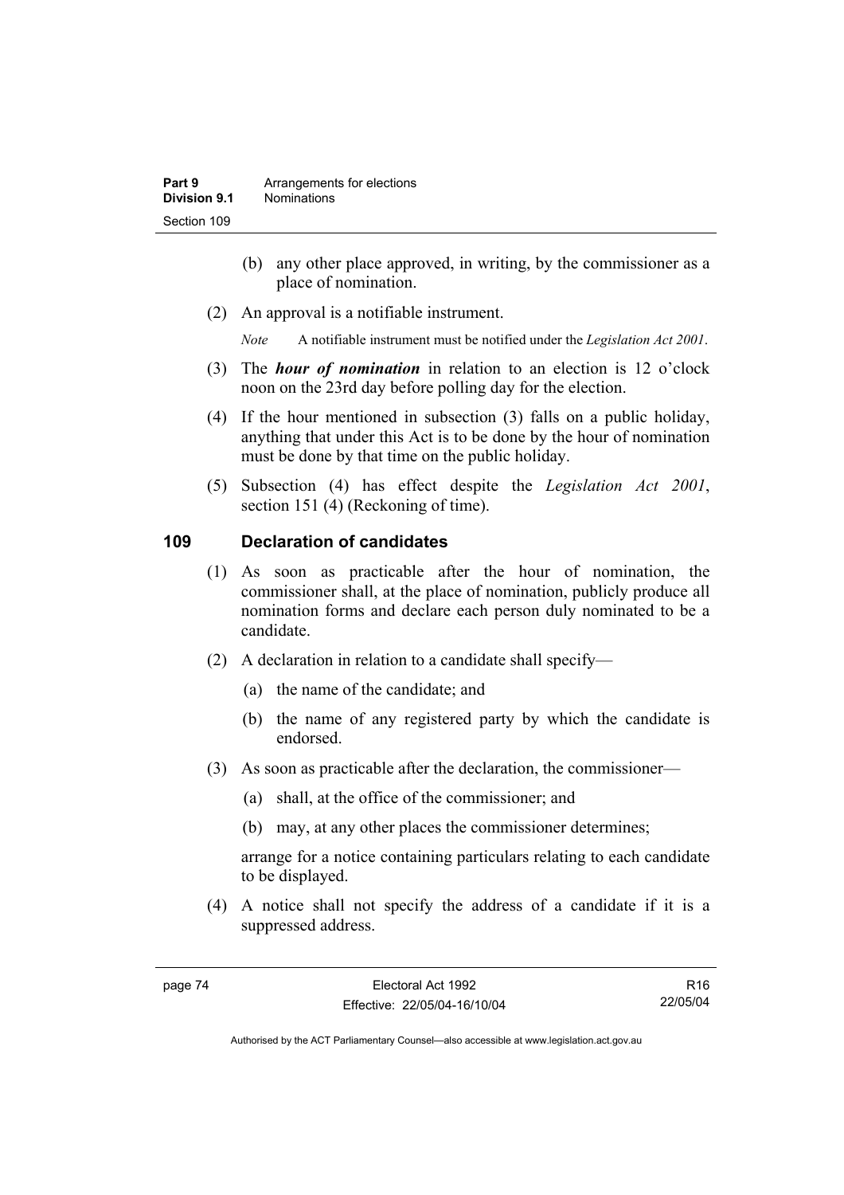(b) any other place approved, in writing, by the commissioner as a place of nomination.

(2) An approval is a notifiable instrument.

*Note* A notifiable instrument must be notified under the *Legislation Act 2001*.

(3) The ***hour of nomination*** in relation to an election is 12 o'clock noon on the 23rd day before polling day for the election.

(4) If the hour mentioned in subsection (3) falls on a public holiday, anything that under this Act is to be done by the hour of nomination must be done by that time on the public holiday.

(5) Subsection (4) has effect despite the *Legislation Act 2001*, section 151 (4) (Reckoning of time).

## 109 Declaration of candidates

(1) As soon as practicable after the hour of nomination, the commissioner shall, at the place of nomination, publicly produce all nomination forms and declare each person duly nominated to be a candidate.

(2) A declaration in relation to a candidate shall specify—

(a) the name of the candidate; and

(b) the name of any registered party by which the candidate is endorsed.

(3) As soon as practicable after the declaration, the commissioner—

(a) shall, at the office of the commissioner; and

(b) may, at any other places the commissioner determines;

arrange for a notice containing particulars relating to each candidate to be displayed.

(4) A notice shall not specify the address of a candidate if it is a suppressed address.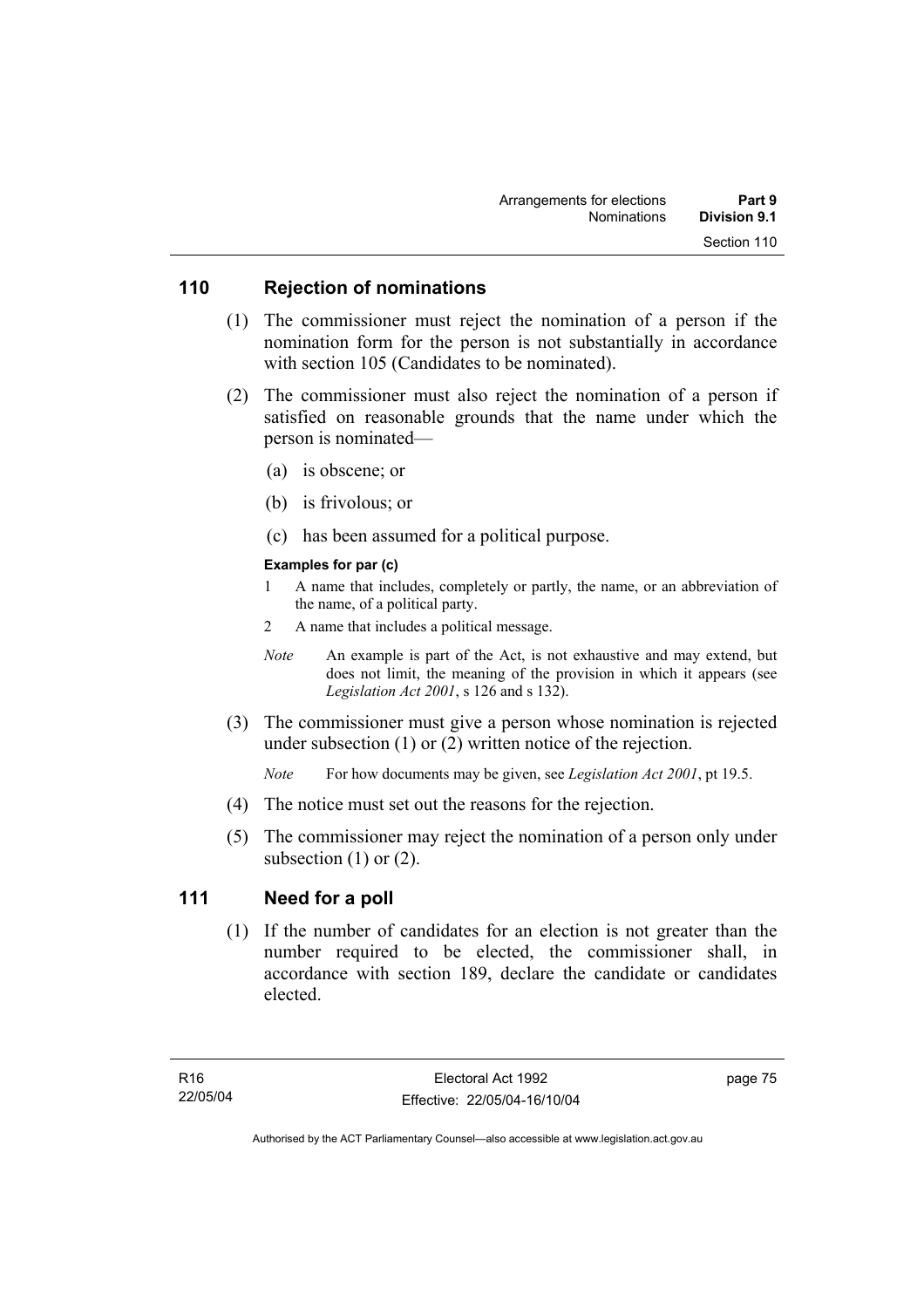## 110 Rejection of nominations

(1) The commissioner must reject the nomination of a person if the nomination form for the person is not substantially in accordance with section 105 (Candidates to be nominated).

(2) The commissioner must also reject the nomination of a person if satisfied on reasonable grounds that the name under which the person is nominated—

(a) is obscene; or

(b) is frivolous; or

(c) has been assumed for a political purpose.

**Examples for par (c)**

1 A name that includes, completely or partly, the name, or an abbreviation of the name, of a political party.

2 A name that includes a political message.

*Note* An example is part of the Act, is not exhaustive and may extend, but does not limit, the meaning of the provision in which it appears (see *Legislation Act 2001*, s 126 and s 132).

(3) The commissioner must give a person whose nomination is rejected under subsection (1) or (2) written notice of the rejection.

*Note* For how documents may be given, see *Legislation Act 2001*, pt 19.5.

(4) The notice must set out the reasons for the rejection.

(5) The commissioner may reject the nomination of a person only under subsection (1) or (2).

## 111 Need for a poll

(1) If the number of candidates for an election is not greater than the number required to be elected, the commissioner shall, in accordance with section 189, declare the candidate or candidates elected.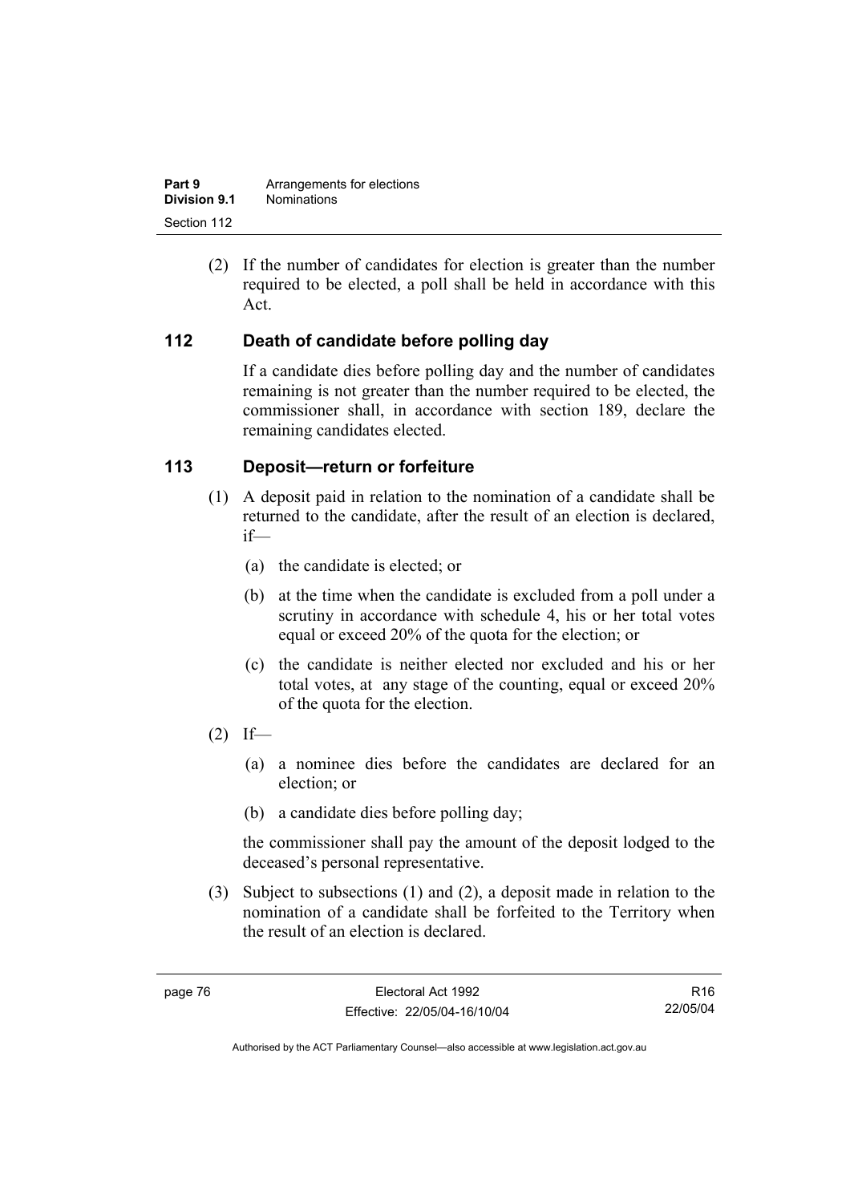(2) If the number of candidates for election is greater than the number required to be elected, a poll shall be held in accordance with this Act.

## 112 Death of candidate before polling day

If a candidate dies before polling day and the number of candidates remaining is not greater than the number required to be elected, the commissioner shall, in accordance with section 189, declare the remaining candidates elected.

## 113 Deposit—return or forfeiture

(1) A deposit paid in relation to the nomination of a candidate shall be returned to the candidate, after the result of an election is declared, if—

(a) the candidate is elected; or

(b) at the time when the candidate is excluded from a poll under a scrutiny in accordance with schedule 4, his or her total votes equal or exceed 20% of the quota for the election; or

(c) the candidate is neither elected nor excluded and his or her total votes, at any stage of the counting, equal or exceed 20% of the quota for the election.

(2) If—

(a) a nominee dies before the candidates are declared for an election; or

(b) a candidate dies before polling day;

the commissioner shall pay the amount of the deposit lodged to the deceased's personal representative.

(3) Subject to subsections (1) and (2), a deposit made in relation to the nomination of a candidate shall be forfeited to the Territory when the result of an election is declared.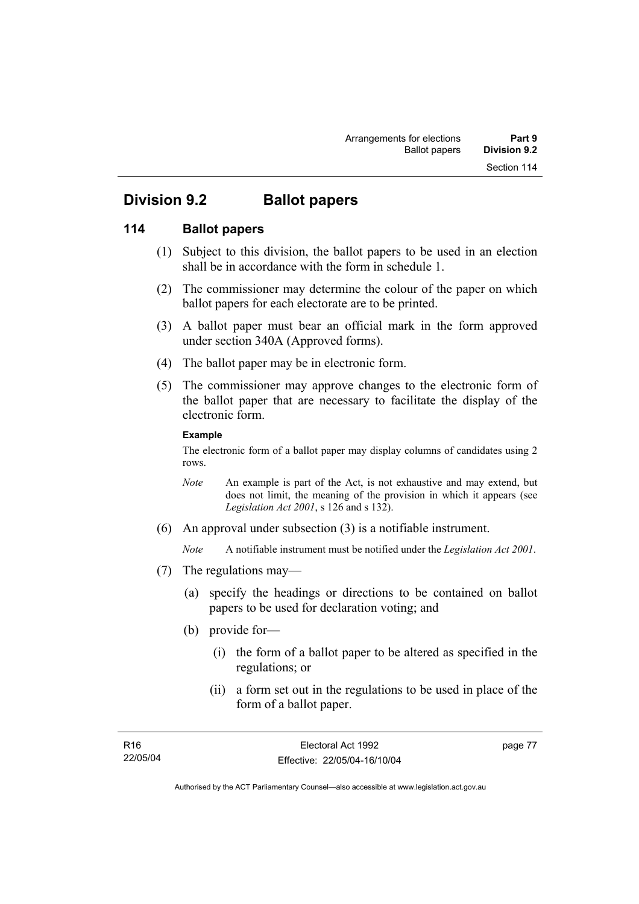## Division 9.2 Ballot papers

### 114 Ballot papers

(1) Subject to this division, the ballot papers to be used in an election shall be in accordance with the form in schedule 1.

(2) The commissioner may determine the colour of the paper on which ballot papers for each electorate are to be printed.

(3) A ballot paper must bear an official mark in the form approved under section 340A (Approved forms).

(4) The ballot paper may be in electronic form.

(5) The commissioner may approve changes to the electronic form of the ballot paper that are necessary to facilitate the display of the electronic form.

**Example**

The electronic form of a ballot paper may display columns of candidates using 2 rows.

*Note* An example is part of the Act, is not exhaustive and may extend, but does not limit, the meaning of the provision in which it appears (see *Legislation Act 2001*, s 126 and s 132).

(6) An approval under subsection (3) is a notifiable instrument.

*Note* A notifiable instrument must be notified under the *Legislation Act 2001*.

(7) The regulations may—

(a) specify the headings or directions to be contained on ballot papers to be used for declaration voting; and

(b) provide for—

(i) the form of a ballot paper to be altered as specified in the regulations; or

(ii) a form set out in the regulations to be used in place of the form of a ballot paper.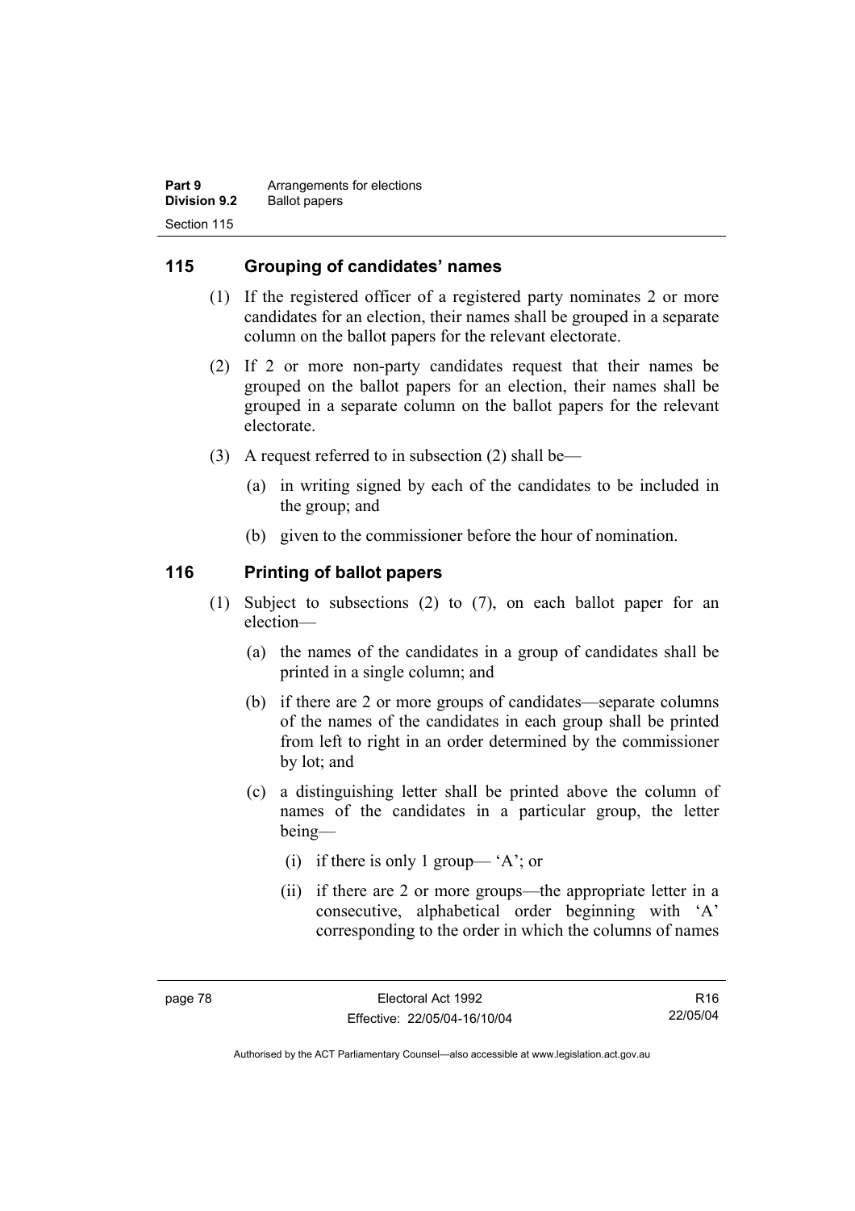## 115 Grouping of candidates' names

(1) If the registered officer of a registered party nominates 2 or more candidates for an election, their names shall be grouped in a separate column on the ballot papers for the relevant electorate.

(2) If 2 or more non-party candidates request that their names be grouped on the ballot papers for an election, their names shall be grouped in a separate column on the ballot papers for the relevant electorate.

(3) A request referred to in subsection (2) shall be—

(a) in writing signed by each of the candidates to be included in the group; and

(b) given to the commissioner before the hour of nomination.

## 116 Printing of ballot papers

(1) Subject to subsections (2) to (7), on each ballot paper for an election—

(a) the names of the candidates in a group of candidates shall be printed in a single column; and

(b) if there are 2 or more groups of candidates—separate columns of the names of the candidates in each group shall be printed from left to right in an order determined by the commissioner by lot; and

(c) a distinguishing letter shall be printed above the column of names of the candidates in a particular group, the letter being—

(i) if there is only 1 group— 'A'; or

(ii) if there are 2 or more groups—the appropriate letter in a consecutive, alphabetical order beginning with 'A' corresponding to the order in which the columns of names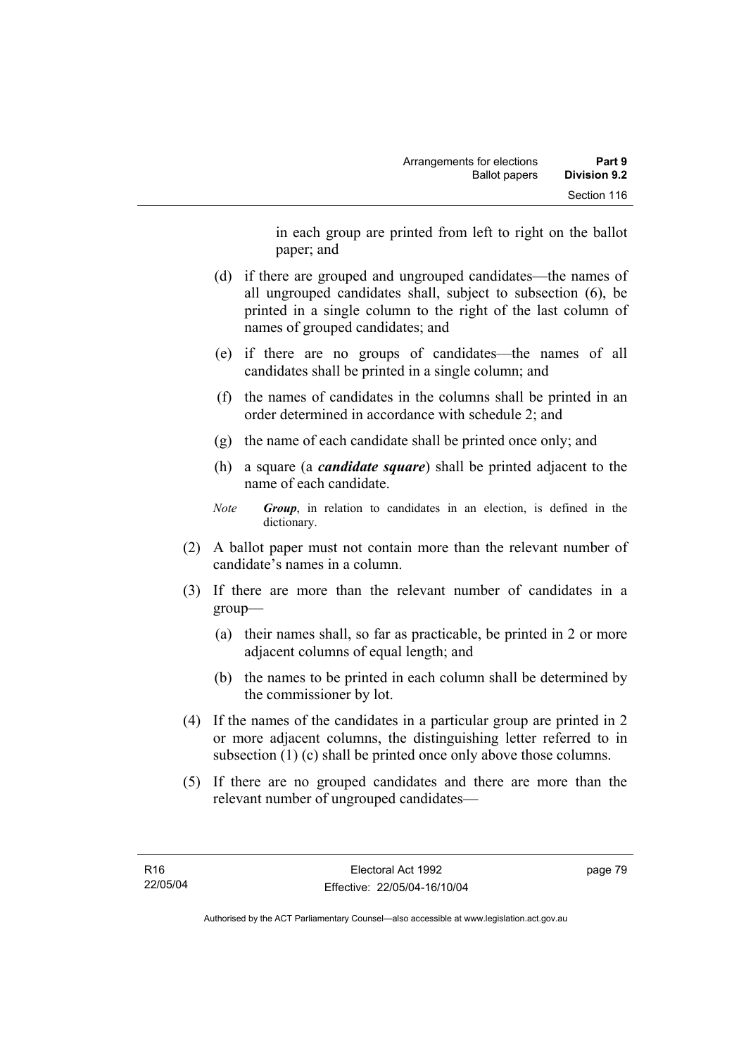in each group are printed from left to right on the ballot paper; and

(d) if there are grouped and ungrouped candidates—the names of all ungrouped candidates shall, subject to subsection (6), be printed in a single column to the right of the last column of names of grouped candidates; and

(e) if there are no groups of candidates—the names of all candidates shall be printed in a single column; and

(f) the names of candidates in the columns shall be printed in an order determined in accordance with schedule 2; and

(g) the name of each candidate shall be printed once only; and

(h) a square (a ***candidate square***) shall be printed adjacent to the name of each candidate.

*Note* ***Group***, in relation to candidates in an election, is defined in the dictionary.

(2) A ballot paper must not contain more than the relevant number of candidate's names in a column.

(3) If there are more than the relevant number of candidates in a group—

(a) their names shall, so far as practicable, be printed in 2 or more adjacent columns of equal length; and

(b) the names to be printed in each column shall be determined by the commissioner by lot.

(4) If the names of the candidates in a particular group are printed in 2 or more adjacent columns, the distinguishing letter referred to in subsection (1) (c) shall be printed once only above those columns.

(5) If there are no grouped candidates and there are more than the relevant number of ungrouped candidates—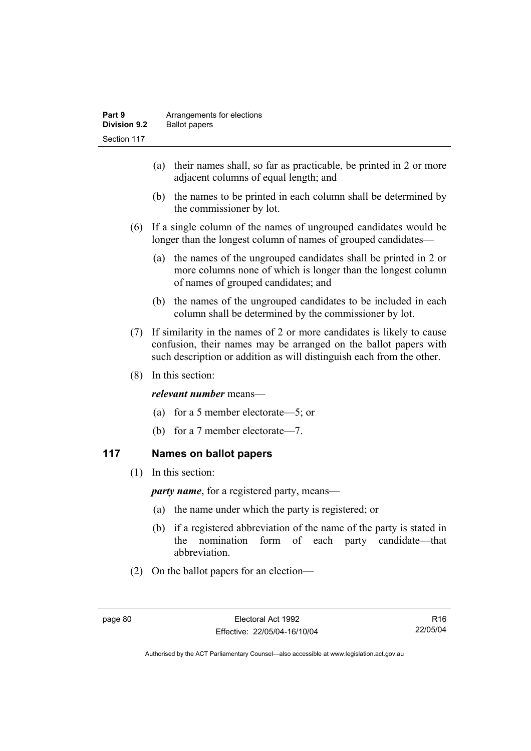(a) their names shall, so far as practicable, be printed in 2 or more adjacent columns of equal length; and

(b) the names to be printed in each column shall be determined by the commissioner by lot.

(6) If a single column of the names of ungrouped candidates would be longer than the longest column of names of grouped candidates—

(a) the names of the ungrouped candidates shall be printed in 2 or more columns none of which is longer than the longest column of names of grouped candidates; and

(b) the names of the ungrouped candidates to be included in each column shall be determined by the commissioner by lot.

(7) If similarity in the names of 2 or more candidates is likely to cause confusion, their names may be arranged on the ballot papers with such description or addition as will distinguish each from the other.

(8) In this section:

***relevant number*** means—

(a) for a 5 member electorate—5; or

(b) for a 7 member electorate—7.

## 117 Names on ballot papers

(1) In this section:

***party name***, for a registered party, means—

(a) the name under which the party is registered; or

(b) if a registered abbreviation of the name of the party is stated in the nomination form of each party candidate—that abbreviation.

(2) On the ballot papers for an election—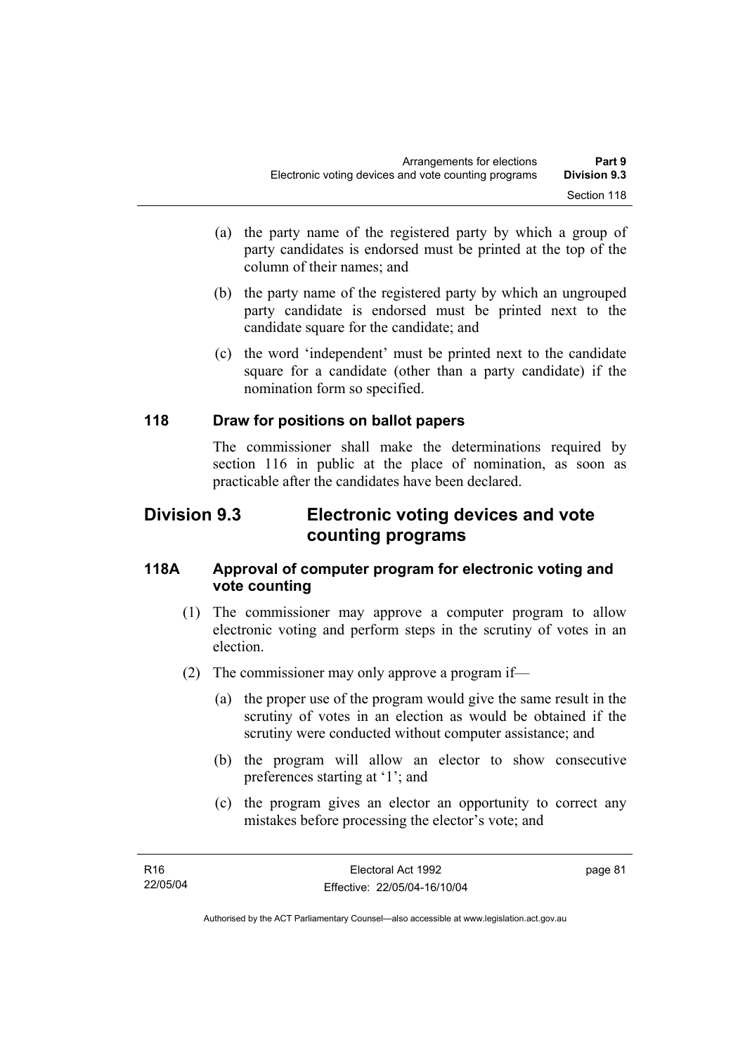(a) the party name of the registered party by which a group of party candidates is endorsed must be printed at the top of the column of their names; and

(b) the party name of the registered party by which an ungrouped party candidate is endorsed must be printed next to the candidate square for the candidate; and

(c) the word 'independent' must be printed next to the candidate square for a candidate (other than a party candidate) if the nomination form so specified.

### 118 Draw for positions on ballot papers

The commissioner shall make the determinations required by section 116 in public at the place of nomination, as soon as practicable after the candidates have been declared.

## Division 9.3 Electronic voting devices and vote counting programs

### 118A Approval of computer program for electronic voting and vote counting

(1) The commissioner may approve a computer program to allow electronic voting and perform steps in the scrutiny of votes in an election.

(2) The commissioner may only approve a program if—

(a) the proper use of the program would give the same result in the scrutiny of votes in an election as would be obtained if the scrutiny were conducted without computer assistance; and

(b) the program will allow an elector to show consecutive preferences starting at '1'; and

(c) the program gives an elector an opportunity to correct any mistakes before processing the elector's vote; and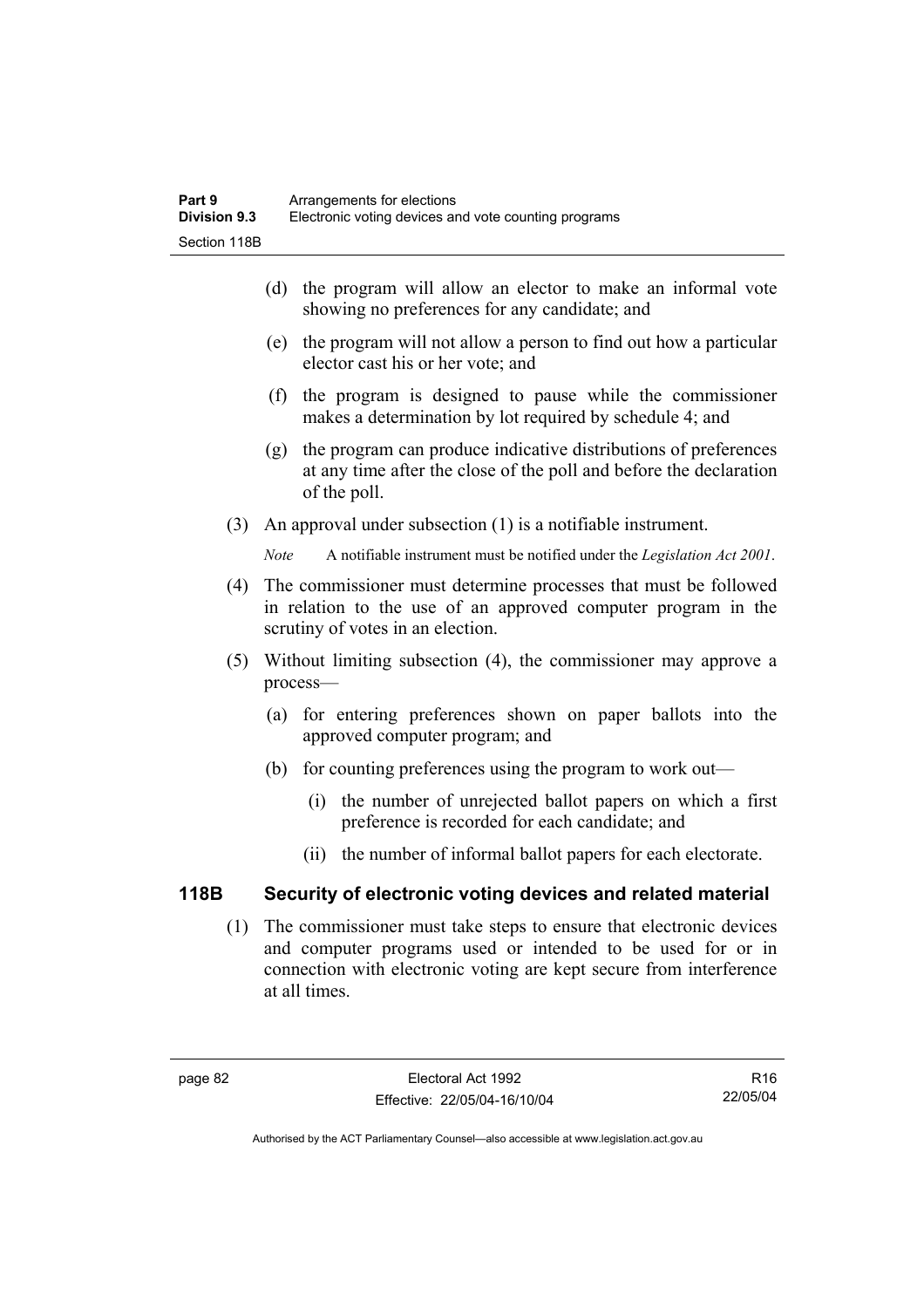(d) the program will allow an elector to make an informal vote showing no preferences for any candidate; and

(e) the program will not allow a person to find out how a particular elector cast his or her vote; and

(f) the program is designed to pause while the commissioner makes a determination by lot required by schedule 4; and

(g) the program can produce indicative distributions of preferences at any time after the close of the poll and before the declaration of the poll.

(3) An approval under subsection (1) is a notifiable instrument.

*Note* A notifiable instrument must be notified under the *Legislation Act 2001*.

(4) The commissioner must determine processes that must be followed in relation to the use of an approved computer program in the scrutiny of votes in an election.

(5) Without limiting subsection (4), the commissioner may approve a process—

(a) for entering preferences shown on paper ballots into the approved computer program; and

(b) for counting preferences using the program to work out—

(i) the number of unrejected ballot papers on which a first preference is recorded for each candidate; and

(ii) the number of informal ballot papers for each electorate.

## 118B Security of electronic voting devices and related material

(1) The commissioner must take steps to ensure that electronic devices and computer programs used or intended to be used for or in connection with electronic voting are kept secure from interference at all times.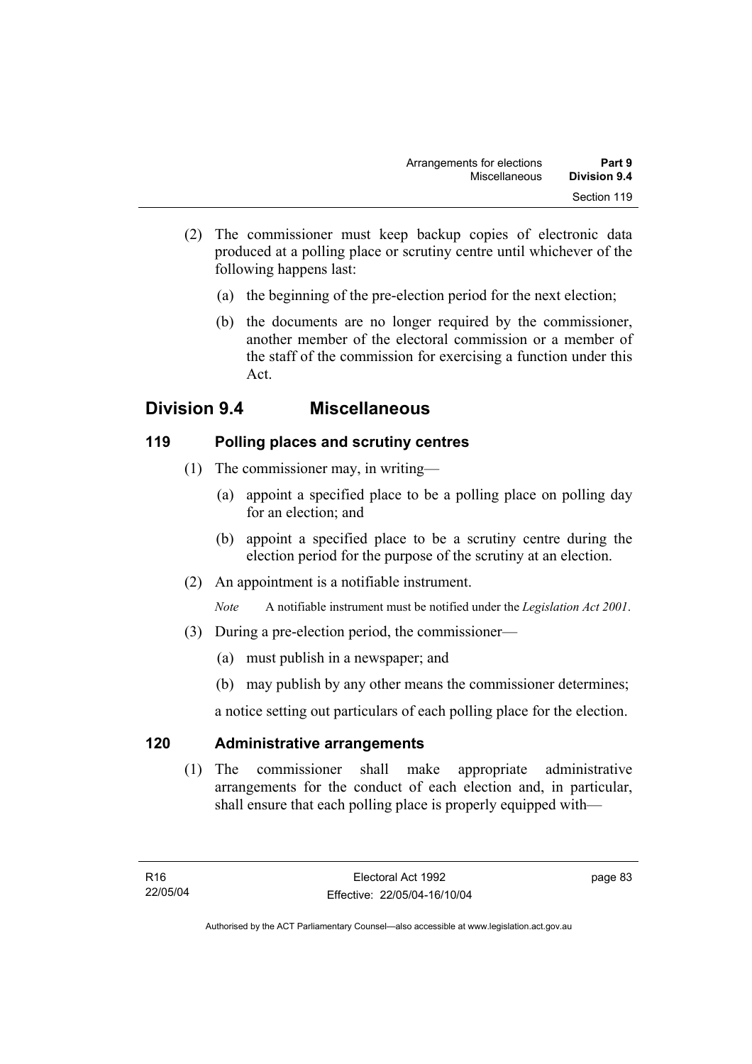(2) The commissioner must keep backup copies of electronic data produced at a polling place or scrutiny centre until whichever of the following happens last:

(a) the beginning of the pre-election period for the next election;

(b) the documents are no longer required by the commissioner, another member of the electoral commission or a member of the staff of the commission for exercising a function under this Act.

## Division 9.4 Miscellaneous

### 119 Polling places and scrutiny centres

(1) The commissioner may, in writing—

(a) appoint a specified place to be a polling place on polling day for an election; and

(b) appoint a specified place to be a scrutiny centre during the election period for the purpose of the scrutiny at an election.

(2) An appointment is a notifiable instrument.

*Note* A notifiable instrument must be notified under the *Legislation Act 2001*.

(3) During a pre-election period, the commissioner—

(a) must publish in a newspaper; and

(b) may publish by any other means the commissioner determines;

a notice setting out particulars of each polling place for the election.

### 120 Administrative arrangements

(1) The commissioner shall make appropriate administrative arrangements for the conduct of each election and, in particular, shall ensure that each polling place is properly equipped with—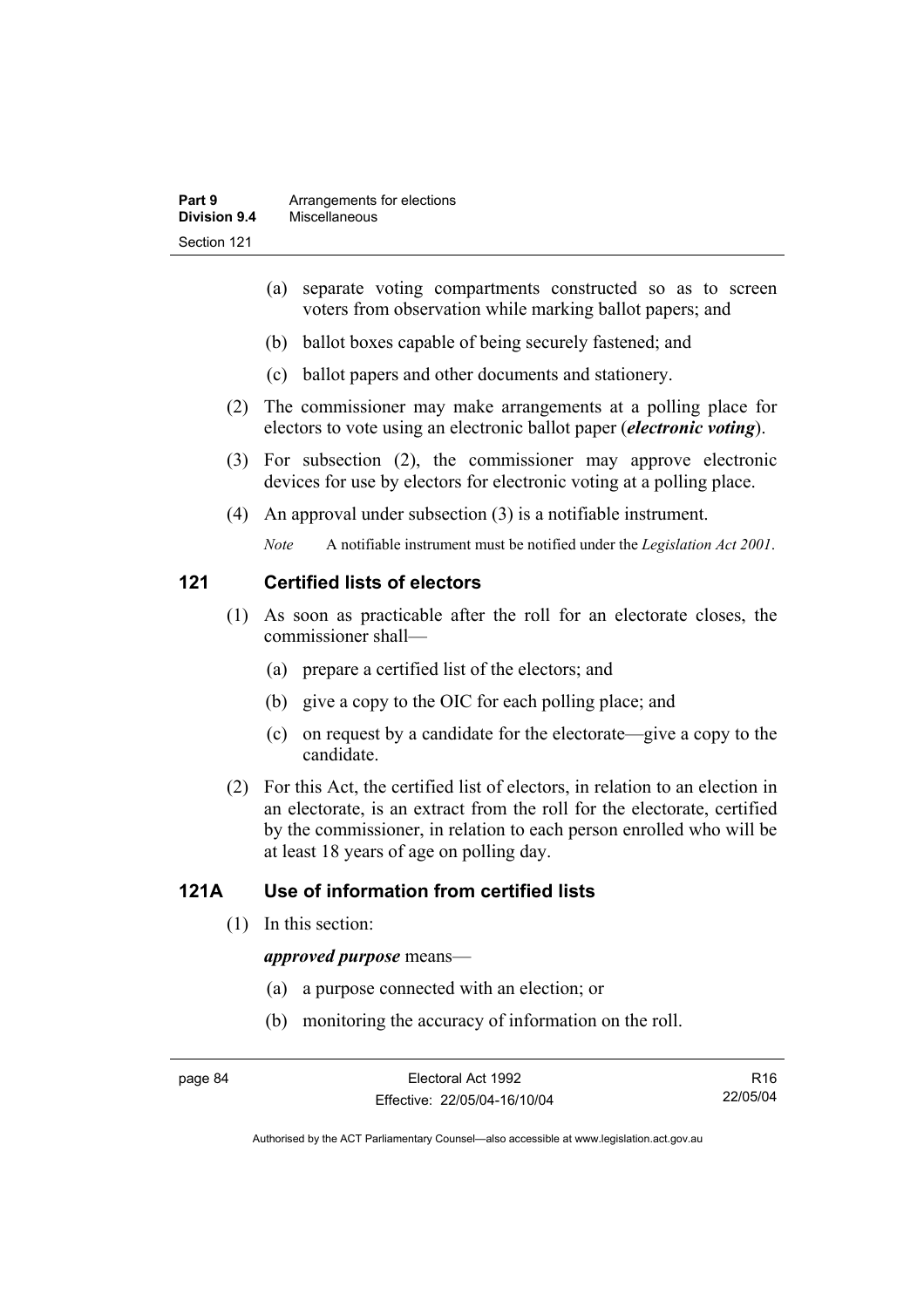(a) separate voting compartments constructed so as to screen voters from observation while marking ballot papers; and

(b) ballot boxes capable of being securely fastened; and

(c) ballot papers and other documents and stationery.

(2) The commissioner may make arrangements at a polling place for electors to vote using an electronic ballot paper (***electronic voting***).

(3) For subsection (2), the commissioner may approve electronic devices for use by electors for electronic voting at a polling place.

(4) An approval under subsection (3) is a notifiable instrument.

*Note* A notifiable instrument must be notified under the *Legislation Act 2001*.

## 121 Certified lists of electors

(1) As soon as practicable after the roll for an electorate closes, the commissioner shall—

(a) prepare a certified list of the electors; and

(b) give a copy to the OIC for each polling place; and

(c) on request by a candidate for the electorate—give a copy to the candidate.

(2) For this Act, the certified list of electors, in relation to an election in an electorate, is an extract from the roll for the electorate, certified by the commissioner, in relation to each person enrolled who will be at least 18 years of age on polling day.

## 121A Use of information from certified lists

(1) In this section:

***approved purpose*** means—

(a) a purpose connected with an election; or

(b) monitoring the accuracy of information on the roll.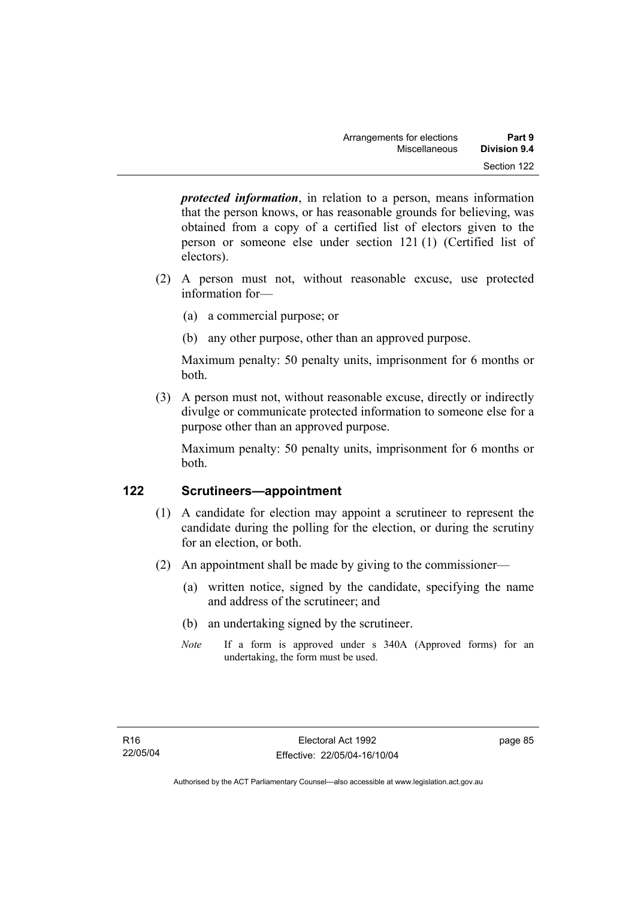***protected information***, in relation to a person, means information that the person knows, or has reasonable grounds for believing, was obtained from a copy of a certified list of electors given to the person or someone else under section 121 (1) (Certified list of electors).

(2) A person must not, without reasonable excuse, use protected information for—

(a) a commercial purpose; or

(b) any other purpose, other than an approved purpose.

Maximum penalty: 50 penalty units, imprisonment for 6 months or both.

(3) A person must not, without reasonable excuse, directly or indirectly divulge or communicate protected information to someone else for a purpose other than an approved purpose.

Maximum penalty: 50 penalty units, imprisonment for 6 months or both.

## 122 Scrutineers—appointment

(1) A candidate for election may appoint a scrutineer to represent the candidate during the polling for the election, or during the scrutiny for an election, or both.

(2) An appointment shall be made by giving to the commissioner—

(a) written notice, signed by the candidate, specifying the name and address of the scrutineer; and

(b) an undertaking signed by the scrutineer.

*Note* If a form is approved under s 340A (Approved forms) for an undertaking, the form must be used.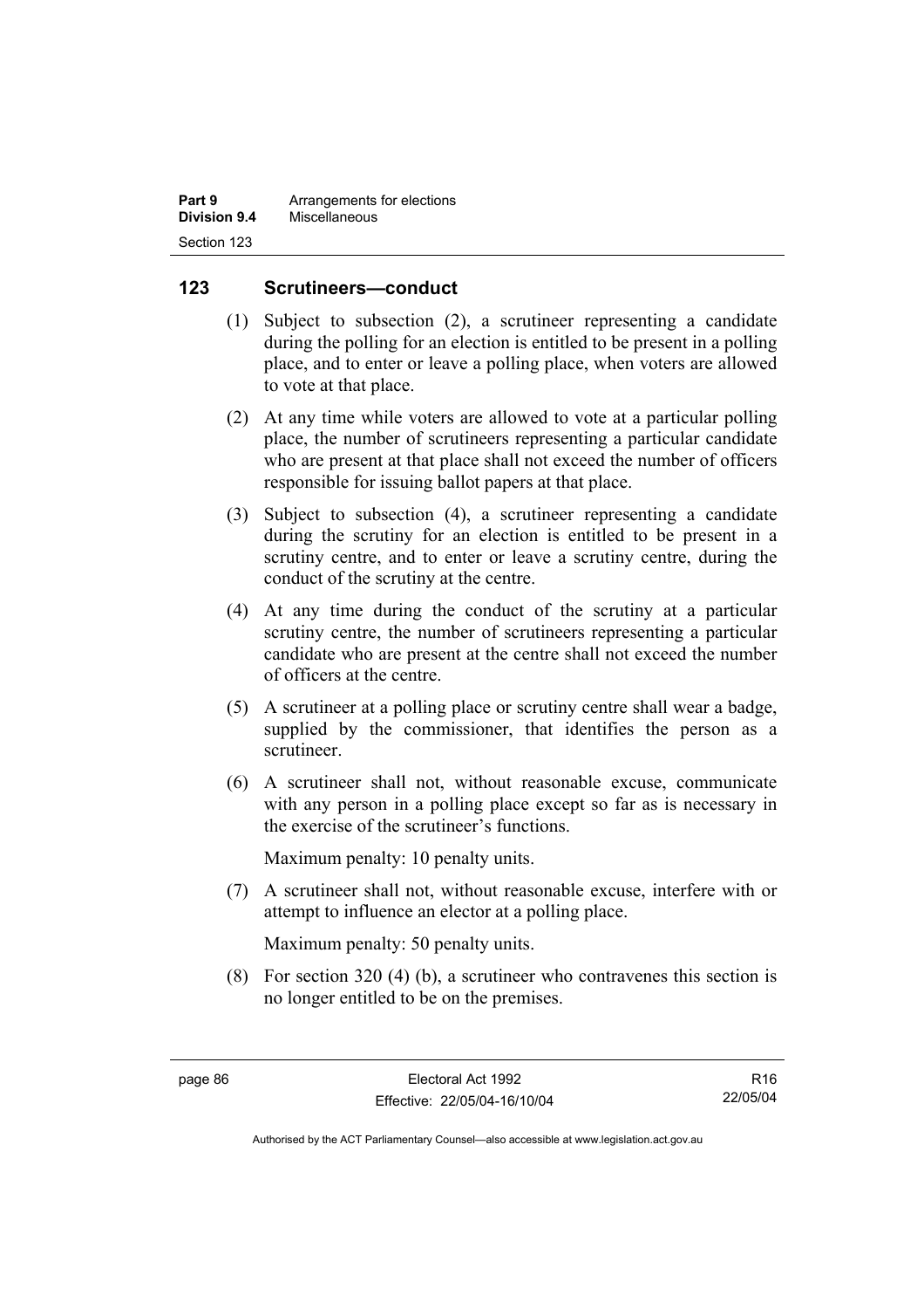## 123 Scrutineers—conduct

(1) Subject to subsection (2), a scrutineer representing a candidate during the polling for an election is entitled to be present in a polling place, and to enter or leave a polling place, when voters are allowed to vote at that place.

(2) At any time while voters are allowed to vote at a particular polling place, the number of scrutineers representing a particular candidate who are present at that place shall not exceed the number of officers responsible for issuing ballot papers at that place.

(3) Subject to subsection (4), a scrutineer representing a candidate during the scrutiny for an election is entitled to be present in a scrutiny centre, and to enter or leave a scrutiny centre, during the conduct of the scrutiny at the centre.

(4) At any time during the conduct of the scrutiny at a particular scrutiny centre, the number of scrutineers representing a particular candidate who are present at the centre shall not exceed the number of officers at the centre.

(5) A scrutineer at a polling place or scrutiny centre shall wear a badge, supplied by the commissioner, that identifies the person as a scrutineer.

(6) A scrutineer shall not, without reasonable excuse, communicate with any person in a polling place except so far as is necessary in the exercise of the scrutineer's functions.

Maximum penalty: 10 penalty units.

(7) A scrutineer shall not, without reasonable excuse, interfere with or attempt to influence an elector at a polling place.

Maximum penalty: 50 penalty units.

(8) For section 320 (4) (b), a scrutineer who contravenes this section is no longer entitled to be on the premises.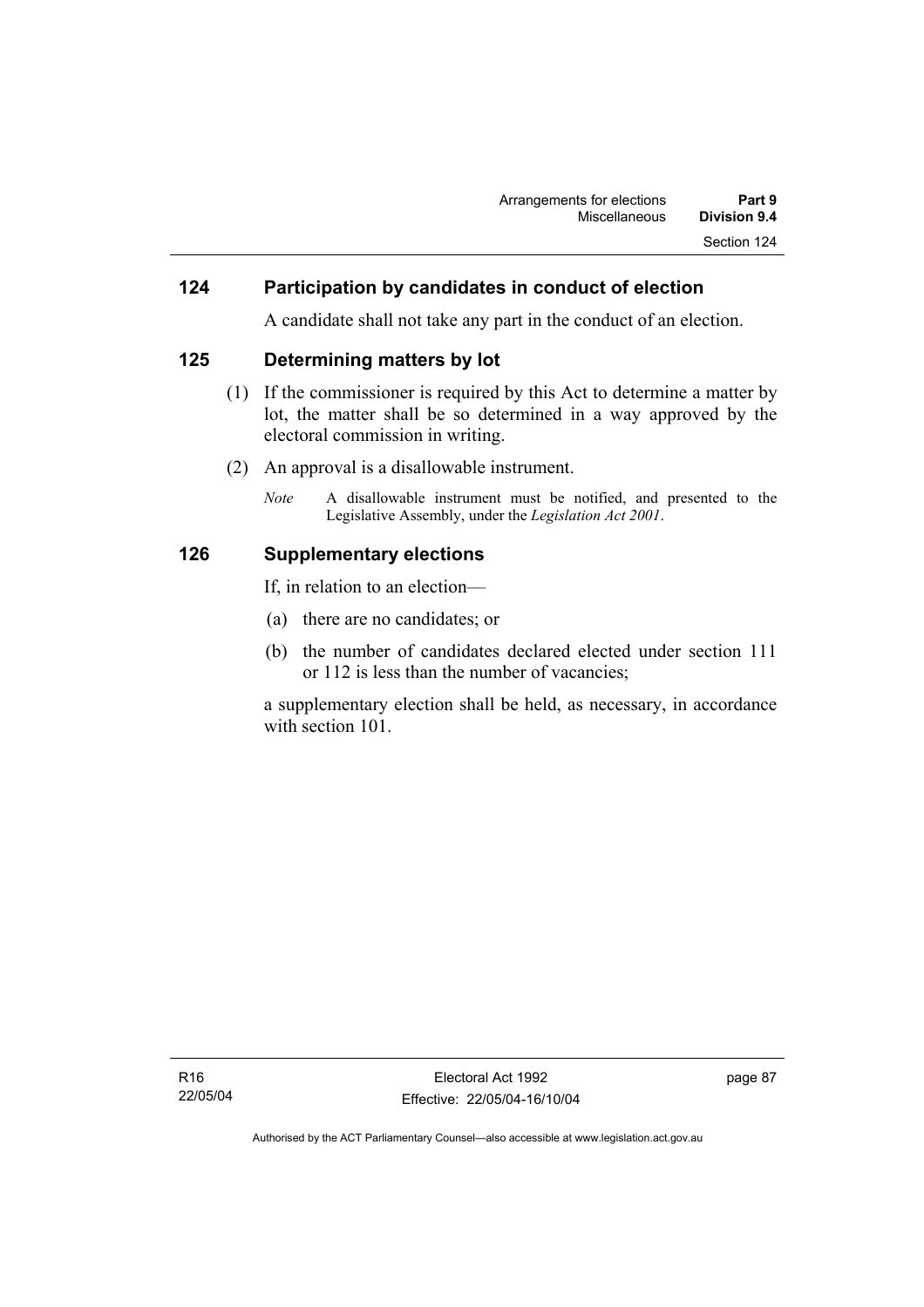## 124 Participation by candidates in conduct of election

A candidate shall not take any part in the conduct of an election.

## 125 Determining matters by lot

(1) If the commissioner is required by this Act to determine a matter by lot, the matter shall be so determined in a way approved by the electoral commission in writing.

(2) An approval is a disallowable instrument.

*Note* A disallowable instrument must be notified, and presented to the Legislative Assembly, under the *Legislation Act 2001*.

## 126 Supplementary elections

If, in relation to an election—

(a) there are no candidates; or

(b) the number of candidates declared elected under section 111 or 112 is less than the number of vacancies;

a supplementary election shall be held, as necessary, in accordance with section 101.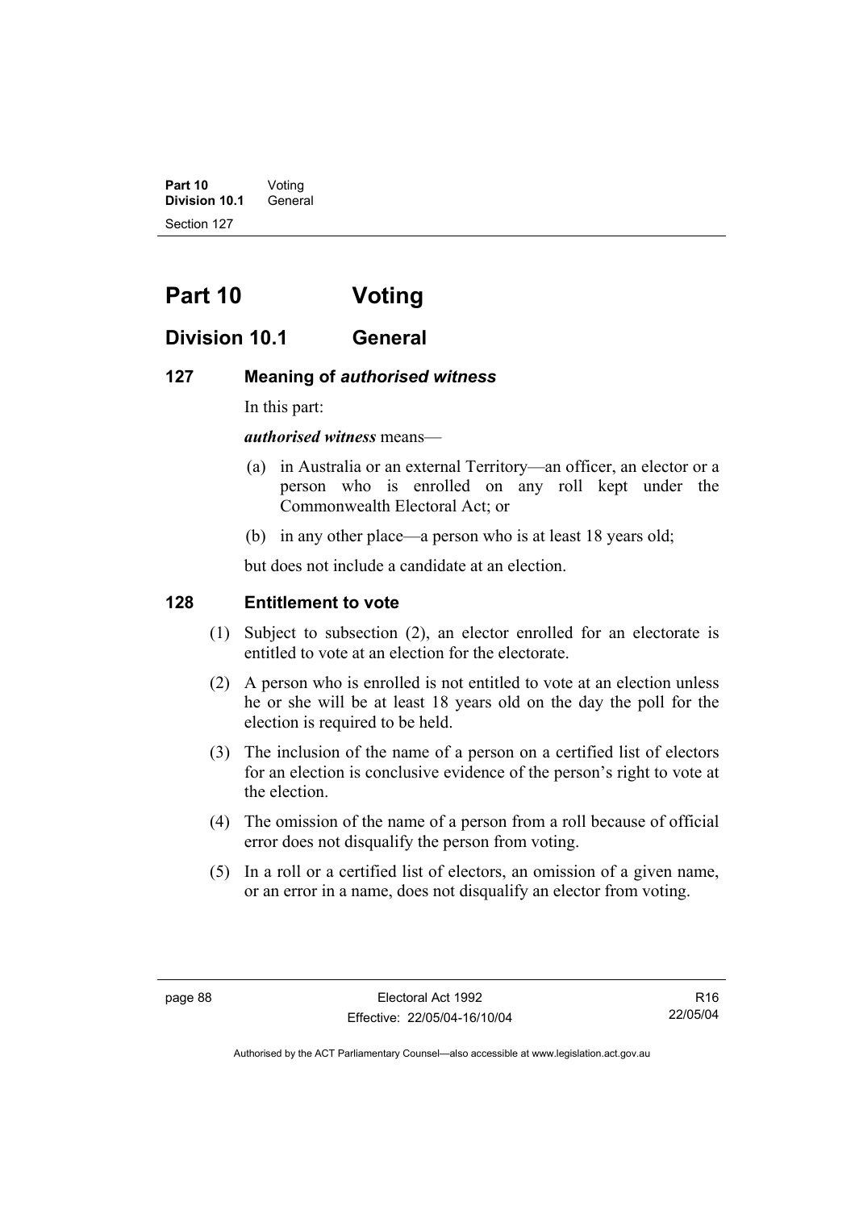# Part 10 Voting

## Division 10.1 General

### 127 Meaning of *authorised witness*

In this part:

***authorised witness*** means—

(a) in Australia or an external Territory—an officer, an elector or a person who is enrolled on any roll kept under the Commonwealth Electoral Act; or

(b) in any other place—a person who is at least 18 years old;

but does not include a candidate at an election.

### 128 Entitlement to vote

(1) Subject to subsection (2), an elector enrolled for an electorate is entitled to vote at an election for the electorate.

(2) A person who is enrolled is not entitled to vote at an election unless he or she will be at least 18 years old on the day the poll for the election is required to be held.

(3) The inclusion of the name of a person on a certified list of electors for an election is conclusive evidence of the person's right to vote at the election.

(4) The omission of the name of a person from a roll because of official error does not disqualify the person from voting.

(5) In a roll or a certified list of electors, an omission of a given name, or an error in a name, does not disqualify an elector from voting.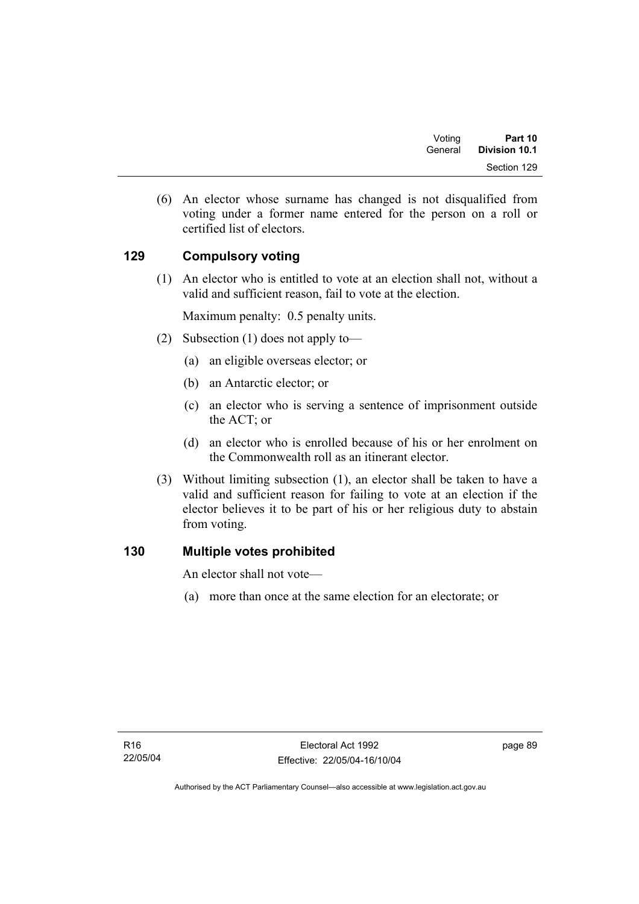(6) An elector whose surname has changed is not disqualified from voting under a former name entered for the person on a roll or certified list of electors.

## 129 Compulsory voting

(1) An elector who is entitled to vote at an election shall not, without a valid and sufficient reason, fail to vote at the election.

Maximum penalty: 0.5 penalty units.

(2) Subsection (1) does not apply to—

- (a) an eligible overseas elector; or
- (b) an Antarctic elector; or
- (c) an elector who is serving a sentence of imprisonment outside the ACT; or
- (d) an elector who is enrolled because of his or her enrolment on the Commonwealth roll as an itinerant elector.

(3) Without limiting subsection (1), an elector shall be taken to have a valid and sufficient reason for failing to vote at an election if the elector believes it to be part of his or her religious duty to abstain from voting.

## 130 Multiple votes prohibited

An elector shall not vote—

- (a) more than once at the same election for an electorate; or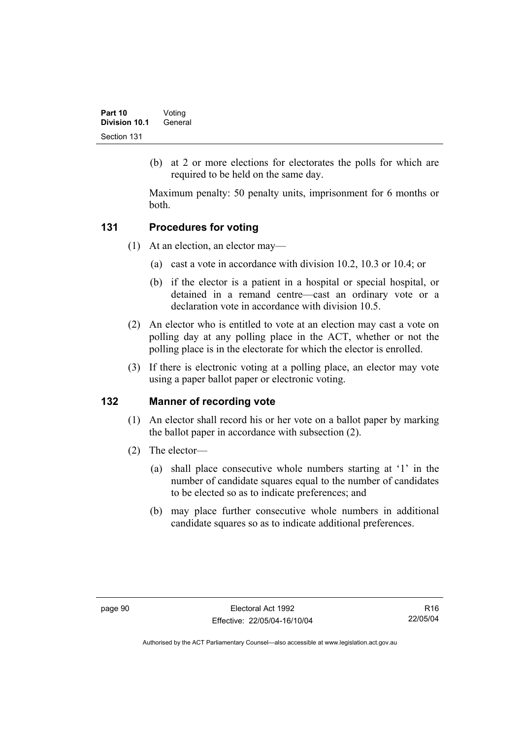(b) at 2 or more elections for electorates the polls for which are required to be held on the same day.

Maximum penalty: 50 penalty units, imprisonment for 6 months or both.

## 131 Procedures for voting

(1) At an election, an elector may—

(a) cast a vote in accordance with division 10.2, 10.3 or 10.4; or

(b) if the elector is a patient in a hospital or special hospital, or detained in a remand centre—cast an ordinary vote or a declaration vote in accordance with division 10.5.

(2) An elector who is entitled to vote at an election may cast a vote on polling day at any polling place in the ACT, whether or not the polling place is in the electorate for which the elector is enrolled.

(3) If there is electronic voting at a polling place, an elector may vote using a paper ballot paper or electronic voting.

## 132 Manner of recording vote

(1) An elector shall record his or her vote on a ballot paper by marking the ballot paper in accordance with subsection (2).

(2) The elector—

(a) shall place consecutive whole numbers starting at '1' in the number of candidate squares equal to the number of candidates to be elected so as to indicate preferences; and

(b) may place further consecutive whole numbers in additional candidate squares so as to indicate additional preferences.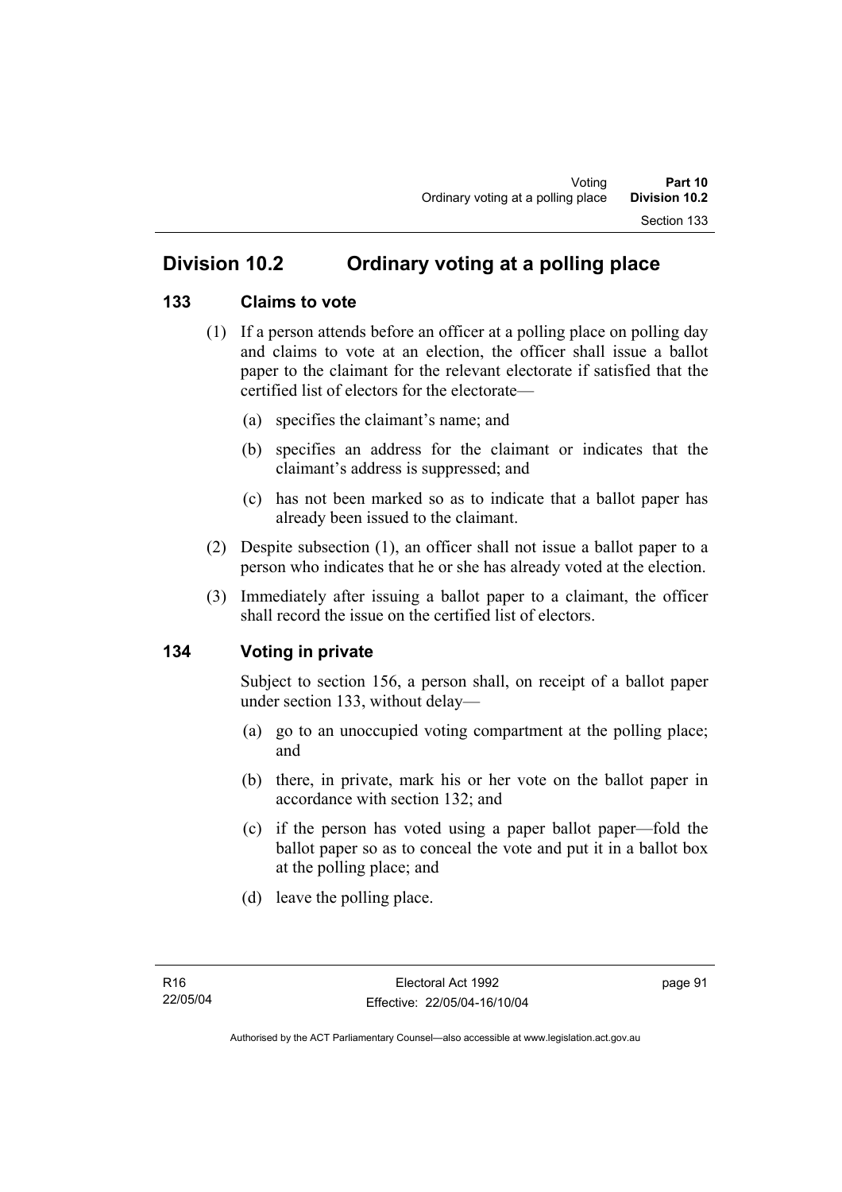## Division 10.2 Ordinary voting at a polling place

### 133 Claims to vote

(1) If a person attends before an officer at a polling place on polling day and claims to vote at an election, the officer shall issue a ballot paper to the claimant for the relevant electorate if satisfied that the certified list of electors for the electorate—

(a) specifies the claimant's name; and

(b) specifies an address for the claimant or indicates that the claimant's address is suppressed; and

(c) has not been marked so as to indicate that a ballot paper has already been issued to the claimant.

(2) Despite subsection (1), an officer shall not issue a ballot paper to a person who indicates that he or she has already voted at the election.

(3) Immediately after issuing a ballot paper to a claimant, the officer shall record the issue on the certified list of electors.

### 134 Voting in private

Subject to section 156, a person shall, on receipt of a ballot paper under section 133, without delay—

(a) go to an unoccupied voting compartment at the polling place; and

(b) there, in private, mark his or her vote on the ballot paper in accordance with section 132; and

(c) if the person has voted using a paper ballot paper—fold the ballot paper so as to conceal the vote and put it in a ballot box at the polling place; and

(d) leave the polling place.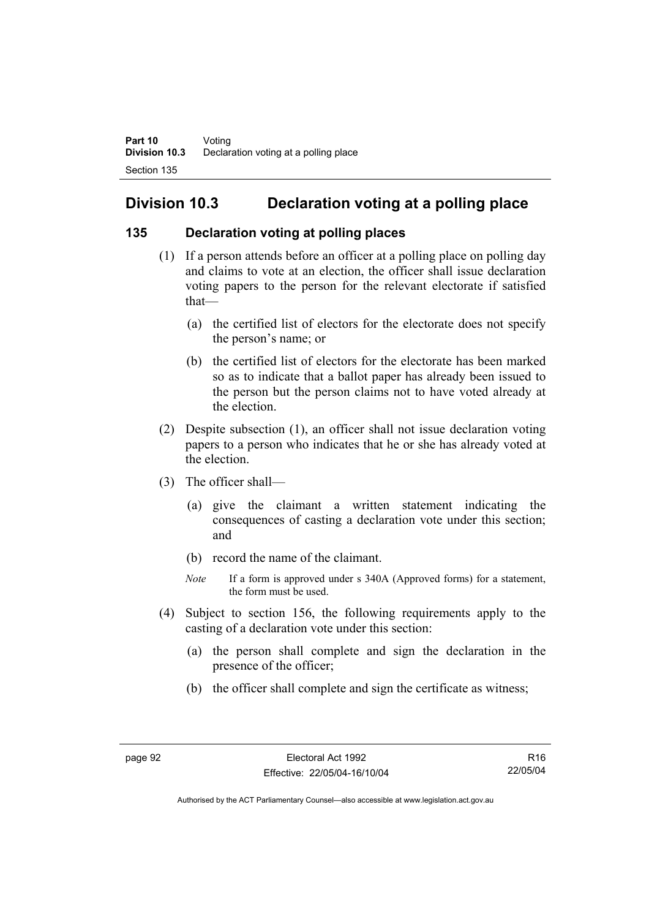## Division 10.3 Declaration voting at a polling place

### 135 Declaration voting at polling places

(1) If a person attends before an officer at a polling place on polling day and claims to vote at an election, the officer shall issue declaration voting papers to the person for the relevant electorate if satisfied that—

(a) the certified list of electors for the electorate does not specify the person's name; or

(b) the certified list of electors for the electorate has been marked so as to indicate that a ballot paper has already been issued to the person but the person claims not to have voted already at the election.

(2) Despite subsection (1), an officer shall not issue declaration voting papers to a person who indicates that he or she has already voted at the election.

(3) The officer shall—

(a) give the claimant a written statement indicating the consequences of casting a declaration vote under this section; and

(b) record the name of the claimant.

*Note* If a form is approved under s 340A (Approved forms) for a statement, the form must be used.

(4) Subject to section 156, the following requirements apply to the casting of a declaration vote under this section:

(a) the person shall complete and sign the declaration in the presence of the officer;

(b) the officer shall complete and sign the certificate as witness;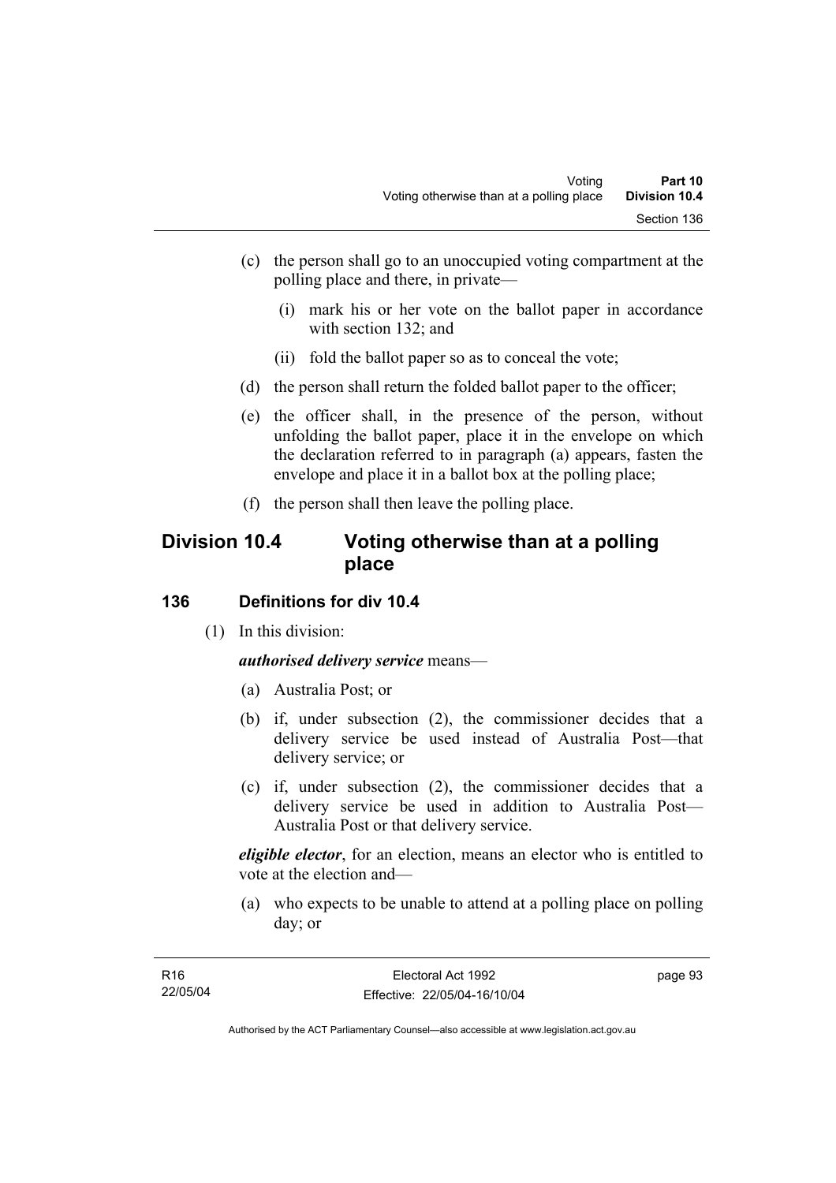(c) the person shall go to an unoccupied voting compartment at the polling place and there, in private—

  (i) mark his or her vote on the ballot paper in accordance with section 132; and

  (ii) fold the ballot paper so as to conceal the vote;

(d) the person shall return the folded ballot paper to the officer;

(e) the officer shall, in the presence of the person, without unfolding the ballot paper, place it in the envelope on which the declaration referred to in paragraph (a) appears, fasten the envelope and place it in a ballot box at the polling place;

(f) the person shall then leave the polling place.

## Division 10.4 Voting otherwise than at a polling place

### 136 Definitions for div 10.4

(1) In this division:

***authorised delivery service*** means—

(a) Australia Post; or

(b) if, under subsection (2), the commissioner decides that a delivery service be used instead of Australia Post—that delivery service; or

(c) if, under subsection (2), the commissioner decides that a delivery service be used in addition to Australia Post—Australia Post or that delivery service.

***eligible elector***, for an election, means an elector who is entitled to vote at the election and—

(a) who expects to be unable to attend at a polling place on polling day; or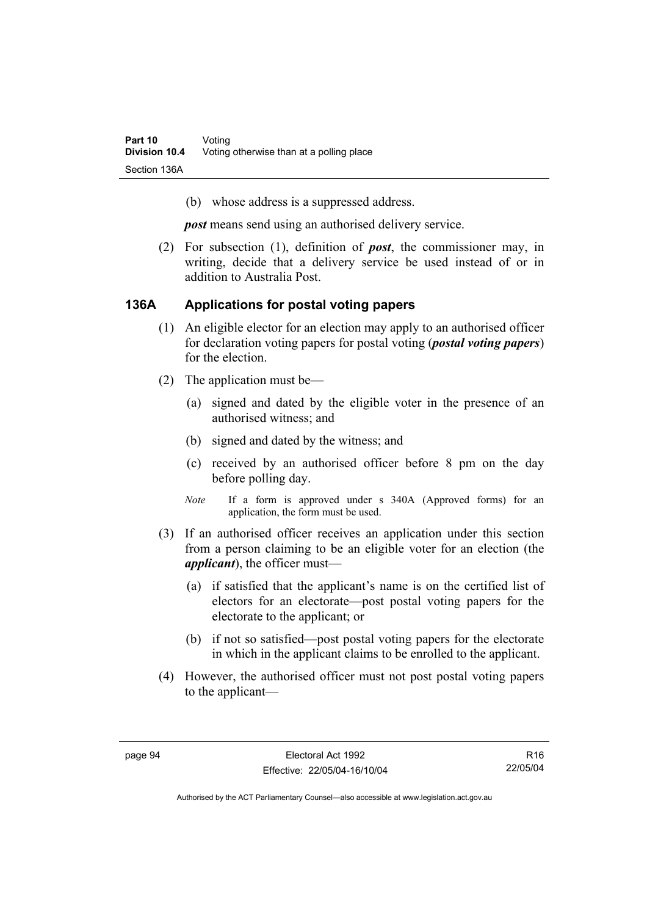(b) whose address is a suppressed address.

***post*** means send using an authorised delivery service.

(2) For subsection (1), definition of ***post***, the commissioner may, in writing, decide that a delivery service be used instead of or in addition to Australia Post.

### 136A Applications for postal voting papers

(1) An eligible elector for an election may apply to an authorised officer for declaration voting papers for postal voting (***postal voting papers***) for the election.

(2) The application must be—

(a) signed and dated by the eligible voter in the presence of an authorised witness; and

(b) signed and dated by the witness; and

(c) received by an authorised officer before 8 pm on the day before polling day.

*Note* If a form is approved under s 340A (Approved forms) for an application, the form must be used.

(3) If an authorised officer receives an application under this section from a person claiming to be an eligible voter for an election (the ***applicant***), the officer must—

(a) if satisfied that the applicant's name is on the certified list of electors for an electorate—post postal voting papers for the electorate to the applicant; or

(b) if not so satisfied—post postal voting papers for the electorate in which in the applicant claims to be enrolled to the applicant.

(4) However, the authorised officer must not post postal voting papers to the applicant—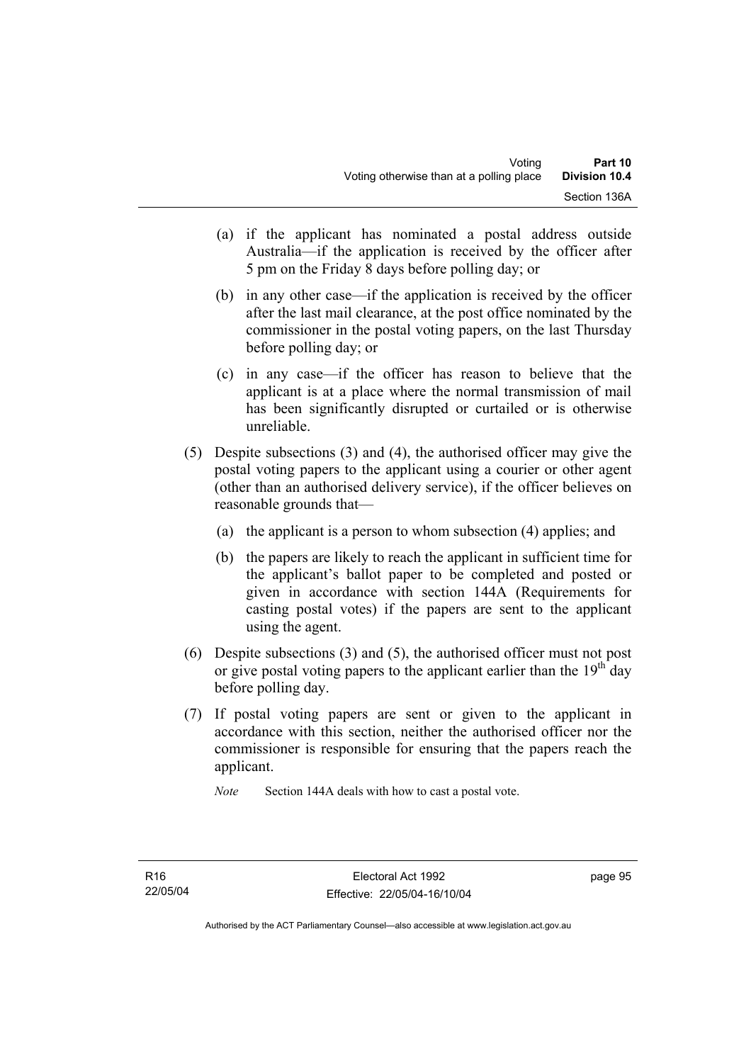(a) if the applicant has nominated a postal address outside Australia—if the application is received by the officer after 5 pm on the Friday 8 days before polling day; or

(b) in any other case—if the application is received by the officer after the last mail clearance, at the post office nominated by the commissioner in the postal voting papers, on the last Thursday before polling day; or

(c) in any case—if the officer has reason to believe that the applicant is at a place where the normal transmission of mail has been significantly disrupted or curtailed or is otherwise unreliable.

(5) Despite subsections (3) and (4), the authorised officer may give the postal voting papers to the applicant using a courier or other agent (other than an authorised delivery service), if the officer believes on reasonable grounds that—

(a) the applicant is a person to whom subsection (4) applies; and

(b) the papers are likely to reach the applicant in sufficient time for the applicant's ballot paper to be completed and posted or given in accordance with section 144A (Requirements for casting postal votes) if the papers are sent to the applicant using the agent.

(6) Despite subsections (3) and (5), the authorised officer must not post or give postal voting papers to the applicant earlier than the 19th day before polling day.

(7) If postal voting papers are sent or given to the applicant in accordance with this section, neither the authorised officer nor the commissioner is responsible for ensuring that the papers reach the applicant.

*Note* Section 144A deals with how to cast a postal vote.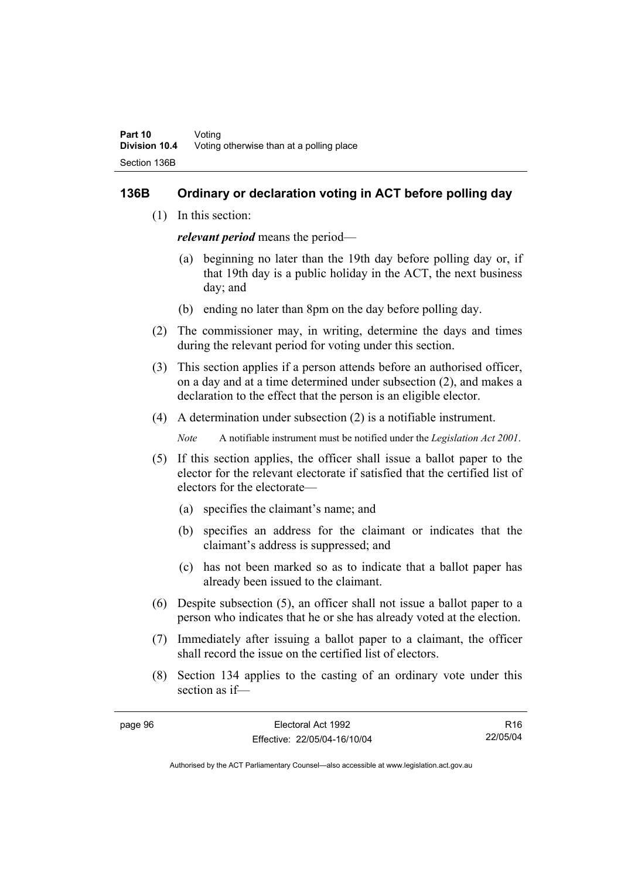## 136B Ordinary or declaration voting in ACT before polling day

(1) In this section:

***relevant period*** means the period—

(a) beginning no later than the 19th day before polling day or, if that 19th day is a public holiday in the ACT, the next business day; and

(b) ending no later than 8pm on the day before polling day.

(2) The commissioner may, in writing, determine the days and times during the relevant period for voting under this section.

(3) This section applies if a person attends before an authorised officer, on a day and at a time determined under subsection (2), and makes a declaration to the effect that the person is an eligible elector.

(4) A determination under subsection (2) is a notifiable instrument.

*Note* A notifiable instrument must be notified under the *Legislation Act 2001*.

(5) If this section applies, the officer shall issue a ballot paper to the elector for the relevant electorate if satisfied that the certified list of electors for the electorate—

(a) specifies the claimant's name; and

(b) specifies an address for the claimant or indicates that the claimant's address is suppressed; and

(c) has not been marked so as to indicate that a ballot paper has already been issued to the claimant.

(6) Despite subsection (5), an officer shall not issue a ballot paper to a person who indicates that he or she has already voted at the election.

(7) Immediately after issuing a ballot paper to a claimant, the officer shall record the issue on the certified list of electors.

(8) Section 134 applies to the casting of an ordinary vote under this section as if—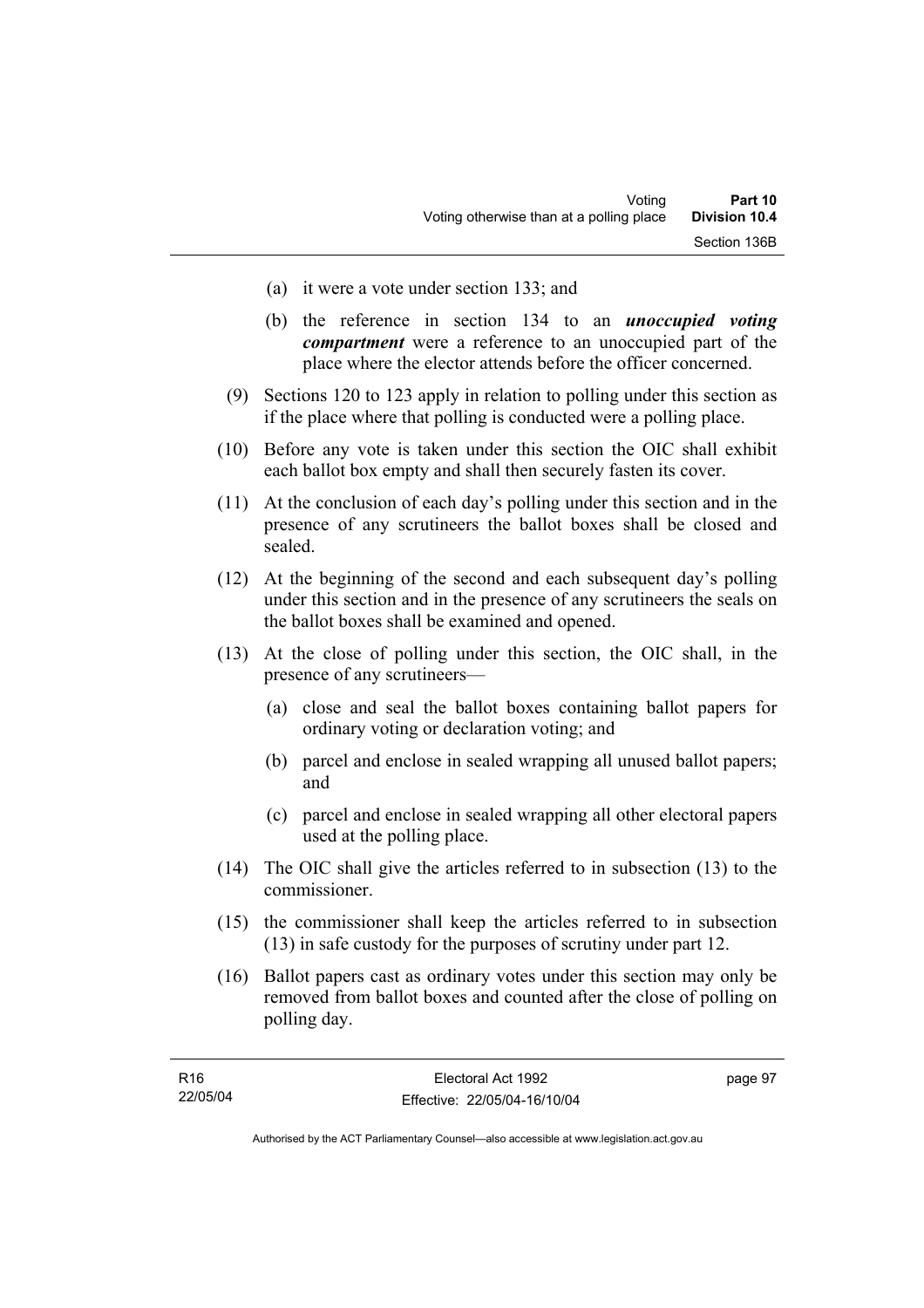(a) it were a vote under section 133; and

(b) the reference in section 134 to an ***unoccupied voting compartment*** were a reference to an unoccupied part of the place where the elector attends before the officer concerned.

(9) Sections 120 to 123 apply in relation to polling under this section as if the place where that polling is conducted were a polling place.

(10) Before any vote is taken under this section the OIC shall exhibit each ballot box empty and shall then securely fasten its cover.

(11) At the conclusion of each day's polling under this section and in the presence of any scrutineers the ballot boxes shall be closed and sealed.

(12) At the beginning of the second and each subsequent day's polling under this section and in the presence of any scrutineers the seals on the ballot boxes shall be examined and opened.

(13) At the close of polling under this section, the OIC shall, in the presence of any scrutineers—

(a) close and seal the ballot boxes containing ballot papers for ordinary voting or declaration voting; and

(b) parcel and enclose in sealed wrapping all unused ballot papers; and

(c) parcel and enclose in sealed wrapping all other electoral papers used at the polling place.

(14) The OIC shall give the articles referred to in subsection (13) to the commissioner.

(15) the commissioner shall keep the articles referred to in subsection (13) in safe custody for the purposes of scrutiny under part 12.

(16) Ballot papers cast as ordinary votes under this section may only be removed from ballot boxes and counted after the close of polling on polling day.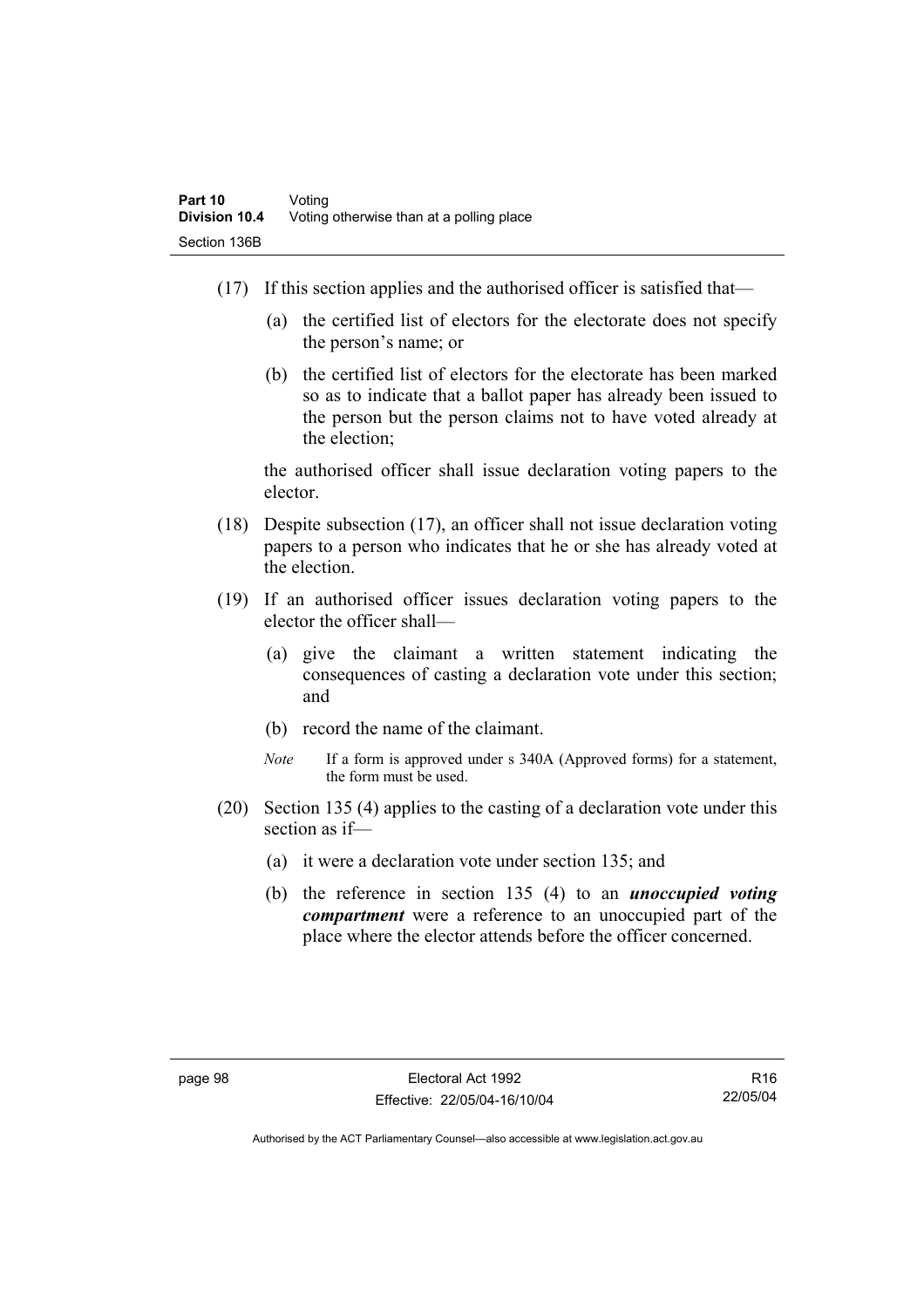(17) If this section applies and the authorised officer is satisfied that—

(a) the certified list of electors for the electorate does not specify the person's name; or

(b) the certified list of electors for the electorate has been marked so as to indicate that a ballot paper has already been issued to the person but the person claims not to have voted already at the election;

the authorised officer shall issue declaration voting papers to the elector.

(18) Despite subsection (17), an officer shall not issue declaration voting papers to a person who indicates that he or she has already voted at the election.

(19) If an authorised officer issues declaration voting papers to the elector the officer shall—

(a) give the claimant a written statement indicating the consequences of casting a declaration vote under this section; and

(b) record the name of the claimant.

*Note* If a form is approved under s 340A (Approved forms) for a statement, the form must be used.

(20) Section 135 (4) applies to the casting of a declaration vote under this section as if—

(a) it were a declaration vote under section 135; and

(b) the reference in section 135 (4) to an ***unoccupied voting compartment*** were a reference to an unoccupied part of the place where the elector attends before the officer concerned.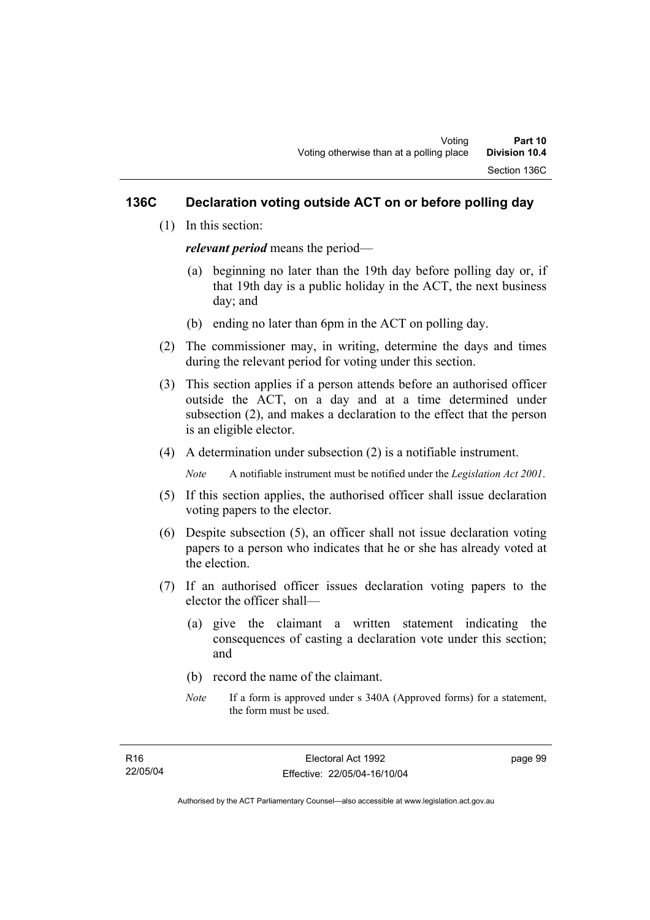## 136C Declaration voting outside ACT on or before polling day

(1) In this section:

***relevant period*** means the period—

(a) beginning no later than the 19th day before polling day or, if that 19th day is a public holiday in the ACT, the next business day; and

(b) ending no later than 6pm in the ACT on polling day.

(2) The commissioner may, in writing, determine the days and times during the relevant period for voting under this section.

(3) This section applies if a person attends before an authorised officer outside the ACT, on a day and at a time determined under subsection (2), and makes a declaration to the effect that the person is an eligible elector.

(4) A determination under subsection (2) is a notifiable instrument.

*Note* A notifiable instrument must be notified under the *Legislation Act 2001*.

(5) If this section applies, the authorised officer shall issue declaration voting papers to the elector.

(6) Despite subsection (5), an officer shall not issue declaration voting papers to a person who indicates that he or she has already voted at the election.

(7) If an authorised officer issues declaration voting papers to the elector the officer shall—

(a) give the claimant a written statement indicating the consequences of casting a declaration vote under this section; and

(b) record the name of the claimant.

*Note* If a form is approved under s 340A (Approved forms) for a statement, the form must be used.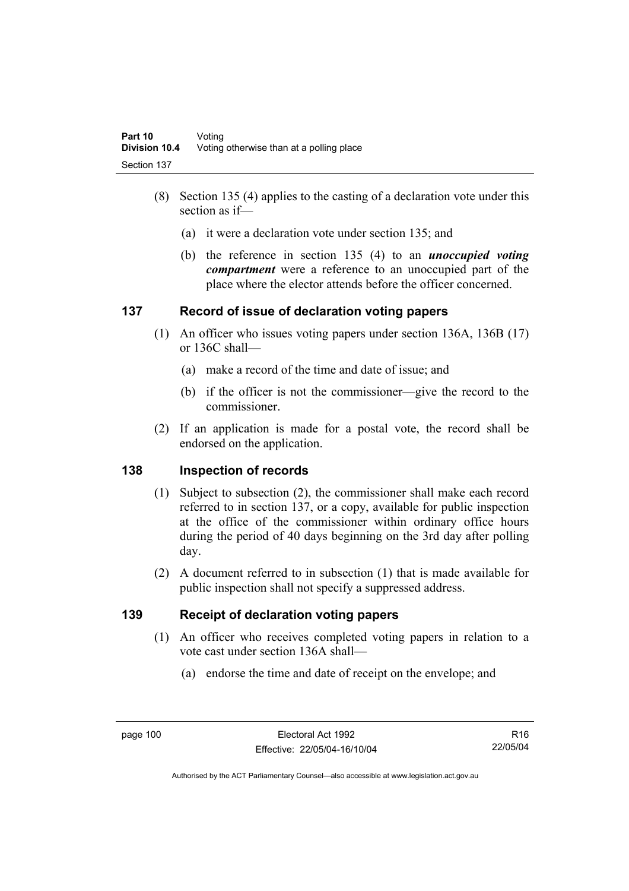(8) Section 135 (4) applies to the casting of a declaration vote under this section as if—

(a) it were a declaration vote under section 135; and

(b) the reference in section 135 (4) to an ***unoccupied voting compartment*** were a reference to an unoccupied part of the place where the elector attends before the officer concerned.

### 137 Record of issue of declaration voting papers

(1) An officer who issues voting papers under section 136A, 136B (17) or 136C shall—

(a) make a record of the time and date of issue; and

(b) if the officer is not the commissioner—give the record to the commissioner.

(2) If an application is made for a postal vote, the record shall be endorsed on the application.

### 138 Inspection of records

(1) Subject to subsection (2), the commissioner shall make each record referred to in section 137, or a copy, available for public inspection at the office of the commissioner within ordinary office hours during the period of 40 days beginning on the 3rd day after polling day.

(2) A document referred to in subsection (1) that is made available for public inspection shall not specify a suppressed address.

### 139 Receipt of declaration voting papers

(1) An officer who receives completed voting papers in relation to a vote cast under section 136A shall—

(a) endorse the time and date of receipt on the envelope; and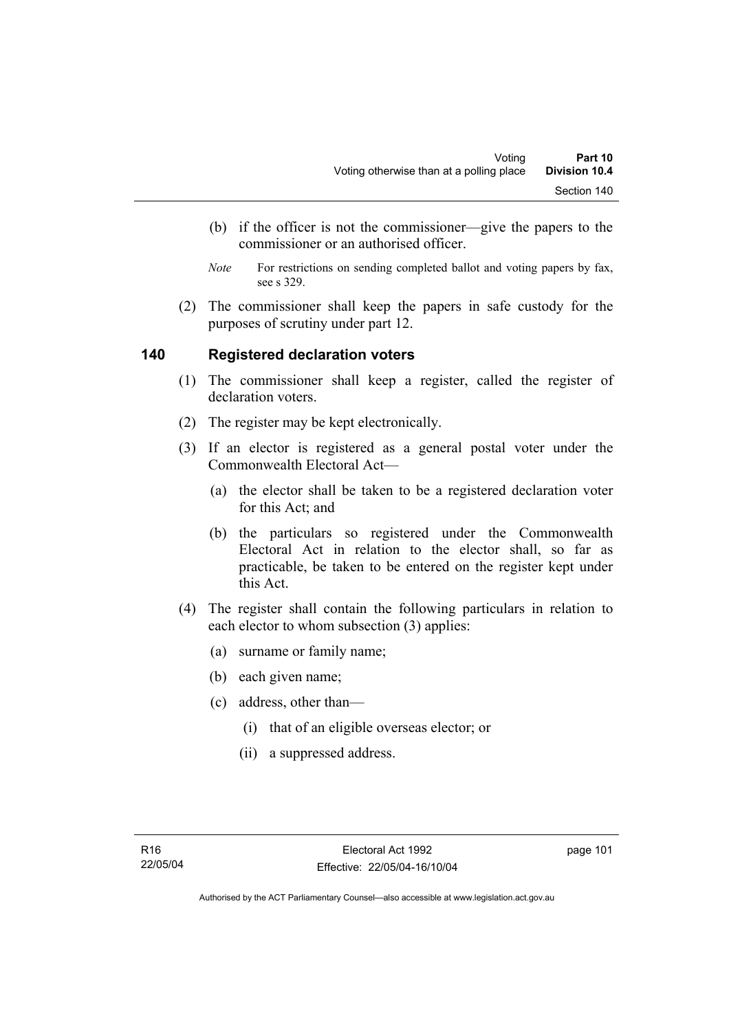(b) if the officer is not the commissioner—give the papers to the commissioner or an authorised officer.

*Note* For restrictions on sending completed ballot and voting papers by fax, see s 329.

(2) The commissioner shall keep the papers in safe custody for the purposes of scrutiny under part 12.

## 140 Registered declaration voters

(1) The commissioner shall keep a register, called the register of declaration voters.

(2) The register may be kept electronically.

(3) If an elector is registered as a general postal voter under the Commonwealth Electoral Act—

  (a) the elector shall be taken to be a registered declaration voter for this Act; and

  (b) the particulars so registered under the Commonwealth Electoral Act in relation to the elector shall, so far as practicable, be taken to be entered on the register kept under this Act.

(4) The register shall contain the following particulars in relation to each elector to whom subsection (3) applies:

  (a) surname or family name;

  (b) each given name;

  (c) address, other than—

    (i) that of an eligible overseas elector; or

    (ii) a suppressed address.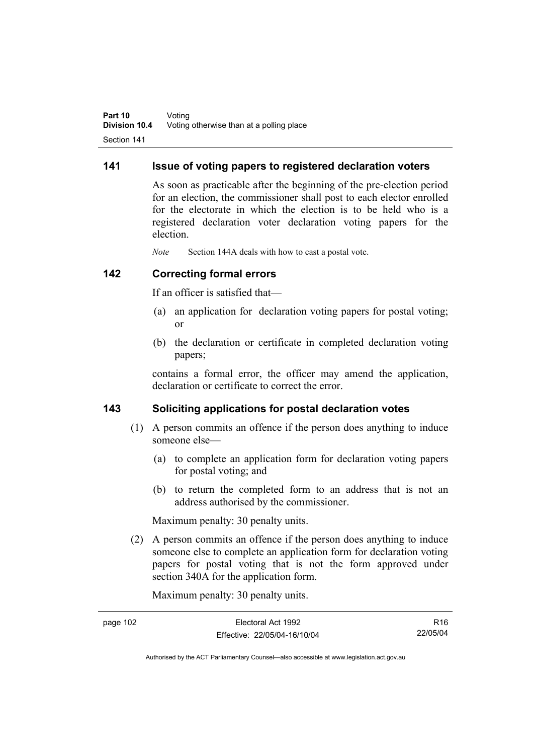## 141 Issue of voting papers to registered declaration voters

As soon as practicable after the beginning of the pre-election period for an election, the commissioner shall post to each elector enrolled for the electorate in which the election is to be held who is a registered declaration voter declaration voting papers for the election.

*Note* Section 144A deals with how to cast a postal vote.

## 142 Correcting formal errors

If an officer is satisfied that—

(a) an application for declaration voting papers for postal voting; or

(b) the declaration or certificate in completed declaration voting papers;

contains a formal error, the officer may amend the application, declaration or certificate to correct the error.

## 143 Soliciting applications for postal declaration votes

(1) A person commits an offence if the person does anything to induce someone else—

(a) to complete an application form for declaration voting papers for postal voting; and

(b) to return the completed form to an address that is not an address authorised by the commissioner.

Maximum penalty: 30 penalty units.

(2) A person commits an offence if the person does anything to induce someone else to complete an application form for declaration voting papers for postal voting that is not the form approved under section 340A for the application form.

Maximum penalty: 30 penalty units.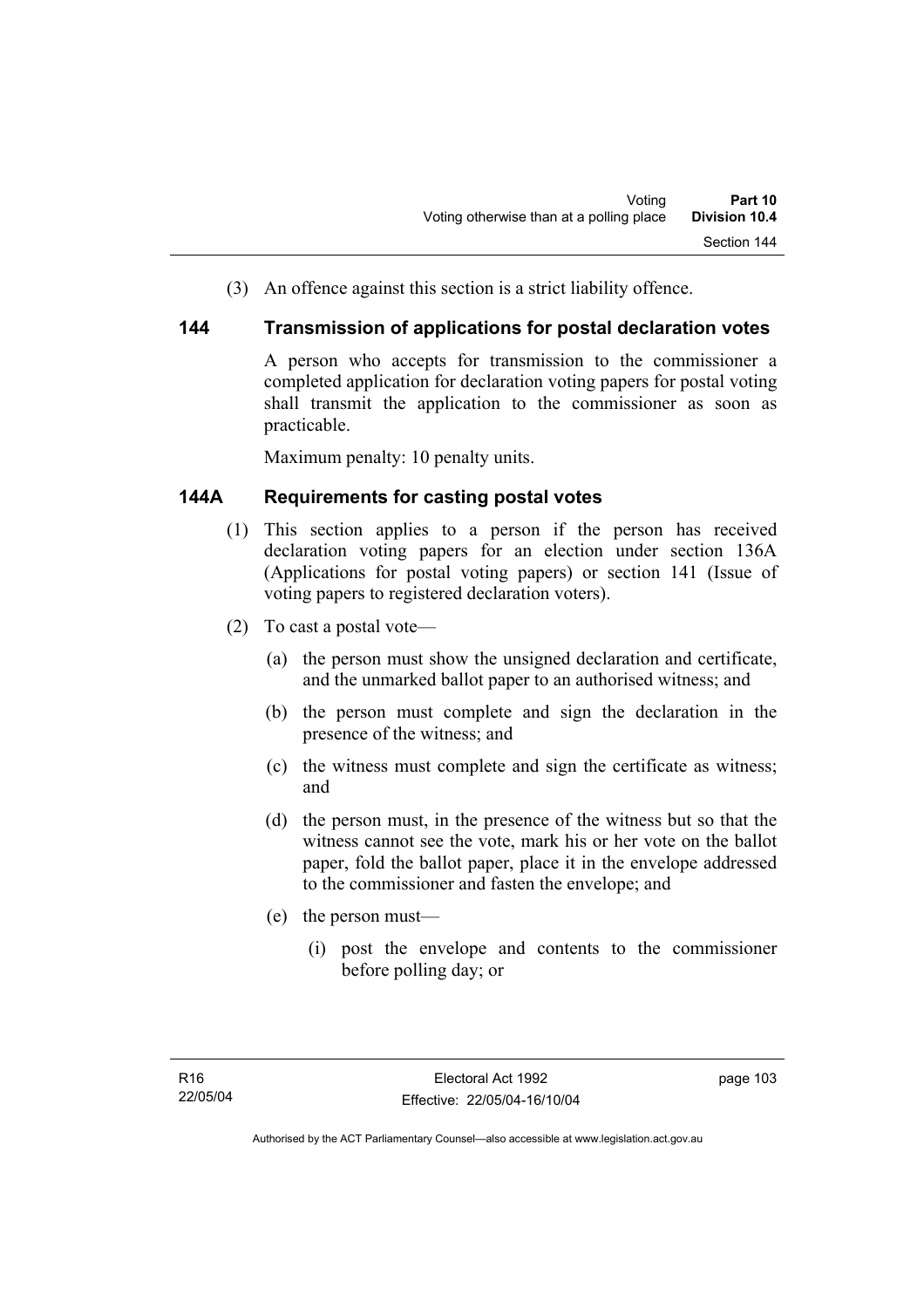(3) An offence against this section is a strict liability offence.

## 144 Transmission of applications for postal declaration votes

A person who accepts for transmission to the commissioner a completed application for declaration voting papers for postal voting shall transmit the application to the commissioner as soon as practicable.

Maximum penalty: 10 penalty units.

## 144A Requirements for casting postal votes

(1) This section applies to a person if the person has received declaration voting papers for an election under section 136A (Applications for postal voting papers) or section 141 (Issue of voting papers to registered declaration voters).

(2) To cast a postal vote—

(a) the person must show the unsigned declaration and certificate, and the unmarked ballot paper to an authorised witness; and

(b) the person must complete and sign the declaration in the presence of the witness; and

(c) the witness must complete and sign the certificate as witness; and

(d) the person must, in the presence of the witness but so that the witness cannot see the vote, mark his or her vote on the ballot paper, fold the ballot paper, place it in the envelope addressed to the commissioner and fasten the envelope; and

(e) the person must—

(i) post the envelope and contents to the commissioner before polling day; or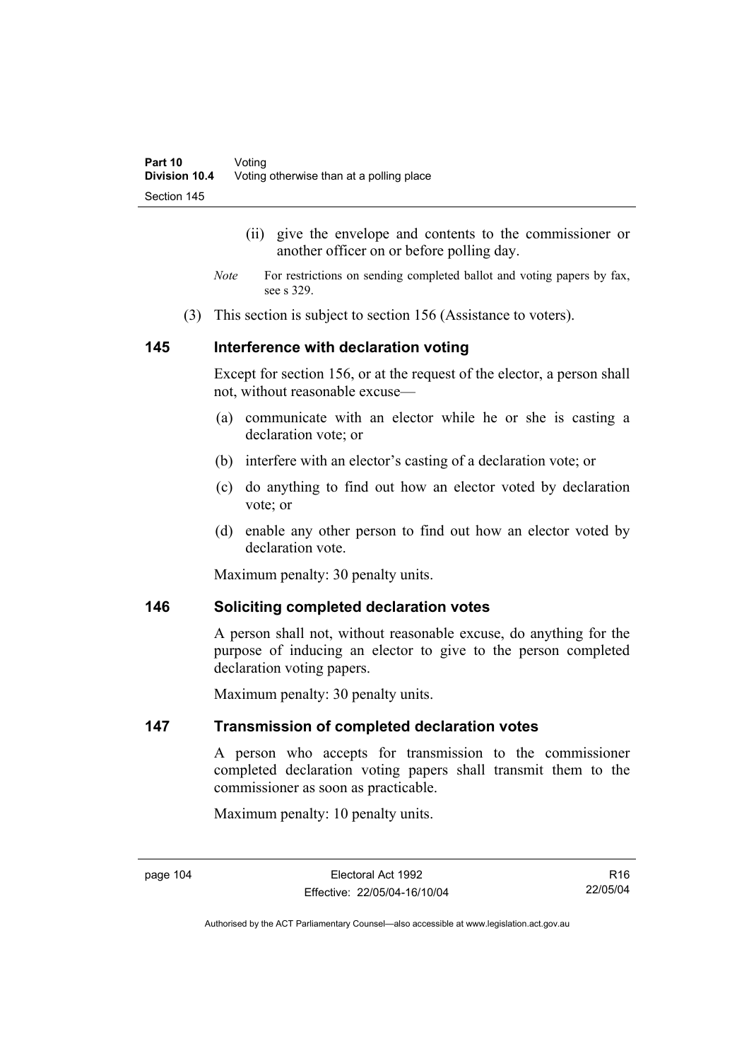(ii) give the envelope and contents to the commissioner or another officer on or before polling day.

*Note* For restrictions on sending completed ballot and voting papers by fax, see s 329.

(3) This section is subject to section 156 (Assistance to voters).

## 145 Interference with declaration voting

Except for section 156, or at the request of the elector, a person shall not, without reasonable excuse—

(a) communicate with an elector while he or she is casting a declaration vote; or

(b) interfere with an elector's casting of a declaration vote; or

(c) do anything to find out how an elector voted by declaration vote; or

(d) enable any other person to find out how an elector voted by declaration vote.

Maximum penalty: 30 penalty units.

## 146 Soliciting completed declaration votes

A person shall not, without reasonable excuse, do anything for the purpose of inducing an elector to give to the person completed declaration voting papers.

Maximum penalty: 30 penalty units.

## 147 Transmission of completed declaration votes

A person who accepts for transmission to the commissioner completed declaration voting papers shall transmit them to the commissioner as soon as practicable.

Maximum penalty: 10 penalty units.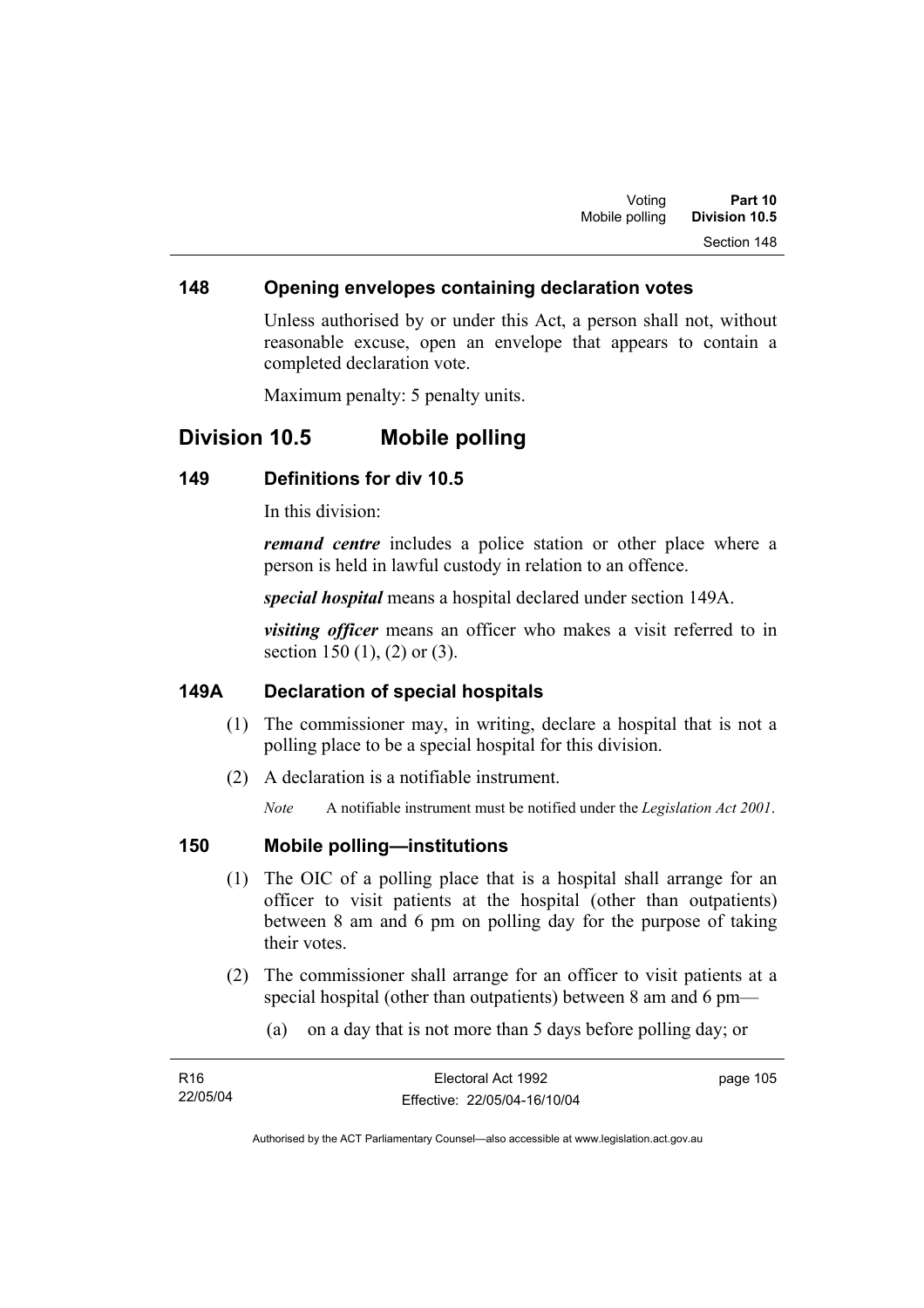### 148 Opening envelopes containing declaration votes

Unless authorised by or under this Act, a person shall not, without reasonable excuse, open an envelope that appears to contain a completed declaration vote.

Maximum penalty: 5 penalty units.

## Division 10.5 Mobile polling

### 149 Definitions for div 10.5

In this division:

***remand centre*** includes a police station or other place where a person is held in lawful custody in relation to an offence.

***special hospital*** means a hospital declared under section 149A.

***visiting officer*** means an officer who makes a visit referred to in section 150 (1), (2) or (3).

### 149A Declaration of special hospitals

(1) The commissioner may, in writing, declare a hospital that is not a polling place to be a special hospital for this division.

(2) A declaration is a notifiable instrument.

*Note* A notifiable instrument must be notified under the *Legislation Act 2001*.

### 150 Mobile polling—institutions

(1) The OIC of a polling place that is a hospital shall arrange for an officer to visit patients at the hospital (other than outpatients) between 8 am and 6 pm on polling day for the purpose of taking their votes.

(2) The commissioner shall arrange for an officer to visit patients at a special hospital (other than outpatients) between 8 am and 6 pm—

(a) on a day that is not more than 5 days before polling day; or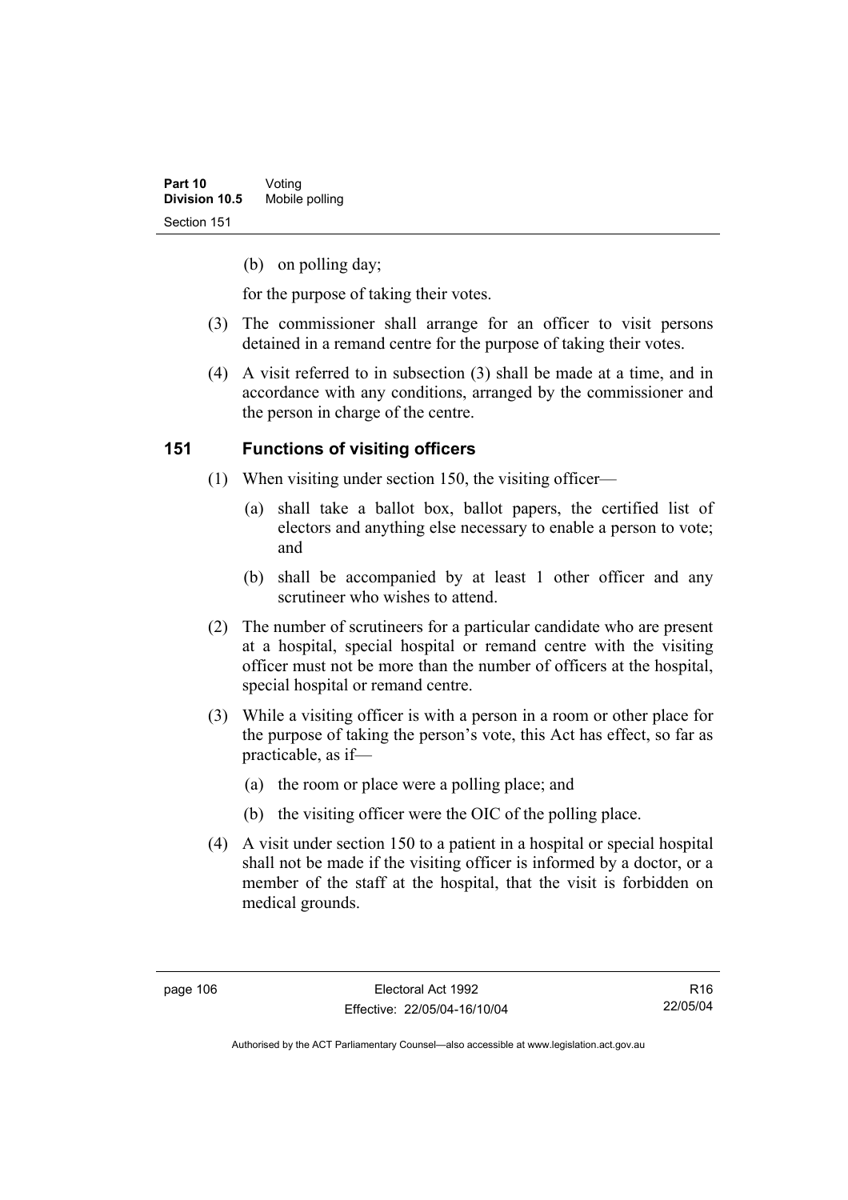(b) on polling day;

for the purpose of taking their votes.

(3) The commissioner shall arrange for an officer to visit persons detained in a remand centre for the purpose of taking their votes.

(4) A visit referred to in subsection (3) shall be made at a time, and in accordance with any conditions, arranged by the commissioner and the person in charge of the centre.

## 151 Functions of visiting officers

(1) When visiting under section 150, the visiting officer—

(a) shall take a ballot box, ballot papers, the certified list of electors and anything else necessary to enable a person to vote; and

(b) shall be accompanied by at least 1 other officer and any scrutineer who wishes to attend.

(2) The number of scrutineers for a particular candidate who are present at a hospital, special hospital or remand centre with the visiting officer must not be more than the number of officers at the hospital, special hospital or remand centre.

(3) While a visiting officer is with a person in a room or other place for the purpose of taking the person's vote, this Act has effect, so far as practicable, as if—

(a) the room or place were a polling place; and

(b) the visiting officer were the OIC of the polling place.

(4) A visit under section 150 to a patient in a hospital or special hospital shall not be made if the visiting officer is informed by a doctor, or a member of the staff at the hospital, that the visit is forbidden on medical grounds.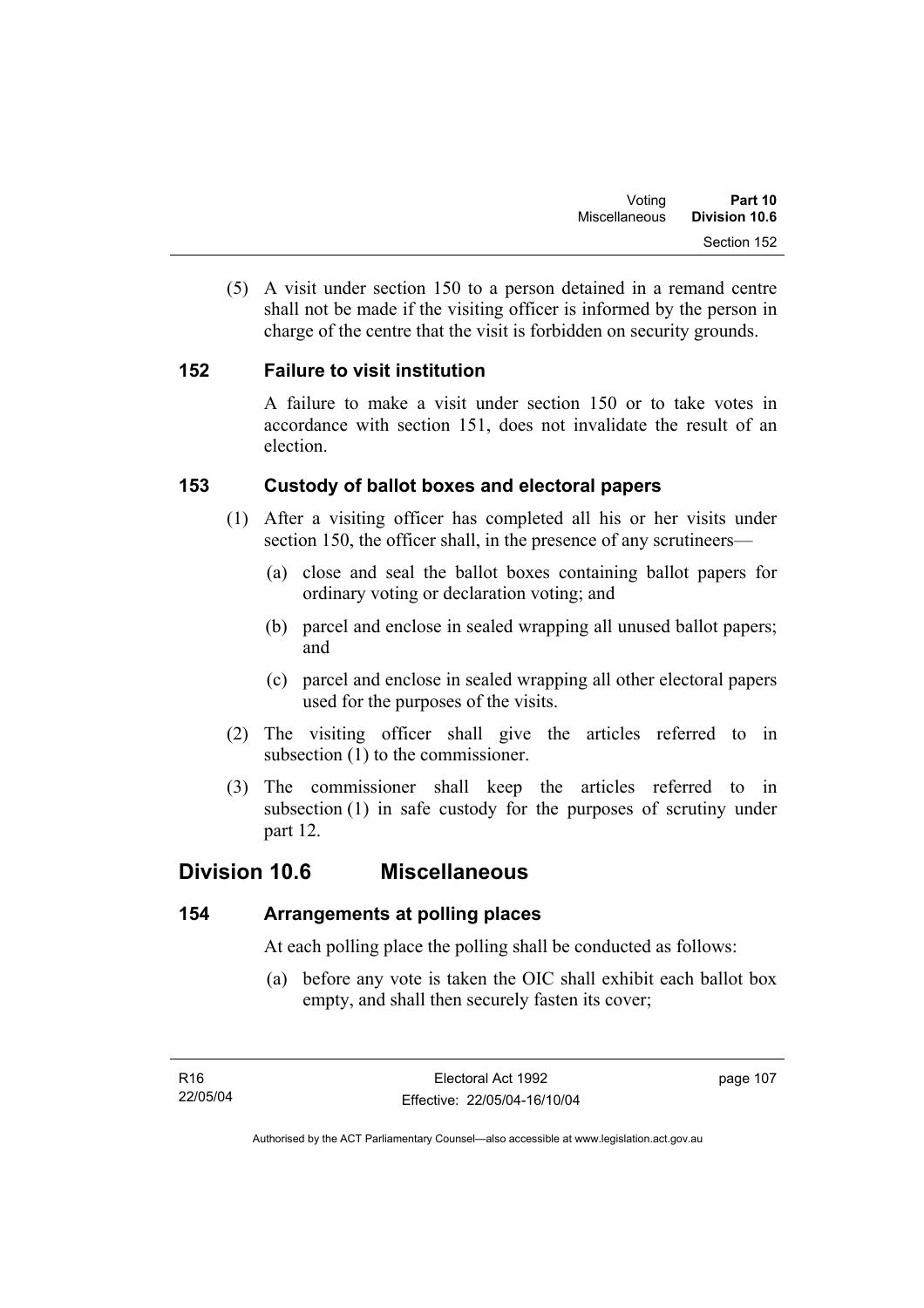(5) A visit under section 150 to a person detained in a remand centre shall not be made if the visiting officer is informed by the person in charge of the centre that the visit is forbidden on security grounds.

### 152 Failure to visit institution

A failure to make a visit under section 150 or to take votes in accordance with section 151, does not invalidate the result of an election.

### 153 Custody of ballot boxes and electoral papers

(1) After a visiting officer has completed all his or her visits under section 150, the officer shall, in the presence of any scrutineers—

(a) close and seal the ballot boxes containing ballot papers for ordinary voting or declaration voting; and

(b) parcel and enclose in sealed wrapping all unused ballot papers; and

(c) parcel and enclose in sealed wrapping all other electoral papers used for the purposes of the visits.

(2) The visiting officer shall give the articles referred to in subsection (1) to the commissioner.

(3) The commissioner shall keep the articles referred to in subsection (1) in safe custody for the purposes of scrutiny under part 12.

## Division 10.6 Miscellaneous

### 154 Arrangements at polling places

At each polling place the polling shall be conducted as follows:

(a) before any vote is taken the OIC shall exhibit each ballot box empty, and shall then securely fasten its cover;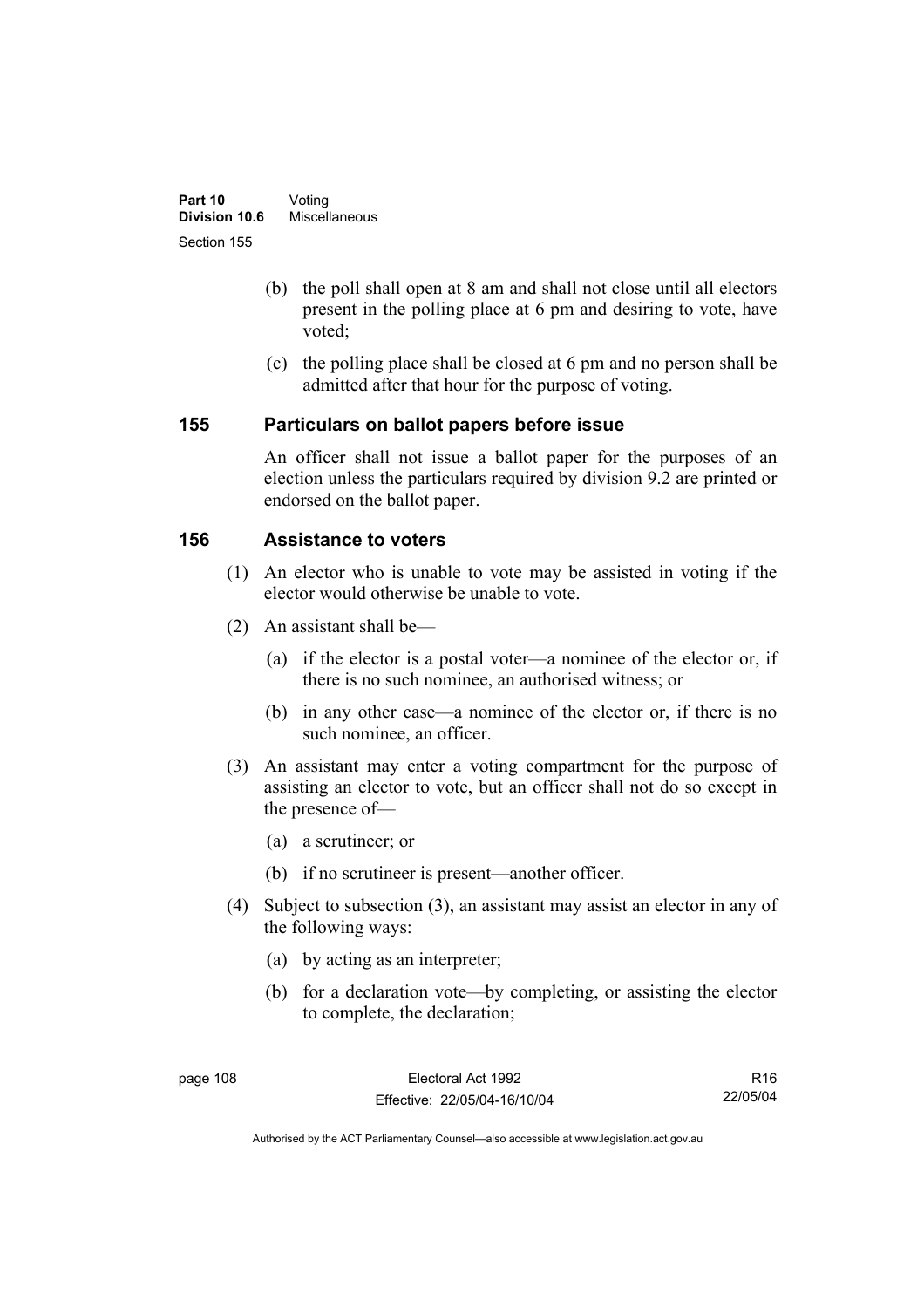(b) the poll shall open at 8 am and shall not close until all electors present in the polling place at 6 pm and desiring to vote, have voted;

(c) the polling place shall be closed at 6 pm and no person shall be admitted after that hour for the purpose of voting.

## 155 Particulars on ballot papers before issue

An officer shall not issue a ballot paper for the purposes of an election unless the particulars required by division 9.2 are printed or endorsed on the ballot paper.

## 156 Assistance to voters

(1) An elector who is unable to vote may be assisted in voting if the elector would otherwise be unable to vote.

(2) An assistant shall be—

(a) if the elector is a postal voter—a nominee of the elector or, if there is no such nominee, an authorised witness; or

(b) in any other case—a nominee of the elector or, if there is no such nominee, an officer.

(3) An assistant may enter a voting compartment for the purpose of assisting an elector to vote, but an officer shall not do so except in the presence of—

(a) a scrutineer; or

(b) if no scrutineer is present—another officer.

(4) Subject to subsection (3), an assistant may assist an elector in any of the following ways:

(a) by acting as an interpreter;

(b) for a declaration vote—by completing, or assisting the elector to complete, the declaration;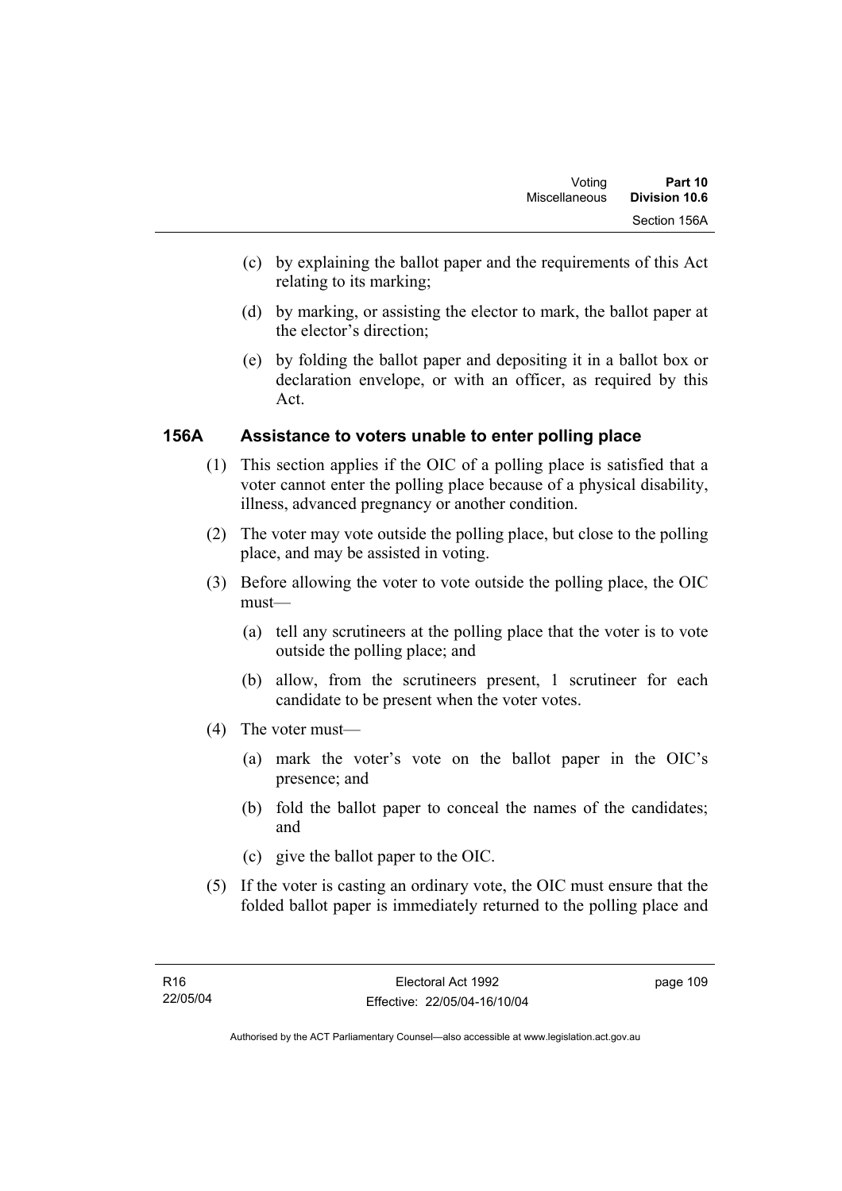(c) by explaining the ballot paper and the requirements of this Act relating to its marking;

(d) by marking, or assisting the elector to mark, the ballot paper at the elector's direction;

(e) by folding the ballot paper and depositing it in a ballot box or declaration envelope, or with an officer, as required by this Act.

### 156A Assistance to voters unable to enter polling place

(1) This section applies if the OIC of a polling place is satisfied that a voter cannot enter the polling place because of a physical disability, illness, advanced pregnancy or another condition.

(2) The voter may vote outside the polling place, but close to the polling place, and may be assisted in voting.

(3) Before allowing the voter to vote outside the polling place, the OIC must—

(a) tell any scrutineers at the polling place that the voter is to vote outside the polling place; and

(b) allow, from the scrutineers present, 1 scrutineer for each candidate to be present when the voter votes.

(4) The voter must—

(a) mark the voter's vote on the ballot paper in the OIC's presence; and

(b) fold the ballot paper to conceal the names of the candidates; and

(c) give the ballot paper to the OIC.

(5) If the voter is casting an ordinary vote, the OIC must ensure that the folded ballot paper is immediately returned to the polling place and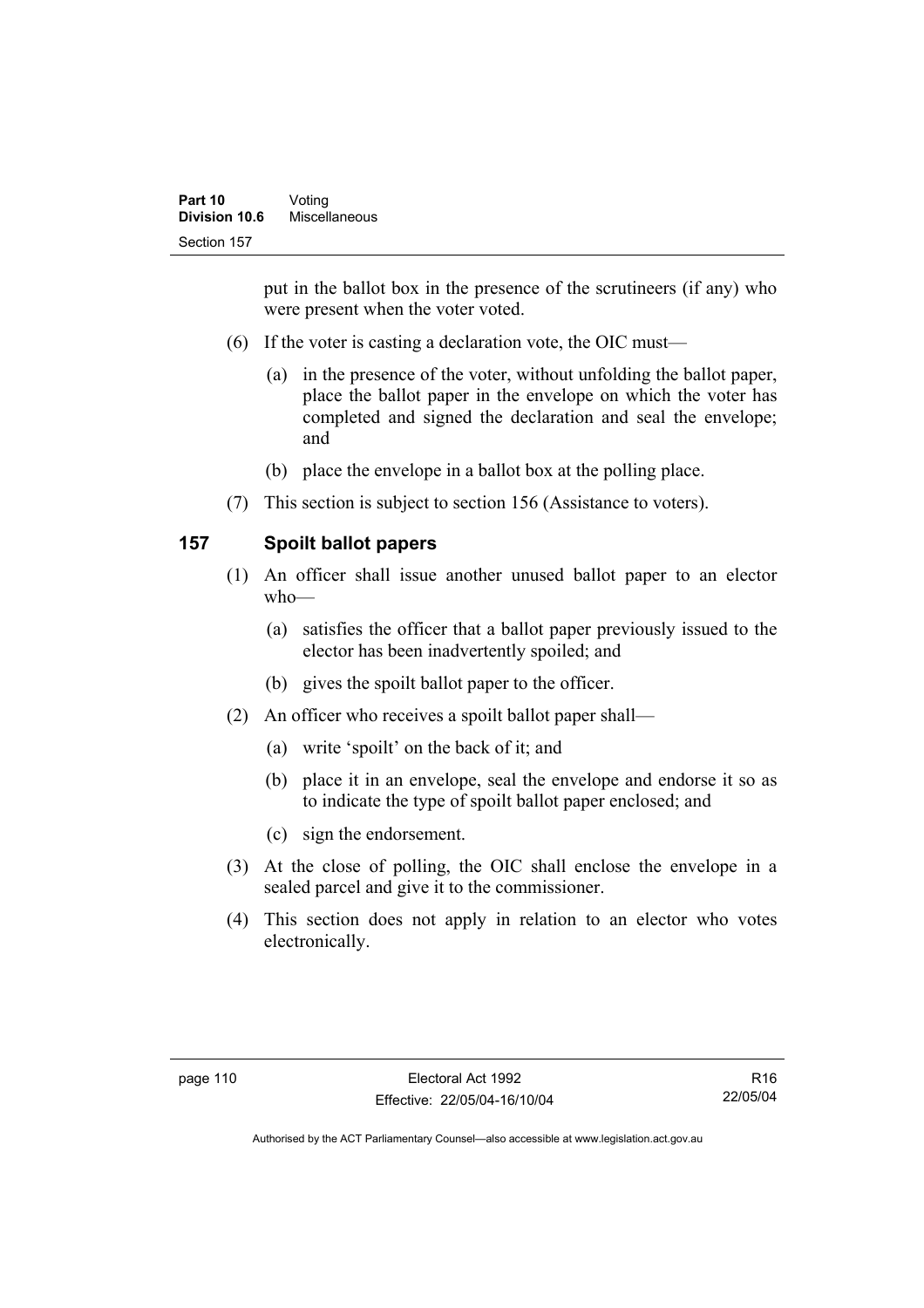put in the ballot box in the presence of the scrutineers (if any) who were present when the voter voted.

(6) If the voter is casting a declaration vote, the OIC must—

(a) in the presence of the voter, without unfolding the ballot paper, place the ballot paper in the envelope on which the voter has completed and signed the declaration and seal the envelope; and

(b) place the envelope in a ballot box at the polling place.

(7) This section is subject to section 156 (Assistance to voters).

## 157 Spoilt ballot papers

(1) An officer shall issue another unused ballot paper to an elector who—

(a) satisfies the officer that a ballot paper previously issued to the elector has been inadvertently spoiled; and

(b) gives the spoilt ballot paper to the officer.

(2) An officer who receives a spoilt ballot paper shall—

(a) write 'spoilt' on the back of it; and

(b) place it in an envelope, seal the envelope and endorse it so as to indicate the type of spoilt ballot paper enclosed; and

(c) sign the endorsement.

(3) At the close of polling, the OIC shall enclose the envelope in a sealed parcel and give it to the commissioner.

(4) This section does not apply in relation to an elector who votes electronically.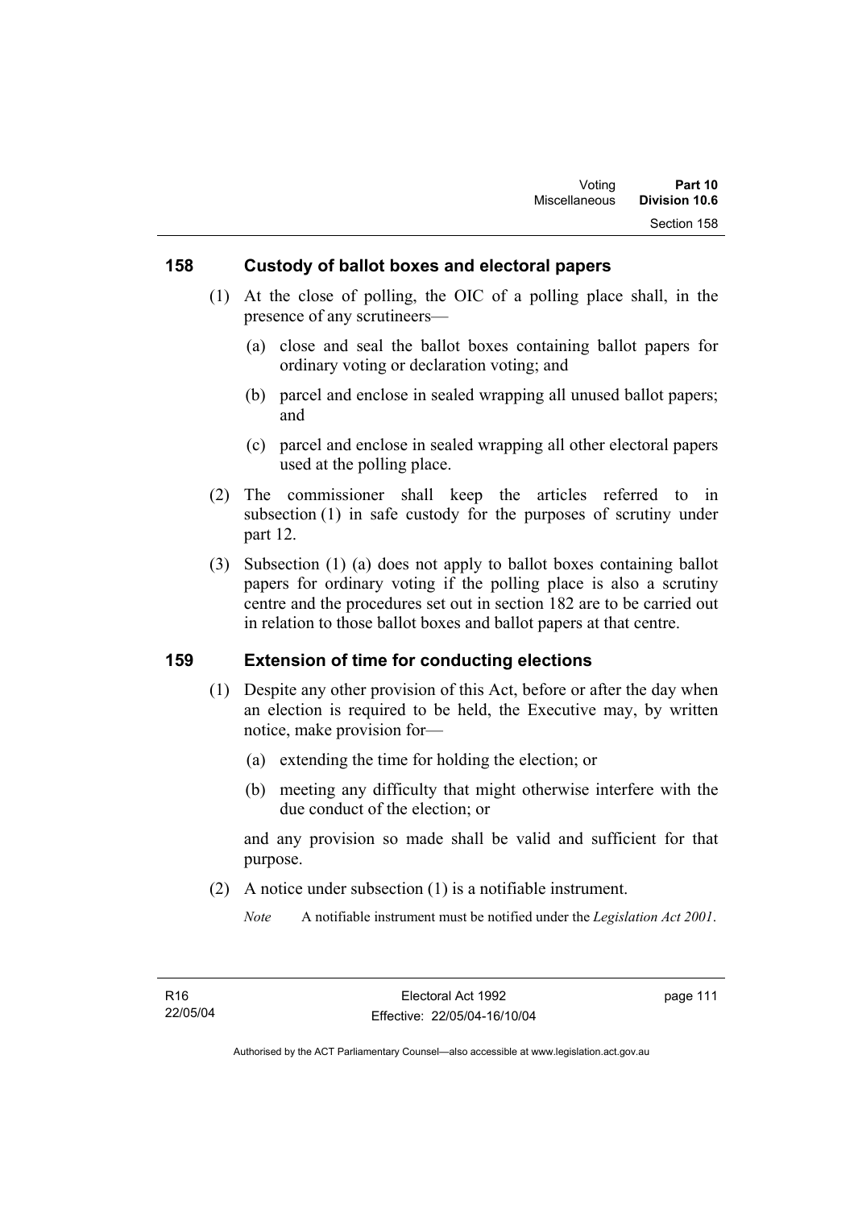## 158 Custody of ballot boxes and electoral papers

(1) At the close of polling, the OIC of a polling place shall, in the presence of any scrutineers—

(a) close and seal the ballot boxes containing ballot papers for ordinary voting or declaration voting; and

(b) parcel and enclose in sealed wrapping all unused ballot papers; and

(c) parcel and enclose in sealed wrapping all other electoral papers used at the polling place.

(2) The commissioner shall keep the articles referred to in subsection (1) in safe custody for the purposes of scrutiny under part 12.

(3) Subsection (1) (a) does not apply to ballot boxes containing ballot papers for ordinary voting if the polling place is also a scrutiny centre and the procedures set out in section 182 are to be carried out in relation to those ballot boxes and ballot papers at that centre.

## 159 Extension of time for conducting elections

(1) Despite any other provision of this Act, before or after the day when an election is required to be held, the Executive may, by written notice, make provision for—

(a) extending the time for holding the election; or

(b) meeting any difficulty that might otherwise interfere with the due conduct of the election; or

and any provision so made shall be valid and sufficient for that purpose.

(2) A notice under subsection (1) is a notifiable instrument.

*Note* A notifiable instrument must be notified under the *Legislation Act 2001*.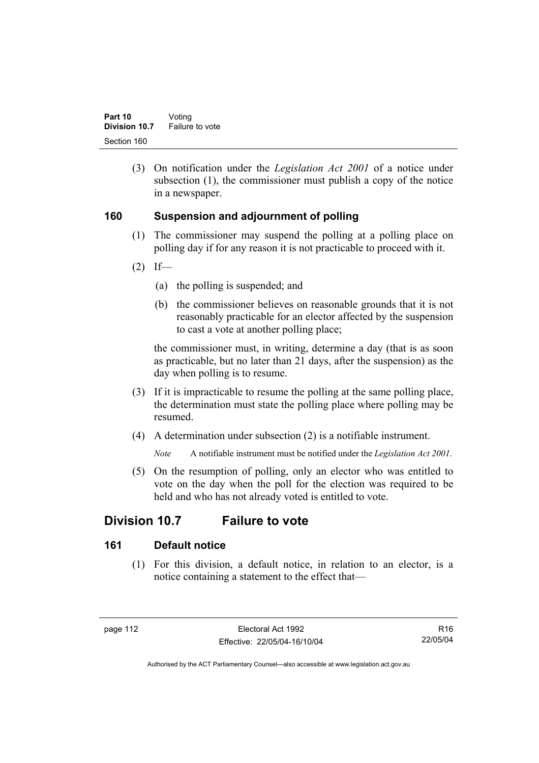(3) On notification under the *Legislation Act 2001* of a notice under subsection (1), the commissioner must publish a copy of the notice in a newspaper.

### 160 Suspension and adjournment of polling

(1) The commissioner may suspend the polling at a polling place on polling day if for any reason it is not practicable to proceed with it.

(2) If—

(a) the polling is suspended; and

(b) the commissioner believes on reasonable grounds that it is not reasonably practicable for an elector affected by the suspension to cast a vote at another polling place;

the commissioner must, in writing, determine a day (that is as soon as practicable, but no later than 21 days, after the suspension) as the day when polling is to resume.

(3) If it is impracticable to resume the polling at the same polling place, the determination must state the polling place where polling may be resumed.

(4) A determination under subsection (2) is a notifiable instrument.

*Note* A notifiable instrument must be notified under the *Legislation Act 2001*.

(5) On the resumption of polling, only an elector who was entitled to vote on the day when the poll for the election was required to be held and who has not already voted is entitled to vote.

## Division 10.7 Failure to vote

### 161 Default notice

(1) For this division, a default notice, in relation to an elector, is a notice containing a statement to the effect that—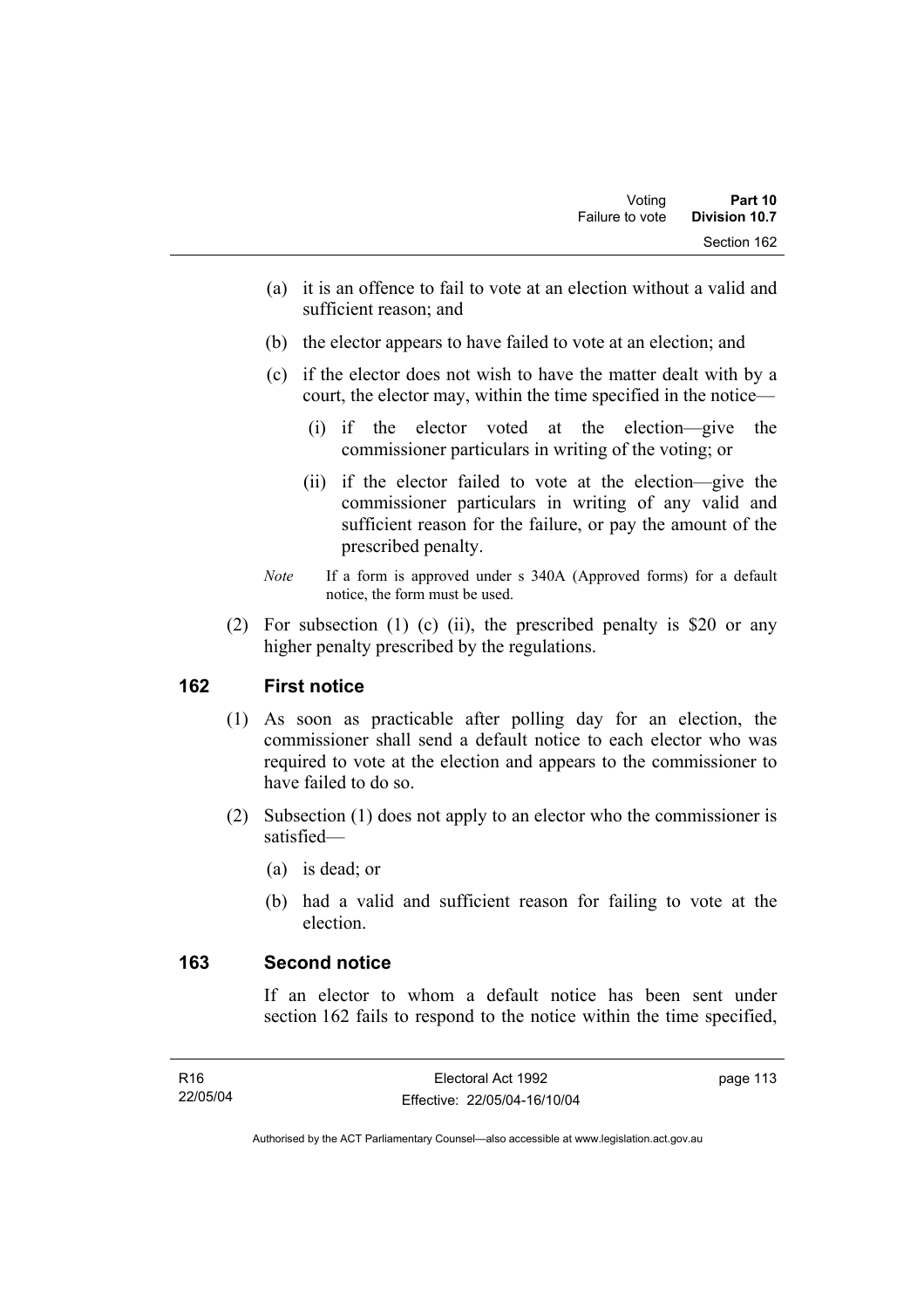(a) it is an offence to fail to vote at an election without a valid and sufficient reason; and

(b) the elector appears to have failed to vote at an election; and

(c) if the elector does not wish to have the matter dealt with by a court, the elector may, within the time specified in the notice—

(i) if the elector voted at the election—give the commissioner particulars in writing of the voting; or

(ii) if the elector failed to vote at the election—give the commissioner particulars in writing of any valid and sufficient reason for the failure, or pay the amount of the prescribed penalty.

*Note* If a form is approved under s 340A (Approved forms) for a default notice, the form must be used.

(2) For subsection (1) (c) (ii), the prescribed penalty is $20 or any higher penalty prescribed by the regulations.

## 162 First notice

(1) As soon as practicable after polling day for an election, the commissioner shall send a default notice to each elector who was required to vote at the election and appears to the commissioner to have failed to do so.

(2) Subsection (1) does not apply to an elector who the commissioner is satisfied—

(a) is dead; or

(b) had a valid and sufficient reason for failing to vote at the election.

## 163 Second notice

If an elector to whom a default notice has been sent under section 162 fails to respond to the notice within the time specified,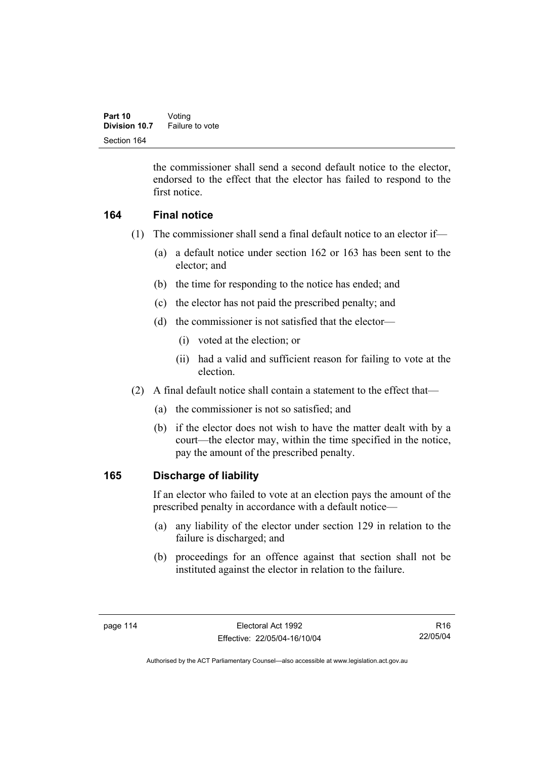the commissioner shall send a second default notice to the elector, endorsed to the effect that the elector has failed to respond to the first notice.

## 164 Final notice

(1) The commissioner shall send a final default notice to an elector if—

(a) a default notice under section 162 or 163 has been sent to the elector; and

(b) the time for responding to the notice has ended; and

(c) the elector has not paid the prescribed penalty; and

(d) the commissioner is not satisfied that the elector—

(i) voted at the election; or

(ii) had a valid and sufficient reason for failing to vote at the election.

(2) A final default notice shall contain a statement to the effect that—

(a) the commissioner is not so satisfied; and

(b) if the elector does not wish to have the matter dealt with by a court—the elector may, within the time specified in the notice, pay the amount of the prescribed penalty.

## 165 Discharge of liability

If an elector who failed to vote at an election pays the amount of the prescribed penalty in accordance with a default notice—

(a) any liability of the elector under section 129 in relation to the failure is discharged; and

(b) proceedings for an offence against that section shall not be instituted against the elector in relation to the failure.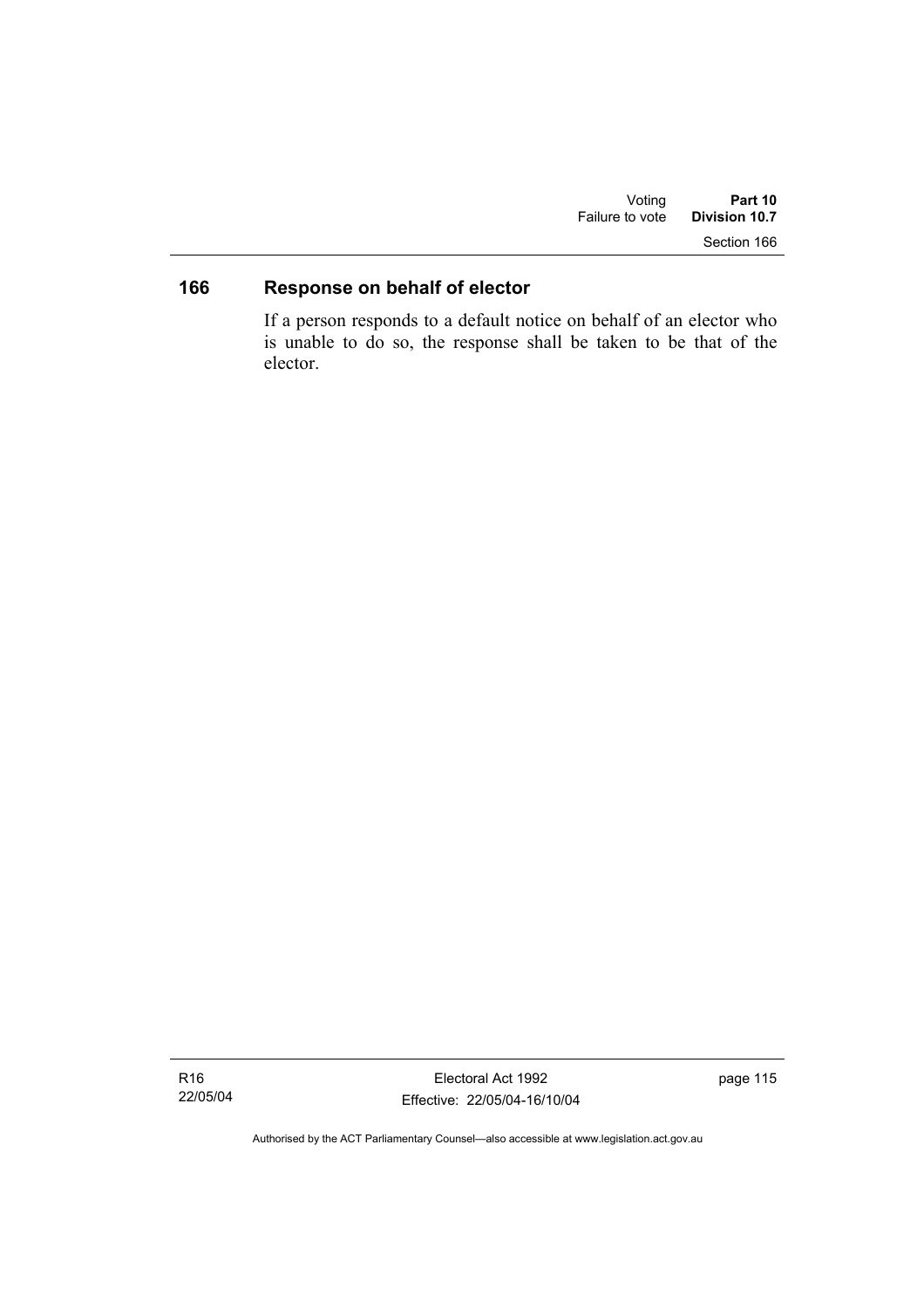## 166 Response on behalf of elector

If a person responds to a default notice on behalf of an elector who is unable to do so, the response shall be taken to be that of the elector.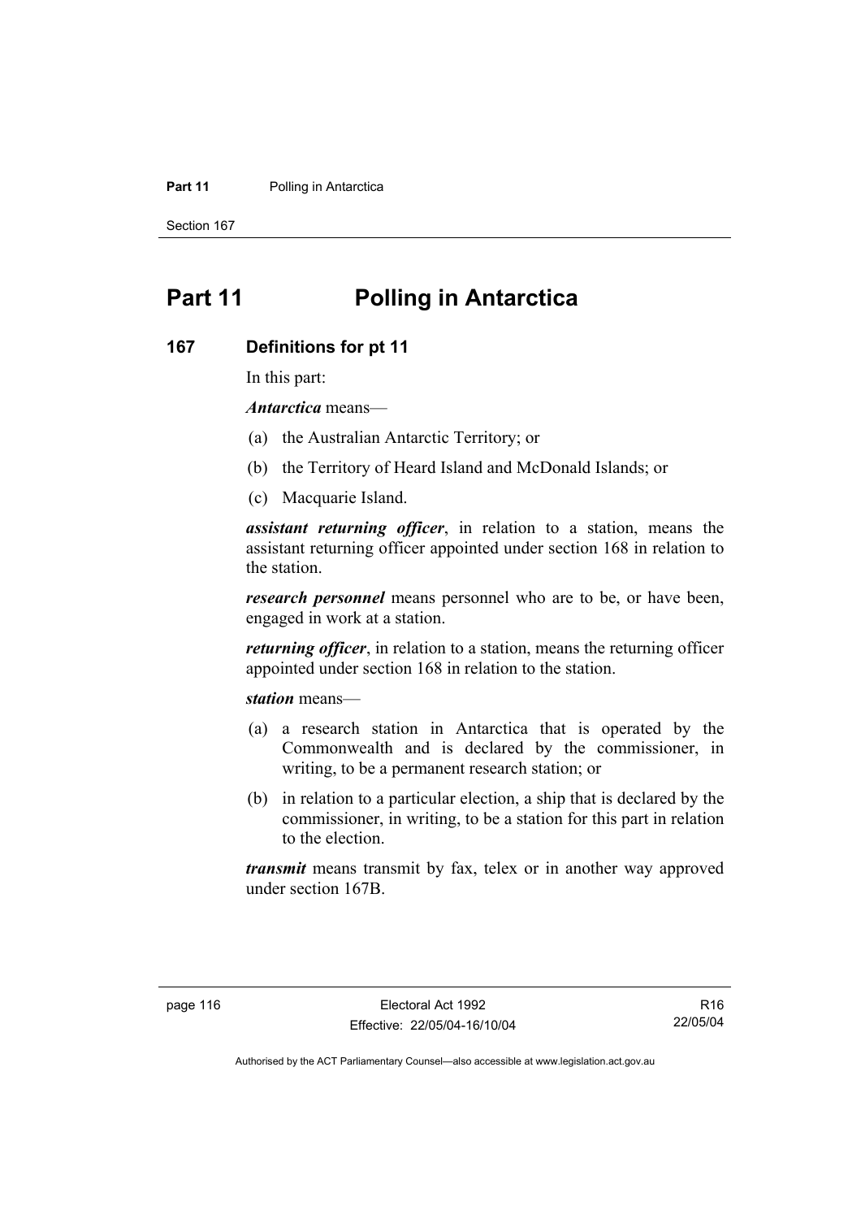# Part 11 Polling in Antarctica

## 167 Definitions for pt 11

In this part:

***Antarctica*** means—

(a) the Australian Antarctic Territory; or

(b) the Territory of Heard Island and McDonald Islands; or

(c) Macquarie Island.

***assistant returning officer***, in relation to a station, means the assistant returning officer appointed under section 168 in relation to the station.

***research personnel*** means personnel who are to be, or have been, engaged in work at a station.

***returning officer***, in relation to a station, means the returning officer appointed under section 168 in relation to the station.

***station*** means—

(a) a research station in Antarctica that is operated by the Commonwealth and is declared by the commissioner, in writing, to be a permanent research station; or

(b) in relation to a particular election, a ship that is declared by the commissioner, in writing, to be a station for this part in relation to the election.

***transmit*** means transmit by fax, telex or in another way approved under section 167B.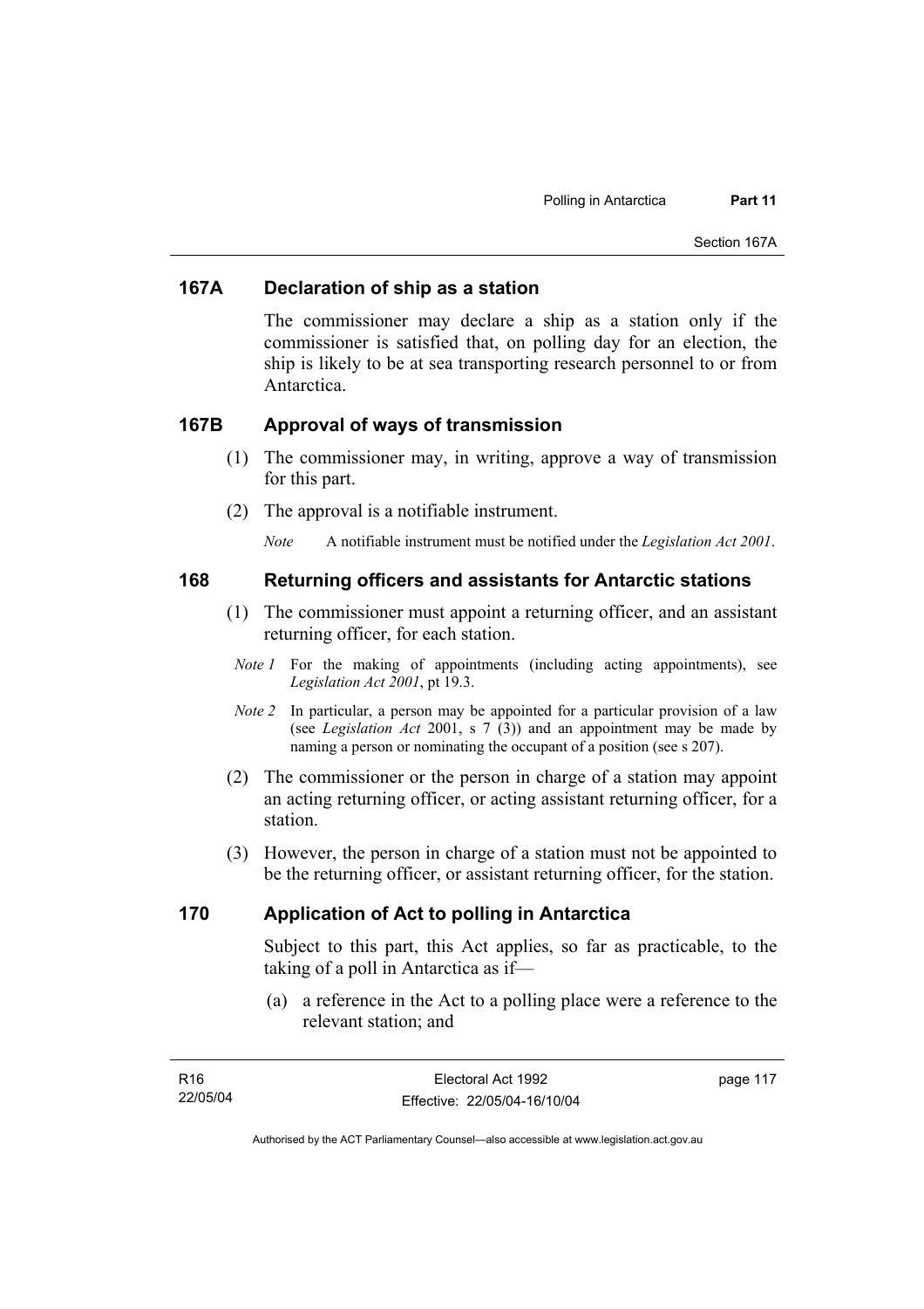### 167A Declaration of ship as a station

The commissioner may declare a ship as a station only if the commissioner is satisfied that, on polling day for an election, the ship is likely to be at sea transporting research personnel to or from Antarctica.

### 167B Approval of ways of transmission

(1) The commissioner may, in writing, approve a way of transmission for this part.

(2) The approval is a notifiable instrument.

*Note* A notifiable instrument must be notified under the *Legislation Act 2001*.

### 168 Returning officers and assistants for Antarctic stations

(1) The commissioner must appoint a returning officer, and an assistant returning officer, for each station.

*Note 1* For the making of appointments (including acting appointments), see *Legislation Act 2001*, pt 19.3.

*Note 2* In particular, a person may be appointed for a particular provision of a law (see *Legislation Act* 2001, s 7 (3)) and an appointment may be made by naming a person or nominating the occupant of a position (see s 207).

(2) The commissioner or the person in charge of a station may appoint an acting returning officer, or acting assistant returning officer, for a station.

(3) However, the person in charge of a station must not be appointed to be the returning officer, or assistant returning officer, for the station.

### 170 Application of Act to polling in Antarctica

Subject to this part, this Act applies, so far as practicable, to the taking of a poll in Antarctica as if—

(a) a reference in the Act to a polling place were a reference to the relevant station; and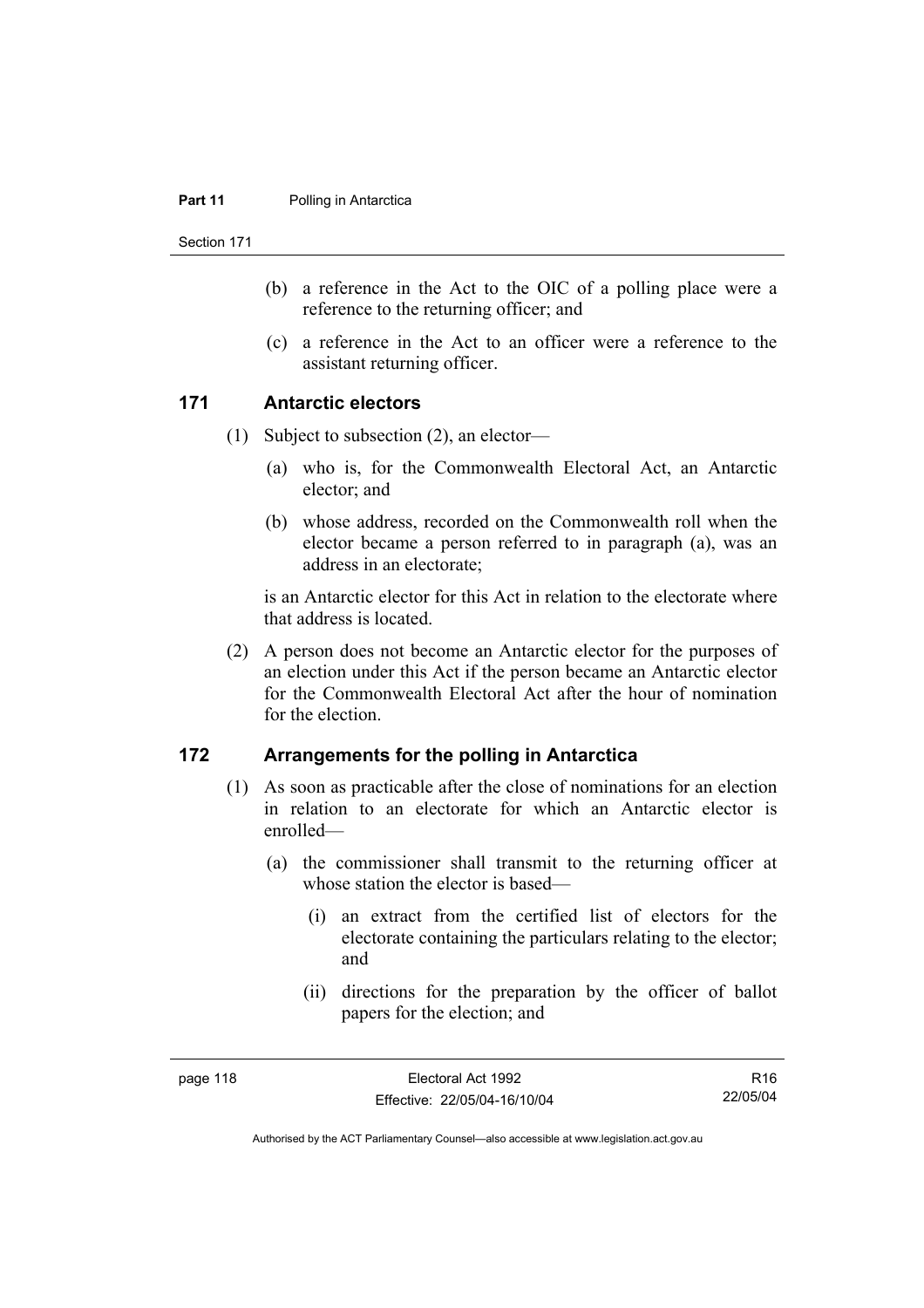(b) a reference in the Act to the OIC of a polling place were a reference to the returning officer; and

(c) a reference in the Act to an officer were a reference to the assistant returning officer.

## 171 Antarctic electors

(1) Subject to subsection (2), an elector—

(a) who is, for the Commonwealth Electoral Act, an Antarctic elector; and

(b) whose address, recorded on the Commonwealth roll when the elector became a person referred to in paragraph (a), was an address in an electorate;

is an Antarctic elector for this Act in relation to the electorate where that address is located.

(2) A person does not become an Antarctic elector for the purposes of an election under this Act if the person became an Antarctic elector for the Commonwealth Electoral Act after the hour of nomination for the election.

## 172 Arrangements for the polling in Antarctica

(1) As soon as practicable after the close of nominations for an election in relation to an electorate for which an Antarctic elector is enrolled—

(a) the commissioner shall transmit to the returning officer at whose station the elector is based—

(i) an extract from the certified list of electors for the electorate containing the particulars relating to the elector; and

(ii) directions for the preparation by the officer of ballot papers for the election; and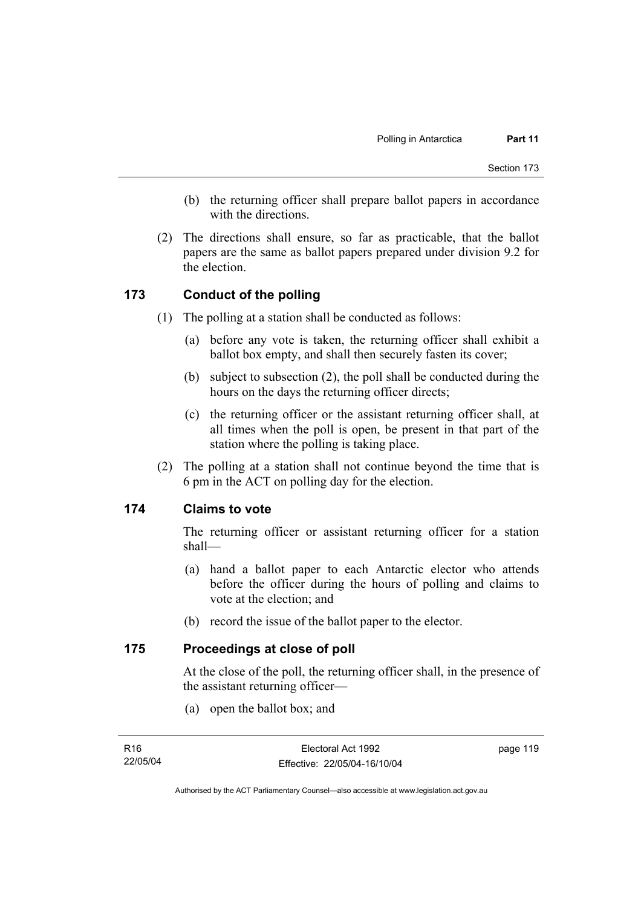(b) the returning officer shall prepare ballot papers in accordance with the directions.

(2) The directions shall ensure, so far as practicable, that the ballot papers are the same as ballot papers prepared under division 9.2 for the election.

## 173 Conduct of the polling

(1) The polling at a station shall be conducted as follows:

(a) before any vote is taken, the returning officer shall exhibit a ballot box empty, and shall then securely fasten its cover;

(b) subject to subsection (2), the poll shall be conducted during the hours on the days the returning officer directs;

(c) the returning officer or the assistant returning officer shall, at all times when the poll is open, be present in that part of the station where the polling is taking place.

(2) The polling at a station shall not continue beyond the time that is 6 pm in the ACT on polling day for the election.

## 174 Claims to vote

The returning officer or assistant returning officer for a station shall—

(a) hand a ballot paper to each Antarctic elector who attends before the officer during the hours of polling and claims to vote at the election; and

(b) record the issue of the ballot paper to the elector.

## 175 Proceedings at close of poll

At the close of the poll, the returning officer shall, in the presence of the assistant returning officer—

(a) open the ballot box; and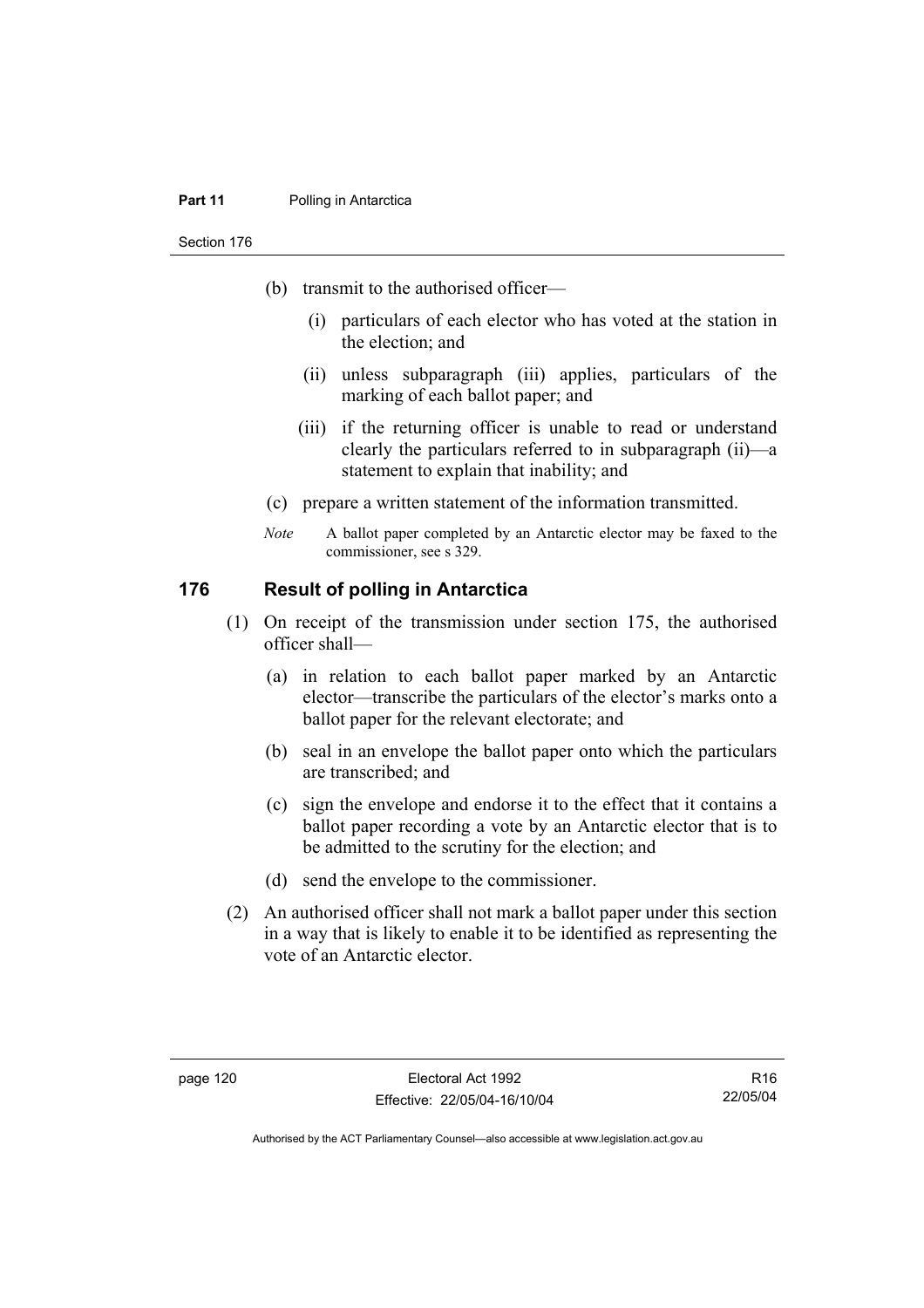(b) transmit to the authorised officer—

   (i) particulars of each elector who has voted at the station in the election; and

   (ii) unless subparagraph (iii) applies, particulars of the marking of each ballot paper; and

   (iii) if the returning officer is unable to read or understand clearly the particulars referred to in subparagraph (ii)—a statement to explain that inability; and

(c) prepare a written statement of the information transmitted.

*Note* A ballot paper completed by an Antarctic elector may be faxed to the commissioner, see s 329.

## 176 Result of polling in Antarctica

(1) On receipt of the transmission under section 175, the authorised officer shall—

   (a) in relation to each ballot paper marked by an Antarctic elector—transcribe the particulars of the elector's marks onto a ballot paper for the relevant electorate; and

   (b) seal in an envelope the ballot paper onto which the particulars are transcribed; and

   (c) sign the envelope and endorse it to the effect that it contains a ballot paper recording a vote by an Antarctic elector that is to be admitted to the scrutiny for the election; and

   (d) send the envelope to the commissioner.

(2) An authorised officer shall not mark a ballot paper under this section in a way that is likely to enable it to be identified as representing the vote of an Antarctic elector.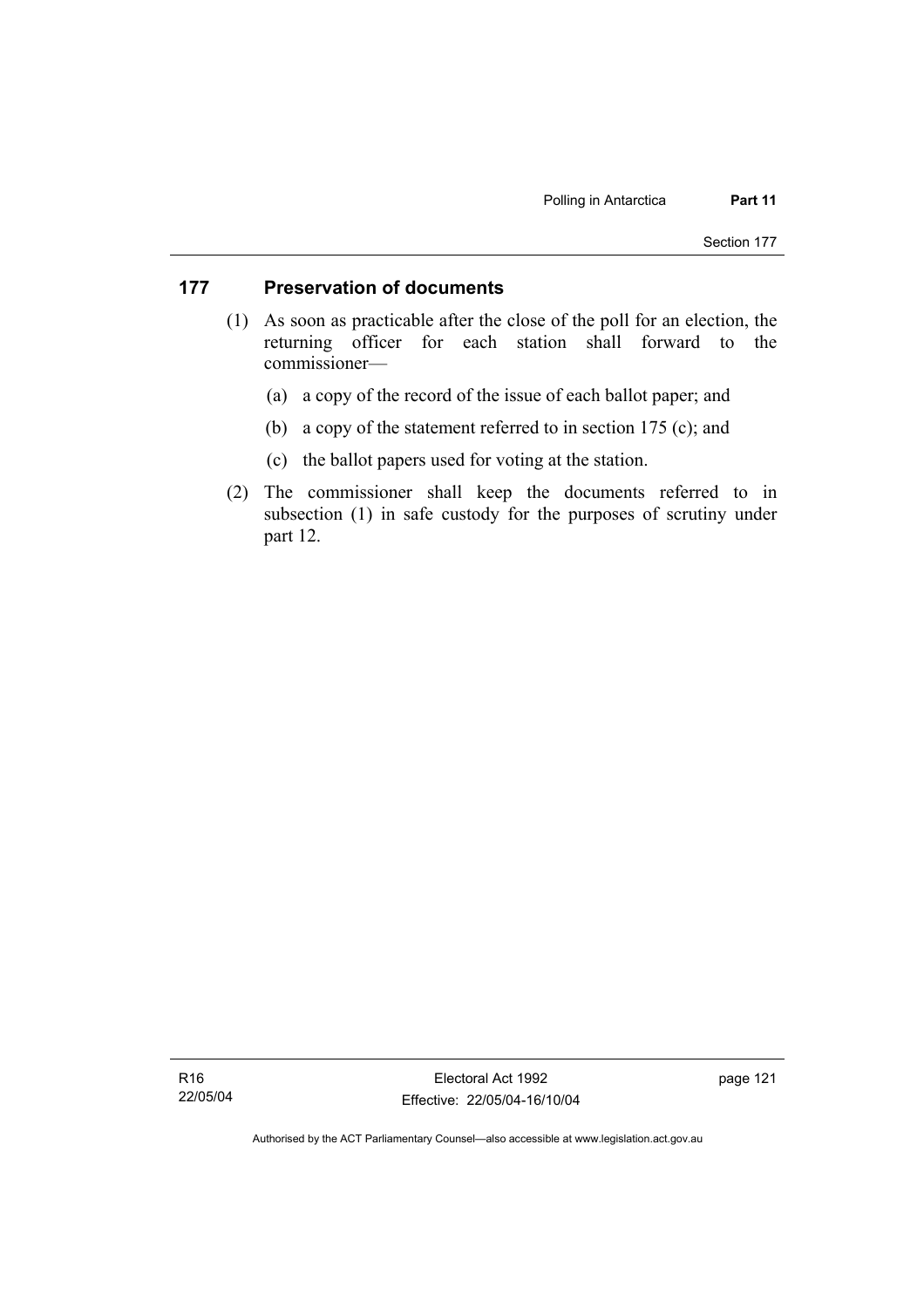## 177 Preservation of documents

(1) As soon as practicable after the close of the poll for an election, the returning officer for each station shall forward to the commissioner—

(a) a copy of the record of the issue of each ballot paper; and

(b) a copy of the statement referred to in section 175 (c); and

(c) the ballot papers used for voting at the station.

(2) The commissioner shall keep the documents referred to in subsection (1) in safe custody for the purposes of scrutiny under part 12.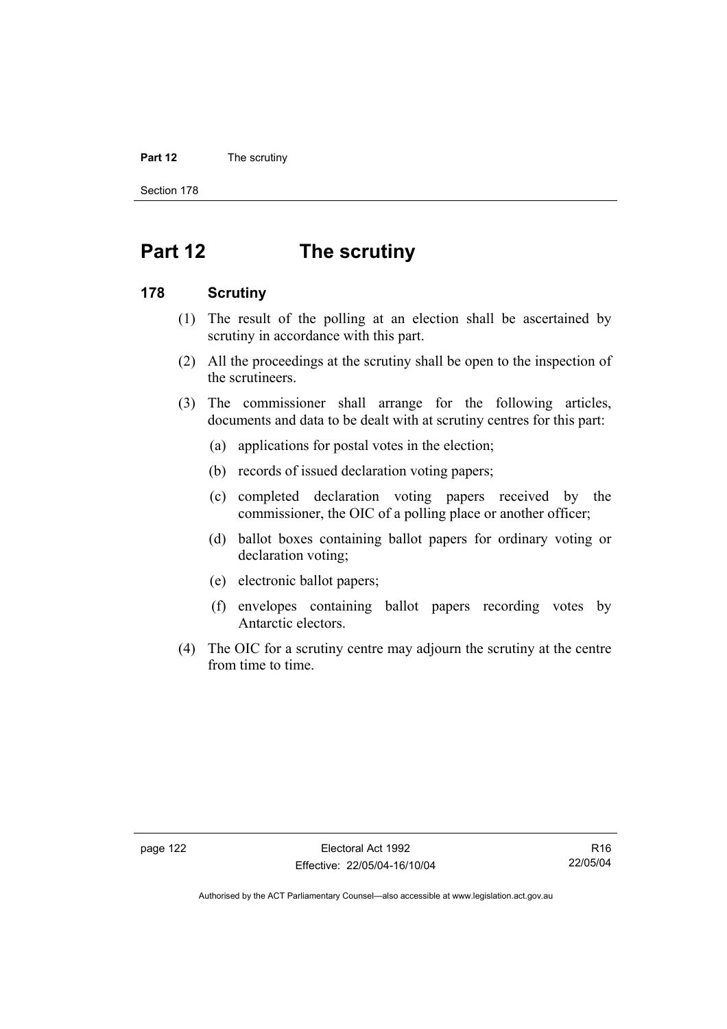# Part 12 The scrutiny

## 178 Scrutiny

(1) The result of the polling at an election shall be ascertained by scrutiny in accordance with this part.

(2) All the proceedings at the scrutiny shall be open to the inspection of the scrutineers.

(3) The commissioner shall arrange for the following articles, documents and data to be dealt with at scrutiny centres for this part:

(a) applications for postal votes in the election;

(b) records of issued declaration voting papers;

(c) completed declaration voting papers received by the commissioner, the OIC of a polling place or another officer;

(d) ballot boxes containing ballot papers for ordinary voting or declaration voting;

(e) electronic ballot papers;

(f) envelopes containing ballot papers recording votes by Antarctic electors.

(4) The OIC for a scrutiny centre may adjourn the scrutiny at the centre from time to time.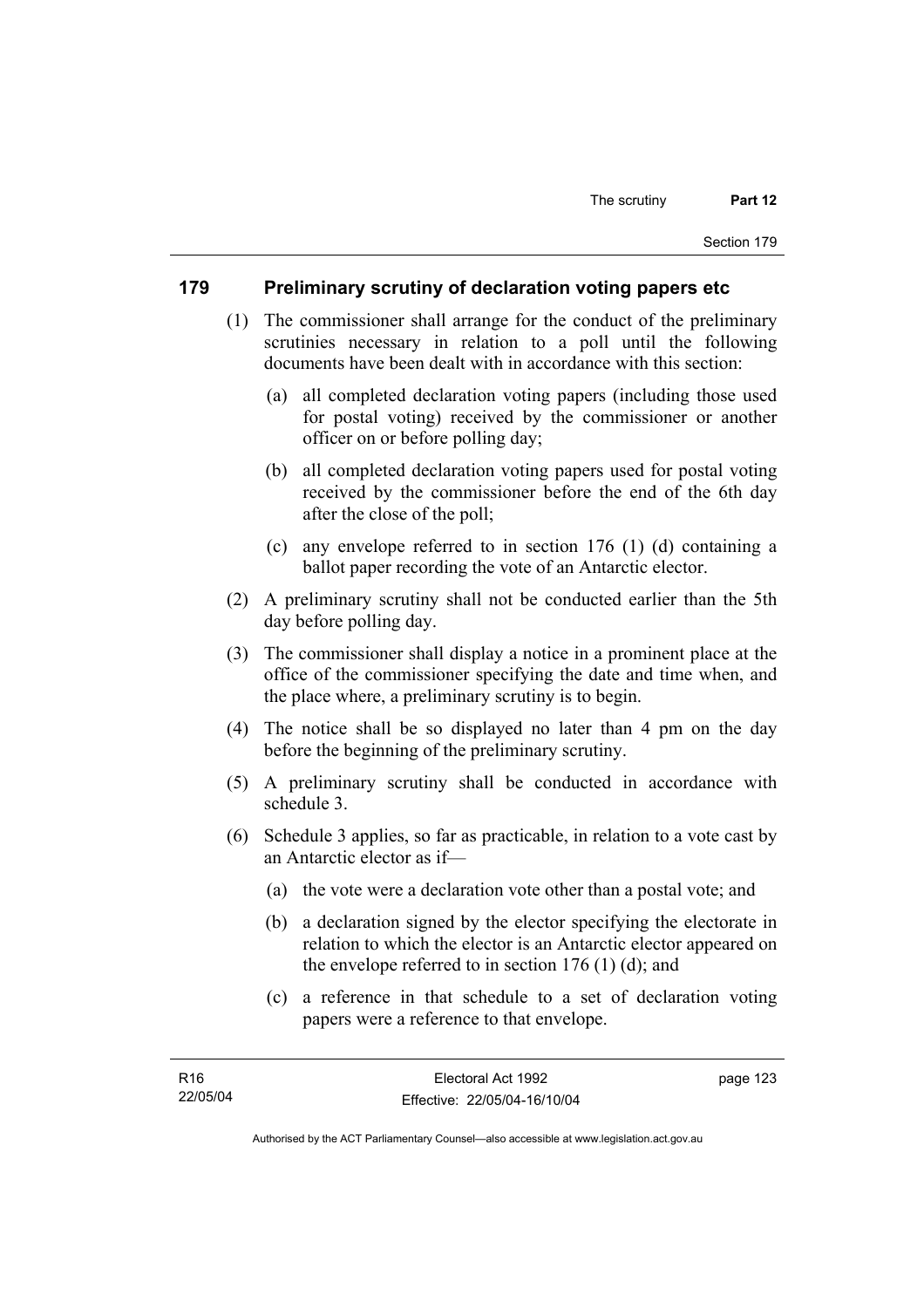## 179 Preliminary scrutiny of declaration voting papers etc

(1) The commissioner shall arrange for the conduct of the preliminary scrutinies necessary in relation to a poll until the following documents have been dealt with in accordance with this section:

(a) all completed declaration voting papers (including those used for postal voting) received by the commissioner or another officer on or before polling day;

(b) all completed declaration voting papers used for postal voting received by the commissioner before the end of the 6th day after the close of the poll;

(c) any envelope referred to in section 176 (1) (d) containing a ballot paper recording the vote of an Antarctic elector.

(2) A preliminary scrutiny shall not be conducted earlier than the 5th day before polling day.

(3) The commissioner shall display a notice in a prominent place at the office of the commissioner specifying the date and time when, and the place where, a preliminary scrutiny is to begin.

(4) The notice shall be so displayed no later than 4 pm on the day before the beginning of the preliminary scrutiny.

(5) A preliminary scrutiny shall be conducted in accordance with schedule 3.

(6) Schedule 3 applies, so far as practicable, in relation to a vote cast by an Antarctic elector as if—

(a) the vote were a declaration vote other than a postal vote; and

(b) a declaration signed by the elector specifying the electorate in relation to which the elector is an Antarctic elector appeared on the envelope referred to in section 176 (1) (d); and

(c) a reference in that schedule to a set of declaration voting papers were a reference to that envelope.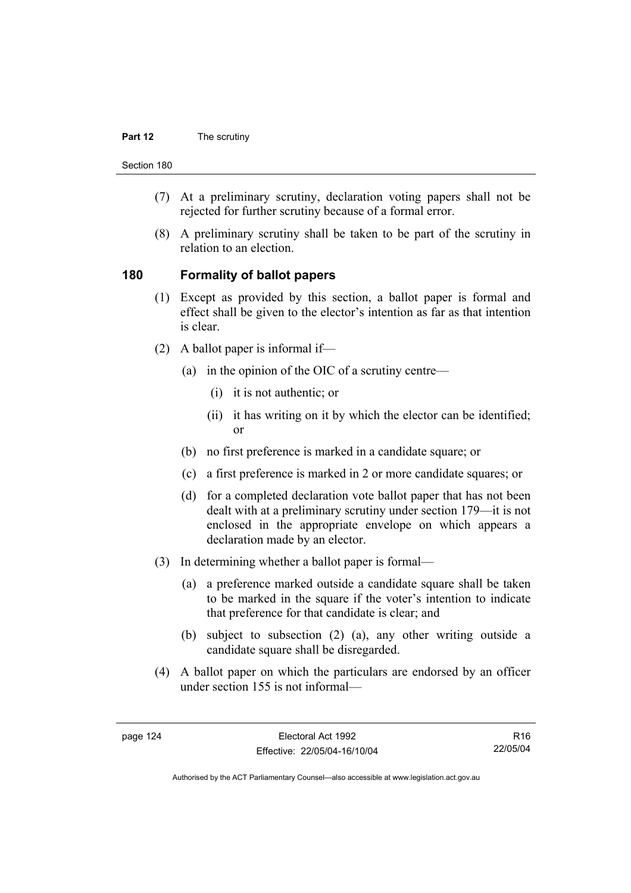(7) At a preliminary scrutiny, declaration voting papers shall not be rejected for further scrutiny because of a formal error.

(8) A preliminary scrutiny shall be taken to be part of the scrutiny in relation to an election.

## 180 Formality of ballot papers

(1) Except as provided by this section, a ballot paper is formal and effect shall be given to the elector's intention as far as that intention is clear.

(2) A ballot paper is informal if—

(a) in the opinion of the OIC of a scrutiny centre—

(i) it is not authentic; or

(ii) it has writing on it by which the elector can be identified; or

(b) no first preference is marked in a candidate square; or

(c) a first preference is marked in 2 or more candidate squares; or

(d) for a completed declaration vote ballot paper that has not been dealt with at a preliminary scrutiny under section 179—it is not enclosed in the appropriate envelope on which appears a declaration made by an elector.

(3) In determining whether a ballot paper is formal—

(a) a preference marked outside a candidate square shall be taken to be marked in the square if the voter's intention to indicate that preference for that candidate is clear; and

(b) subject to subsection (2) (a), any other writing outside a candidate square shall be disregarded.

(4) A ballot paper on which the particulars are endorsed by an officer under section 155 is not informal—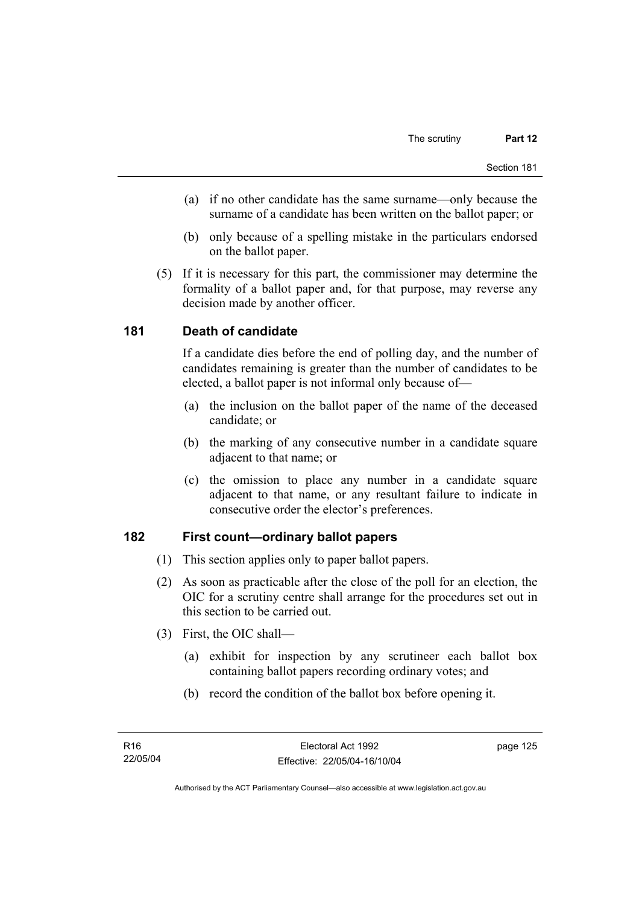(a) if no other candidate has the same surname—only because the surname of a candidate has been written on the ballot paper; or

(b) only because of a spelling mistake in the particulars endorsed on the ballot paper.

(5) If it is necessary for this part, the commissioner may determine the formality of a ballot paper and, for that purpose, may reverse any decision made by another officer.

## 181 Death of candidate

If a candidate dies before the end of polling day, and the number of candidates remaining is greater than the number of candidates to be elected, a ballot paper is not informal only because of—

(a) the inclusion on the ballot paper of the name of the deceased candidate; or

(b) the marking of any consecutive number in a candidate square adjacent to that name; or

(c) the omission to place any number in a candidate square adjacent to that name, or any resultant failure to indicate in consecutive order the elector's preferences.

## 182 First count—ordinary ballot papers

(1) This section applies only to paper ballot papers.

(2) As soon as practicable after the close of the poll for an election, the OIC for a scrutiny centre shall arrange for the procedures set out in this section to be carried out.

(3) First, the OIC shall—

(a) exhibit for inspection by any scrutineer each ballot box containing ballot papers recording ordinary votes; and

(b) record the condition of the ballot box before opening it.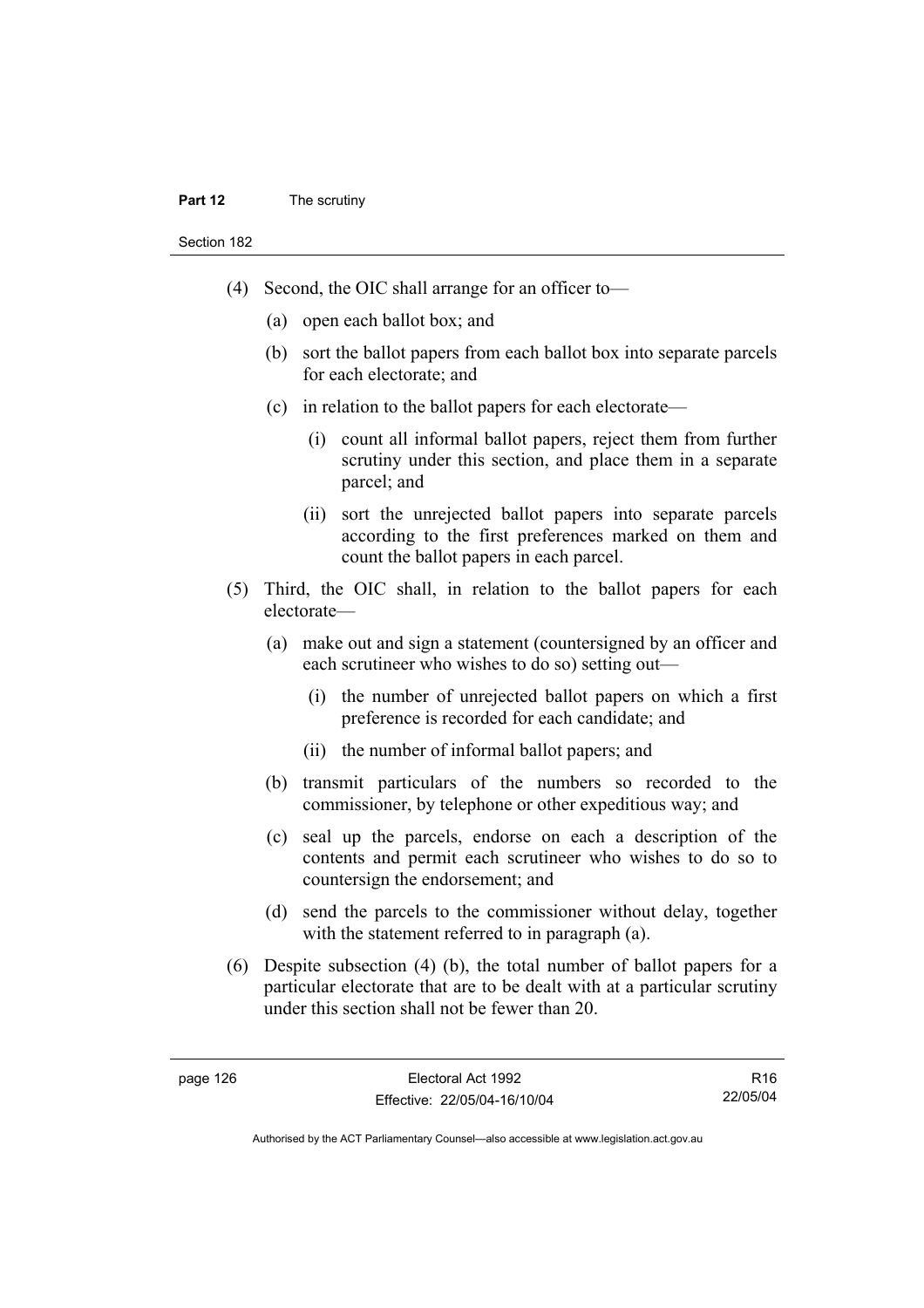(4) Second, the OIC shall arrange for an officer to—

(a) open each ballot box; and

(b) sort the ballot papers from each ballot box into separate parcels for each electorate; and

(c) in relation to the ballot papers for each electorate—

(i) count all informal ballot papers, reject them from further scrutiny under this section, and place them in a separate parcel; and

(ii) sort the unrejected ballot papers into separate parcels according to the first preferences marked on them and count the ballot papers in each parcel.

(5) Third, the OIC shall, in relation to the ballot papers for each electorate—

(a) make out and sign a statement (countersigned by an officer and each scrutineer who wishes to do so) setting out—

(i) the number of unrejected ballot papers on which a first preference is recorded for each candidate; and

(ii) the number of informal ballot papers; and

(b) transmit particulars of the numbers so recorded to the commissioner, by telephone or other expeditious way; and

(c) seal up the parcels, endorse on each a description of the contents and permit each scrutineer who wishes to do so to countersign the endorsement; and

(d) send the parcels to the commissioner without delay, together with the statement referred to in paragraph (a).

(6) Despite subsection (4) (b), the total number of ballot papers for a particular electorate that are to be dealt with at a particular scrutiny under this section shall not be fewer than 20.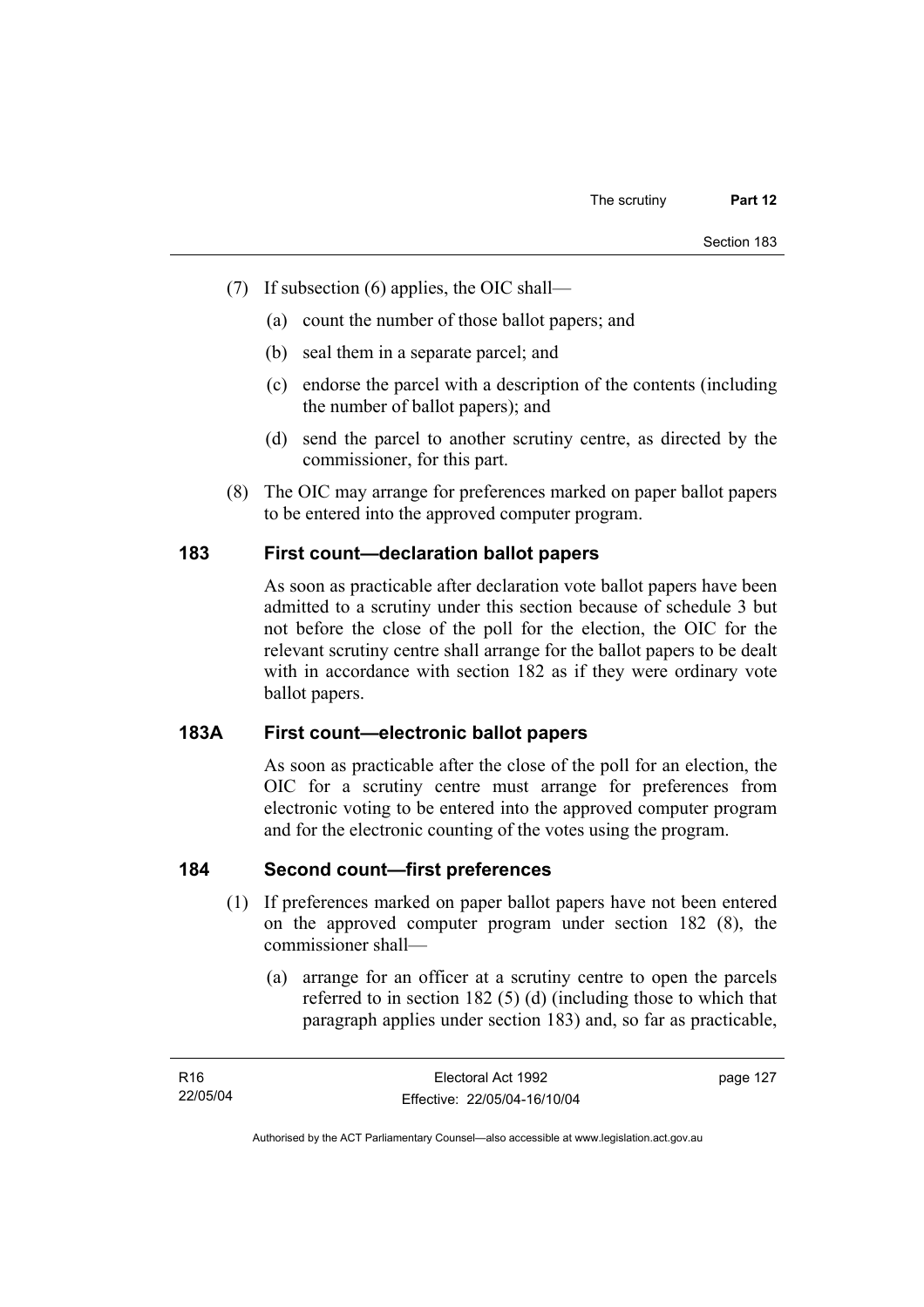(7) If subsection (6) applies, the OIC shall—

(a) count the number of those ballot papers; and

(b) seal them in a separate parcel; and

(c) endorse the parcel with a description of the contents (including the number of ballot papers); and

(d) send the parcel to another scrutiny centre, as directed by the commissioner, for this part.

(8) The OIC may arrange for preferences marked on paper ballot papers to be entered into the approved computer program.

## 183 First count—declaration ballot papers

As soon as practicable after declaration vote ballot papers have been admitted to a scrutiny under this section because of schedule 3 but not before the close of the poll for the election, the OIC for the relevant scrutiny centre shall arrange for the ballot papers to be dealt with in accordance with section 182 as if they were ordinary vote ballot papers.

## 183A First count—electronic ballot papers

As soon as practicable after the close of the poll for an election, the OIC for a scrutiny centre must arrange for preferences from electronic voting to be entered into the approved computer program and for the electronic counting of the votes using the program.

## 184 Second count—first preferences

(1) If preferences marked on paper ballot papers have not been entered on the approved computer program under section 182 (8), the commissioner shall—

(a) arrange for an officer at a scrutiny centre to open the parcels referred to in section 182 (5) (d) (including those to which that paragraph applies under section 183) and, so far as practicable,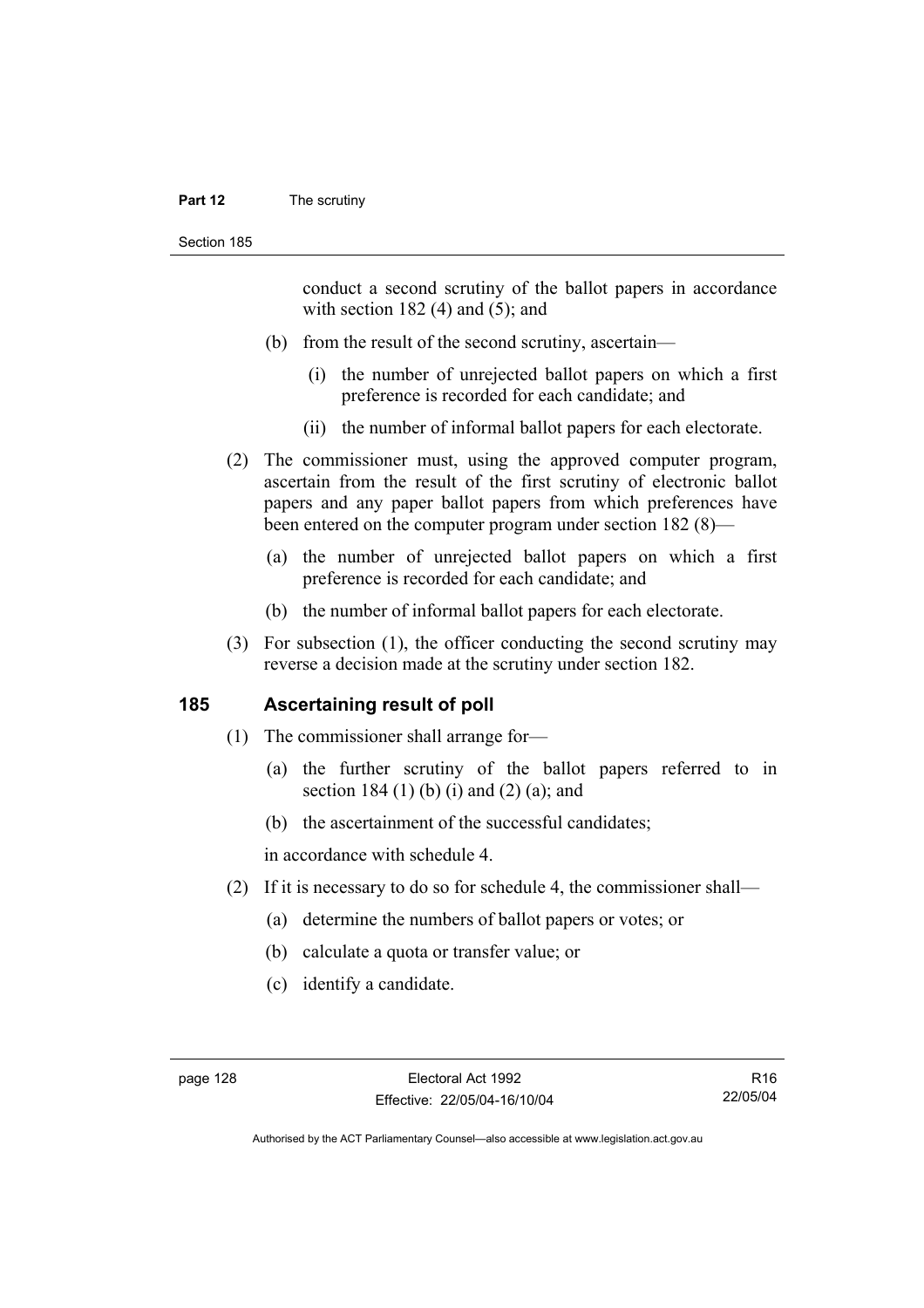conduct a second scrutiny of the ballot papers in accordance with section 182 (4) and (5); and

(b) from the result of the second scrutiny, ascertain—

(i) the number of unrejected ballot papers on which a first preference is recorded for each candidate; and

(ii) the number of informal ballot papers for each electorate.

(2) The commissioner must, using the approved computer program, ascertain from the result of the first scrutiny of electronic ballot papers and any paper ballot papers from which preferences have been entered on the computer program under section 182 (8)—

(a) the number of unrejected ballot papers on which a first preference is recorded for each candidate; and

(b) the number of informal ballot papers for each electorate.

(3) For subsection (1), the officer conducting the second scrutiny may reverse a decision made at the scrutiny under section 182.

## 185 Ascertaining result of poll

(1) The commissioner shall arrange for—

(a) the further scrutiny of the ballot papers referred to in section 184 (1) (b) (i) and (2) (a); and

(b) the ascertainment of the successful candidates;

in accordance with schedule 4.

(2) If it is necessary to do so for schedule 4, the commissioner shall—

(a) determine the numbers of ballot papers or votes; or

(b) calculate a quota or transfer value; or

(c) identify a candidate.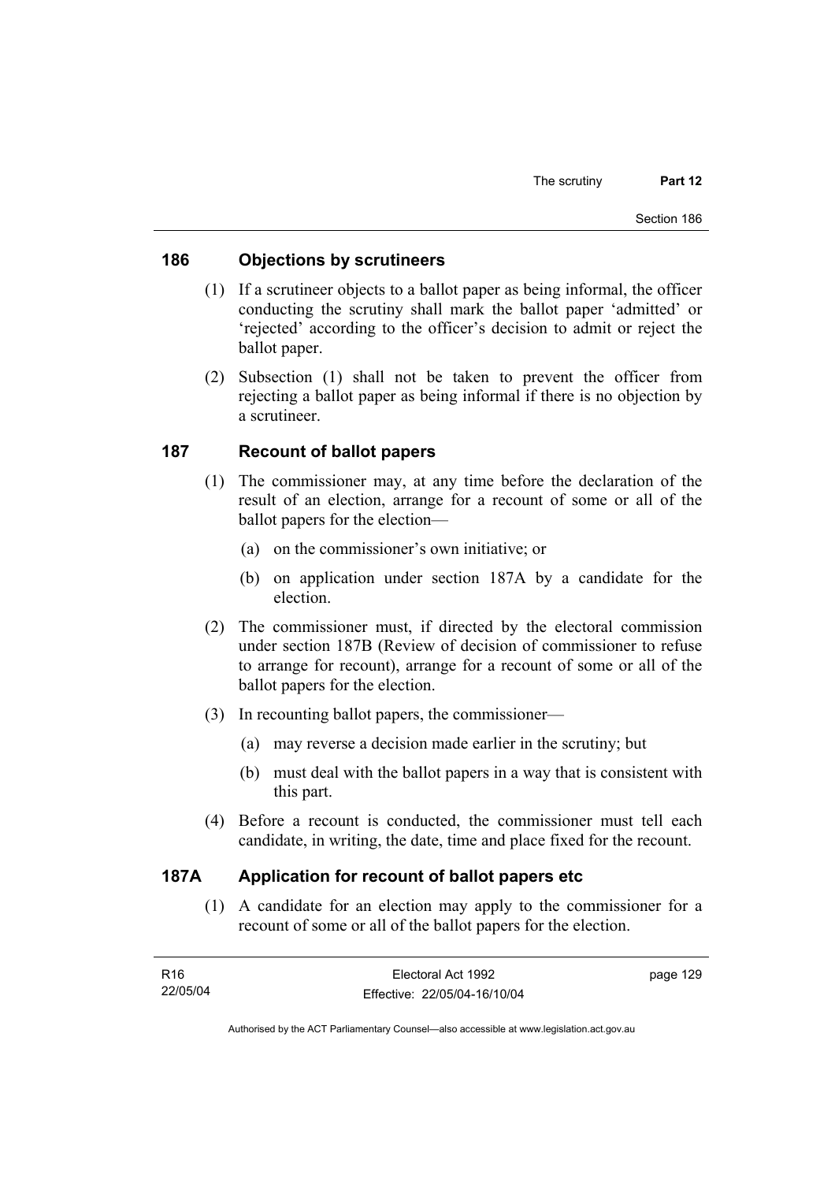## 186 Objections by scrutineers

(1) If a scrutineer objects to a ballot paper as being informal, the officer conducting the scrutiny shall mark the ballot paper 'admitted' or 'rejected' according to the officer's decision to admit or reject the ballot paper.

(2) Subsection (1) shall not be taken to prevent the officer from rejecting a ballot paper as being informal if there is no objection by a scrutineer.

## 187 Recount of ballot papers

(1) The commissioner may, at any time before the declaration of the result of an election, arrange for a recount of some or all of the ballot papers for the election—

(a) on the commissioner's own initiative; or

(b) on application under section 187A by a candidate for the election.

(2) The commissioner must, if directed by the electoral commission under section 187B (Review of decision of commissioner to refuse to arrange for recount), arrange for a recount of some or all of the ballot papers for the election.

(3) In recounting ballot papers, the commissioner—

(a) may reverse a decision made earlier in the scrutiny; but

(b) must deal with the ballot papers in a way that is consistent with this part.

(4) Before a recount is conducted, the commissioner must tell each candidate, in writing, the date, time and place fixed for the recount.

## 187A Application for recount of ballot papers etc

(1) A candidate for an election may apply to the commissioner for a recount of some or all of the ballot papers for the election.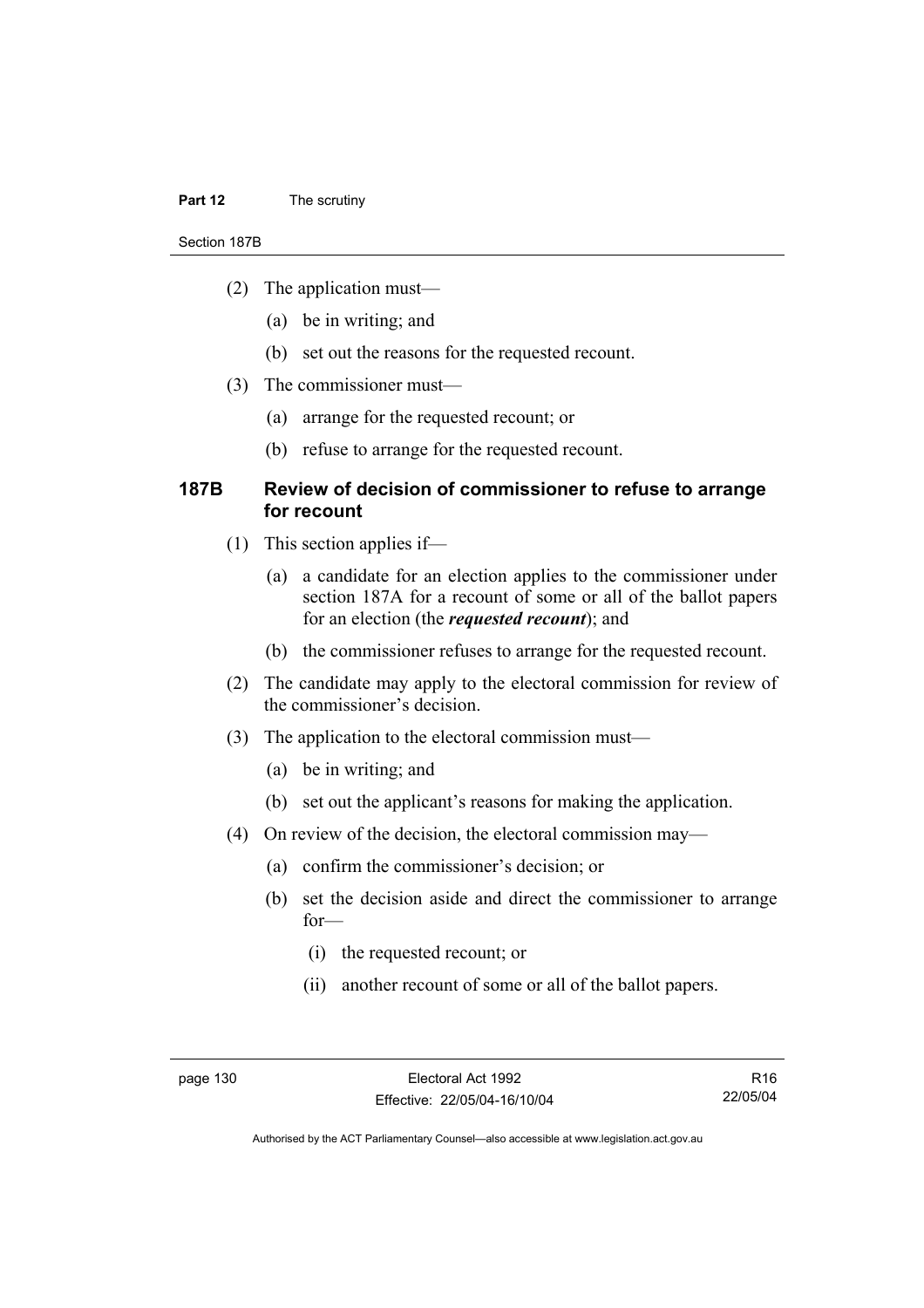(2) The application must—

(a) be in writing; and

(b) set out the reasons for the requested recount.

(3) The commissioner must—

(a) arrange for the requested recount; or

(b) refuse to arrange for the requested recount.

### 187B Review of decision of commissioner to refuse to arrange for recount

(1) This section applies if—

(a) a candidate for an election applies to the commissioner under section 187A for a recount of some or all of the ballot papers for an election (the ***requested recount***); and

(b) the commissioner refuses to arrange for the requested recount.

(2) The candidate may apply to the electoral commission for review of the commissioner's decision.

(3) The application to the electoral commission must—

(a) be in writing; and

(b) set out the applicant's reasons for making the application.

(4) On review of the decision, the electoral commission may—

(a) confirm the commissioner's decision; or

(b) set the decision aside and direct the commissioner to arrange for—

(i) the requested recount; or

(ii) another recount of some or all of the ballot papers.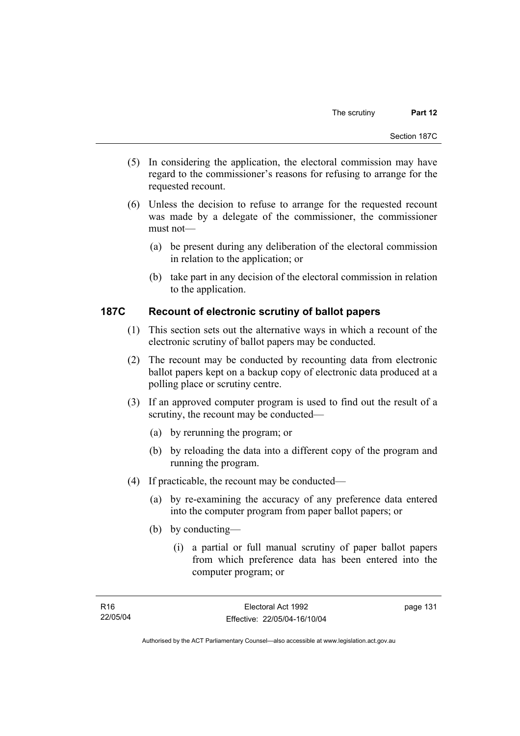(5) In considering the application, the electoral commission may have regard to the commissioner's reasons for refusing to arrange for the requested recount.

(6) Unless the decision to refuse to arrange for the requested recount was made by a delegate of the commissioner, the commissioner must not—

(a) be present during any deliberation of the electoral commission in relation to the application; or

(b) take part in any decision of the electoral commission in relation to the application.

## 187C Recount of electronic scrutiny of ballot papers

(1) This section sets out the alternative ways in which a recount of the electronic scrutiny of ballot papers may be conducted.

(2) The recount may be conducted by recounting data from electronic ballot papers kept on a backup copy of electronic data produced at a polling place or scrutiny centre.

(3) If an approved computer program is used to find out the result of a scrutiny, the recount may be conducted—

(a) by rerunning the program; or

(b) by reloading the data into a different copy of the program and running the program.

(4) If practicable, the recount may be conducted—

(a) by re-examining the accuracy of any preference data entered into the computer program from paper ballot papers; or

(b) by conducting—

(i) a partial or full manual scrutiny of paper ballot papers from which preference data has been entered into the computer program; or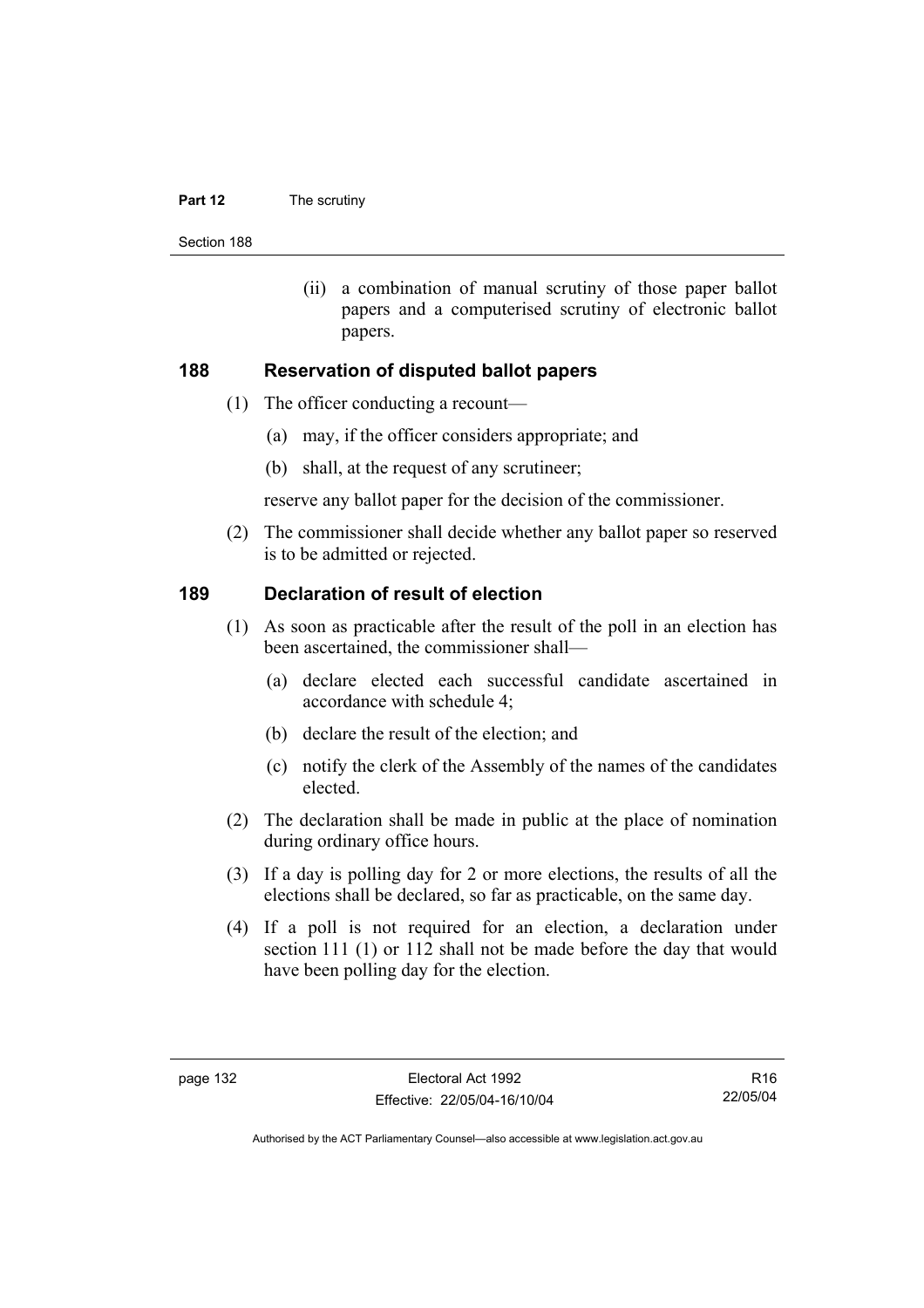(ii) a combination of manual scrutiny of those paper ballot papers and a computerised scrutiny of electronic ballot papers.

## 188 Reservation of disputed ballot papers

(1) The officer conducting a recount—

(a) may, if the officer considers appropriate; and

(b) shall, at the request of any scrutineer;

reserve any ballot paper for the decision of the commissioner.

(2) The commissioner shall decide whether any ballot paper so reserved is to be admitted or rejected.

## 189 Declaration of result of election

(1) As soon as practicable after the result of the poll in an election has been ascertained, the commissioner shall—

(a) declare elected each successful candidate ascertained in accordance with schedule 4;

(b) declare the result of the election; and

(c) notify the clerk of the Assembly of the names of the candidates elected.

(2) The declaration shall be made in public at the place of nomination during ordinary office hours.

(3) If a day is polling day for 2 or more elections, the results of all the elections shall be declared, so far as practicable, on the same day.

(4) If a poll is not required for an election, a declaration under section 111 (1) or 112 shall not be made before the day that would have been polling day for the election.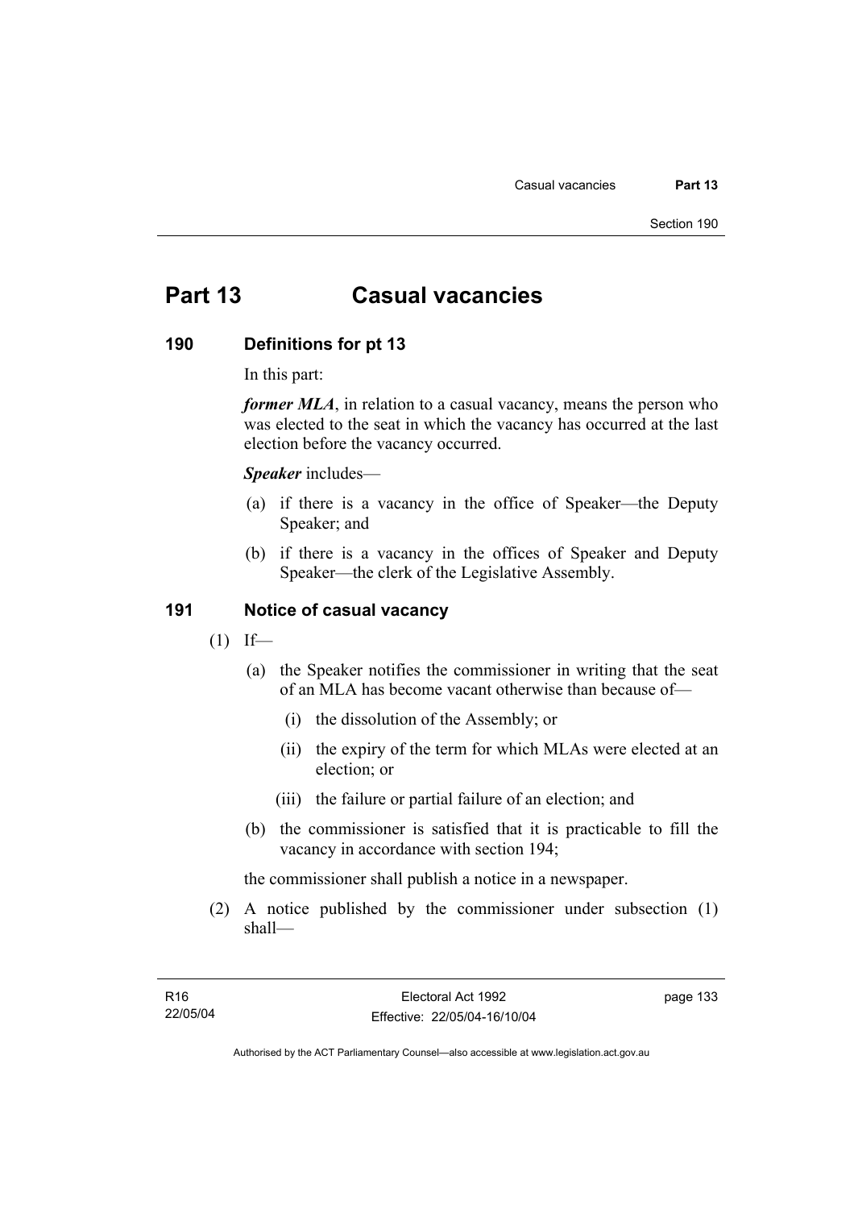# Part 13 Casual vacancies

## 190 Definitions for pt 13

In this part:

***former MLA***, in relation to a casual vacancy, means the person who was elected to the seat in which the vacancy has occurred at the last election before the vacancy occurred.

***Speaker*** includes—

(a) if there is a vacancy in the office of Speaker—the Deputy Speaker; and

(b) if there is a vacancy in the offices of Speaker and Deputy Speaker—the clerk of the Legislative Assembly.

## 191 Notice of casual vacancy

(1) If—

(a) the Speaker notifies the commissioner in writing that the seat of an MLA has become vacant otherwise than because of—

(i) the dissolution of the Assembly; or

(ii) the expiry of the term for which MLAs were elected at an election; or

(iii) the failure or partial failure of an election; and

(b) the commissioner is satisfied that it is practicable to fill the vacancy in accordance with section 194;

the commissioner shall publish a notice in a newspaper.

(2) A notice published by the commissioner under subsection (1) shall—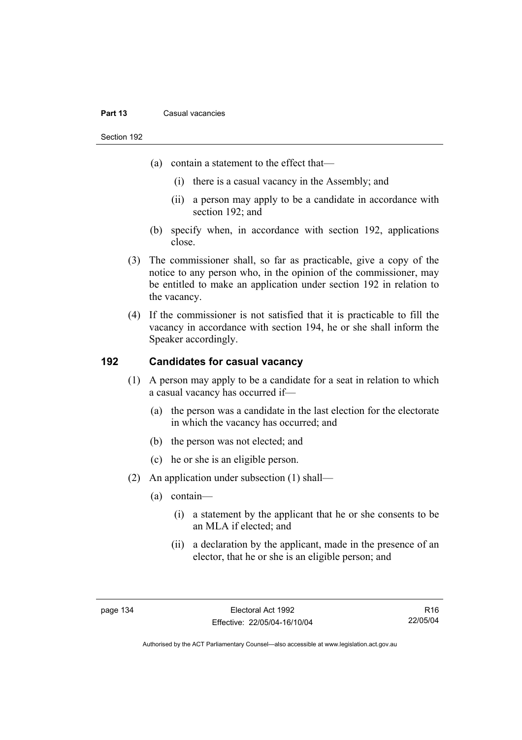(a) contain a statement to the effect that—

  (i) there is a casual vacancy in the Assembly; and

  (ii) a person may apply to be a candidate in accordance with section 192; and

(b) specify when, in accordance with section 192, applications close.

(3) The commissioner shall, so far as practicable, give a copy of the notice to any person who, in the opinion of the commissioner, may be entitled to make an application under section 192 in relation to the vacancy.

(4) If the commissioner is not satisfied that it is practicable to fill the vacancy in accordance with section 194, he or she shall inform the Speaker accordingly.

## 192 Candidates for casual vacancy

(1) A person may apply to be a candidate for a seat in relation to which a casual vacancy has occurred if—

(a) the person was a candidate in the last election for the electorate in which the vacancy has occurred; and

(b) the person was not elected; and

(c) he or she is an eligible person.

(2) An application under subsection (1) shall—

(a) contain—

  (i) a statement by the applicant that he or she consents to be an MLA if elected; and

  (ii) a declaration by the applicant, made in the presence of an elector, that he or she is an eligible person; and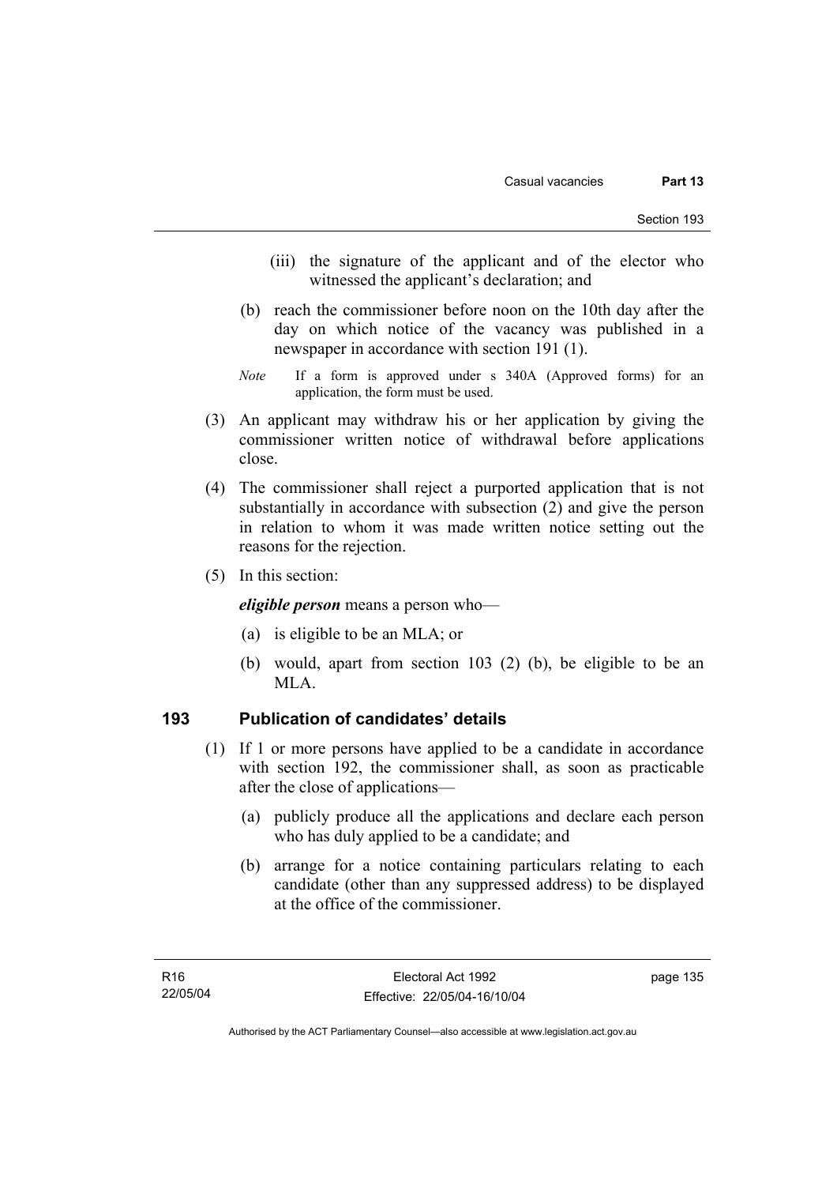(iii) the signature of the applicant and of the elector who witnessed the applicant's declaration; and

(b) reach the commissioner before noon on the 10th day after the day on which notice of the vacancy was published in a newspaper in accordance with section 191 (1).

*Note* If a form is approved under s 340A (Approved forms) for an application, the form must be used.

(3) An applicant may withdraw his or her application by giving the commissioner written notice of withdrawal before applications close.

(4) The commissioner shall reject a purported application that is not substantially in accordance with subsection (2) and give the person in relation to whom it was made written notice setting out the reasons for the rejection.

(5) In this section:

***eligible person*** means a person who—

(a) is eligible to be an MLA; or

(b) would, apart from section 103 (2) (b), be eligible to be an MLA.

## 193 Publication of candidates' details

(1) If 1 or more persons have applied to be a candidate in accordance with section 192, the commissioner shall, as soon as practicable after the close of applications—

(a) publicly produce all the applications and declare each person who has duly applied to be a candidate; and

(b) arrange for a notice containing particulars relating to each candidate (other than any suppressed address) to be displayed at the office of the commissioner.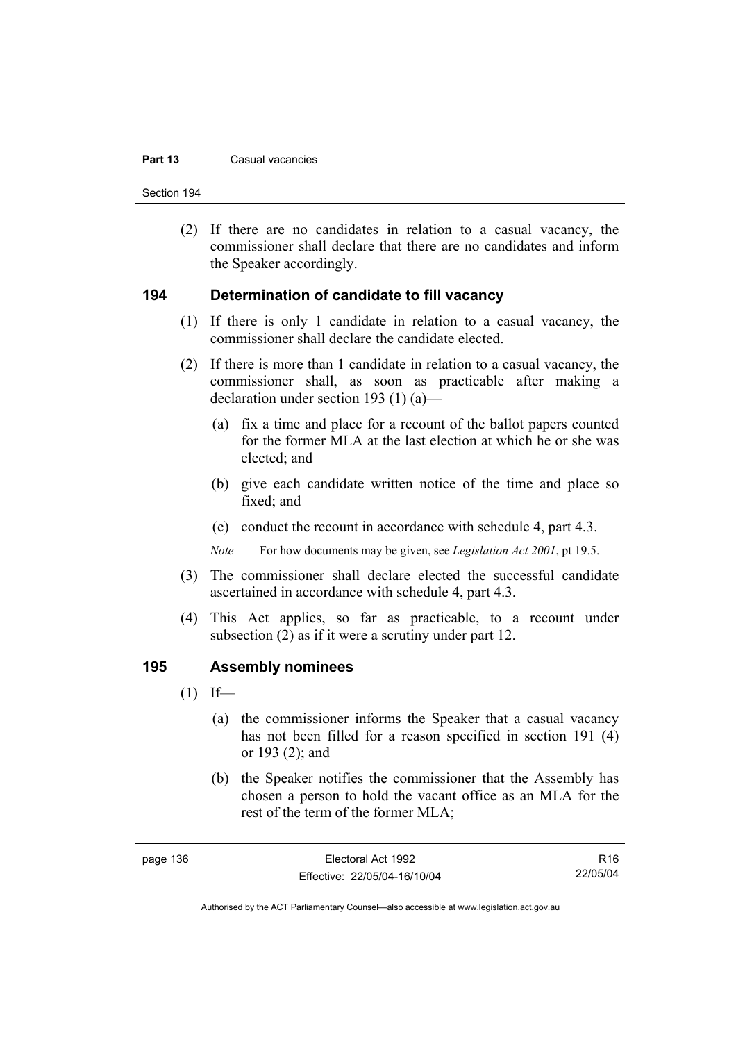(2) If there are no candidates in relation to a casual vacancy, the commissioner shall declare that there are no candidates and inform the Speaker accordingly.

## 194 Determination of candidate to fill vacancy

(1) If there is only 1 candidate in relation to a casual vacancy, the commissioner shall declare the candidate elected.

(2) If there is more than 1 candidate in relation to a casual vacancy, the commissioner shall, as soon as practicable after making a declaration under section 193 (1) (a)—

- (a) fix a time and place for a recount of the ballot papers counted for the former MLA at the last election at which he or she was elected; and
- (b) give each candidate written notice of the time and place so fixed; and
- (c) conduct the recount in accordance with schedule 4, part 4.3.

*Note* For how documents may be given, see *Legislation Act 2001*, pt 19.5.

(3) The commissioner shall declare elected the successful candidate ascertained in accordance with schedule 4, part 4.3.

(4) This Act applies, so far as practicable, to a recount under subsection (2) as if it were a scrutiny under part 12.

## 195 Assembly nominees

(1) If—

- (a) the commissioner informs the Speaker that a casual vacancy has not been filled for a reason specified in section 191 (4) or 193 (2); and
- (b) the Speaker notifies the commissioner that the Assembly has chosen a person to hold the vacant office as an MLA for the rest of the term of the former MLA;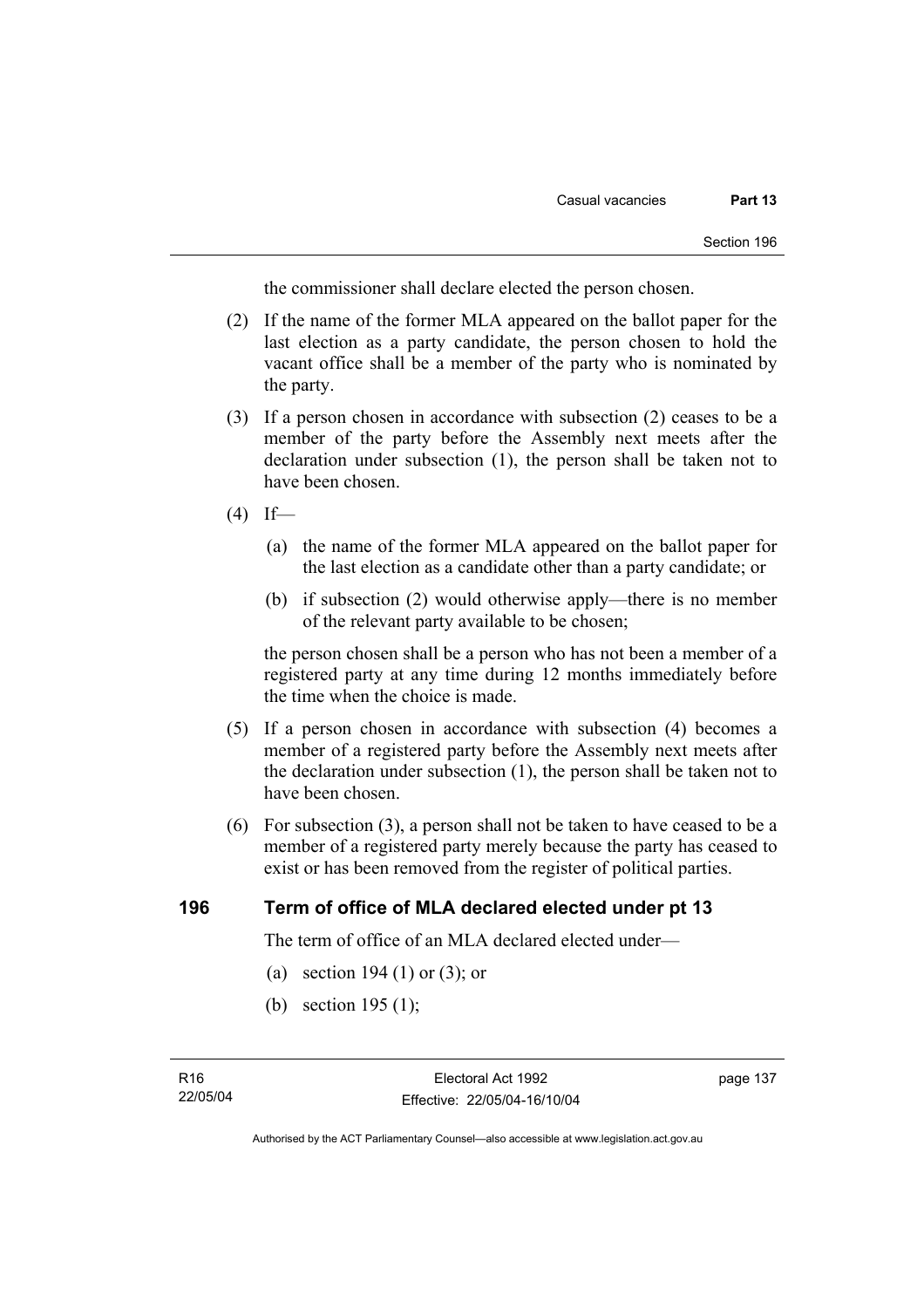the commissioner shall declare elected the person chosen.

(2) If the name of the former MLA appeared on the ballot paper for the last election as a party candidate, the person chosen to hold the vacant office shall be a member of the party who is nominated by the party.

(3) If a person chosen in accordance with subsection (2) ceases to be a member of the party before the Assembly next meets after the declaration under subsection (1), the person shall be taken not to have been chosen.

(4) If—

(a) the name of the former MLA appeared on the ballot paper for the last election as a candidate other than a party candidate; or

(b) if subsection (2) would otherwise apply—there is no member of the relevant party available to be chosen;

the person chosen shall be a person who has not been a member of a registered party at any time during 12 months immediately before the time when the choice is made.

(5) If a person chosen in accordance with subsection (4) becomes a member of a registered party before the Assembly next meets after the declaration under subsection (1), the person shall be taken not to have been chosen.

(6) For subsection (3), a person shall not be taken to have ceased to be a member of a registered party merely because the party has ceased to exist or has been removed from the register of political parties.

### 196 Term of office of MLA declared elected under pt 13

The term of office of an MLA declared elected under—

(a) section 194 (1) or (3); or

(b) section 195 (1);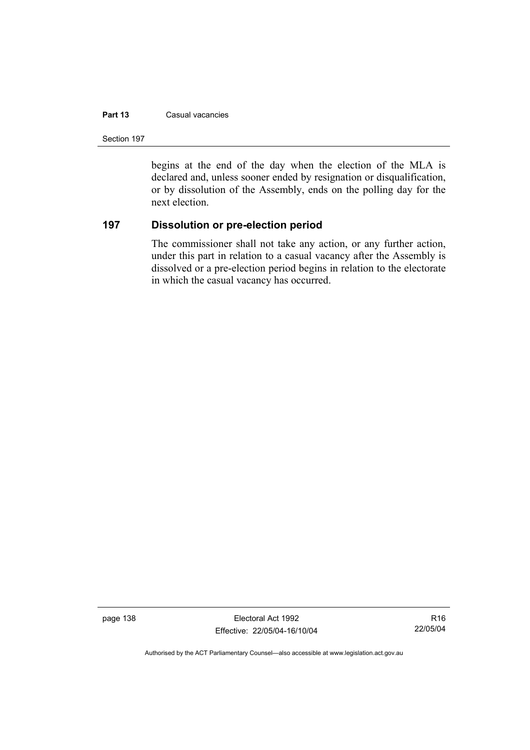begins at the end of the day when the election of the MLA is declared and, unless sooner ended by resignation or disqualification, or by dissolution of the Assembly, ends on the polling day for the next election.

## 197 Dissolution or pre-election period

The commissioner shall not take any action, or any further action, under this part in relation to a casual vacancy after the Assembly is dissolved or a pre-election period begins in relation to the electorate in which the casual vacancy has occurred.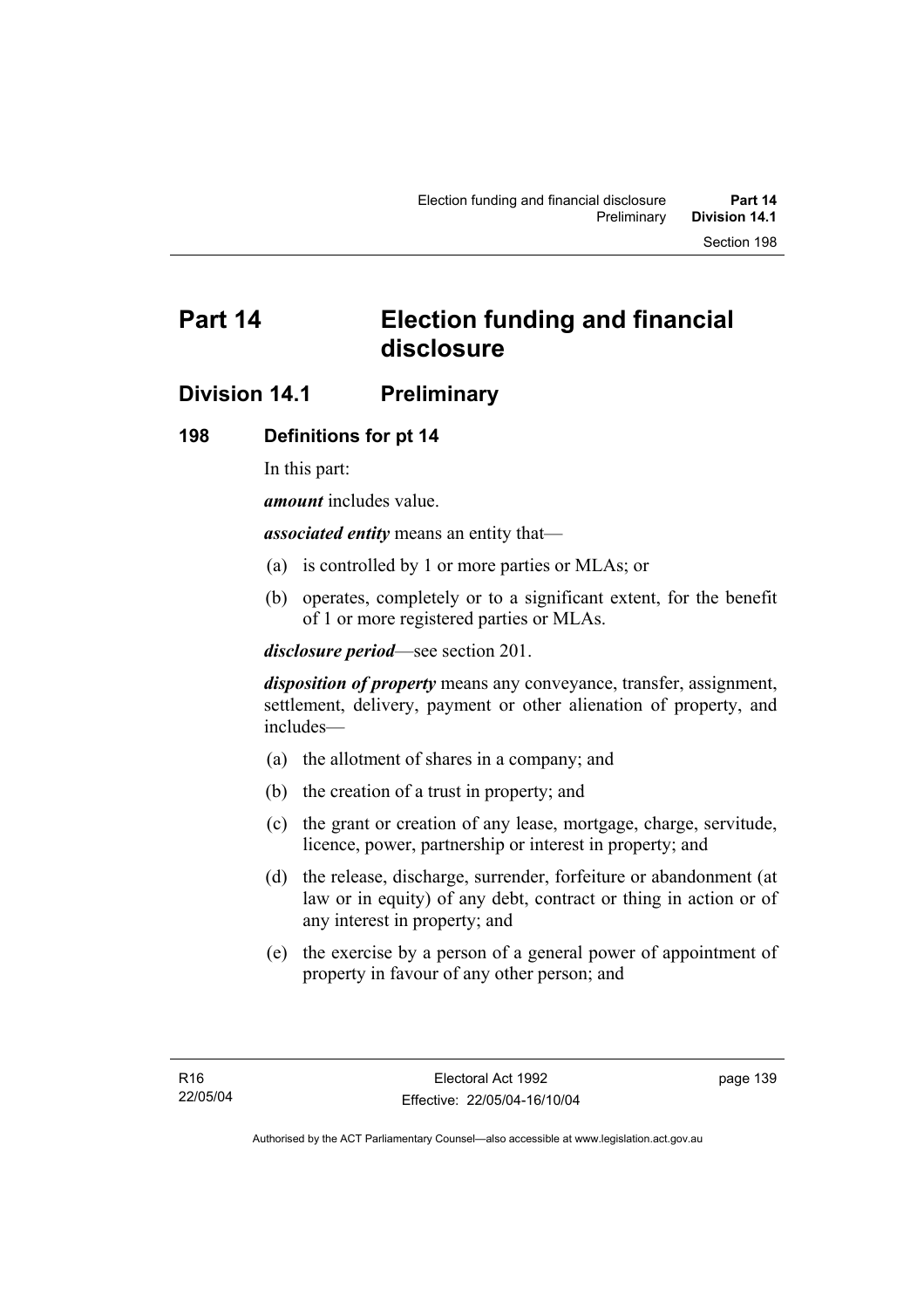# Part 14 Election funding and financial disclosure

## Division 14.1 Preliminary

### 198 Definitions for pt 14

In this part:

***amount*** includes value.

***associated entity*** means an entity that—

(a) is controlled by 1 or more parties or MLAs; or

(b) operates, completely or to a significant extent, for the benefit of 1 or more registered parties or MLAs.

***disclosure period***—see section 201.

***disposition of property*** means any conveyance, transfer, assignment, settlement, delivery, payment or other alienation of property, and includes—

(a) the allotment of shares in a company; and

(b) the creation of a trust in property; and

(c) the grant or creation of any lease, mortgage, charge, servitude, licence, power, partnership or interest in property; and

(d) the release, discharge, surrender, forfeiture or abandonment (at law or in equity) of any debt, contract or thing in action or of any interest in property; and

(e) the exercise by a person of a general power of appointment of property in favour of any other person; and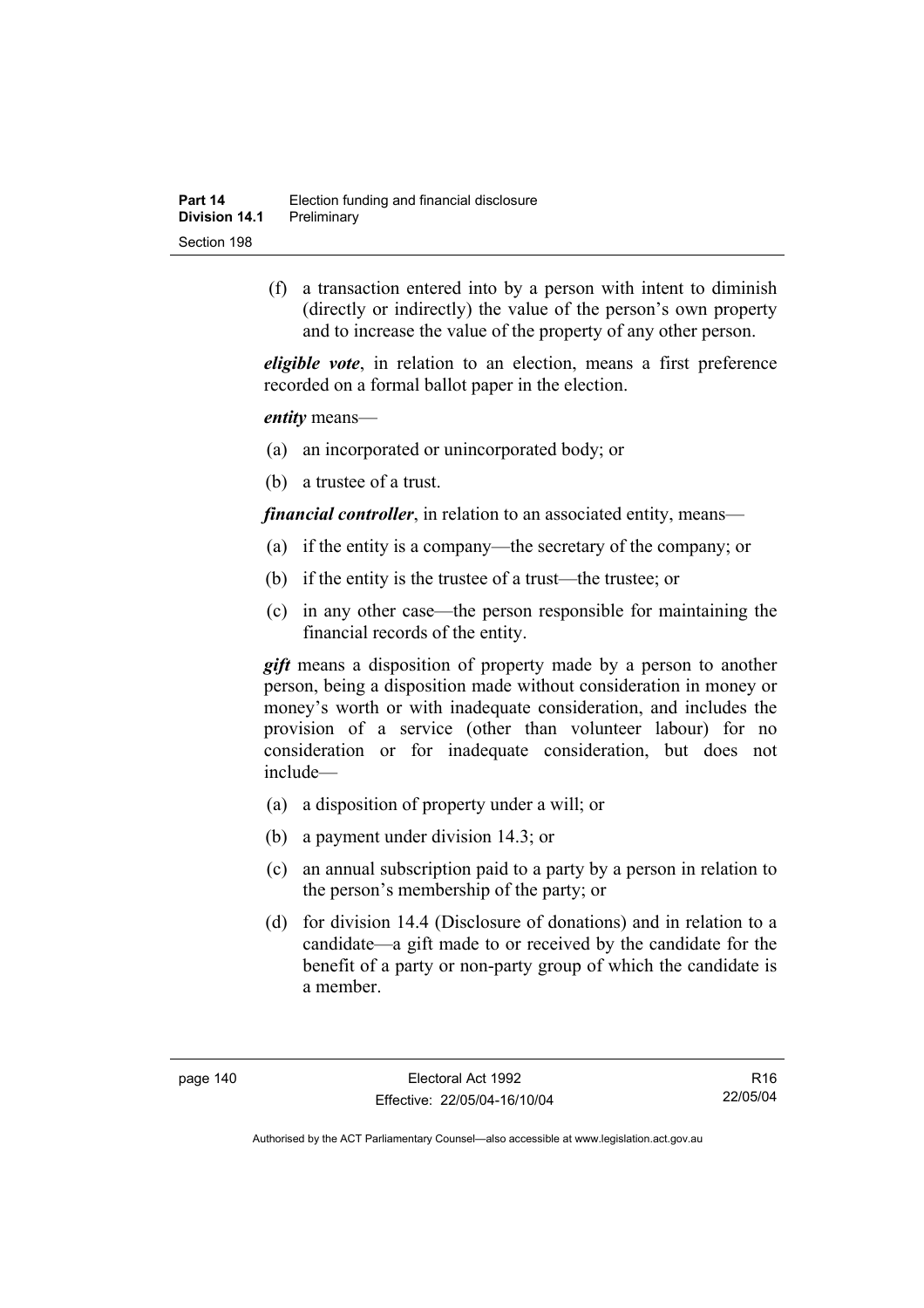(f) a transaction entered into by a person with intent to diminish (directly or indirectly) the value of the person's own property and to increase the value of the property of any other person.

***eligible vote***, in relation to an election, means a first preference recorded on a formal ballot paper in the election.

***entity*** means—

(a) an incorporated or unincorporated body; or

(b) a trustee of a trust.

***financial controller***, in relation to an associated entity, means—

(a) if the entity is a company—the secretary of the company; or

(b) if the entity is the trustee of a trust—the trustee; or

(c) in any other case—the person responsible for maintaining the financial records of the entity.

***gift*** means a disposition of property made by a person to another person, being a disposition made without consideration in money or money's worth or with inadequate consideration, and includes the provision of a service (other than volunteer labour) for no consideration or for inadequate consideration, but does not include—

(a) a disposition of property under a will; or

(b) a payment under division 14.3; or

(c) an annual subscription paid to a party by a person in relation to the person's membership of the party; or

(d) for division 14.4 (Disclosure of donations) and in relation to a candidate—a gift made to or received by the candidate for the benefit of a party or non-party group of which the candidate is a member.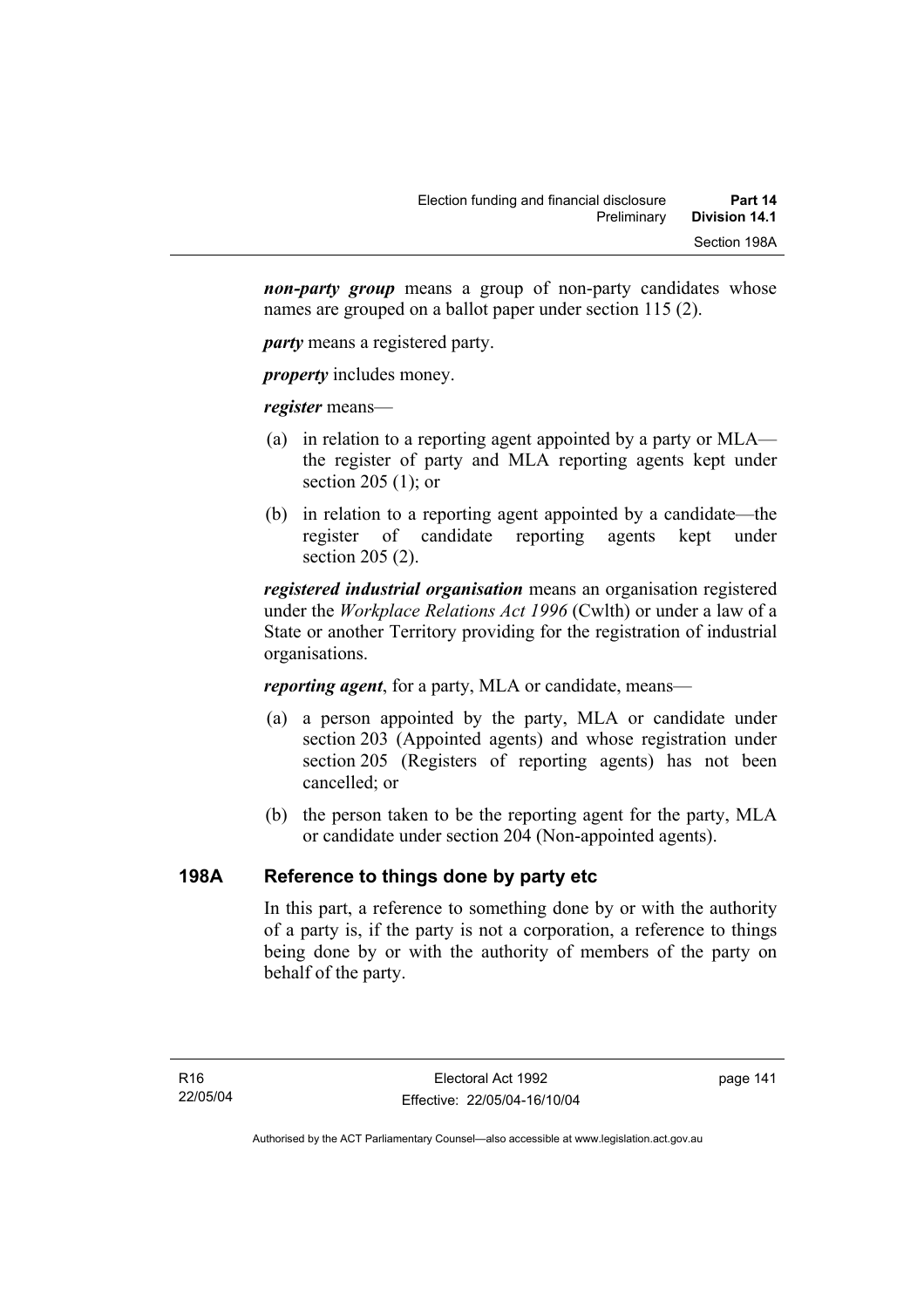***non-party group*** means a group of non-party candidates whose names are grouped on a ballot paper under section 115 (2).

***party*** means a registered party.

***property*** includes money.

***register*** means—

(a) in relation to a reporting agent appointed by a party or MLA—the register of party and MLA reporting agents kept under section 205 (1); or

(b) in relation to a reporting agent appointed by a candidate—the register of candidate reporting agents kept under section 205 (2).

***registered industrial organisation*** means an organisation registered under the *Workplace Relations Act 1996* (Cwlth) or under a law of a State or another Territory providing for the registration of industrial organisations.

***reporting agent***, for a party, MLA or candidate, means—

(a) a person appointed by the party, MLA or candidate under section 203 (Appointed agents) and whose registration under section 205 (Registers of reporting agents) has not been cancelled; or

(b) the person taken to be the reporting agent for the party, MLA or candidate under section 204 (Non-appointed agents).

## 198A Reference to things done by party etc

In this part, a reference to something done by or with the authority of a party is, if the party is not a corporation, a reference to things being done by or with the authority of members of the party on behalf of the party.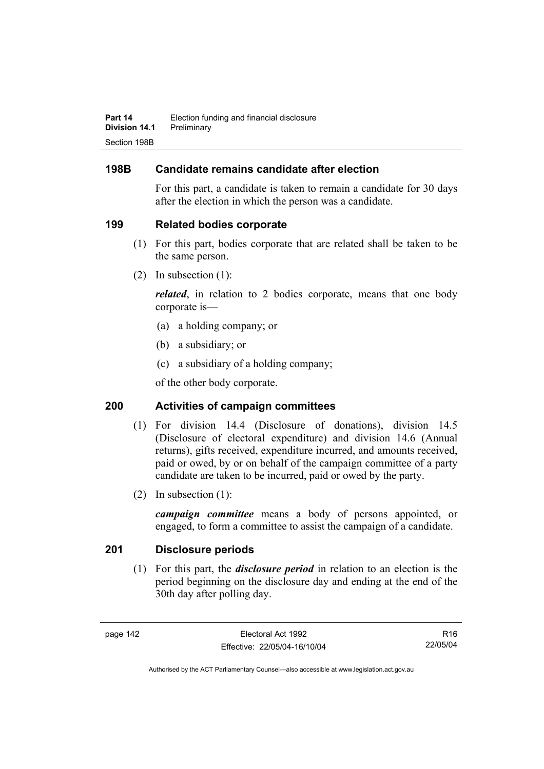## 198B Candidate remains candidate after election

For this part, a candidate is taken to remain a candidate for 30 days after the election in which the person was a candidate.

## 199 Related bodies corporate

(1) For this part, bodies corporate that are related shall be taken to be the same person.

(2) In subsection (1):

***related***, in relation to 2 bodies corporate, means that one body corporate is—

(a) a holding company; or

(b) a subsidiary; or

(c) a subsidiary of a holding company;

of the other body corporate.

## 200 Activities of campaign committees

(1) For division 14.4 (Disclosure of donations), division 14.5 (Disclosure of electoral expenditure) and division 14.6 (Annual returns), gifts received, expenditure incurred, and amounts received, paid or owed, by or on behalf of the campaign committee of a party candidate are taken to be incurred, paid or owed by the party.

(2) In subsection (1):

***campaign committee*** means a body of persons appointed, or engaged, to form a committee to assist the campaign of a candidate.

## 201 Disclosure periods

(1) For this part, the ***disclosure period*** in relation to an election is the period beginning on the disclosure day and ending at the end of the 30th day after polling day.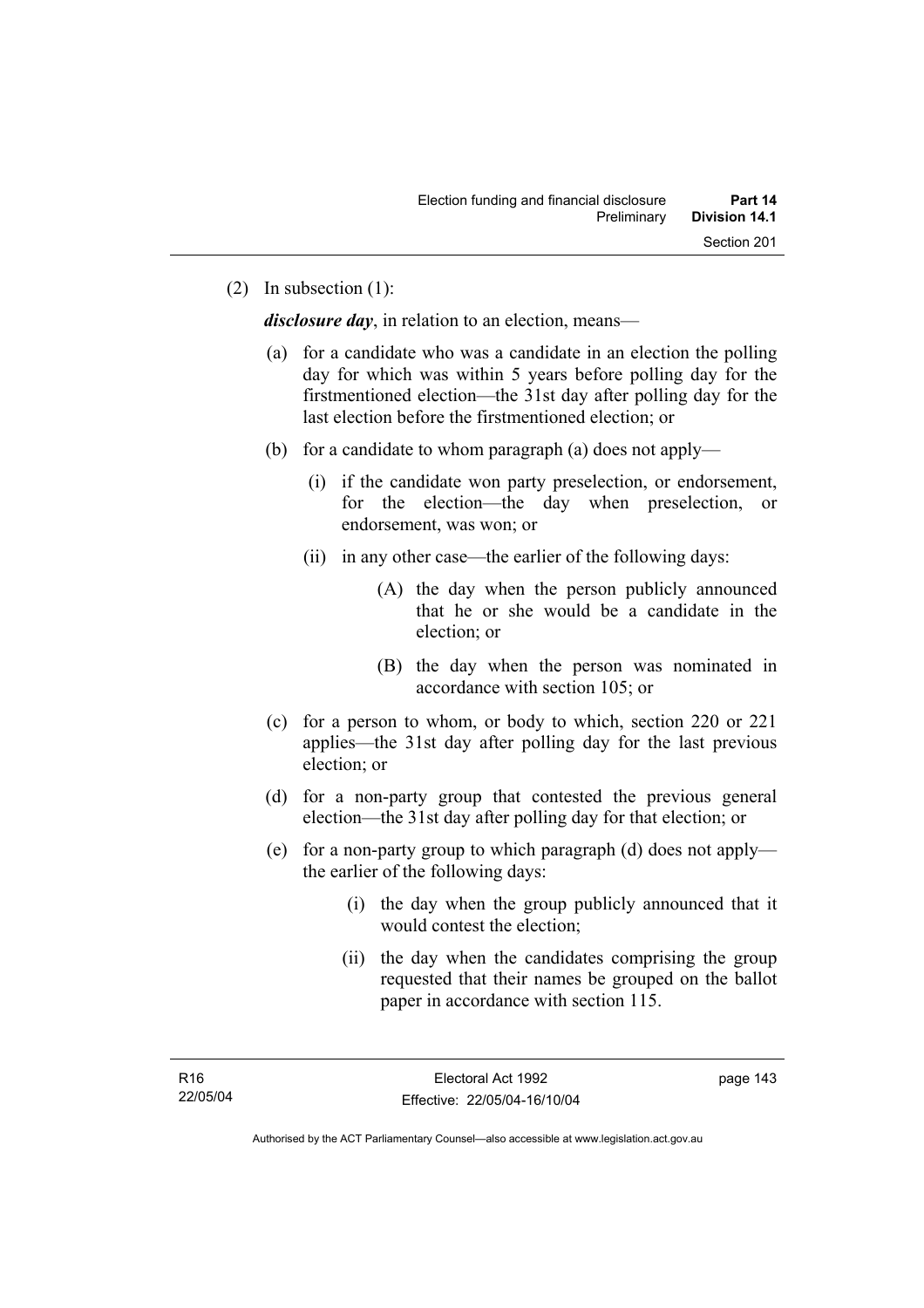(2) In subsection (1):

***disclosure day***, in relation to an election, means—

(a) for a candidate who was a candidate in an election the polling day for which was within 5 years before polling day for the firstmentioned election—the 31st day after polling day for the last election before the firstmentioned election; or

(b) for a candidate to whom paragraph (a) does not apply—

(i) if the candidate won party preselection, or endorsement, for the election—the day when preselection, or endorsement, was won; or

(ii) in any other case—the earlier of the following days:

(A) the day when the person publicly announced that he or she would be a candidate in the election; or

(B) the day when the person was nominated in accordance with section 105; or

(c) for a person to whom, or body to which, section 220 or 221 applies—the 31st day after polling day for the last previous election; or

(d) for a non-party group that contested the previous general election—the 31st day after polling day for that election; or

(e) for a non-party group to which paragraph (d) does not apply—the earlier of the following days:

(i) the day when the group publicly announced that it would contest the election;

(ii) the day when the candidates comprising the group requested that their names be grouped on the ballot paper in accordance with section 115.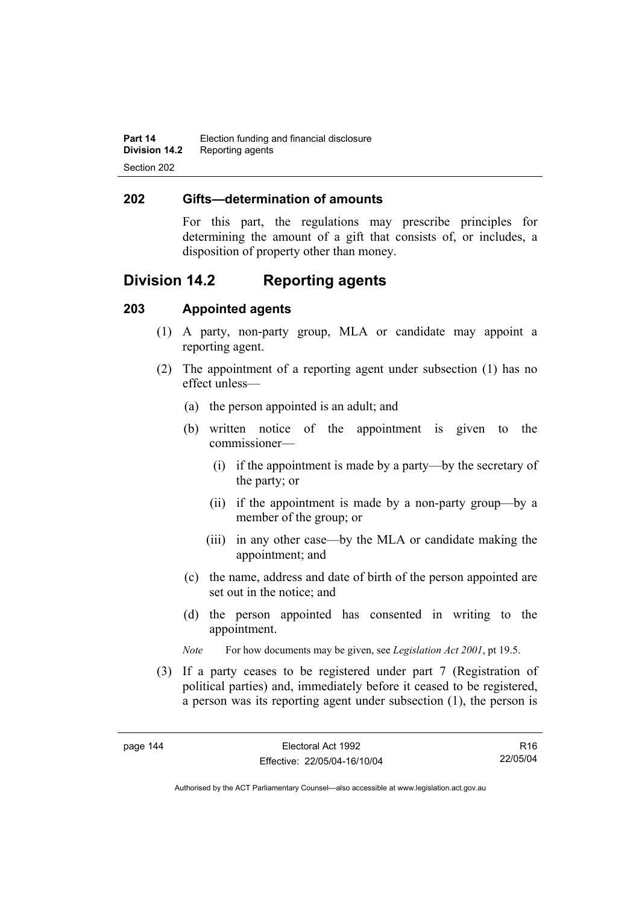## 202 Gifts—determination of amounts

For this part, the regulations may prescribe principles for determining the amount of a gift that consists of, or includes, a disposition of property other than money.

# Division 14.2 Reporting agents

## 203 Appointed agents

(1) A party, non-party group, MLA or candidate may appoint a reporting agent.

(2) The appointment of a reporting agent under subsection (1) has no effect unless—

(a) the person appointed is an adult; and

(b) written notice of the appointment is given to the commissioner—

(i) if the appointment is made by a party—by the secretary of the party; or

(ii) if the appointment is made by a non-party group—by a member of the group; or

(iii) in any other case—by the MLA or candidate making the appointment; and

(c) the name, address and date of birth of the person appointed are set out in the notice; and

(d) the person appointed has consented in writing to the appointment.

*Note* For how documents may be given, see *Legislation Act 2001*, pt 19.5.

(3) If a party ceases to be registered under part 7 (Registration of political parties) and, immediately before it ceased to be registered, a person was its reporting agent under subsection (1), the person is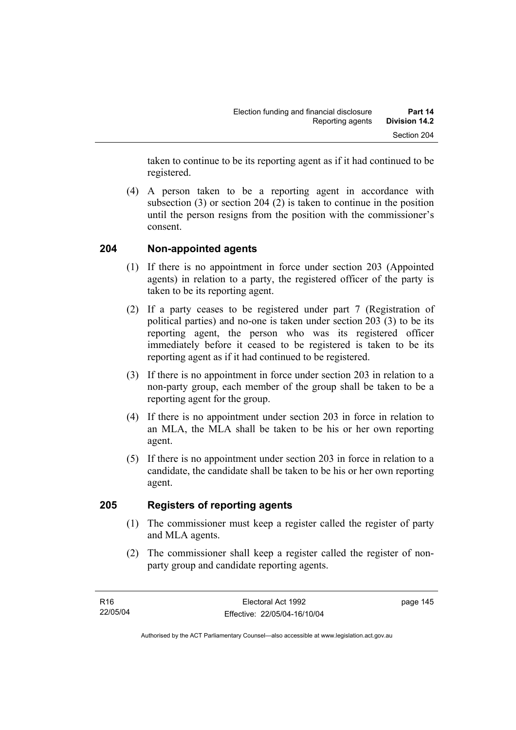taken to continue to be its reporting agent as if it had continued to be registered.

(4) A person taken to be a reporting agent in accordance with subsection (3) or section 204 (2) is taken to continue in the position until the person resigns from the position with the commissioner's consent.

## 204 Non-appointed agents

(1) If there is no appointment in force under section 203 (Appointed agents) in relation to a party, the registered officer of the party is taken to be its reporting agent.

(2) If a party ceases to be registered under part 7 (Registration of political parties) and no-one is taken under section 203 (3) to be its reporting agent, the person who was its registered officer immediately before it ceased to be registered is taken to be its reporting agent as if it had continued to be registered.

(3) If there is no appointment in force under section 203 in relation to a non-party group, each member of the group shall be taken to be a reporting agent for the group.

(4) If there is no appointment under section 203 in force in relation to an MLA, the MLA shall be taken to be his or her own reporting agent.

(5) If there is no appointment under section 203 in force in relation to a candidate, the candidate shall be taken to be his or her own reporting agent.

## 205 Registers of reporting agents

(1) The commissioner must keep a register called the register of party and MLA agents.

(2) The commissioner shall keep a register called the register of non-party group and candidate reporting agents.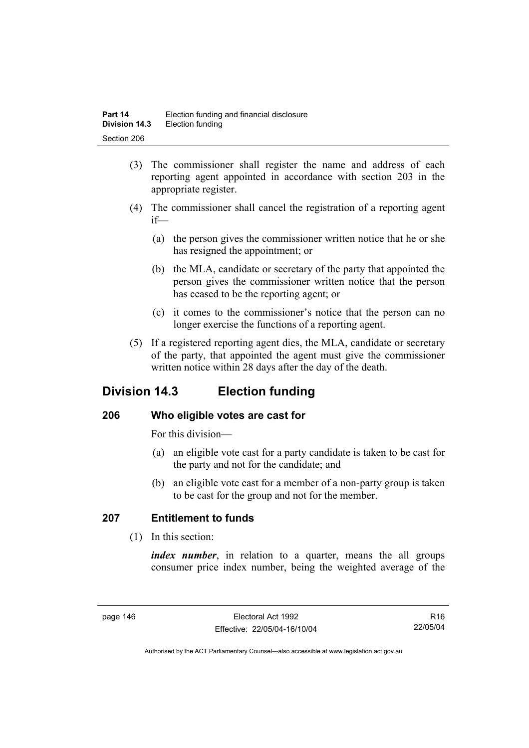(3) The commissioner shall register the name and address of each reporting agent appointed in accordance with section 203 in the appropriate register.

(4) The commissioner shall cancel the registration of a reporting agent if—

(a) the person gives the commissioner written notice that he or she has resigned the appointment; or

(b) the MLA, candidate or secretary of the party that appointed the person gives the commissioner written notice that the person has ceased to be the reporting agent; or

(c) it comes to the commissioner's notice that the person can no longer exercise the functions of a reporting agent.

(5) If a registered reporting agent dies, the MLA, candidate or secretary of the party, that appointed the agent must give the commissioner written notice within 28 days after the day of the death.

## Division 14.3 Election funding

### 206 Who eligible votes are cast for

For this division—

(a) an eligible vote cast for a party candidate is taken to be cast for the party and not for the candidate; and

(b) an eligible vote cast for a member of a non-party group is taken to be cast for the group and not for the member.

### 207 Entitlement to funds

(1) In this section:

***index number***, in relation to a quarter, means the all groups consumer price index number, being the weighted average of the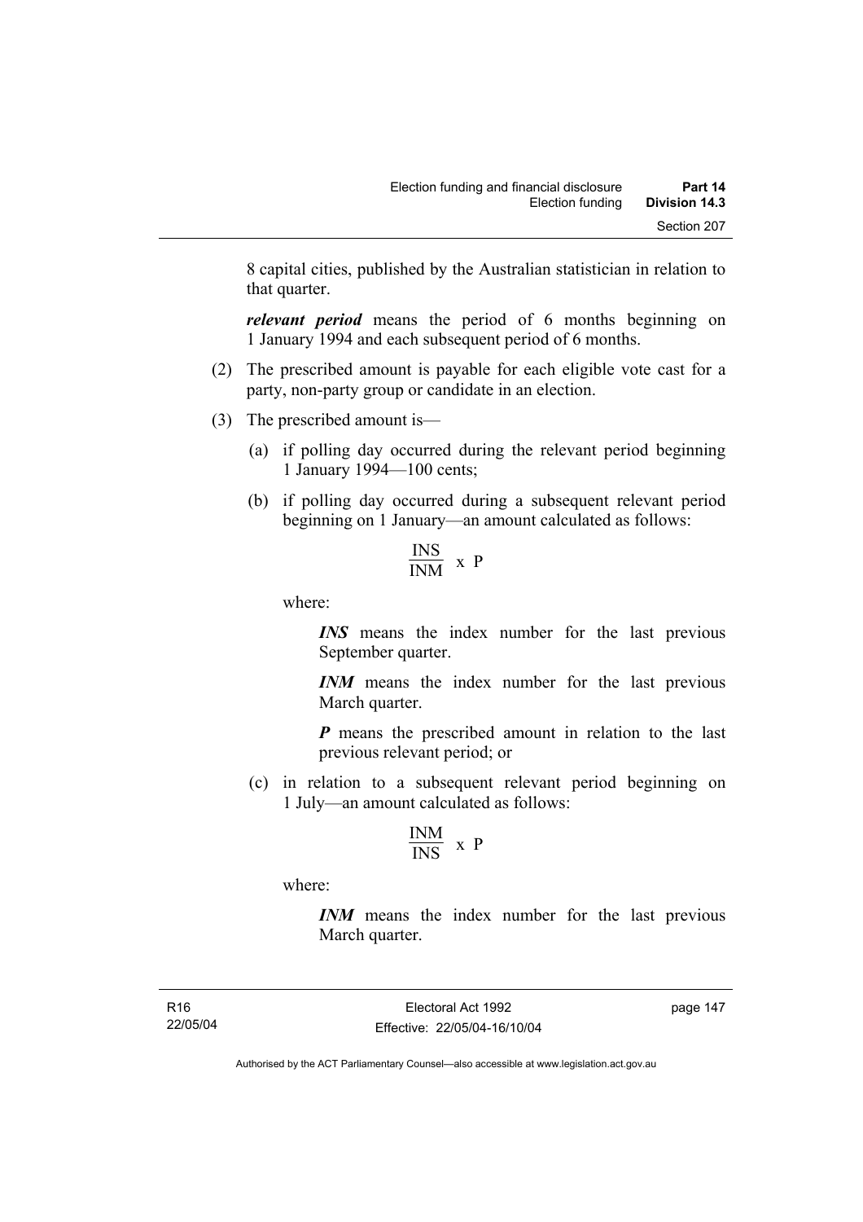8 capital cities, published by the Australian statistician in relation to that quarter.

***relevant period*** means the period of 6 months beginning on 1 January 1994 and each subsequent period of 6 months.

(2) The prescribed amount is payable for each eligible vote cast for a party, non-party group or candidate in an election.

(3) The prescribed amount is—

(a) if polling day occurred during the relevant period beginning 1 January 1994—100 cents;

(b) if polling day occurred during a subsequent relevant period beginning on 1 January—an amount calculated as follows:

$$\frac{\text{INS}}{\text{INM}} \text{ x P}$$

where:

***INS*** means the index number for the last previous September quarter.

***INM*** means the index number for the last previous March quarter.

***P*** means the prescribed amount in relation to the last previous relevant period; or

(c) in relation to a subsequent relevant period beginning on 1 July—an amount calculated as follows:

$$\frac{\text{INM}}{\text{INS}} \text{ x P}$$

where:

***INM*** means the index number for the last previous March quarter.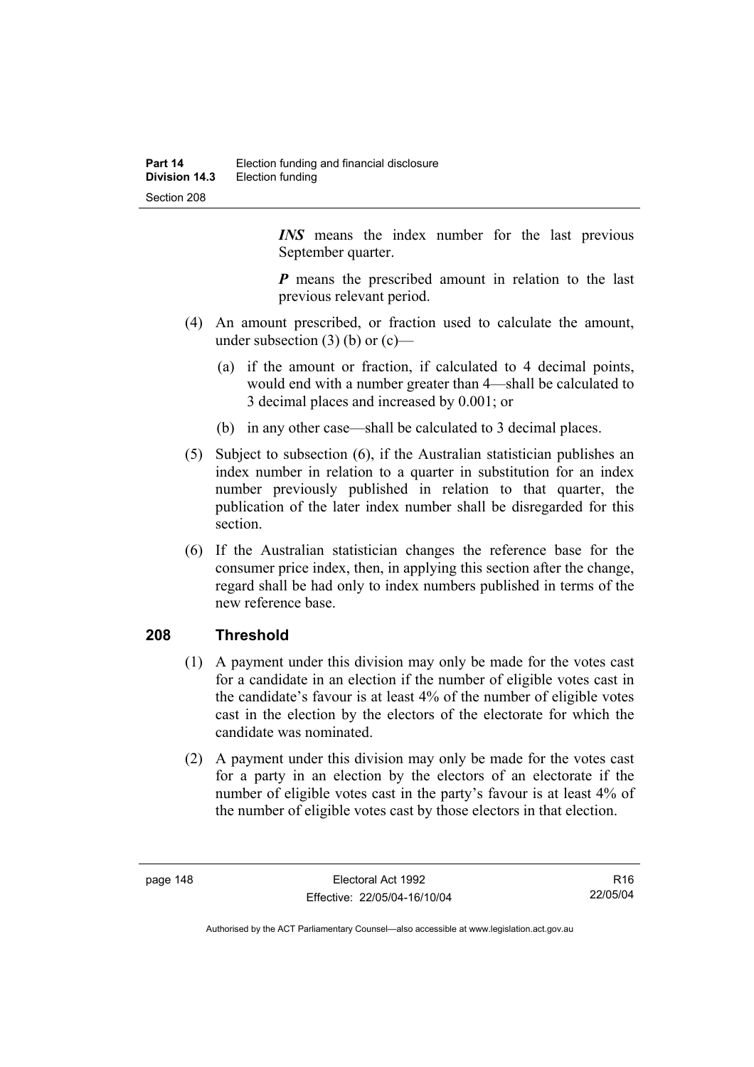***INS*** means the index number for the last previous September quarter.

***P*** means the prescribed amount in relation to the last previous relevant period.

(4) An amount prescribed, or fraction used to calculate the amount, under subsection (3) (b) or (c)—

(a) if the amount or fraction, if calculated to 4 decimal points, would end with a number greater than 4—shall be calculated to 3 decimal places and increased by 0.001; or

(b) in any other case—shall be calculated to 3 decimal places.

(5) Subject to subsection (6), if the Australian statistician publishes an index number in relation to a quarter in substitution for an index number previously published in relation to that quarter, the publication of the later index number shall be disregarded for this section.

(6) If the Australian statistician changes the reference base for the consumer price index, then, in applying this section after the change, regard shall be had only to index numbers published in terms of the new reference base.

## 208 Threshold

(1) A payment under this division may only be made for the votes cast for a candidate in an election if the number of eligible votes cast in the candidate's favour is at least 4% of the number of eligible votes cast in the election by the electors of the electorate for which the candidate was nominated.

(2) A payment under this division may only be made for the votes cast for a party in an election by the electors of an electorate if the number of eligible votes cast in the party's favour is at least 4% of the number of eligible votes cast by those electors in that election.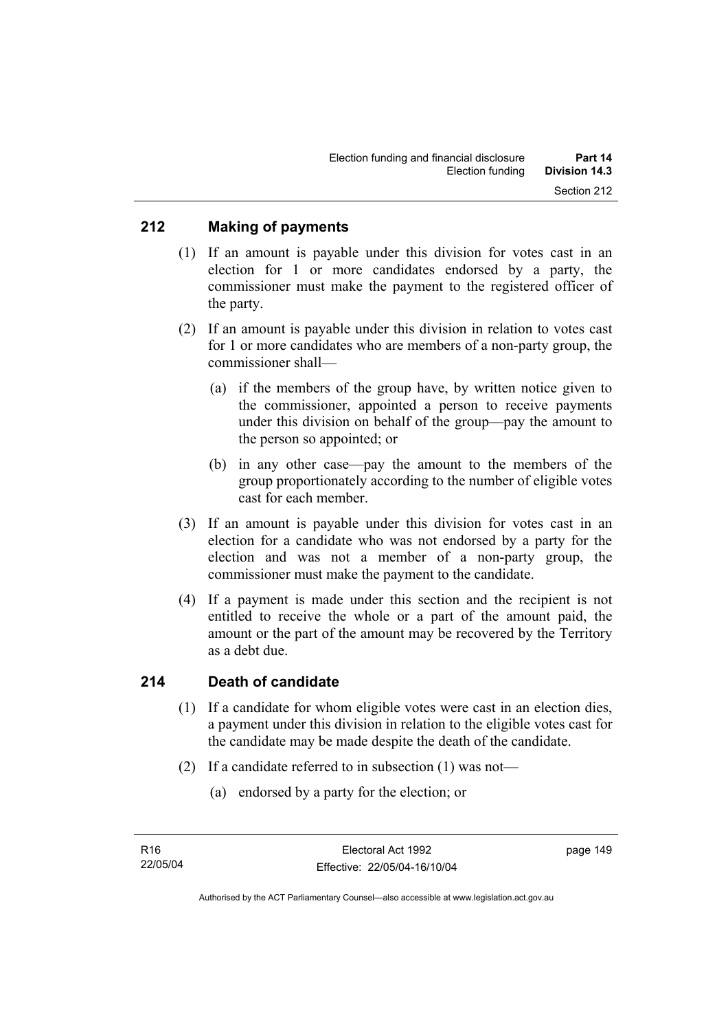## 212 Making of payments

(1) If an amount is payable under this division for votes cast in an election for 1 or more candidates endorsed by a party, the commissioner must make the payment to the registered officer of the party.

(2) If an amount is payable under this division in relation to votes cast for 1 or more candidates who are members of a non-party group, the commissioner shall—

  (a) if the members of the group have, by written notice given to the commissioner, appointed a person to receive payments under this division on behalf of the group—pay the amount to the person so appointed; or

  (b) in any other case—pay the amount to the members of the group proportionately according to the number of eligible votes cast for each member.

(3) If an amount is payable under this division for votes cast in an election for a candidate who was not endorsed by a party for the election and was not a member of a non-party group, the commissioner must make the payment to the candidate.

(4) If a payment is made under this section and the recipient is not entitled to receive the whole or a part of the amount paid, the amount or the part of the amount may be recovered by the Territory as a debt due.

## 214 Death of candidate

(1) If a candidate for whom eligible votes were cast in an election dies, a payment under this division in relation to the eligible votes cast for the candidate may be made despite the death of the candidate.

(2) If a candidate referred to in subsection (1) was not—

  (a) endorsed by a party for the election; or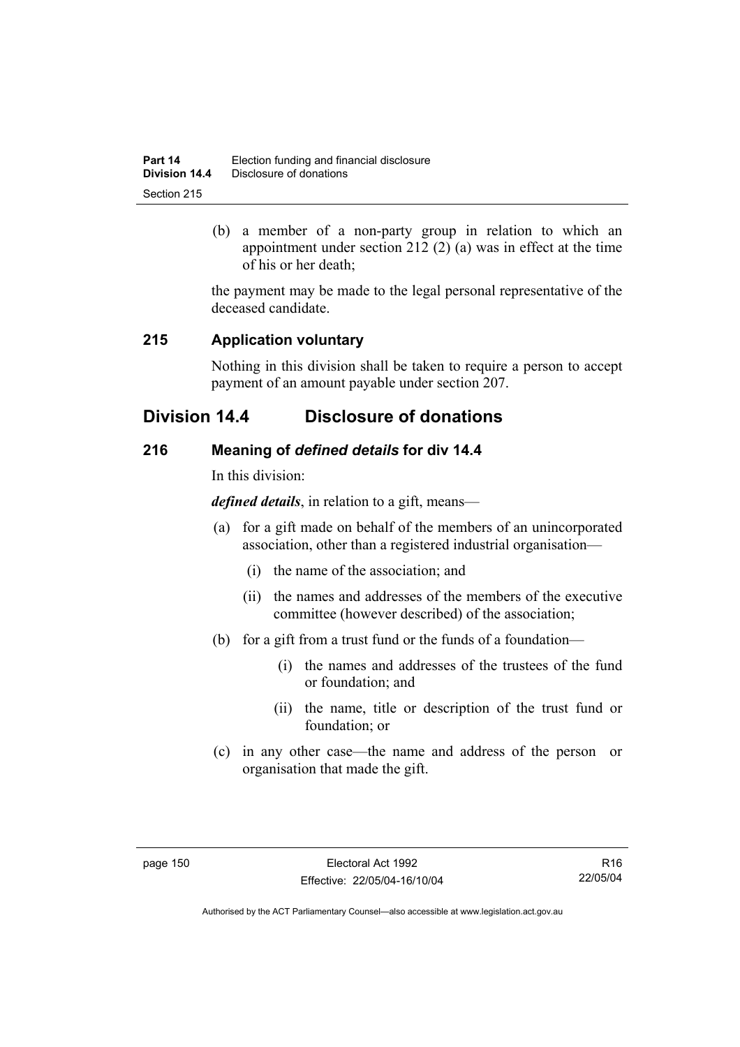(b) a member of a non-party group in relation to which an appointment under section 212 (2) (a) was in effect at the time of his or her death;

the payment may be made to the legal personal representative of the deceased candidate.

### 215 Application voluntary

Nothing in this division shall be taken to require a person to accept payment of an amount payable under section 207.

## Division 14.4 Disclosure of donations

### 216 Meaning of *defined details* for div 14.4

In this division:

***defined details***, in relation to a gift, means—

(a) for a gift made on behalf of the members of an unincorporated association, other than a registered industrial organisation—

(i) the name of the association; and

(ii) the names and addresses of the members of the executive committee (however described) of the association;

(b) for a gift from a trust fund or the funds of a foundation—

(i) the names and addresses of the trustees of the fund or foundation; and

(ii) the name, title or description of the trust fund or foundation; or

(c) in any other case—the name and address of the person or organisation that made the gift.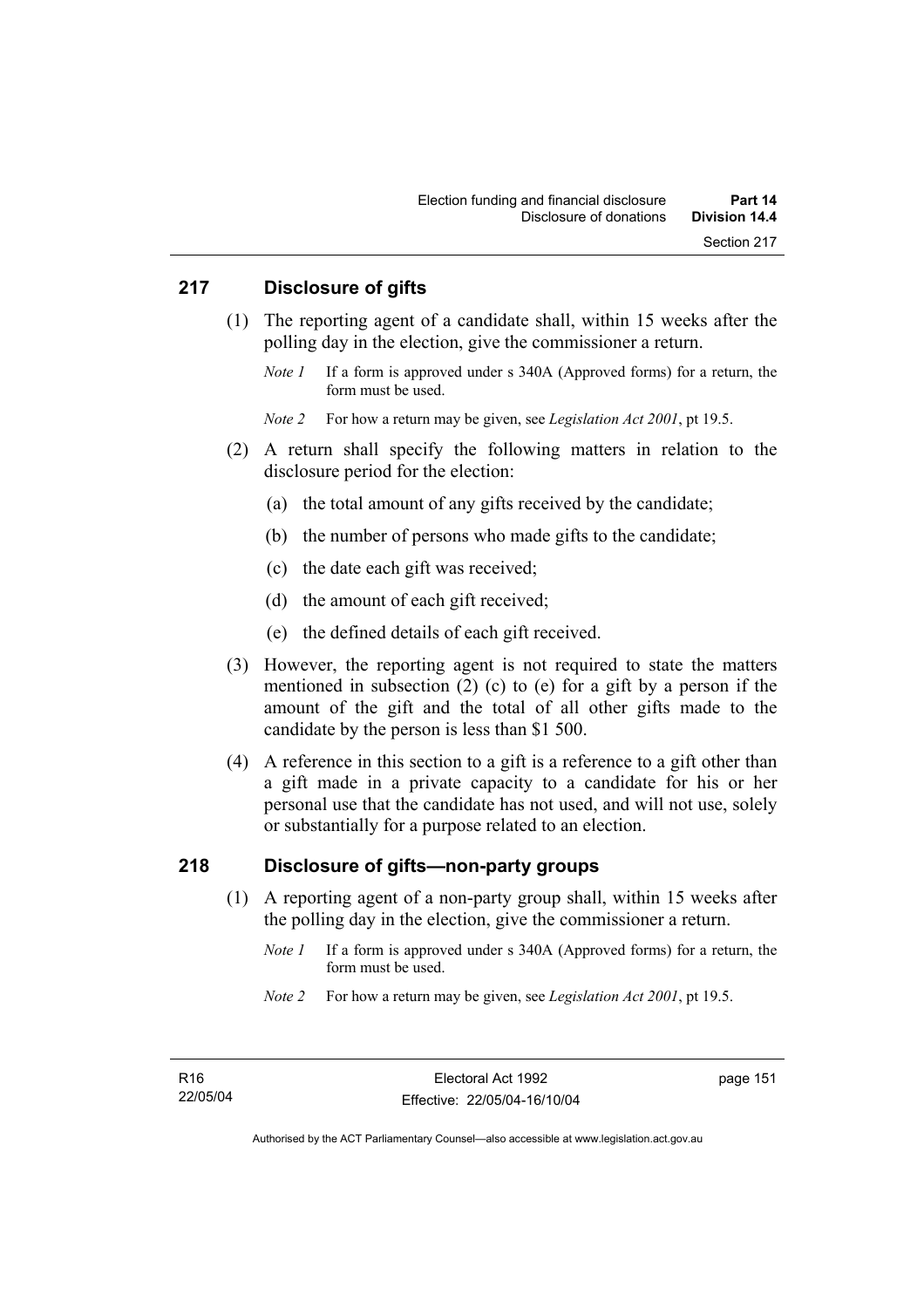## 217 Disclosure of gifts

(1) The reporting agent of a candidate shall, within 15 weeks after the polling day in the election, give the commissioner a return.

*Note 1* If a form is approved under s 340A (Approved forms) for a return, the form must be used.

*Note 2* For how a return may be given, see *Legislation Act 2001*, pt 19.5.

(2) A return shall specify the following matters in relation to the disclosure period for the election:

(a) the total amount of any gifts received by the candidate;

(b) the number of persons who made gifts to the candidate;

(c) the date each gift was received;

(d) the amount of each gift received;

(e) the defined details of each gift received.

(3) However, the reporting agent is not required to state the matters mentioned in subsection (2) (c) to (e) for a gift by a person if the amount of the gift and the total of all other gifts made to the candidate by the person is less than $1 500.

(4) A reference in this section to a gift is a reference to a gift other than a gift made in a private capacity to a candidate for his or her personal use that the candidate has not used, and will not use, solely or substantially for a purpose related to an election.

## 218 Disclosure of gifts—non-party groups

(1) A reporting agent of a non-party group shall, within 15 weeks after the polling day in the election, give the commissioner a return.

*Note 1* If a form is approved under s 340A (Approved forms) for a return, the form must be used.

*Note 2* For how a return may be given, see *Legislation Act 2001*, pt 19.5.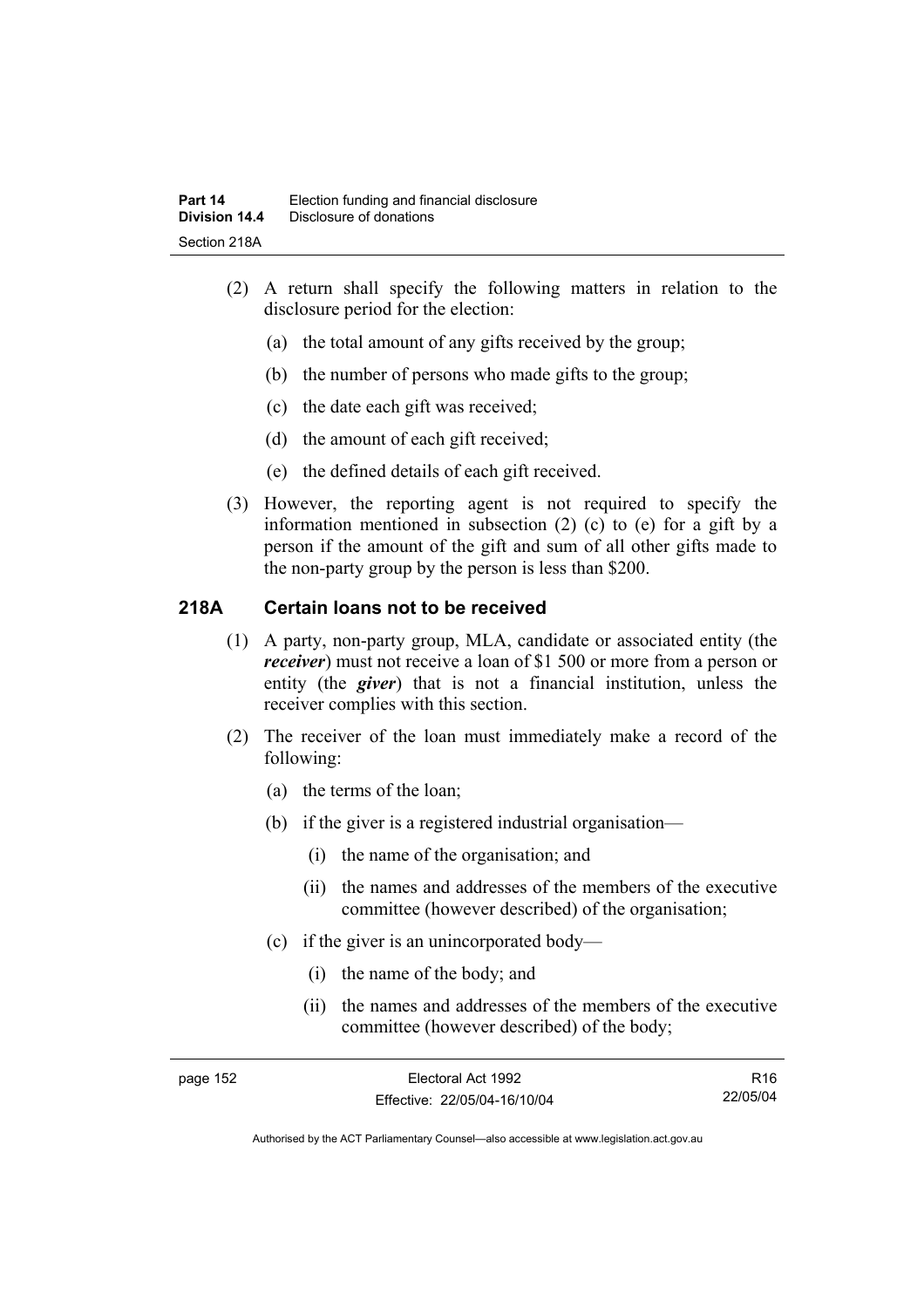(2) A return shall specify the following matters in relation to the disclosure period for the election:

(a) the total amount of any gifts received by the group;

(b) the number of persons who made gifts to the group;

(c) the date each gift was received;

(d) the amount of each gift received;

(e) the defined details of each gift received.

(3) However, the reporting agent is not required to specify the information mentioned in subsection (2) (c) to (e) for a gift by a person if the amount of the gift and sum of all other gifts made to the non-party group by the person is less than $200.

## 218A Certain loans not to be received

(1) A party, non-party group, MLA, candidate or associated entity (the ***receiver***) must not receive a loan of $1 500 or more from a person or entity (the ***giver***) that is not a financial institution, unless the receiver complies with this section.

(2) The receiver of the loan must immediately make a record of the following:

(a) the terms of the loan;

(b) if the giver is a registered industrial organisation—

(i) the name of the organisation; and

(ii) the names and addresses of the members of the executive committee (however described) of the organisation;

(c) if the giver is an unincorporated body—

(i) the name of the body; and

(ii) the names and addresses of the members of the executive committee (however described) of the body;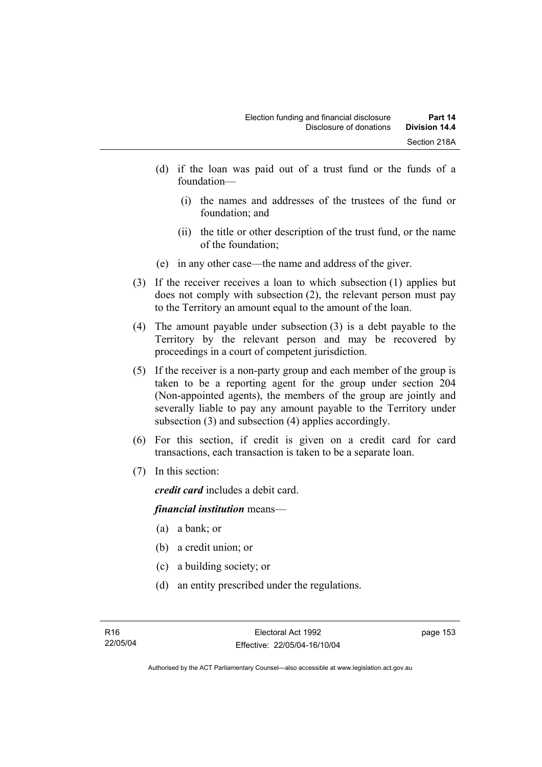(d) if the loan was paid out of a trust fund or the funds of a foundation—

  (i) the names and addresses of the trustees of the fund or foundation; and

  (ii) the title or other description of the trust fund, or the name of the foundation;

(e) in any other case—the name and address of the giver.

(3) If the receiver receives a loan to which subsection (1) applies but does not comply with subsection (2), the relevant person must pay to the Territory an amount equal to the amount of the loan.

(4) The amount payable under subsection (3) is a debt payable to the Territory by the relevant person and may be recovered by proceedings in a court of competent jurisdiction.

(5) If the receiver is a non-party group and each member of the group is taken to be a reporting agent for the group under section 204 (Non-appointed agents), the members of the group are jointly and severally liable to pay any amount payable to the Territory under subsection (3) and subsection (4) applies accordingly.

(6) For this section, if credit is given on a credit card for card transactions, each transaction is taken to be a separate loan.

(7) In this section:

***credit card*** includes a debit card.

***financial institution*** means—

(a) a bank; or

(b) a credit union; or

(c) a building society; or

(d) an entity prescribed under the regulations.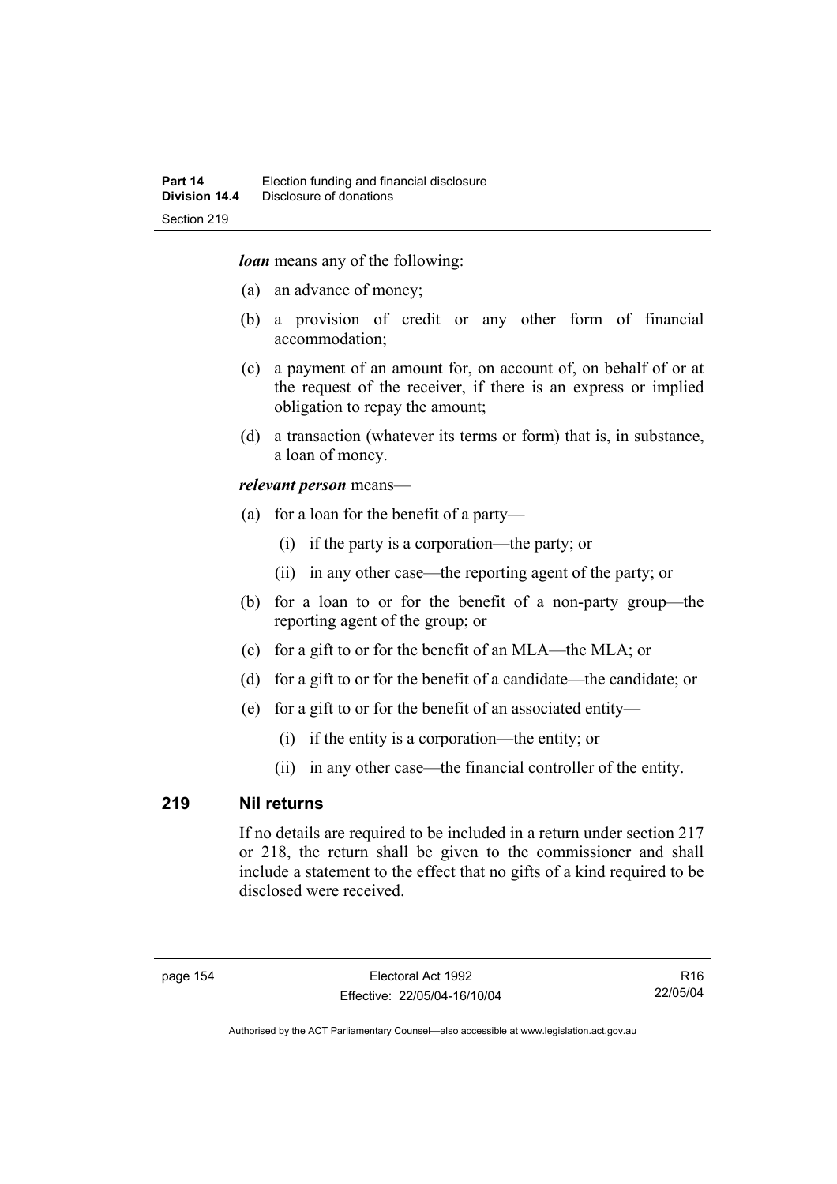***loan*** means any of the following:

(a) an advance of money;

(b) a provision of credit or any other form of financial accommodation;

(c) a payment of an amount for, on account of, on behalf of or at the request of the receiver, if there is an express or implied obligation to repay the amount;

(d) a transaction (whatever its terms or form) that is, in substance, a loan of money.

***relevant person*** means—

(a) for a loan for the benefit of a party—

  (i) if the party is a corporation—the party; or

  (ii) in any other case—the reporting agent of the party; or

(b) for a loan to or for the benefit of a non-party group—the reporting agent of the group; or

(c) for a gift to or for the benefit of an MLA—the MLA; or

(d) for a gift to or for the benefit of a candidate—the candidate; or

(e) for a gift to or for the benefit of an associated entity—

  (i) if the entity is a corporation—the entity; or

  (ii) in any other case—the financial controller of the entity.

## 219 Nil returns

If no details are required to be included in a return under section 217 or 218, the return shall be given to the commissioner and shall include a statement to the effect that no gifts of a kind required to be disclosed were received.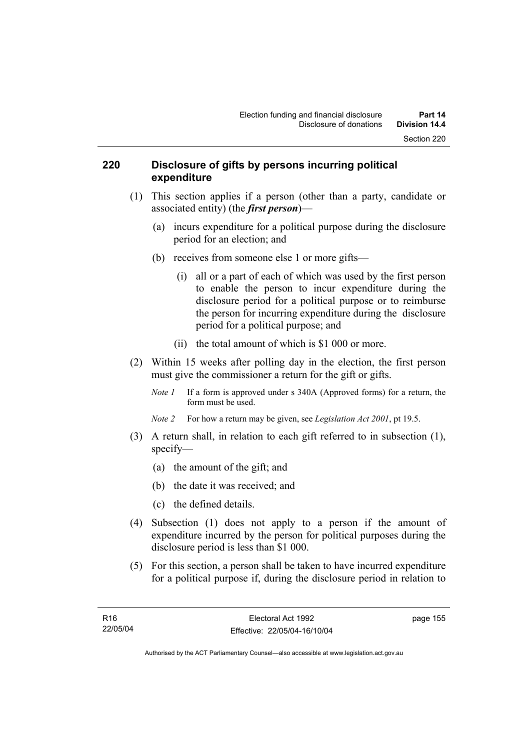## 220 Disclosure of gifts by persons incurring political expenditure

(1) This section applies if a person (other than a party, candidate or associated entity) (the ***first person***)—

(a) incurs expenditure for a political purpose during the disclosure period for an election; and

(b) receives from someone else 1 or more gifts—

(i) all or a part of each of which was used by the first person to enable the person to incur expenditure during the disclosure period for a political purpose or to reimburse the person for incurring expenditure during the disclosure period for a political purpose; and

(ii) the total amount of which is $1 000 or more.

(2) Within 15 weeks after polling day in the election, the first person must give the commissioner a return for the gift or gifts.

*Note 1* If a form is approved under s 340A (Approved forms) for a return, the form must be used.

*Note 2* For how a return may be given, see *Legislation Act 2001*, pt 19.5.

(3) A return shall, in relation to each gift referred to in subsection (1), specify—

(a) the amount of the gift; and

(b) the date it was received; and

(c) the defined details.

(4) Subsection (1) does not apply to a person if the amount of expenditure incurred by the person for political purposes during the disclosure period is less than $1 000.

(5) For this section, a person shall be taken to have incurred expenditure for a political purpose if, during the disclosure period in relation to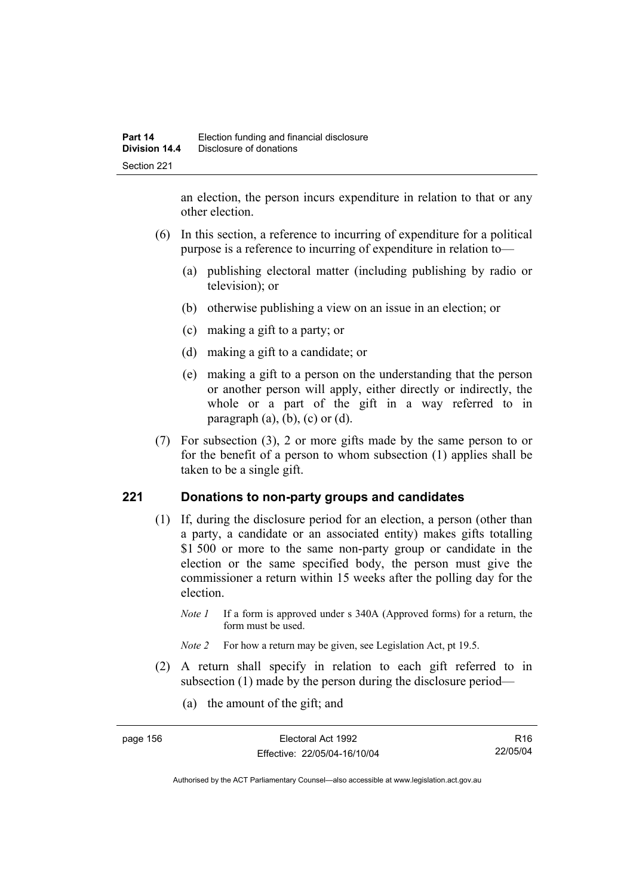an election, the person incurs expenditure in relation to that or any other election.

(6) In this section, a reference to incurring of expenditure for a political purpose is a reference to incurring of expenditure in relation to—

(a) publishing electoral matter (including publishing by radio or television); or

(b) otherwise publishing a view on an issue in an election; or

(c) making a gift to a party; or

(d) making a gift to a candidate; or

(e) making a gift to a person on the understanding that the person or another person will apply, either directly or indirectly, the whole or a part of the gift in a way referred to in paragraph (a), (b), (c) or (d).

(7) For subsection (3), 2 or more gifts made by the same person to or for the benefit of a person to whom subsection (1) applies shall be taken to be a single gift.

## 221 Donations to non-party groups and candidates

(1) If, during the disclosure period for an election, a person (other than a party, a candidate or an associated entity) makes gifts totalling $1 500 or more to the same non-party group or candidate in the election or the same specified body, the person must give the commissioner a return within 15 weeks after the polling day for the election.

*Note 1* If a form is approved under s 340A (Approved forms) for a return, the form must be used.

*Note 2* For how a return may be given, see Legislation Act, pt 19.5.

(2) A return shall specify in relation to each gift referred to in subsection (1) made by the person during the disclosure period—

(a) the amount of the gift; and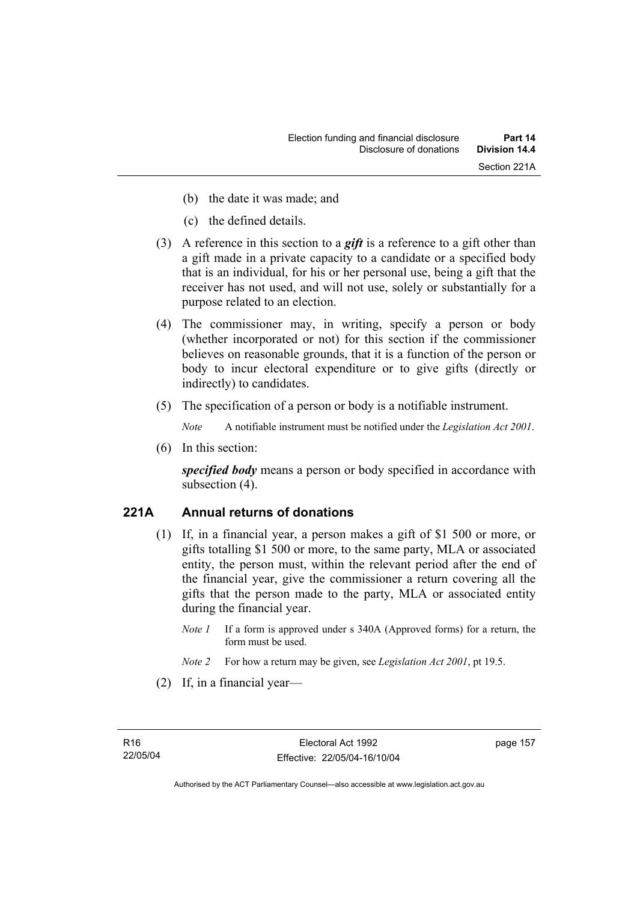(b) the date it was made; and

(c) the defined details.

(3) A reference in this section to a ***gift*** is a reference to a gift other than a gift made in a private capacity to a candidate or a specified body that is an individual, for his or her personal use, being a gift that the receiver has not used, and will not use, solely or substantially for a purpose related to an election.

(4) The commissioner may, in writing, specify a person or body (whether incorporated or not) for this section if the commissioner believes on reasonable grounds, that it is a function of the person or body to incur electoral expenditure or to give gifts (directly or indirectly) to candidates.

(5) The specification of a person or body is a notifiable instrument.

*Note* A notifiable instrument must be notified under the *Legislation Act 2001*.

(6) In this section:

***specified body*** means a person or body specified in accordance with subsection (4).

## 221A Annual returns of donations

(1) If, in a financial year, a person makes a gift of $1 500 or more, or gifts totalling $1 500 or more, to the same party, MLA or associated entity, the person must, within the relevant period after the end of the financial year, give the commissioner a return covering all the gifts that the person made to the party, MLA or associated entity during the financial year.

*Note 1* If a form is approved under s 340A (Approved forms) for a return, the form must be used.

*Note 2* For how a return may be given, see *Legislation Act 2001*, pt 19.5.

(2) If, in a financial year—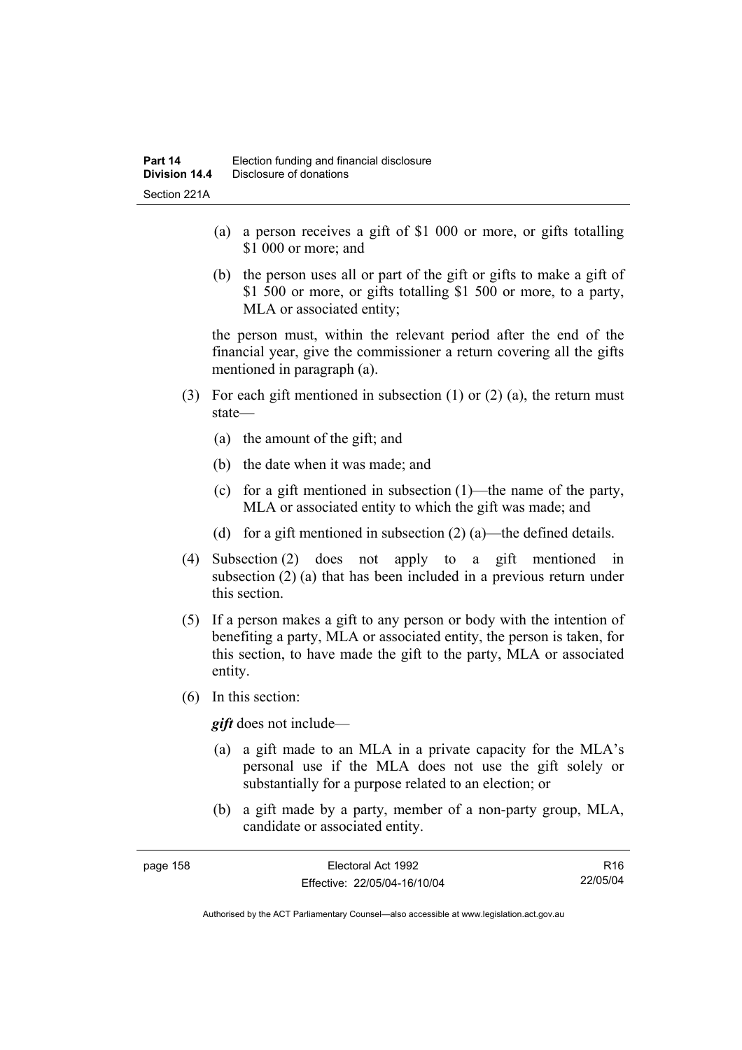(a) a person receives a gift of $1 000 or more, or gifts totalling $1 000 or more; and

(b) the person uses all or part of the gift or gifts to make a gift of $1 500 or more, or gifts totalling $1 500 or more, to a party, MLA or associated entity;

the person must, within the relevant period after the end of the financial year, give the commissioner a return covering all the gifts mentioned in paragraph (a).

(3) For each gift mentioned in subsection (1) or (2) (a), the return must state—

(a) the amount of the gift; and

(b) the date when it was made; and

(c) for a gift mentioned in subsection (1)—the name of the party, MLA or associated entity to which the gift was made; and

(d) for a gift mentioned in subsection (2) (a)—the defined details.

(4) Subsection (2) does not apply to a gift mentioned in subsection (2) (a) that has been included in a previous return under this section.

(5) If a person makes a gift to any person or body with the intention of benefiting a party, MLA or associated entity, the person is taken, for this section, to have made the gift to the party, MLA or associated entity.

(6) In this section:

***gift*** does not include—

(a) a gift made to an MLA in a private capacity for the MLA's personal use if the MLA does not use the gift solely or substantially for a purpose related to an election; or

(b) a gift made by a party, member of a non-party group, MLA, candidate or associated entity.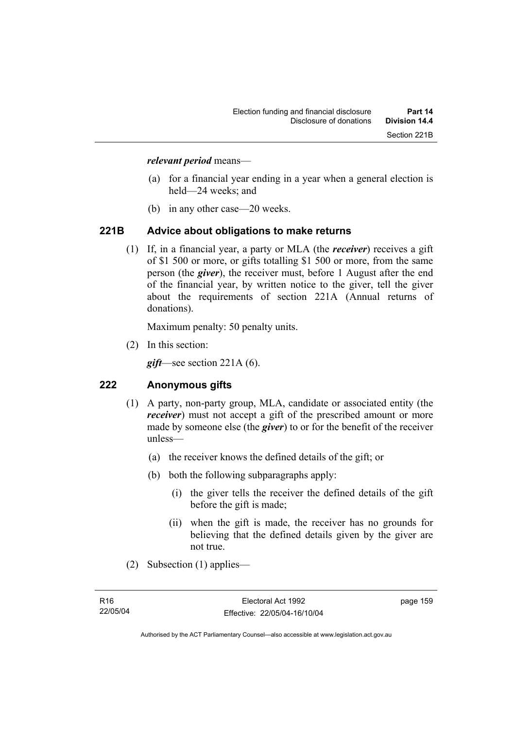***relevant period*** means—

(a) for a financial year ending in a year when a general election is held—24 weeks; and

(b) in any other case—20 weeks.

## 221B Advice about obligations to make returns

(1) If, in a financial year, a party or MLA (the ***receiver***) receives a gift of $1 500 or more, or gifts totalling $1 500 or more, from the same person (the ***giver***), the receiver must, before 1 August after the end of the financial year, by written notice to the giver, tell the giver about the requirements of section 221A (Annual returns of donations).

Maximum penalty: 50 penalty units.

(2) In this section:

***gift***—see section 221A (6).

## 222 Anonymous gifts

(1) A party, non-party group, MLA, candidate or associated entity (the ***receiver***) must not accept a gift of the prescribed amount or more made by someone else (the ***giver***) to or for the benefit of the receiver unless—

(a) the receiver knows the defined details of the gift; or

(b) both the following subparagraphs apply:

(i) the giver tells the receiver the defined details of the gift before the gift is made;

(ii) when the gift is made, the receiver has no grounds for believing that the defined details given by the giver are not true.

(2) Subsection (1) applies—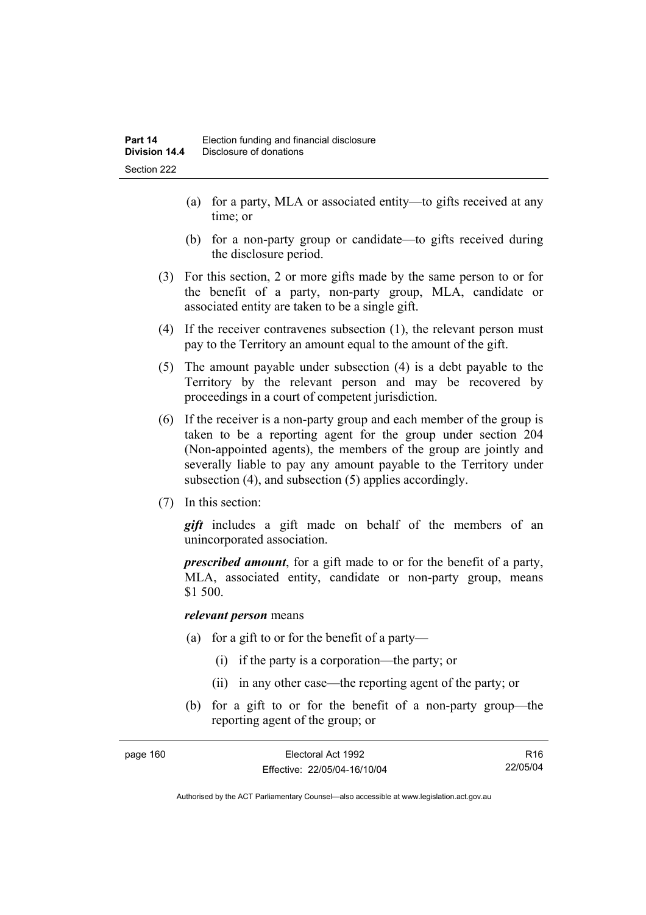(a) for a party, MLA or associated entity—to gifts received at any time; or

(b) for a non-party group or candidate—to gifts received during the disclosure period.

(3) For this section, 2 or more gifts made by the same person to or for the benefit of a party, non-party group, MLA, candidate or associated entity are taken to be a single gift.

(4) If the receiver contravenes subsection (1), the relevant person must pay to the Territory an amount equal to the amount of the gift.

(5) The amount payable under subsection (4) is a debt payable to the Territory by the relevant person and may be recovered by proceedings in a court of competent jurisdiction.

(6) If the receiver is a non-party group and each member of the group is taken to be a reporting agent for the group under section 204 (Non-appointed agents), the members of the group are jointly and severally liable to pay any amount payable to the Territory under subsection (4), and subsection (5) applies accordingly.

(7) In this section:

***gift*** includes a gift made on behalf of the members of an unincorporated association.

***prescribed amount***, for a gift made to or for the benefit of a party, MLA, associated entity, candidate or non-party group, means $1 500.

***relevant person*** means

(a) for a gift to or for the benefit of a party—

(i) if the party is a corporation—the party; or

(ii) in any other case—the reporting agent of the party; or

(b) for a gift to or for the benefit of a non-party group—the reporting agent of the group; or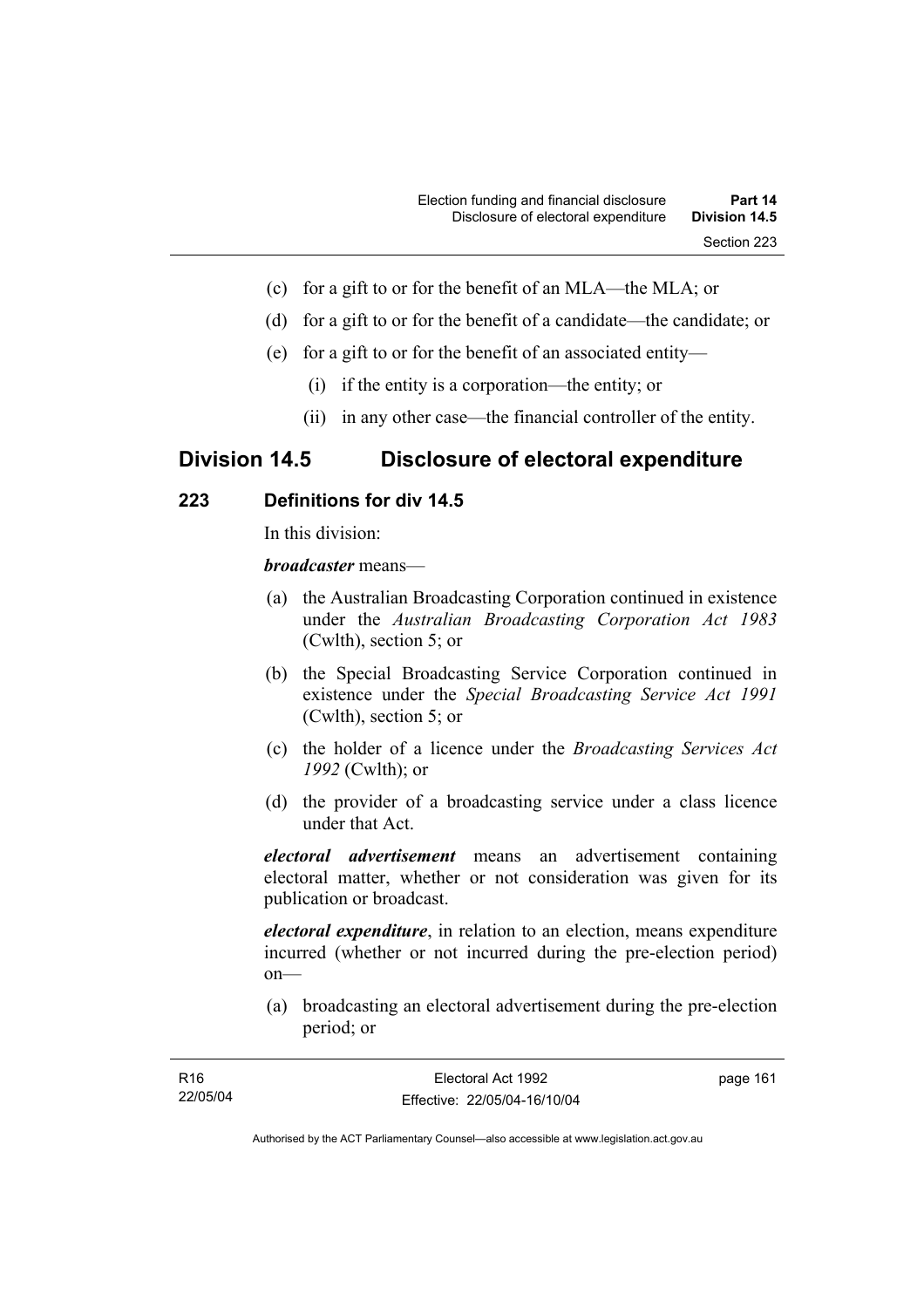(c) for a gift to or for the benefit of an MLA—the MLA; or

(d) for a gift to or for the benefit of a candidate—the candidate; or

(e) for a gift to or for the benefit of an associated entity—

(i) if the entity is a corporation—the entity; or

(ii) in any other case—the financial controller of the entity.

## Division 14.5 Disclosure of electoral expenditure

### 223 Definitions for div 14.5

In this division:

***broadcaster*** means—

(a) the Australian Broadcasting Corporation continued in existence under the *Australian Broadcasting Corporation Act 1983* (Cwlth), section 5; or

(b) the Special Broadcasting Service Corporation continued in existence under the *Special Broadcasting Service Act 1991* (Cwlth), section 5; or

(c) the holder of a licence under the *Broadcasting Services Act 1992* (Cwlth); or

(d) the provider of a broadcasting service under a class licence under that Act.

***electoral advertisement*** means an advertisement containing electoral matter, whether or not consideration was given for its publication or broadcast.

***electoral expenditure***, in relation to an election, means expenditure incurred (whether or not incurred during the pre-election period) on—

(a) broadcasting an electoral advertisement during the pre-election period; or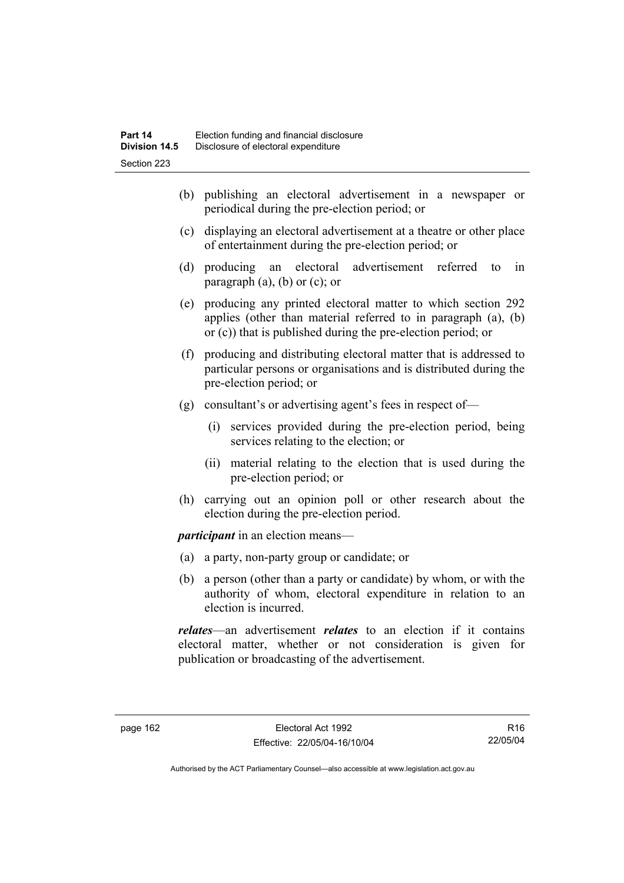(b) publishing an electoral advertisement in a newspaper or periodical during the pre-election period; or

(c) displaying an electoral advertisement at a theatre or other place of entertainment during the pre-election period; or

(d) producing an electoral advertisement referred to in paragraph (a), (b) or (c); or

(e) producing any printed electoral matter to which section 292 applies (other than material referred to in paragraph (a), (b) or (c)) that is published during the pre-election period; or

(f) producing and distributing electoral matter that is addressed to particular persons or organisations and is distributed during the pre-election period; or

(g) consultant's or advertising agent's fees in respect of—

(i) services provided during the pre-election period, being services relating to the election; or

(ii) material relating to the election that is used during the pre-election period; or

(h) carrying out an opinion poll or other research about the election during the pre-election period.

***participant*** in an election means—

(a) a party, non-party group or candidate; or

(b) a person (other than a party or candidate) by whom, or with the authority of whom, electoral expenditure in relation to an election is incurred.

***relates***—an advertisement ***relates*** to an election if it contains electoral matter, whether or not consideration is given for publication or broadcasting of the advertisement.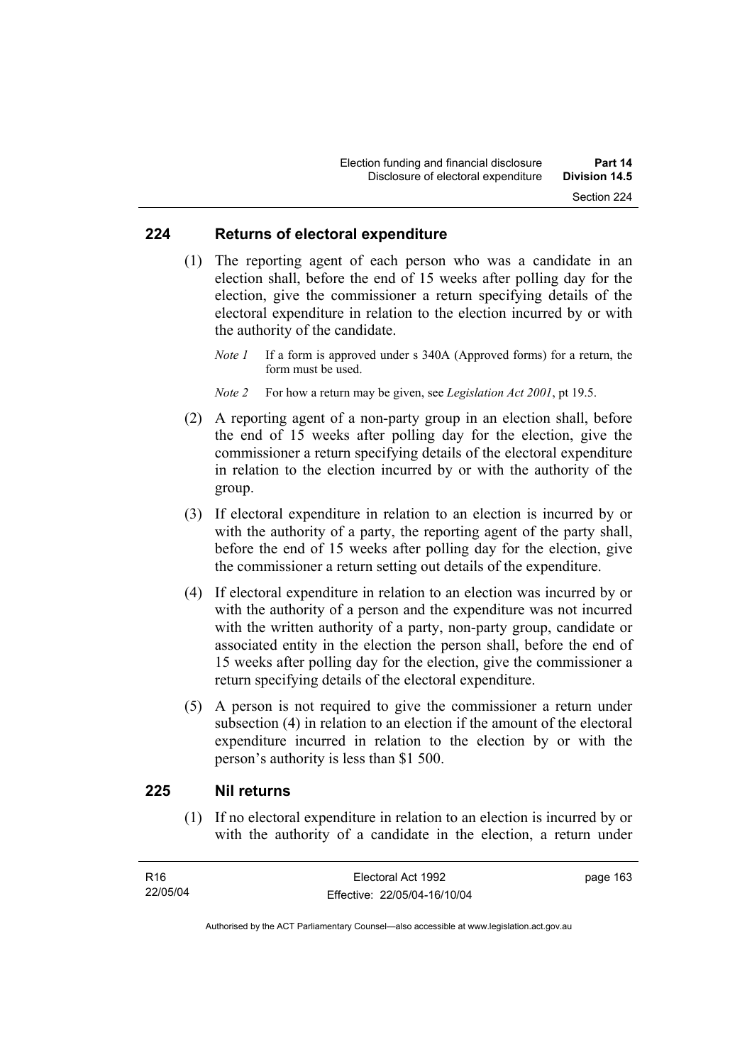## 224 Returns of electoral expenditure

(1) The reporting agent of each person who was a candidate in an election shall, before the end of 15 weeks after polling day for the election, give the commissioner a return specifying details of the electoral expenditure in relation to the election incurred by or with the authority of the candidate.

*Note 1* If a form is approved under s 340A (Approved forms) for a return, the form must be used.

*Note 2* For how a return may be given, see *Legislation Act 2001*, pt 19.5.

(2) A reporting agent of a non-party group in an election shall, before the end of 15 weeks after polling day for the election, give the commissioner a return specifying details of the electoral expenditure in relation to the election incurred by or with the authority of the group.

(3) If electoral expenditure in relation to an election is incurred by or with the authority of a party, the reporting agent of the party shall, before the end of 15 weeks after polling day for the election, give the commissioner a return setting out details of the expenditure.

(4) If electoral expenditure in relation to an election was incurred by or with the authority of a person and the expenditure was not incurred with the written authority of a party, non-party group, candidate or associated entity in the election the person shall, before the end of 15 weeks after polling day for the election, give the commissioner a return specifying details of the electoral expenditure.

(5) A person is not required to give the commissioner a return under subsection (4) in relation to an election if the amount of the electoral expenditure incurred in relation to the election by or with the person's authority is less than $1 500.

## 225 Nil returns

(1) If no electoral expenditure in relation to an election is incurred by or with the authority of a candidate in the election, a return under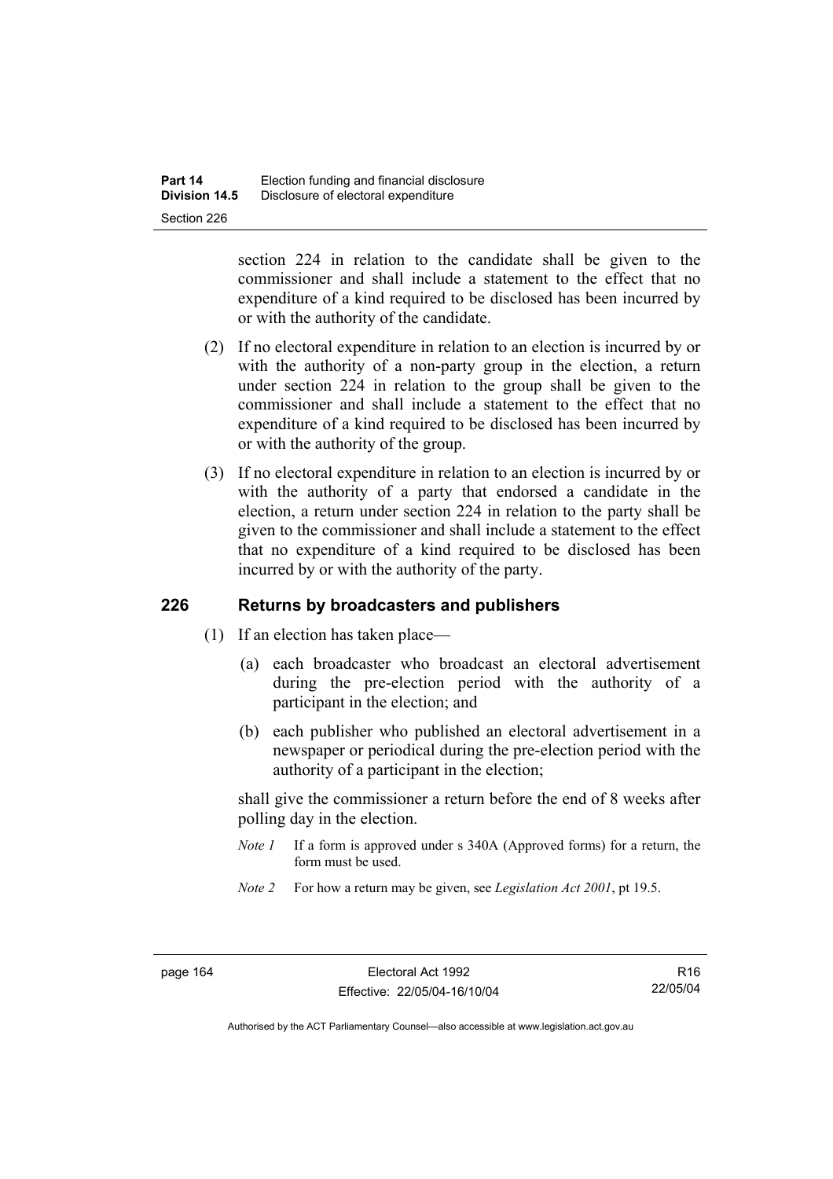section 224 in relation to the candidate shall be given to the commissioner and shall include a statement to the effect that no expenditure of a kind required to be disclosed has been incurred by or with the authority of the candidate.

(2) If no electoral expenditure in relation to an election is incurred by or with the authority of a non-party group in the election, a return under section 224 in relation to the group shall be given to the commissioner and shall include a statement to the effect that no expenditure of a kind required to be disclosed has been incurred by or with the authority of the group.

(3) If no electoral expenditure in relation to an election is incurred by or with the authority of a party that endorsed a candidate in the election, a return under section 224 in relation to the party shall be given to the commissioner and shall include a statement to the effect that no expenditure of a kind required to be disclosed has been incurred by or with the authority of the party.

## 226 Returns by broadcasters and publishers

(1) If an election has taken place—

(a) each broadcaster who broadcast an electoral advertisement during the pre-election period with the authority of a participant in the election; and

(b) each publisher who published an electoral advertisement in a newspaper or periodical during the pre-election period with the authority of a participant in the election;

shall give the commissioner a return before the end of 8 weeks after polling day in the election.

*Note 1* If a form is approved under s 340A (Approved forms) for a return, the form must be used.

*Note 2* For how a return may be given, see *Legislation Act 2001*, pt 19.5.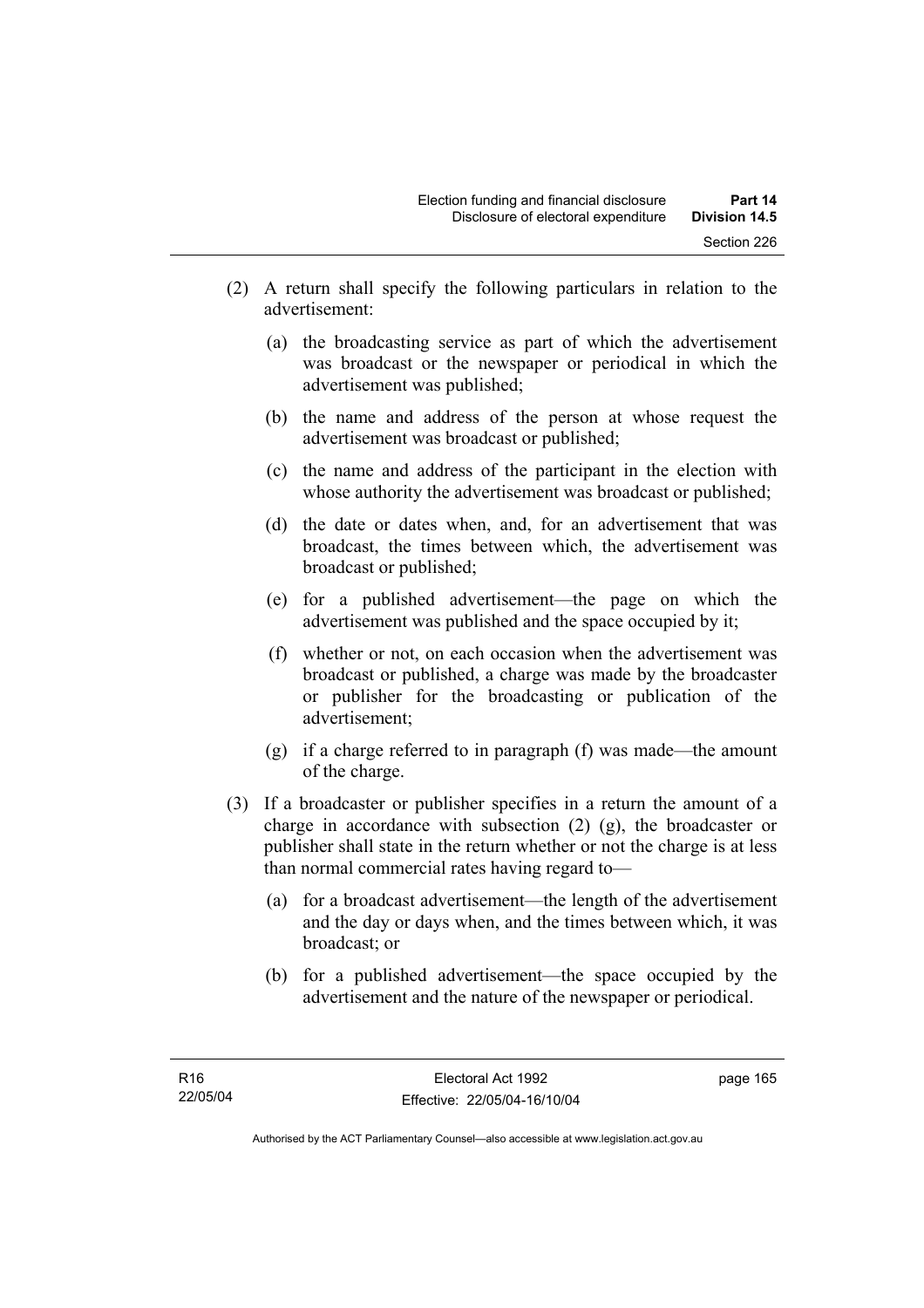(2) A return shall specify the following particulars in relation to the advertisement:

(a) the broadcasting service as part of which the advertisement was broadcast or the newspaper or periodical in which the advertisement was published;

(b) the name and address of the person at whose request the advertisement was broadcast or published;

(c) the name and address of the participant in the election with whose authority the advertisement was broadcast or published;

(d) the date or dates when, and, for an advertisement that was broadcast, the times between which, the advertisement was broadcast or published;

(e) for a published advertisement—the page on which the advertisement was published and the space occupied by it;

(f) whether or not, on each occasion when the advertisement was broadcast or published, a charge was made by the broadcaster or publisher for the broadcasting or publication of the advertisement;

(g) if a charge referred to in paragraph (f) was made—the amount of the charge.

(3) If a broadcaster or publisher specifies in a return the amount of a charge in accordance with subsection (2) (g), the broadcaster or publisher shall state in the return whether or not the charge is at less than normal commercial rates having regard to—

(a) for a broadcast advertisement—the length of the advertisement and the day or days when, and the times between which, it was broadcast; or

(b) for a published advertisement—the space occupied by the advertisement and the nature of the newspaper or periodical.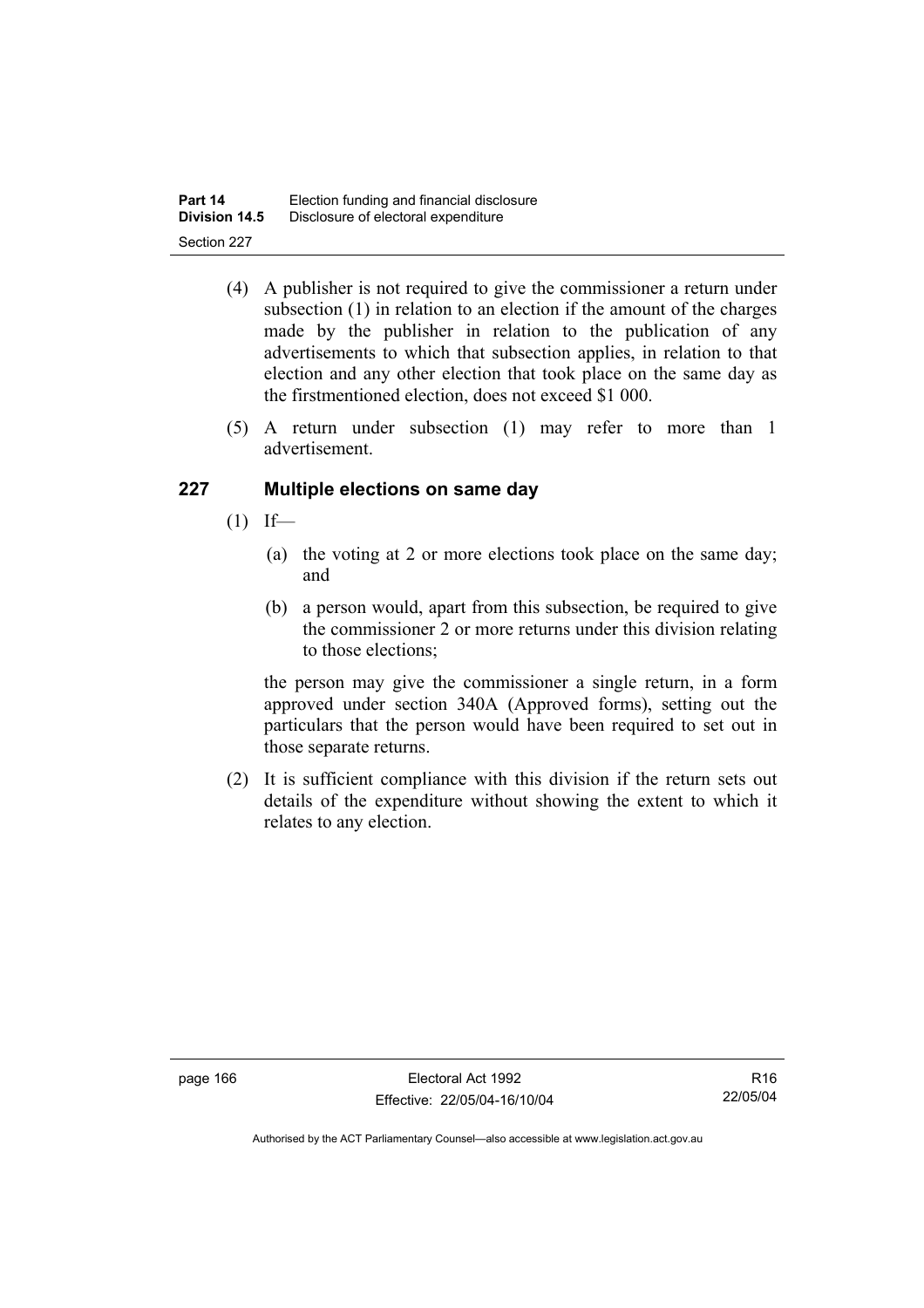(4) A publisher is not required to give the commissioner a return under subsection (1) in relation to an election if the amount of the charges made by the publisher in relation to the publication of any advertisements to which that subsection applies, in relation to that election and any other election that took place on the same day as the firstmentioned election, does not exceed $1 000.

(5) A return under subsection (1) may refer to more than 1 advertisement.

## 227 Multiple elections on same day

(1) If—

(a) the voting at 2 or more elections took place on the same day; and

(b) a person would, apart from this subsection, be required to give the commissioner 2 or more returns under this division relating to those elections;

the person may give the commissioner a single return, in a form approved under section 340A (Approved forms), setting out the particulars that the person would have been required to set out in those separate returns.

(2) It is sufficient compliance with this division if the return sets out details of the expenditure without showing the extent to which it relates to any election.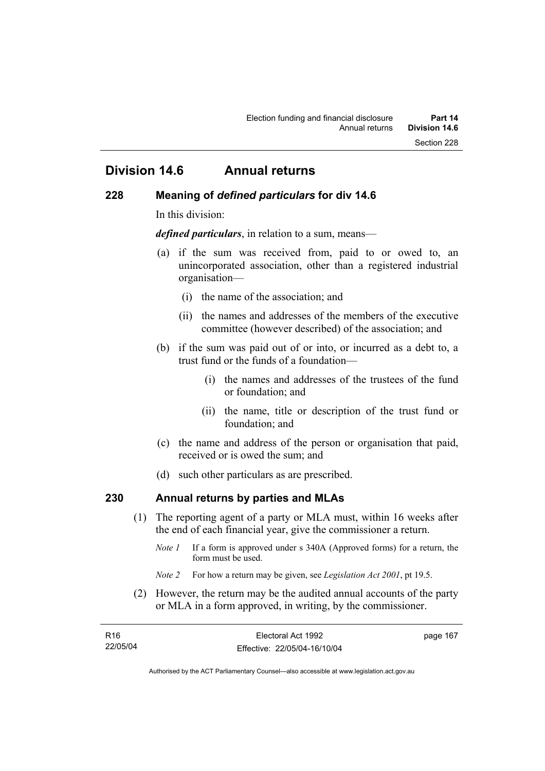# Division 14.6 Annual returns

## 228 Meaning of *defined particulars* for div 14.6

In this division:

***defined particulars***, in relation to a sum, means—

(a) if the sum was received from, paid to or owed to, an unincorporated association, other than a registered industrial organisation—

(i) the name of the association; and

(ii) the names and addresses of the members of the executive committee (however described) of the association; and

(b) if the sum was paid out of or into, or incurred as a debt to, a trust fund or the funds of a foundation—

(i) the names and addresses of the trustees of the fund or foundation; and

(ii) the name, title or description of the trust fund or foundation; and

(c) the name and address of the person or organisation that paid, received or is owed the sum; and

(d) such other particulars as are prescribed.

## 230 Annual returns by parties and MLAs

(1) The reporting agent of a party or MLA must, within 16 weeks after the end of each financial year, give the commissioner a return.

*Note 1* If a form is approved under s 340A (Approved forms) for a return, the form must be used.

*Note 2* For how a return may be given, see *Legislation Act 2001*, pt 19.5.

(2) However, the return may be the audited annual accounts of the party or MLA in a form approved, in writing, by the commissioner.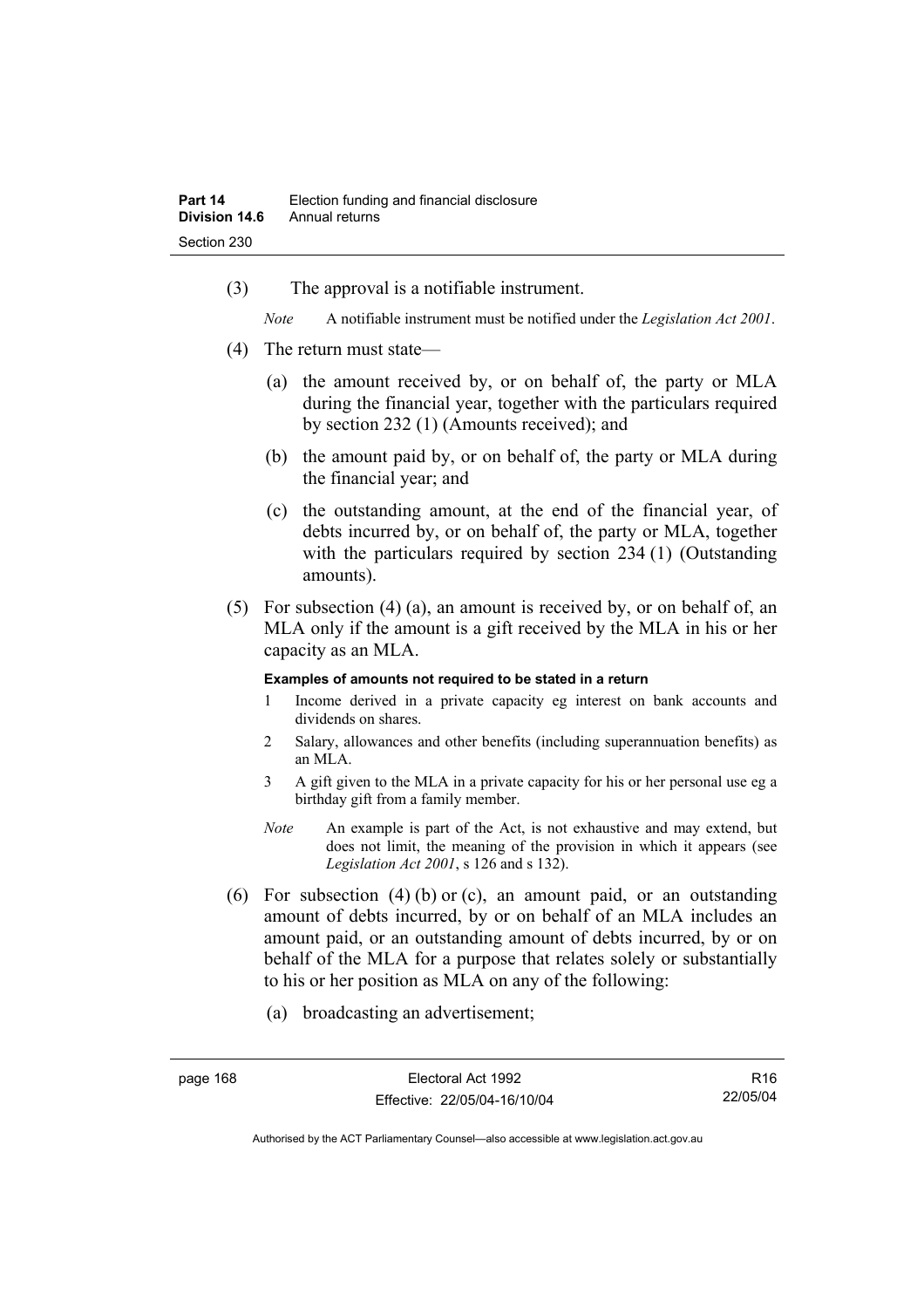(3) The approval is a notifiable instrument.

*Note* A notifiable instrument must be notified under the *Legislation Act 2001*.

(4) The return must state—

(a) the amount received by, or on behalf of, the party or MLA during the financial year, together with the particulars required by section 232 (1) (Amounts received); and

(b) the amount paid by, or on behalf of, the party or MLA during the financial year; and

(c) the outstanding amount, at the end of the financial year, of debts incurred by, or on behalf of, the party or MLA, together with the particulars required by section 234 (1) (Outstanding amounts).

(5) For subsection (4) (a), an amount is received by, or on behalf of, an MLA only if the amount is a gift received by the MLA in his or her capacity as an MLA.

**Examples of amounts not required to be stated in a return**

1 Income derived in a private capacity eg interest on bank accounts and dividends on shares.

2 Salary, allowances and other benefits (including superannuation benefits) as an MLA.

3 A gift given to the MLA in a private capacity for his or her personal use eg a birthday gift from a family member.

*Note* An example is part of the Act, is not exhaustive and may extend, but does not limit, the meaning of the provision in which it appears (see *Legislation Act 2001*, s 126 and s 132).

(6) For subsection (4) (b) or (c), an amount paid, or an outstanding amount of debts incurred, by or on behalf of an MLA includes an amount paid, or an outstanding amount of debts incurred, by or on behalf of the MLA for a purpose that relates solely or substantially to his or her position as MLA on any of the following:

(a) broadcasting an advertisement;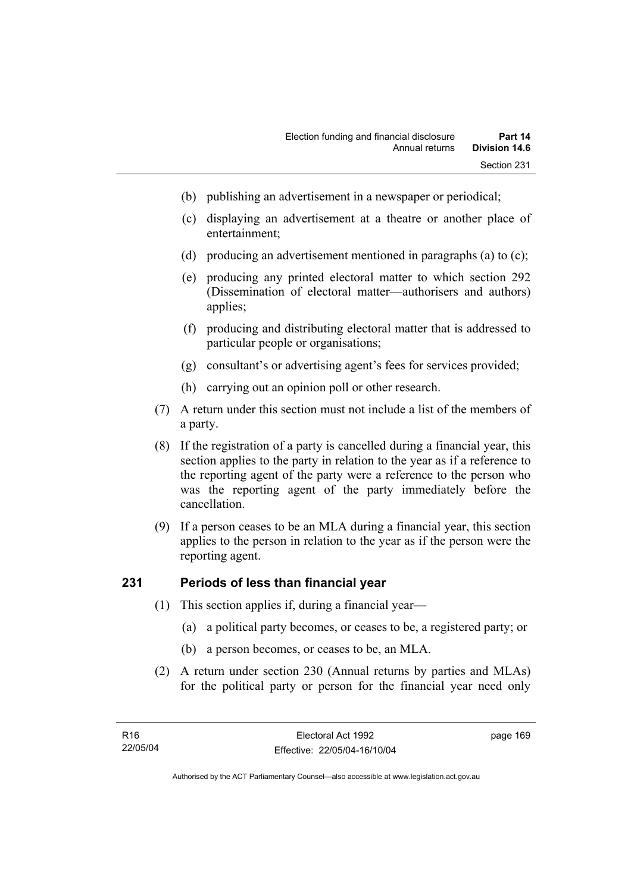(b) publishing an advertisement in a newspaper or periodical;

(c) displaying an advertisement at a theatre or another place of entertainment;

(d) producing an advertisement mentioned in paragraphs (a) to (c);

(e) producing any printed electoral matter to which section 292 (Dissemination of electoral matter—authorisers and authors) applies;

(f) producing and distributing electoral matter that is addressed to particular people or organisations;

(g) consultant's or advertising agent's fees for services provided;

(h) carrying out an opinion poll or other research.

(7) A return under this section must not include a list of the members of a party.

(8) If the registration of a party is cancelled during a financial year, this section applies to the party in relation to the year as if a reference to the reporting agent of the party were a reference to the person who was the reporting agent of the party immediately before the cancellation.

(9) If a person ceases to be an MLA during a financial year, this section applies to the person in relation to the year as if the person were the reporting agent.

## 231 Periods of less than financial year

(1) This section applies if, during a financial year—

(a) a political party becomes, or ceases to be, a registered party; or

(b) a person becomes, or ceases to be, an MLA.

(2) A return under section 230 (Annual returns by parties and MLAs) for the political party or person for the financial year need only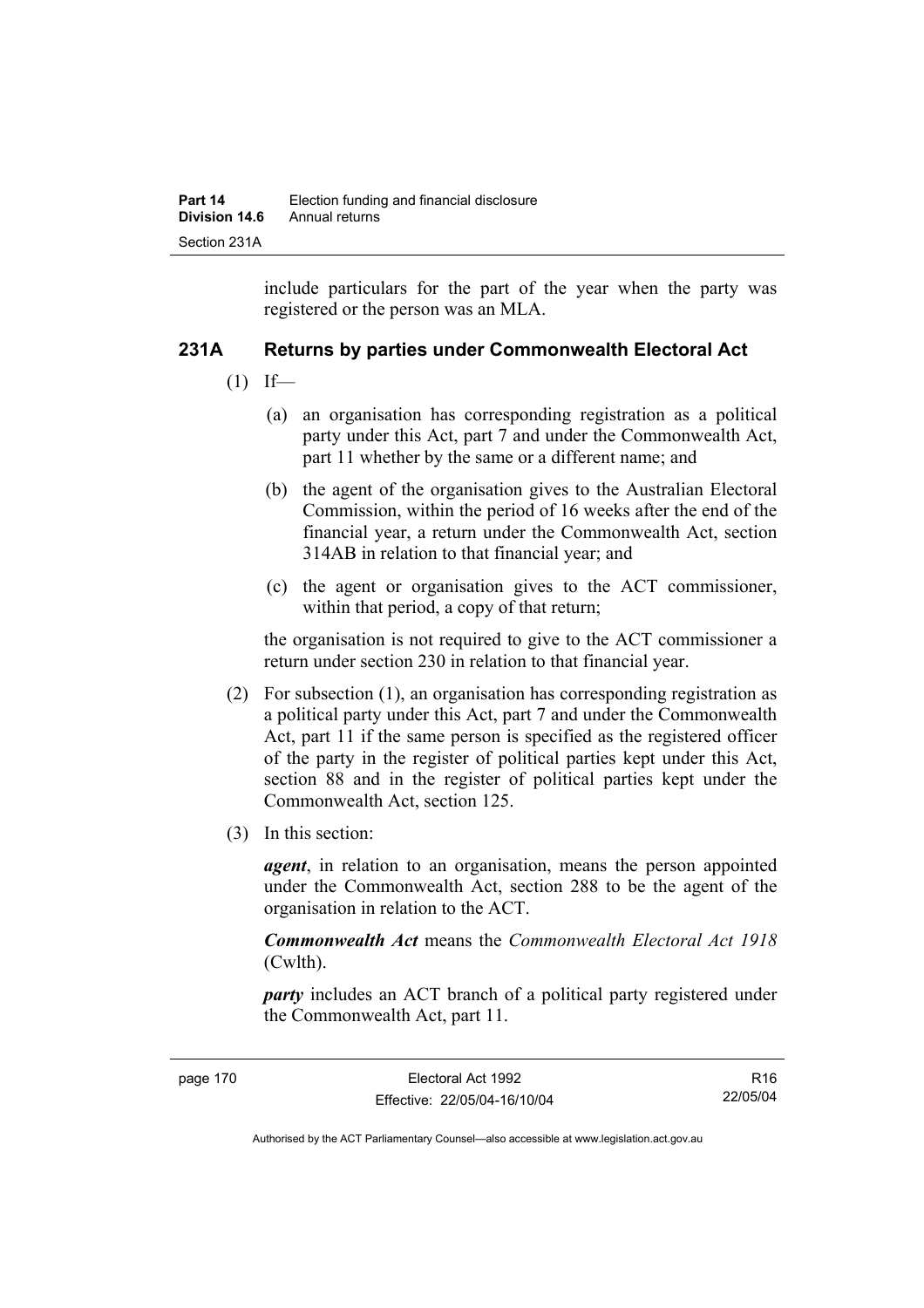include particulars for the part of the year when the party was registered or the person was an MLA.

### 231A Returns by parties under Commonwealth Electoral Act

(1) If—

(a) an organisation has corresponding registration as a political party under this Act, part 7 and under the Commonwealth Act, part 11 whether by the same or a different name; and

(b) the agent of the organisation gives to the Australian Electoral Commission, within the period of 16 weeks after the end of the financial year, a return under the Commonwealth Act, section 314AB in relation to that financial year; and

(c) the agent or organisation gives to the ACT commissioner, within that period, a copy of that return;

the organisation is not required to give to the ACT commissioner a return under section 230 in relation to that financial year.

(2) For subsection (1), an organisation has corresponding registration as a political party under this Act, part 7 and under the Commonwealth Act, part 11 if the same person is specified as the registered officer of the party in the register of political parties kept under this Act, section 88 and in the register of political parties kept under the Commonwealth Act, section 125.

(3) In this section:

***agent***, in relation to an organisation, means the person appointed under the Commonwealth Act, section 288 to be the agent of the organisation in relation to the ACT.

***Commonwealth Act*** means the *Commonwealth Electoral Act 1918* (Cwlth).

***party*** includes an ACT branch of a political party registered under the Commonwealth Act, part 11.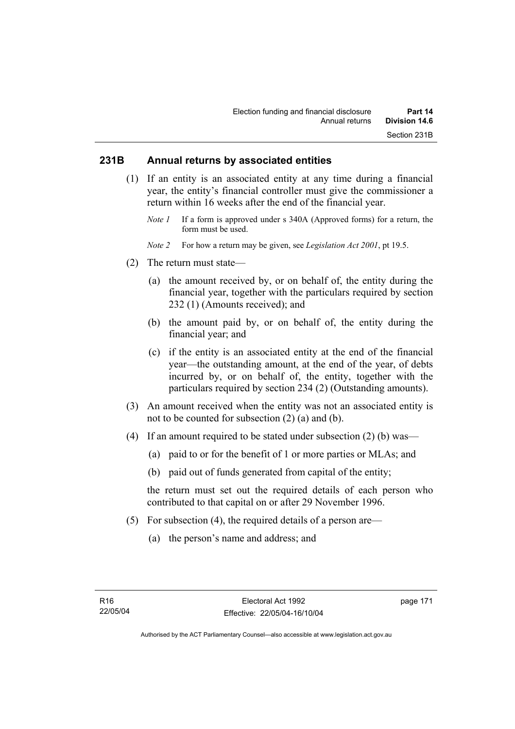## 231B Annual returns by associated entities

(1) If an entity is an associated entity at any time during a financial year, the entity's financial controller must give the commissioner a return within 16 weeks after the end of the financial year.

*Note 1* If a form is approved under s 340A (Approved forms) for a return, the form must be used.

*Note 2* For how a return may be given, see *Legislation Act 2001*, pt 19.5.

(2) The return must state—

(a) the amount received by, or on behalf of, the entity during the financial year, together with the particulars required by section 232 (1) (Amounts received); and

(b) the amount paid by, or on behalf of, the entity during the financial year; and

(c) if the entity is an associated entity at the end of the financial year—the outstanding amount, at the end of the year, of debts incurred by, or on behalf of, the entity, together with the particulars required by section 234 (2) (Outstanding amounts).

(3) An amount received when the entity was not an associated entity is not to be counted for subsection (2) (a) and (b).

(4) If an amount required to be stated under subsection (2) (b) was—

(a) paid to or for the benefit of 1 or more parties or MLAs; and

(b) paid out of funds generated from capital of the entity;

the return must set out the required details of each person who contributed to that capital on or after 29 November 1996.

(5) For subsection (4), the required details of a person are—

(a) the person's name and address; and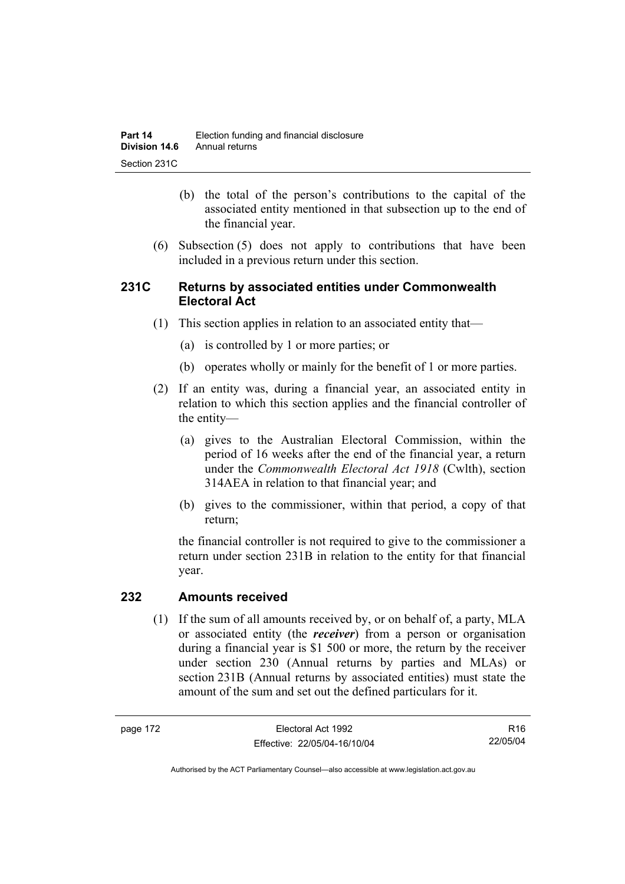(b) the total of the person's contributions to the capital of the associated entity mentioned in that subsection up to the end of the financial year.

(6) Subsection (5) does not apply to contributions that have been included in a previous return under this section.

## 231C Returns by associated entities under Commonwealth Electoral Act

(1) This section applies in relation to an associated entity that—

(a) is controlled by 1 or more parties; or

(b) operates wholly or mainly for the benefit of 1 or more parties.

(2) If an entity was, during a financial year, an associated entity in relation to which this section applies and the financial controller of the entity—

(a) gives to the Australian Electoral Commission, within the period of 16 weeks after the end of the financial year, a return under the *Commonwealth Electoral Act 1918* (Cwlth), section 314AEA in relation to that financial year; and

(b) gives to the commissioner, within that period, a copy of that return;

the financial controller is not required to give to the commissioner a return under section 231B in relation to the entity for that financial year.

## 232 Amounts received

(1) If the sum of all amounts received by, or on behalf of, a party, MLA or associated entity (the ***receiver***) from a person or organisation during a financial year is $1 500 or more, the return by the receiver under section 230 (Annual returns by parties and MLAs) or section 231B (Annual returns by associated entities) must state the amount of the sum and set out the defined particulars for it.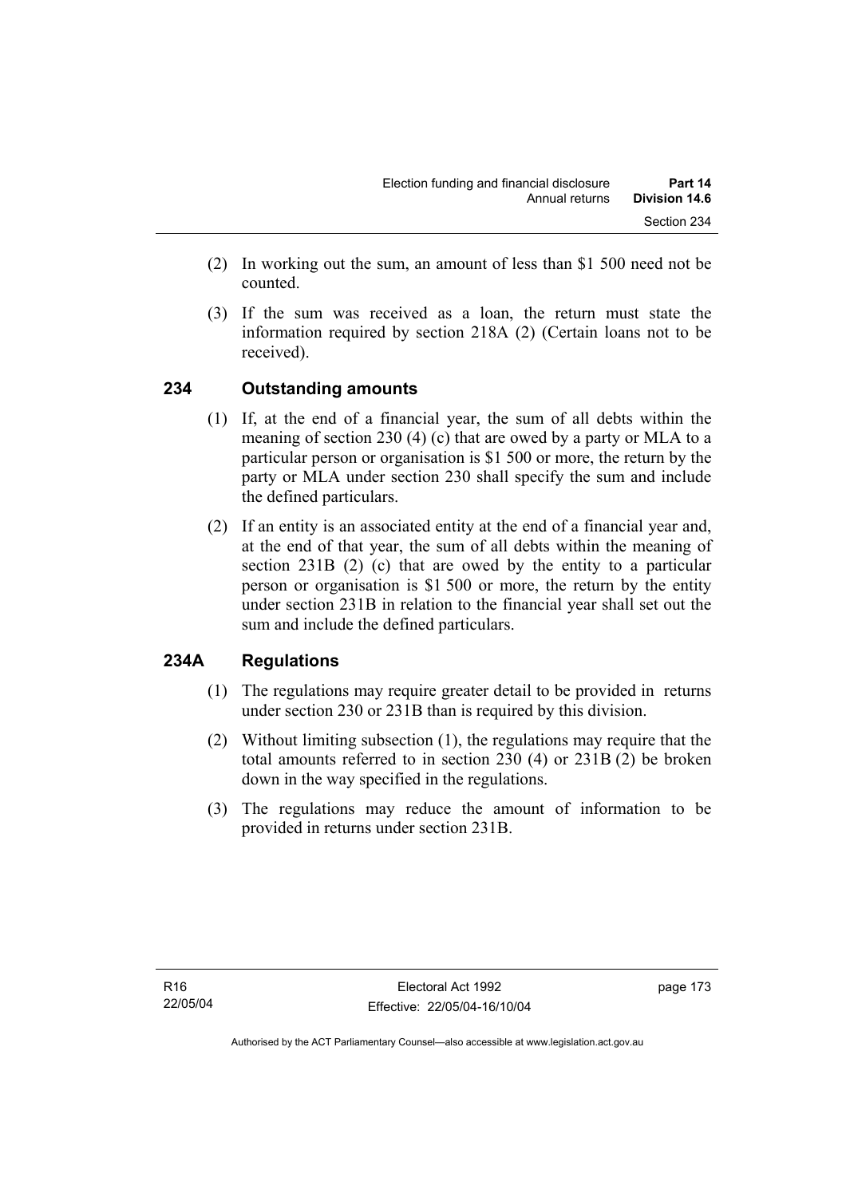(2) In working out the sum, an amount of less than $1 500 need not be counted.

(3) If the sum was received as a loan, the return must state the information required by section 218A (2) (Certain loans not to be received).

## 234 Outstanding amounts

(1) If, at the end of a financial year, the sum of all debts within the meaning of section 230 (4) (c) that are owed by a party or MLA to a particular person or organisation is $1 500 or more, the return by the party or MLA under section 230 shall specify the sum and include the defined particulars.

(2) If an entity is an associated entity at the end of a financial year and, at the end of that year, the sum of all debts within the meaning of section 231B (2) (c) that are owed by the entity to a particular person or organisation is $1 500 or more, the return by the entity under section 231B in relation to the financial year shall set out the sum and include the defined particulars.

## 234A Regulations

(1) The regulations may require greater detail to be provided in returns under section 230 or 231B than is required by this division.

(2) Without limiting subsection (1), the regulations may require that the total amounts referred to in section 230 (4) or 231B (2) be broken down in the way specified in the regulations.

(3) The regulations may reduce the amount of information to be provided in returns under section 231B.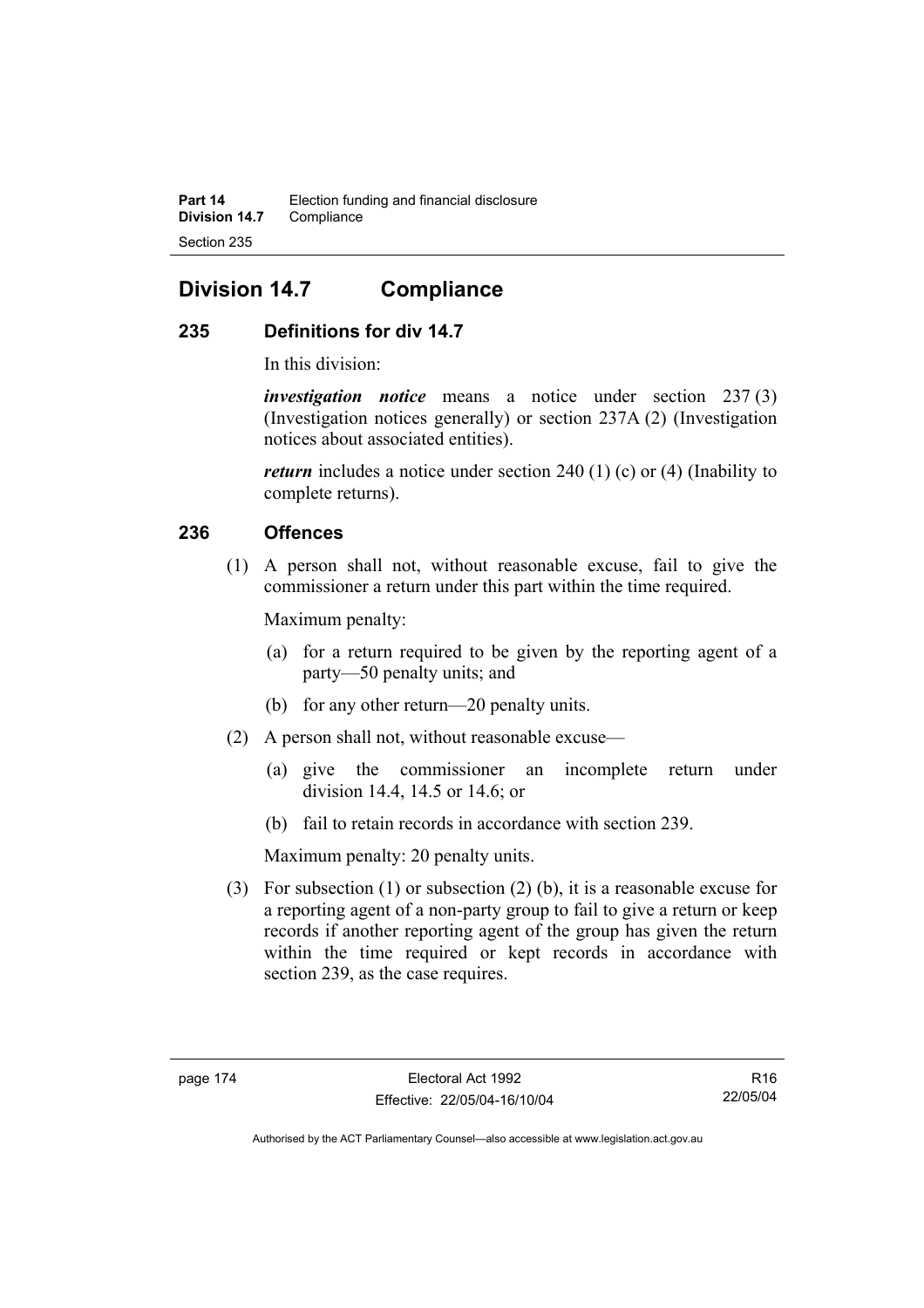## Division 14.7 Compliance

### 235 Definitions for div 14.7

In this division:

***investigation notice*** means a notice under section 237 (3) (Investigation notices generally) or section 237A (2) (Investigation notices about associated entities).

***return*** includes a notice under section 240 (1) (c) or (4) (Inability to complete returns).

### 236 Offences

(1) A person shall not, without reasonable excuse, fail to give the commissioner a return under this part within the time required.

Maximum penalty:

(a) for a return required to be given by the reporting agent of a party—50 penalty units; and

(b) for any other return—20 penalty units.

(2) A person shall not, without reasonable excuse—

(a) give the commissioner an incomplete return under division 14.4, 14.5 or 14.6; or

(b) fail to retain records in accordance with section 239.

Maximum penalty: 20 penalty units.

(3) For subsection (1) or subsection (2) (b), it is a reasonable excuse for a reporting agent of a non-party group to fail to give a return or keep records if another reporting agent of the group has given the return within the time required or kept records in accordance with section 239, as the case requires.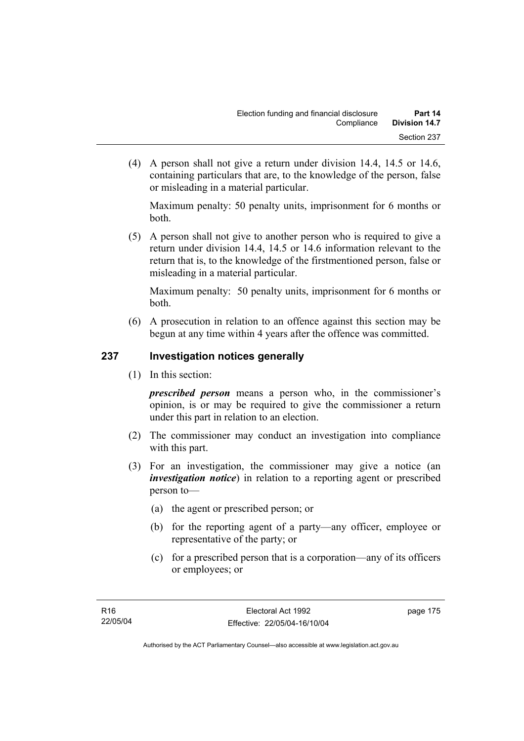(4) A person shall not give a return under division 14.4, 14.5 or 14.6, containing particulars that are, to the knowledge of the person, false or misleading in a material particular.

Maximum penalty: 50 penalty units, imprisonment for 6 months or both.

(5) A person shall not give to another person who is required to give a return under division 14.4, 14.5 or 14.6 information relevant to the return that is, to the knowledge of the firstmentioned person, false or misleading in a material particular.

Maximum penalty: 50 penalty units, imprisonment for 6 months or both.

(6) A prosecution in relation to an offence against this section may be begun at any time within 4 years after the offence was committed.

## 237 Investigation notices generally

(1) In this section:

***prescribed person*** means a person who, in the commissioner's opinion, is or may be required to give the commissioner a return under this part in relation to an election.

(2) The commissioner may conduct an investigation into compliance with this part.

(3) For an investigation, the commissioner may give a notice (an ***investigation notice***) in relation to a reporting agent or prescribed person to—

(a) the agent or prescribed person; or

(b) for the reporting agent of a party—any officer, employee or representative of the party; or

(c) for a prescribed person that is a corporation—any of its officers or employees; or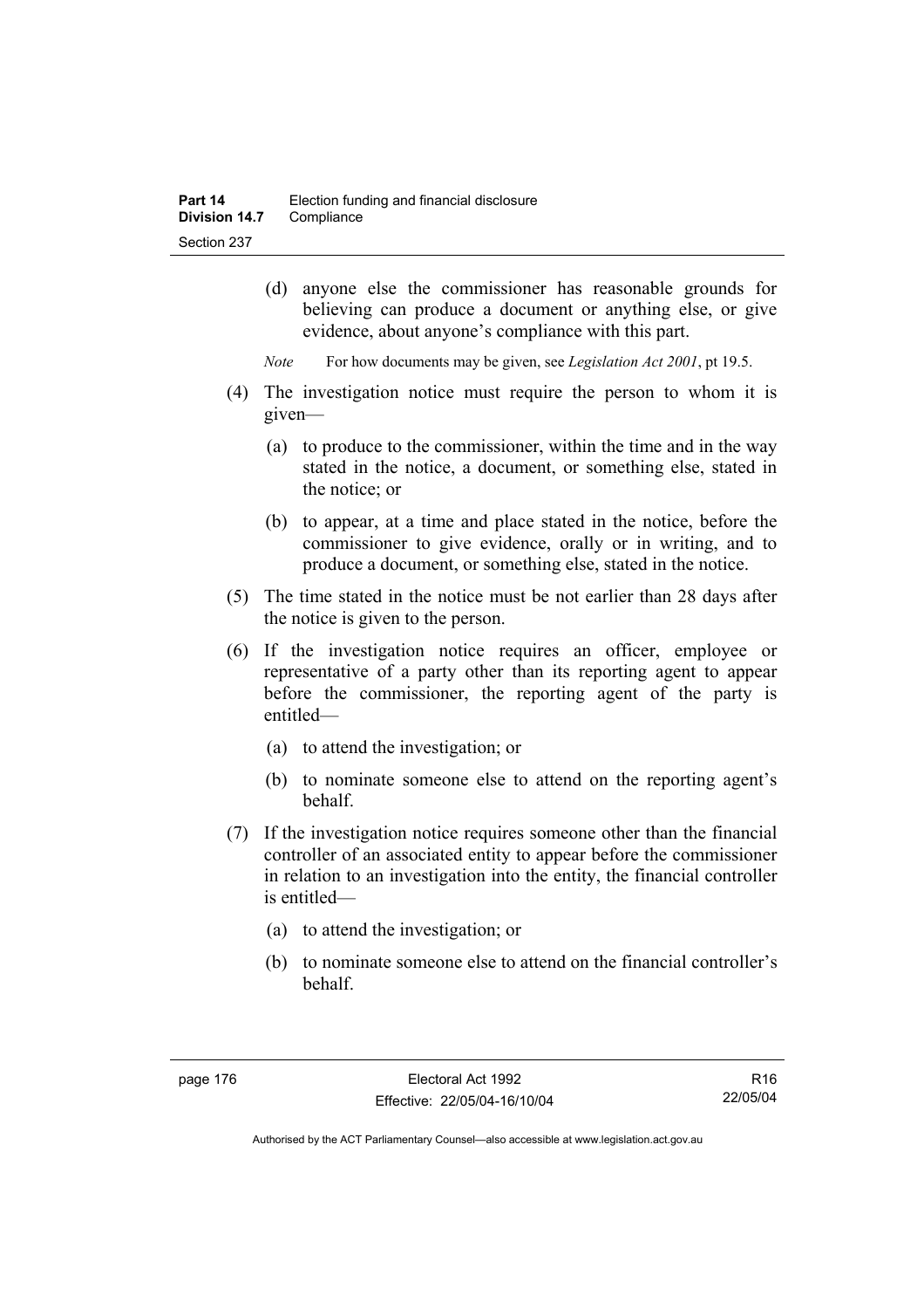(d) anyone else the commissioner has reasonable grounds for believing can produce a document or anything else, or give evidence, about anyone's compliance with this part.

*Note* For how documents may be given, see *Legislation Act 2001*, pt 19.5.

(4) The investigation notice must require the person to whom it is given—

(a) to produce to the commissioner, within the time and in the way stated in the notice, a document, or something else, stated in the notice; or

(b) to appear, at a time and place stated in the notice, before the commissioner to give evidence, orally or in writing, and to produce a document, or something else, stated in the notice.

(5) The time stated in the notice must be not earlier than 28 days after the notice is given to the person.

(6) If the investigation notice requires an officer, employee or representative of a party other than its reporting agent to appear before the commissioner, the reporting agent of the party is entitled—

(a) to attend the investigation; or

(b) to nominate someone else to attend on the reporting agent's behalf.

(7) If the investigation notice requires someone other than the financial controller of an associated entity to appear before the commissioner in relation to an investigation into the entity, the financial controller is entitled—

(a) to attend the investigation; or

(b) to nominate someone else to attend on the financial controller's behalf.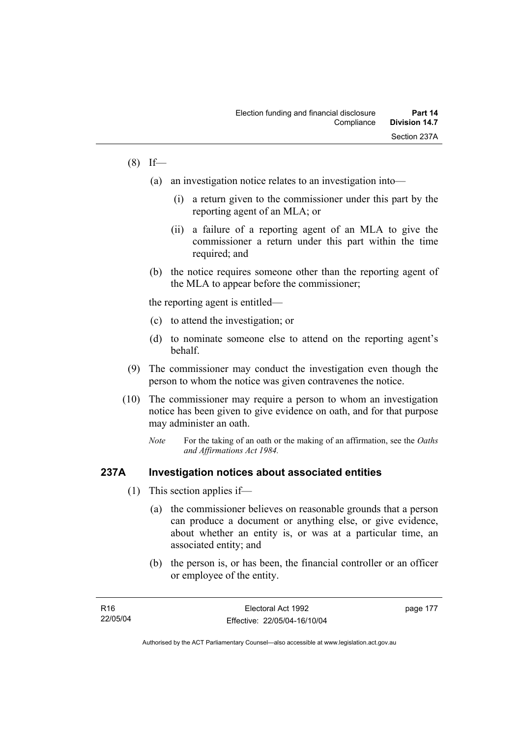(8) If—

(a) an investigation notice relates to an investigation into—

(i) a return given to the commissioner under this part by the reporting agent of an MLA; or

(ii) a failure of a reporting agent of an MLA to give the commissioner a return under this part within the time required; and

(b) the notice requires someone other than the reporting agent of the MLA to appear before the commissioner;

the reporting agent is entitled—

(c) to attend the investigation; or

(d) to nominate someone else to attend on the reporting agent's behalf.

(9) The commissioner may conduct the investigation even though the person to whom the notice was given contravenes the notice.

(10) The commissioner may require a person to whom an investigation notice has been given to give evidence on oath, and for that purpose may administer an oath.

*Note* For the taking of an oath or the making of an affirmation, see the *Oaths and Affirmations Act 1984.*

## 237A Investigation notices about associated entities

(1) This section applies if—

(a) the commissioner believes on reasonable grounds that a person can produce a document or anything else, or give evidence, about whether an entity is, or was at a particular time, an associated entity; and

(b) the person is, or has been, the financial controller or an officer or employee of the entity.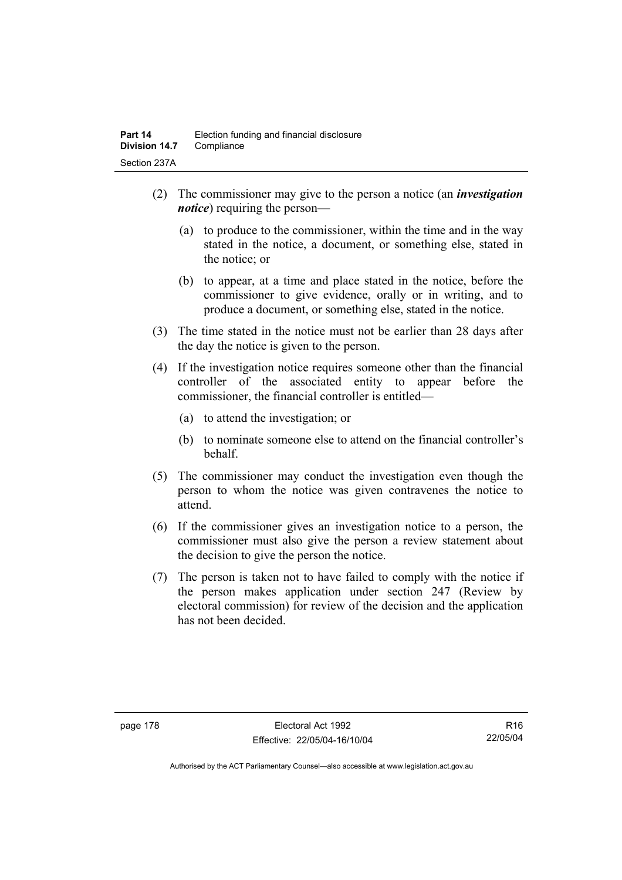(2) The commissioner may give to the person a notice (an ***investigation notice***) requiring the person—

(a) to produce to the commissioner, within the time and in the way stated in the notice, a document, or something else, stated in the notice; or

(b) to appear, at a time and place stated in the notice, before the commissioner to give evidence, orally or in writing, and to produce a document, or something else, stated in the notice.

(3) The time stated in the notice must not be earlier than 28 days after the day the notice is given to the person.

(4) If the investigation notice requires someone other than the financial controller of the associated entity to appear before the commissioner, the financial controller is entitled—

(a) to attend the investigation; or

(b) to nominate someone else to attend on the financial controller's behalf.

(5) The commissioner may conduct the investigation even though the person to whom the notice was given contravenes the notice to attend.

(6) If the commissioner gives an investigation notice to a person, the commissioner must also give the person a review statement about the decision to give the person the notice.

(7) The person is taken not to have failed to comply with the notice if the person makes application under section 247 (Review by electoral commission) for review of the decision and the application has not been decided.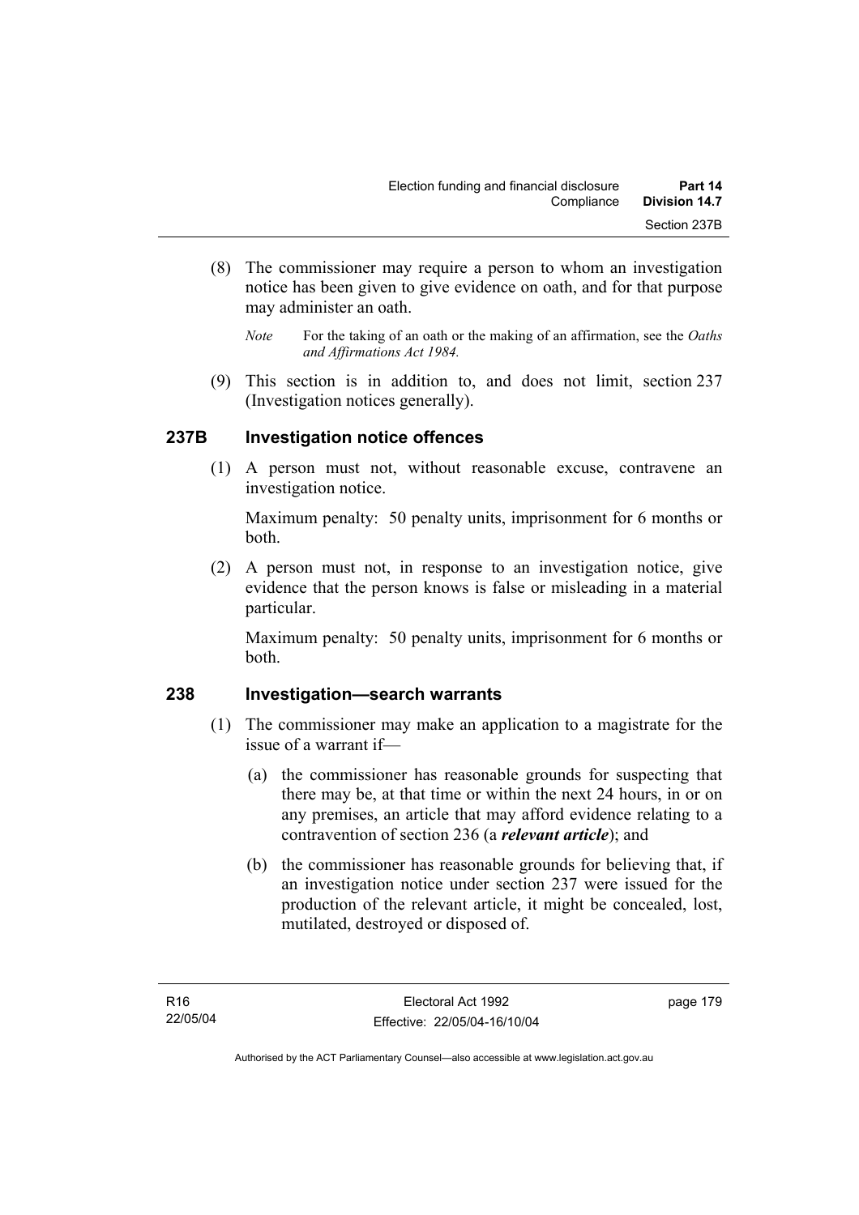(8) The commissioner may require a person to whom an investigation notice has been given to give evidence on oath, and for that purpose may administer an oath.

*Note* For the taking of an oath or the making of an affirmation, see the *Oaths and Affirmations Act 1984.*

(9) This section is in addition to, and does not limit, section 237 (Investigation notices generally).

### 237B Investigation notice offences

(1) A person must not, without reasonable excuse, contravene an investigation notice.

Maximum penalty: 50 penalty units, imprisonment for 6 months or both.

(2) A person must not, in response to an investigation notice, give evidence that the person knows is false or misleading in a material particular.

Maximum penalty: 50 penalty units, imprisonment for 6 months or both.

### 238 Investigation—search warrants

(1) The commissioner may make an application to a magistrate for the issue of a warrant if—

(a) the commissioner has reasonable grounds for suspecting that there may be, at that time or within the next 24 hours, in or on any premises, an article that may afford evidence relating to a contravention of section 236 (a ***relevant article***); and

(b) the commissioner has reasonable grounds for believing that, if an investigation notice under section 237 were issued for the production of the relevant article, it might be concealed, lost, mutilated, destroyed or disposed of.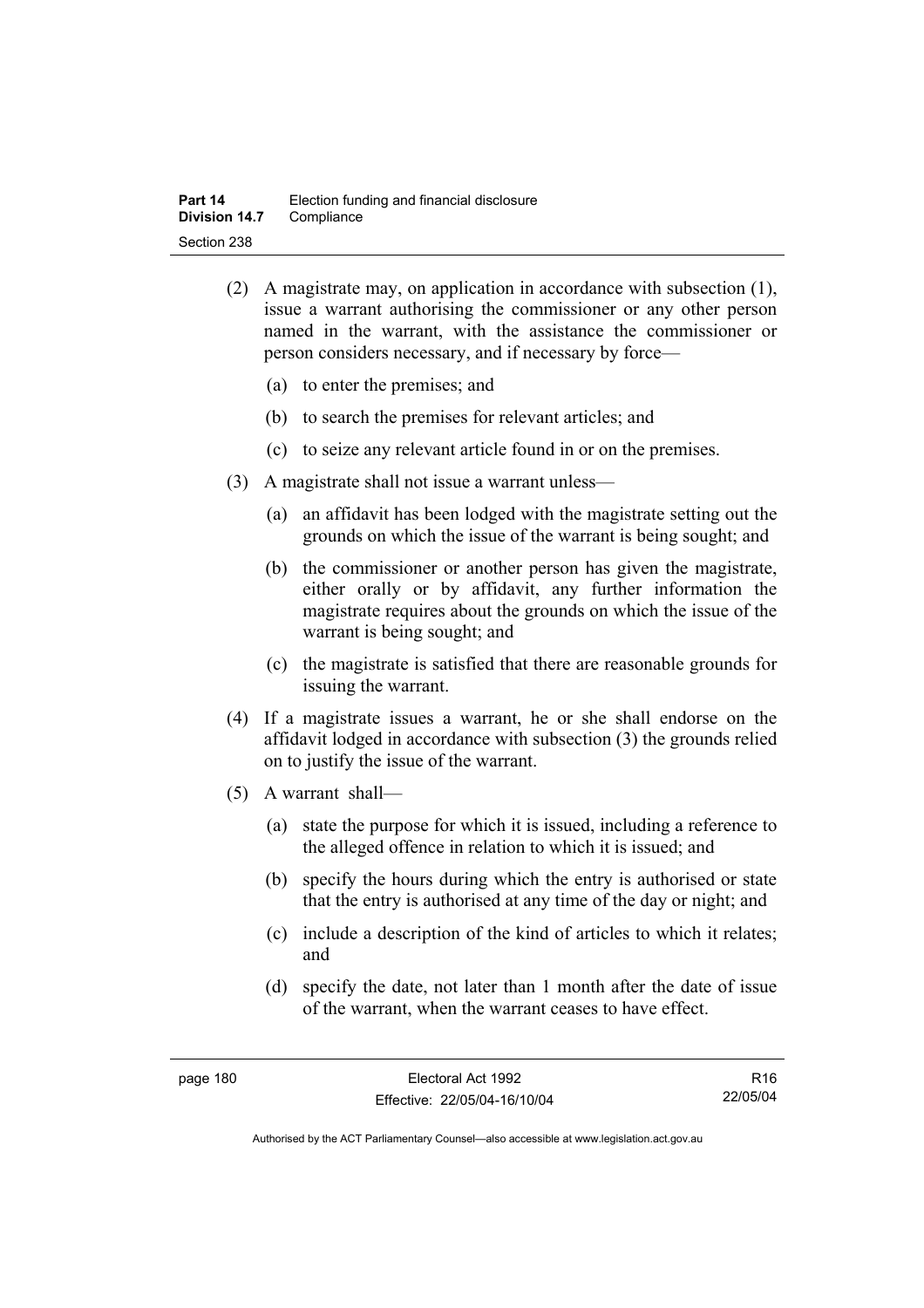(2) A magistrate may, on application in accordance with subsection (1), issue a warrant authorising the commissioner or any other person named in the warrant, with the assistance the commissioner or person considers necessary, and if necessary by force—

(a) to enter the premises; and

(b) to search the premises for relevant articles; and

(c) to seize any relevant article found in or on the premises.

(3) A magistrate shall not issue a warrant unless—

(a) an affidavit has been lodged with the magistrate setting out the grounds on which the issue of the warrant is being sought; and

(b) the commissioner or another person has given the magistrate, either orally or by affidavit, any further information the magistrate requires about the grounds on which the issue of the warrant is being sought; and

(c) the magistrate is satisfied that there are reasonable grounds for issuing the warrant.

(4) If a magistrate issues a warrant, he or she shall endorse on the affidavit lodged in accordance with subsection (3) the grounds relied on to justify the issue of the warrant.

(5) A warrant shall—

(a) state the purpose for which it is issued, including a reference to the alleged offence in relation to which it is issued; and

(b) specify the hours during which the entry is authorised or state that the entry is authorised at any time of the day or night; and

(c) include a description of the kind of articles to which it relates; and

(d) specify the date, not later than 1 month after the date of issue of the warrant, when the warrant ceases to have effect.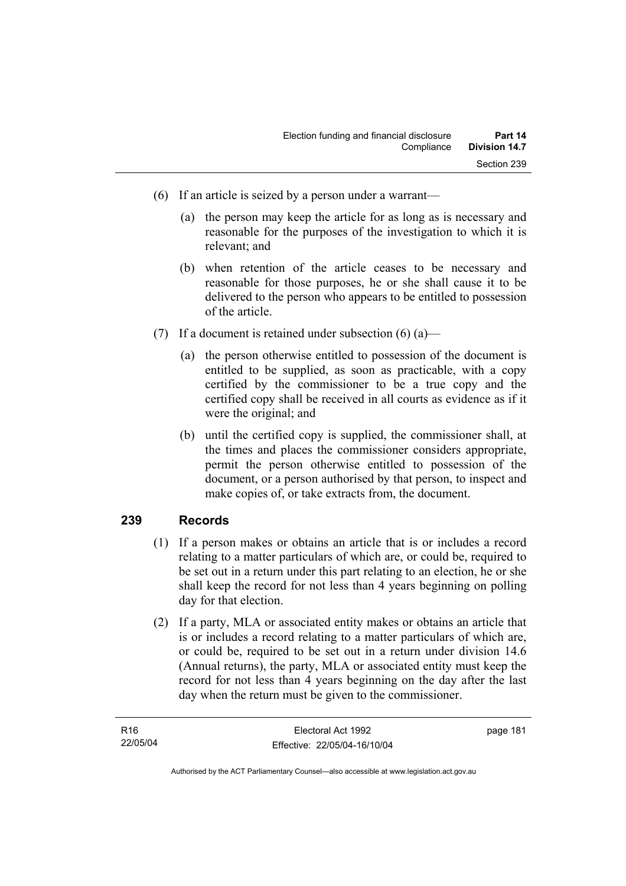(6) If an article is seized by a person under a warrant—

(a) the person may keep the article for as long as is necessary and reasonable for the purposes of the investigation to which it is relevant; and

(b) when retention of the article ceases to be necessary and reasonable for those purposes, he or she shall cause it to be delivered to the person who appears to be entitled to possession of the article.

(7) If a document is retained under subsection (6) (a)—

(a) the person otherwise entitled to possession of the document is entitled to be supplied, as soon as practicable, with a copy certified by the commissioner to be a true copy and the certified copy shall be received in all courts as evidence as if it were the original; and

(b) until the certified copy is supplied, the commissioner shall, at the times and places the commissioner considers appropriate, permit the person otherwise entitled to possession of the document, or a person authorised by that person, to inspect and make copies of, or take extracts from, the document.

## 239 Records

(1) If a person makes or obtains an article that is or includes a record relating to a matter particulars of which are, or could be, required to be set out in a return under this part relating to an election, he or she shall keep the record for not less than 4 years beginning on polling day for that election.

(2) If a party, MLA or associated entity makes or obtains an article that is or includes a record relating to a matter particulars of which are, or could be, required to be set out in a return under division 14.6 (Annual returns), the party, MLA or associated entity must keep the record for not less than 4 years beginning on the day after the last day when the return must be given to the commissioner.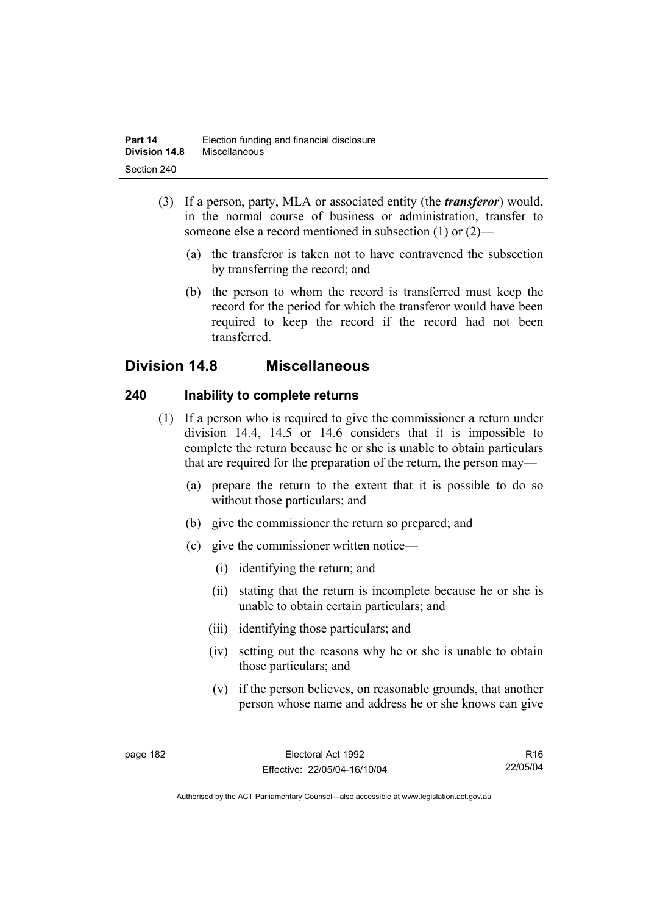(3) If a person, party, MLA or associated entity (the ***transferor***) would, in the normal course of business or administration, transfer to someone else a record mentioned in subsection (1) or (2)—

   (a) the transferor is taken not to have contravened the subsection by transferring the record; and

   (b) the person to whom the record is transferred must keep the record for the period for which the transferor would have been required to keep the record if the record had not been transferred.

## Division 14.8 Miscellaneous

### 240 Inability to complete returns

(1) If a person who is required to give the commissioner a return under division 14.4, 14.5 or 14.6 considers that it is impossible to complete the return because he or she is unable to obtain particulars that are required for the preparation of the return, the person may—

   (a) prepare the return to the extent that it is possible to do so without those particulars; and

   (b) give the commissioner the return so prepared; and

   (c) give the commissioner written notice—

      (i) identifying the return; and

      (ii) stating that the return is incomplete because he or she is unable to obtain certain particulars; and

      (iii) identifying those particulars; and

      (iv) setting out the reasons why he or she is unable to obtain those particulars; and

      (v) if the person believes, on reasonable grounds, that another person whose name and address he or she knows can give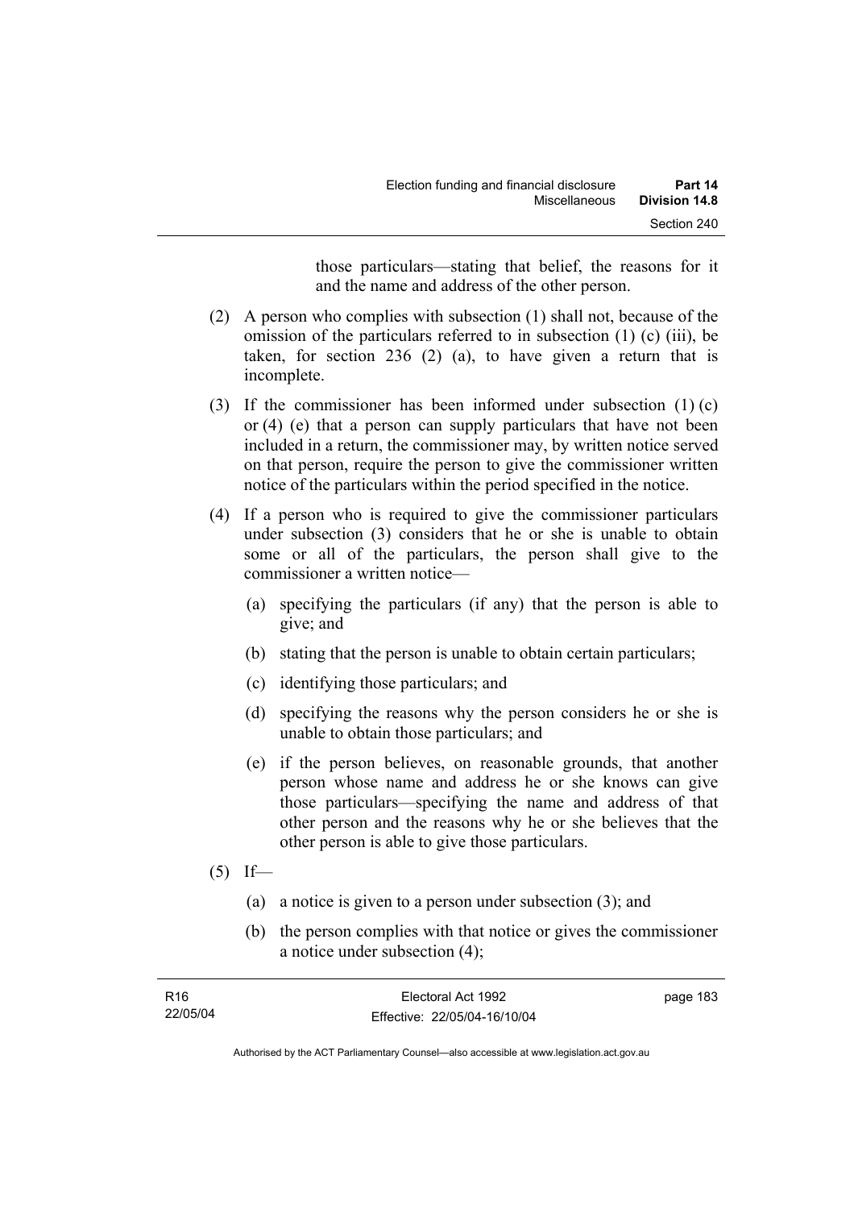those particulars—stating that belief, the reasons for it and the name and address of the other person.

(2) A person who complies with subsection (1) shall not, because of the omission of the particulars referred to in subsection (1) (c) (iii), be taken, for section 236 (2) (a), to have given a return that is incomplete.

(3) If the commissioner has been informed under subsection (1) (c) or (4) (e) that a person can supply particulars that have not been included in a return, the commissioner may, by written notice served on that person, require the person to give the commissioner written notice of the particulars within the period specified in the notice.

(4) If a person who is required to give the commissioner particulars under subsection (3) considers that he or she is unable to obtain some or all of the particulars, the person shall give to the commissioner a written notice—

(a) specifying the particulars (if any) that the person is able to give; and

(b) stating that the person is unable to obtain certain particulars;

(c) identifying those particulars; and

(d) specifying the reasons why the person considers he or she is unable to obtain those particulars; and

(e) if the person believes, on reasonable grounds, that another person whose name and address he or she knows can give those particulars—specifying the name and address of that other person and the reasons why he or she believes that the other person is able to give those particulars.

(5) If—

(a) a notice is given to a person under subsection (3); and

(b) the person complies with that notice or gives the commissioner a notice under subsection (4);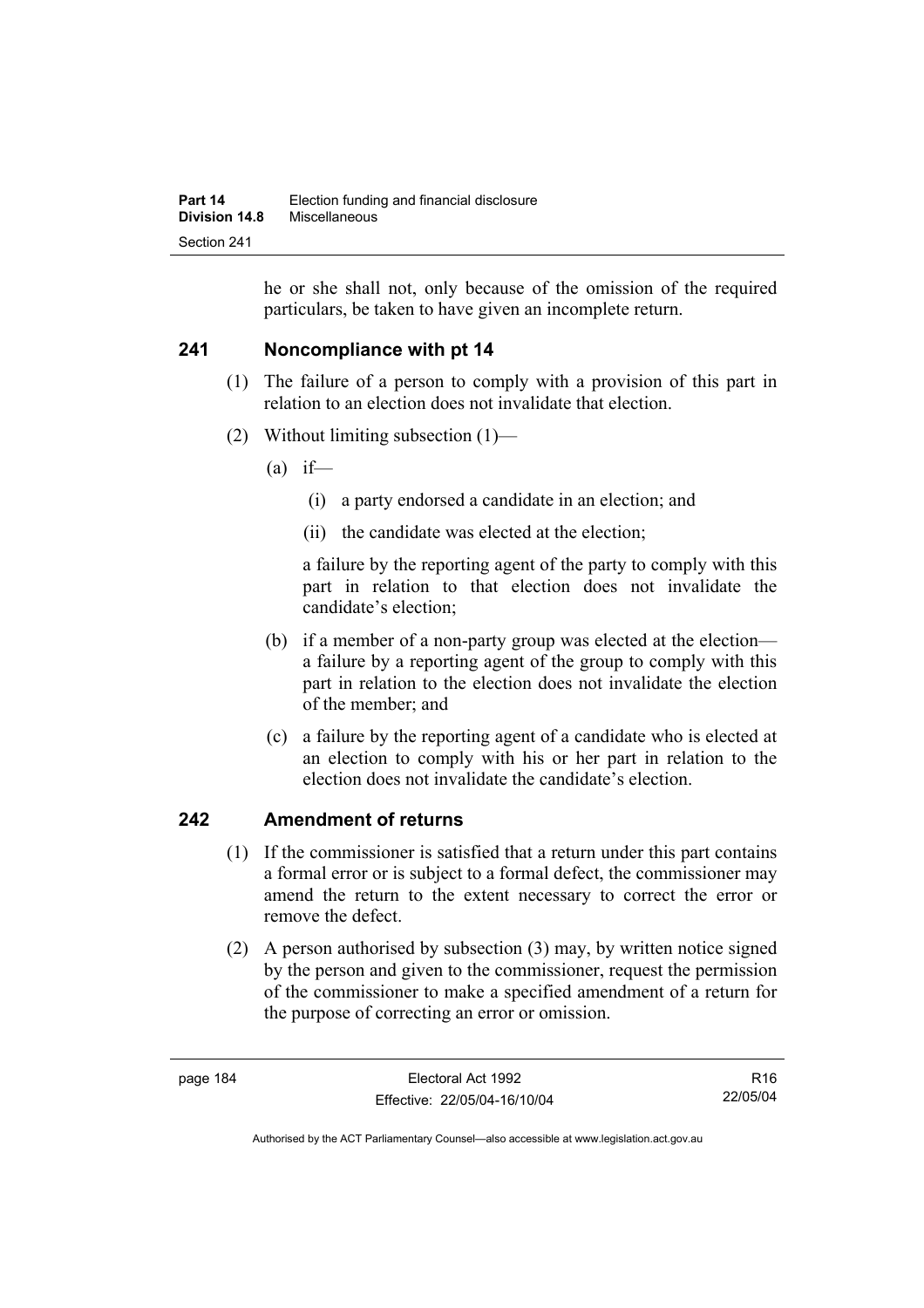he or she shall not, only because of the omission of the required particulars, be taken to have given an incomplete return.

## 241 Noncompliance with pt 14

(1) The failure of a person to comply with a provision of this part in relation to an election does not invalidate that election.

(2) Without limiting subsection (1)—

(a) if—

(i) a party endorsed a candidate in an election; and

(ii) the candidate was elected at the election;

a failure by the reporting agent of the party to comply with this part in relation to that election does not invalidate the candidate's election;

(b) if a member of a non-party group was elected at the election—a failure by a reporting agent of the group to comply with this part in relation to the election does not invalidate the election of the member; and

(c) a failure by the reporting agent of a candidate who is elected at an election to comply with his or her part in relation to the election does not invalidate the candidate's election.

## 242 Amendment of returns

(1) If the commissioner is satisfied that a return under this part contains a formal error or is subject to a formal defect, the commissioner may amend the return to the extent necessary to correct the error or remove the defect.

(2) A person authorised by subsection (3) may, by written notice signed by the person and given to the commissioner, request the permission of the commissioner to make a specified amendment of a return for the purpose of correcting an error or omission.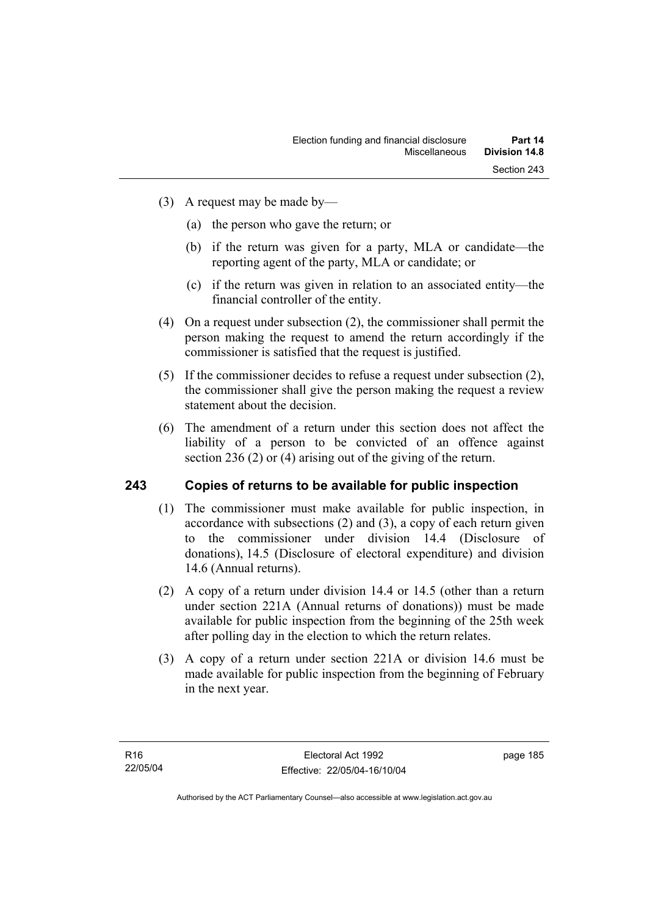(3) A request may be made by—

(a) the person who gave the return; or

(b) if the return was given for a party, MLA or candidate—the reporting agent of the party, MLA or candidate; or

(c) if the return was given in relation to an associated entity—the financial controller of the entity.

(4) On a request under subsection (2), the commissioner shall permit the person making the request to amend the return accordingly if the commissioner is satisfied that the request is justified.

(5) If the commissioner decides to refuse a request under subsection (2), the commissioner shall give the person making the request a review statement about the decision.

(6) The amendment of a return under this section does not affect the liability of a person to be convicted of an offence against section 236 (2) or (4) arising out of the giving of the return.

## 243 Copies of returns to be available for public inspection

(1) The commissioner must make available for public inspection, in accordance with subsections (2) and (3), a copy of each return given to the commissioner under division 14.4 (Disclosure of donations), 14.5 (Disclosure of electoral expenditure) and division 14.6 (Annual returns).

(2) A copy of a return under division 14.4 or 14.5 (other than a return under section 221A (Annual returns of donations)) must be made available for public inspection from the beginning of the 25th week after polling day in the election to which the return relates.

(3) A copy of a return under section 221A or division 14.6 must be made available for public inspection from the beginning of February in the next year.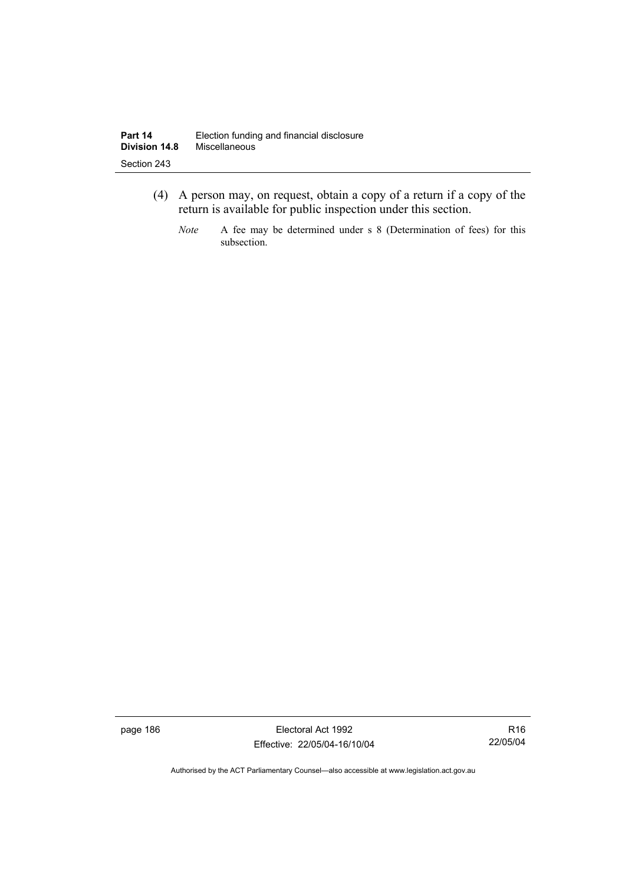(4) A person may, on request, obtain a copy of a return if a copy of the return is available for public inspection under this section.

*Note* A fee may be determined under s 8 (Determination of fees) for this subsection.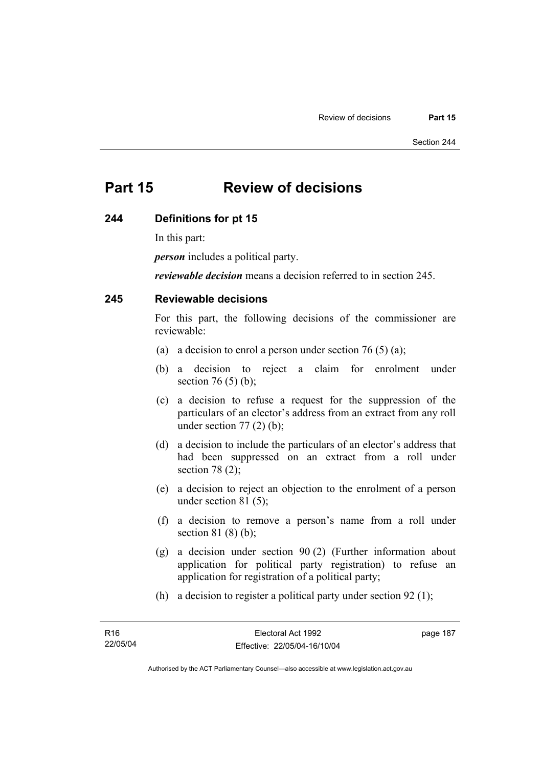# Part 15 Review of decisions

## 244 Definitions for pt 15

In this part:

***person*** includes a political party.

***reviewable decision*** means a decision referred to in section 245.

## 245 Reviewable decisions

For this part, the following decisions of the commissioner are reviewable:

(a) a decision to enrol a person under section 76 (5) (a);

(b) a decision to reject a claim for enrolment under section 76 (5) (b);

(c) a decision to refuse a request for the suppression of the particulars of an elector's address from an extract from any roll under section 77 (2) (b);

(d) a decision to include the particulars of an elector's address that had been suppressed on an extract from a roll under section 78 (2);

(e) a decision to reject an objection to the enrolment of a person under section 81 (5);

(f) a decision to remove a person's name from a roll under section 81 (8) (b);

(g) a decision under section 90 (2) (Further information about application for political party registration) to refuse an application for registration of a political party;

(h) a decision to register a political party under section 92 (1);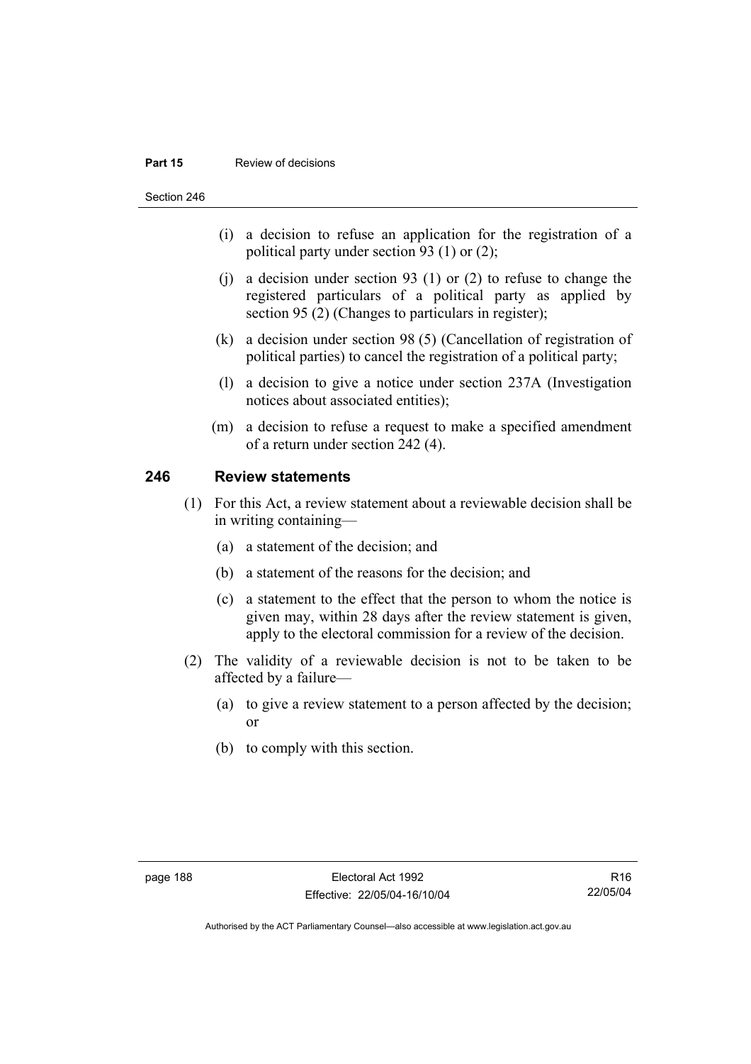(i) a decision to refuse an application for the registration of a political party under section 93 (1) or (2);

(j) a decision under section 93 (1) or (2) to refuse to change the registered particulars of a political party as applied by section 95 (2) (Changes to particulars in register);

(k) a decision under section 98 (5) (Cancellation of registration of political parties) to cancel the registration of a political party;

(l) a decision to give a notice under section 237A (Investigation notices about associated entities);

(m) a decision to refuse a request to make a specified amendment of a return under section 242 (4).

## 246 Review statements

(1) For this Act, a review statement about a reviewable decision shall be in writing containing—

(a) a statement of the decision; and

(b) a statement of the reasons for the decision; and

(c) a statement to the effect that the person to whom the notice is given may, within 28 days after the review statement is given, apply to the electoral commission for a review of the decision.

(2) The validity of a reviewable decision is not to be taken to be affected by a failure—

(a) to give a review statement to a person affected by the decision; or

(b) to comply with this section.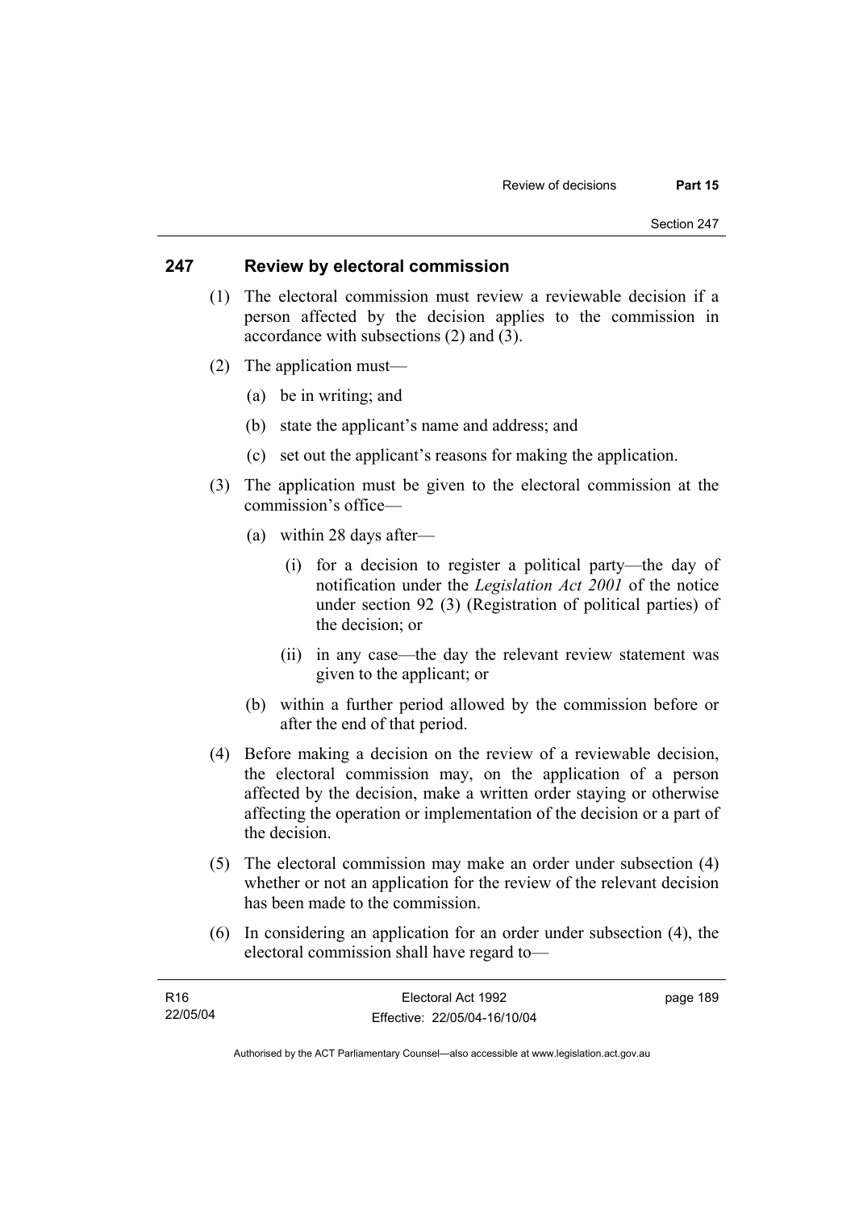## 247 Review by electoral commission

(1) The electoral commission must review a reviewable decision if a person affected by the decision applies to the commission in accordance with subsections (2) and (3).

(2) The application must—

(a) be in writing; and

(b) state the applicant's name and address; and

(c) set out the applicant's reasons for making the application.

(3) The application must be given to the electoral commission at the commission's office—

(a) within 28 days after—

(i) for a decision to register a political party—the day of notification under the *Legislation Act 2001* of the notice under section 92 (3) (Registration of political parties) of the decision; or

(ii) in any case—the day the relevant review statement was given to the applicant; or

(b) within a further period allowed by the commission before or after the end of that period.

(4) Before making a decision on the review of a reviewable decision, the electoral commission may, on the application of a person affected by the decision, make a written order staying or otherwise affecting the operation or implementation of the decision or a part of the decision.

(5) The electoral commission may make an order under subsection (4) whether or not an application for the review of the relevant decision has been made to the commission.

(6) In considering an application for an order under subsection (4), the electoral commission shall have regard to—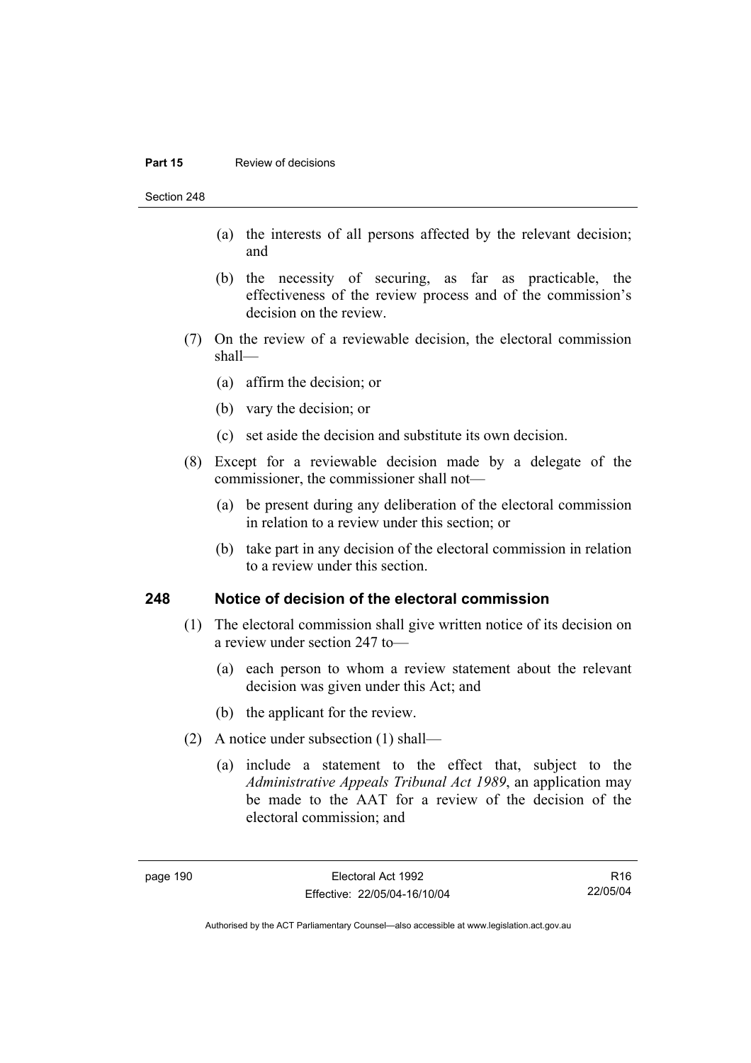(a) the interests of all persons affected by the relevant decision; and

(b) the necessity of securing, as far as practicable, the effectiveness of the review process and of the commission's decision on the review.

(7) On the review of a reviewable decision, the electoral commission shall—

(a) affirm the decision; or

(b) vary the decision; or

(c) set aside the decision and substitute its own decision.

(8) Except for a reviewable decision made by a delegate of the commissioner, the commissioner shall not—

(a) be present during any deliberation of the electoral commission in relation to a review under this section; or

(b) take part in any decision of the electoral commission in relation to a review under this section.

## 248 Notice of decision of the electoral commission

(1) The electoral commission shall give written notice of its decision on a review under section 247 to—

(a) each person to whom a review statement about the relevant decision was given under this Act; and

(b) the applicant for the review.

(2) A notice under subsection (1) shall—

(a) include a statement to the effect that, subject to the *Administrative Appeals Tribunal Act 1989*, an application may be made to the AAT for a review of the decision of the electoral commission; and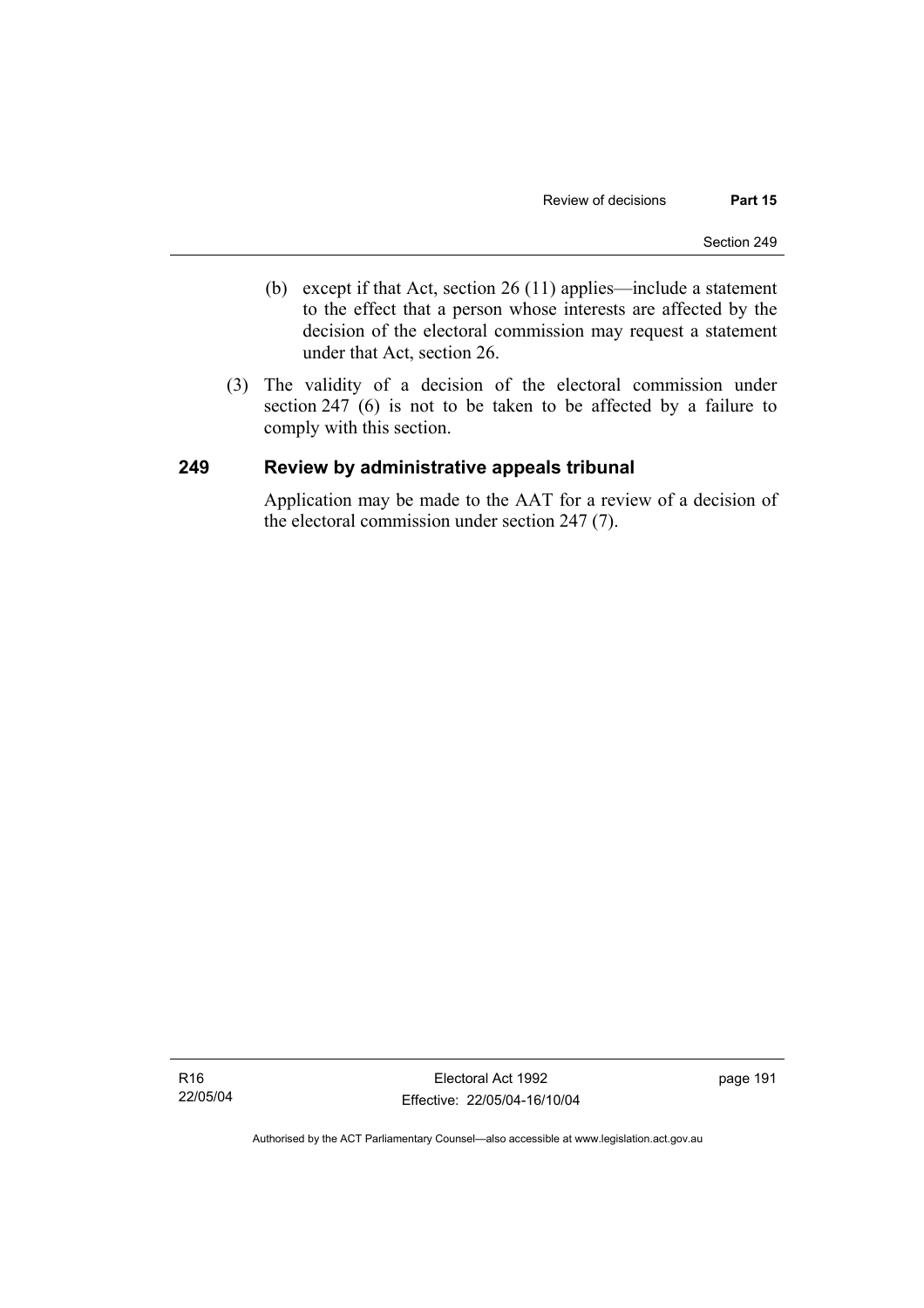(b) except if that Act, section 26 (11) applies—include a statement to the effect that a person whose interests are affected by the decision of the electoral commission may request a statement under that Act, section 26.

(3) The validity of a decision of the electoral commission under section 247 (6) is not to be taken to be affected by a failure to comply with this section.

## 249 Review by administrative appeals tribunal

Application may be made to the AAT for a review of a decision of the electoral commission under section 247 (7).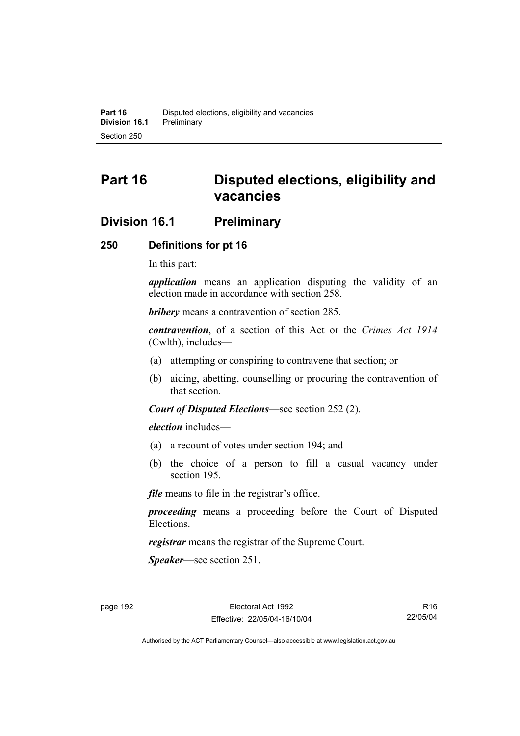# Part 16 Disputed elections, eligibility and vacancies

## Division 16.1 Preliminary

### 250 Definitions for pt 16

In this part:

***application*** means an application disputing the validity of an election made in accordance with section 258.

***bribery*** means a contravention of section 285.

***contravention***, of a section of this Act or the *Crimes Act 1914* (Cwlth), includes—

(a) attempting or conspiring to contravene that section; or

(b) aiding, abetting, counselling or procuring the contravention of that section.

***Court of Disputed Elections***—see section 252 (2).

***election*** includes—

(a) a recount of votes under section 194; and

(b) the choice of a person to fill a casual vacancy under section 195.

***file*** means to file in the registrar's office.

***proceeding*** means a proceeding before the Court of Disputed Elections.

***registrar*** means the registrar of the Supreme Court.

***Speaker***—see section 251.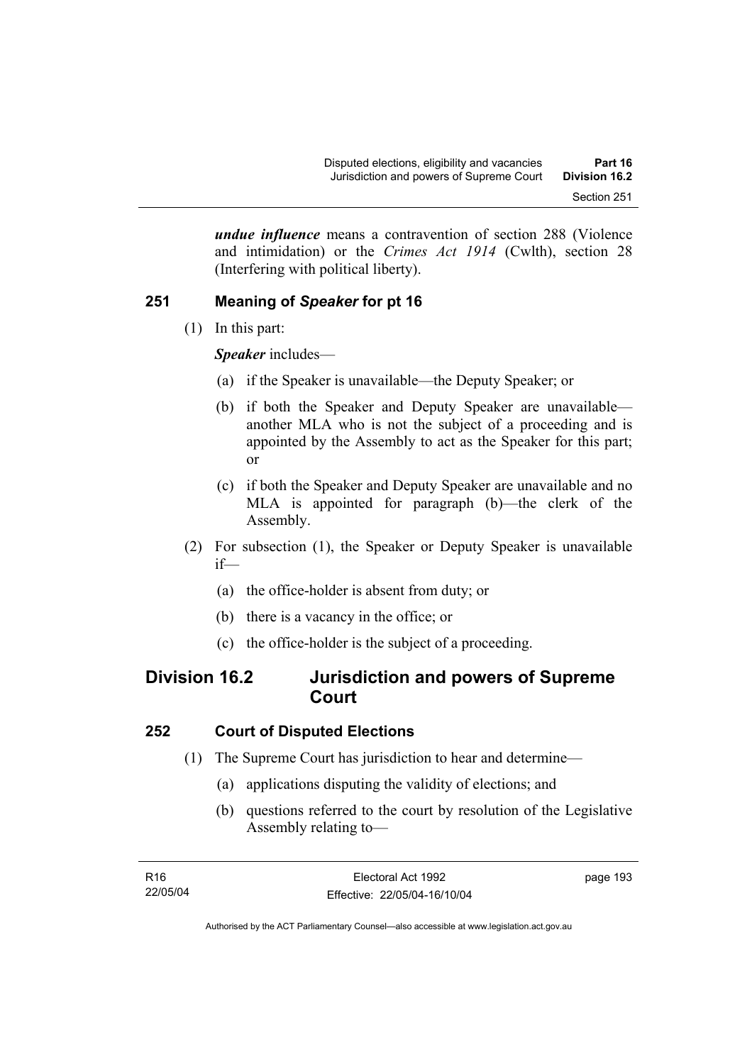***undue influence*** means a contravention of section 288 (Violence and intimidation) or the *Crimes Act 1914* (Cwlth), section 28 (Interfering with political liberty).

### 251 Meaning of *Speaker* for pt 16

(1) In this part:

***Speaker*** includes—

(a) if the Speaker is unavailable—the Deputy Speaker; or

(b) if both the Speaker and Deputy Speaker are unavailable—another MLA who is not the subject of a proceeding and is appointed by the Assembly to act as the Speaker for this part; or

(c) if both the Speaker and Deputy Speaker are unavailable and no MLA is appointed for paragraph (b)—the clerk of the Assembly.

(2) For subsection (1), the Speaker or Deputy Speaker is unavailable if—

(a) the office-holder is absent from duty; or

(b) there is a vacancy in the office; or

(c) the office-holder is the subject of a proceeding.

## Division 16.2 Jurisdiction and powers of Supreme Court

### 252 Court of Disputed Elections

(1) The Supreme Court has jurisdiction to hear and determine—

(a) applications disputing the validity of elections; and

(b) questions referred to the court by resolution of the Legislative Assembly relating to—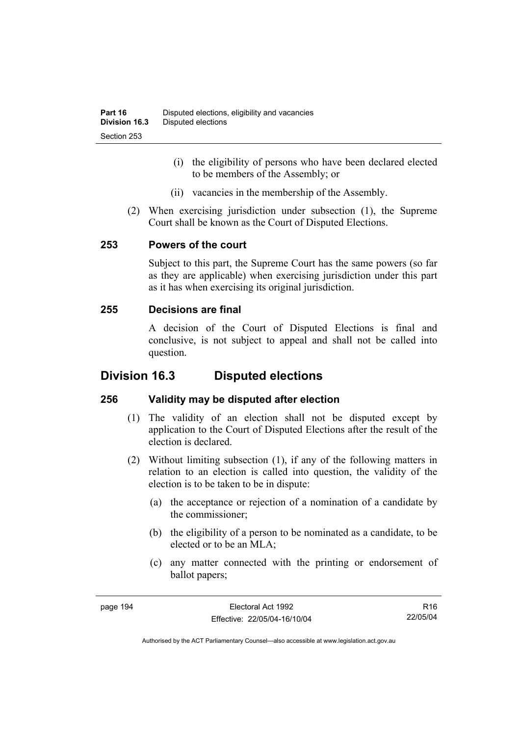(i) the eligibility of persons who have been declared elected to be members of the Assembly; or

(ii) vacancies in the membership of the Assembly.

(2) When exercising jurisdiction under subsection (1), the Supreme Court shall be known as the Court of Disputed Elections.

### 253 Powers of the court

Subject to this part, the Supreme Court has the same powers (so far as they are applicable) when exercising jurisdiction under this part as it has when exercising its original jurisdiction.

### 255 Decisions are final

A decision of the Court of Disputed Elections is final and conclusive, is not subject to appeal and shall not be called into question.

## Division 16.3 Disputed elections

### 256 Validity may be disputed after election

(1) The validity of an election shall not be disputed except by application to the Court of Disputed Elections after the result of the election is declared.

(2) Without limiting subsection (1), if any of the following matters in relation to an election is called into question, the validity of the election is to be taken to be in dispute:

(a) the acceptance or rejection of a nomination of a candidate by the commissioner;

(b) the eligibility of a person to be nominated as a candidate, to be elected or to be an MLA;

(c) any matter connected with the printing or endorsement of ballot papers;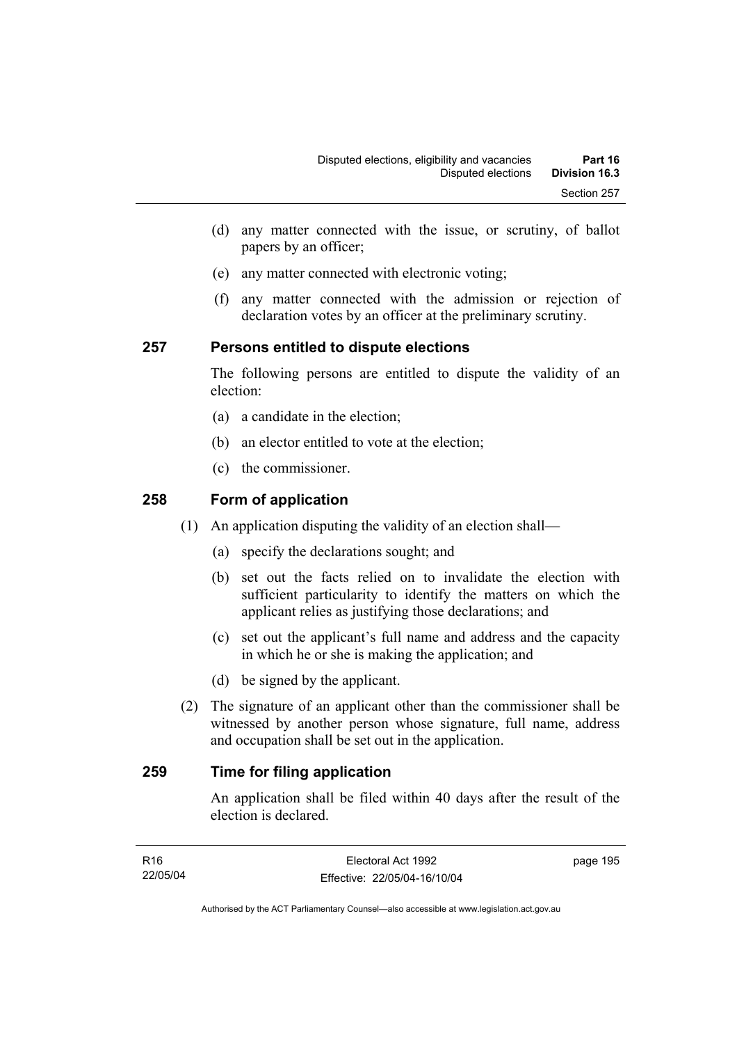(d) any matter connected with the issue, or scrutiny, of ballot papers by an officer;

(e) any matter connected with electronic voting;

(f) any matter connected with the admission or rejection of declaration votes by an officer at the preliminary scrutiny.

## 257 Persons entitled to dispute elections

The following persons are entitled to dispute the validity of an election:

(a) a candidate in the election;

(b) an elector entitled to vote at the election;

(c) the commissioner.

## 258 Form of application

(1) An application disputing the validity of an election shall—

(a) specify the declarations sought; and

(b) set out the facts relied on to invalidate the election with sufficient particularity to identify the matters on which the applicant relies as justifying those declarations; and

(c) set out the applicant's full name and address and the capacity in which he or she is making the application; and

(d) be signed by the applicant.

(2) The signature of an applicant other than the commissioner shall be witnessed by another person whose signature, full name, address and occupation shall be set out in the application.

## 259 Time for filing application

An application shall be filed within 40 days after the result of the election is declared.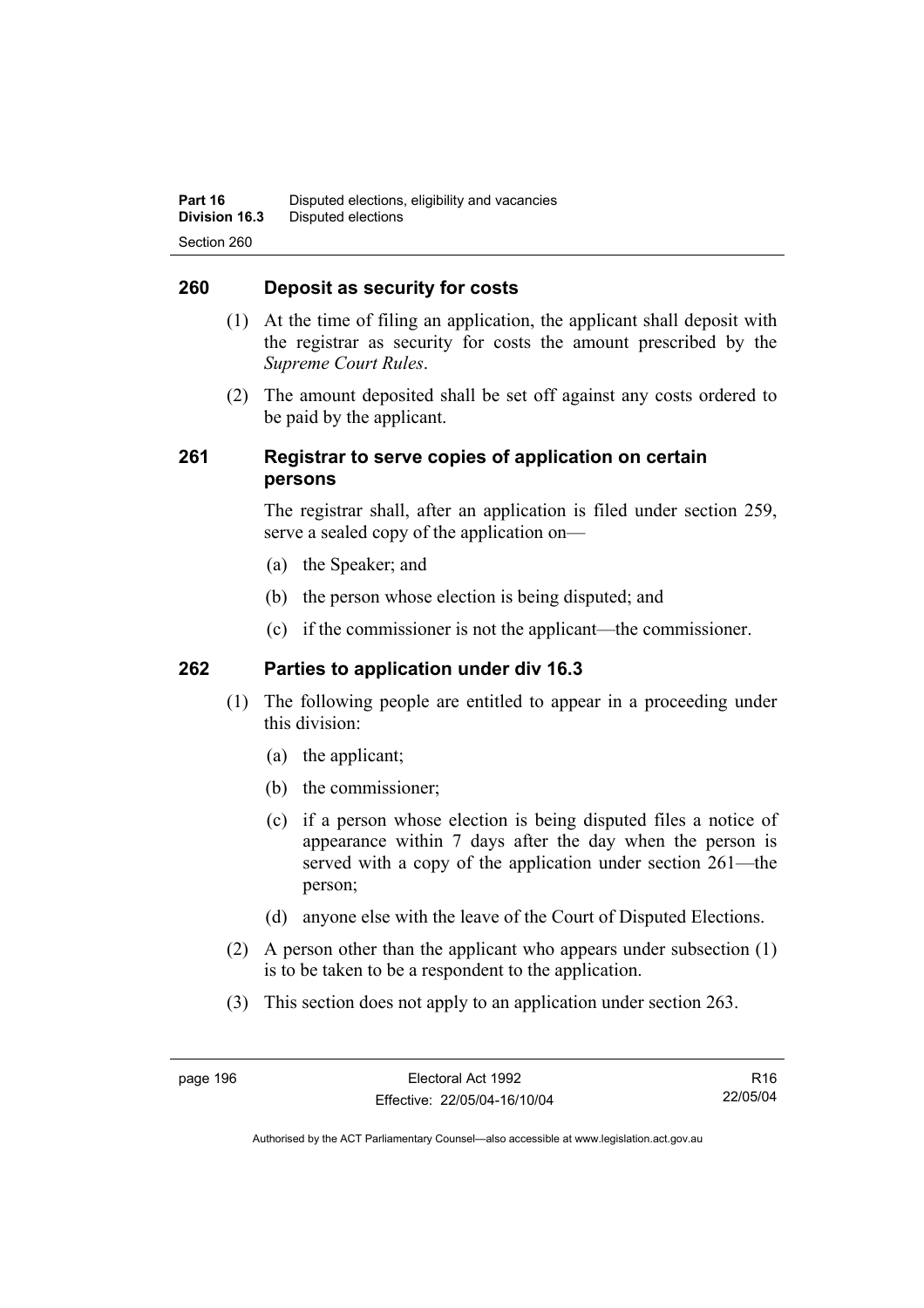## 260 Deposit as security for costs

(1) At the time of filing an application, the applicant shall deposit with the registrar as security for costs the amount prescribed by the *Supreme Court Rules*.

(2) The amount deposited shall be set off against any costs ordered to be paid by the applicant.

## 261 Registrar to serve copies of application on certain persons

The registrar shall, after an application is filed under section 259, serve a sealed copy of the application on—

(a) the Speaker; and

(b) the person whose election is being disputed; and

(c) if the commissioner is not the applicant—the commissioner.

## 262 Parties to application under div 16.3

(1) The following people are entitled to appear in a proceeding under this division:

(a) the applicant;

(b) the commissioner;

(c) if a person whose election is being disputed files a notice of appearance within 7 days after the day when the person is served with a copy of the application under section 261—the person;

(d) anyone else with the leave of the Court of Disputed Elections.

(2) A person other than the applicant who appears under subsection (1) is to be taken to be a respondent to the application.

(3) This section does not apply to an application under section 263.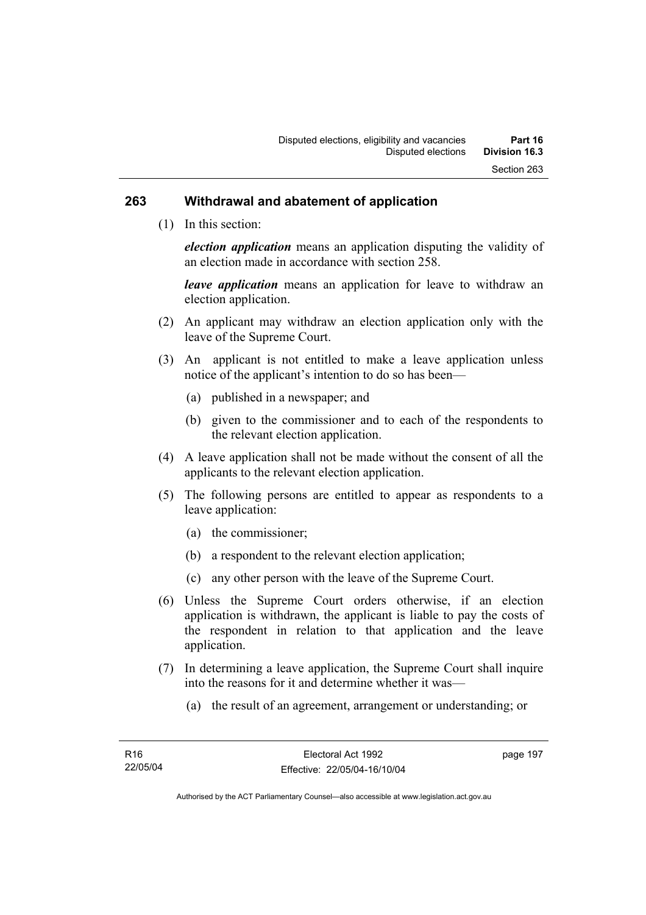## 263 Withdrawal and abatement of application

(1) In this section:

***election application*** means an application disputing the validity of an election made in accordance with section 258.

***leave application*** means an application for leave to withdraw an election application.

(2) An applicant may withdraw an election application only with the leave of the Supreme Court.

(3) An applicant is not entitled to make a leave application unless notice of the applicant's intention to do so has been—

(a) published in a newspaper; and

(b) given to the commissioner and to each of the respondents to the relevant election application.

(4) A leave application shall not be made without the consent of all the applicants to the relevant election application.

(5) The following persons are entitled to appear as respondents to a leave application:

(a) the commissioner;

(b) a respondent to the relevant election application;

(c) any other person with the leave of the Supreme Court.

(6) Unless the Supreme Court orders otherwise, if an election application is withdrawn, the applicant is liable to pay the costs of the respondent in relation to that application and the leave application.

(7) In determining a leave application, the Supreme Court shall inquire into the reasons for it and determine whether it was—

(a) the result of an agreement, arrangement or understanding; or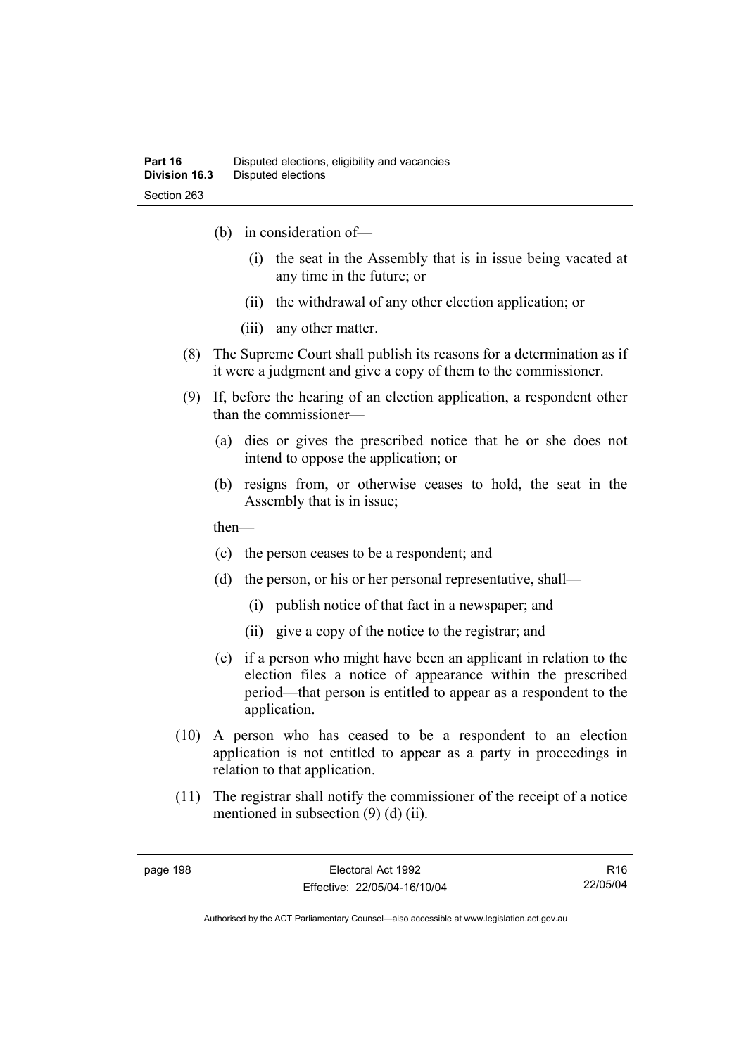(b) in consideration of—

(i) the seat in the Assembly that is in issue being vacated at any time in the future; or

(ii) the withdrawal of any other election application; or

(iii) any other matter.

(8) The Supreme Court shall publish its reasons for a determination as if it were a judgment and give a copy of them to the commissioner.

(9) If, before the hearing of an election application, a respondent other than the commissioner—

(a) dies or gives the prescribed notice that he or she does not intend to oppose the application; or

(b) resigns from, or otherwise ceases to hold, the seat in the Assembly that is in issue;

then—

(c) the person ceases to be a respondent; and

(d) the person, or his or her personal representative, shall—

(i) publish notice of that fact in a newspaper; and

(ii) give a copy of the notice to the registrar; and

(e) if a person who might have been an applicant in relation to the election files a notice of appearance within the prescribed period—that person is entitled to appear as a respondent to the application.

(10) A person who has ceased to be a respondent to an election application is not entitled to appear as a party in proceedings in relation to that application.

(11) The registrar shall notify the commissioner of the receipt of a notice mentioned in subsection (9) (d) (ii).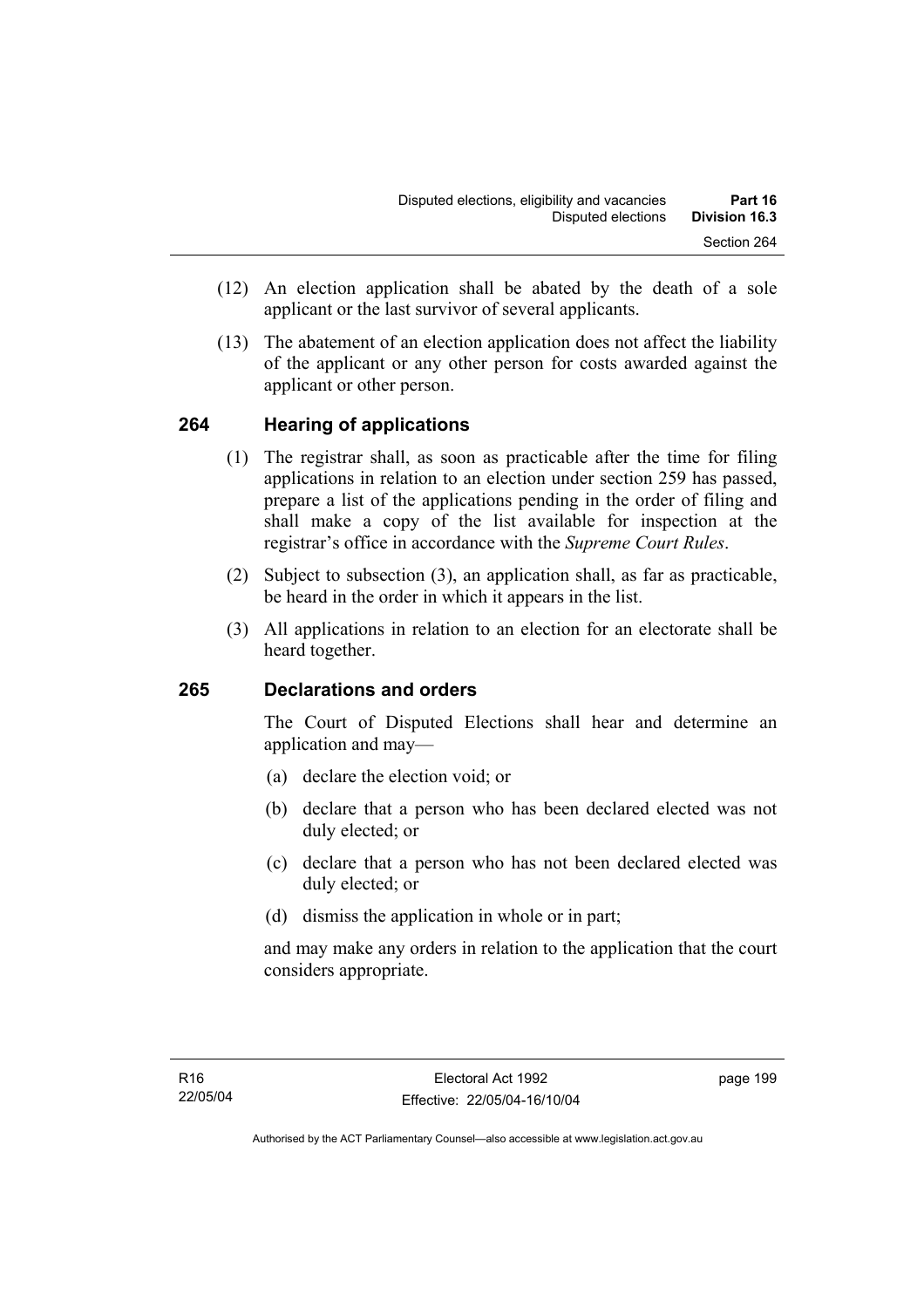(12) An election application shall be abated by the death of a sole applicant or the last survivor of several applicants.

(13) The abatement of an election application does not affect the liability of the applicant or any other person for costs awarded against the applicant or other person.

## 264 Hearing of applications

(1) The registrar shall, as soon as practicable after the time for filing applications in relation to an election under section 259 has passed, prepare a list of the applications pending in the order of filing and shall make a copy of the list available for inspection at the registrar's office in accordance with the *Supreme Court Rules*.

(2) Subject to subsection (3), an application shall, as far as practicable, be heard in the order in which it appears in the list.

(3) All applications in relation to an election for an electorate shall be heard together.

## 265 Declarations and orders

The Court of Disputed Elections shall hear and determine an application and may—

(a) declare the election void; or

(b) declare that a person who has been declared elected was not duly elected; or

(c) declare that a person who has not been declared elected was duly elected; or

(d) dismiss the application in whole or in part;

and may make any orders in relation to the application that the court considers appropriate.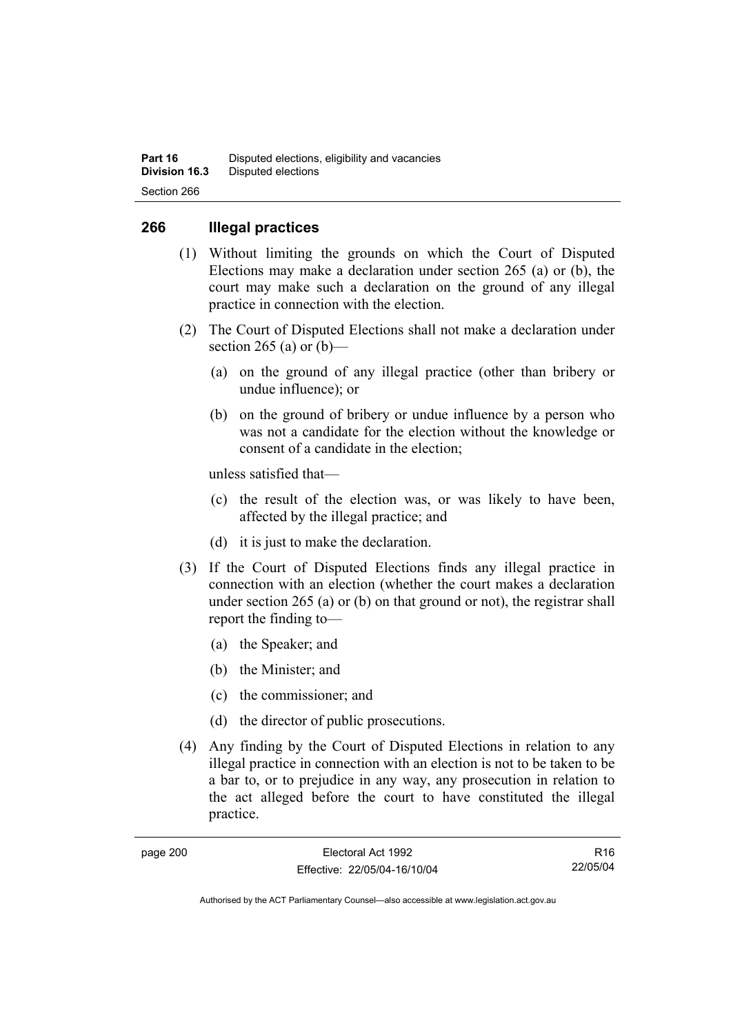## 266 Illegal practices

(1) Without limiting the grounds on which the Court of Disputed Elections may make a declaration under section 265 (a) or (b), the court may make such a declaration on the ground of any illegal practice in connection with the election.

(2) The Court of Disputed Elections shall not make a declaration under section 265 (a) or (b)—

- (a) on the ground of any illegal practice (other than bribery or undue influence); or
- (b) on the ground of bribery or undue influence by a person who was not a candidate for the election without the knowledge or consent of a candidate in the election;

unless satisfied that—

- (c) the result of the election was, or was likely to have been, affected by the illegal practice; and
- (d) it is just to make the declaration.

(3) If the Court of Disputed Elections finds any illegal practice in connection with an election (whether the court makes a declaration under section 265 (a) or (b) on that ground or not), the registrar shall report the finding to—

- (a) the Speaker; and
- (b) the Minister; and
- (c) the commissioner; and
- (d) the director of public prosecutions.

(4) Any finding by the Court of Disputed Elections in relation to any illegal practice in connection with an election is not to be taken to be a bar to, or to prejudice in any way, any prosecution in relation to the act alleged before the court to have constituted the illegal practice.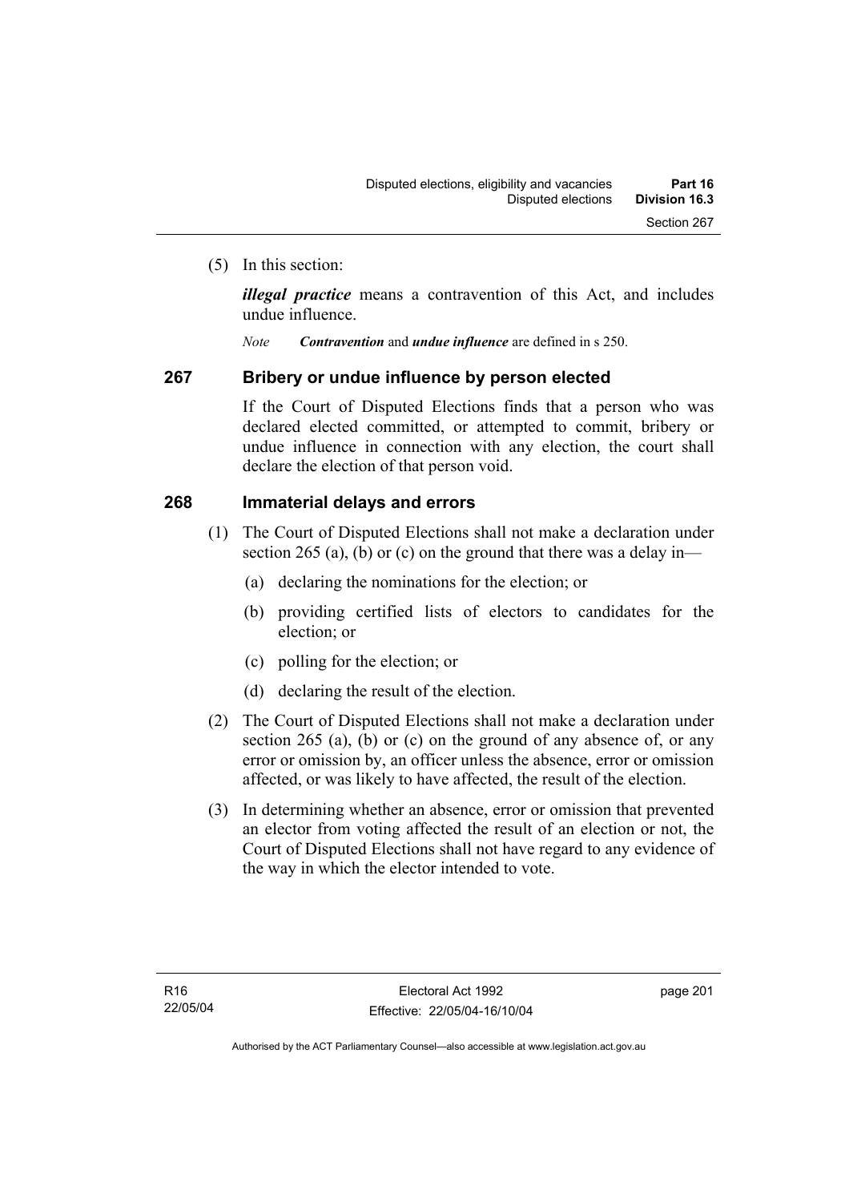(5) In this section:

***illegal practice*** means a contravention of this Act, and includes undue influence.

*Note* ***Contravention*** and ***undue influence*** are defined in s 250.

## 267 Bribery or undue influence by person elected

If the Court of Disputed Elections finds that a person who was declared elected committed, or attempted to commit, bribery or undue influence in connection with any election, the court shall declare the election of that person void.

## 268 Immaterial delays and errors

(1) The Court of Disputed Elections shall not make a declaration under section 265 (a), (b) or (c) on the ground that there was a delay in—

(a) declaring the nominations for the election; or

(b) providing certified lists of electors to candidates for the election; or

(c) polling for the election; or

(d) declaring the result of the election.

(2) The Court of Disputed Elections shall not make a declaration under section 265 (a), (b) or (c) on the ground of any absence of, or any error or omission by, an officer unless the absence, error or omission affected, or was likely to have affected, the result of the election.

(3) In determining whether an absence, error or omission that prevented an elector from voting affected the result of an election or not, the Court of Disputed Elections shall not have regard to any evidence of the way in which the elector intended to vote.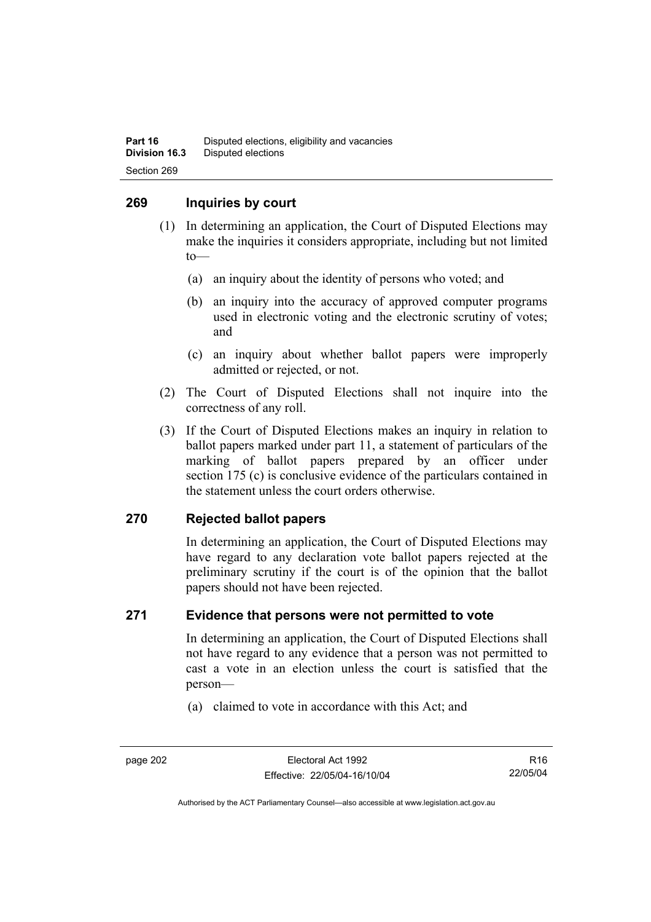## 269 Inquiries by court

(1) In determining an application, the Court of Disputed Elections may make the inquiries it considers appropriate, including but not limited to—

(a) an inquiry about the identity of persons who voted; and

(b) an inquiry into the accuracy of approved computer programs used in electronic voting and the electronic scrutiny of votes; and

(c) an inquiry about whether ballot papers were improperly admitted or rejected, or not.

(2) The Court of Disputed Elections shall not inquire into the correctness of any roll.

(3) If the Court of Disputed Elections makes an inquiry in relation to ballot papers marked under part 11, a statement of particulars of the marking of ballot papers prepared by an officer under section 175 (c) is conclusive evidence of the particulars contained in the statement unless the court orders otherwise.

## 270 Rejected ballot papers

In determining an application, the Court of Disputed Elections may have regard to any declaration vote ballot papers rejected at the preliminary scrutiny if the court is of the opinion that the ballot papers should not have been rejected.

## 271 Evidence that persons were not permitted to vote

In determining an application, the Court of Disputed Elections shall not have regard to any evidence that a person was not permitted to cast a vote in an election unless the court is satisfied that the person—

(a) claimed to vote in accordance with this Act; and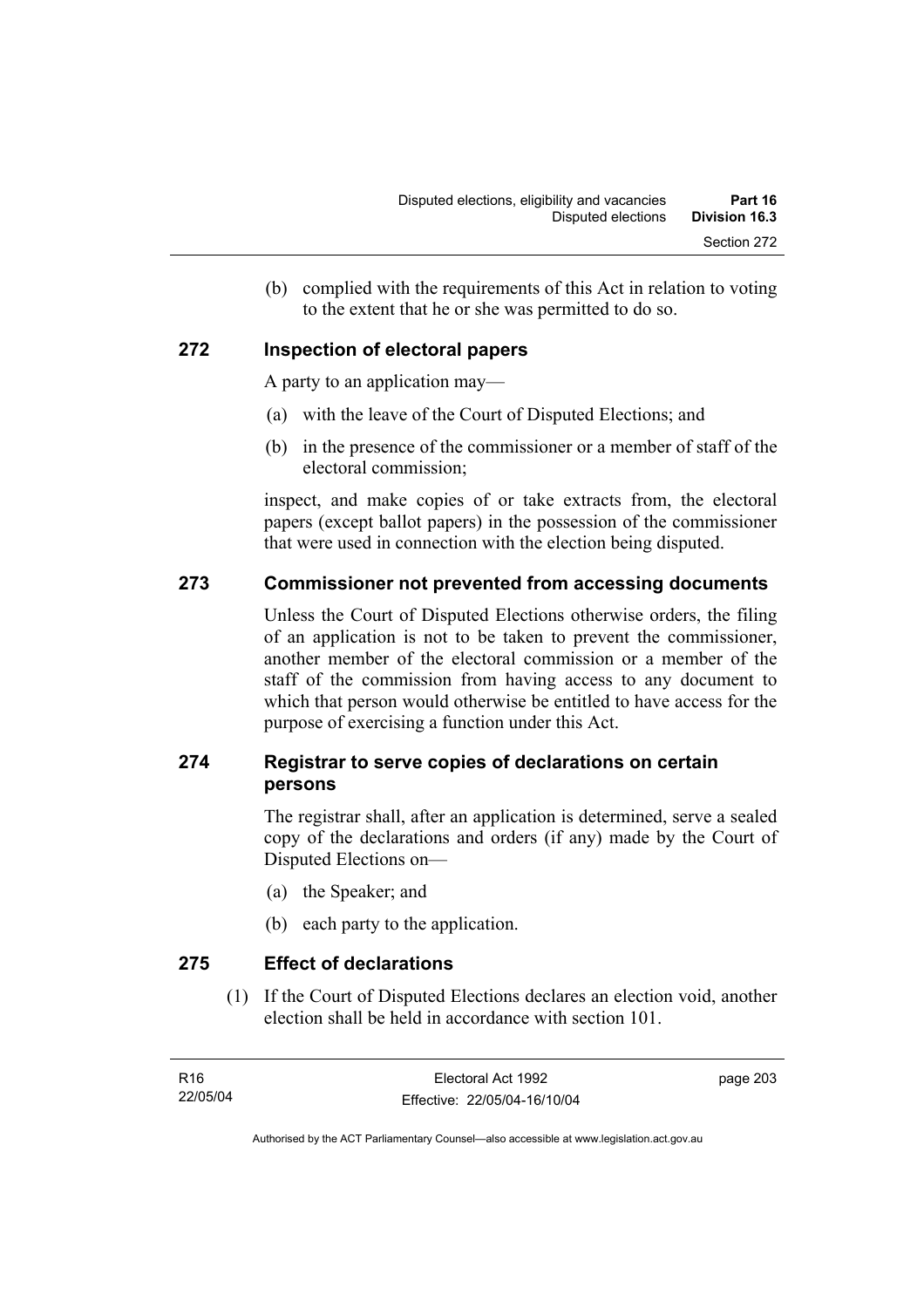(b) complied with the requirements of this Act in relation to voting to the extent that he or she was permitted to do so.

## 272 Inspection of electoral papers

A party to an application may—

(a) with the leave of the Court of Disputed Elections; and

(b) in the presence of the commissioner or a member of staff of the electoral commission;

inspect, and make copies of or take extracts from, the electoral papers (except ballot papers) in the possession of the commissioner that were used in connection with the election being disputed.

## 273 Commissioner not prevented from accessing documents

Unless the Court of Disputed Elections otherwise orders, the filing of an application is not to be taken to prevent the commissioner, another member of the electoral commission or a member of the staff of the commission from having access to any document to which that person would otherwise be entitled to have access for the purpose of exercising a function under this Act.

## 274 Registrar to serve copies of declarations on certain persons

The registrar shall, after an application is determined, serve a sealed copy of the declarations and orders (if any) made by the Court of Disputed Elections on—

(a) the Speaker; and

(b) each party to the application.

## 275 Effect of declarations

(1) If the Court of Disputed Elections declares an election void, another election shall be held in accordance with section 101.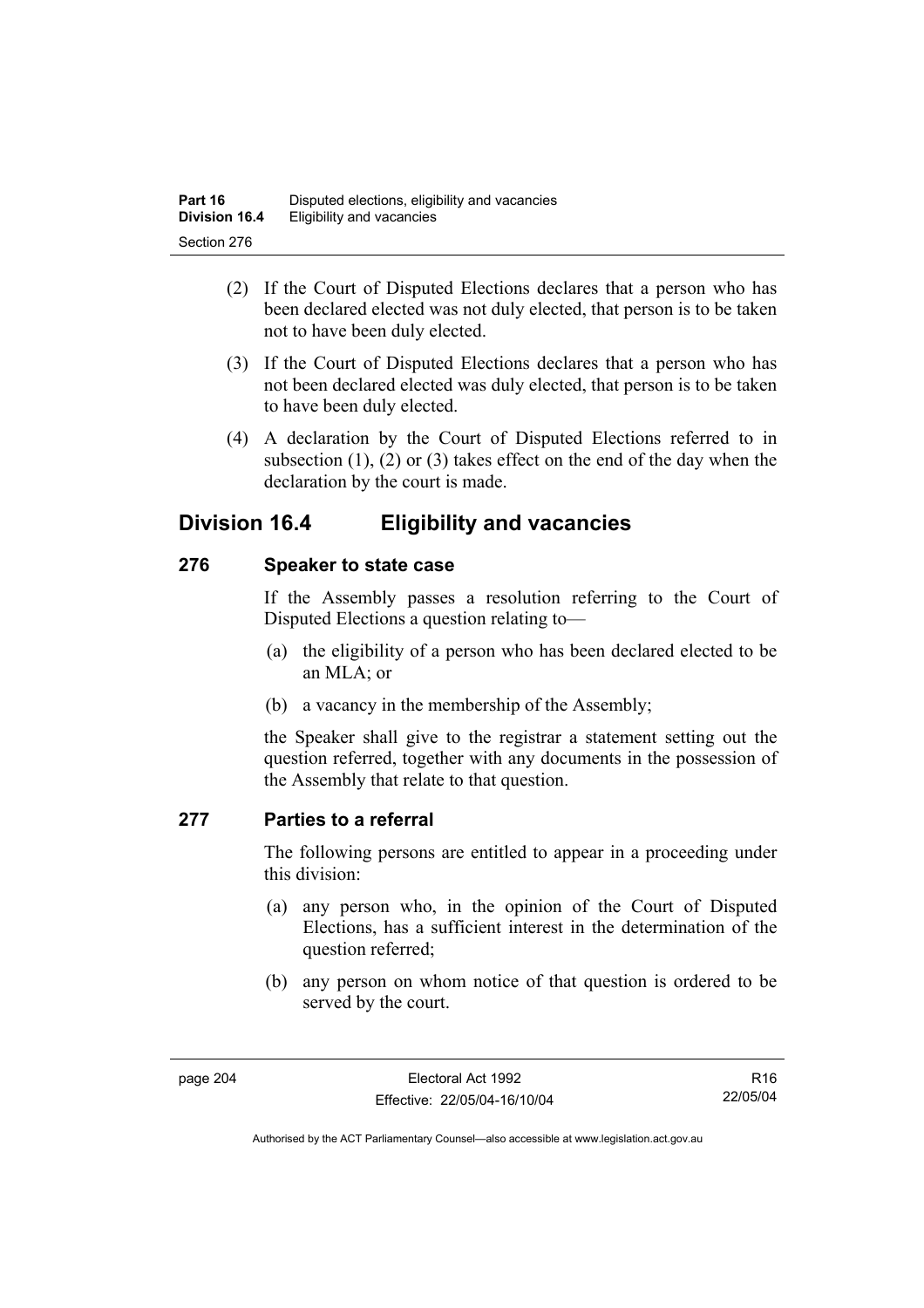(2) If the Court of Disputed Elections declares that a person who has been declared elected was not duly elected, that person is to be taken not to have been duly elected.

(3) If the Court of Disputed Elections declares that a person who has not been declared elected was duly elected, that person is to be taken to have been duly elected.

(4) A declaration by the Court of Disputed Elections referred to in subsection (1), (2) or (3) takes effect on the end of the day when the declaration by the court is made.

## Division 16.4 Eligibility and vacancies

### 276 Speaker to state case

If the Assembly passes a resolution referring to the Court of Disputed Elections a question relating to—

(a) the eligibility of a person who has been declared elected to be an MLA; or

(b) a vacancy in the membership of the Assembly;

the Speaker shall give to the registrar a statement setting out the question referred, together with any documents in the possession of the Assembly that relate to that question.

### 277 Parties to a referral

The following persons are entitled to appear in a proceeding under this division:

(a) any person who, in the opinion of the Court of Disputed Elections, has a sufficient interest in the determination of the question referred;

(b) any person on whom notice of that question is ordered to be served by the court.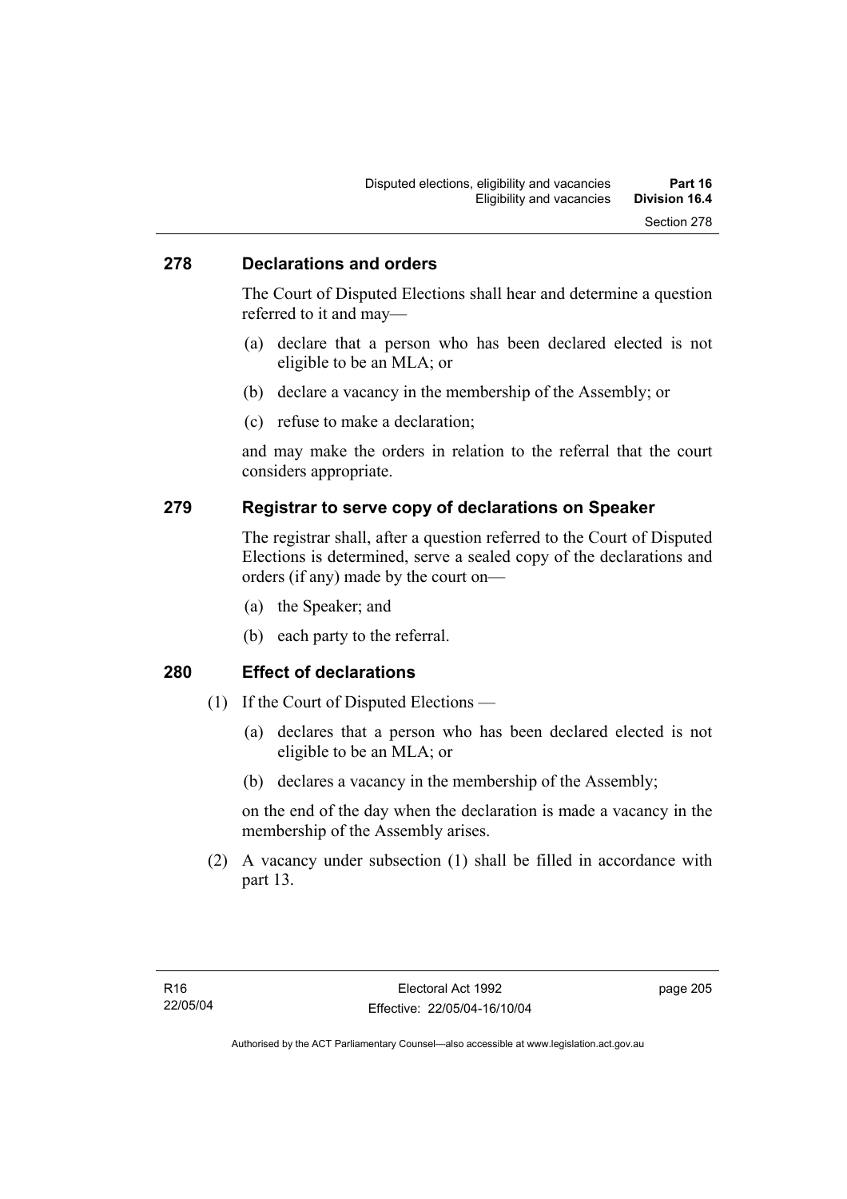## 278 Declarations and orders

The Court of Disputed Elections shall hear and determine a question referred to it and may—

(a) declare that a person who has been declared elected is not eligible to be an MLA; or

(b) declare a vacancy in the membership of the Assembly; or

(c) refuse to make a declaration;

and may make the orders in relation to the referral that the court considers appropriate.

## 279 Registrar to serve copy of declarations on Speaker

The registrar shall, after a question referred to the Court of Disputed Elections is determined, serve a sealed copy of the declarations and orders (if any) made by the court on—

(a) the Speaker; and

(b) each party to the referral.

## 280 Effect of declarations

(1) If the Court of Disputed Elections —

(a) declares that a person who has been declared elected is not eligible to be an MLA; or

(b) declares a vacancy in the membership of the Assembly;

on the end of the day when the declaration is made a vacancy in the membership of the Assembly arises.

(2) A vacancy under subsection (1) shall be filled in accordance with part 13.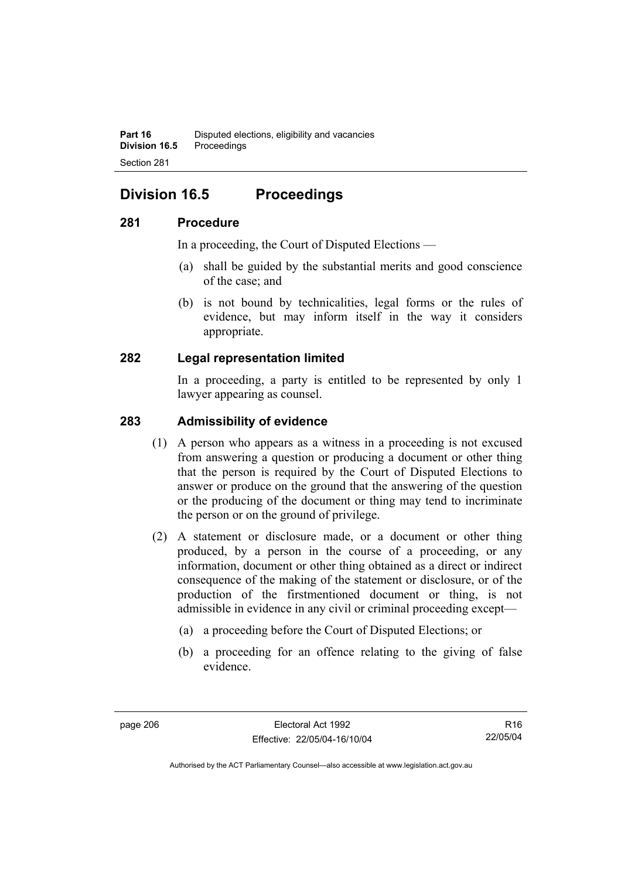## Division 16.5 Proceedings

### 281 Procedure

In a proceeding, the Court of Disputed Elections —

(a) shall be guided by the substantial merits and good conscience of the case; and

(b) is not bound by technicalities, legal forms or the rules of evidence, but may inform itself in the way it considers appropriate.

### 282 Legal representation limited

In a proceeding, a party is entitled to be represented by only 1 lawyer appearing as counsel.

### 283 Admissibility of evidence

(1) A person who appears as a witness in a proceeding is not excused from answering a question or producing a document or other thing that the person is required by the Court of Disputed Elections to answer or produce on the ground that the answering of the question or the producing of the document or thing may tend to incriminate the person or on the ground of privilege.

(2) A statement or disclosure made, or a document or other thing produced, by a person in the course of a proceeding, or any information, document or other thing obtained as a direct or indirect consequence of the making of the statement or disclosure, or of the production of the firstmentioned document or thing, is not admissible in evidence in any civil or criminal proceeding except—

(a) a proceeding before the Court of Disputed Elections; or

(b) a proceeding for an offence relating to the giving of false evidence.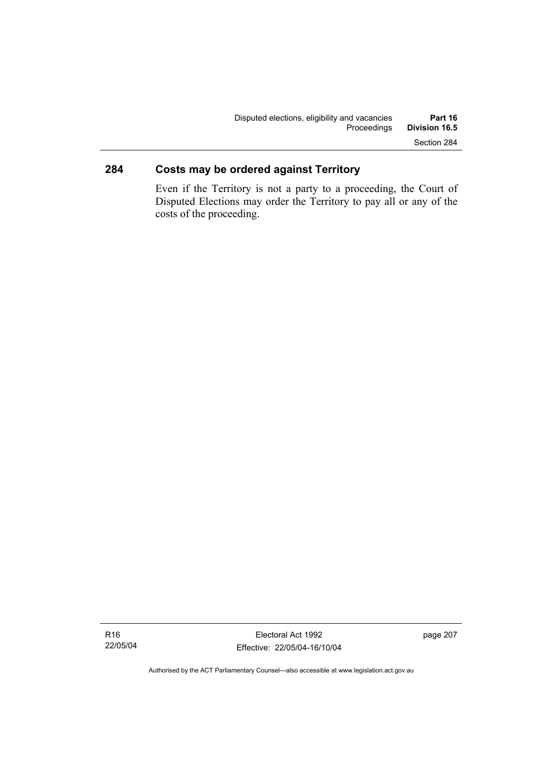## 284 Costs may be ordered against Territory

Even if the Territory is not a party to a proceeding, the Court of Disputed Elections may order the Territory to pay all or any of the costs of the proceeding.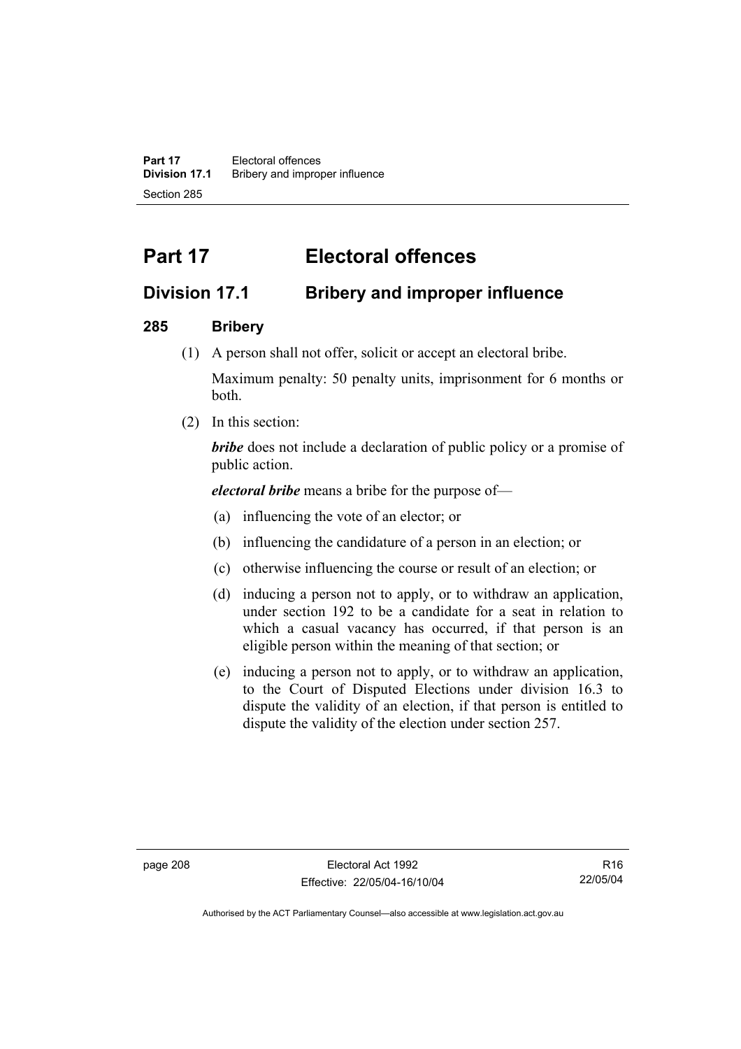# Part 17 Electoral offences

## Division 17.1 Bribery and improper influence

### 285 Bribery

(1) A person shall not offer, solicit or accept an electoral bribe.

Maximum penalty: 50 penalty units, imprisonment for 6 months or both.

(2) In this section:

***bribe*** does not include a declaration of public policy or a promise of public action.

***electoral bribe*** means a bribe for the purpose of—

(a) influencing the vote of an elector; or

(b) influencing the candidature of a person in an election; or

(c) otherwise influencing the course or result of an election; or

(d) inducing a person not to apply, or to withdraw an application, under section 192 to be a candidate for a seat in relation to which a casual vacancy has occurred, if that person is an eligible person within the meaning of that section; or

(e) inducing a person not to apply, or to withdraw an application, to the Court of Disputed Elections under division 16.3 to dispute the validity of an election, if that person is entitled to dispute the validity of the election under section 257.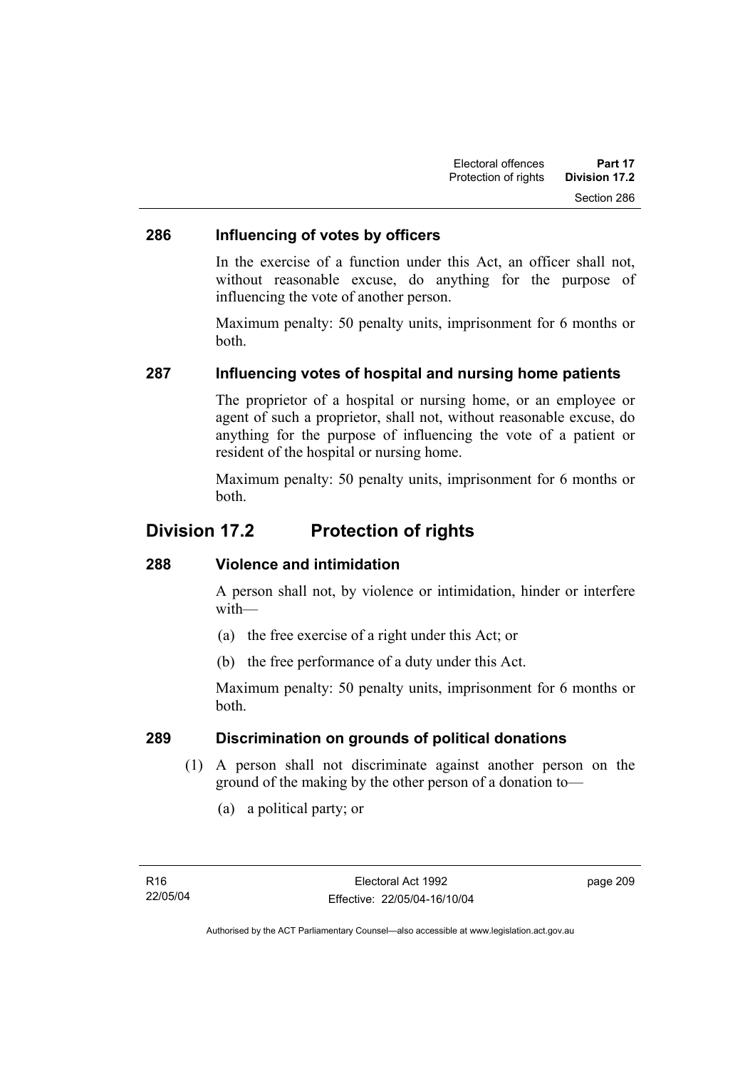### 286 Influencing of votes by officers

In the exercise of a function under this Act, an officer shall not, without reasonable excuse, do anything for the purpose of influencing the vote of another person.

Maximum penalty: 50 penalty units, imprisonment for 6 months or both.

### 287 Influencing votes of hospital and nursing home patients

The proprietor of a hospital or nursing home, or an employee or agent of such a proprietor, shall not, without reasonable excuse, do anything for the purpose of influencing the vote of a patient or resident of the hospital or nursing home.

Maximum penalty: 50 penalty units, imprisonment for 6 months or both.

## Division 17.2 Protection of rights

### 288 Violence and intimidation

A person shall not, by violence or intimidation, hinder or interfere with—

(a) the free exercise of a right under this Act; or

(b) the free performance of a duty under this Act.

Maximum penalty: 50 penalty units, imprisonment for 6 months or both.

### 289 Discrimination on grounds of political donations

(1) A person shall not discriminate against another person on the ground of the making by the other person of a donation to—

(a) a political party; or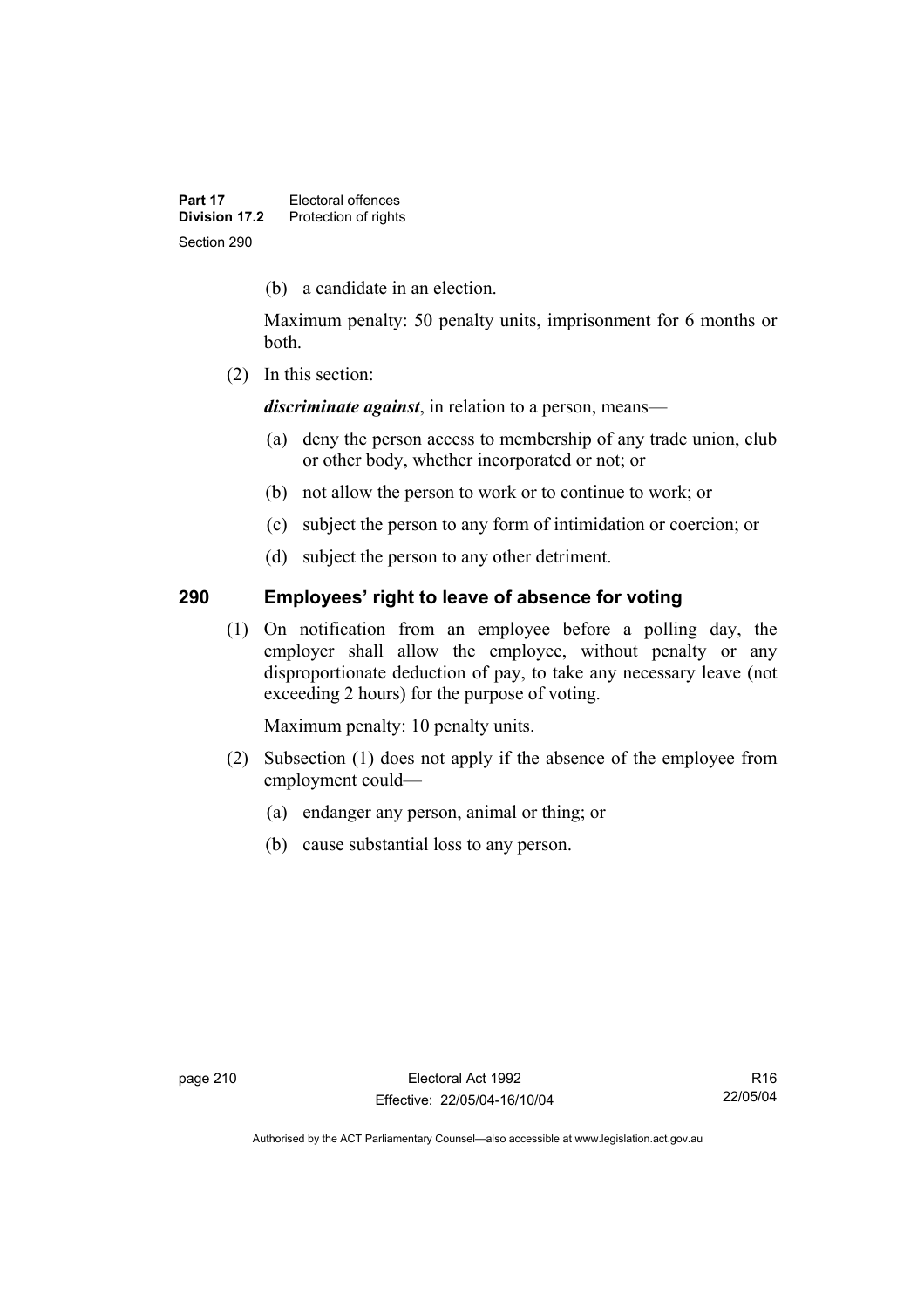(b) a candidate in an election.

Maximum penalty: 50 penalty units, imprisonment for 6 months or both.

(2) In this section:

***discriminate against***, in relation to a person, means—

(a) deny the person access to membership of any trade union, club or other body, whether incorporated or not; or

(b) not allow the person to work or to continue to work; or

(c) subject the person to any form of intimidation or coercion; or

(d) subject the person to any other detriment.

## 290 Employees' right to leave of absence for voting

(1) On notification from an employee before a polling day, the employer shall allow the employee, without penalty or any disproportionate deduction of pay, to take any necessary leave (not exceeding 2 hours) for the purpose of voting.

Maximum penalty: 10 penalty units.

(2) Subsection (1) does not apply if the absence of the employee from employment could—

(a) endanger any person, animal or thing; or

(b) cause substantial loss to any person.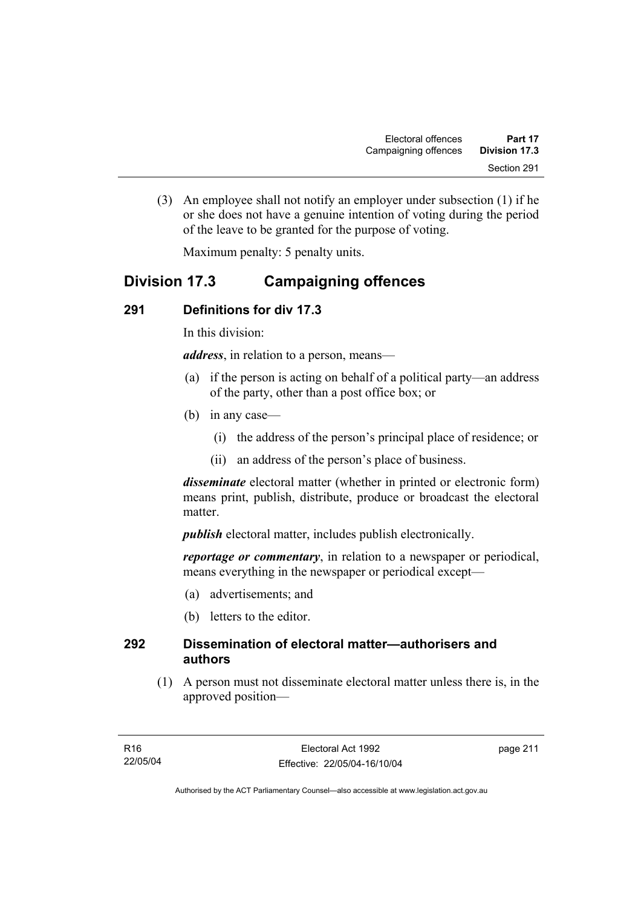(3) An employee shall not notify an employer under subsection (1) if he or she does not have a genuine intention of voting during the period of the leave to be granted for the purpose of voting.

Maximum penalty: 5 penalty units.

## Division 17.3 Campaigning offences

### 291 Definitions for div 17.3

In this division:

***address***, in relation to a person, means—

(a) if the person is acting on behalf of a political party—an address of the party, other than a post office box; or

(b) in any case—

(i) the address of the person's principal place of residence; or

(ii) an address of the person's place of business.

***disseminate*** electoral matter (whether in printed or electronic form) means print, publish, distribute, produce or broadcast the electoral matter.

***publish*** electoral matter, includes publish electronically.

***reportage or commentary***, in relation to a newspaper or periodical, means everything in the newspaper or periodical except—

(a) advertisements; and

(b) letters to the editor.

### 292 Dissemination of electoral matter—authorisers and authors

(1) A person must not disseminate electoral matter unless there is, in the approved position—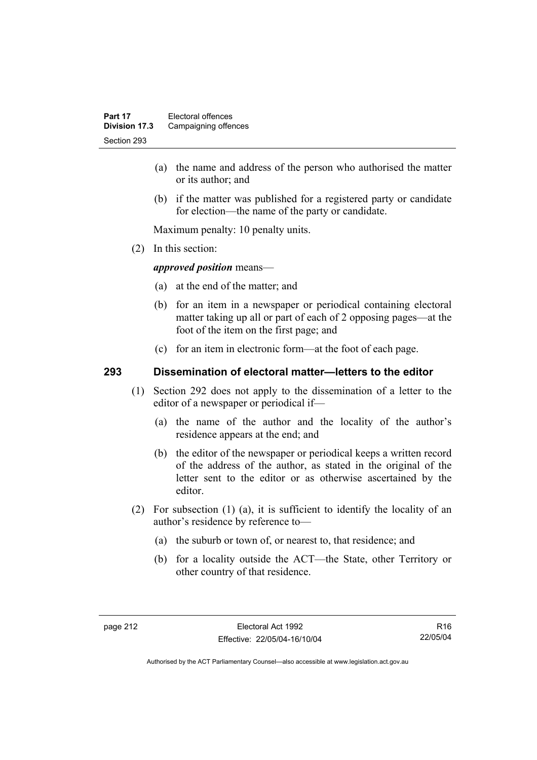(a) the name and address of the person who authorised the matter or its author; and

(b) if the matter was published for a registered party or candidate for election—the name of the party or candidate.

Maximum penalty: 10 penalty units.

(2) In this section:

***approved position*** means—

(a) at the end of the matter; and

(b) for an item in a newspaper or periodical containing electoral matter taking up all or part of each of 2 opposing pages—at the foot of the item on the first page; and

(c) for an item in electronic form—at the foot of each page.

## 293 Dissemination of electoral matter—letters to the editor

(1) Section 292 does not apply to the dissemination of a letter to the editor of a newspaper or periodical if—

(a) the name of the author and the locality of the author's residence appears at the end; and

(b) the editor of the newspaper or periodical keeps a written record of the address of the author, as stated in the original of the letter sent to the editor or as otherwise ascertained by the editor.

(2) For subsection (1) (a), it is sufficient to identify the locality of an author's residence by reference to—

(a) the suburb or town of, or nearest to, that residence; and

(b) for a locality outside the ACT—the State, other Territory or other country of that residence.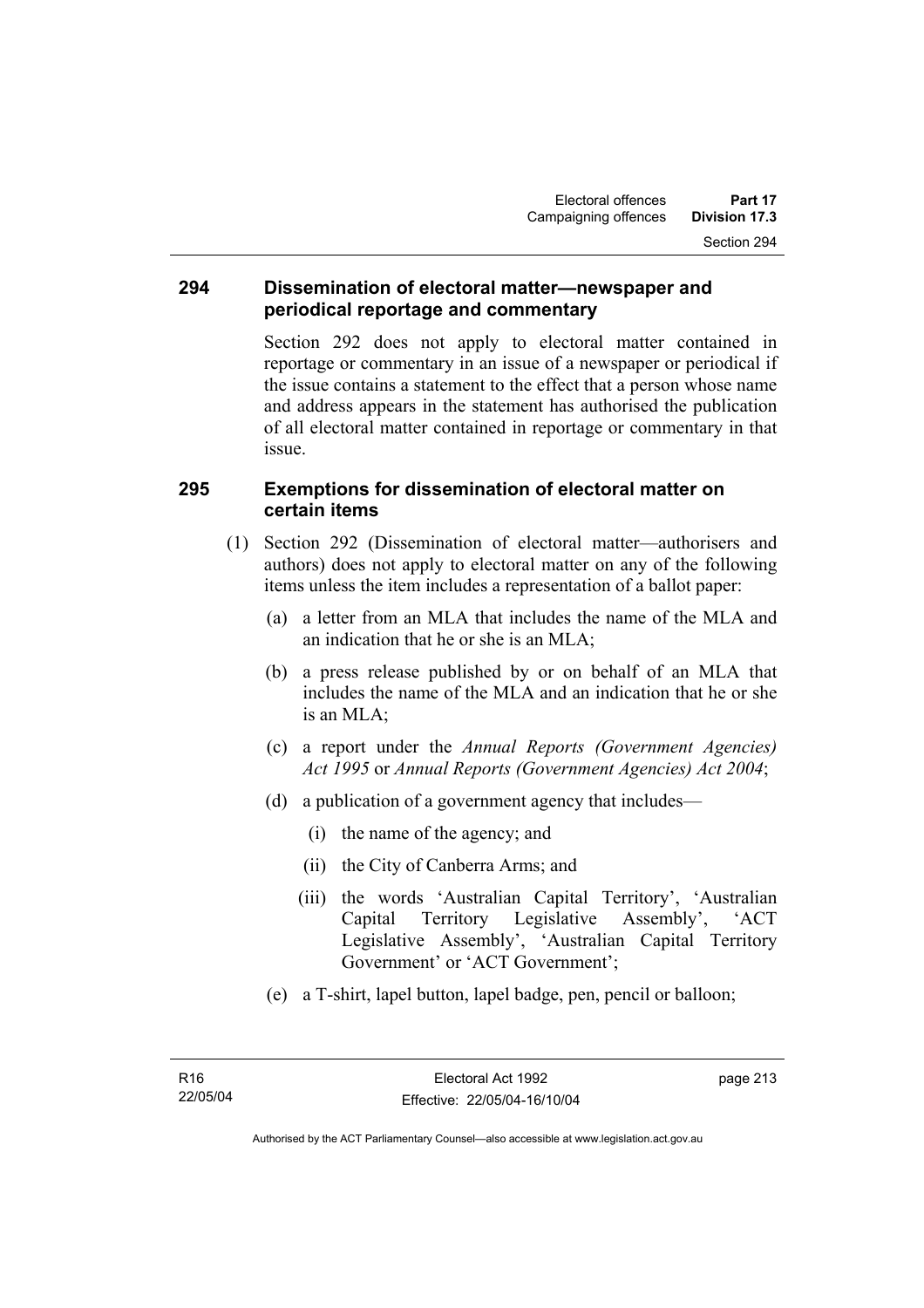## 294 Dissemination of electoral matter—newspaper and periodical reportage and commentary

Section 292 does not apply to electoral matter contained in reportage or commentary in an issue of a newspaper or periodical if the issue contains a statement to the effect that a person whose name and address appears in the statement has authorised the publication of all electoral matter contained in reportage or commentary in that issue.

## 295 Exemptions for dissemination of electoral matter on certain items

(1) Section 292 (Dissemination of electoral matter—authorisers and authors) does not apply to electoral matter on any of the following items unless the item includes a representation of a ballot paper:

(a) a letter from an MLA that includes the name of the MLA and an indication that he or she is an MLA;

(b) a press release published by or on behalf of an MLA that includes the name of the MLA and an indication that he or she is an MLA;

(c) a report under the *Annual Reports (Government Agencies) Act 1995* or *Annual Reports (Government Agencies) Act 2004*;

(d) a publication of a government agency that includes—

(i) the name of the agency; and

(ii) the City of Canberra Arms; and

(iii) the words 'Australian Capital Territory', 'Australian Capital Territory Legislative Assembly', 'ACT Legislative Assembly', 'Australian Capital Territory Government' or 'ACT Government';

(e) a T-shirt, lapel button, lapel badge, pen, pencil or balloon;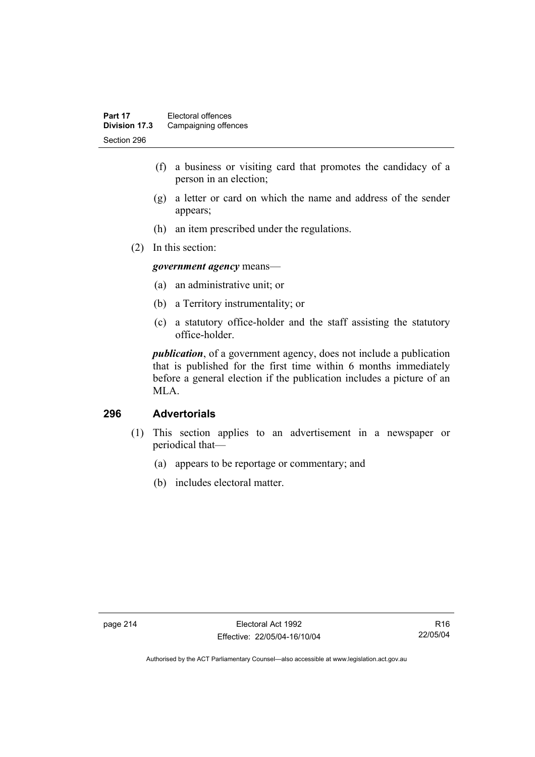(f) a business or visiting card that promotes the candidacy of a person in an election;

(g) a letter or card on which the name and address of the sender appears;

(h) an item prescribed under the regulations.

(2) In this section:

***government agency*** means—

(a) an administrative unit; or

(b) a Territory instrumentality; or

(c) a statutory office-holder and the staff assisting the statutory office-holder.

***publication***, of a government agency, does not include a publication that is published for the first time within 6 months immediately before a general election if the publication includes a picture of an MLA.

## 296 Advertorials

(1) This section applies to an advertisement in a newspaper or periodical that—

(a) appears to be reportage or commentary; and

(b) includes electoral matter.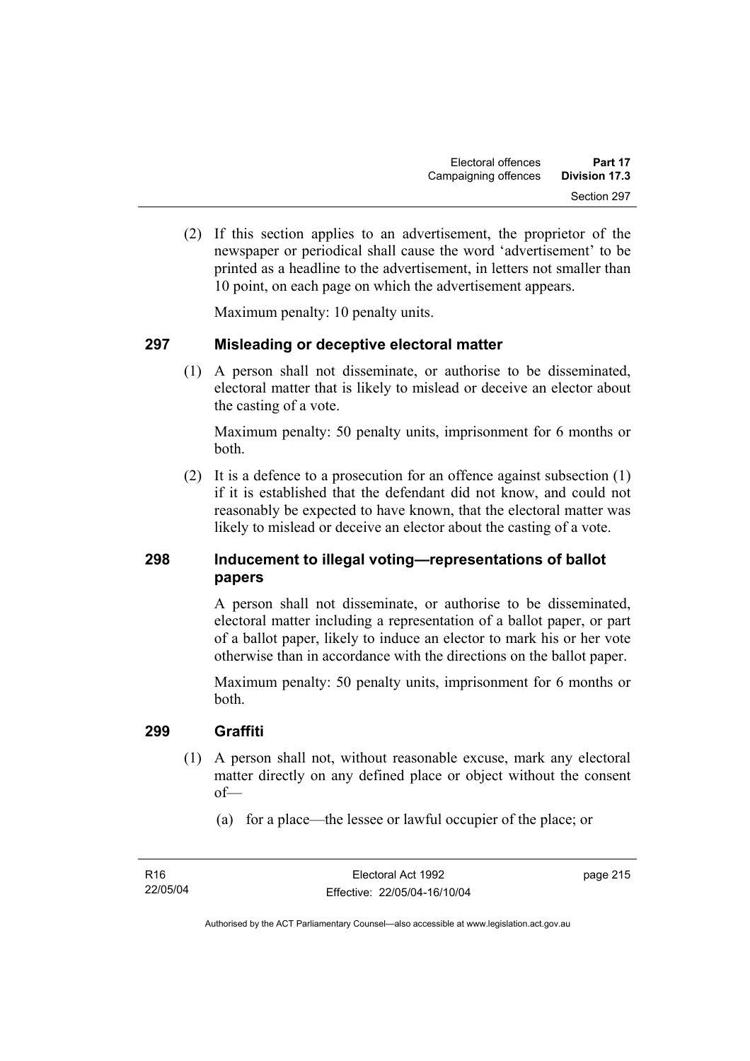(2) If this section applies to an advertisement, the proprietor of the newspaper or periodical shall cause the word 'advertisement' to be printed as a headline to the advertisement, in letters not smaller than 10 point, on each page on which the advertisement appears.

Maximum penalty: 10 penalty units.

## 297 Misleading or deceptive electoral matter

(1) A person shall not disseminate, or authorise to be disseminated, electoral matter that is likely to mislead or deceive an elector about the casting of a vote.

Maximum penalty: 50 penalty units, imprisonment for 6 months or both.

(2) It is a defence to a prosecution for an offence against subsection (1) if it is established that the defendant did not know, and could not reasonably be expected to have known, that the electoral matter was likely to mislead or deceive an elector about the casting of a vote.

## 298 Inducement to illegal voting—representations of ballot papers

A person shall not disseminate, or authorise to be disseminated, electoral matter including a representation of a ballot paper, or part of a ballot paper, likely to induce an elector to mark his or her vote otherwise than in accordance with the directions on the ballot paper.

Maximum penalty: 50 penalty units, imprisonment for 6 months or both.

## 299 Graffiti

(1) A person shall not, without reasonable excuse, mark any electoral matter directly on any defined place or object without the consent of—

(a) for a place—the lessee or lawful occupier of the place; or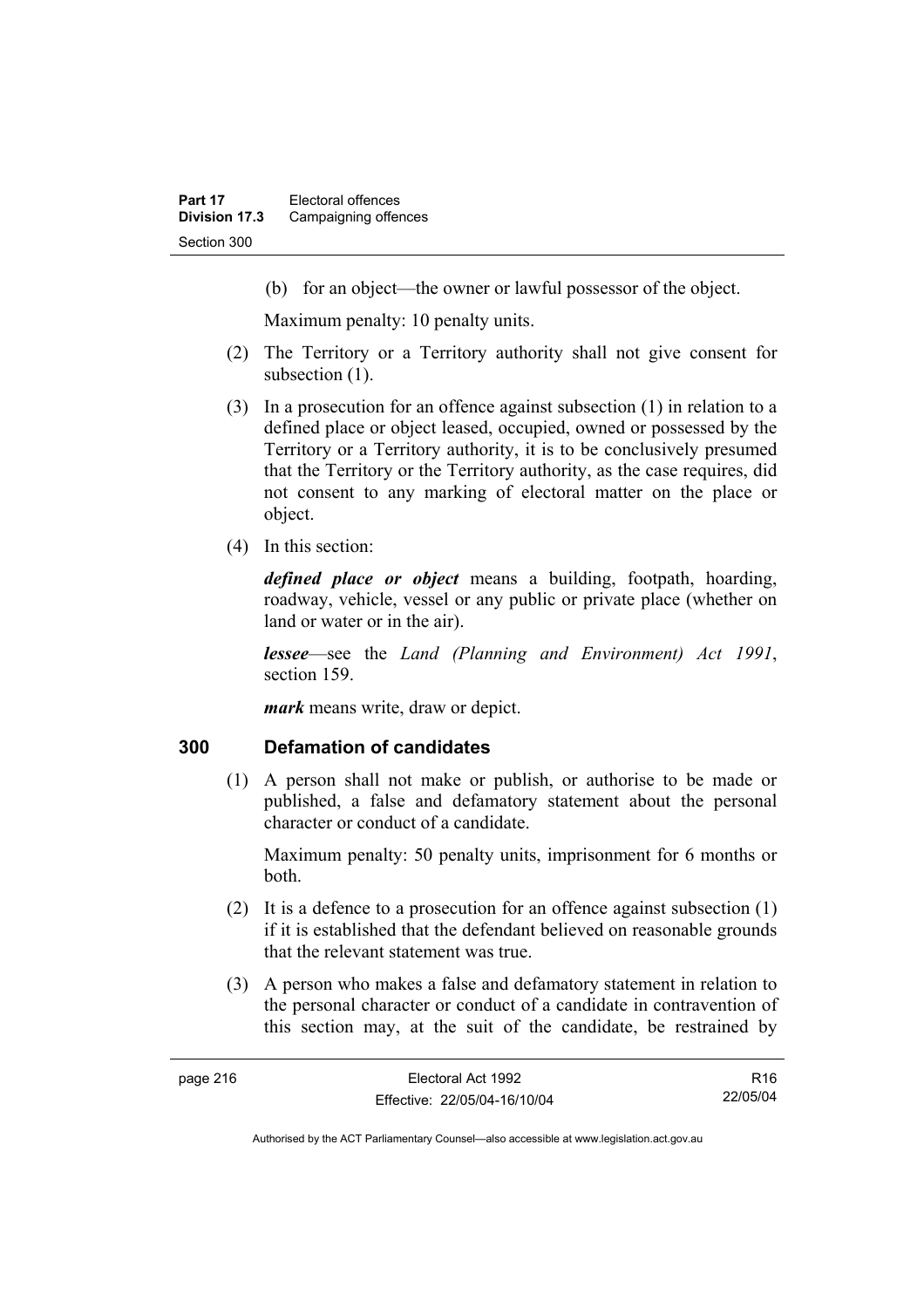(b) for an object—the owner or lawful possessor of the object.

Maximum penalty: 10 penalty units.

(2) The Territory or a Territory authority shall not give consent for subsection (1).

(3) In a prosecution for an offence against subsection (1) in relation to a defined place or object leased, occupied, owned or possessed by the Territory or a Territory authority, it is to be conclusively presumed that the Territory or the Territory authority, as the case requires, did not consent to any marking of electoral matter on the place or object.

(4) In this section:

***defined place or object*** means a building, footpath, hoarding, roadway, vehicle, vessel or any public or private place (whether on land or water or in the air).

***lessee***—see the *Land (Planning and Environment) Act 1991*, section 159.

***mark*** means write, draw or depict.

## 300 Defamation of candidates

(1) A person shall not make or publish, or authorise to be made or published, a false and defamatory statement about the personal character or conduct of a candidate.

Maximum penalty: 50 penalty units, imprisonment for 6 months or both.

(2) It is a defence to a prosecution for an offence against subsection (1) if it is established that the defendant believed on reasonable grounds that the relevant statement was true.

(3) A person who makes a false and defamatory statement in relation to the personal character or conduct of a candidate in contravention of this section may, at the suit of the candidate, be restrained by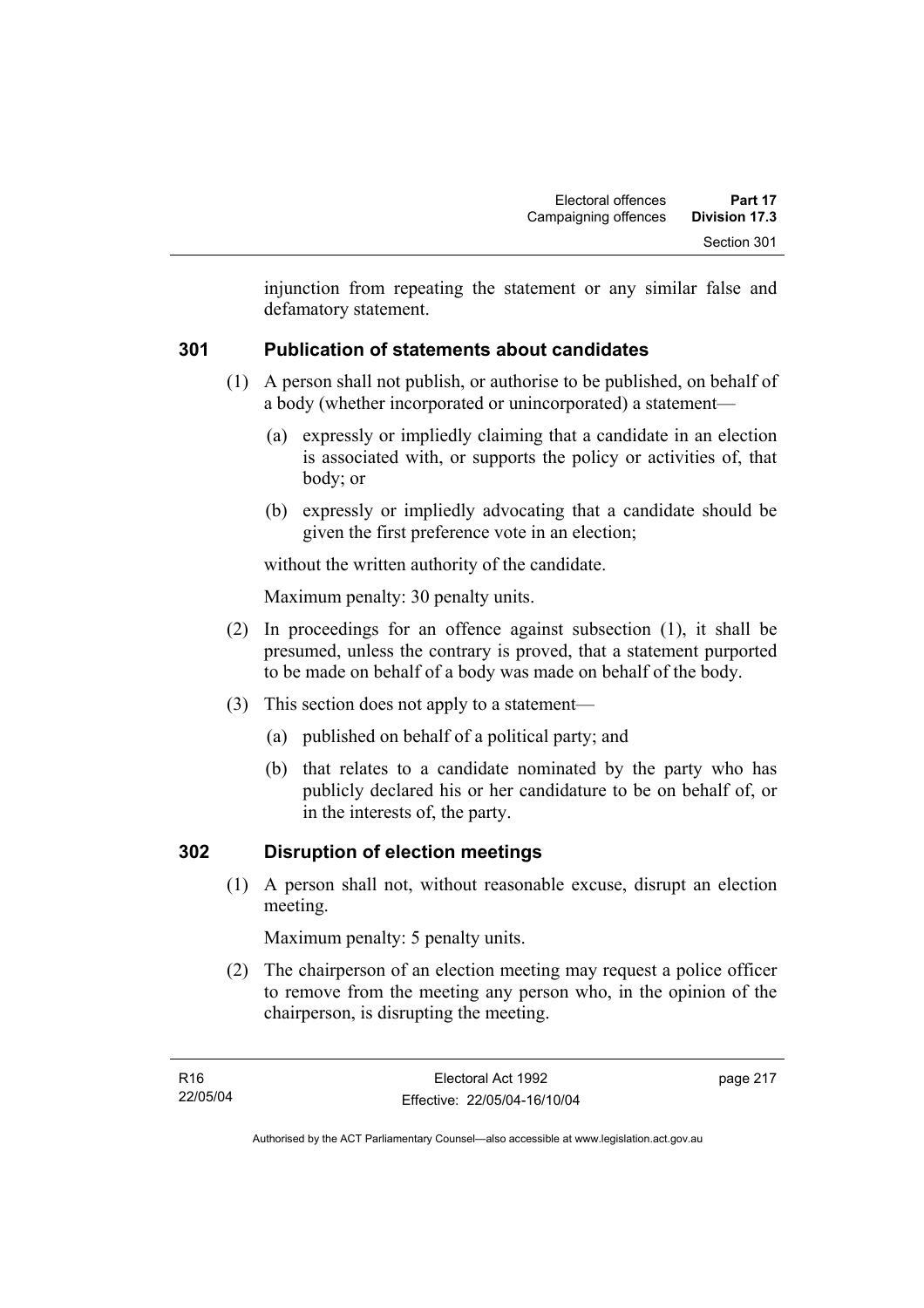injunction from repeating the statement or any similar false and defamatory statement.

### 301 Publication of statements about candidates

(1) A person shall not publish, or authorise to be published, on behalf of a body (whether incorporated or unincorporated) a statement—

(a) expressly or impliedly claiming that a candidate in an election is associated with, or supports the policy or activities of, that body; or

(b) expressly or impliedly advocating that a candidate should be given the first preference vote in an election;

without the written authority of the candidate.

Maximum penalty: 30 penalty units.

(2) In proceedings for an offence against subsection (1), it shall be presumed, unless the contrary is proved, that a statement purported to be made on behalf of a body was made on behalf of the body.

(3) This section does not apply to a statement—

(a) published on behalf of a political party; and

(b) that relates to a candidate nominated by the party who has publicly declared his or her candidature to be on behalf of, or in the interests of, the party.

### 302 Disruption of election meetings

(1) A person shall not, without reasonable excuse, disrupt an election meeting.

Maximum penalty: 5 penalty units.

(2) The chairperson of an election meeting may request a police officer to remove from the meeting any person who, in the opinion of the chairperson, is disrupting the meeting.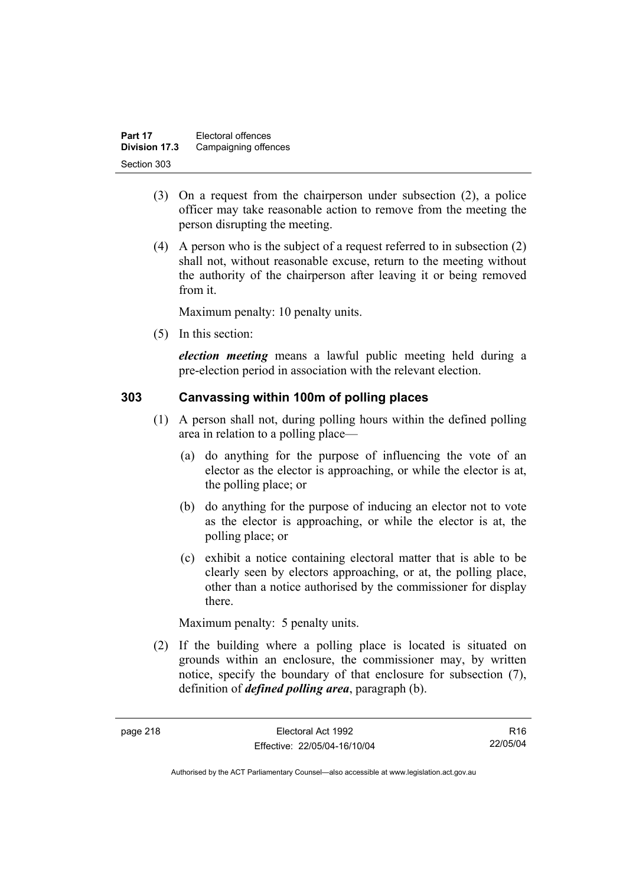(3) On a request from the chairperson under subsection (2), a police officer may take reasonable action to remove from the meeting the person disrupting the meeting.

(4) A person who is the subject of a request referred to in subsection (2) shall not, without reasonable excuse, return to the meeting without the authority of the chairperson after leaving it or being removed from it.

Maximum penalty: 10 penalty units.

(5) In this section:

***election meeting*** means a lawful public meeting held during a pre-election period in association with the relevant election.

## 303 Canvassing within 100m of polling places

(1) A person shall not, during polling hours within the defined polling area in relation to a polling place—

(a) do anything for the purpose of influencing the vote of an elector as the elector is approaching, or while the elector is at, the polling place; or

(b) do anything for the purpose of inducing an elector not to vote as the elector is approaching, or while the elector is at, the polling place; or

(c) exhibit a notice containing electoral matter that is able to be clearly seen by electors approaching, or at, the polling place, other than a notice authorised by the commissioner for display there.

Maximum penalty: 5 penalty units.

(2) If the building where a polling place is located is situated on grounds within an enclosure, the commissioner may, by written notice, specify the boundary of that enclosure for subsection (7), definition of ***defined polling area***, paragraph (b).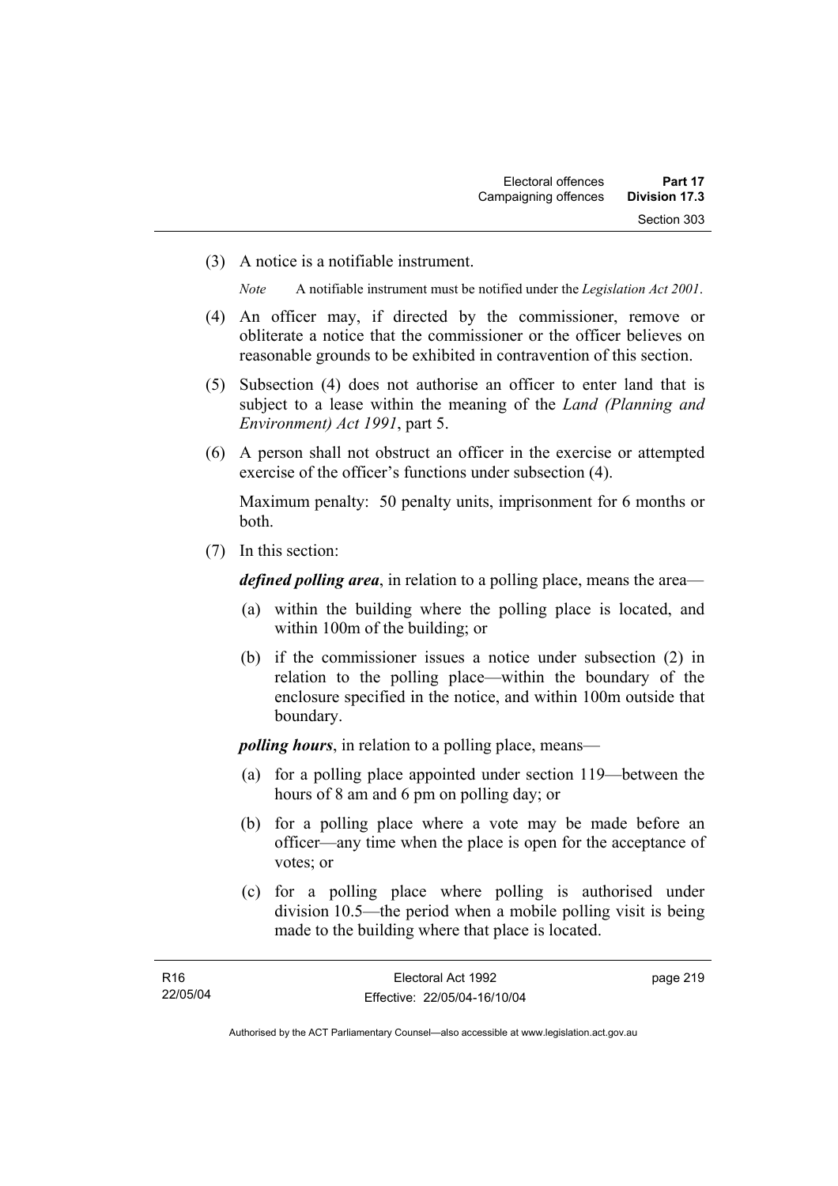(3) A notice is a notifiable instrument.

*Note* A notifiable instrument must be notified under the *Legislation Act 2001*.

(4) An officer may, if directed by the commissioner, remove or obliterate a notice that the commissioner or the officer believes on reasonable grounds to be exhibited in contravention of this section.

(5) Subsection (4) does not authorise an officer to enter land that is subject to a lease within the meaning of the *Land (Planning and Environment) Act 1991*, part 5.

(6) A person shall not obstruct an officer in the exercise or attempted exercise of the officer's functions under subsection (4).

Maximum penalty: 50 penalty units, imprisonment for 6 months or both.

(7) In this section:

***defined polling area***, in relation to a polling place, means the area—

(a) within the building where the polling place is located, and within 100m of the building; or

(b) if the commissioner issues a notice under subsection (2) in relation to the polling place—within the boundary of the enclosure specified in the notice, and within 100m outside that boundary.

***polling hours***, in relation to a polling place, means—

(a) for a polling place appointed under section 119—between the hours of 8 am and 6 pm on polling day; or

(b) for a polling place where a vote may be made before an officer—any time when the place is open for the acceptance of votes; or

(c) for a polling place where polling is authorised under division 10.5—the period when a mobile polling visit is being made to the building where that place is located.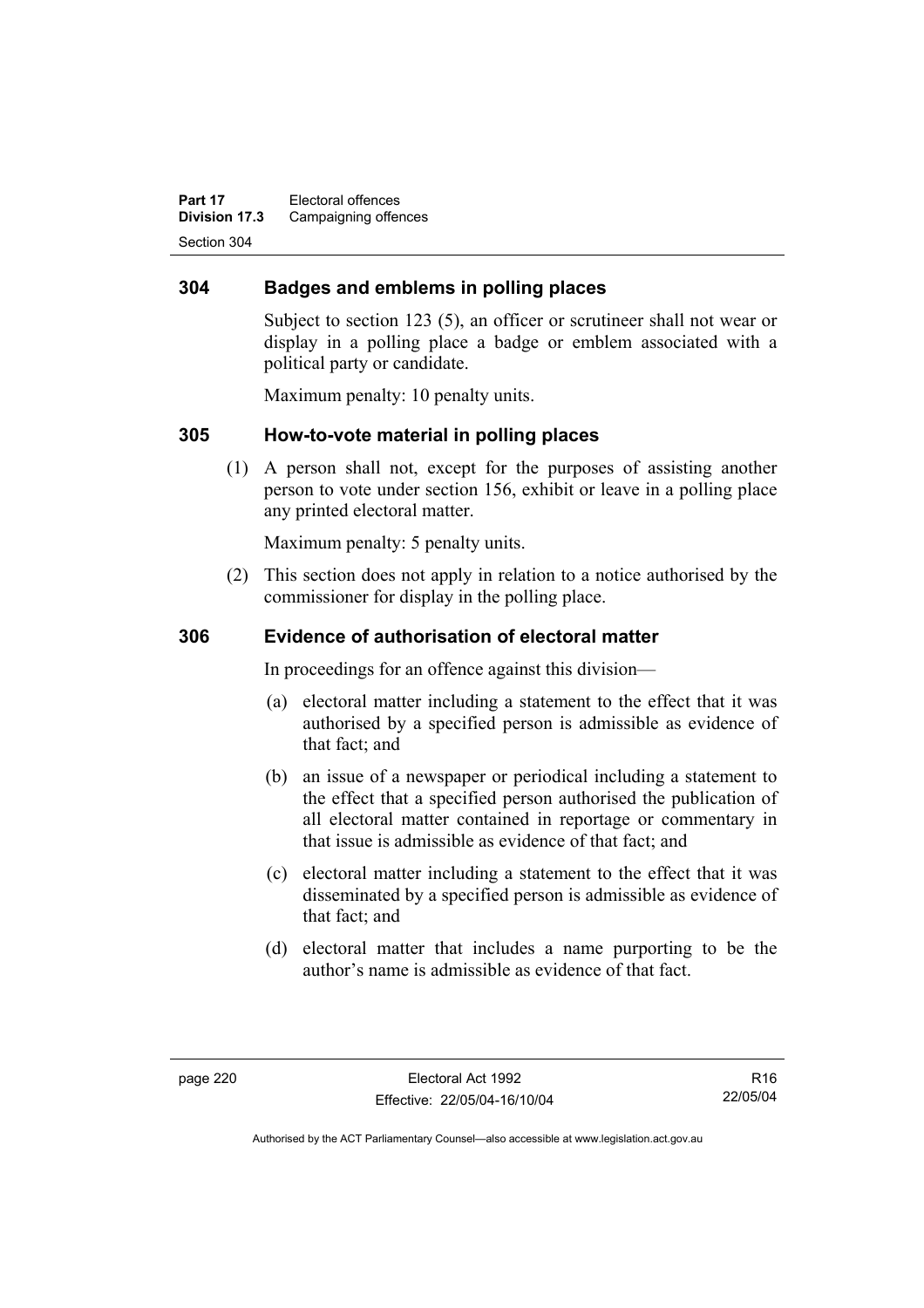## 304 Badges and emblems in polling places

Subject to section 123 (5), an officer or scrutineer shall not wear or display in a polling place a badge or emblem associated with a political party or candidate.

Maximum penalty: 10 penalty units.

## 305 How-to-vote material in polling places

(1) A person shall not, except for the purposes of assisting another person to vote under section 156, exhibit or leave in a polling place any printed electoral matter.

Maximum penalty: 5 penalty units.

(2) This section does not apply in relation to a notice authorised by the commissioner for display in the polling place.

## 306 Evidence of authorisation of electoral matter

In proceedings for an offence against this division—

(a) electoral matter including a statement to the effect that it was authorised by a specified person is admissible as evidence of that fact; and

(b) an issue of a newspaper or periodical including a statement to the effect that a specified person authorised the publication of all electoral matter contained in reportage or commentary in that issue is admissible as evidence of that fact; and

(c) electoral matter including a statement to the effect that it was disseminated by a specified person is admissible as evidence of that fact; and

(d) electoral matter that includes a name purporting to be the author's name is admissible as evidence of that fact.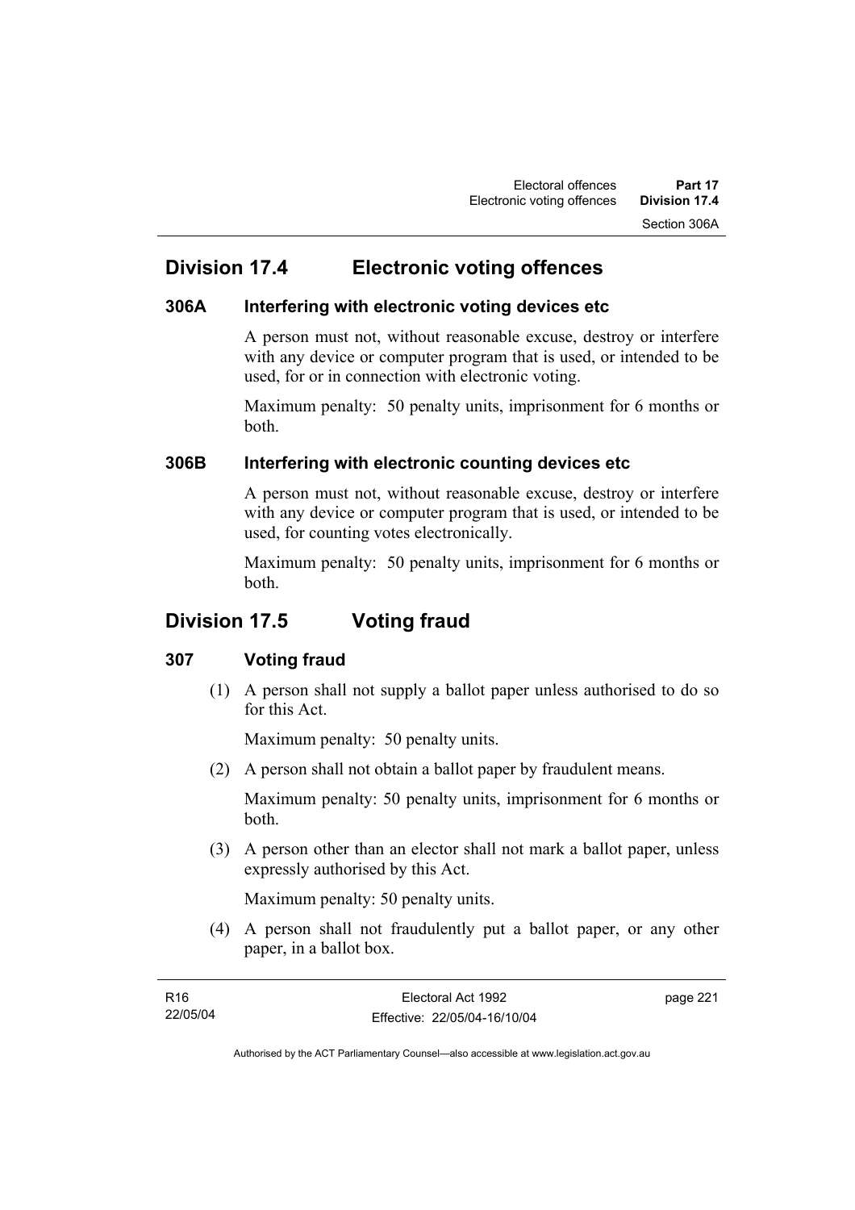## Division 17.4 Electronic voting offences

### 306A Interfering with electronic voting devices etc

A person must not, without reasonable excuse, destroy or interfere with any device or computer program that is used, or intended to be used, for or in connection with electronic voting.

Maximum penalty: 50 penalty units, imprisonment for 6 months or both.

### 306B Interfering with electronic counting devices etc

A person must not, without reasonable excuse, destroy or interfere with any device or computer program that is used, or intended to be used, for counting votes electronically.

Maximum penalty: 50 penalty units, imprisonment for 6 months or both.

## Division 17.5 Voting fraud

### 307 Voting fraud

(1) A person shall not supply a ballot paper unless authorised to do so for this Act.

Maximum penalty: 50 penalty units.

(2) A person shall not obtain a ballot paper by fraudulent means.

Maximum penalty: 50 penalty units, imprisonment for 6 months or both.

(3) A person other than an elector shall not mark a ballot paper, unless expressly authorised by this Act.

Maximum penalty: 50 penalty units.

(4) A person shall not fraudulently put a ballot paper, or any other paper, in a ballot box.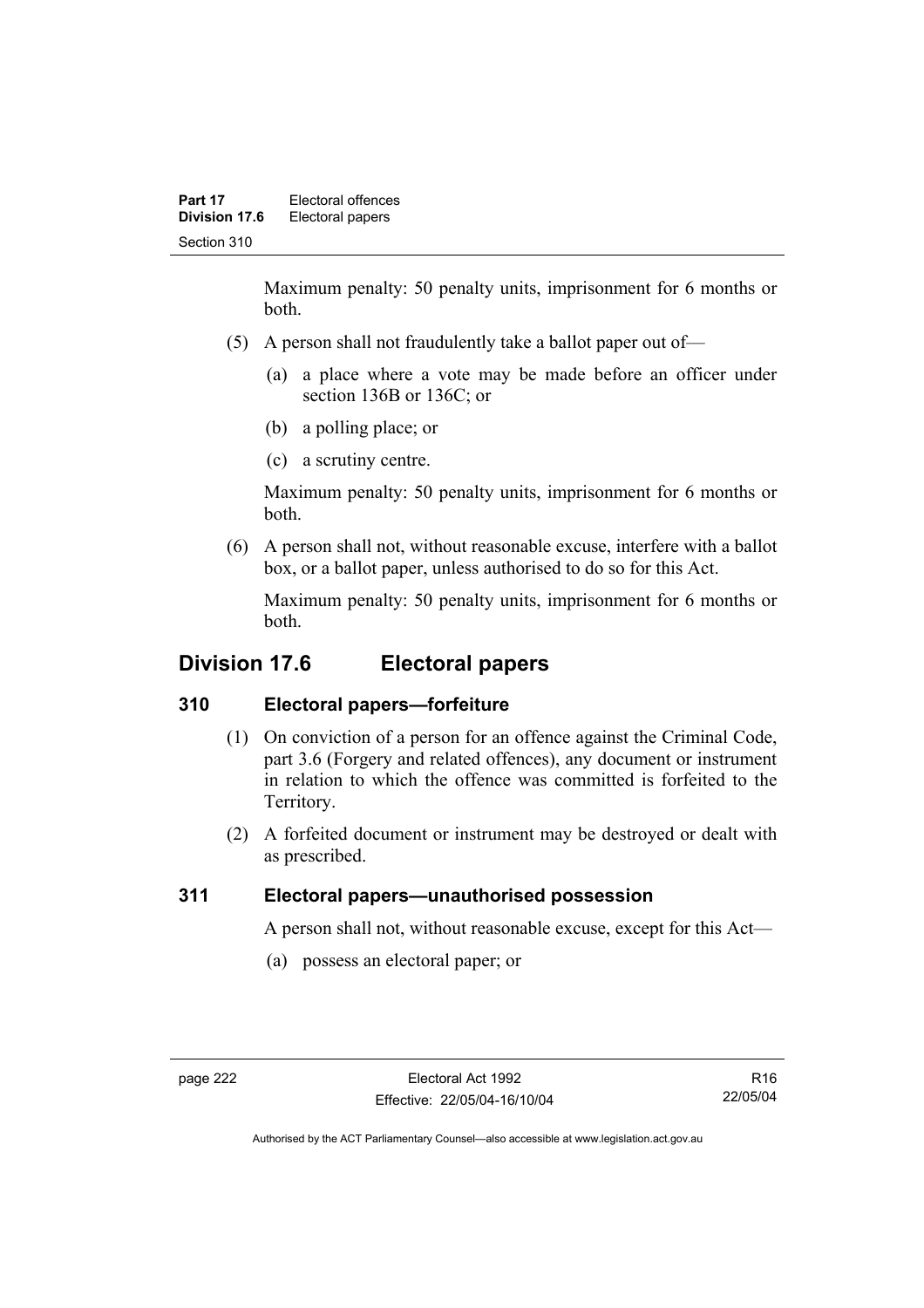Maximum penalty: 50 penalty units, imprisonment for 6 months or both.

(5) A person shall not fraudulently take a ballot paper out of—

(a) a place where a vote may be made before an officer under section 136B or 136C; or

(b) a polling place; or

(c) a scrutiny centre.

Maximum penalty: 50 penalty units, imprisonment for 6 months or both.

(6) A person shall not, without reasonable excuse, interfere with a ballot box, or a ballot paper, unless authorised to do so for this Act.

Maximum penalty: 50 penalty units, imprisonment for 6 months or both.

## Division 17.6 Electoral papers

### 310 Electoral papers—forfeiture

(1) On conviction of a person for an offence against the Criminal Code, part 3.6 (Forgery and related offences), any document or instrument in relation to which the offence was committed is forfeited to the Territory.

(2) A forfeited document or instrument may be destroyed or dealt with as prescribed.

### 311 Electoral papers—unauthorised possession

A person shall not, without reasonable excuse, except for this Act—

(a) possess an electoral paper; or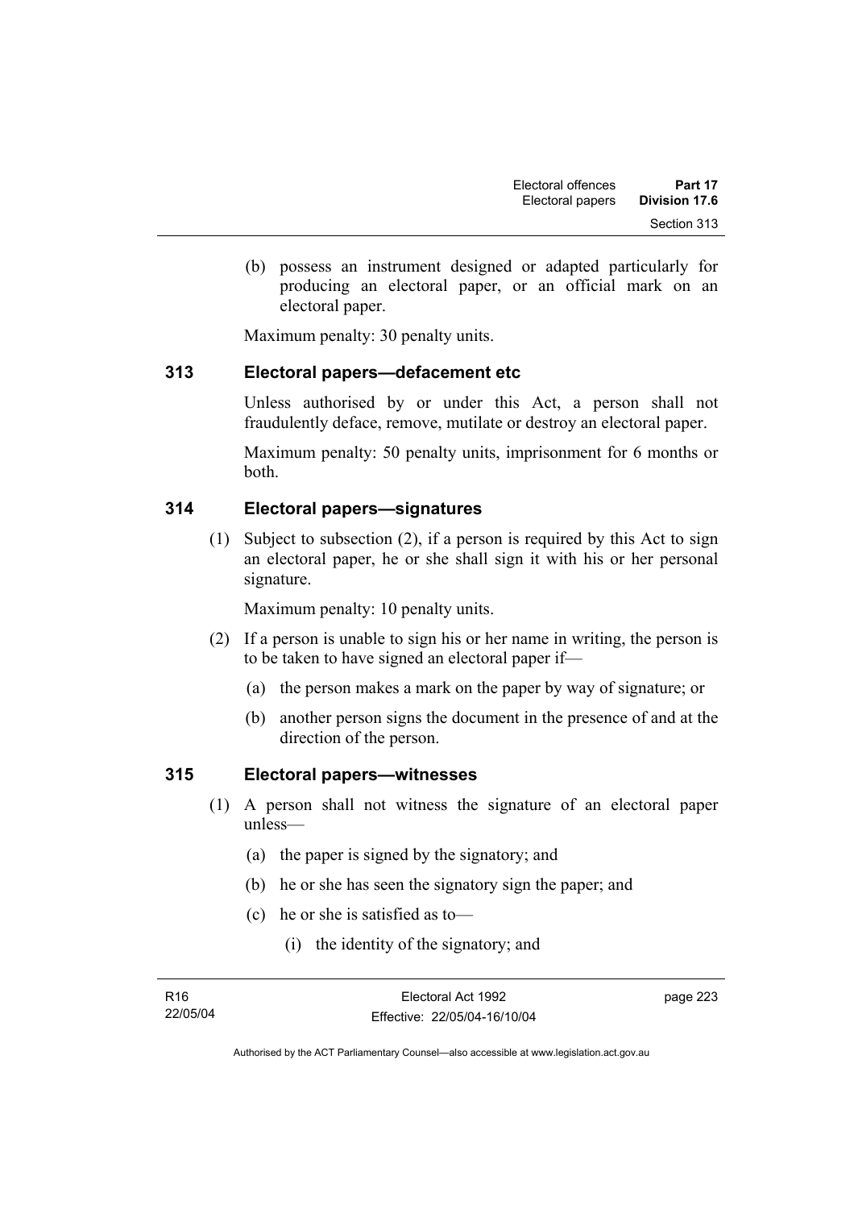(b) possess an instrument designed or adapted particularly for producing an electoral paper, or an official mark on an electoral paper.

Maximum penalty: 30 penalty units.

### 313 Electoral papers—defacement etc

Unless authorised by or under this Act, a person shall not fraudulently deface, remove, mutilate or destroy an electoral paper.

Maximum penalty: 50 penalty units, imprisonment for 6 months or both.

### 314 Electoral papers—signatures

(1) Subject to subsection (2), if a person is required by this Act to sign an electoral paper, he or she shall sign it with his or her personal signature.

Maximum penalty: 10 penalty units.

(2) If a person is unable to sign his or her name in writing, the person is to be taken to have signed an electoral paper if—

(a) the person makes a mark on the paper by way of signature; or

(b) another person signs the document in the presence of and at the direction of the person.

### 315 Electoral papers—witnesses

(1) A person shall not witness the signature of an electoral paper unless—

(a) the paper is signed by the signatory; and

(b) he or she has seen the signatory sign the paper; and

(c) he or she is satisfied as to—

(i) the identity of the signatory; and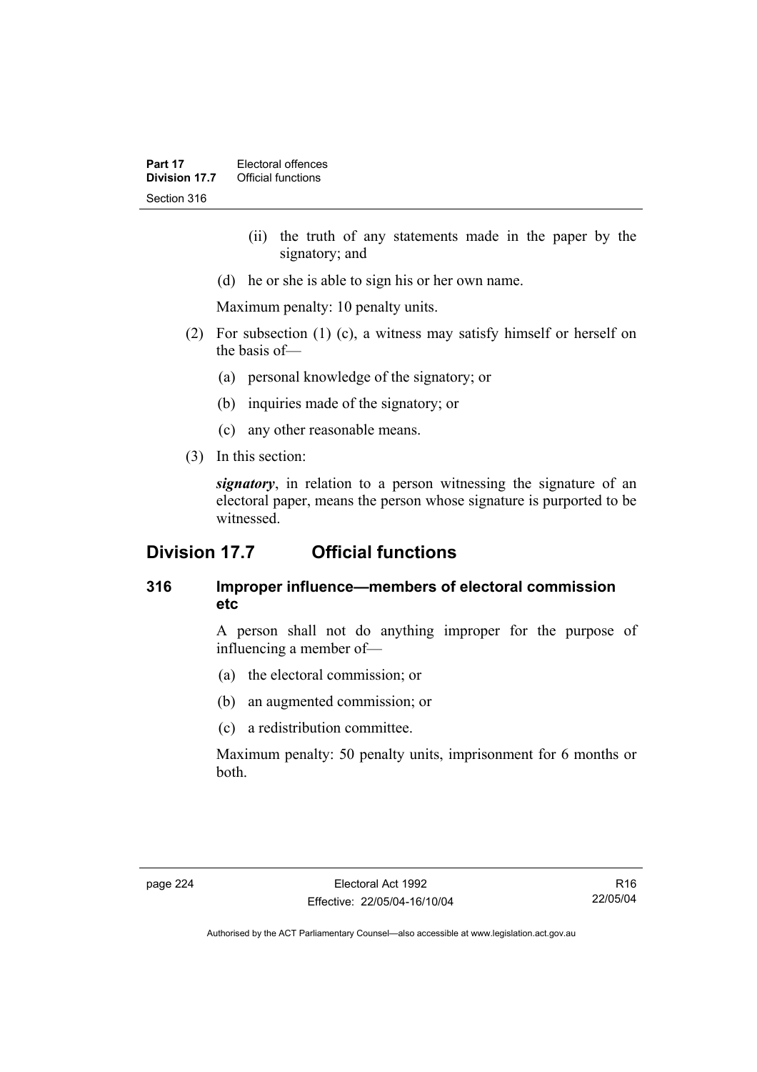(ii) the truth of any statements made in the paper by the signatory; and

(d) he or she is able to sign his or her own name.

Maximum penalty: 10 penalty units.

(2) For subsection (1) (c), a witness may satisfy himself or herself on the basis of—

(a) personal knowledge of the signatory; or

(b) inquiries made of the signatory; or

(c) any other reasonable means.

(3) In this section:

***signatory***, in relation to a person witnessing the signature of an electoral paper, means the person whose signature is purported to be witnessed.

## Division 17.7 Official functions

### 316 Improper influence—members of electoral commission etc

A person shall not do anything improper for the purpose of influencing a member of—

(a) the electoral commission; or

(b) an augmented commission; or

(c) a redistribution committee.

Maximum penalty: 50 penalty units, imprisonment for 6 months or both.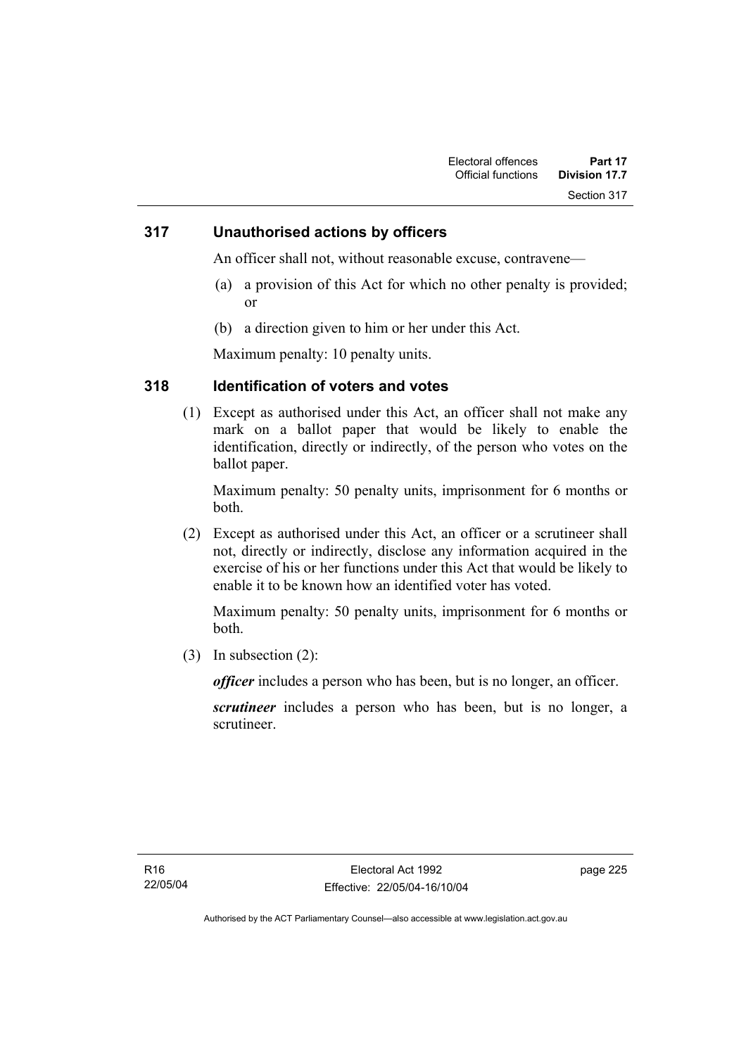## 317 Unauthorised actions by officers

An officer shall not, without reasonable excuse, contravene—

(a) a provision of this Act for which no other penalty is provided; or

(b) a direction given to him or her under this Act.

Maximum penalty: 10 penalty units.

## 318 Identification of voters and votes

(1) Except as authorised under this Act, an officer shall not make any mark on a ballot paper that would be likely to enable the identification, directly or indirectly, of the person who votes on the ballot paper.

Maximum penalty: 50 penalty units, imprisonment for 6 months or both.

(2) Except as authorised under this Act, an officer or a scrutineer shall not, directly or indirectly, disclose any information acquired in the exercise of his or her functions under this Act that would be likely to enable it to be known how an identified voter has voted.

Maximum penalty: 50 penalty units, imprisonment for 6 months or both.

(3) In subsection (2):

***officer*** includes a person who has been, but is no longer, an officer.

***scrutineer*** includes a person who has been, but is no longer, a scrutineer.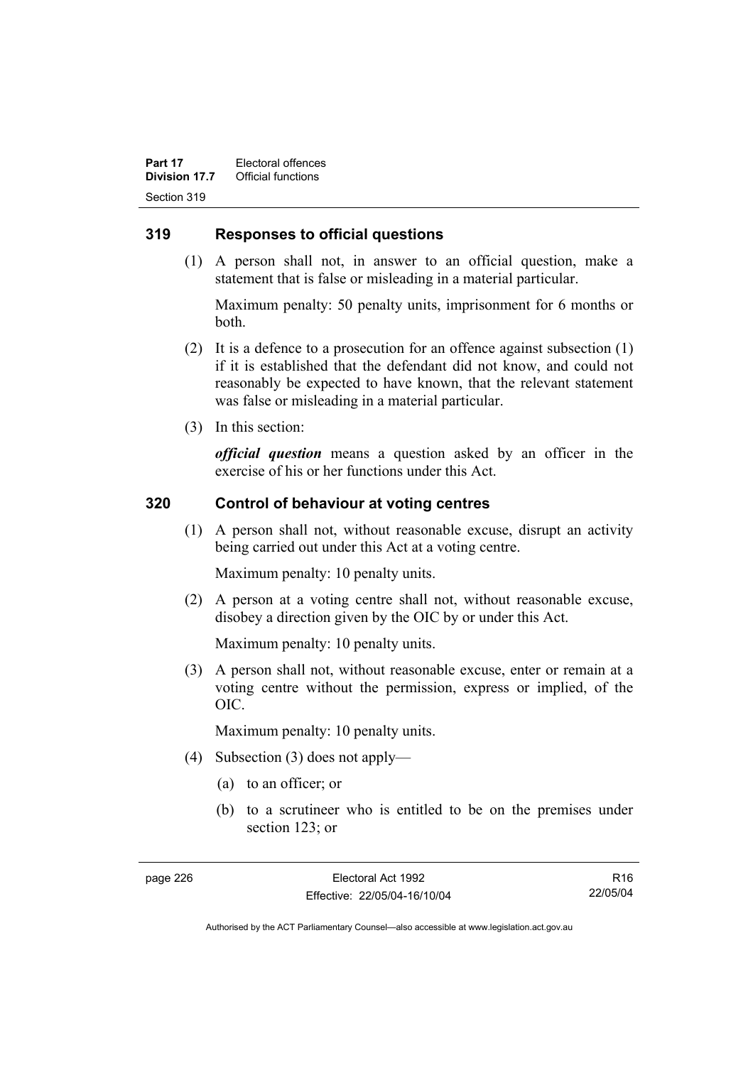## 319 Responses to official questions

(1) A person shall not, in answer to an official question, make a statement that is false or misleading in a material particular.

Maximum penalty: 50 penalty units, imprisonment for 6 months or both.

(2) It is a defence to a prosecution for an offence against subsection (1) if it is established that the defendant did not know, and could not reasonably be expected to have known, that the relevant statement was false or misleading in a material particular.

(3) In this section:

***official question*** means a question asked by an officer in the exercise of his or her functions under this Act.

## 320 Control of behaviour at voting centres

(1) A person shall not, without reasonable excuse, disrupt an activity being carried out under this Act at a voting centre.

Maximum penalty: 10 penalty units.

(2) A person at a voting centre shall not, without reasonable excuse, disobey a direction given by the OIC by or under this Act.

Maximum penalty: 10 penalty units.

(3) A person shall not, without reasonable excuse, enter or remain at a voting centre without the permission, express or implied, of the OIC.

Maximum penalty: 10 penalty units.

(4) Subsection (3) does not apply—

(a) to an officer; or

(b) to a scrutineer who is entitled to be on the premises under section 123; or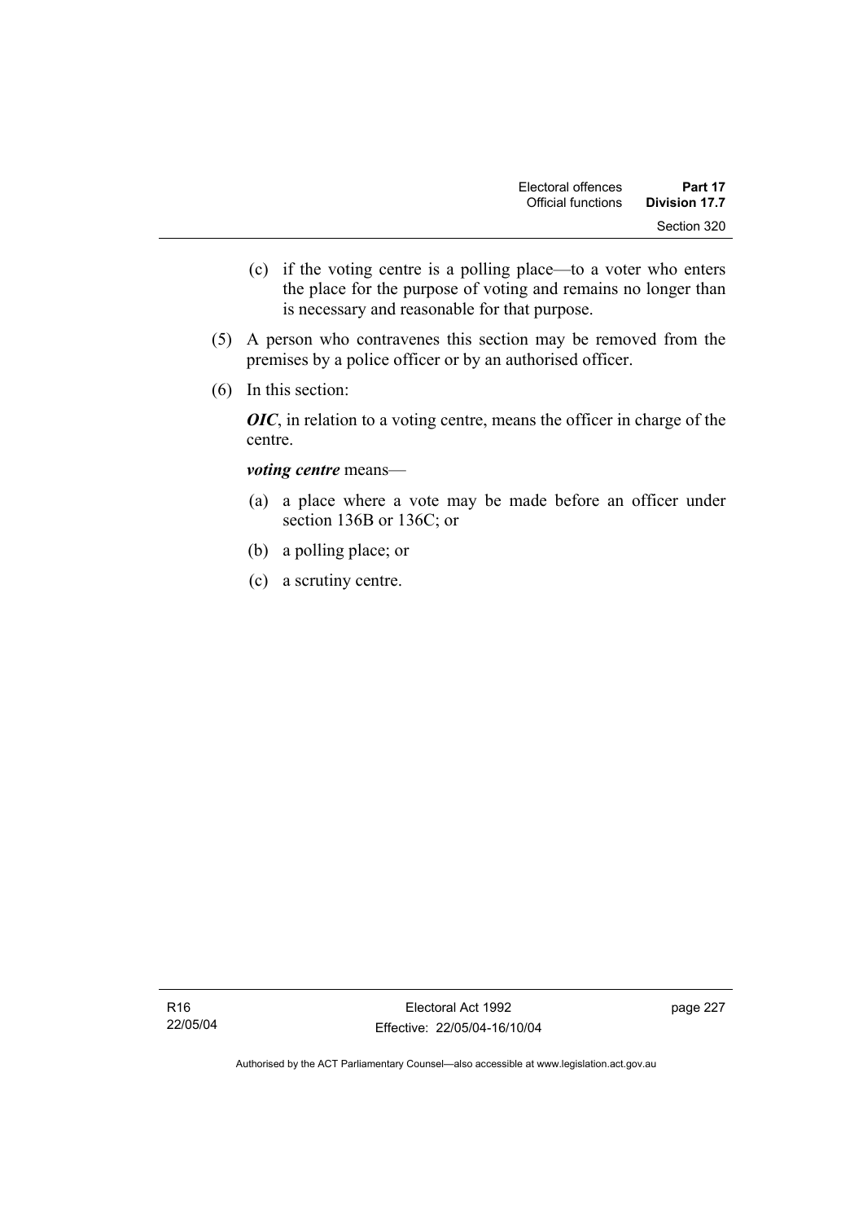(c) if the voting centre is a polling place—to a voter who enters the place for the purpose of voting and remains no longer than is necessary and reasonable for that purpose.

(5) A person who contravenes this section may be removed from the premises by a police officer or by an authorised officer.

(6) In this section:

***OIC***, in relation to a voting centre, means the officer in charge of the centre.

***voting centre*** means—

(a) a place where a vote may be made before an officer under section 136B or 136C; or

(b) a polling place; or

(c) a scrutiny centre.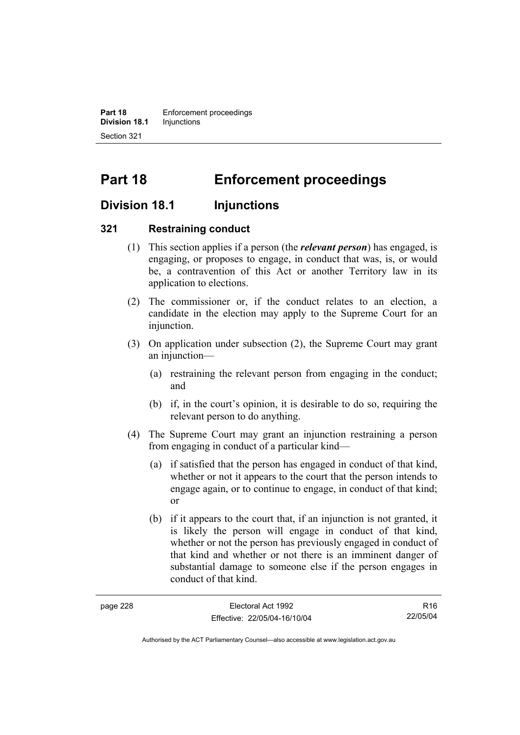# Part 18 Enforcement proceedings

## Division 18.1 Injunctions

### 321 Restraining conduct

(1) This section applies if a person (the ***relevant person***) has engaged, is engaging, or proposes to engage, in conduct that was, is, or would be, a contravention of this Act or another Territory law in its application to elections.

(2) The commissioner or, if the conduct relates to an election, a candidate in the election may apply to the Supreme Court for an injunction.

(3) On application under subsection (2), the Supreme Court may grant an injunction—

(a) restraining the relevant person from engaging in the conduct; and

(b) if, in the court's opinion, it is desirable to do so, requiring the relevant person to do anything.

(4) The Supreme Court may grant an injunction restraining a person from engaging in conduct of a particular kind—

(a) if satisfied that the person has engaged in conduct of that kind, whether or not it appears to the court that the person intends to engage again, or to continue to engage, in conduct of that kind; or

(b) if it appears to the court that, if an injunction is not granted, it is likely the person will engage in conduct of that kind, whether or not the person has previously engaged in conduct of that kind and whether or not there is an imminent danger of substantial damage to someone else if the person engages in conduct of that kind.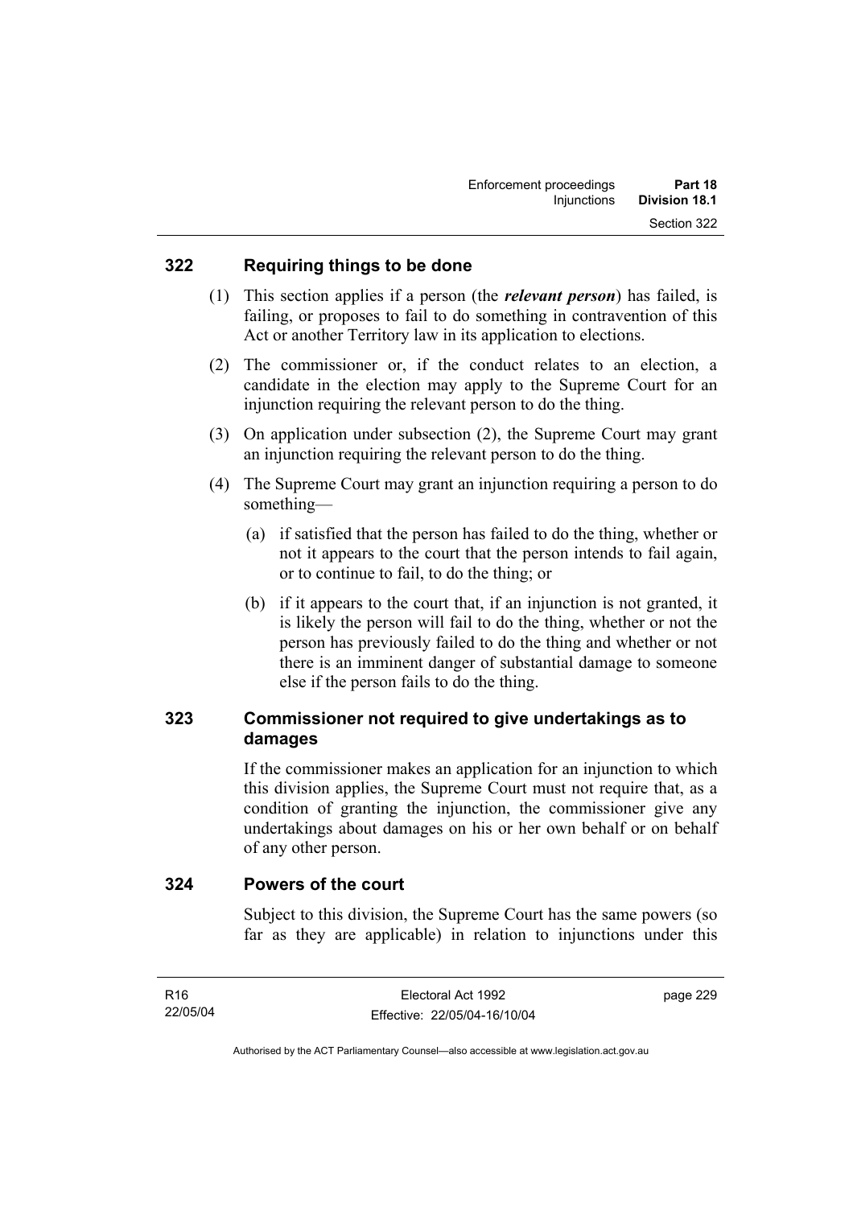## 322 Requiring things to be done

(1) This section applies if a person (the ***relevant person***) has failed, is failing, or proposes to fail to do something in contravention of this Act or another Territory law in its application to elections.

(2) The commissioner or, if the conduct relates to an election, a candidate in the election may apply to the Supreme Court for an injunction requiring the relevant person to do the thing.

(3) On application under subsection (2), the Supreme Court may grant an injunction requiring the relevant person to do the thing.

(4) The Supreme Court may grant an injunction requiring a person to do something—

(a) if satisfied that the person has failed to do the thing, whether or not it appears to the court that the person intends to fail again, or to continue to fail, to do the thing; or

(b) if it appears to the court that, if an injunction is not granted, it is likely the person will fail to do the thing, whether or not the person has previously failed to do the thing and whether or not there is an imminent danger of substantial damage to someone else if the person fails to do the thing.

## 323 Commissioner not required to give undertakings as to damages

If the commissioner makes an application for an injunction to which this division applies, the Supreme Court must not require that, as a condition of granting the injunction, the commissioner give any undertakings about damages on his or her own behalf or on behalf of any other person.

## 324 Powers of the court

Subject to this division, the Supreme Court has the same powers (so far as they are applicable) in relation to injunctions under this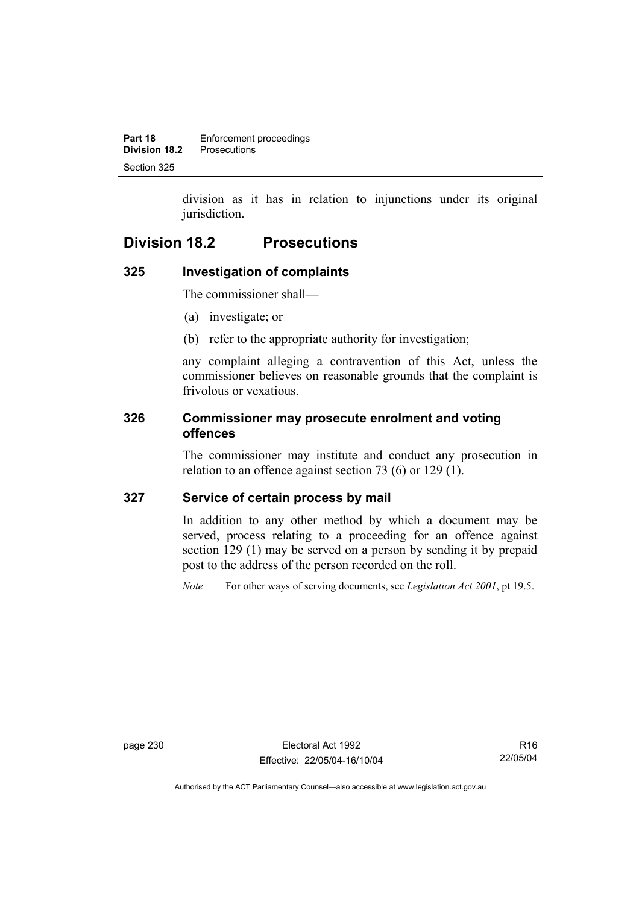division as it has in relation to injunctions under its original jurisdiction.

## Division 18.2 Prosecutions

### 325 Investigation of complaints

The commissioner shall—

(a) investigate; or

(b) refer to the appropriate authority for investigation;

any complaint alleging a contravention of this Act, unless the commissioner believes on reasonable grounds that the complaint is frivolous or vexatious.

### 326 Commissioner may prosecute enrolment and voting offences

The commissioner may institute and conduct any prosecution in relation to an offence against section 73 (6) or 129 (1).

### 327 Service of certain process by mail

In addition to any other method by which a document may be served, process relating to a proceeding for an offence against section 129 (1) may be served on a person by sending it by prepaid post to the address of the person recorded on the roll.

*Note* For other ways of serving documents, see *Legislation Act 2001*, pt 19.5.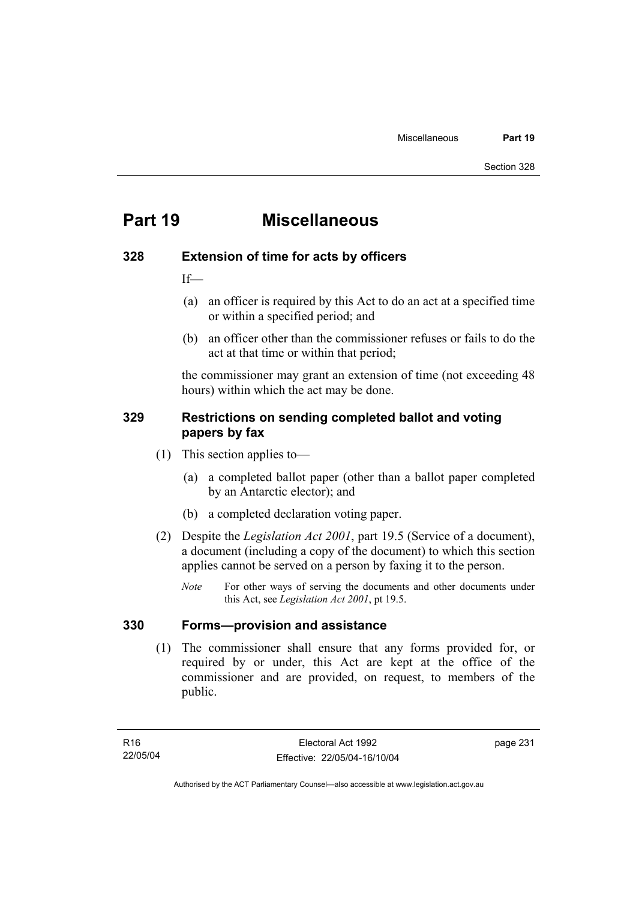# Part 19 Miscellaneous

## 328 Extension of time for acts by officers

If—

(a) an officer is required by this Act to do an act at a specified time or within a specified period; and

(b) an officer other than the commissioner refuses or fails to do the act at that time or within that period;

the commissioner may grant an extension of time (not exceeding 48 hours) within which the act may be done.

## 329 Restrictions on sending completed ballot and voting papers by fax

(1) This section applies to—

(a) a completed ballot paper (other than a ballot paper completed by an Antarctic elector); and

(b) a completed declaration voting paper.

(2) Despite the *Legislation Act 2001*, part 19.5 (Service of a document), a document (including a copy of the document) to which this section applies cannot be served on a person by faxing it to the person.

*Note* For other ways of serving the documents and other documents under this Act, see *Legislation Act 2001*, pt 19.5.

## 330 Forms—provision and assistance

(1) The commissioner shall ensure that any forms provided for, or required by or under, this Act are kept at the office of the commissioner and are provided, on request, to members of the public.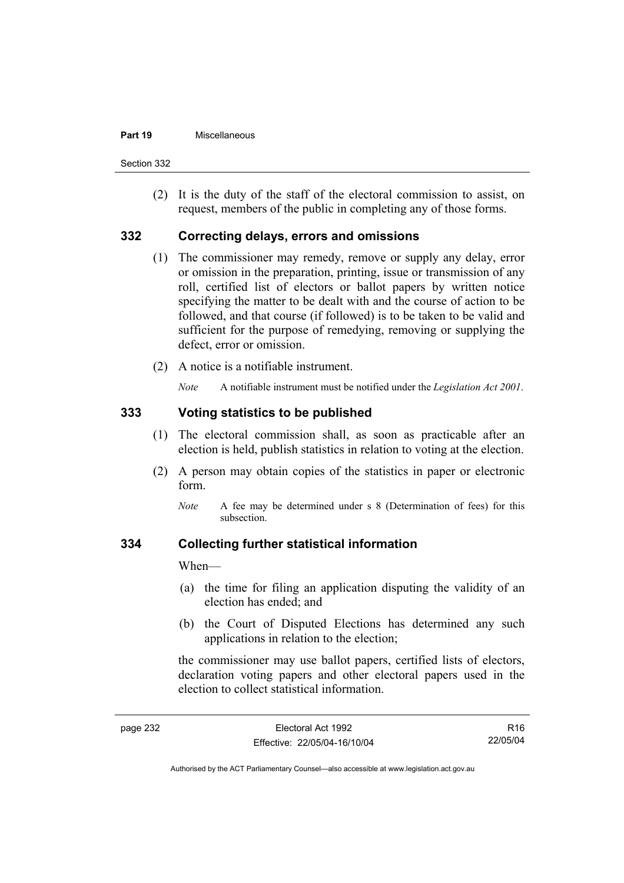(2) It is the duty of the staff of the electoral commission to assist, on request, members of the public in completing any of those forms.

## 332 Correcting delays, errors and omissions

(1) The commissioner may remedy, remove or supply any delay, error or omission in the preparation, printing, issue or transmission of any roll, certified list of electors or ballot papers by written notice specifying the matter to be dealt with and the course of action to be followed, and that course (if followed) is to be taken to be valid and sufficient for the purpose of remedying, removing or supplying the defect, error or omission.

(2) A notice is a notifiable instrument.

*Note* A notifiable instrument must be notified under the *Legislation Act 2001*.

## 333 Voting statistics to be published

(1) The electoral commission shall, as soon as practicable after an election is held, publish statistics in relation to voting at the election.

(2) A person may obtain copies of the statistics in paper or electronic form.

*Note* A fee may be determined under s 8 (Determination of fees) for this subsection.

## 334 Collecting further statistical information

When—

(a) the time for filing an application disputing the validity of an election has ended; and

(b) the Court of Disputed Elections has determined any such applications in relation to the election;

the commissioner may use ballot papers, certified lists of electors, declaration voting papers and other electoral papers used in the election to collect statistical information.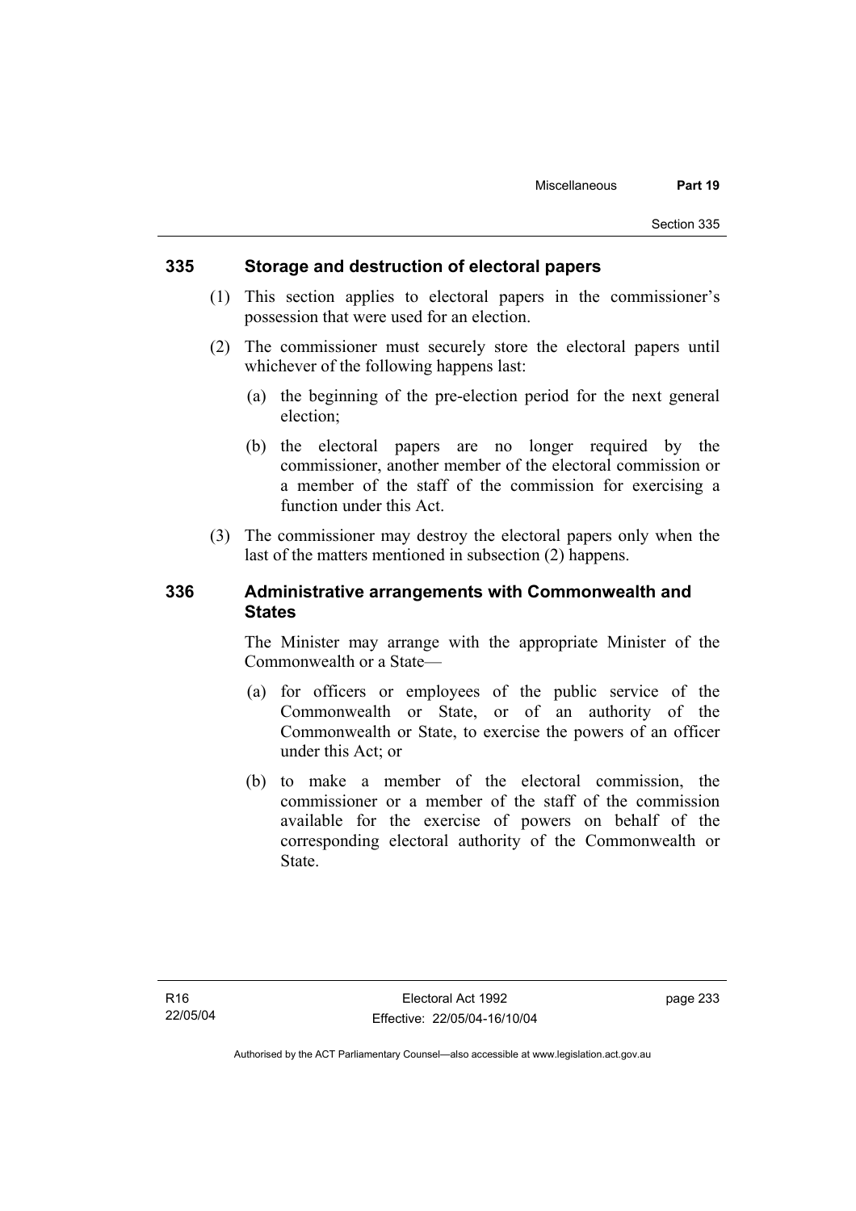## 335 Storage and destruction of electoral papers

(1) This section applies to electoral papers in the commissioner's possession that were used for an election.

(2) The commissioner must securely store the electoral papers until whichever of the following happens last:

(a) the beginning of the pre-election period for the next general election;

(b) the electoral papers are no longer required by the commissioner, another member of the electoral commission or a member of the staff of the commission for exercising a function under this Act.

(3) The commissioner may destroy the electoral papers only when the last of the matters mentioned in subsection (2) happens.

## 336 Administrative arrangements with Commonwealth and States

The Minister may arrange with the appropriate Minister of the Commonwealth or a State—

(a) for officers or employees of the public service of the Commonwealth or State, or of an authority of the Commonwealth or State, to exercise the powers of an officer under this Act; or

(b) to make a member of the electoral commission, the commissioner or a member of the staff of the commission available for the exercise of powers on behalf of the corresponding electoral authority of the Commonwealth or State.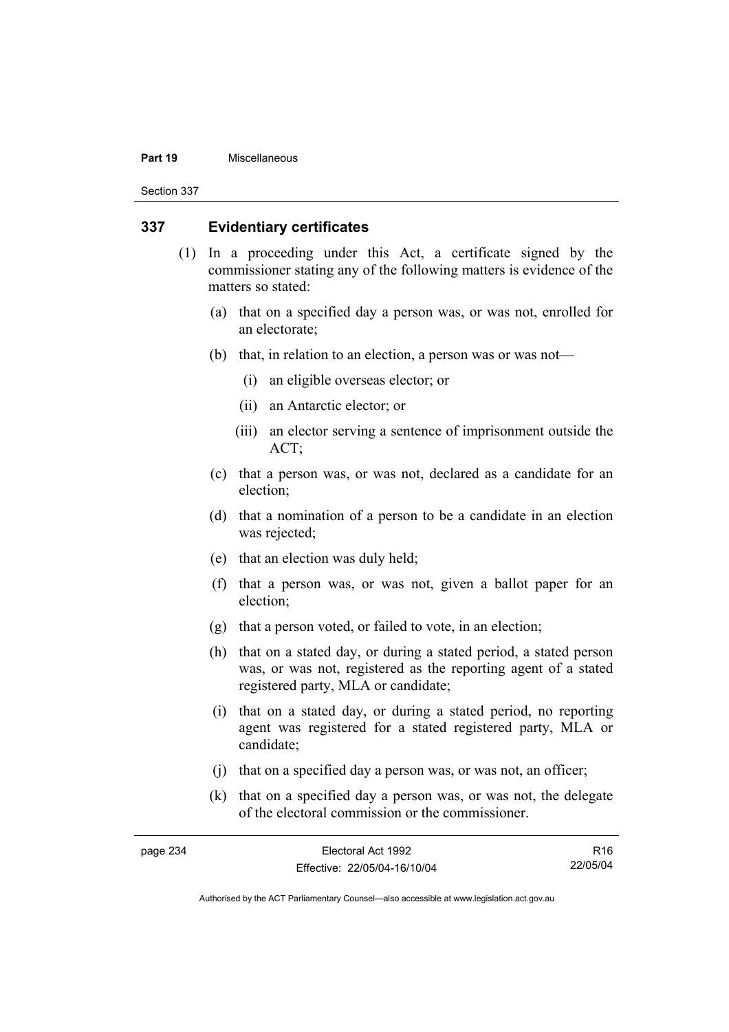## 337 Evidentiary certificates

(1) In a proceeding under this Act, a certificate signed by the commissioner stating any of the following matters is evidence of the matters so stated:

- (a) that on a specified day a person was, or was not, enrolled for an electorate;
- (b) that, in relation to an election, a person was or was not—
  - (i) an eligible overseas elector; or
  - (ii) an Antarctic elector; or
  - (iii) an elector serving a sentence of imprisonment outside the ACT;
- (c) that a person was, or was not, declared as a candidate for an election;
- (d) that a nomination of a person to be a candidate in an election was rejected;
- (e) that an election was duly held;
- (f) that a person was, or was not, given a ballot paper for an election;
- (g) that a person voted, or failed to vote, in an election;
- (h) that on a stated day, or during a stated period, a stated person was, or was not, registered as the reporting agent of a stated registered party, MLA or candidate;
- (i) that on a stated day, or during a stated period, no reporting agent was registered for a stated registered party, MLA or candidate;
- (j) that on a specified day a person was, or was not, an officer;
- (k) that on a specified day a person was, or was not, the delegate of the electoral commission or the commissioner.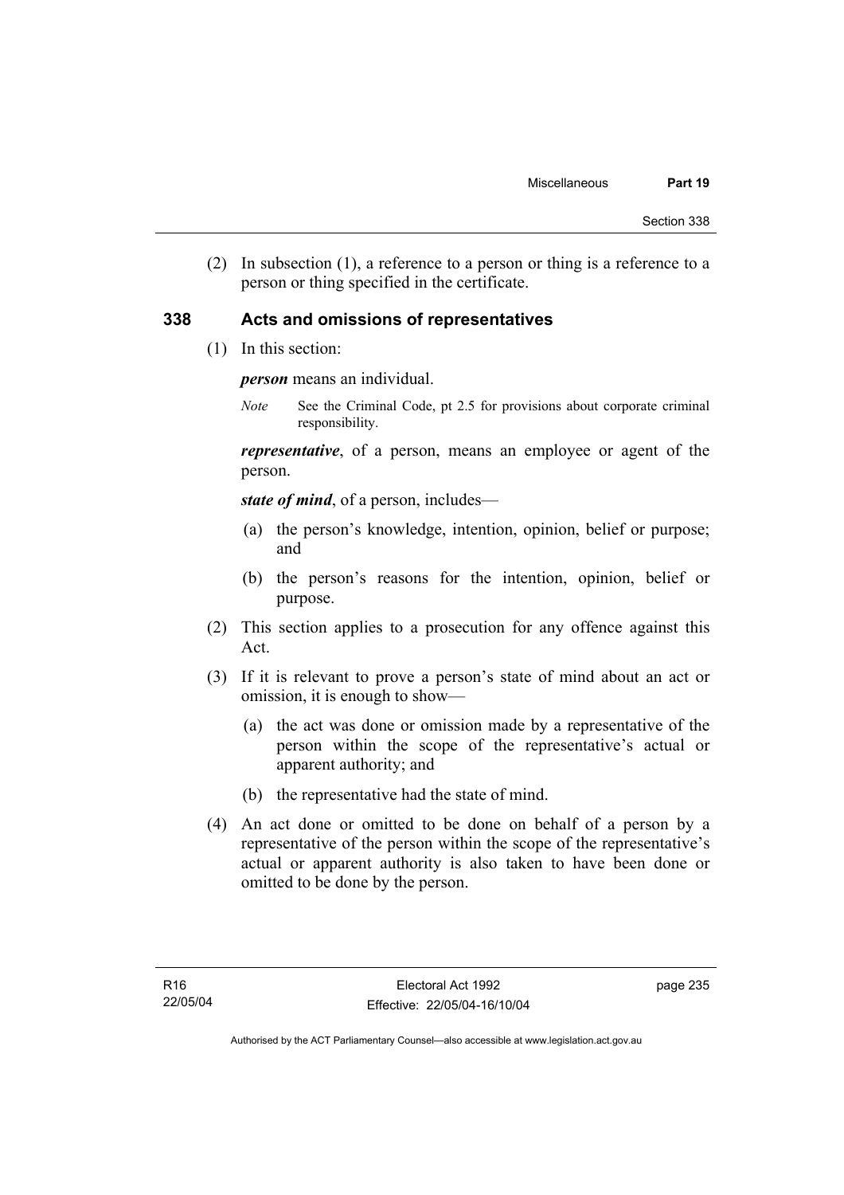(2) In subsection (1), a reference to a person or thing is a reference to a person or thing specified in the certificate.

## 338 Acts and omissions of representatives

(1) In this section:

***person*** means an individual.

*Note* See the Criminal Code, pt 2.5 for provisions about corporate criminal responsibility.

***representative***, of a person, means an employee or agent of the person.

***state of mind***, of a person, includes—

(a) the person's knowledge, intention, opinion, belief or purpose; and

(b) the person's reasons for the intention, opinion, belief or purpose.

(2) This section applies to a prosecution for any offence against this Act.

(3) If it is relevant to prove a person's state of mind about an act or omission, it is enough to show—

(a) the act was done or omission made by a representative of the person within the scope of the representative's actual or apparent authority; and

(b) the representative had the state of mind.

(4) An act done or omitted to be done on behalf of a person by a representative of the person within the scope of the representative's actual or apparent authority is also taken to have been done or omitted to be done by the person.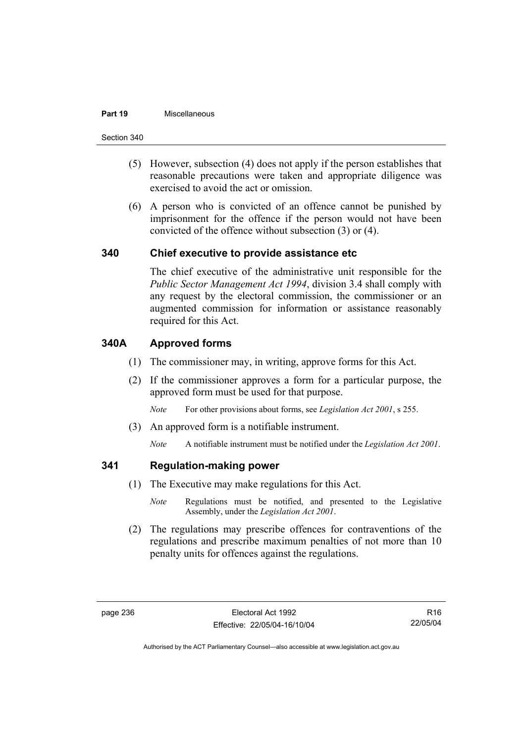(5) However, subsection (4) does not apply if the person establishes that reasonable precautions were taken and appropriate diligence was exercised to avoid the act or omission.

(6) A person who is convicted of an offence cannot be punished by imprisonment for the offence if the person would not have been convicted of the offence without subsection (3) or (4).

## 340 Chief executive to provide assistance etc

The chief executive of the administrative unit responsible for the *Public Sector Management Act 1994*, division 3.4 shall comply with any request by the electoral commission, the commissioner or an augmented commission for information or assistance reasonably required for this Act.

## 340A Approved forms

(1) The commissioner may, in writing, approve forms for this Act.

(2) If the commissioner approves a form for a particular purpose, the approved form must be used for that purpose.

*Note* For other provisions about forms, see *Legislation Act 2001*, s 255.

(3) An approved form is a notifiable instrument.

*Note* A notifiable instrument must be notified under the *Legislation Act 2001*.

## 341 Regulation-making power

(1) The Executive may make regulations for this Act.

*Note* Regulations must be notified, and presented to the Legislative Assembly, under the *Legislation Act 2001*.

(2) The regulations may prescribe offences for contraventions of the regulations and prescribe maximum penalties of not more than 10 penalty units for offences against the regulations.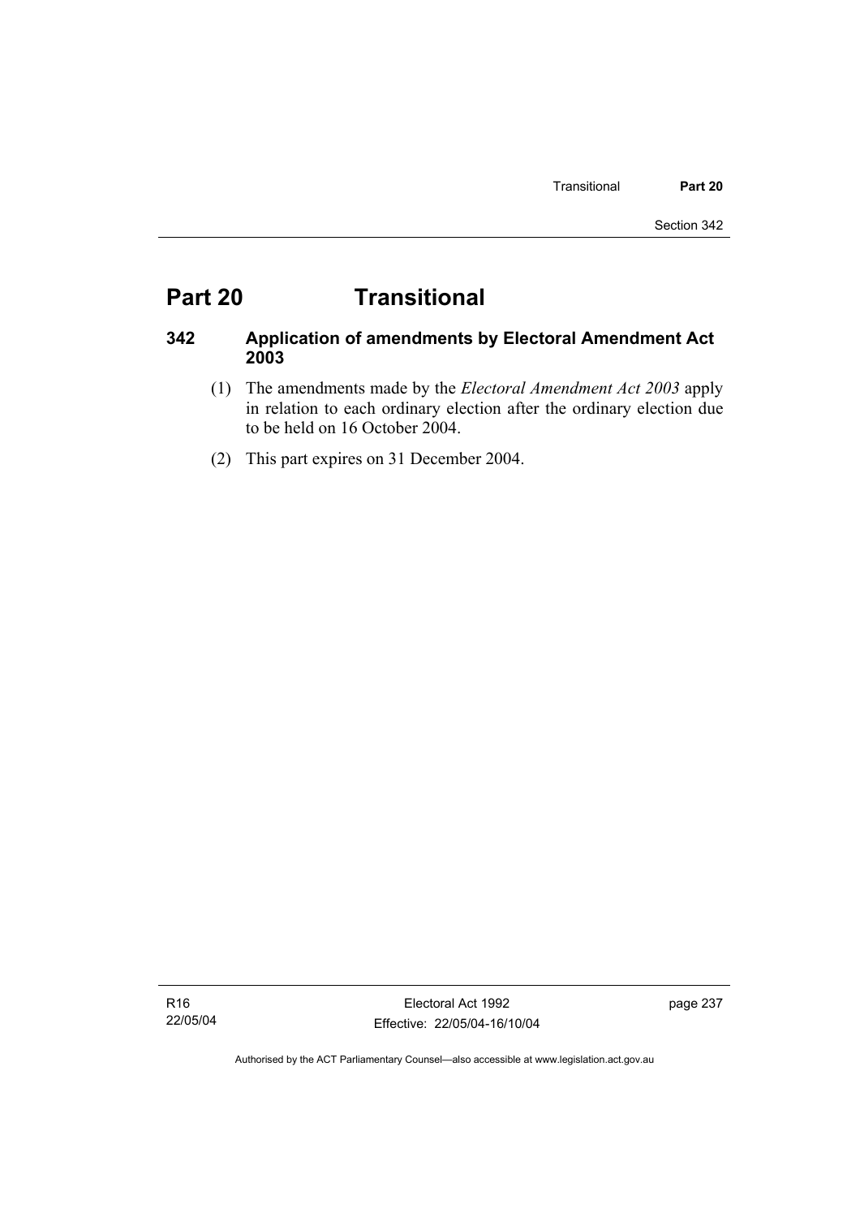# Part 20 Transitional

## 342 Application of amendments by Electoral Amendment Act 2003

(1) The amendments made by the *Electoral Amendment Act 2003* apply in relation to each ordinary election after the ordinary election due to be held on 16 October 2004.

(2) This part expires on 31 December 2004.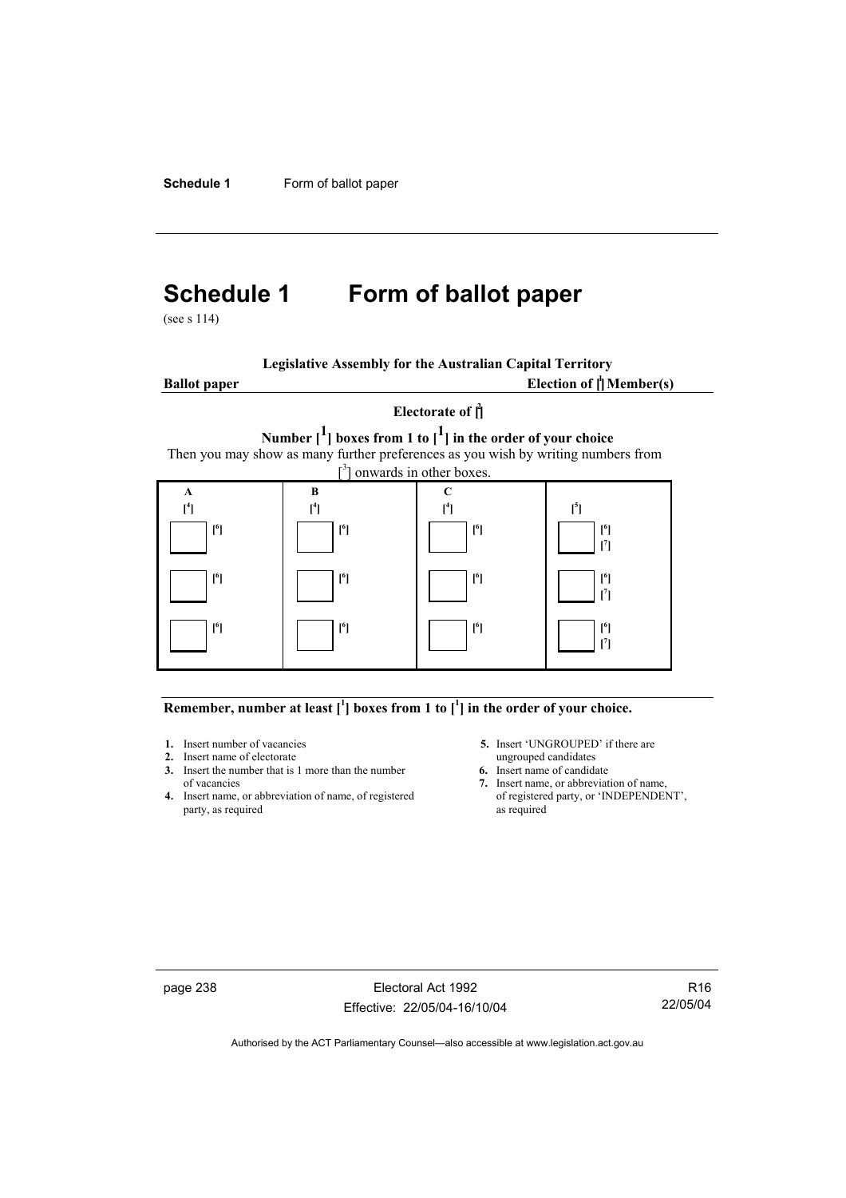# Schedule 1 Form of ballot paper

(see s 114)

**Legislative Assembly for the Australian Capital Territory**

**Ballot paper** **Election of [1] Member(s)**

**Electorate of [2]**

**Number [1] boxes from 1 to [1] in the order of your choice**

Then you may show as many further preferences as you wish by writing numbers from [3] onwards in other boxes.

| A [4] | B [4] | C [4] | [5] |
|---|---|---|---|
| ☐ [6] | ☐ [6] | ☐ [6] | ☐ [6] [7] |
| ☐ [6] | ☐ [6] | ☐ [6] | ☐ [6] [7] |
| ☐ [6] | ☐ [6] | ☐ [6] | ☐ [6] [7] |

**Remember, number at least [1] boxes from 1 to [1] in the order of your choice.**

1. Insert number of vacancies
2. Insert name of electorate
3. Insert the number that is 1 more than the number of vacancies
4. Insert name, or abbreviation of name, of registered party, as required
5. Insert 'UNGROUPED' if there are ungrouped candidates
6. Insert name of candidate
7. Insert name, or abbreviation of name, of registered party, or 'INDEPENDENT', as required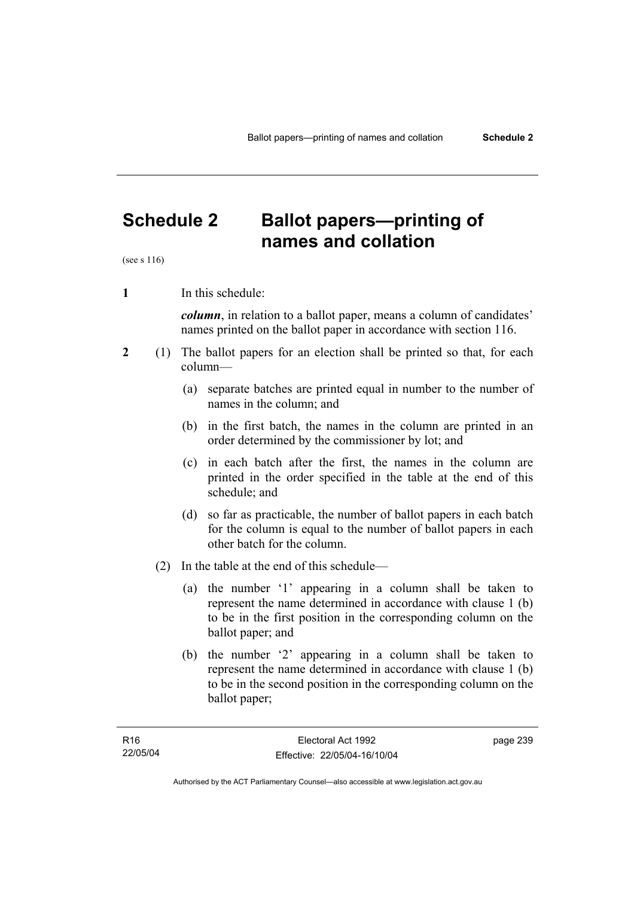# Schedule 2 Ballot papers—printing of names and collation

(see s 116)

**1** In this schedule:

***column***, in relation to a ballot paper, means a column of candidates' names printed on the ballot paper in accordance with section 116.

**2** (1) The ballot papers for an election shall be printed so that, for each column—

(a) separate batches are printed equal in number to the number of names in the column; and

(b) in the first batch, the names in the column are printed in an order determined by the commissioner by lot; and

(c) in each batch after the first, the names in the column are printed in the order specified in the table at the end of this schedule; and

(d) so far as practicable, the number of ballot papers in each batch for the column is equal to the number of ballot papers in each other batch for the column.

(2) In the table at the end of this schedule—

(a) the number '1' appearing in a column shall be taken to represent the name determined in accordance with clause 1 (b) to be in the first position in the corresponding column on the ballot paper; and

(b) the number '2' appearing in a column shall be taken to represent the name determined in accordance with clause 1 (b) to be in the second position in the corresponding column on the ballot paper;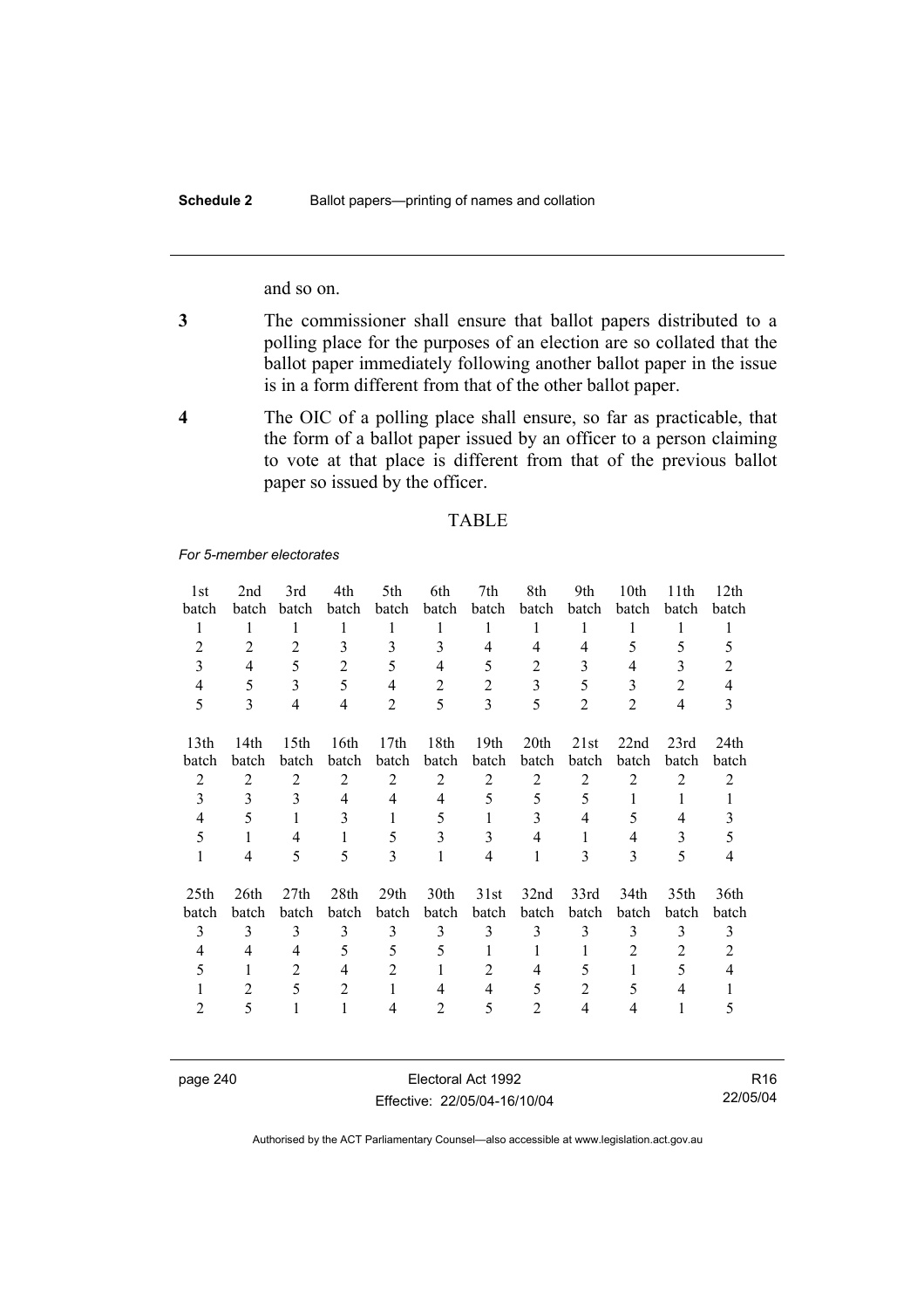and so on.

**3** The commissioner shall ensure that ballot papers distributed to a polling place for the purposes of an election are so collated that the ballot paper immediately following another ballot paper in the issue is in a form different from that of the other ballot paper.

**4** The OIC of a polling place shall ensure, so far as practicable, that the form of a ballot paper issued by an officer to a person claiming to vote at that place is different from that of the previous ballot paper so issued by the officer.

TABLE

*For 5-member electorates*

| 1st batch | 2nd batch | 3rd batch | 4th batch | 5th batch | 6th batch | 7th batch | 8th batch | 9th batch | 10th batch | 11th batch | 12th batch |
|---|---|---|---|---|---|---|---|---|---|---|---|
| 1 | 1 | 1 | 1 | 1 | 1 | 1 | 1 | 1 | 1 | 1 | 1 |
| 2 | 2 | 2 | 3 | 3 | 3 | 4 | 4 | 4 | 5 | 5 | 5 |
| 3 | 4 | 5 | 2 | 5 | 4 | 5 | 2 | 3 | 4 | 3 | 2 |
| 4 | 5 | 3 | 5 | 4 | 2 | 2 | 3 | 5 | 3 | 2 | 4 |
| 5 | 3 | 4 | 4 | 2 | 5 | 3 | 5 | 2 | 2 | 4 | 3 |

| 13th batch | 14th batch | 15th batch | 16th batch | 17th batch | 18th batch | 19th batch | 20th batch | 21st batch | 22nd batch | 23rd batch | 24th batch |
|---|---|---|---|---|---|---|---|---|---|---|---|
| 2 | 2 | 2 | 2 | 2 | 2 | 2 | 2 | 2 | 2 | 2 | 2 |
| 3 | 3 | 3 | 4 | 4 | 4 | 5 | 5 | 5 | 1 | 1 | 1 |
| 4 | 5 | 1 | 3 | 1 | 5 | 1 | 3 | 4 | 5 | 4 | 3 |
| 5 | 1 | 4 | 1 | 5 | 3 | 3 | 4 | 1 | 4 | 3 | 5 |
| 1 | 4 | 5 | 5 | 3 | 1 | 4 | 1 | 3 | 3 | 5 | 4 |

| 25th batch | 26th batch | 27th batch | 28th batch | 29th batch | 30th batch | 31st batch | 32nd batch | 33rd batch | 34th batch | 35th batch | 36th batch |
|---|---|---|---|---|---|---|---|---|---|---|---|
| 3 | 3 | 3 | 3 | 3 | 3 | 3 | 3 | 3 | 3 | 3 | 3 |
| 4 | 4 | 4 | 5 | 5 | 5 | 1 | 1 | 1 | 2 | 2 | 2 |
| 5 | 1 | 2 | 4 | 2 | 1 | 2 | 4 | 5 | 1 | 5 | 4 |
| 1 | 2 | 5 | 2 | 1 | 4 | 4 | 5 | 2 | 5 | 4 | 1 |
| 2 | 5 | 1 | 1 | 4 | 2 | 5 | 2 | 4 | 4 | 1 | 5 |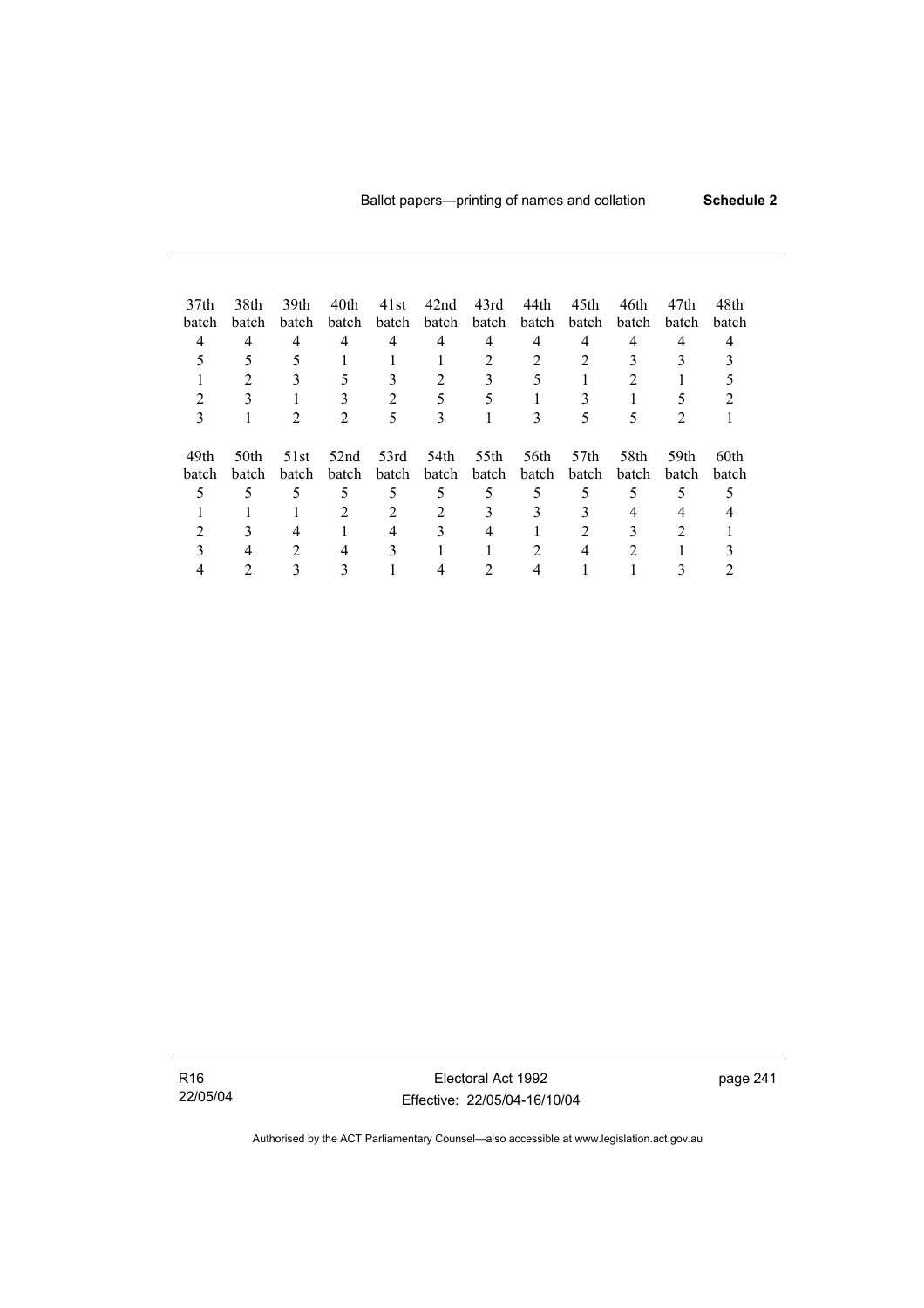| 37th batch | 38th batch | 39th batch | 40th batch | 41st batch | 42nd batch | 43rd batch | 44th batch | 45th batch | 46th batch | 47th batch | 48th batch |
|---|---|---|---|---|---|---|---|---|---|---|---|
| 4 | 4 | 4 | 4 | 4 | 4 | 4 | 4 | 4 | 4 | 4 | 4 |
| 5 | 5 | 5 | 1 | 1 | 1 | 2 | 2 | 2 | 3 | 3 | 3 |
| 1 | 2 | 3 | 5 | 3 | 2 | 3 | 5 | 1 | 2 | 1 | 5 |
| 2 | 3 | 1 | 3 | 2 | 5 | 5 | 1 | 3 | 1 | 5 | 2 |
| 3 | 1 | 2 | 2 | 5 | 3 | 1 | 3 | 5 | 5 | 2 | 1 |

| 49th batch | 50th batch | 51st batch | 52nd batch | 53rd batch | 54th batch | 55th batch | 56th batch | 57th batch | 58th batch | 59th batch | 60th batch |
|---|---|---|---|---|---|---|---|---|---|---|---|
| 5 | 5 | 5 | 5 | 5 | 5 | 5 | 5 | 5 | 5 | 5 | 5 |
| 1 | 1 | 1 | 2 | 2 | 2 | 3 | 3 | 3 | 4 | 4 | 4 |
| 2 | 3 | 4 | 1 | 4 | 3 | 4 | 1 | 2 | 3 | 2 | 1 |
| 3 | 4 | 2 | 4 | 3 | 1 | 1 | 2 | 4 | 2 | 1 | 3 |
| 4 | 2 | 3 | 3 | 1 | 4 | 2 | 4 | 1 | 1 | 3 | 2 |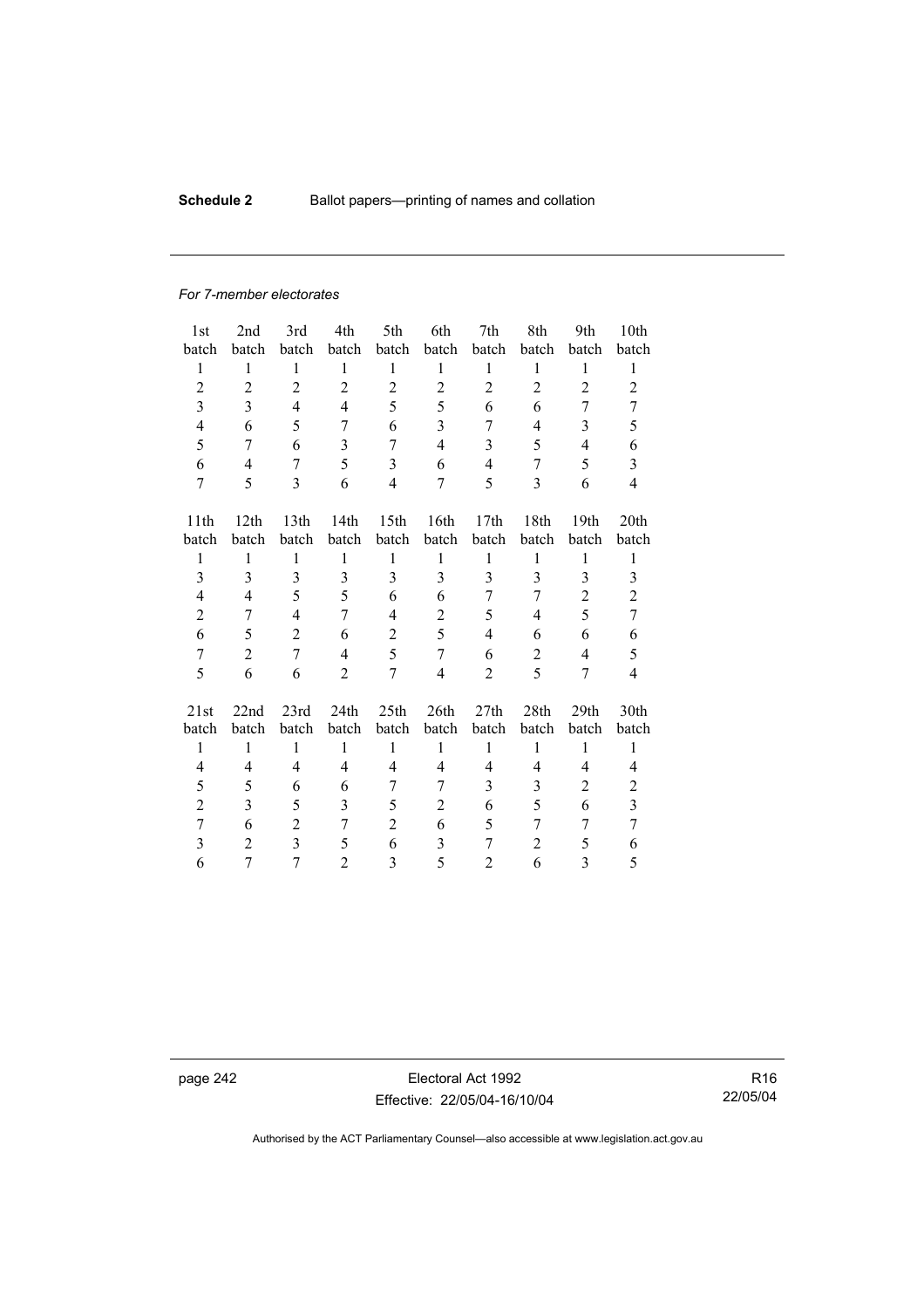*For 7-member electorates*

| 1st batch | 2nd batch | 3rd batch | 4th batch | 5th batch | 6th batch | 7th batch | 8th batch | 9th batch | 10th batch |
|---|---|---|---|---|---|---|---|---|---|
| 1 | 1 | 1 | 1 | 1 | 1 | 1 | 1 | 1 | 1 |
| 2 | 2 | 2 | 2 | 2 | 2 | 2 | 2 | 2 | 2 |
| 3 | 3 | 4 | 4 | 5 | 5 | 6 | 6 | 7 | 7 |
| 4 | 6 | 5 | 7 | 6 | 3 | 7 | 4 | 3 | 5 |
| 5 | 7 | 6 | 3 | 7 | 4 | 3 | 5 | 4 | 6 |
| 6 | 4 | 7 | 5 | 3 | 6 | 4 | 7 | 5 | 3 |
| 7 | 5 | 3 | 6 | 4 | 7 | 5 | 3 | 6 | 4 |

| 11th batch | 12th batch | 13th batch | 14th batch | 15th batch | 16th batch | 17th batch | 18th batch | 19th batch | 20th batch |
|---|---|---|---|---|---|---|---|---|---|
| 1 | 1 | 1 | 1 | 1 | 1 | 1 | 1 | 1 | 1 |
| 3 | 3 | 3 | 3 | 3 | 3 | 3 | 3 | 3 | 3 |
| 4 | 4 | 5 | 5 | 6 | 6 | 7 | 7 | 2 | 2 |
| 2 | 7 | 4 | 7 | 4 | 2 | 5 | 4 | 5 | 7 |
| 6 | 5 | 2 | 6 | 2 | 5 | 4 | 6 | 6 | 6 |
| 7 | 2 | 7 | 4 | 5 | 7 | 6 | 2 | 4 | 5 |
| 5 | 6 | 6 | 2 | 7 | 4 | 2 | 5 | 7 | 4 |

| 21st batch | 22nd batch | 23rd batch | 24th batch | 25th batch | 26th batch | 27th batch | 28th batch | 29th batch | 30th batch |
|---|---|---|---|---|---|---|---|---|---|
| 1 | 1 | 1 | 1 | 1 | 1 | 1 | 1 | 1 | 1 |
| 4 | 4 | 4 | 4 | 4 | 4 | 4 | 4 | 4 | 4 |
| 5 | 5 | 6 | 6 | 7 | 7 | 3 | 3 | 2 | 2 |
| 2 | 3 | 5 | 3 | 5 | 2 | 6 | 5 | 6 | 3 |
| 7 | 6 | 2 | 7 | 2 | 6 | 5 | 7 | 7 | 7 |
| 3 | 2 | 3 | 5 | 6 | 3 | 7 | 2 | 5 | 6 |
| 6 | 7 | 7 | 2 | 3 | 5 | 2 | 6 | 3 | 5 |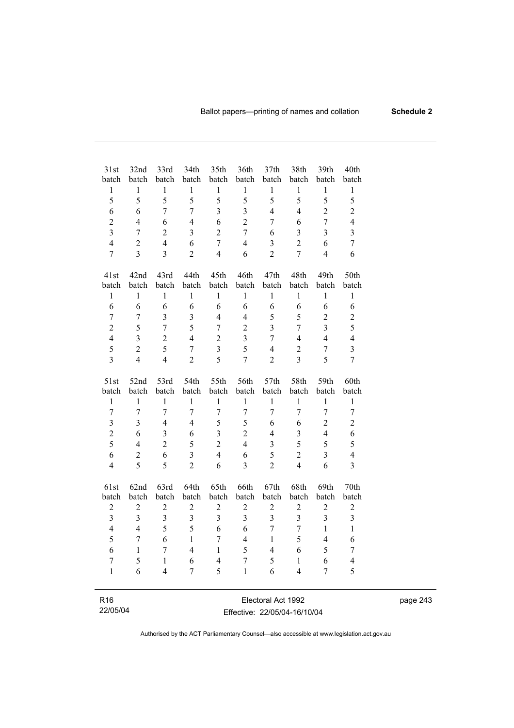| 31st batch | 32nd batch | 33rd batch | 34th batch | 35th batch | 36th batch | 37th batch | 38th batch | 39th batch | 40th batch |
|---|---|---|---|---|---|---|---|---|---|
| 1 | 1 | 1 | 1 | 1 | 1 | 1 | 1 | 1 | 1 |
| 5 | 5 | 5 | 5 | 5 | 5 | 5 | 5 | 5 | 5 |
| 6 | 6 | 7 | 7 | 3 | 3 | 4 | 4 | 2 | 2 |
| 2 | 4 | 6 | 4 | 6 | 2 | 7 | 6 | 7 | 4 |
| 3 | 7 | 2 | 3 | 2 | 7 | 6 | 3 | 3 | 3 |
| 4 | 2 | 4 | 6 | 7 | 4 | 3 | 2 | 6 | 7 |
| 7 | 3 | 3 | 2 | 4 | 6 | 2 | 7 | 4 | 6 |

| 41st batch | 42nd batch | 43rd batch | 44th batch | 45th batch | 46th batch | 47th batch | 48th batch | 49th batch | 50th batch |
|---|---|---|---|---|---|---|---|---|---|
| 1 | 1 | 1 | 1 | 1 | 1 | 1 | 1 | 1 | 1 |
| 6 | 6 | 6 | 6 | 6 | 6 | 6 | 6 | 6 | 6 |
| 7 | 7 | 3 | 3 | 4 | 4 | 5 | 5 | 2 | 2 |
| 2 | 5 | 7 | 5 | 7 | 2 | 3 | 7 | 3 | 5 |
| 4 | 3 | 2 | 4 | 2 | 3 | 7 | 4 | 4 | 4 |
| 5 | 2 | 5 | 7 | 3 | 5 | 4 | 2 | 7 | 3 |
| 3 | 4 | 4 | 2 | 5 | 7 | 2 | 3 | 5 | 7 |

| 51st batch | 52nd batch | 53rd batch | 54th batch | 55th batch | 56th batch | 57th batch | 58th batch | 59th batch | 60th batch |
|---|---|---|---|---|---|---|---|---|---|
| 1 | 1 | 1 | 1 | 1 | 1 | 1 | 1 | 1 | 1 |
| 7 | 7 | 7 | 7 | 7 | 7 | 7 | 7 | 7 | 7 |
| 3 | 3 | 4 | 4 | 5 | 5 | 6 | 6 | 2 | 2 |
| 2 | 6 | 3 | 6 | 3 | 2 | 4 | 3 | 4 | 6 |
| 5 | 4 | 2 | 5 | 2 | 4 | 3 | 5 | 5 | 5 |
| 6 | 2 | 6 | 3 | 4 | 6 | 5 | 2 | 3 | 4 |
| 4 | 5 | 5 | 2 | 6 | 3 | 2 | 4 | 6 | 3 |

| 61st batch | 62nd batch | 63rd batch | 64th batch | 65th batch | 66th batch | 67th batch | 68th batch | 69th batch | 70th batch |
|---|---|---|---|---|---|---|---|---|---|
| 2 | 2 | 2 | 2 | 2 | 2 | 2 | 2 | 2 | 2 |
| 3 | 3 | 3 | 3 | 3 | 3 | 3 | 3 | 3 | 3 |
| 4 | 4 | 5 | 5 | 6 | 6 | 7 | 7 | 1 | 1 |
| 5 | 7 | 6 | 1 | 7 | 4 | 1 | 5 | 4 | 6 |
| 6 | 1 | 7 | 4 | 1 | 5 | 4 | 6 | 5 | 7 |
| 7 | 5 | 1 | 6 | 4 | 7 | 5 | 1 | 6 | 4 |
| 1 | 6 | 4 | 7 | 5 | 1 | 6 | 4 | 7 | 5 |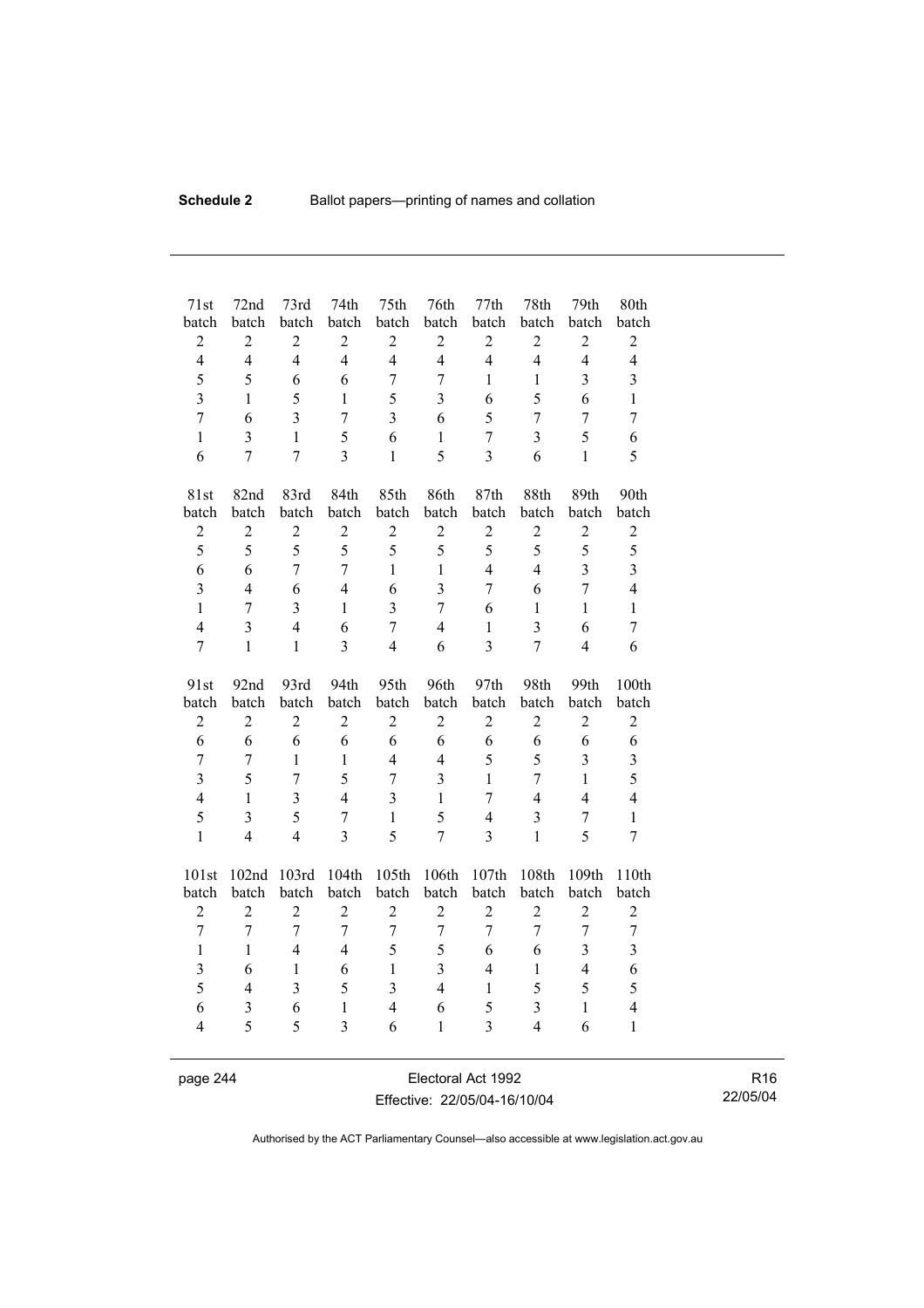| 71st batch | 72nd batch | 73rd batch | 74th batch | 75th batch | 76th batch | 77th batch | 78th batch | 79th batch | 80th batch |
|---|---|---|---|---|---|---|---|---|---|
| 2 | 2 | 2 | 2 | 2 | 2 | 2 | 2 | 2 | 2 |
| 4 | 4 | 4 | 4 | 4 | 4 | 4 | 4 | 4 | 4 |
| 5 | 5 | 6 | 6 | 7 | 7 | 1 | 1 | 3 | 3 |
| 3 | 1 | 5 | 1 | 5 | 3 | 6 | 5 | 6 | 1 |
| 7 | 6 | 3 | 7 | 3 | 6 | 5 | 7 | 7 | 7 |
| 1 | 3 | 1 | 5 | 6 | 1 | 7 | 3 | 5 | 6 |
| 6 | 7 | 7 | 3 | 1 | 5 | 3 | 6 | 1 | 5 |

| 81st batch | 82nd batch | 83rd batch | 84th batch | 85th batch | 86th batch | 87th batch | 88th batch | 89th batch | 90th batch |
|---|---|---|---|---|---|---|---|---|---|
| 2 | 2 | 2 | 2 | 2 | 2 | 2 | 2 | 2 | 2 |
| 5 | 5 | 5 | 5 | 5 | 5 | 5 | 5 | 5 | 5 |
| 6 | 6 | 7 | 7 | 1 | 1 | 4 | 4 | 3 | 3 |
| 3 | 4 | 6 | 4 | 6 | 3 | 7 | 6 | 7 | 4 |
| 1 | 7 | 3 | 1 | 3 | 7 | 6 | 1 | 1 | 1 |
| 4 | 3 | 4 | 6 | 7 | 4 | 1 | 3 | 6 | 7 |
| 7 | 1 | 1 | 3 | 4 | 6 | 3 | 7 | 4 | 6 |

| 91st batch | 92nd batch | 93rd batch | 94th batch | 95th batch | 96th batch | 97th batch | 98th batch | 99th batch | 100th batch |
|---|---|---|---|---|---|---|---|---|---|
| 2 | 2 | 2 | 2 | 2 | 2 | 2 | 2 | 2 | 2 |
| 6 | 6 | 6 | 6 | 6 | 6 | 6 | 6 | 6 | 6 |
| 7 | 7 | 1 | 1 | 4 | 4 | 5 | 5 | 3 | 3 |
| 3 | 5 | 7 | 5 | 7 | 3 | 1 | 7 | 1 | 5 |
| 4 | 1 | 3 | 4 | 3 | 1 | 7 | 4 | 4 | 4 |
| 5 | 3 | 5 | 7 | 1 | 5 | 4 | 3 | 7 | 1 |
| 1 | 4 | 4 | 3 | 5 | 7 | 3 | 1 | 5 | 7 |

| 101st batch | 102nd batch | 103rd batch | 104th batch | 105th batch | 106th batch | 107th batch | 108th batch | 109th batch | 110th batch |
|---|---|---|---|---|---|---|---|---|---|
| 2 | 2 | 2 | 2 | 2 | 2 | 2 | 2 | 2 | 2 |
| 7 | 7 | 7 | 7 | 7 | 7 | 7 | 7 | 7 | 7 |
| 1 | 1 | 4 | 4 | 5 | 5 | 6 | 6 | 3 | 3 |
| 3 | 6 | 1 | 6 | 1 | 3 | 4 | 1 | 4 | 6 |
| 5 | 4 | 3 | 5 | 3 | 4 | 1 | 5 | 5 | 5 |
| 6 | 3 | 6 | 1 | 4 | 6 | 5 | 3 | 1 | 4 |
| 4 | 5 | 5 | 3 | 6 | 1 | 3 | 4 | 6 | 1 |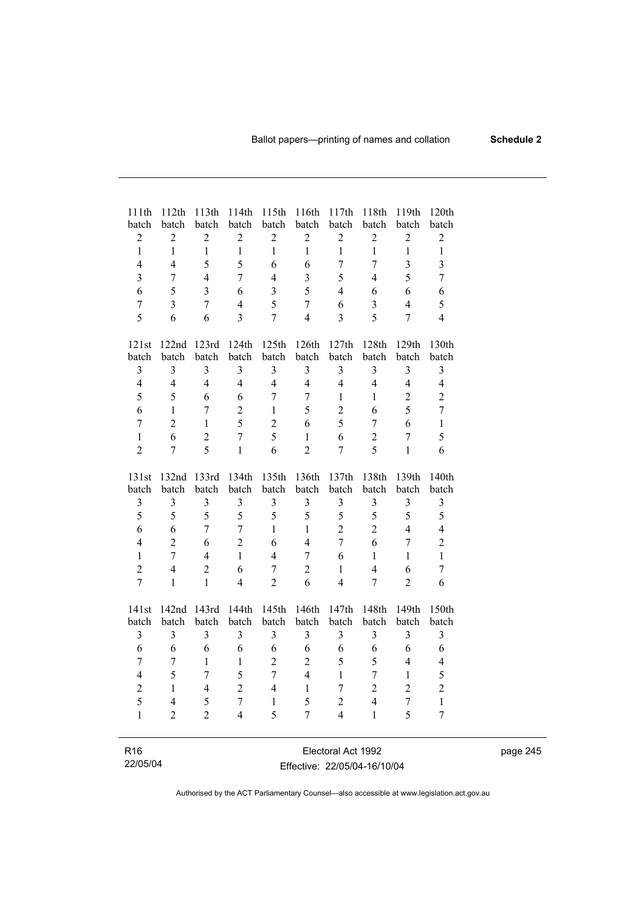| 111th batch | 112th batch | 113th batch | 114th batch | 115th batch | 116th batch | 117th batch | 118th batch | 119th batch | 120th batch |
|---|---|---|---|---|---|---|---|---|---|
| 2 | 2 | 2 | 2 | 2 | 2 | 2 | 2 | 2 | 2 |
| 1 | 1 | 1 | 1 | 1 | 1 | 1 | 1 | 1 | 1 |
| 4 | 4 | 5 | 5 | 6 | 6 | 7 | 7 | 3 | 3 |
| 3 | 7 | 4 | 7 | 4 | 3 | 5 | 4 | 5 | 7 |
| 6 | 5 | 3 | 6 | 3 | 5 | 4 | 6 | 6 | 6 |
| 7 | 3 | 7 | 4 | 5 | 7 | 6 | 3 | 4 | 5 |
| 5 | 6 | 6 | 3 | 7 | 4 | 3 | 5 | 7 | 4 |

| 121st batch | 122nd batch | 123rd batch | 124th batch | 125th batch | 126th batch | 127th batch | 128th batch | 129th batch | 130th batch |
|---|---|---|---|---|---|---|---|---|---|
| 3 | 3 | 3 | 3 | 3 | 3 | 3 | 3 | 3 | 3 |
| 4 | 4 | 4 | 4 | 4 | 4 | 4 | 4 | 4 | 4 |
| 5 | 5 | 6 | 6 | 7 | 7 | 1 | 1 | 2 | 2 |
| 6 | 1 | 7 | 2 | 1 | 5 | 2 | 6 | 5 | 7 |
| 7 | 2 | 1 | 5 | 2 | 6 | 5 | 7 | 6 | 1 |
| 1 | 6 | 2 | 7 | 5 | 1 | 6 | 2 | 7 | 5 |
| 2 | 7 | 5 | 1 | 6 | 2 | 7 | 5 | 1 | 6 |

| 131st batch | 132nd batch | 133rd batch | 134th batch | 135th batch | 136th batch | 137th batch | 138th batch | 139th batch | 140th batch |
|---|---|---|---|---|---|---|---|---|---|
| 3 | 3 | 3 | 3 | 3 | 3 | 3 | 3 | 3 | 3 |
| 5 | 5 | 5 | 5 | 5 | 5 | 5 | 5 | 5 | 5 |
| 6 | 6 | 7 | 7 | 1 | 1 | 2 | 2 | 4 | 4 |
| 4 | 2 | 6 | 2 | 6 | 4 | 7 | 6 | 7 | 2 |
| 1 | 7 | 4 | 1 | 4 | 7 | 6 | 1 | 1 | 1 |
| 2 | 4 | 2 | 6 | 7 | 2 | 1 | 4 | 6 | 7 |
| 7 | 1 | 1 | 4 | 2 | 6 | 4 | 7 | 2 | 6 |

| 141st batch | 142nd batch | 143rd batch | 144th batch | 145th batch | 146th batch | 147th batch | 148th batch | 149th batch | 150th batch |
|---|---|---|---|---|---|---|---|---|---|
| 3 | 3 | 3 | 3 | 3 | 3 | 3 | 3 | 3 | 3 |
| 6 | 6 | 6 | 6 | 6 | 6 | 6 | 6 | 6 | 6 |
| 7 | 7 | 1 | 1 | 2 | 2 | 5 | 5 | 4 | 4 |
| 4 | 5 | 7 | 5 | 7 | 4 | 1 | 7 | 1 | 5 |
| 2 | 1 | 4 | 2 | 4 | 1 | 7 | 2 | 2 | 2 |
| 5 | 4 | 5 | 7 | 1 | 5 | 2 | 4 | 7 | 1 |
| 1 | 2 | 2 | 4 | 5 | 7 | 4 | 1 | 5 | 7 |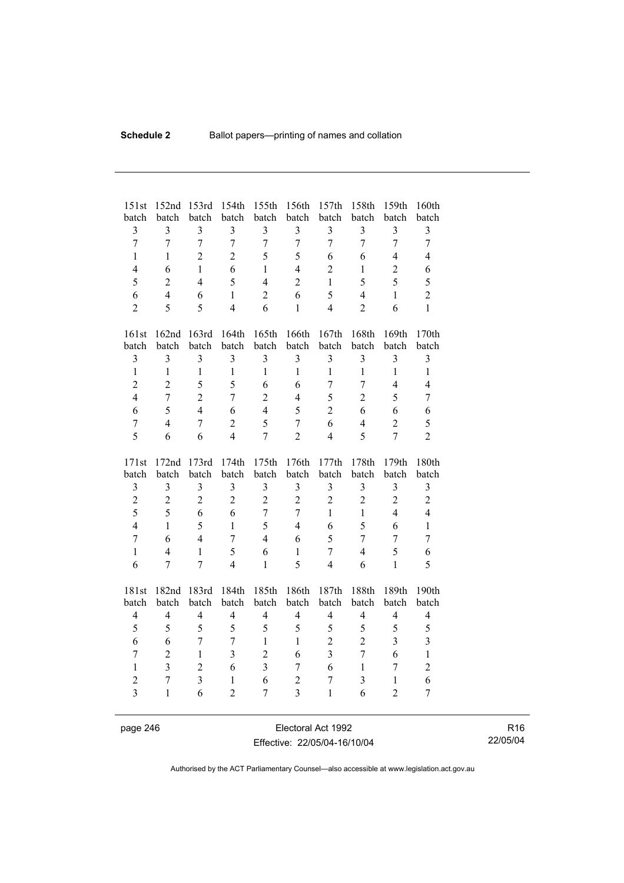| 151st batch | 152nd batch | 153rd batch | 154th batch | 155th batch | 156th batch | 157th batch | 158th batch | 159th batch | 160th batch |
|---|---|---|---|---|---|---|---|---|---|
| 3 | 3 | 3 | 3 | 3 | 3 | 3 | 3 | 3 | 3 |
| 7 | 7 | 7 | 7 | 7 | 7 | 7 | 7 | 7 | 7 |
| 1 | 1 | 2 | 2 | 5 | 5 | 6 | 6 | 4 | 4 |
| 4 | 6 | 1 | 6 | 1 | 4 | 2 | 1 | 2 | 6 |
| 5 | 2 | 4 | 5 | 4 | 2 | 1 | 5 | 5 | 5 |
| 6 | 4 | 6 | 1 | 2 | 6 | 5 | 4 | 1 | 2 |
| 2 | 5 | 5 | 4 | 6 | 1 | 4 | 2 | 6 | 1 |

| 161st batch | 162nd batch | 163rd batch | 164th batch | 165th batch | 166th batch | 167th batch | 168th batch | 169th batch | 170th batch |
|---|---|---|---|---|---|---|---|---|---|
| 3 | 3 | 3 | 3 | 3 | 3 | 3 | 3 | 3 | 3 |
| 1 | 1 | 1 | 1 | 1 | 1 | 1 | 1 | 1 | 1 |
| 2 | 2 | 5 | 5 | 6 | 6 | 7 | 7 | 4 | 4 |
| 4 | 7 | 2 | 7 | 2 | 4 | 5 | 2 | 5 | 7 |
| 6 | 5 | 4 | 6 | 4 | 5 | 2 | 6 | 6 | 6 |
| 7 | 4 | 7 | 2 | 5 | 7 | 6 | 4 | 2 | 5 |
| 5 | 6 | 6 | 4 | 7 | 2 | 4 | 5 | 7 | 2 |

| 171st batch | 172nd batch | 173rd batch | 174th batch | 175th batch | 176th batch | 177th batch | 178th batch | 179th batch | 180th batch |
|---|---|---|---|---|---|---|---|---|---|
| 3 | 3 | 3 | 3 | 3 | 3 | 3 | 3 | 3 | 3 |
| 2 | 2 | 2 | 2 | 2 | 2 | 2 | 2 | 2 | 2 |
| 5 | 5 | 6 | 6 | 7 | 7 | 1 | 1 | 4 | 4 |
| 4 | 1 | 5 | 1 | 5 | 4 | 6 | 5 | 6 | 1 |
| 7 | 6 | 4 | 7 | 4 | 6 | 5 | 7 | 7 | 7 |
| 1 | 4 | 1 | 5 | 6 | 1 | 7 | 4 | 5 | 6 |
| 6 | 7 | 7 | 4 | 1 | 5 | 4 | 6 | 1 | 5 |

| 181st batch | 182nd batch | 183rd batch | 184th batch | 185th batch | 186th batch | 187th batch | 188th batch | 189th batch | 190th batch |
|---|---|---|---|---|---|---|---|---|---|
| 4 | 4 | 4 | 4 | 4 | 4 | 4 | 4 | 4 | 4 |
| 5 | 5 | 5 | 5 | 5 | 5 | 5 | 5 | 5 | 5 |
| 6 | 6 | 7 | 7 | 1 | 1 | 2 | 2 | 3 | 3 |
| 7 | 2 | 1 | 3 | 2 | 6 | 3 | 7 | 6 | 1 |
| 1 | 3 | 2 | 6 | 3 | 7 | 6 | 1 | 7 | 2 |
| 2 | 7 | 3 | 1 | 6 | 2 | 7 | 3 | 1 | 6 |
| 3 | 1 | 6 | 2 | 7 | 3 | 1 | 6 | 2 | 7 |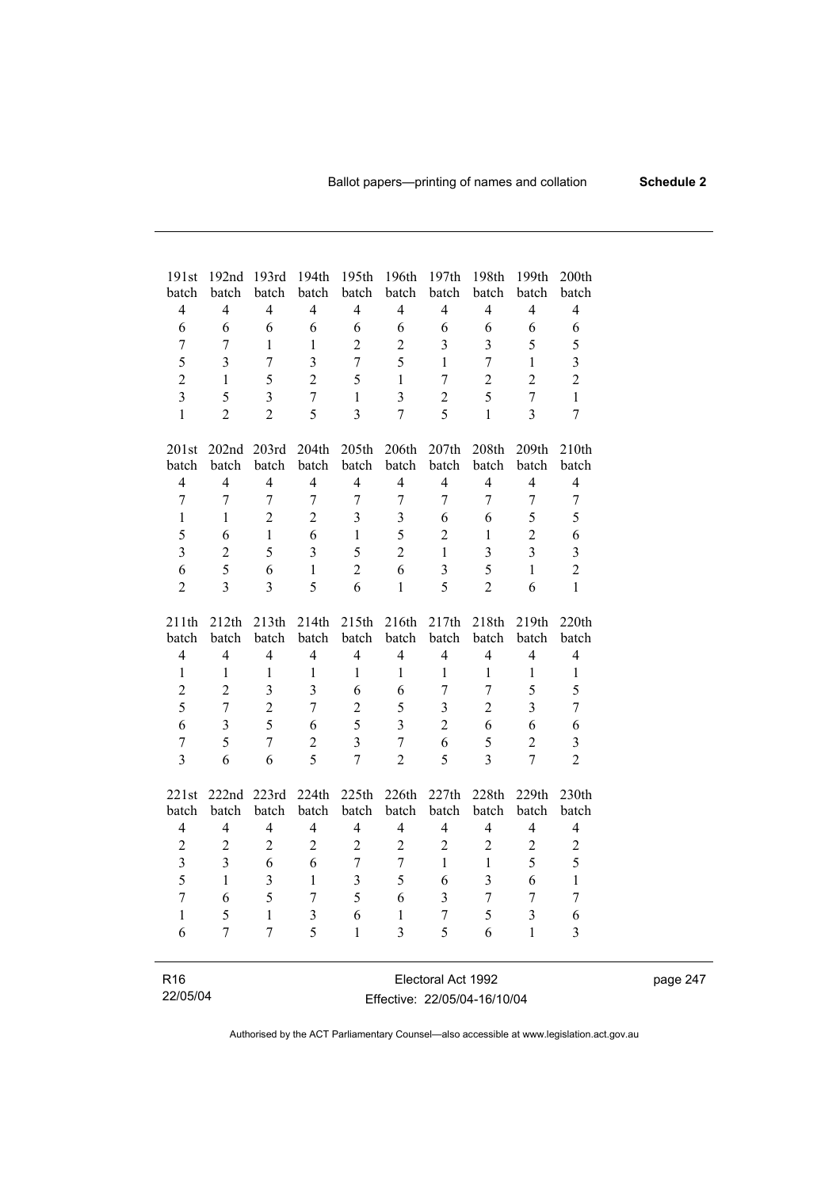| 191st batch | 192nd batch | 193rd batch | 194th batch | 195th batch | 196th batch | 197th batch | 198th batch | 199th batch | 200th batch |
|---|---|---|---|---|---|---|---|---|---|
| 4 | 4 | 4 | 4 | 4 | 4 | 4 | 4 | 4 | 4 |
| 6 | 6 | 6 | 6 | 6 | 6 | 6 | 6 | 6 | 6 |
| 7 | 7 | 1 | 1 | 2 | 2 | 3 | 3 | 5 | 5 |
| 5 | 3 | 7 | 3 | 7 | 5 | 1 | 7 | 1 | 3 |
| 2 | 1 | 5 | 2 | 5 | 1 | 7 | 2 | 2 | 2 |
| 3 | 5 | 3 | 7 | 1 | 3 | 2 | 5 | 7 | 1 |
| 1 | 2 | 2 | 5 | 3 | 7 | 5 | 1 | 3 | 7 |

| 201st batch | 202nd batch | 203rd batch | 204th batch | 205th batch | 206th batch | 207th batch | 208th batch | 209th batch | 210th batch |
|---|---|---|---|---|---|---|---|---|---|
| 4 | 4 | 4 | 4 | 4 | 4 | 4 | 4 | 4 | 4 |
| 7 | 7 | 7 | 7 | 7 | 7 | 7 | 7 | 7 | 7 |
| 1 | 1 | 2 | 2 | 3 | 3 | 6 | 6 | 5 | 5 |
| 5 | 6 | 1 | 6 | 1 | 5 | 2 | 1 | 2 | 6 |
| 3 | 2 | 5 | 3 | 5 | 2 | 1 | 3 | 3 | 3 |
| 6 | 5 | 6 | 1 | 2 | 6 | 3 | 5 | 1 | 2 |
| 2 | 3 | 3 | 5 | 6 | 1 | 5 | 2 | 6 | 1 |

| 211th batch | 212th batch | 213th batch | 214th batch | 215th batch | 216th batch | 217th batch | 218th batch | 219th batch | 220th batch |
|---|---|---|---|---|---|---|---|---|---|
| 4 | 4 | 4 | 4 | 4 | 4 | 4 | 4 | 4 | 4 |
| 1 | 1 | 1 | 1 | 1 | 1 | 1 | 1 | 1 | 1 |
| 2 | 2 | 3 | 3 | 6 | 6 | 7 | 7 | 5 | 5 |
| 5 | 7 | 2 | 7 | 2 | 5 | 3 | 2 | 3 | 7 |
| 6 | 3 | 5 | 6 | 5 | 3 | 2 | 6 | 6 | 6 |
| 7 | 5 | 7 | 2 | 3 | 7 | 6 | 5 | 2 | 3 |
| 3 | 6 | 6 | 5 | 7 | 2 | 5 | 3 | 7 | 2 |

| 221st batch | 222nd batch | 223rd batch | 224th batch | 225th batch | 226th batch | 227th batch | 228th batch | 229th batch | 230th batch |
|---|---|---|---|---|---|---|---|---|---|
| 4 | 4 | 4 | 4 | 4 | 4 | 4 | 4 | 4 | 4 |
| 2 | 2 | 2 | 2 | 2 | 2 | 2 | 2 | 2 | 2 |
| 3 | 3 | 6 | 6 | 7 | 7 | 1 | 1 | 5 | 5 |
| 5 | 1 | 3 | 1 | 3 | 5 | 6 | 3 | 6 | 1 |
| 7 | 6 | 5 | 7 | 5 | 6 | 3 | 7 | 7 | 7 |
| 1 | 5 | 1 | 3 | 6 | 1 | 7 | 5 | 3 | 6 |
| 6 | 7 | 7 | 5 | 1 | 3 | 5 | 6 | 1 | 3 |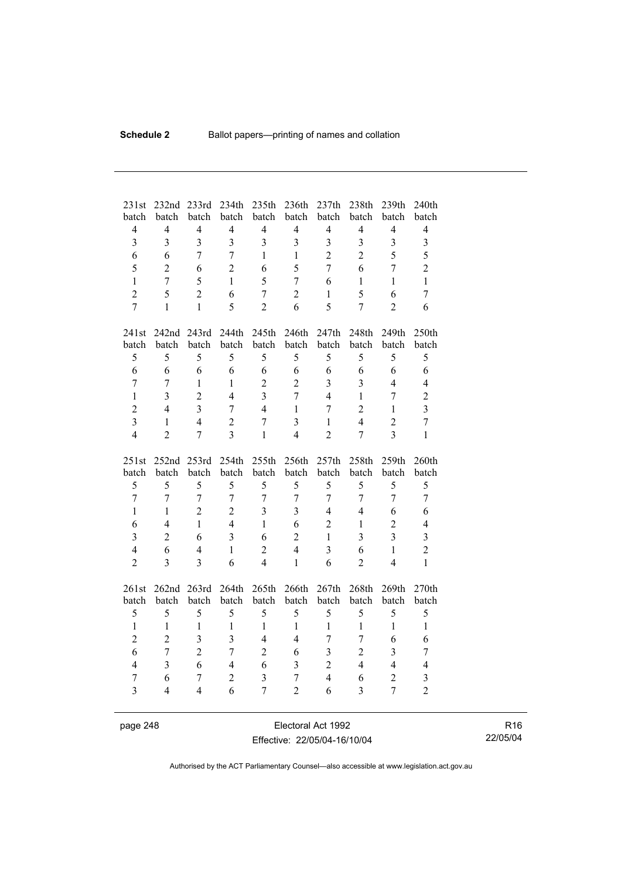| 231st batch | 232nd batch | 233rd batch | 234th batch | 235th batch | 236th batch | 237th batch | 238th batch | 239th batch | 240th batch |
|---|---|---|---|---|---|---|---|---|---|
| 4 | 4 | 4 | 4 | 4 | 4 | 4 | 4 | 4 | 4 |
| 3 | 3 | 3 | 3 | 3 | 3 | 3 | 3 | 3 | 3 |
| 6 | 6 | 7 | 7 | 1 | 1 | 2 | 2 | 5 | 5 |
| 5 | 2 | 6 | 2 | 6 | 5 | 7 | 6 | 7 | 2 |
| 1 | 7 | 5 | 1 | 5 | 7 | 6 | 1 | 1 | 1 |
| 2 | 5 | 2 | 6 | 7 | 2 | 1 | 5 | 6 | 7 |
| 7 | 1 | 1 | 5 | 2 | 6 | 5 | 7 | 2 | 6 |

| 241st batch | 242nd batch | 243rd batch | 244th batch | 245th batch | 246th batch | 247th batch | 248th batch | 249th batch | 250th batch |
|---|---|---|---|---|---|---|---|---|---|
| 5 | 5 | 5 | 5 | 5 | 5 | 5 | 5 | 5 | 5 |
| 6 | 6 | 6 | 6 | 6 | 6 | 6 | 6 | 6 | 6 |
| 7 | 7 | 1 | 1 | 2 | 2 | 3 | 3 | 4 | 4 |
| 1 | 3 | 2 | 4 | 3 | 7 | 4 | 1 | 7 | 2 |
| 2 | 4 | 3 | 7 | 4 | 1 | 7 | 2 | 1 | 3 |
| 3 | 1 | 4 | 2 | 7 | 3 | 1 | 4 | 2 | 7 |
| 4 | 2 | 7 | 3 | 1 | 4 | 2 | 7 | 3 | 1 |

| 251st batch | 252nd batch | 253rd batch | 254th batch | 255th batch | 256th batch | 257th batch | 258th batch | 259th batch | 260th batch |
|---|---|---|---|---|---|---|---|---|---|
| 5 | 5 | 5 | 5 | 5 | 5 | 5 | 5 | 5 | 5 |
| 7 | 7 | 7 | 7 | 7 | 7 | 7 | 7 | 7 | 7 |
| 1 | 1 | 2 | 2 | 3 | 3 | 4 | 4 | 6 | 6 |
| 6 | 4 | 1 | 4 | 1 | 6 | 2 | 1 | 2 | 4 |
| 3 | 2 | 6 | 3 | 6 | 2 | 1 | 3 | 3 | 3 |
| 4 | 6 | 4 | 1 | 2 | 4 | 3 | 6 | 1 | 2 |
| 2 | 3 | 3 | 6 | 4 | 1 | 6 | 2 | 4 | 1 |

| 261st batch | 262nd batch | 263rd batch | 264th batch | 265th batch | 266th batch | 267th batch | 268th batch | 269th batch | 270th batch |
|---|---|---|---|---|---|---|---|---|---|
| 5 | 5 | 5 | 5 | 5 | 5 | 5 | 5 | 5 | 5 |
| 1 | 1 | 1 | 1 | 1 | 1 | 1 | 1 | 1 | 1 |
| 2 | 2 | 3 | 3 | 4 | 4 | 7 | 7 | 6 | 6 |
| 6 | 7 | 2 | 7 | 2 | 6 | 3 | 2 | 3 | 7 |
| 4 | 3 | 6 | 4 | 6 | 3 | 2 | 4 | 4 | 4 |
| 7 | 6 | 7 | 2 | 3 | 7 | 4 | 6 | 2 | 3 |
| 3 | 4 | 4 | 6 | 7 | 2 | 6 | 3 | 7 | 2 |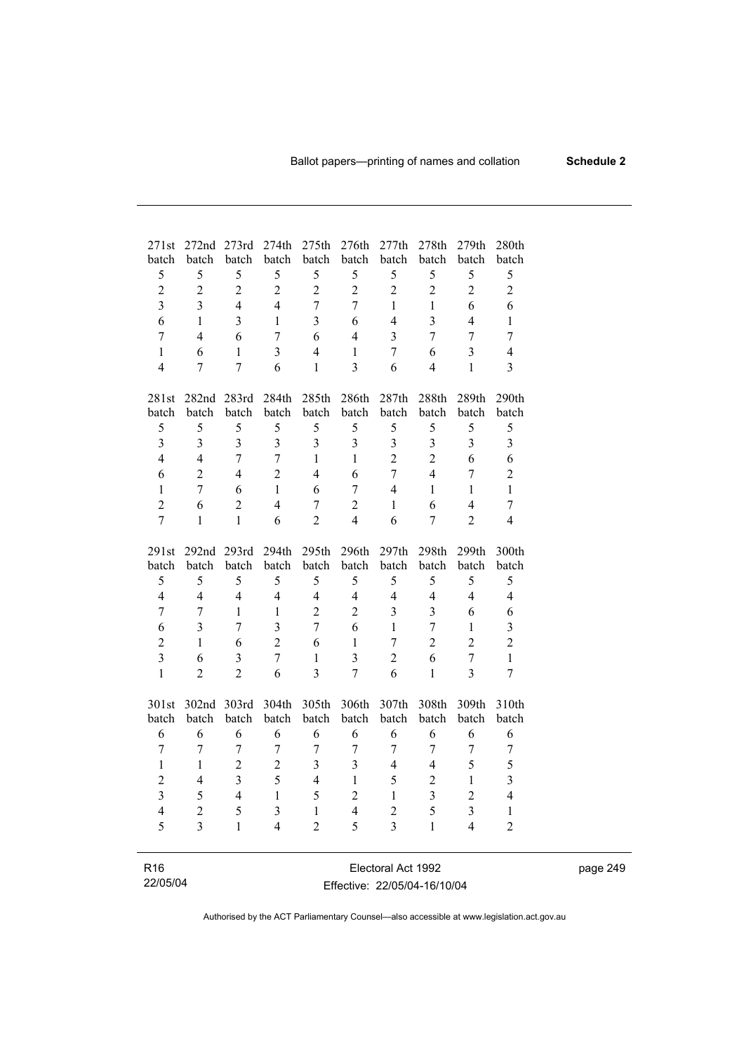| 271st batch | 272nd batch | 273rd batch | 274th batch | 275th batch | 276th batch | 277th batch | 278th batch | 279th batch | 280th batch |
|---|---|---|---|---|---|---|---|---|---|
| 5 | 5 | 5 | 5 | 5 | 5 | 5 | 5 | 5 | 5 |
| 2 | 2 | 2 | 2 | 2 | 2 | 2 | 2 | 2 | 2 |
| 3 | 3 | 4 | 4 | 7 | 7 | 1 | 1 | 6 | 6 |
| 6 | 1 | 3 | 1 | 3 | 6 | 4 | 3 | 4 | 1 |
| 7 | 4 | 6 | 7 | 6 | 4 | 3 | 7 | 7 | 7 |
| 1 | 6 | 1 | 3 | 4 | 1 | 7 | 6 | 3 | 4 |
| 4 | 7 | 7 | 6 | 1 | 3 | 6 | 4 | 1 | 3 |

| 281st batch | 282nd batch | 283rd batch | 284th batch | 285th batch | 286th batch | 287th batch | 288th batch | 289th batch | 290th batch |
|---|---|---|---|---|---|---|---|---|---|
| 5 | 5 | 5 | 5 | 5 | 5 | 5 | 5 | 5 | 5 |
| 3 | 3 | 3 | 3 | 3 | 3 | 3 | 3 | 3 | 3 |
| 4 | 4 | 7 | 7 | 1 | 1 | 2 | 2 | 6 | 6 |
| 6 | 2 | 4 | 2 | 4 | 6 | 7 | 4 | 7 | 2 |
| 1 | 7 | 6 | 1 | 6 | 7 | 4 | 1 | 1 | 1 |
| 2 | 6 | 2 | 4 | 7 | 2 | 1 | 6 | 4 | 7 |
| 7 | 1 | 1 | 6 | 2 | 4 | 6 | 7 | 2 | 4 |

| 291st batch | 292nd batch | 293rd batch | 294th batch | 295th batch | 296th batch | 297th batch | 298th batch | 299th batch | 300th batch |
|---|---|---|---|---|---|---|---|---|---|
| 5 | 5 | 5 | 5 | 5 | 5 | 5 | 5 | 5 | 5 |
| 4 | 4 | 4 | 4 | 4 | 4 | 4 | 4 | 4 | 4 |
| 7 | 7 | 1 | 1 | 2 | 2 | 3 | 3 | 6 | 6 |
| 6 | 3 | 7 | 3 | 7 | 6 | 1 | 7 | 1 | 3 |
| 2 | 1 | 6 | 2 | 6 | 1 | 7 | 2 | 2 | 2 |
| 3 | 6 | 3 | 7 | 1 | 3 | 2 | 6 | 7 | 1 |
| 1 | 2 | 2 | 6 | 3 | 7 | 6 | 1 | 3 | 7 |

| 301st batch | 302nd batch | 303rd batch | 304th batch | 305th batch | 306th batch | 307th batch | 308th batch | 309th batch | 310th batch |
|---|---|---|---|---|---|---|---|---|---|
| 6 | 6 | 6 | 6 | 6 | 6 | 6 | 6 | 6 | 6 |
| 7 | 7 | 7 | 7 | 7 | 7 | 7 | 7 | 7 | 7 |
| 1 | 1 | 2 | 2 | 3 | 3 | 4 | 4 | 5 | 5 |
| 2 | 4 | 3 | 5 | 4 | 1 | 5 | 2 | 1 | 3 |
| 3 | 5 | 4 | 1 | 5 | 2 | 1 | 3 | 2 | 4 |
| 4 | 2 | 5 | 3 | 1 | 4 | 2 | 5 | 3 | 1 |
| 5 | 3 | 1 | 4 | 2 | 5 | 3 | 1 | 4 | 2 |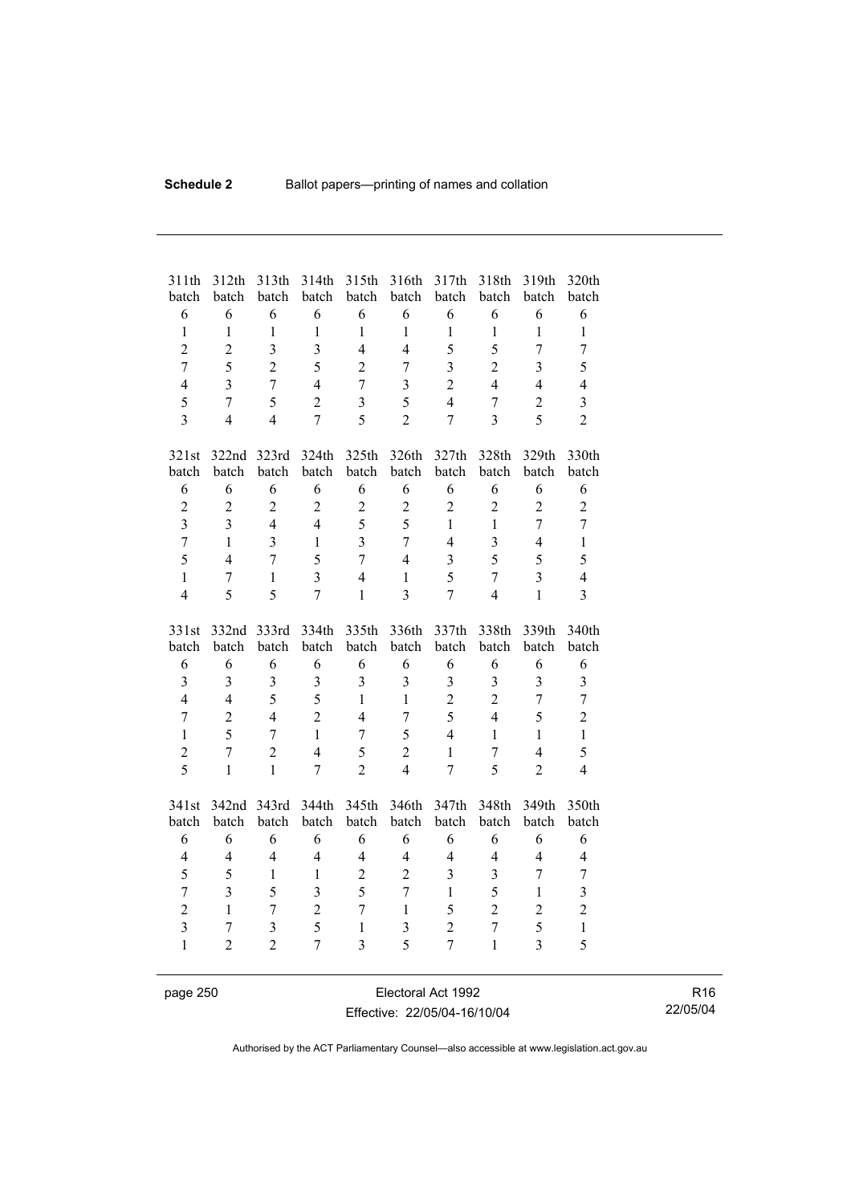| 311th batch | 312th batch | 313th batch | 314th batch | 315th batch | 316th batch | 317th batch | 318th batch | 319th batch | 320th batch |
|---|---|---|---|---|---|---|---|---|---|
| 6 | 6 | 6 | 6 | 6 | 6 | 6 | 6 | 6 | 6 |
| 1 | 1 | 1 | 1 | 1 | 1 | 1 | 1 | 1 | 1 |
| 2 | 2 | 3 | 3 | 4 | 4 | 5 | 5 | 7 | 7 |
| 7 | 5 | 2 | 5 | 2 | 7 | 3 | 2 | 3 | 5 |
| 4 | 3 | 7 | 4 | 7 | 3 | 2 | 4 | 4 | 4 |
| 5 | 7 | 5 | 2 | 3 | 5 | 4 | 7 | 2 | 3 |
| 3 | 4 | 4 | 7 | 5 | 2 | 7 | 3 | 5 | 2 |

| 321st batch | 322nd batch | 323rd batch | 324th batch | 325th batch | 326th batch | 327th batch | 328th batch | 329th batch | 330th batch |
|---|---|---|---|---|---|---|---|---|---|
| 6 | 6 | 6 | 6 | 6 | 6 | 6 | 6 | 6 | 6 |
| 2 | 2 | 2 | 2 | 2 | 2 | 2 | 2 | 2 | 2 |
| 3 | 3 | 4 | 4 | 5 | 5 | 1 | 1 | 7 | 7 |
| 7 | 1 | 3 | 1 | 3 | 7 | 4 | 3 | 4 | 1 |
| 5 | 4 | 7 | 5 | 7 | 4 | 3 | 5 | 5 | 5 |
| 1 | 7 | 1 | 3 | 4 | 1 | 5 | 7 | 3 | 4 |
| 4 | 5 | 5 | 7 | 1 | 3 | 7 | 4 | 1 | 3 |

| 331st batch | 332nd batch | 333rd batch | 334th batch | 335th batch | 336th batch | 337th batch | 338th batch | 339th batch | 340th batch |
|---|---|---|---|---|---|---|---|---|---|
| 6 | 6 | 6 | 6 | 6 | 6 | 6 | 6 | 6 | 6 |
| 3 | 3 | 3 | 3 | 3 | 3 | 3 | 3 | 3 | 3 |
| 4 | 4 | 5 | 5 | 1 | 1 | 2 | 2 | 7 | 7 |
| 7 | 2 | 4 | 2 | 4 | 7 | 5 | 4 | 5 | 2 |
| 1 | 5 | 7 | 1 | 7 | 5 | 4 | 1 | 1 | 1 |
| 2 | 7 | 2 | 4 | 5 | 2 | 1 | 7 | 4 | 5 |
| 5 | 1 | 1 | 7 | 2 | 4 | 7 | 5 | 2 | 4 |

| 341st batch | 342nd batch | 343rd batch | 344th batch | 345th batch | 346th batch | 347th batch | 348th batch | 349th batch | 350th batch |
|---|---|---|---|---|---|---|---|---|---|
| 6 | 6 | 6 | 6 | 6 | 6 | 6 | 6 | 6 | 6 |
| 4 | 4 | 4 | 4 | 4 | 4 | 4 | 4 | 4 | 4 |
| 5 | 5 | 1 | 1 | 2 | 2 | 3 | 3 | 7 | 7 |
| 7 | 3 | 5 | 3 | 5 | 7 | 1 | 5 | 1 | 3 |
| 2 | 1 | 7 | 2 | 7 | 1 | 5 | 2 | 2 | 2 |
| 3 | 7 | 3 | 5 | 1 | 3 | 2 | 7 | 5 | 1 |
| 1 | 2 | 2 | 7 | 3 | 5 | 7 | 1 | 3 | 5 |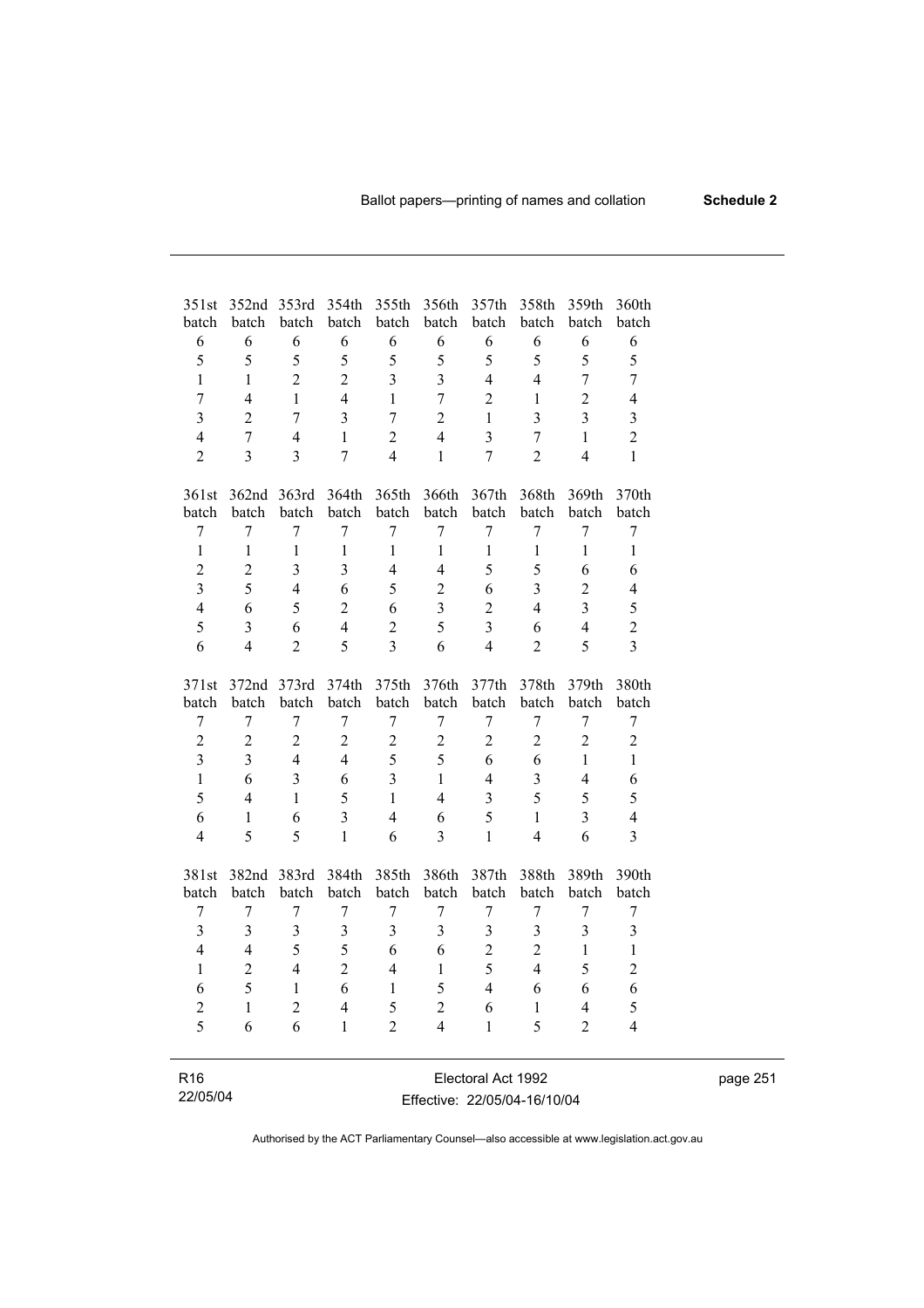| 351st batch | 352nd batch | 353rd batch | 354th batch | 355th batch | 356th batch | 357th batch | 358th batch | 359th batch | 360th batch |
|---|---|---|---|---|---|---|---|---|---|
| 6 | 6 | 6 | 6 | 6 | 6 | 6 | 6 | 6 | 6 |
| 5 | 5 | 5 | 5 | 5 | 5 | 5 | 5 | 5 | 5 |
| 1 | 1 | 2 | 2 | 3 | 3 | 4 | 4 | 7 | 7 |
| 7 | 4 | 1 | 4 | 1 | 7 | 2 | 1 | 2 | 4 |
| 3 | 2 | 7 | 3 | 7 | 2 | 1 | 3 | 3 | 3 |
| 4 | 7 | 4 | 1 | 2 | 4 | 3 | 7 | 1 | 2 |
| 2 | 3 | 3 | 7 | 4 | 1 | 7 | 2 | 4 | 1 |

| 361st batch | 362nd batch | 363rd batch | 364th batch | 365th batch | 366th batch | 367th batch | 368th batch | 369th batch | 370th batch |
|---|---|---|---|---|---|---|---|---|---|
| 7 | 7 | 7 | 7 | 7 | 7 | 7 | 7 | 7 | 7 |
| 1 | 1 | 1 | 1 | 1 | 1 | 1 | 1 | 1 | 1 |
| 2 | 2 | 3 | 3 | 4 | 4 | 5 | 5 | 6 | 6 |
| 3 | 5 | 4 | 6 | 5 | 2 | 6 | 3 | 2 | 4 |
| 4 | 6 | 5 | 2 | 6 | 3 | 2 | 4 | 3 | 5 |
| 5 | 3 | 6 | 4 | 2 | 5 | 3 | 6 | 4 | 2 |
| 6 | 4 | 2 | 5 | 3 | 6 | 4 | 2 | 5 | 3 |

| 371st batch | 372nd batch | 373rd batch | 374th batch | 375th batch | 376th batch | 377th batch | 378th batch | 379th batch | 380th batch |
|---|---|---|---|---|---|---|---|---|---|
| 7 | 7 | 7 | 7 | 7 | 7 | 7 | 7 | 7 | 7 |
| 2 | 2 | 2 | 2 | 2 | 2 | 2 | 2 | 2 | 2 |
| 3 | 3 | 4 | 4 | 5 | 5 | 6 | 6 | 1 | 1 |
| 1 | 6 | 3 | 6 | 3 | 1 | 4 | 3 | 4 | 6 |
| 5 | 4 | 1 | 5 | 1 | 4 | 3 | 5 | 5 | 5 |
| 6 | 1 | 6 | 3 | 4 | 6 | 5 | 1 | 3 | 4 |
| 4 | 5 | 5 | 1 | 6 | 3 | 1 | 4 | 6 | 3 |

| 381st batch | 382nd batch | 383rd batch | 384th batch | 385th batch | 386th batch | 387th batch | 388th batch | 389th batch | 390th batch |
|---|---|---|---|---|---|---|---|---|---|
| 7 | 7 | 7 | 7 | 7 | 7 | 7 | 7 | 7 | 7 |
| 3 | 3 | 3 | 3 | 3 | 3 | 3 | 3 | 3 | 3 |
| 4 | 4 | 5 | 5 | 6 | 6 | 2 | 2 | 1 | 1 |
| 1 | 2 | 4 | 2 | 4 | 1 | 5 | 4 | 5 | 2 |
| 6 | 5 | 1 | 6 | 1 | 5 | 4 | 6 | 6 | 6 |
| 2 | 1 | 2 | 4 | 5 | 2 | 6 | 1 | 4 | 5 |
| 5 | 6 | 6 | 1 | 2 | 4 | 1 | 5 | 2 | 4 |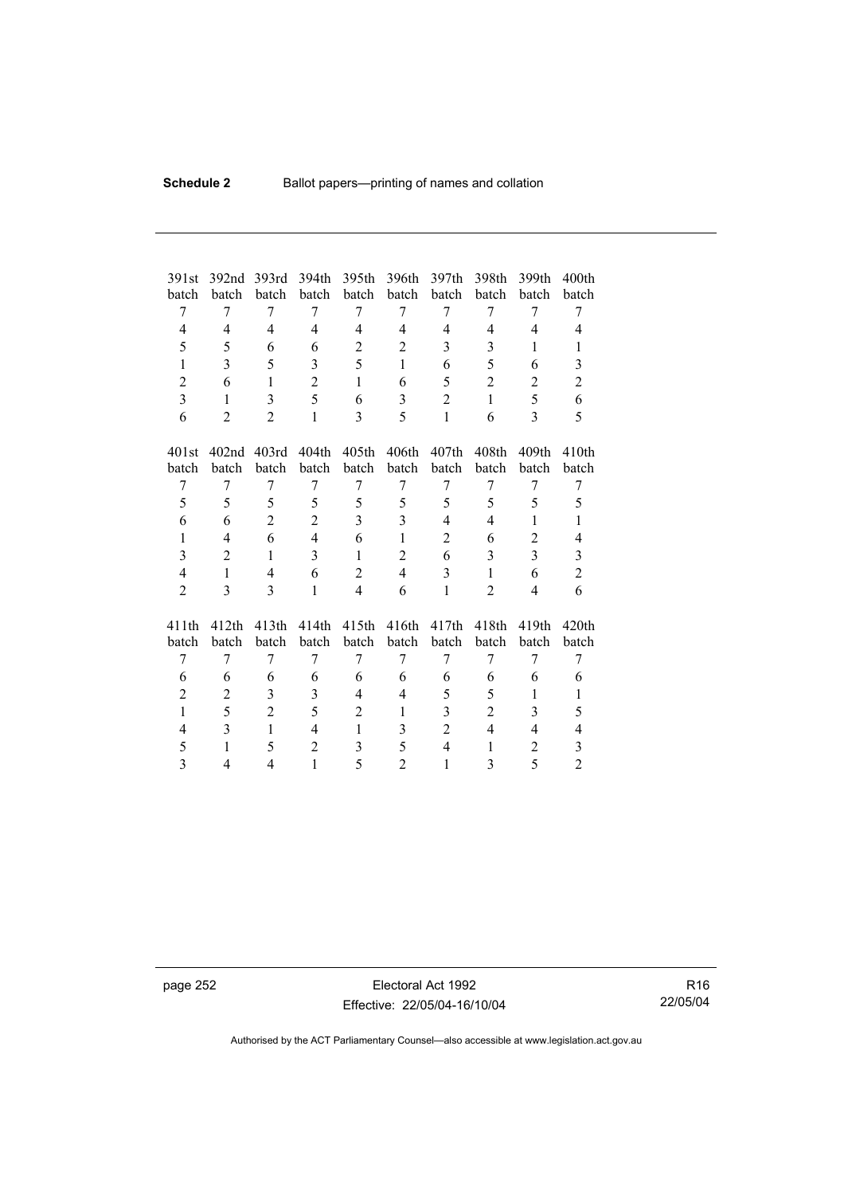| 391st batch | 392nd batch | 393rd batch | 394th batch | 395th batch | 396th batch | 397th batch | 398th batch | 399th batch | 400th batch |
|---|---|---|---|---|---|---|---|---|---|
| 7 | 7 | 7 | 7 | 7 | 7 | 7 | 7 | 7 | 7 |
| 4 | 4 | 4 | 4 | 4 | 4 | 4 | 4 | 4 | 4 |
| 5 | 5 | 6 | 6 | 2 | 2 | 3 | 3 | 1 | 1 |
| 1 | 3 | 5 | 3 | 5 | 1 | 6 | 5 | 6 | 3 |
| 2 | 6 | 1 | 2 | 1 | 6 | 5 | 2 | 2 | 2 |
| 3 | 1 | 3 | 5 | 6 | 3 | 2 | 1 | 5 | 6 |
| 6 | 2 | 2 | 1 | 3 | 5 | 1 | 6 | 3 | 5 |

| 401st batch | 402nd batch | 403rd batch | 404th batch | 405th batch | 406th batch | 407th batch | 408th batch | 409th batch | 410th batch |
|---|---|---|---|---|---|---|---|---|---|
| 7 | 7 | 7 | 7 | 7 | 7 | 7 | 7 | 7 | 7 |
| 5 | 5 | 5 | 5 | 5 | 5 | 5 | 5 | 5 | 5 |
| 6 | 6 | 2 | 2 | 3 | 3 | 4 | 4 | 1 | 1 |
| 1 | 4 | 6 | 4 | 6 | 1 | 2 | 6 | 2 | 4 |
| 3 | 2 | 1 | 3 | 1 | 2 | 6 | 3 | 3 | 3 |
| 4 | 1 | 4 | 6 | 2 | 4 | 3 | 1 | 6 | 2 |
| 2 | 3 | 3 | 1 | 4 | 6 | 1 | 2 | 4 | 6 |

| 411th batch | 412th batch | 413th batch | 414th batch | 415th batch | 416th batch | 417th batch | 418th batch | 419th batch | 420th batch |
|---|---|---|---|---|---|---|---|---|---|
| 7 | 7 | 7 | 7 | 7 | 7 | 7 | 7 | 7 | 7 |
| 6 | 6 | 6 | 6 | 6 | 6 | 6 | 6 | 6 | 6 |
| 2 | 2 | 3 | 3 | 4 | 4 | 5 | 5 | 1 | 1 |
| 1 | 5 | 2 | 5 | 2 | 1 | 3 | 2 | 3 | 5 |
| 4 | 3 | 1 | 4 | 1 | 3 | 2 | 4 | 4 | 4 |
| 5 | 1 | 5 | 2 | 3 | 5 | 4 | 1 | 2 | 3 |
| 3 | 4 | 4 | 1 | 5 | 2 | 1 | 3 | 5 | 2 |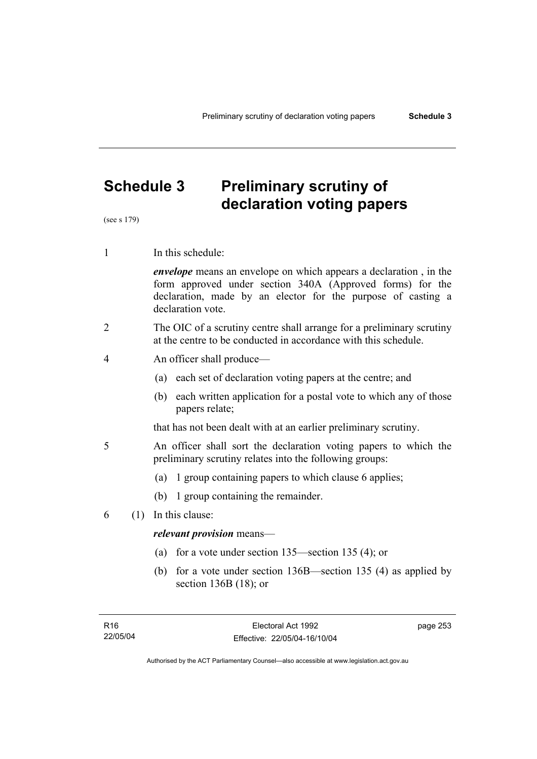# Schedule 3 Preliminary scrutiny of declaration voting papers

(see s 179)

1 In this schedule:

***envelope*** means an envelope on which appears a declaration , in the form approved under section 340A (Approved forms) for the declaration, made by an elector for the purpose of casting a declaration vote.

2 The OIC of a scrutiny centre shall arrange for a preliminary scrutiny at the centre to be conducted in accordance with this schedule.

4 An officer shall produce—

(a) each set of declaration voting papers at the centre; and

(b) each written application for a postal vote to which any of those papers relate;

that has not been dealt with at an earlier preliminary scrutiny.

5 An officer shall sort the declaration voting papers to which the preliminary scrutiny relates into the following groups:

(a) 1 group containing papers to which clause 6 applies;

(b) 1 group containing the remainder.

6 (1) In this clause:

***relevant provision*** means—

(a) for a vote under section 135—section 135 (4); or

(b) for a vote under section 136B—section 135 (4) as applied by section 136B (18); or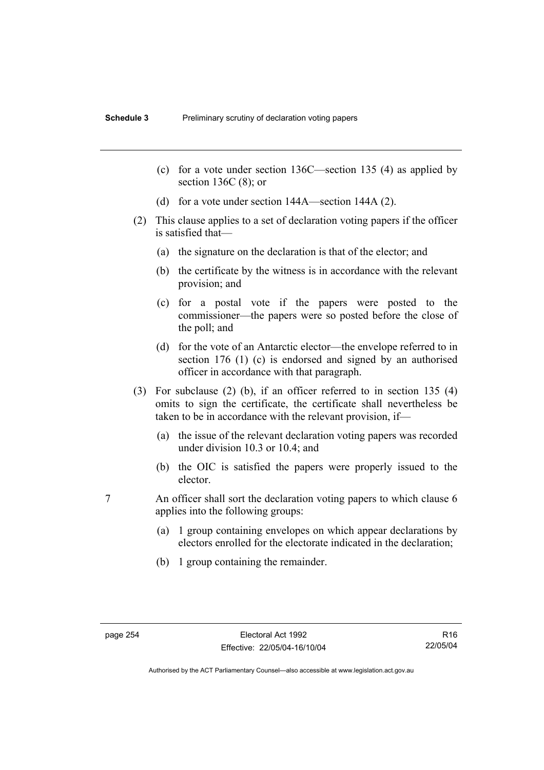(c) for a vote under section 136C—section 135 (4) as applied by section 136C (8); or

(d) for a vote under section 144A—section 144A (2).

(2) This clause applies to a set of declaration voting papers if the officer is satisfied that—

(a) the signature on the declaration is that of the elector; and

(b) the certificate by the witness is in accordance with the relevant provision; and

(c) for a postal vote if the papers were posted to the commissioner—the papers were so posted before the close of the poll; and

(d) for the vote of an Antarctic elector—the envelope referred to in section 176 (1) (c) is endorsed and signed by an authorised officer in accordance with that paragraph.

(3) For subclause (2) (b), if an officer referred to in section 135 (4) omits to sign the certificate, the certificate shall nevertheless be taken to be in accordance with the relevant provision, if—

(a) the issue of the relevant declaration voting papers was recorded under division 10.3 or 10.4; and

(b) the OIC is satisfied the papers were properly issued to the elector.

7 An officer shall sort the declaration voting papers to which clause 6 applies into the following groups:

(a) 1 group containing envelopes on which appear declarations by electors enrolled for the electorate indicated in the declaration;

(b) 1 group containing the remainder.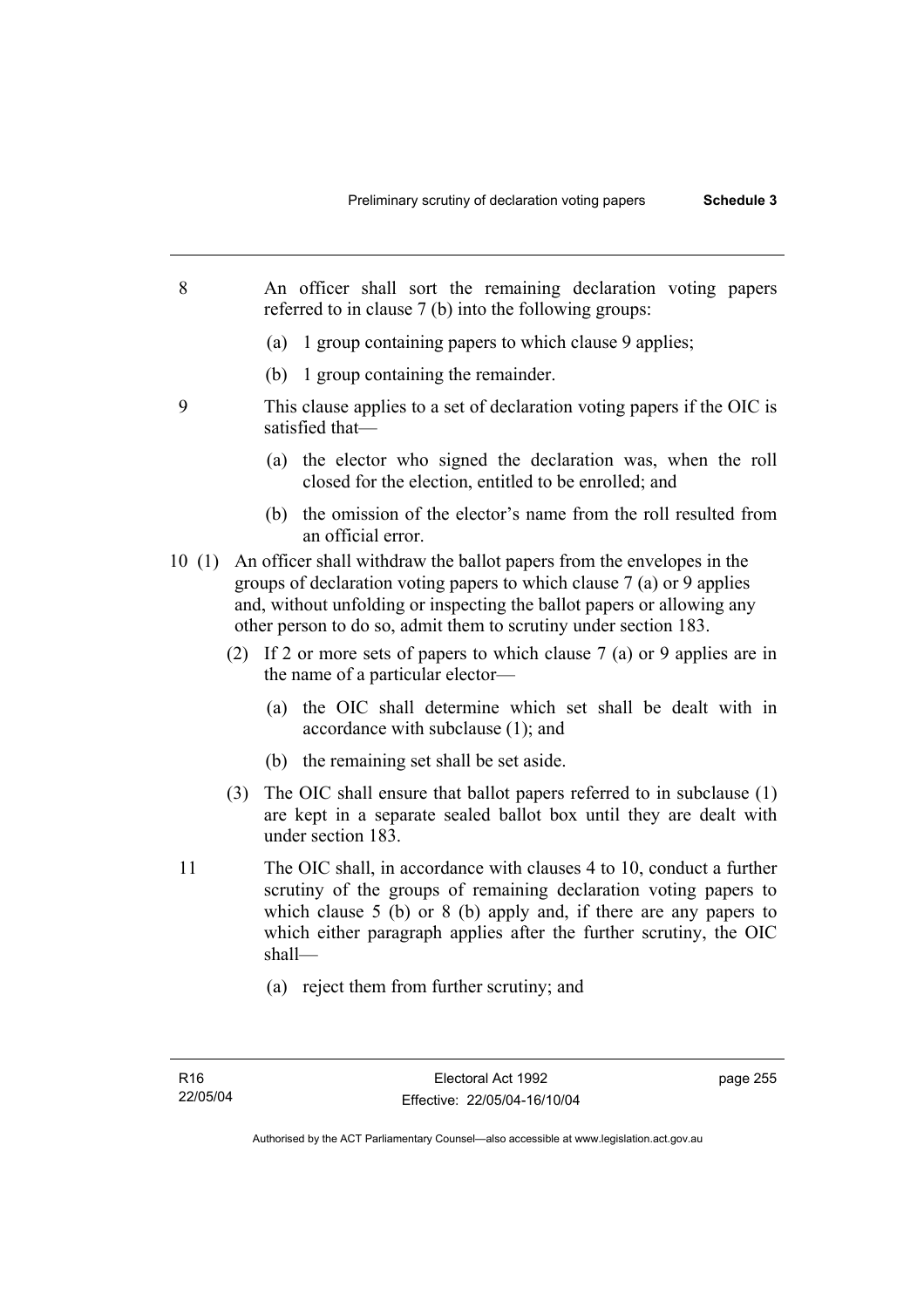8 An officer shall sort the remaining declaration voting papers referred to in clause 7 (b) into the following groups:

(a) 1 group containing papers to which clause 9 applies;

(b) 1 group containing the remainder.

9 This clause applies to a set of declaration voting papers if the OIC is satisfied that—

(a) the elector who signed the declaration was, when the roll closed for the election, entitled to be enrolled; and

(b) the omission of the elector's name from the roll resulted from an official error.

10 (1) An officer shall withdraw the ballot papers from the envelopes in the groups of declaration voting papers to which clause 7 (a) or 9 applies and, without unfolding or inspecting the ballot papers or allowing any other person to do so, admit them to scrutiny under section 183.

(2) If 2 or more sets of papers to which clause 7 (a) or 9 applies are in the name of a particular elector—

(a) the OIC shall determine which set shall be dealt with in accordance with subclause (1); and

(b) the remaining set shall be set aside.

(3) The OIC shall ensure that ballot papers referred to in subclause (1) are kept in a separate sealed ballot box until they are dealt with under section 183.

11 The OIC shall, in accordance with clauses 4 to 10, conduct a further scrutiny of the groups of remaining declaration voting papers to which clause 5 (b) or 8 (b) apply and, if there are any papers to which either paragraph applies after the further scrutiny, the OIC shall—

(a) reject them from further scrutiny; and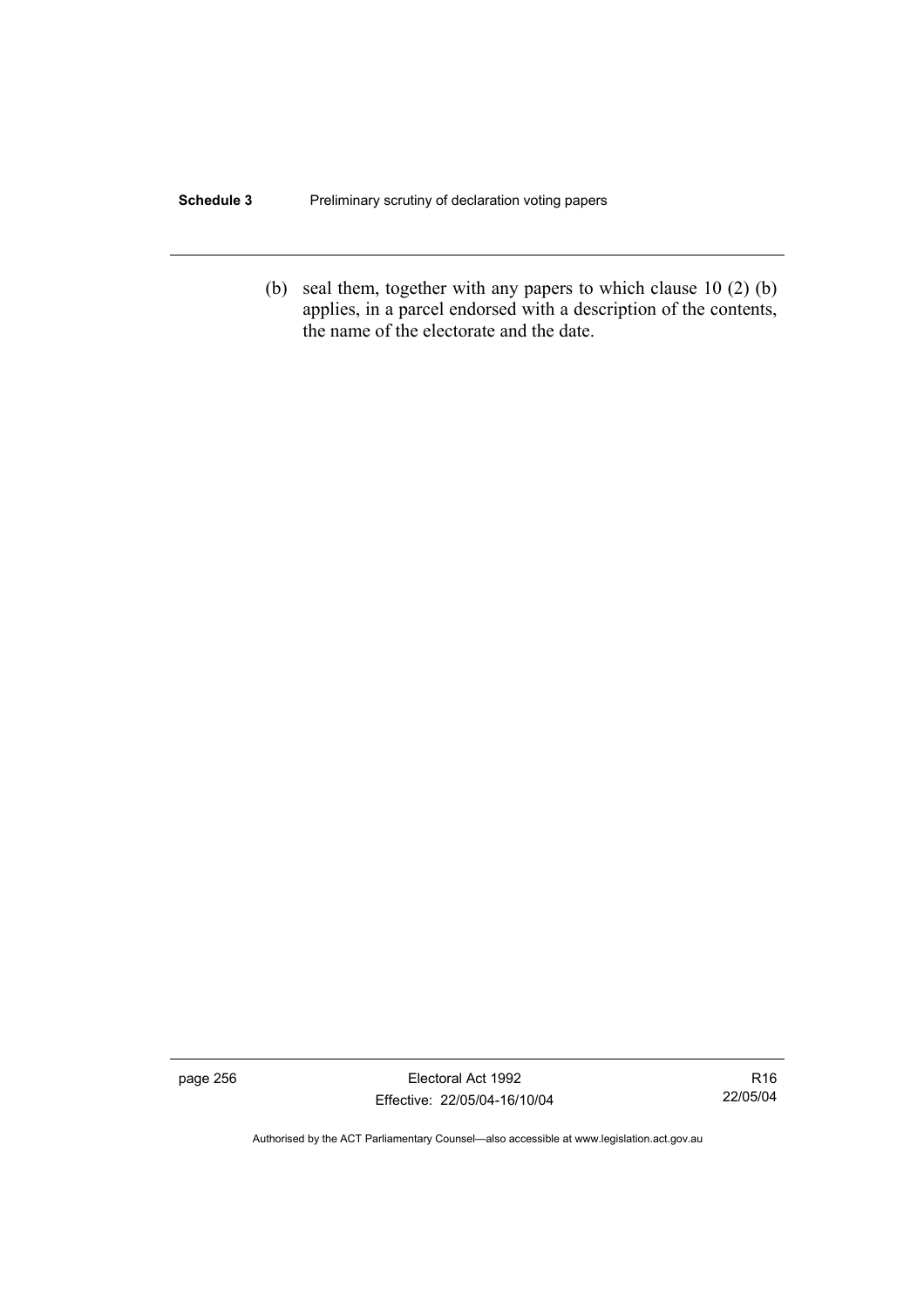(b) seal them, together with any papers to which clause 10 (2) (b) applies, in a parcel endorsed with a description of the contents, the name of the electorate and the date.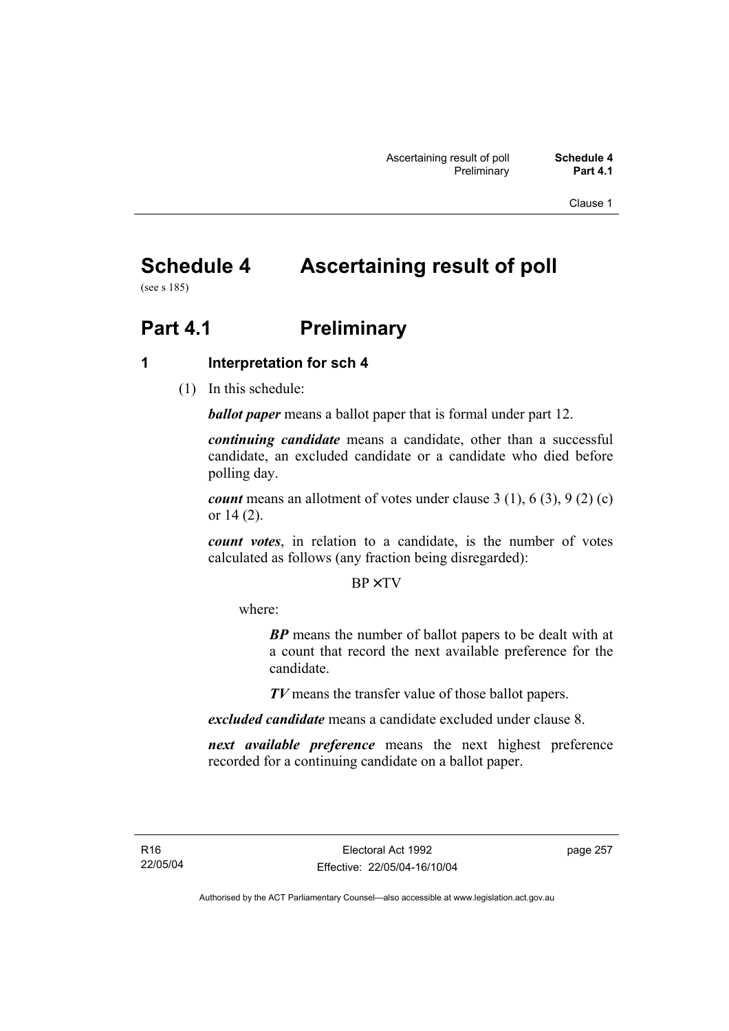# Schedule 4 Ascertaining result of poll

(see s 185)

## Part 4.1 Preliminary

### 1 Interpretation for sch 4

(1) In this schedule:

***ballot paper*** means a ballot paper that is formal under part 12.

***continuing candidate*** means a candidate, other than a successful candidate, an excluded candidate or a candidate who died before polling day.

***count*** means an allotment of votes under clause 3 (1), 6 (3), 9 (2) (c) or 14 (2).

***count votes***, in relation to a candidate, is the number of votes calculated as follows (any fraction being disregarded):

$$BP \times TV$$

where:

> ***BP*** means the number of ballot papers to be dealt with at a count that record the next available preference for the candidate.
>
> ***TV*** means the transfer value of those ballot papers.

***excluded candidate*** means a candidate excluded under clause 8.

***next available preference*** means the next highest preference recorded for a continuing candidate on a ballot paper.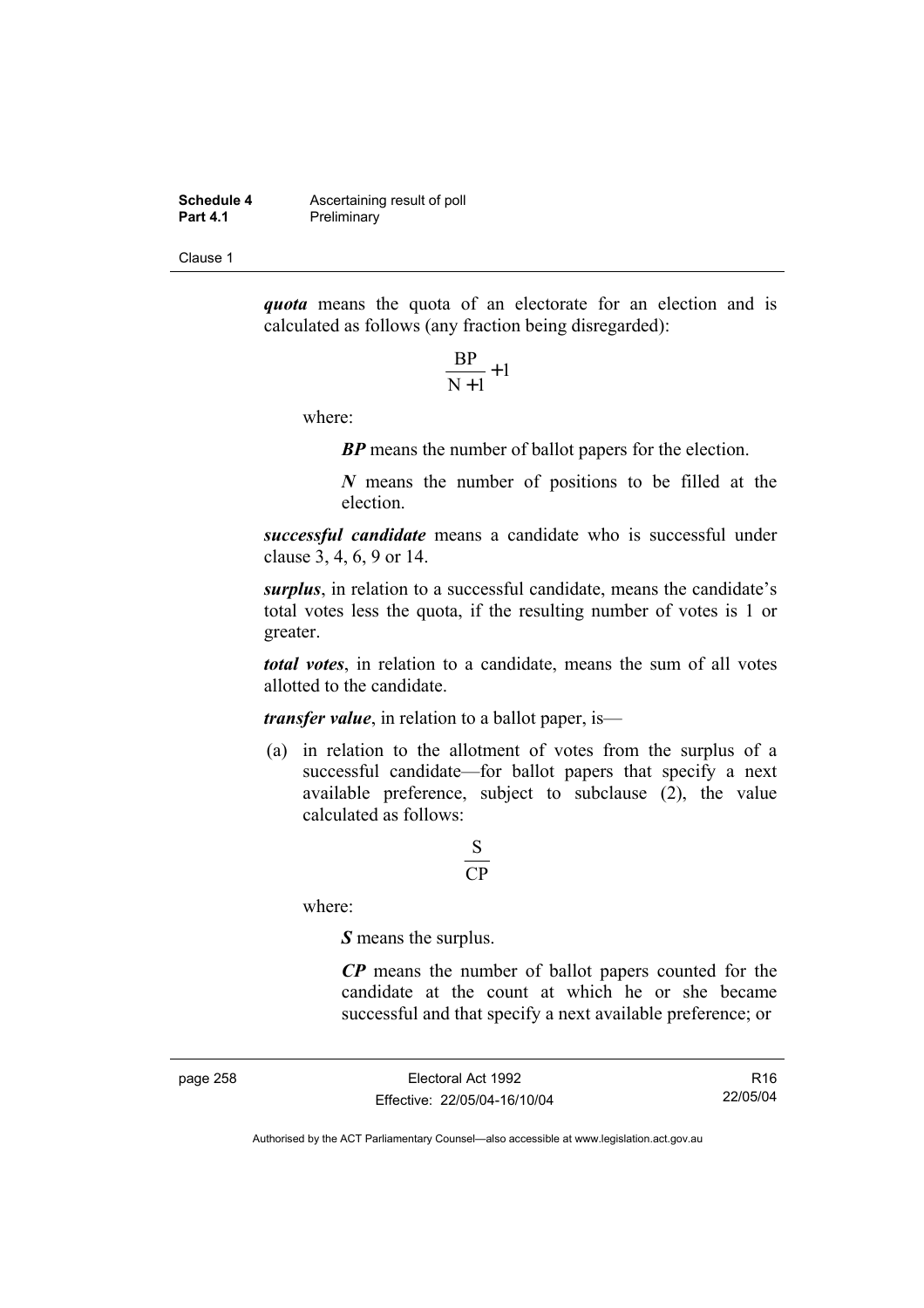***quota*** means the quota of an electorate for an election and is calculated as follows (any fraction being disregarded):

$$\frac{BP}{N+1}+1$$

where:

***BP*** means the number of ballot papers for the election.

***N*** means the number of positions to be filled at the election.

***successful candidate*** means a candidate who is successful under clause 3, 4, 6, 9 or 14.

***surplus***, in relation to a successful candidate, means the candidate's total votes less the quota, if the resulting number of votes is 1 or greater.

***total votes***, in relation to a candidate, means the sum of all votes allotted to the candidate.

***transfer value***, in relation to a ballot paper, is—

(a) in relation to the allotment of votes from the surplus of a successful candidate—for ballot papers that specify a next available preference, subject to subclause (2), the value calculated as follows:

$$\frac{S}{CP}$$

where:

***S*** means the surplus.

***CP*** means the number of ballot papers counted for the candidate at the count at which he or she became successful and that specify a next available preference; or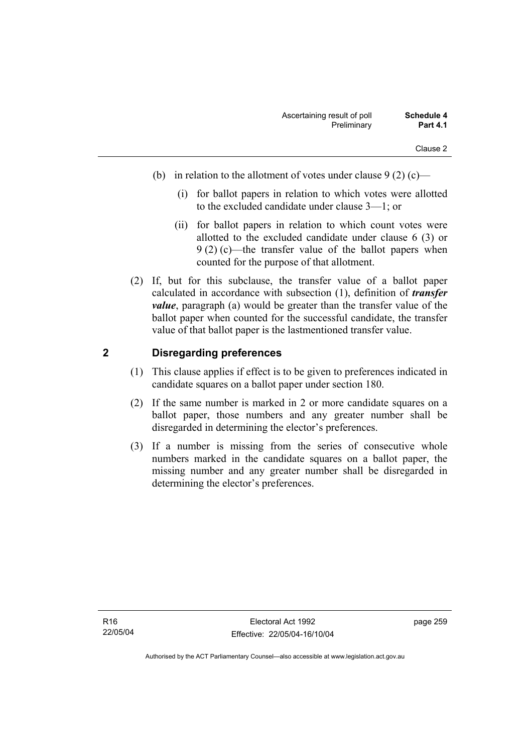(b) in relation to the allotment of votes under clause 9 (2) (c)—

(i) for ballot papers in relation to which votes were allotted to the excluded candidate under clause 3—1; or

(ii) for ballot papers in relation to which count votes were allotted to the excluded candidate under clause 6 (3) or 9 (2) (c)—the transfer value of the ballot papers when counted for the purpose of that allotment.

(2) If, but for this subclause, the transfer value of a ballot paper calculated in accordance with subsection (1), definition of ***transfer value***, paragraph (a) would be greater than the transfer value of the ballot paper when counted for the successful candidate, the transfer value of that ballot paper is the lastmentioned transfer value.

## 2 Disregarding preferences

(1) This clause applies if effect is to be given to preferences indicated in candidate squares on a ballot paper under section 180.

(2) If the same number is marked in 2 or more candidate squares on a ballot paper, those numbers and any greater number shall be disregarded in determining the elector's preferences.

(3) If a number is missing from the series of consecutive whole numbers marked in the candidate squares on a ballot paper, the missing number and any greater number shall be disregarded in determining the elector's preferences.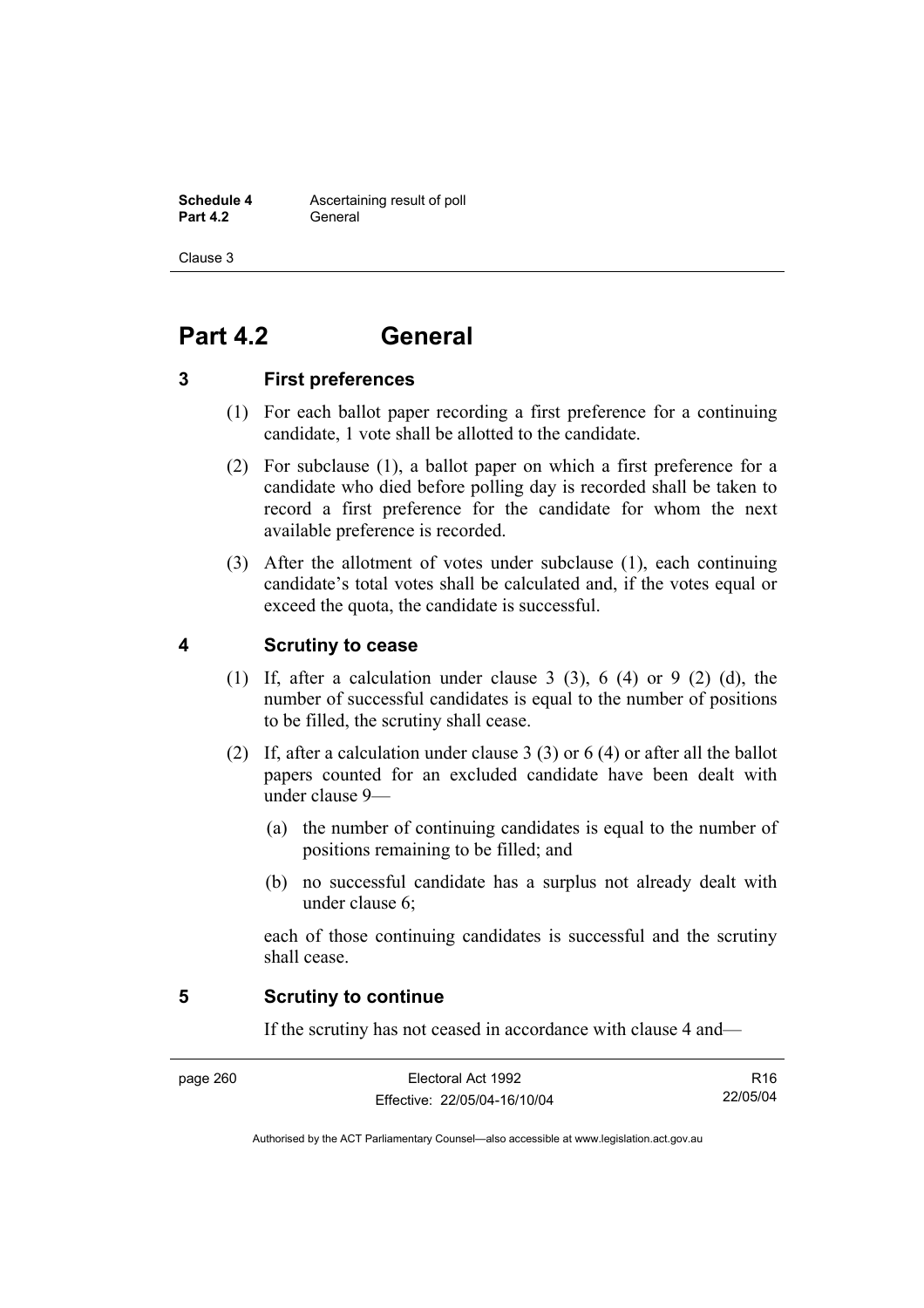# Part 4.2 General

## 3 First preferences

(1) For each ballot paper recording a first preference for a continuing candidate, 1 vote shall be allotted to the candidate.

(2) For subclause (1), a ballot paper on which a first preference for a candidate who died before polling day is recorded shall be taken to record a first preference for the candidate for whom the next available preference is recorded.

(3) After the allotment of votes under subclause (1), each continuing candidate's total votes shall be calculated and, if the votes equal or exceed the quota, the candidate is successful.

## 4 Scrutiny to cease

(1) If, after a calculation under clause 3 (3), 6 (4) or 9 (2) (d), the number of successful candidates is equal to the number of positions to be filled, the scrutiny shall cease.

(2) If, after a calculation under clause 3 (3) or 6 (4) or after all the ballot papers counted for an excluded candidate have been dealt with under clause 9—

(a) the number of continuing candidates is equal to the number of positions remaining to be filled; and

(b) no successful candidate has a surplus not already dealt with under clause 6;

each of those continuing candidates is successful and the scrutiny shall cease.

## 5 Scrutiny to continue

If the scrutiny has not ceased in accordance with clause 4 and—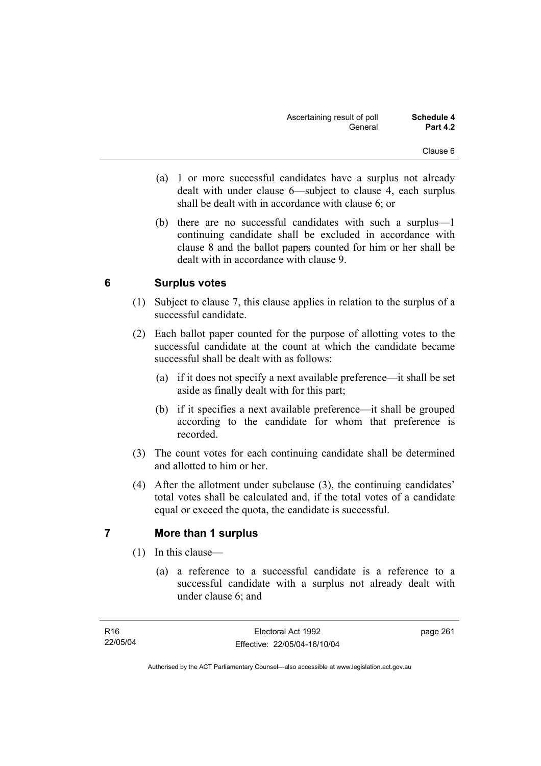(a) 1 or more successful candidates have a surplus not already dealt with under clause 6—subject to clause 4, each surplus shall be dealt with in accordance with clause 6; or

(b) there are no successful candidates with such a surplus—1 continuing candidate shall be excluded in accordance with clause 8 and the ballot papers counted for him or her shall be dealt with in accordance with clause 9.

## 6 Surplus votes

(1) Subject to clause 7, this clause applies in relation to the surplus of a successful candidate.

(2) Each ballot paper counted for the purpose of allotting votes to the successful candidate at the count at which the candidate became successful shall be dealt with as follows:

(a) if it does not specify a next available preference—it shall be set aside as finally dealt with for this part;

(b) if it specifies a next available preference—it shall be grouped according to the candidate for whom that preference is recorded.

(3) The count votes for each continuing candidate shall be determined and allotted to him or her.

(4) After the allotment under subclause (3), the continuing candidates' total votes shall be calculated and, if the total votes of a candidate equal or exceed the quota, the candidate is successful.

## 7 More than 1 surplus

(1) In this clause—

(a) a reference to a successful candidate is a reference to a successful candidate with a surplus not already dealt with under clause 6; and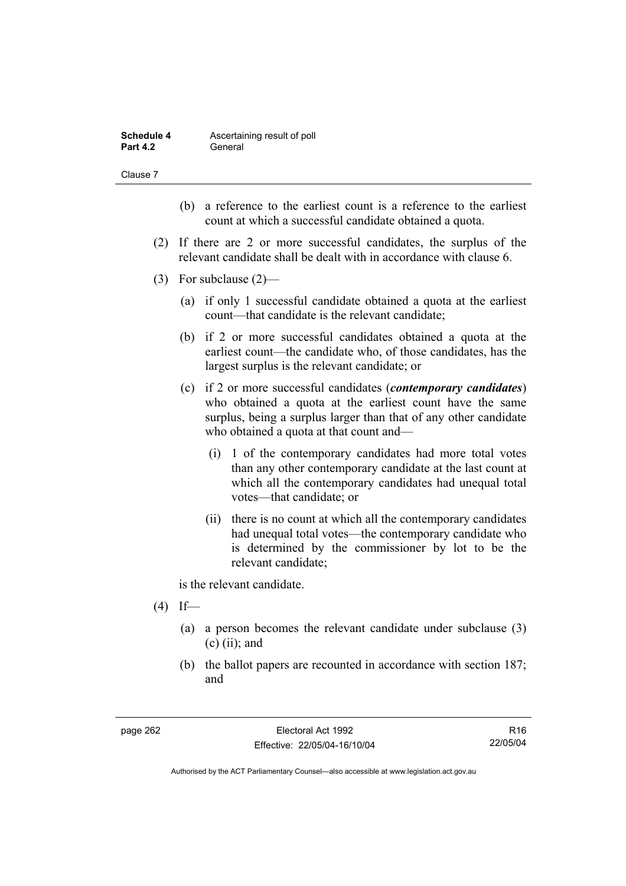(b) a reference to the earliest count is a reference to the earliest count at which a successful candidate obtained a quota.

(2) If there are 2 or more successful candidates, the surplus of the relevant candidate shall be dealt with in accordance with clause 6.

(3) For subclause (2)—

(a) if only 1 successful candidate obtained a quota at the earliest count—that candidate is the relevant candidate;

(b) if 2 or more successful candidates obtained a quota at the earliest count—the candidate who, of those candidates, has the largest surplus is the relevant candidate; or

(c) if 2 or more successful candidates (***contemporary candidates***) who obtained a quota at the earliest count have the same surplus, being a surplus larger than that of any other candidate who obtained a quota at that count and—

(i) 1 of the contemporary candidates had more total votes than any other contemporary candidate at the last count at which all the contemporary candidates had unequal total votes—that candidate; or

(ii) there is no count at which all the contemporary candidates had unequal total votes—the contemporary candidate who is determined by the commissioner by lot to be the relevant candidate;

is the relevant candidate.

(4) If—

(a) a person becomes the relevant candidate under subclause (3) (c) (ii); and

(b) the ballot papers are recounted in accordance with section 187; and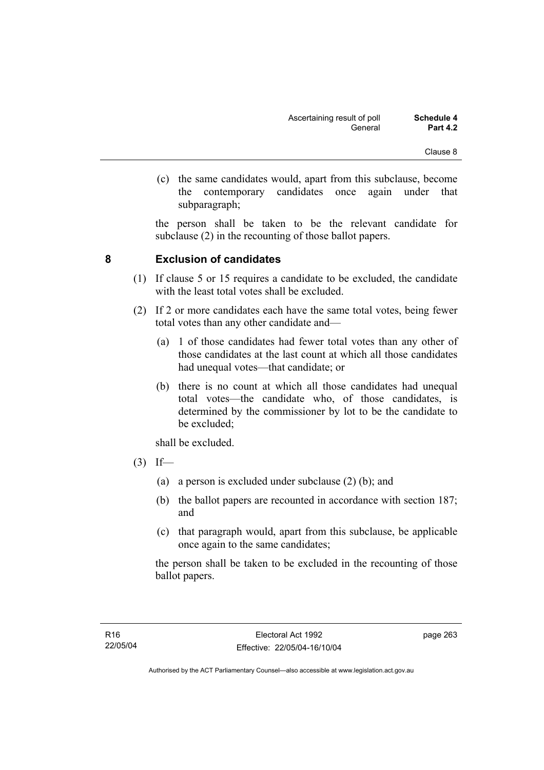(c) the same candidates would, apart from this subclause, become the contemporary candidates once again under that subparagraph;

the person shall be taken to be the relevant candidate for subclause (2) in the recounting of those ballot papers.

## 8 Exclusion of candidates

(1) If clause 5 or 15 requires a candidate to be excluded, the candidate with the least total votes shall be excluded.

(2) If 2 or more candidates each have the same total votes, being fewer total votes than any other candidate and—

(a) 1 of those candidates had fewer total votes than any other of those candidates at the last count at which all those candidates had unequal votes—that candidate; or

(b) there is no count at which all those candidates had unequal total votes—the candidate who, of those candidates, is determined by the commissioner by lot to be the candidate to be excluded;

shall be excluded.

(3) If—

(a) a person is excluded under subclause (2) (b); and

(b) the ballot papers are recounted in accordance with section 187; and

(c) that paragraph would, apart from this subclause, be applicable once again to the same candidates;

the person shall be taken to be excluded in the recounting of those ballot papers.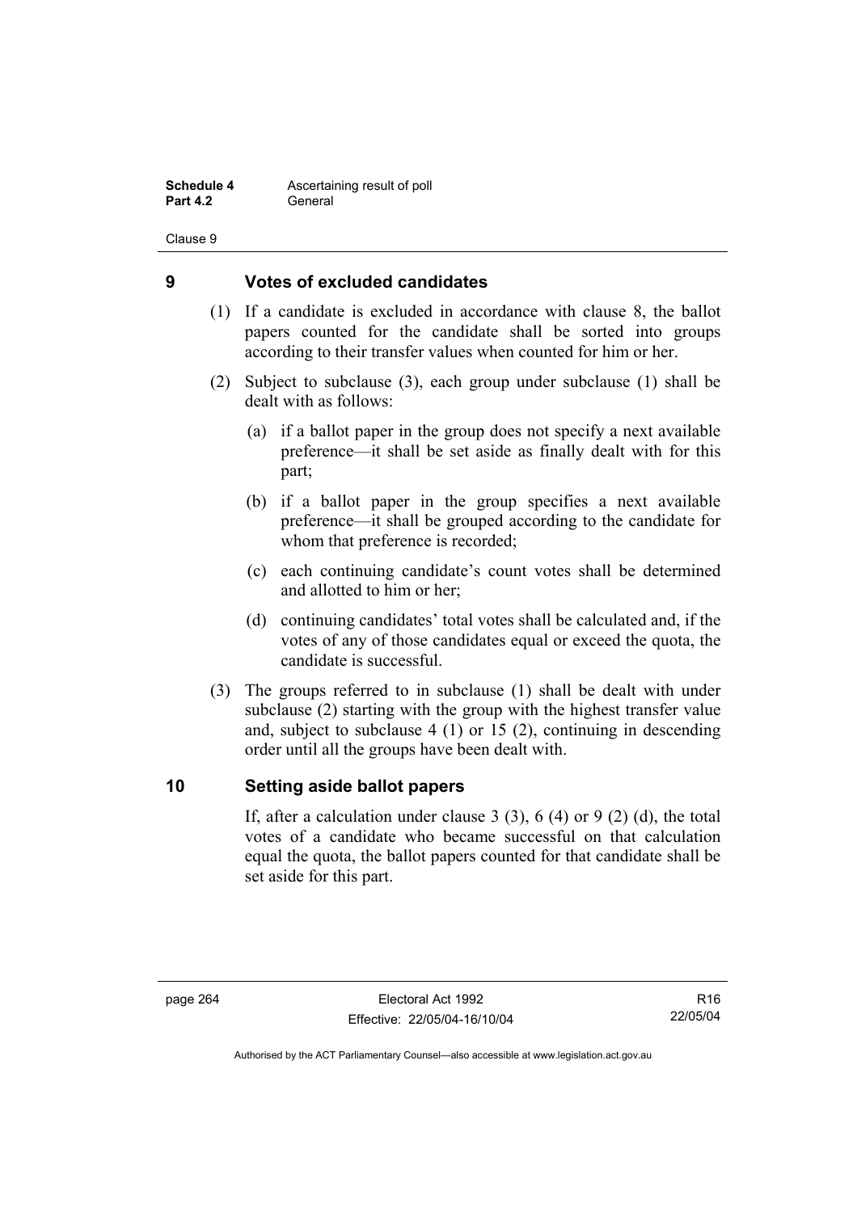## 9 Votes of excluded candidates

(1) If a candidate is excluded in accordance with clause 8, the ballot papers counted for the candidate shall be sorted into groups according to their transfer values when counted for him or her.

(2) Subject to subclause (3), each group under subclause (1) shall be dealt with as follows:

(a) if a ballot paper in the group does not specify a next available preference—it shall be set aside as finally dealt with for this part;

(b) if a ballot paper in the group specifies a next available preference—it shall be grouped according to the candidate for whom that preference is recorded;

(c) each continuing candidate's count votes shall be determined and allotted to him or her;

(d) continuing candidates' total votes shall be calculated and, if the votes of any of those candidates equal or exceed the quota, the candidate is successful.

(3) The groups referred to in subclause (1) shall be dealt with under subclause (2) starting with the group with the highest transfer value and, subject to subclause 4 (1) or 15 (2), continuing in descending order until all the groups have been dealt with.

## 10 Setting aside ballot papers

If, after a calculation under clause 3 (3), 6 (4) or 9 (2) (d), the total votes of a candidate who became successful on that calculation equal the quota, the ballot papers counted for that candidate shall be set aside for this part.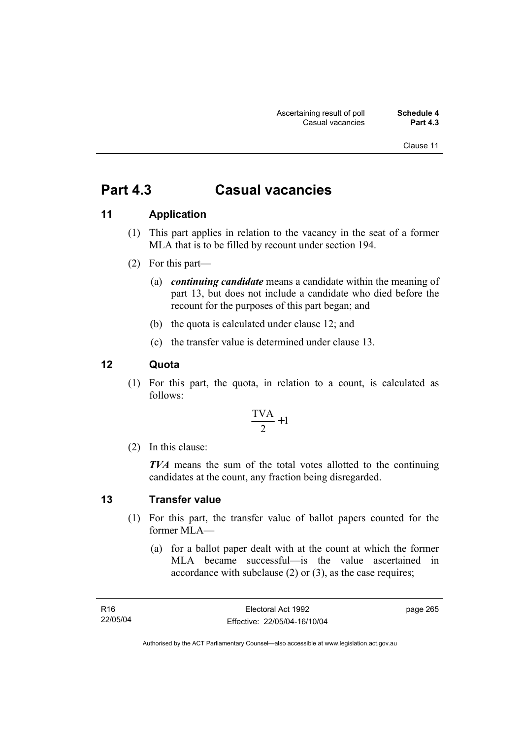# Part 4.3 Casual vacancies

## 11 Application

(1) This part applies in relation to the vacancy in the seat of a former MLA that is to be filled by recount under section 194.

(2) For this part—

(a) ***continuing candidate*** means a candidate within the meaning of part 13, but does not include a candidate who died before the recount for the purposes of this part began; and

(b) the quota is calculated under clause 12; and

(c) the transfer value is determined under clause 13.

## 12 Quota

(1) For this part, the quota, in relation to a count, is calculated as follows:

$$\frac{\text{TVA}}{2} + 1$$

(2) In this clause:

***TVA*** means the sum of the total votes allotted to the continuing candidates at the count, any fraction being disregarded.

## 13 Transfer value

(1) For this part, the transfer value of ballot papers counted for the former MLA—

(a) for a ballot paper dealt with at the count at which the former MLA became successful—is the value ascertained in accordance with subclause (2) or (3), as the case requires;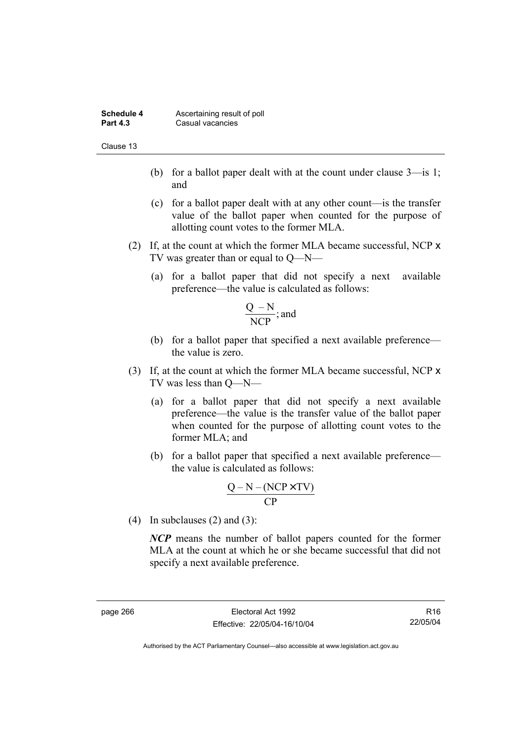(b) for a ballot paper dealt with at the count under clause 3—is 1; and

(c) for a ballot paper dealt with at any other count—is the transfer value of the ballot paper when counted for the purpose of allotting count votes to the former MLA.

(2) If, at the count at which the former MLA became successful, NCP x TV was greater than or equal to Q—N—

(a) for a ballot paper that did not specify a next available preference—the value is calculated as follows:

$$\frac{Q - N}{NCP}; \text{ and}$$

(b) for a ballot paper that specified a next available preference—the value is zero.

(3) If, at the count at which the former MLA became successful, NCP x TV was less than Q—N—

(a) for a ballot paper that did not specify a next available preference—the value is the transfer value of the ballot paper when counted for the purpose of allotting count votes to the former MLA; and

(b) for a ballot paper that specified a next available preference—the value is calculated as follows:

$$\frac{Q - N - (NCP \times TV)}{CP}$$

(4) In subclauses (2) and (3):

***NCP*** means the number of ballot papers counted for the former MLA at the count at which he or she became successful that did not specify a next available preference.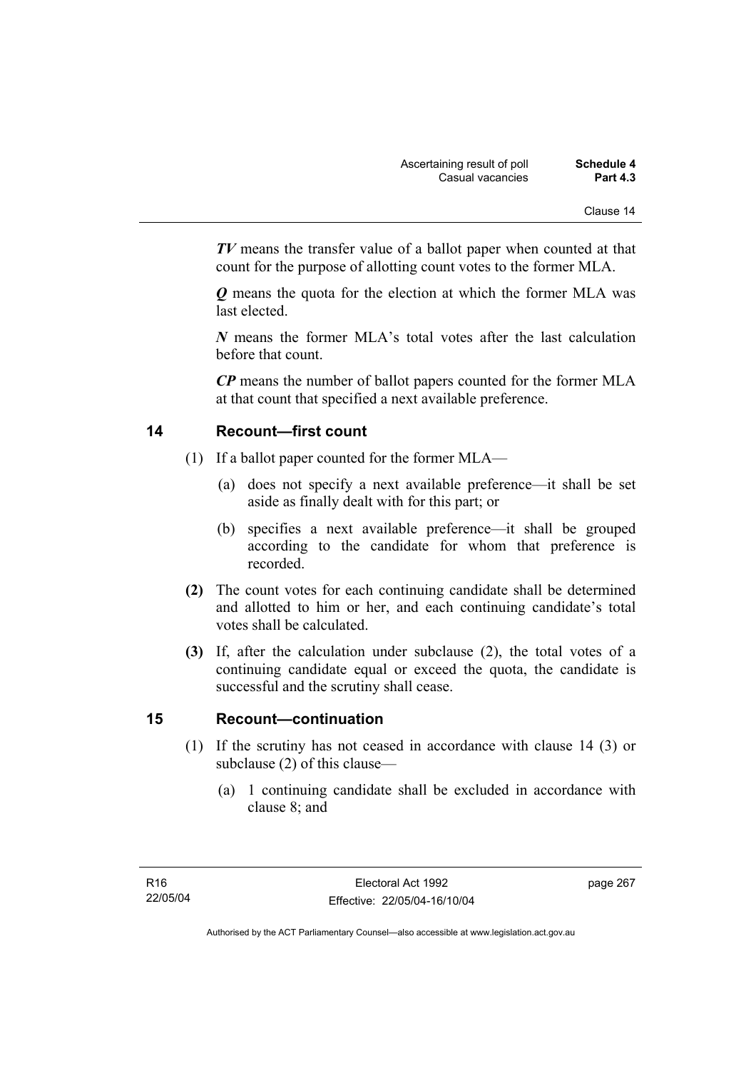***TV*** means the transfer value of a ballot paper when counted at that count for the purpose of allotting count votes to the former MLA.

***Q*** means the quota for the election at which the former MLA was last elected.

***N*** means the former MLA's total votes after the last calculation before that count.

***CP*** means the number of ballot papers counted for the former MLA at that count that specified a next available preference.

## 14 Recount—first count

(1) If a ballot paper counted for the former MLA—

(a) does not specify a next available preference—it shall be set aside as finally dealt with for this part; or

(b) specifies a next available preference—it shall be grouped according to the candidate for whom that preference is recorded.

**(2)** The count votes for each continuing candidate shall be determined and allotted to him or her, and each continuing candidate's total votes shall be calculated.

**(3)** If, after the calculation under subclause (2), the total votes of a continuing candidate equal or exceed the quota, the candidate is successful and the scrutiny shall cease.

## 15 Recount—continuation

(1) If the scrutiny has not ceased in accordance with clause 14 (3) or subclause (2) of this clause—

(a) 1 continuing candidate shall be excluded in accordance with clause 8; and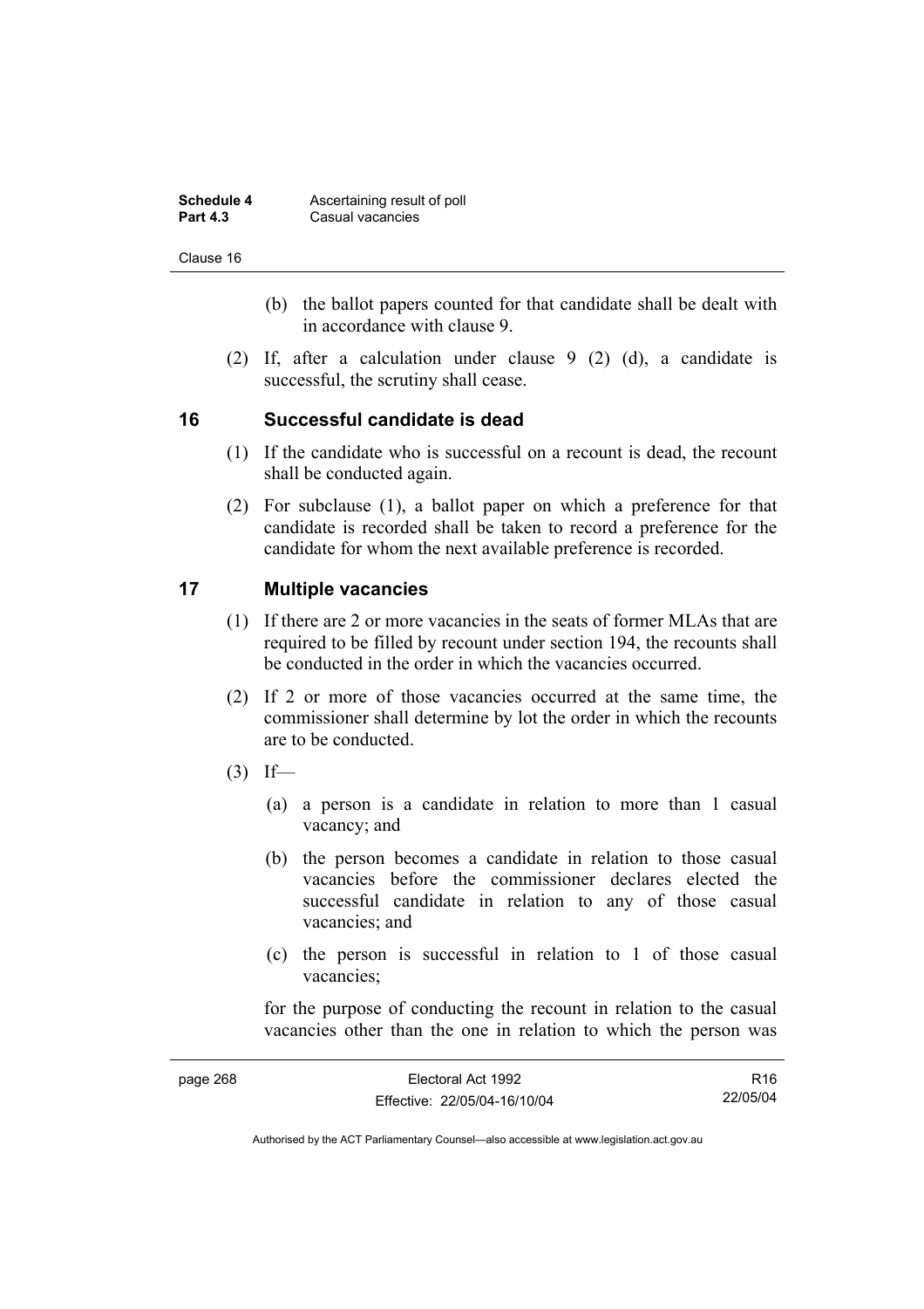(b) the ballot papers counted for that candidate shall be dealt with in accordance with clause 9.

(2) If, after a calculation under clause 9 (2) (d), a candidate is successful, the scrutiny shall cease.

## 16 Successful candidate is dead

(1) If the candidate who is successful on a recount is dead, the recount shall be conducted again.

(2) For subclause (1), a ballot paper on which a preference for that candidate is recorded shall be taken to record a preference for the candidate for whom the next available preference is recorded.

## 17 Multiple vacancies

(1) If there are 2 or more vacancies in the seats of former MLAs that are required to be filled by recount under section 194, the recounts shall be conducted in the order in which the vacancies occurred.

(2) If 2 or more of those vacancies occurred at the same time, the commissioner shall determine by lot the order in which the recounts are to be conducted.

(3) If—

(a) a person is a candidate in relation to more than 1 casual vacancy; and

(b) the person becomes a candidate in relation to those casual vacancies before the commissioner declares elected the successful candidate in relation to any of those casual vacancies; and

(c) the person is successful in relation to 1 of those casual vacancies;

for the purpose of conducting the recount in relation to the casual vacancies other than the one in relation to which the person was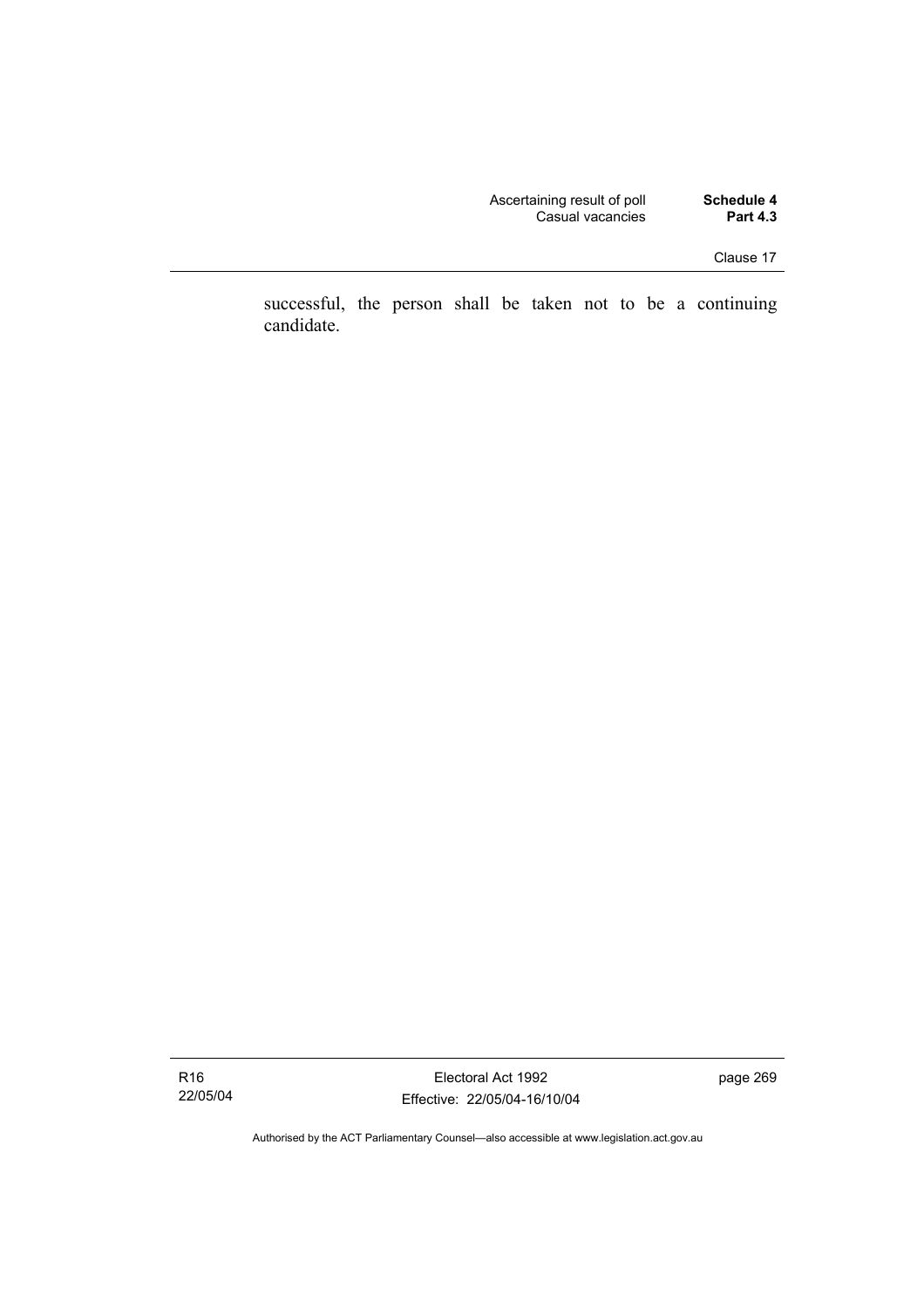successful, the person shall be taken not to be a continuing candidate.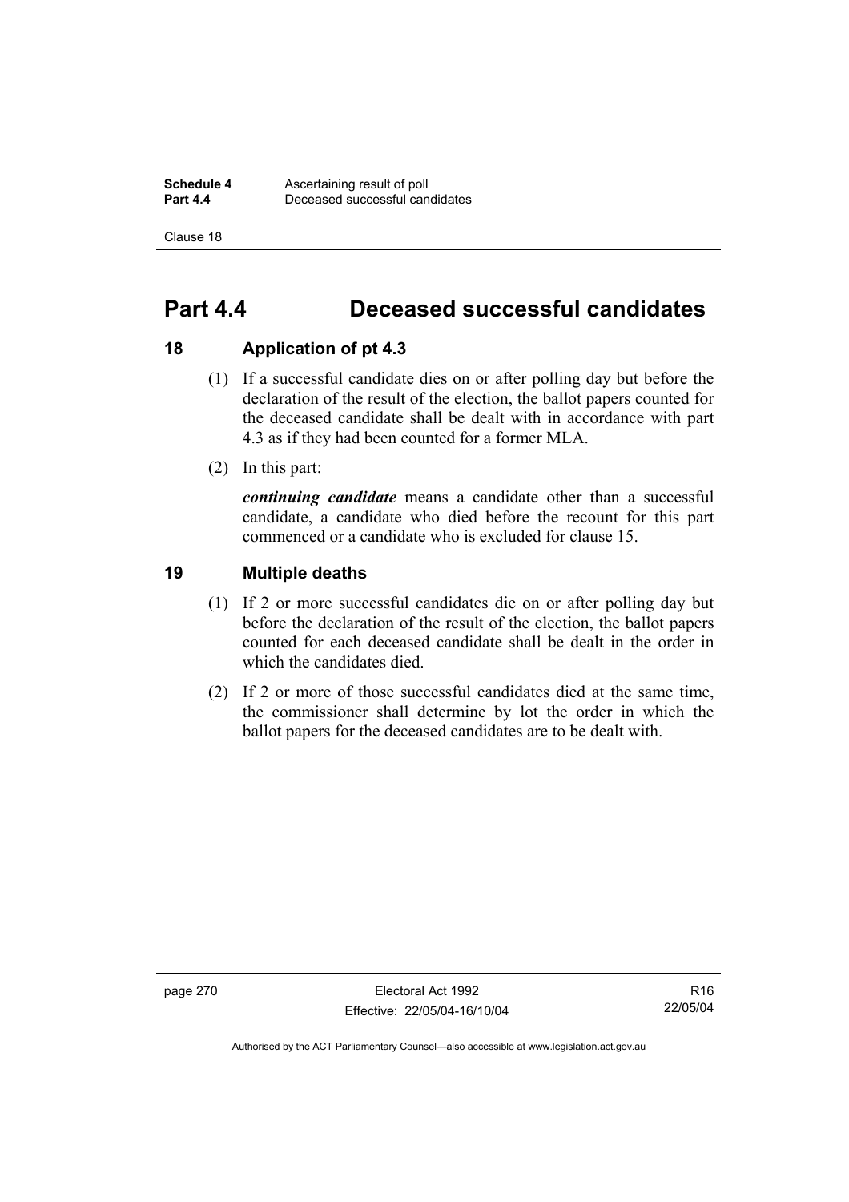# Part 4.4 Deceased successful candidates

## 18 Application of pt 4.3

(1) If a successful candidate dies on or after polling day but before the declaration of the result of the election, the ballot papers counted for the deceased candidate shall be dealt with in accordance with part 4.3 as if they had been counted for a former MLA.

(2) In this part:

***continuing candidate*** means a candidate other than a successful candidate, a candidate who died before the recount for this part commenced or a candidate who is excluded for clause 15.

## 19 Multiple deaths

(1) If 2 or more successful candidates die on or after polling day but before the declaration of the result of the election, the ballot papers counted for each deceased candidate shall be dealt in the order in which the candidates died.

(2) If 2 or more of those successful candidates died at the same time, the commissioner shall determine by lot the order in which the ballot papers for the deceased candidates are to be dealt with.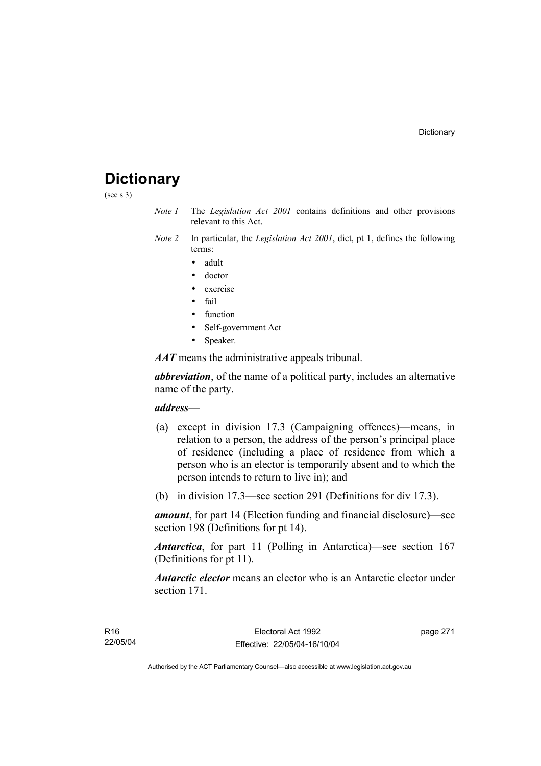# Dictionary

(see s 3)

*Note 1* The *Legislation Act 2001* contains definitions and other provisions relevant to this Act.

*Note 2* In particular, the *Legislation Act 2001*, dict, pt 1, defines the following terms:

- adult
- doctor
- exercise
- fail
- function
- Self-government Act
- Speaker.

***AAT*** means the administrative appeals tribunal.

***abbreviation***, of the name of a political party, includes an alternative name of the party.

***address***—

(a) except in division 17.3 (Campaigning offences)—means, in relation to a person, the address of the person's principal place of residence (including a place of residence from which a person who is an elector is temporarily absent and to which the person intends to return to live in); and

(b) in division 17.3—see section 291 (Definitions for div 17.3).

***amount***, for part 14 (Election funding and financial disclosure)—see section 198 (Definitions for pt 14).

***Antarctica***, for part 11 (Polling in Antarctica)—see section 167 (Definitions for pt 11).

***Antarctic elector*** means an elector who is an Antarctic elector under section 171.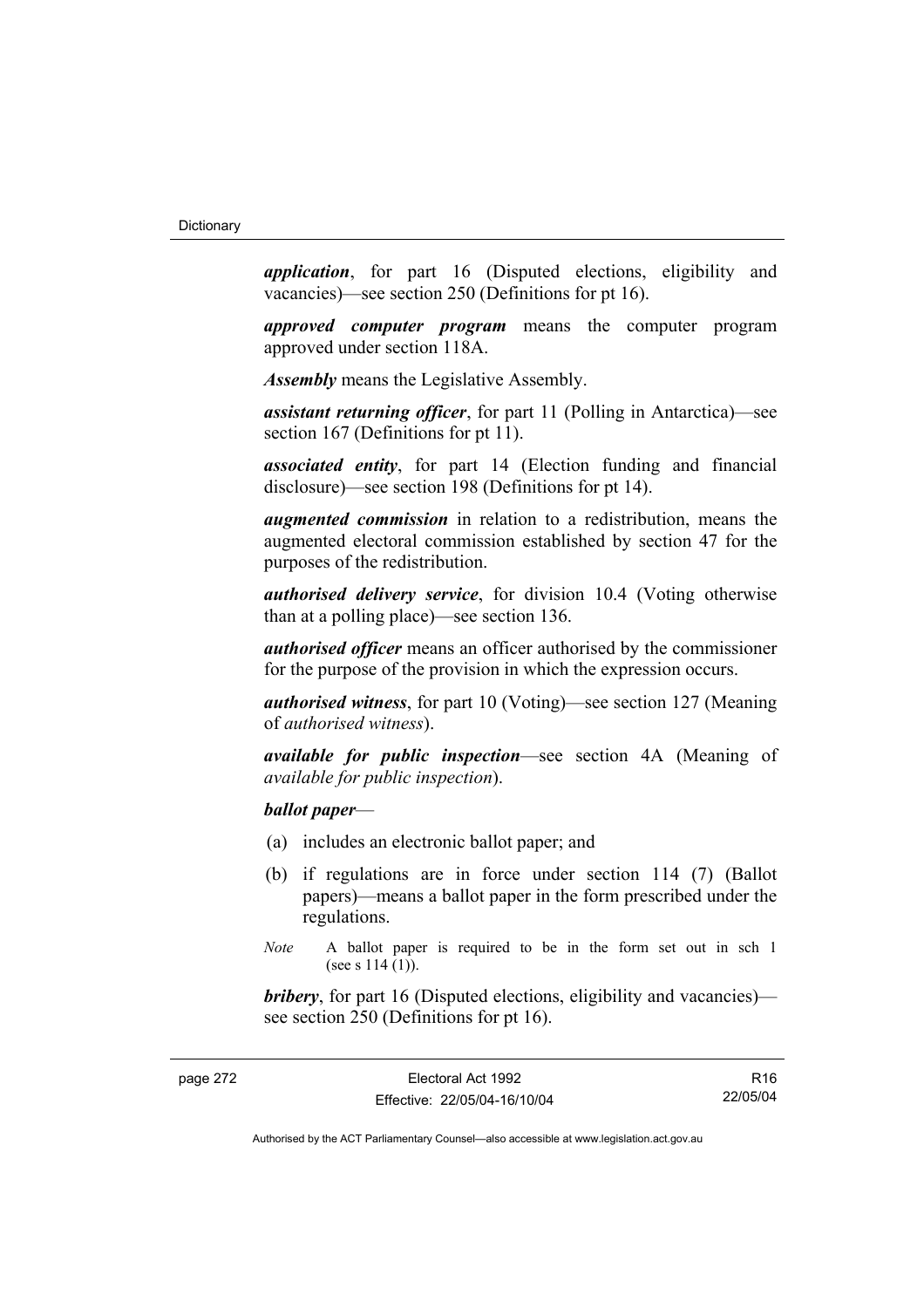***application***, for part 16 (Disputed elections, eligibility and vacancies)—see section 250 (Definitions for pt 16).

***approved computer program*** means the computer program approved under section 118A.

***Assembly*** means the Legislative Assembly.

***assistant returning officer***, for part 11 (Polling in Antarctica)—see section 167 (Definitions for pt 11).

***associated entity***, for part 14 (Election funding and financial disclosure)—see section 198 (Definitions for pt 14).

***augmented commission*** in relation to a redistribution, means the augmented electoral commission established by section 47 for the purposes of the redistribution.

***authorised delivery service***, for division 10.4 (Voting otherwise than at a polling place)—see section 136.

***authorised officer*** means an officer authorised by the commissioner for the purpose of the provision in which the expression occurs.

***authorised witness***, for part 10 (Voting)—see section 127 (Meaning of *authorised witness*).

***available for public inspection***—see section 4A (Meaning of *available for public inspection*).

***ballot paper***—

(a) includes an electronic ballot paper; and

(b) if regulations are in force under section 114 (7) (Ballot papers)—means a ballot paper in the form prescribed under the regulations.

*Note* A ballot paper is required to be in the form set out in sch 1 (see s 114 (1)).

***bribery***, for part 16 (Disputed elections, eligibility and vacancies)—see section 250 (Definitions for pt 16).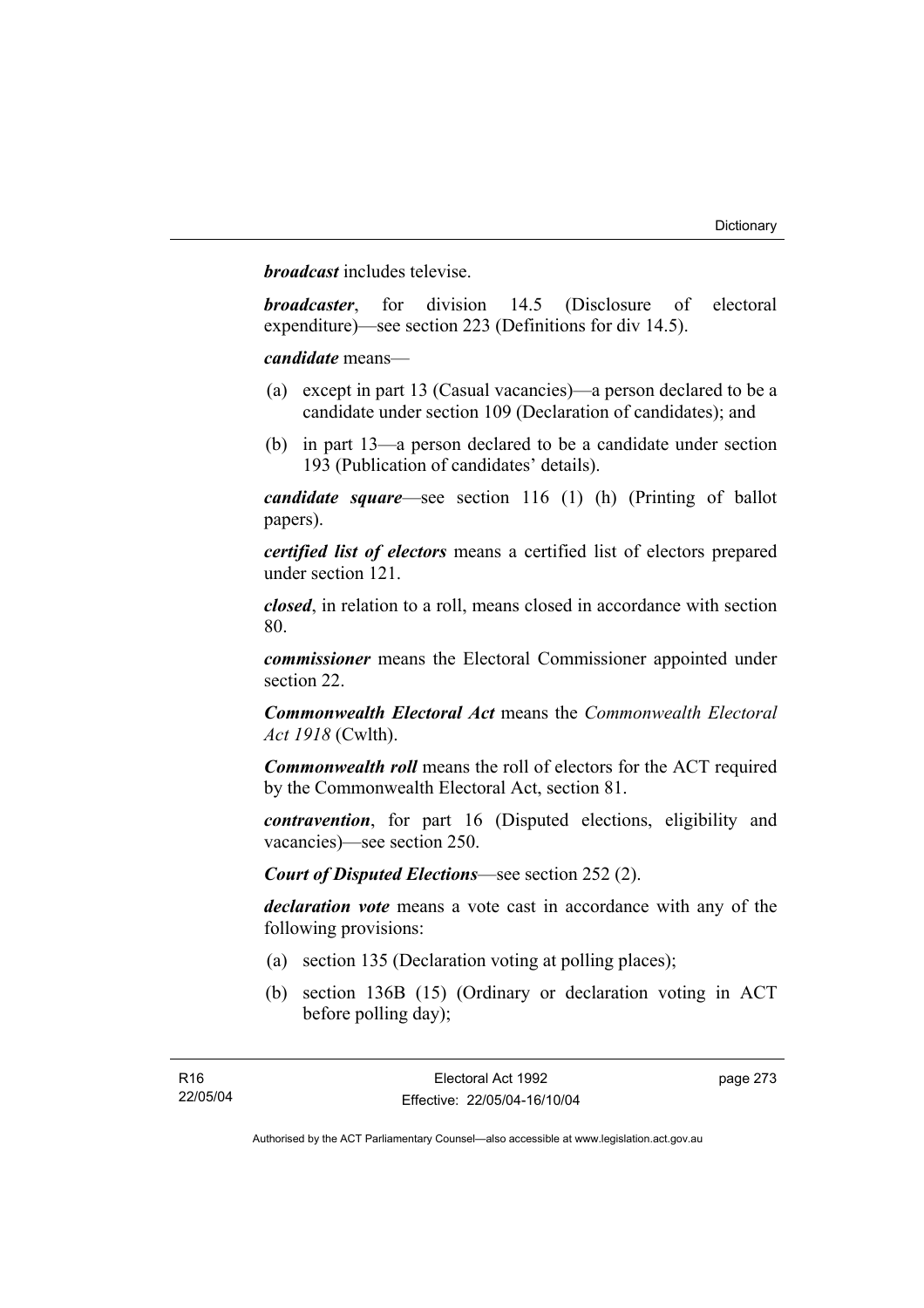***broadcast*** includes televise.

***broadcaster***, for division 14.5 (Disclosure of electoral expenditure)—see section 223 (Definitions for div 14.5).

***candidate*** means—

(a) except in part 13 (Casual vacancies)—a person declared to be a candidate under section 109 (Declaration of candidates); and

(b) in part 13—a person declared to be a candidate under section 193 (Publication of candidates' details).

***candidate square***—see section 116 (1) (h) (Printing of ballot papers).

***certified list of electors*** means a certified list of electors prepared under section 121.

***closed***, in relation to a roll, means closed in accordance with section 80.

***commissioner*** means the Electoral Commissioner appointed under section 22.

***Commonwealth Electoral Act*** means the *Commonwealth Electoral Act 1918* (Cwlth).

***Commonwealth roll*** means the roll of electors for the ACT required by the Commonwealth Electoral Act, section 81.

***contravention***, for part 16 (Disputed elections, eligibility and vacancies)—see section 250.

***Court of Disputed Elections***—see section 252 (2).

***declaration vote*** means a vote cast in accordance with any of the following provisions:

(a) section 135 (Declaration voting at polling places);

(b) section 136B (15) (Ordinary or declaration voting in ACT before polling day);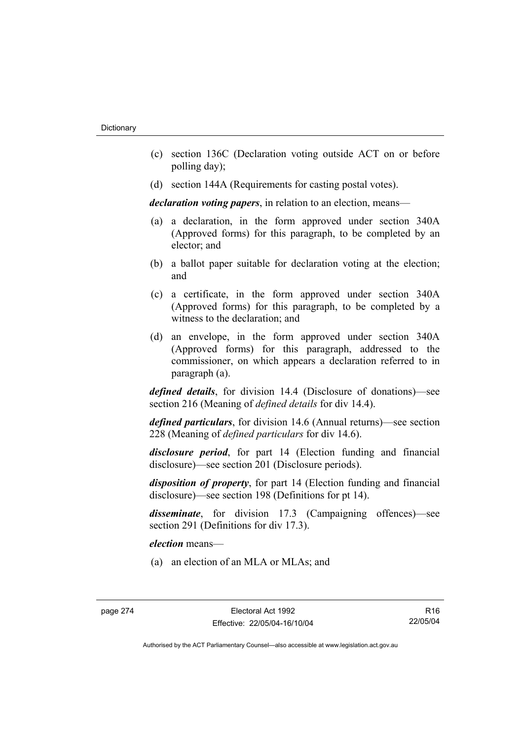(c) section 136C (Declaration voting outside ACT on or before polling day);

(d) section 144A (Requirements for casting postal votes).

***declaration voting papers***, in relation to an election, means—

(a) a declaration, in the form approved under section 340A (Approved forms) for this paragraph, to be completed by an elector; and

(b) a ballot paper suitable for declaration voting at the election; and

(c) a certificate, in the form approved under section 340A (Approved forms) for this paragraph, to be completed by a witness to the declaration; and

(d) an envelope, in the form approved under section 340A (Approved forms) for this paragraph, addressed to the commissioner, on which appears a declaration referred to in paragraph (a).

***defined details***, for division 14.4 (Disclosure of donations)—see section 216 (Meaning of *defined details* for div 14.4).

***defined particulars***, for division 14.6 (Annual returns)—see section 228 (Meaning of *defined particulars* for div 14.6).

***disclosure period***, for part 14 (Election funding and financial disclosure)—see section 201 (Disclosure periods).

***disposition of property***, for part 14 (Election funding and financial disclosure)—see section 198 (Definitions for pt 14).

***disseminate***, for division 17.3 (Campaigning offences)—see section 291 (Definitions for div 17.3).

***election*** means—

(a) an election of an MLA or MLAs; and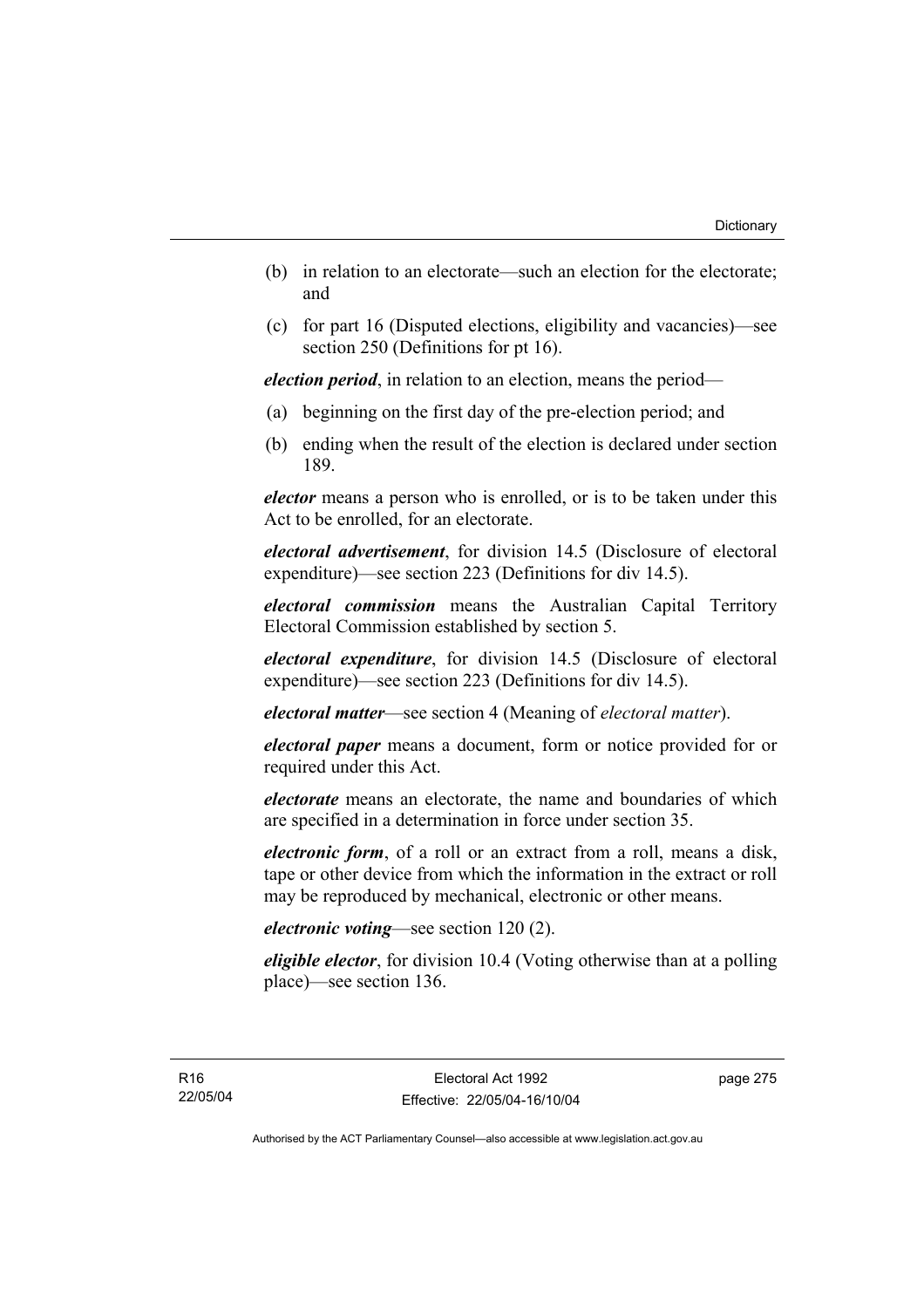(b) in relation to an electorate—such an election for the electorate; and

(c) for part 16 (Disputed elections, eligibility and vacancies)—see section 250 (Definitions for pt 16).

***election period***, in relation to an election, means the period—

(a) beginning on the first day of the pre-election period; and

(b) ending when the result of the election is declared under section 189.

***elector*** means a person who is enrolled, or is to be taken under this Act to be enrolled, for an electorate.

***electoral advertisement***, for division 14.5 (Disclosure of electoral expenditure)—see section 223 (Definitions for div 14.5).

***electoral commission*** means the Australian Capital Territory Electoral Commission established by section 5.

***electoral expenditure***, for division 14.5 (Disclosure of electoral expenditure)—see section 223 (Definitions for div 14.5).

***electoral matter***—see section 4 (Meaning of *electoral matter*).

***electoral paper*** means a document, form or notice provided for or required under this Act.

***electorate*** means an electorate, the name and boundaries of which are specified in a determination in force under section 35.

***electronic form***, of a roll or an extract from a roll, means a disk, tape or other device from which the information in the extract or roll may be reproduced by mechanical, electronic or other means.

***electronic voting***—see section 120 (2).

***eligible elector***, for division 10.4 (Voting otherwise than at a polling place)—see section 136.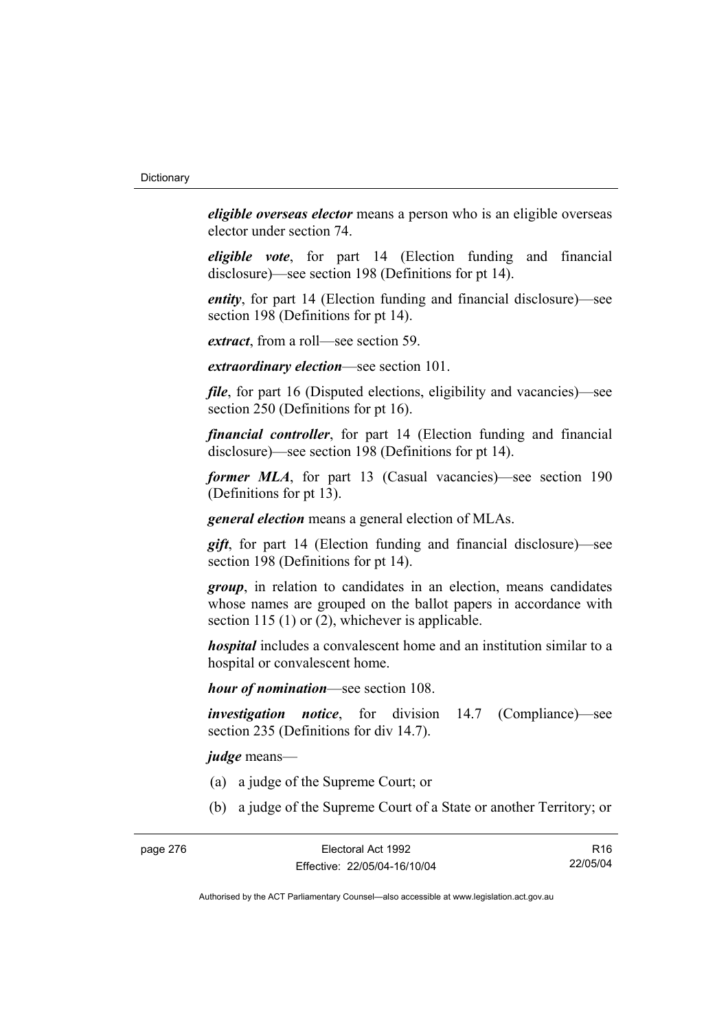***eligible overseas elector*** means a person who is an eligible overseas elector under section 74.

***eligible vote***, for part 14 (Election funding and financial disclosure)—see section 198 (Definitions for pt 14).

***entity***, for part 14 (Election funding and financial disclosure)—see section 198 (Definitions for pt 14).

***extract***, from a roll—see section 59.

***extraordinary election***—see section 101.

***file***, for part 16 (Disputed elections, eligibility and vacancies)—see section 250 (Definitions for pt 16).

***financial controller***, for part 14 (Election funding and financial disclosure)—see section 198 (Definitions for pt 14).

***former MLA***, for part 13 (Casual vacancies)—see section 190 (Definitions for pt 13).

***general election*** means a general election of MLAs.

***gift***, for part 14 (Election funding and financial disclosure)—see section 198 (Definitions for pt 14).

***group***, in relation to candidates in an election, means candidates whose names are grouped on the ballot papers in accordance with section 115 (1) or (2), whichever is applicable.

***hospital*** includes a convalescent home and an institution similar to a hospital or convalescent home.

***hour of nomination***—see section 108.

***investigation notice***, for division 14.7 (Compliance)—see section 235 (Definitions for div 14.7).

***judge*** means—

(a) a judge of the Supreme Court; or

(b) a judge of the Supreme Court of a State or another Territory; or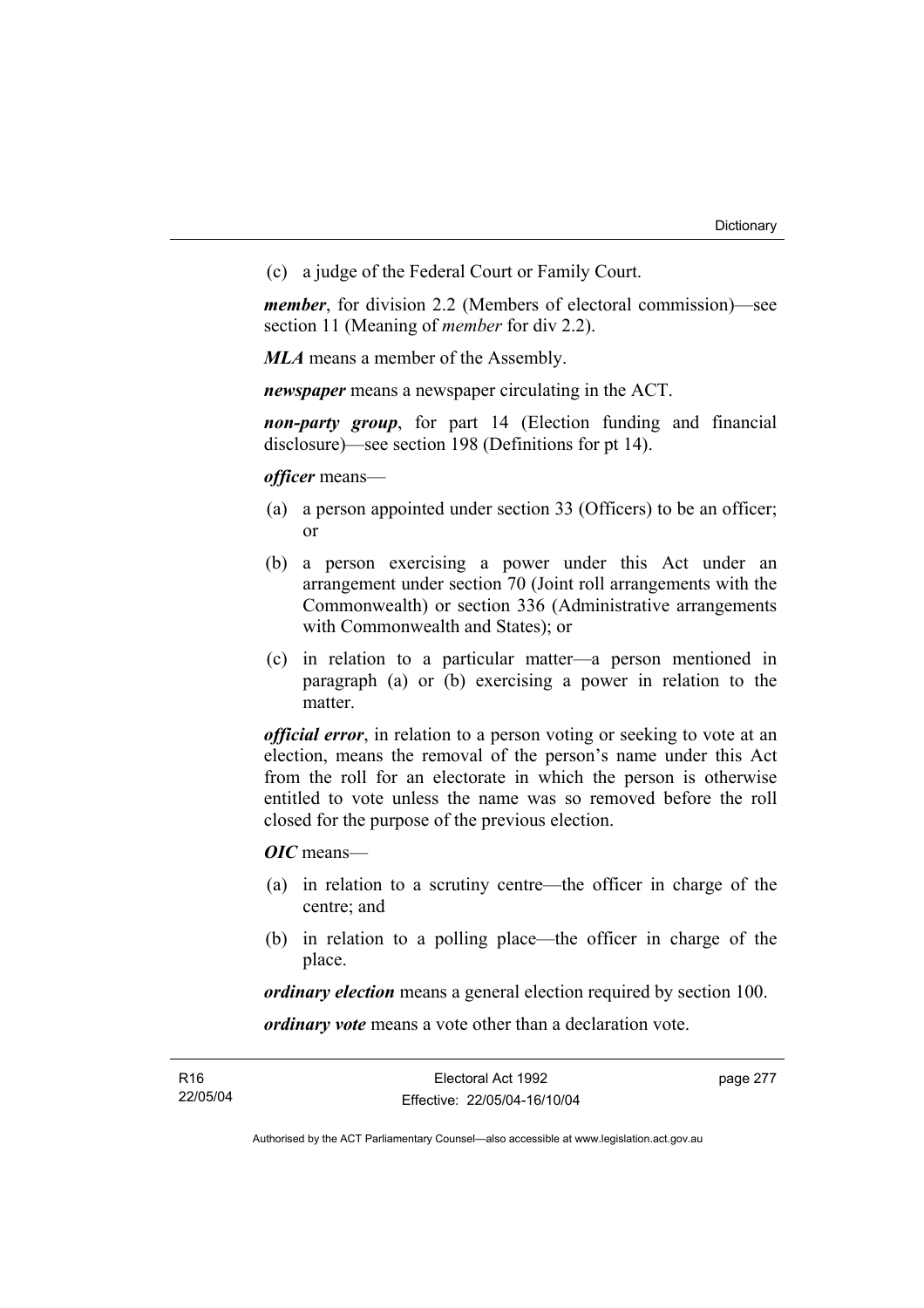(c) a judge of the Federal Court or Family Court.

***member***, for division 2.2 (Members of electoral commission)—see section 11 (Meaning of *member* for div 2.2).

***MLA*** means a member of the Assembly.

***newspaper*** means a newspaper circulating in the ACT.

***non-party group***, for part 14 (Election funding and financial disclosure)—see section 198 (Definitions for pt 14).

***officer*** means—

(a) a person appointed under section 33 (Officers) to be an officer; or

(b) a person exercising a power under this Act under an arrangement under section 70 (Joint roll arrangements with the Commonwealth) or section 336 (Administrative arrangements with Commonwealth and States); or

(c) in relation to a particular matter—a person mentioned in paragraph (a) or (b) exercising a power in relation to the matter.

***official error***, in relation to a person voting or seeking to vote at an election, means the removal of the person's name under this Act from the roll for an electorate in which the person is otherwise entitled to vote unless the name was so removed before the roll closed for the purpose of the previous election.

***OIC*** means—

(a) in relation to a scrutiny centre—the officer in charge of the centre; and

(b) in relation to a polling place—the officer in charge of the place.

***ordinary election*** means a general election required by section 100.

***ordinary vote*** means a vote other than a declaration vote.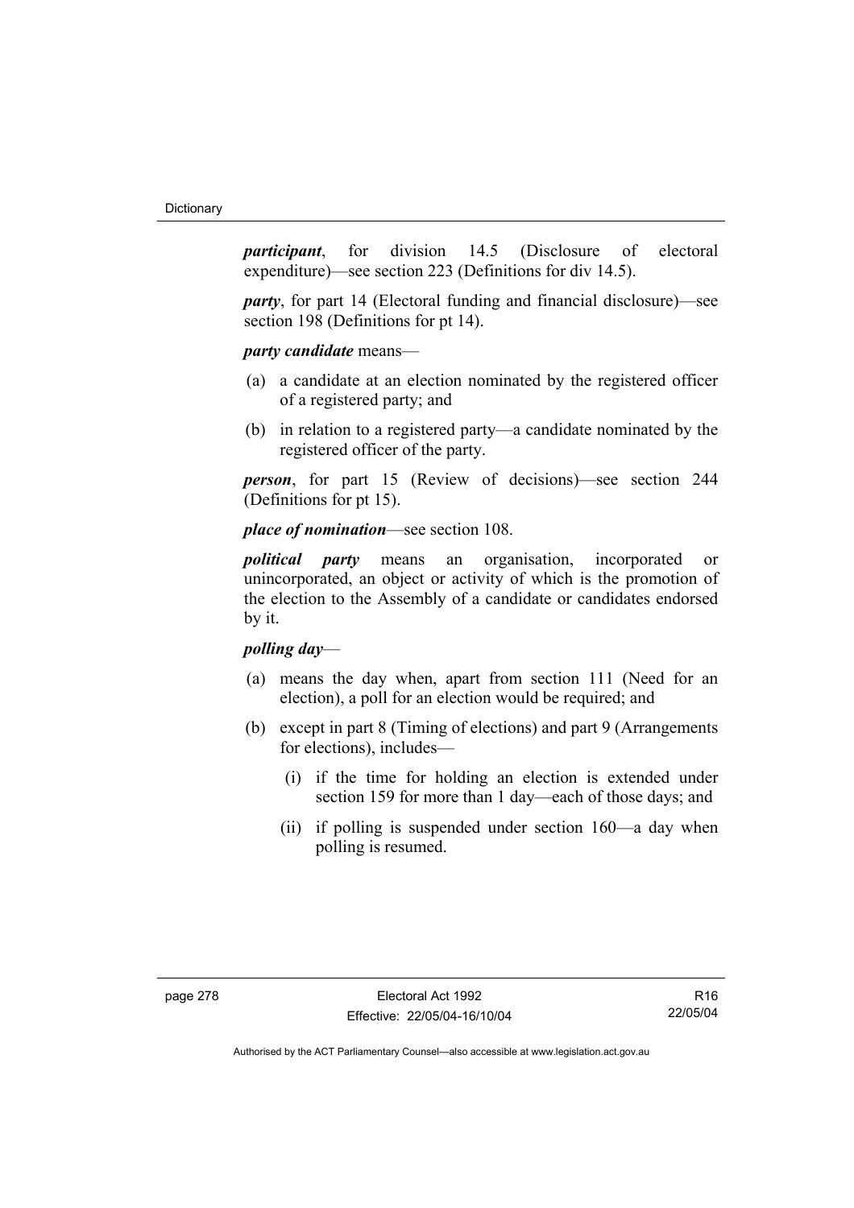***participant***, for division 14.5 (Disclosure of electoral expenditure)—see section 223 (Definitions for div 14.5).

***party***, for part 14 (Electoral funding and financial disclosure)—see section 198 (Definitions for pt 14).

***party candidate*** means—

(a) a candidate at an election nominated by the registered officer of a registered party; and

(b) in relation to a registered party—a candidate nominated by the registered officer of the party.

***person***, for part 15 (Review of decisions)—see section 244 (Definitions for pt 15).

***place of nomination***—see section 108.

***political party*** means an organisation, incorporated or unincorporated, an object or activity of which is the promotion of the election to the Assembly of a candidate or candidates endorsed by it.

***polling day***—

(a) means the day when, apart from section 111 (Need for an election), a poll for an election would be required; and

(b) except in part 8 (Timing of elections) and part 9 (Arrangements for elections), includes—

  (i) if the time for holding an election is extended under section 159 for more than 1 day—each of those days; and

  (ii) if polling is suspended under section 160—a day when polling is resumed.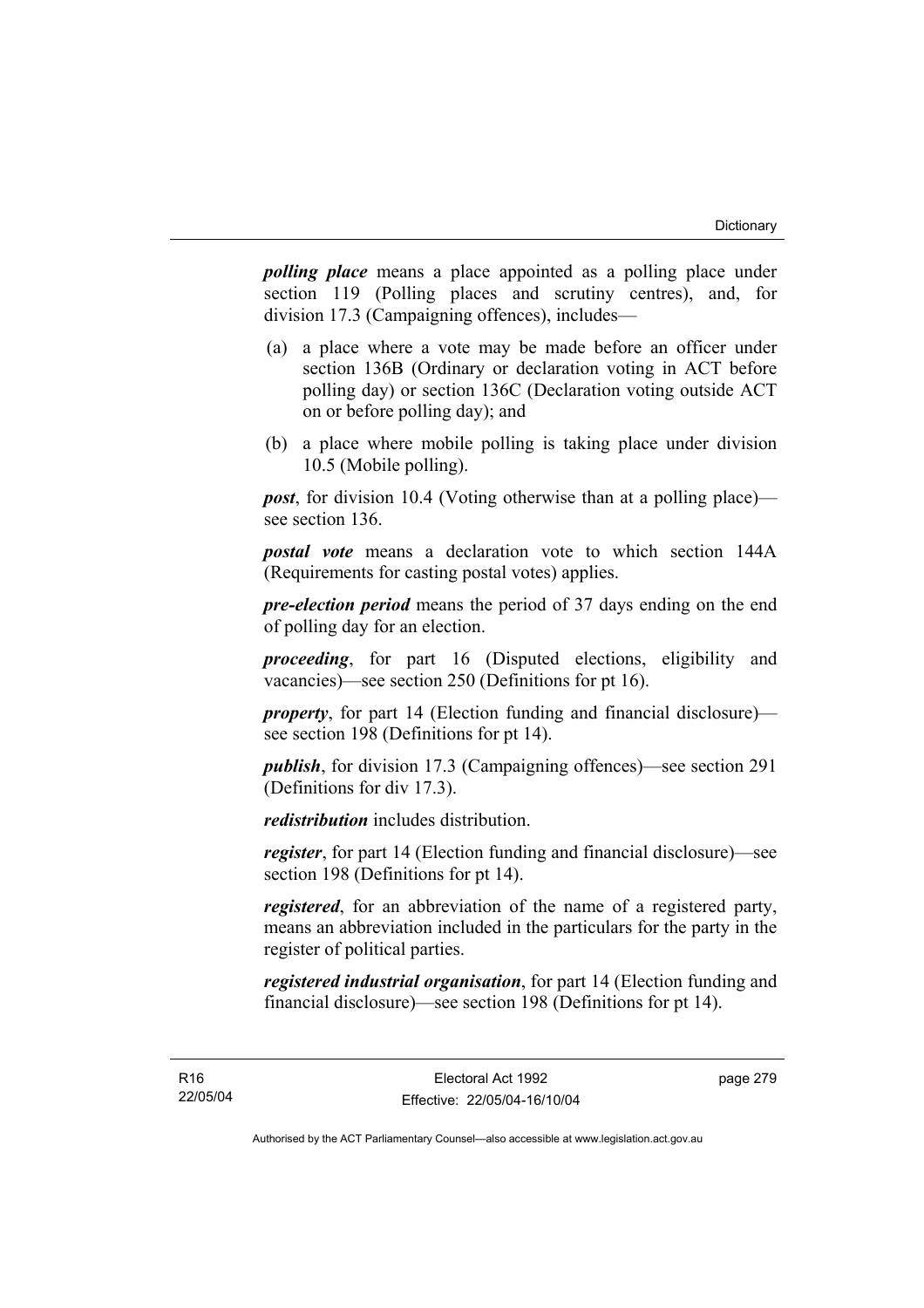***polling place*** means a place appointed as a polling place under section 119 (Polling places and scrutiny centres), and, for division 17.3 (Campaigning offences), includes—

(a) a place where a vote may be made before an officer under section 136B (Ordinary or declaration voting in ACT before polling day) or section 136C (Declaration voting outside ACT on or before polling day); and

(b) a place where mobile polling is taking place under division 10.5 (Mobile polling).

***post***, for division 10.4 (Voting otherwise than at a polling place)—see section 136.

***postal vote*** means a declaration vote to which section 144A (Requirements for casting postal votes) applies.

***pre-election period*** means the period of 37 days ending on the end of polling day for an election.

***proceeding***, for part 16 (Disputed elections, eligibility and vacancies)—see section 250 (Definitions for pt 16).

***property***, for part 14 (Election funding and financial disclosure)—see section 198 (Definitions for pt 14).

***publish***, for division 17.3 (Campaigning offences)—see section 291 (Definitions for div 17.3).

***redistribution*** includes distribution.

***register***, for part 14 (Election funding and financial disclosure)—see section 198 (Definitions for pt 14).

***registered***, for an abbreviation of the name of a registered party, means an abbreviation included in the particulars for the party in the register of political parties.

***registered industrial organisation***, for part 14 (Election funding and financial disclosure)—see section 198 (Definitions for pt 14).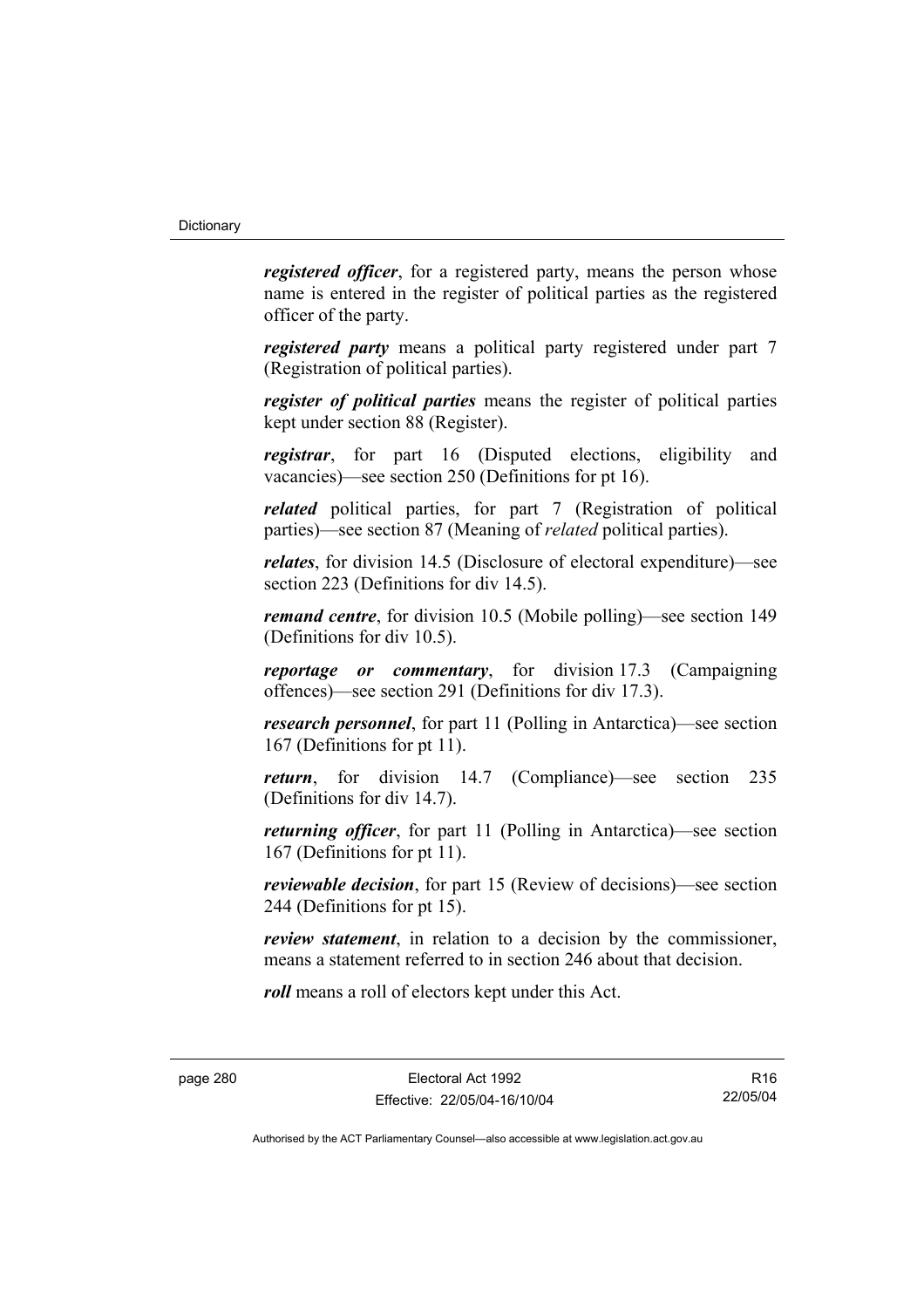***registered officer***, for a registered party, means the person whose name is entered in the register of political parties as the registered officer of the party.

***registered party*** means a political party registered under part 7 (Registration of political parties).

***register of political parties*** means the register of political parties kept under section 88 (Register).

***registrar***, for part 16 (Disputed elections, eligibility and vacancies)—see section 250 (Definitions for pt 16).

***related*** political parties, for part 7 (Registration of political parties)—see section 87 (Meaning of *related* political parties).

***relates***, for division 14.5 (Disclosure of electoral expenditure)—see section 223 (Definitions for div 14.5).

***remand centre***, for division 10.5 (Mobile polling)—see section 149 (Definitions for div 10.5).

***reportage or commentary***, for division 17.3 (Campaigning offences)—see section 291 (Definitions for div 17.3).

***research personnel***, for part 11 (Polling in Antarctica)—see section 167 (Definitions for pt 11).

***return***, for division 14.7 (Compliance)—see section 235 (Definitions for div 14.7).

***returning officer***, for part 11 (Polling in Antarctica)—see section 167 (Definitions for pt 11).

***reviewable decision***, for part 15 (Review of decisions)—see section 244 (Definitions for pt 15).

***review statement***, in relation to a decision by the commissioner, means a statement referred to in section 246 about that decision.

***roll*** means a roll of electors kept under this Act.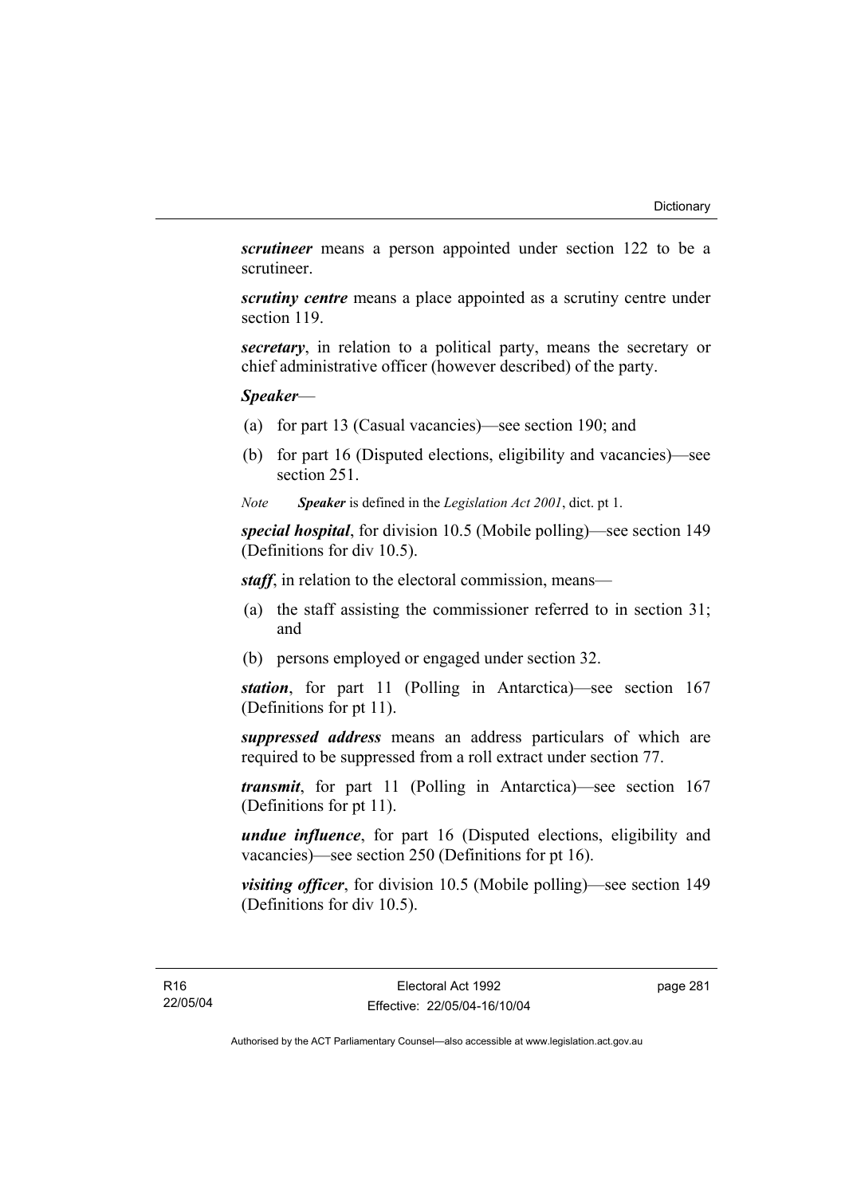***scrutineer*** means a person appointed under section 122 to be a scrutineer.

***scrutiny centre*** means a place appointed as a scrutiny centre under section 119.

***secretary***, in relation to a political party, means the secretary or chief administrative officer (however described) of the party.

***Speaker***—

(a) for part 13 (Casual vacancies)—see section 190; and

(b) for part 16 (Disputed elections, eligibility and vacancies)—see section 251.

*Note* ***Speaker*** is defined in the *Legislation Act 2001*, dict. pt 1.

***special hospital***, for division 10.5 (Mobile polling)—see section 149 (Definitions for div 10.5).

***staff***, in relation to the electoral commission, means—

(a) the staff assisting the commissioner referred to in section 31; and

(b) persons employed or engaged under section 32.

***station***, for part 11 (Polling in Antarctica)—see section 167 (Definitions for pt 11).

***suppressed address*** means an address particulars of which are required to be suppressed from a roll extract under section 77.

***transmit***, for part 11 (Polling in Antarctica)—see section 167 (Definitions for pt 11).

***undue influence***, for part 16 (Disputed elections, eligibility and vacancies)—see section 250 (Definitions for pt 16).

***visiting officer***, for division 10.5 (Mobile polling)—see section 149 (Definitions for div 10.5).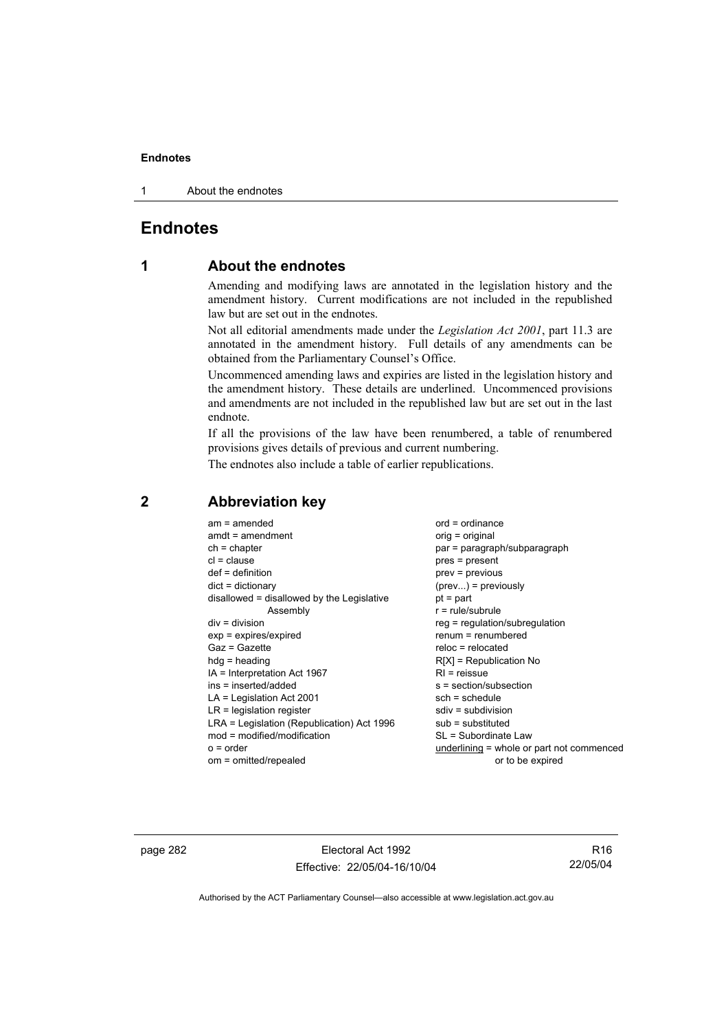# Endnotes

## 1 About the endnotes

Amending and modifying laws are annotated in the legislation history and the amendment history. Current modifications are not included in the republished law but are set out in the endnotes.

Not all editorial amendments made under the *Legislation Act 2001*, part 11.3 are annotated in the amendment history. Full details of any amendments can be obtained from the Parliamentary Counsel's Office.

Uncommenced amending laws and expiries are listed in the legislation history and the amendment history. These details are underlined. Uncommenced provisions and amendments are not included in the republished law but are set out in the last endnote.

If all the provisions of the law have been renumbered, a table of renumbered provisions gives details of previous and current numbering.

The endnotes also include a table of earlier republications.

## 2 Abbreviation key

am = amended
amdt = amendment
ch = chapter
cl = clause
def = definition
dict = dictionary
disallowed = disallowed by the Legislative Assembly
div = division
exp = expires/expired
Gaz = Gazette
hdg = heading
IA = Interpretation Act 1967
ins = inserted/added
LA = Legislation Act 2001
LR = legislation register
LRA = Legislation (Republication) Act 1996
mod = modified/modification
o = order
om = omitted/repealed
ord = ordinance
orig = original
par = paragraph/subparagraph
pres = present
prev = previous
(prev...) = previously
pt = part
r = rule/subrule
reg = regulation/subregulation
renum = renumbered
reloc = relocated
R[X] = Republication No
RI = reissue
s = section/subsection
sch = schedule
sdiv = subdivision
sub = substituted
SL = Subordinate Law
<u>underlining</u> = whole or part not commenced or to be expired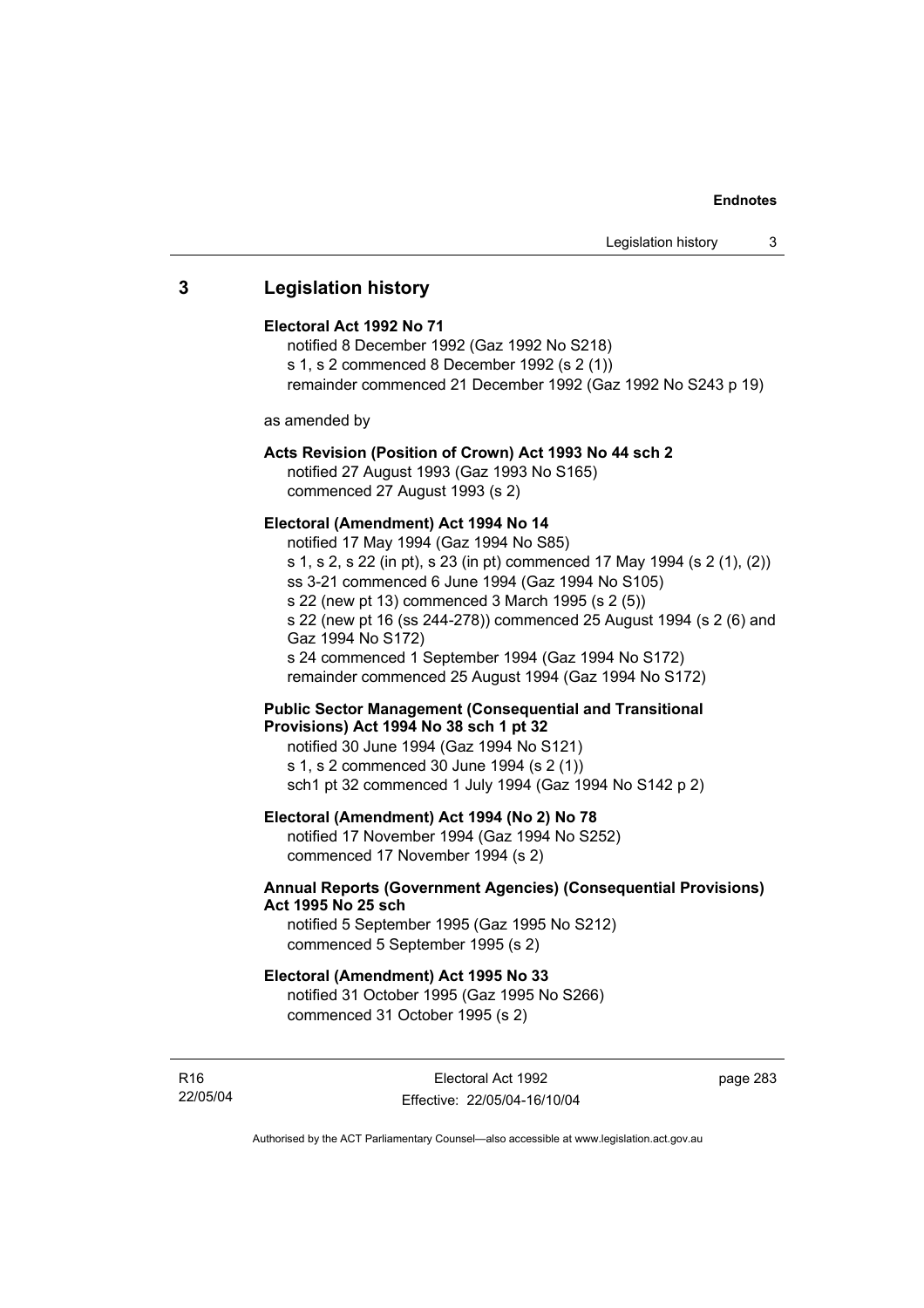## 3 Legislation history

**Electoral Act 1992 No 71**

notified 8 December 1992 (Gaz 1992 No S218)
s 1, s 2 commenced 8 December 1992 (s 2 (1))
remainder commenced 21 December 1992 (Gaz 1992 No S243 p 19)

as amended by

**Acts Revision (Position of Crown) Act 1993 No 44 sch 2**

notified 27 August 1993 (Gaz 1993 No S165)
commenced 27 August 1993 (s 2)

**Electoral (Amendment) Act 1994 No 14**

notified 17 May 1994 (Gaz 1994 No S85)
s 1, s 2, s 22 (in pt), s 23 (in pt) commenced 17 May 1994 (s 2 (1), (2))
ss 3-21 commenced 6 June 1994 (Gaz 1994 No S105)
s 22 (new pt 13) commenced 3 March 1995 (s 2 (5))
s 22 (new pt 16 (ss 244-278)) commenced 25 August 1994 (s 2 (6) and Gaz 1994 No S172)
s 24 commenced 1 September 1994 (Gaz 1994 No S172)
remainder commenced 25 August 1994 (Gaz 1994 No S172)

**Public Sector Management (Consequential and Transitional Provisions) Act 1994 No 38 sch 1 pt 32**

notified 30 June 1994 (Gaz 1994 No S121)
s 1, s 2 commenced 30 June 1994 (s 2 (1))
sch1 pt 32 commenced 1 July 1994 (Gaz 1994 No S142 p 2)

**Electoral (Amendment) Act 1994 (No 2) No 78**

notified 17 November 1994 (Gaz 1994 No S252)
commenced 17 November 1994 (s 2)

**Annual Reports (Government Agencies) (Consequential Provisions) Act 1995 No 25 sch**

notified 5 September 1995 (Gaz 1995 No S212)
commenced 5 September 1995 (s 2)

**Electoral (Amendment) Act 1995 No 33**

notified 31 October 1995 (Gaz 1995 No S266)
commenced 31 October 1995 (s 2)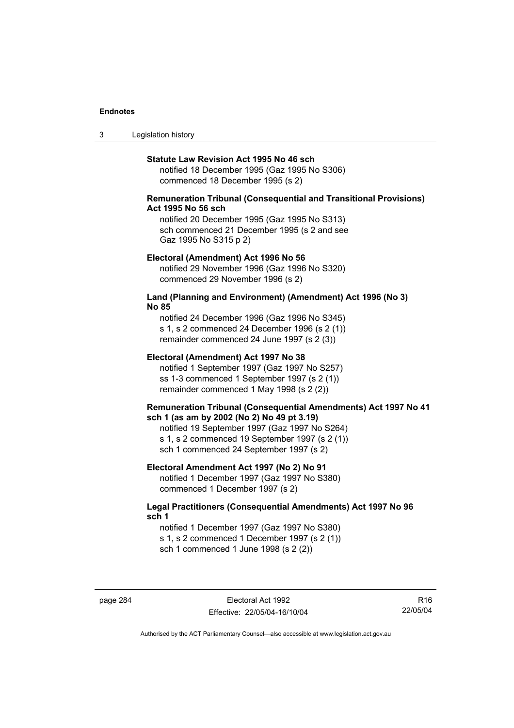**Statute Law Revision Act 1995 No 46 sch**

notified 18 December 1995 (Gaz 1995 No S306)
commenced 18 December 1995 (s 2)

**Remuneration Tribunal (Consequential and Transitional Provisions) Act 1995 No 56 sch**

notified 20 December 1995 (Gaz 1995 No S313)
sch commenced 21 December 1995 (s 2 and see Gaz 1995 No S315 p 2)

**Electoral (Amendment) Act 1996 No 56**

notified 29 November 1996 (Gaz 1996 No S320)
commenced 29 November 1996 (s 2)

**Land (Planning and Environment) (Amendment) Act 1996 (No 3) No 85**

notified 24 December 1996 (Gaz 1996 No S345)
s 1, s 2 commenced 24 December 1996 (s 2 (1))
remainder commenced 24 June 1997 (s 2 (3))

**Electoral (Amendment) Act 1997 No 38**

notified 1 September 1997 (Gaz 1997 No S257)
ss 1-3 commenced 1 September 1997 (s 2 (1))
remainder commenced 1 May 1998 (s 2 (2))

**Remuneration Tribunal (Consequential Amendments) Act 1997 No 41 sch 1 (as am by 2002 (No 2) No 49 pt 3.19)**

notified 19 September 1997 (Gaz 1997 No S264)
s 1, s 2 commenced 19 September 1997 (s 2 (1))
sch 1 commenced 24 September 1997 (s 2)

**Electoral Amendment Act 1997 (No 2) No 91**

notified 1 December 1997 (Gaz 1997 No S380)
commenced 1 December 1997 (s 2)

**Legal Practitioners (Consequential Amendments) Act 1997 No 96 sch 1**

notified 1 December 1997 (Gaz 1997 No S380)
s 1, s 2 commenced 1 December 1997 (s 2 (1))
sch 1 commenced 1 June 1998 (s 2 (2))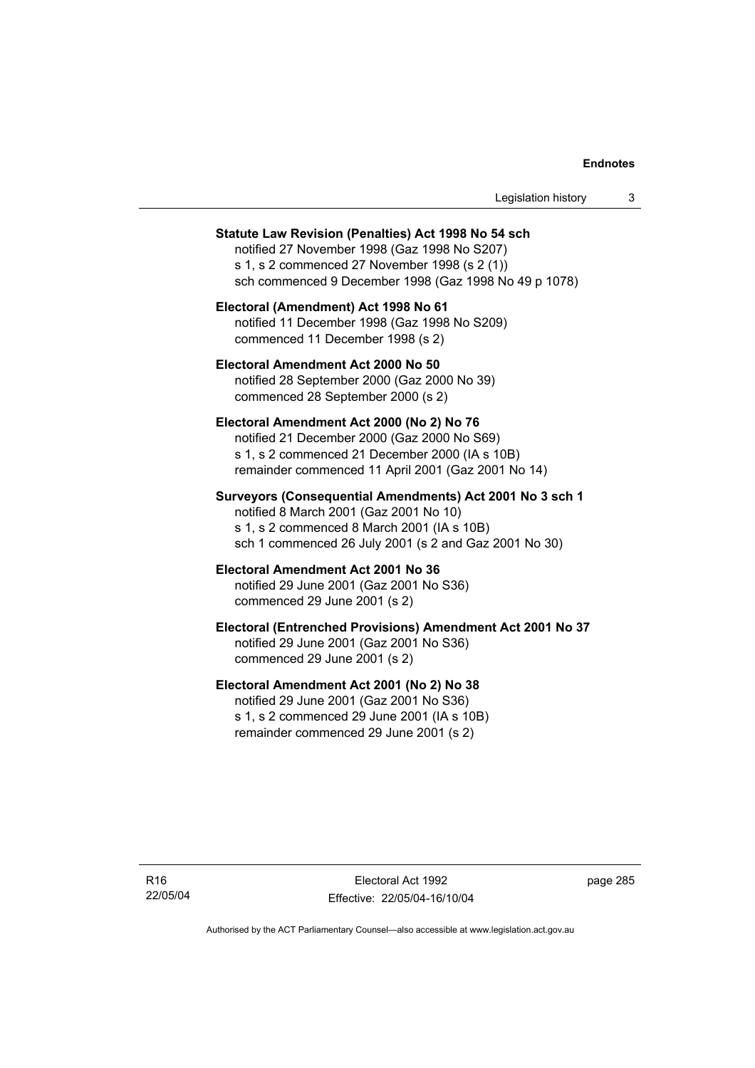**Statute Law Revision (Penalties) Act 1998 No 54 sch**
notified 27 November 1998 (Gaz 1998 No S207)
s 1, s 2 commenced 27 November 1998 (s 2 (1))
sch commenced 9 December 1998 (Gaz 1998 No 49 p 1078)

**Electoral (Amendment) Act 1998 No 61**
notified 11 December 1998 (Gaz 1998 No S209)
commenced 11 December 1998 (s 2)

**Electoral Amendment Act 2000 No 50**
notified 28 September 2000 (Gaz 2000 No 39)
commenced 28 September 2000 (s 2)

**Electoral Amendment Act 2000 (No 2) No 76**
notified 21 December 2000 (Gaz 2000 No S69)
s 1, s 2 commenced 21 December 2000 (IA s 10B)
remainder commenced 11 April 2001 (Gaz 2001 No 14)

**Surveyors (Consequential Amendments) Act 2001 No 3 sch 1**
notified 8 March 2001 (Gaz 2001 No 10)
s 1, s 2 commenced 8 March 2001 (IA s 10B)
sch 1 commenced 26 July 2001 (s 2 and Gaz 2001 No 30)

**Electoral Amendment Act 2001 No 36**
notified 29 June 2001 (Gaz 2001 No S36)
commenced 29 June 2001 (s 2)

**Electoral (Entrenched Provisions) Amendment Act 2001 No 37**
notified 29 June 2001 (Gaz 2001 No S36)
commenced 29 June 2001 (s 2)

**Electoral Amendment Act 2001 (No 2) No 38**
notified 29 June 2001 (Gaz 2001 No S36)
s 1, s 2 commenced 29 June 2001 (IA s 10B)
remainder commenced 29 June 2001 (s 2)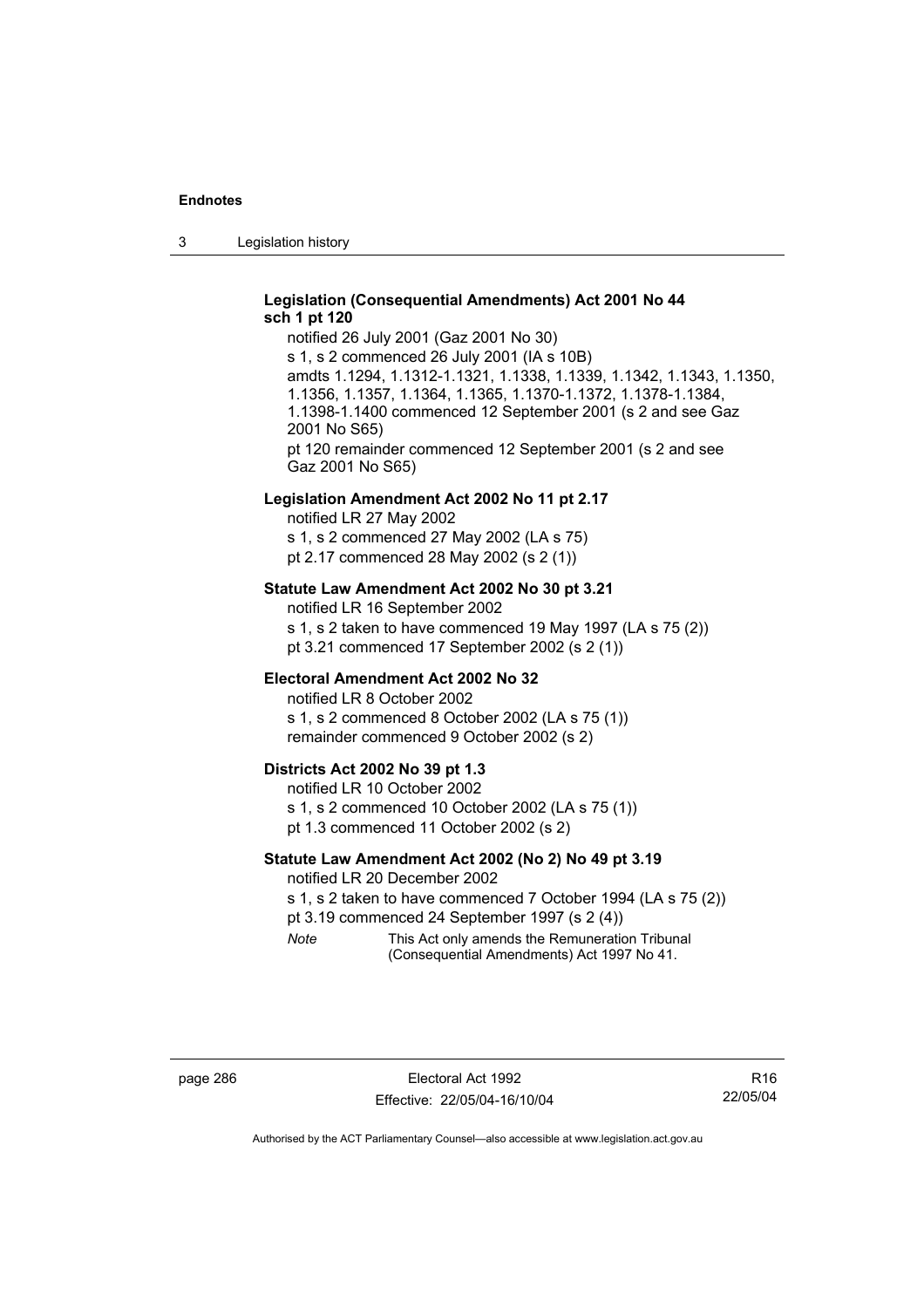**Legislation (Consequential Amendments) Act 2001 No 44 sch 1 pt 120**

notified 26 July 2001 (Gaz 2001 No 30)

s 1, s 2 commenced 26 July 2001 (IA s 10B)

amdts 1.1294, 1.1312-1.1321, 1.1338, 1.1339, 1.1342, 1.1343, 1.1350, 1.1356, 1.1357, 1.1364, 1.1365, 1.1370-1.1372, 1.1378-1.1384, 1.1398-1.1400 commenced 12 September 2001 (s 2 and see Gaz 2001 No S65)

pt 120 remainder commenced 12 September 2001 (s 2 and see Gaz 2001 No S65)

**Legislation Amendment Act 2002 No 11 pt 2.17**

notified LR 27 May 2002

s 1, s 2 commenced 27 May 2002 (LA s 75)

pt 2.17 commenced 28 May 2002 (s 2 (1))

**Statute Law Amendment Act 2002 No 30 pt 3.21**

notified LR 16 September 2002

s 1, s 2 taken to have commenced 19 May 1997 (LA s 75 (2))

pt 3.21 commenced 17 September 2002 (s 2 (1))

**Electoral Amendment Act 2002 No 32**

notified LR 8 October 2002

s 1, s 2 commenced 8 October 2002 (LA s 75 (1))

remainder commenced 9 October 2002 (s 2)

**Districts Act 2002 No 39 pt 1.3**

notified LR 10 October 2002

s 1, s 2 commenced 10 October 2002 (LA s 75 (1))

pt 1.3 commenced 11 October 2002 (s 2)

**Statute Law Amendment Act 2002 (No 2) No 49 pt 3.19**

notified LR 20 December 2002

s 1, s 2 taken to have commenced 7 October 1994 (LA s 75 (2))

pt 3.19 commenced 24 September 1997 (s 2 (4))

*Note* This Act only amends the Remuneration Tribunal (Consequential Amendments) Act 1997 No 41.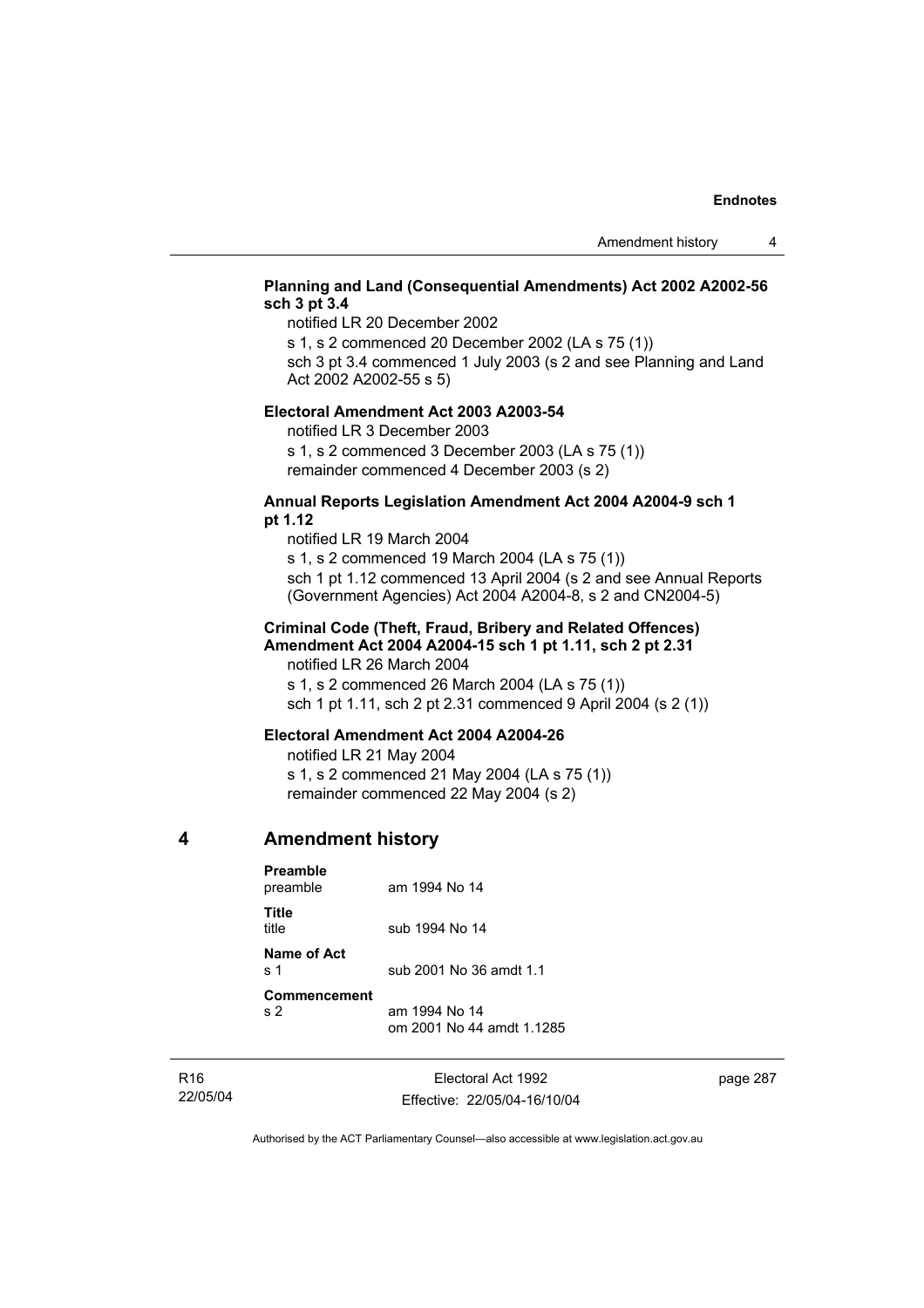**Planning and Land (Consequential Amendments) Act 2002 A2002-56 sch 3 pt 3.4**

notified LR 20 December 2002

s 1, s 2 commenced 20 December 2002 (LA s 75 (1))

sch 3 pt 3.4 commenced 1 July 2003 (s 2 and see Planning and Land Act 2002 A2002-55 s 5)

**Electoral Amendment Act 2003 A2003-54**

notified LR 3 December 2003

s 1, s 2 commenced 3 December 2003 (LA s 75 (1))

remainder commenced 4 December 2003 (s 2)

**Annual Reports Legislation Amendment Act 2004 A2004-9 sch 1 pt 1.12**

notified LR 19 March 2004

s 1, s 2 commenced 19 March 2004 (LA s 75 (1))

sch 1 pt 1.12 commenced 13 April 2004 (s 2 and see Annual Reports (Government Agencies) Act 2004 A2004-8, s 2 and CN2004-5)

**Criminal Code (Theft, Fraud, Bribery and Related Offences) Amendment Act 2004 A2004-15 sch 1 pt 1.11, sch 2 pt 2.31**

notified LR 26 March 2004

s 1, s 2 commenced 26 March 2004 (LA s 75 (1))

sch 1 pt 1.11, sch 2 pt 2.31 commenced 9 April 2004 (s 2 (1))

**Electoral Amendment Act 2004 A2004-26**

notified LR 21 May 2004

s 1, s 2 commenced 21 May 2004 (LA s 75 (1))

remainder commenced 22 May 2004 (s 2)

## 4 Amendment history

**Preamble**
preamble — am 1994 No 14

**Title**
title — sub 1994 No 14

**Name of Act**
s 1 — sub 2001 No 36 amdt 1.1

**Commencement**
s 2 — am 1994 No 14
om 2001 No 44 amdt 1.1285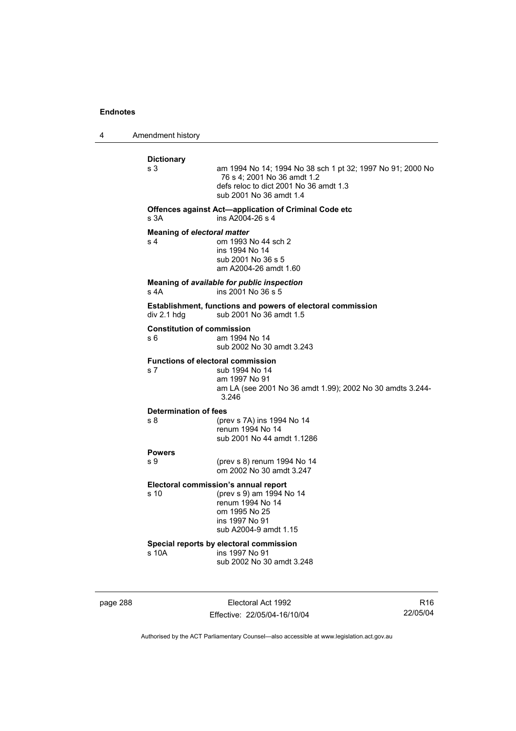**Dictionary**

s 3 — am 1994 No 14; 1994 No 38 sch 1 pt 32; 1997 No 91; 2000 No 76 s 4; 2001 No 36 amdt 1.2
defs reloc to dict 2001 No 36 amdt 1.3
sub 2001 No 36 amdt 1.4

**Offences against Act—application of Criminal Code etc**

s 3A — ins A2004-26 s 4

**Meaning of *electoral matter***

s 4 — om 1993 No 44 sch 2
ins 1994 No 14
sub 2001 No 36 s 5
am A2004-26 amdt 1.60

**Meaning of *available for public inspection***

s 4A — ins 2001 No 36 s 5

**Establishment, functions and powers of electoral commission**

div 2.1 hdg — sub 2001 No 36 amdt 1.5

**Constitution of commission**

s 6 — am 1994 No 14
sub 2002 No 30 amdt 3.243

**Functions of electoral commission**

s 7 — sub 1994 No 14
am 1997 No 91
am LA (see 2001 No 36 amdt 1.99); 2002 No 30 amdts 3.244-3.246

**Determination of fees**

s 8 — (prev s 7A) ins 1994 No 14
renum 1994 No 14
sub 2001 No 44 amdt 1.1286

**Powers**

s 9 — (prev s 8) renum 1994 No 14
om 2002 No 30 amdt 3.247

**Electoral commission's annual report**

s 10 — (prev s 9) am 1994 No 14
renum 1994 No 14
om 1995 No 25
ins 1997 No 91
sub A2004-9 amdt 1.15

**Special reports by electoral commission**

s 10A — ins 1997 No 91
sub 2002 No 30 amdt 3.248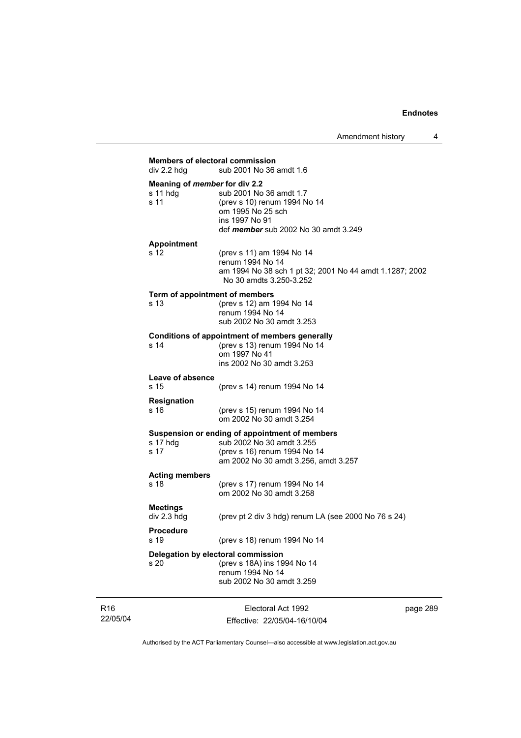**Members of electoral commission**

div 2.2 hdg sub 2001 No 36 amdt 1.6

**Meaning of *member* for div 2.2**

s 11 hdg sub 2001 No 36 amdt 1.7

s 11 (prev s 10) renum 1994 No 14
om 1995 No 25 sch
ins 1997 No 91
def ***member*** sub 2002 No 30 amdt 3.249

**Appointment**

s 12 (prev s 11) am 1994 No 14
renum 1994 No 14
am 1994 No 38 sch 1 pt 32; 2001 No 44 amdt 1.1287; 2002 No 30 amdts 3.250-3.252

**Term of appointment of members**

s 13 (prev s 12) am 1994 No 14
renum 1994 No 14
sub 2002 No 30 amdt 3.253

**Conditions of appointment of members generally**

s 14 (prev s 13) renum 1994 No 14
om 1997 No 41
ins 2002 No 30 amdt 3.253

**Leave of absence**

s 15 (prev s 14) renum 1994 No 14

**Resignation**

s 16 (prev s 15) renum 1994 No 14
om 2002 No 30 amdt 3.254

**Suspension or ending of appointment of members**

s 17 hdg sub 2002 No 30 amdt 3.255

s 17 (prev s 16) renum 1994 No 14
am 2002 No 30 amdt 3.256, amdt 3.257

**Acting members**

s 18 (prev s 17) renum 1994 No 14
om 2002 No 30 amdt 3.258

**Meetings**

div 2.3 hdg (prev pt 2 div 3 hdg) renum LA (see 2000 No 76 s 24)

**Procedure**

s 19 (prev s 18) renum 1994 No 14

**Delegation by electoral commission**

s 20 (prev s 18A) ins 1994 No 14
renum 1994 No 14
sub 2002 No 30 amdt 3.259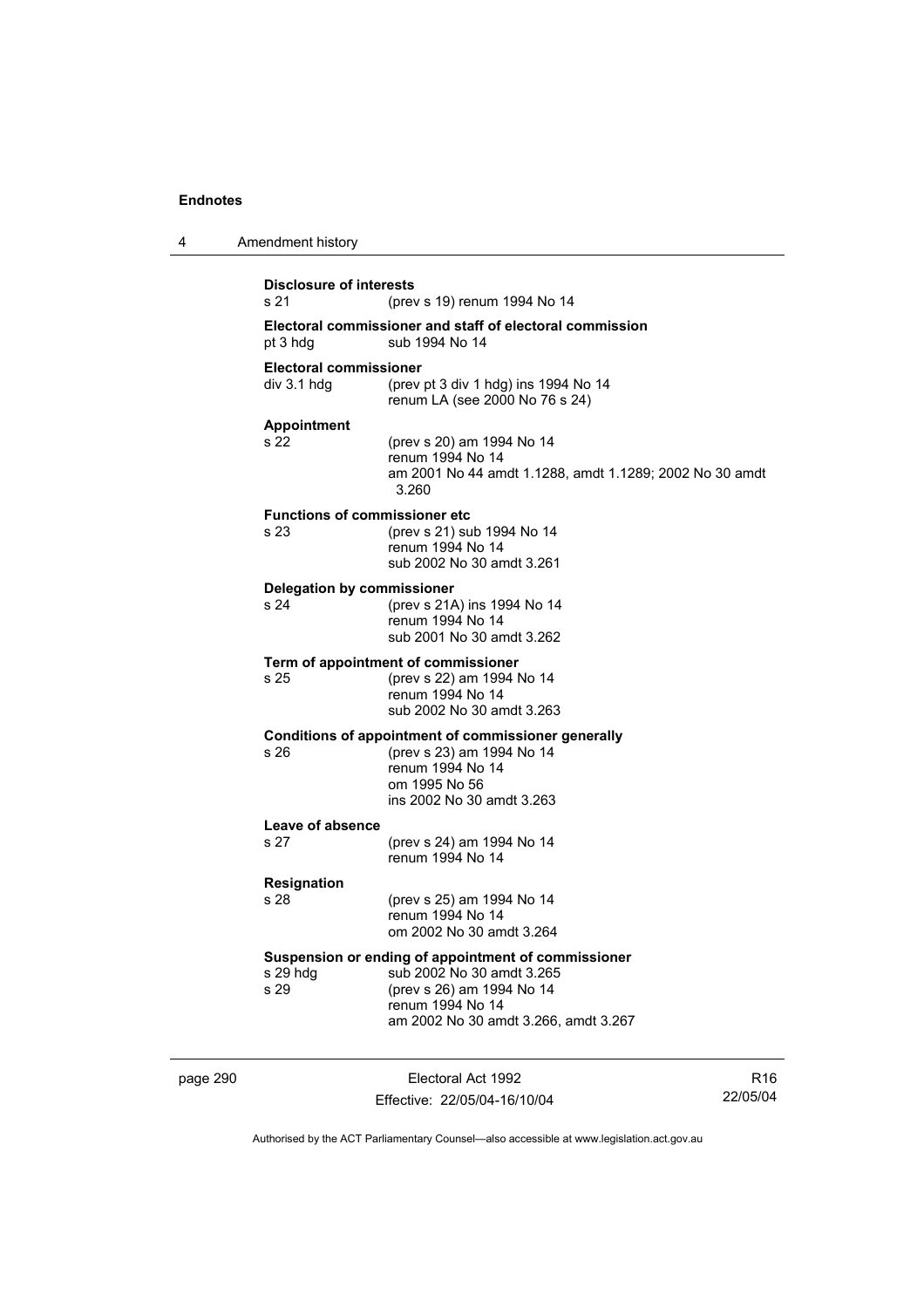**Disclosure of interests**
s 21 (prev s 19) renum 1994 No 14

**Electoral commissioner and staff of electoral commission**
pt 3 hdg sub 1994 No 14

**Electoral commissioner**
div 3.1 hdg (prev pt 3 div 1 hdg) ins 1994 No 14
renum LA (see 2000 No 76 s 24)

**Appointment**
s 22 (prev s 20) am 1994 No 14
renum 1994 No 14
am 2001 No 44 amdt 1.1288, amdt 1.1289; 2002 No 30 amdt 3.260

**Functions of commissioner etc**
s 23 (prev s 21) sub 1994 No 14
renum 1994 No 14
sub 2002 No 30 amdt 3.261

**Delegation by commissioner**
s 24 (prev s 21A) ins 1994 No 14
renum 1994 No 14
sub 2001 No 30 amdt 3.262

**Term of appointment of commissioner**
s 25 (prev s 22) am 1994 No 14
renum 1994 No 14
sub 2002 No 30 amdt 3.263

**Conditions of appointment of commissioner generally**
s 26 (prev s 23) am 1994 No 14
renum 1994 No 14
om 1995 No 56
ins 2002 No 30 amdt 3.263

**Leave of absence**
s 27 (prev s 24) am 1994 No 14
renum 1994 No 14

**Resignation**
s 28 (prev s 25) am 1994 No 14
renum 1994 No 14
om 2002 No 30 amdt 3.264

**Suspension or ending of appointment of commissioner**
s 29 hdg sub 2002 No 30 amdt 3.265
s 29 (prev s 26) am 1994 No 14
renum 1994 No 14
am 2002 No 30 amdt 3.266, amdt 3.267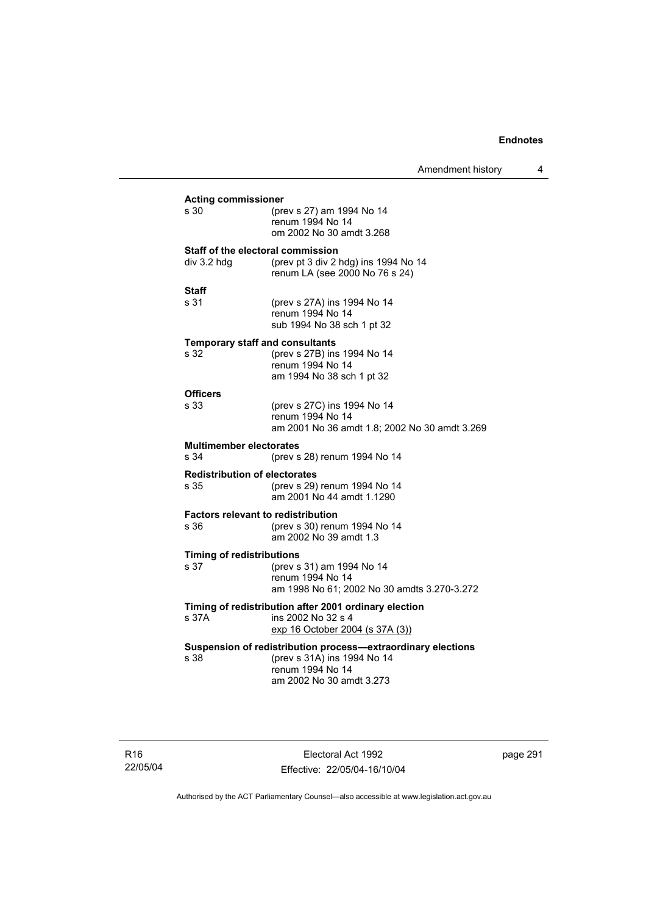**Acting commissioner**

s 30 (prev s 27) am 1994 No 14
renum 1994 No 14
om 2002 No 30 amdt 3.268

**Staff of the electoral commission**

div 3.2 hdg (prev pt 3 div 2 hdg) ins 1994 No 14
renum LA (see 2000 No 76 s 24)

**Staff**

s 31 (prev s 27A) ins 1994 No 14
renum 1994 No 14
sub 1994 No 38 sch 1 pt 32

**Temporary staff and consultants**

s 32 (prev s 27B) ins 1994 No 14
renum 1994 No 14
am 1994 No 38 sch 1 pt 32

**Officers**

s 33 (prev s 27C) ins 1994 No 14
renum 1994 No 14
am 2001 No 36 amdt 1.8; 2002 No 30 amdt 3.269

**Multimember electorates**

s 34 (prev s 28) renum 1994 No 14

**Redistribution of electorates**

s 35 (prev s 29) renum 1994 No 14
am 2001 No 44 amdt 1.1290

**Factors relevant to redistribution**

s 36 (prev s 30) renum 1994 No 14
am 2002 No 39 amdt 1.3

**Timing of redistributions**

s 37 (prev s 31) am 1994 No 14
renum 1994 No 14
am 1998 No 61; 2002 No 30 amdts 3.270-3.272

**Timing of redistribution after 2001 ordinary election**

s 37A ins 2002 No 32 s 4
exp 16 October 2004 (s 37A (3))

**Suspension of redistribution process—extraordinary elections**

s 38 (prev s 31A) ins 1994 No 14
renum 1994 No 14
am 2002 No 30 amdt 3.273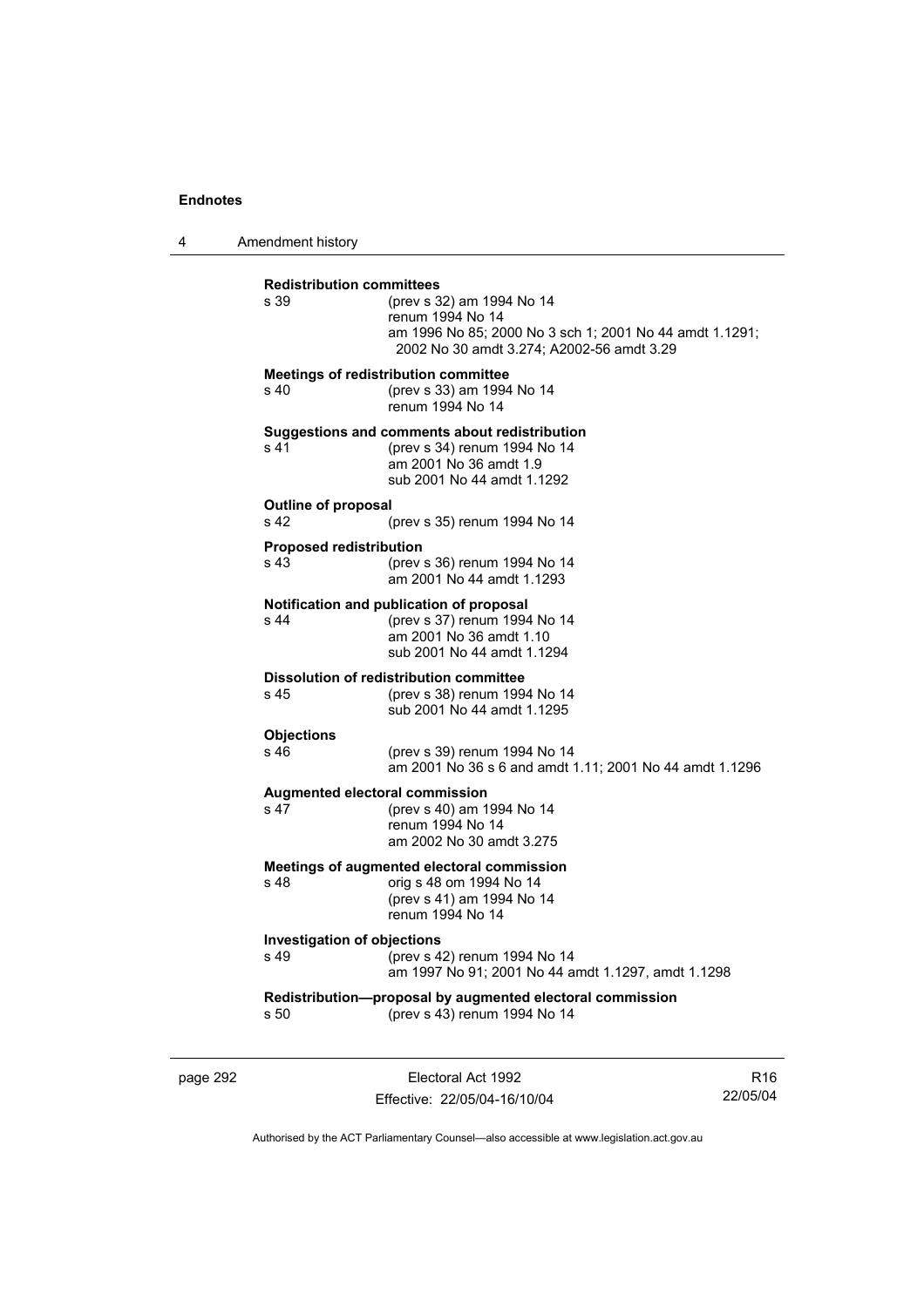**Redistribution committees**
s 39 (prev s 32) am 1994 No 14
renum 1994 No 14
am 1996 No 85; 2000 No 3 sch 1; 2001 No 44 amdt 1.1291; 2002 No 30 amdt 3.274; A2002-56 amdt 3.29

**Meetings of redistribution committee**
s 40 (prev s 33) am 1994 No 14
renum 1994 No 14

**Suggestions and comments about redistribution**
s 41 (prev s 34) renum 1994 No 14
am 2001 No 36 amdt 1.9
sub 2001 No 44 amdt 1.1292

**Outline of proposal**
s 42 (prev s 35) renum 1994 No 14

**Proposed redistribution**
s 43 (prev s 36) renum 1994 No 14
am 2001 No 44 amdt 1.1293

**Notification and publication of proposal**
s 44 (prev s 37) renum 1994 No 14
am 2001 No 36 amdt 1.10
sub 2001 No 44 amdt 1.1294

**Dissolution of redistribution committee**
s 45 (prev s 38) renum 1994 No 14
sub 2001 No 44 amdt 1.1295

**Objections**
s 46 (prev s 39) renum 1994 No 14
am 2001 No 36 s 6 and amdt 1.11; 2001 No 44 amdt 1.1296

**Augmented electoral commission**
s 47 (prev s 40) am 1994 No 14
renum 1994 No 14
am 2002 No 30 amdt 3.275

**Meetings of augmented electoral commission**
s 48 orig s 48 om 1994 No 14
(prev s 41) am 1994 No 14
renum 1994 No 14

**Investigation of objections**
s 49 (prev s 42) renum 1994 No 14
am 1997 No 91; 2001 No 44 amdt 1.1297, amdt 1.1298

**Redistribution—proposal by augmented electoral commission**
s 50 (prev s 43) renum 1994 No 14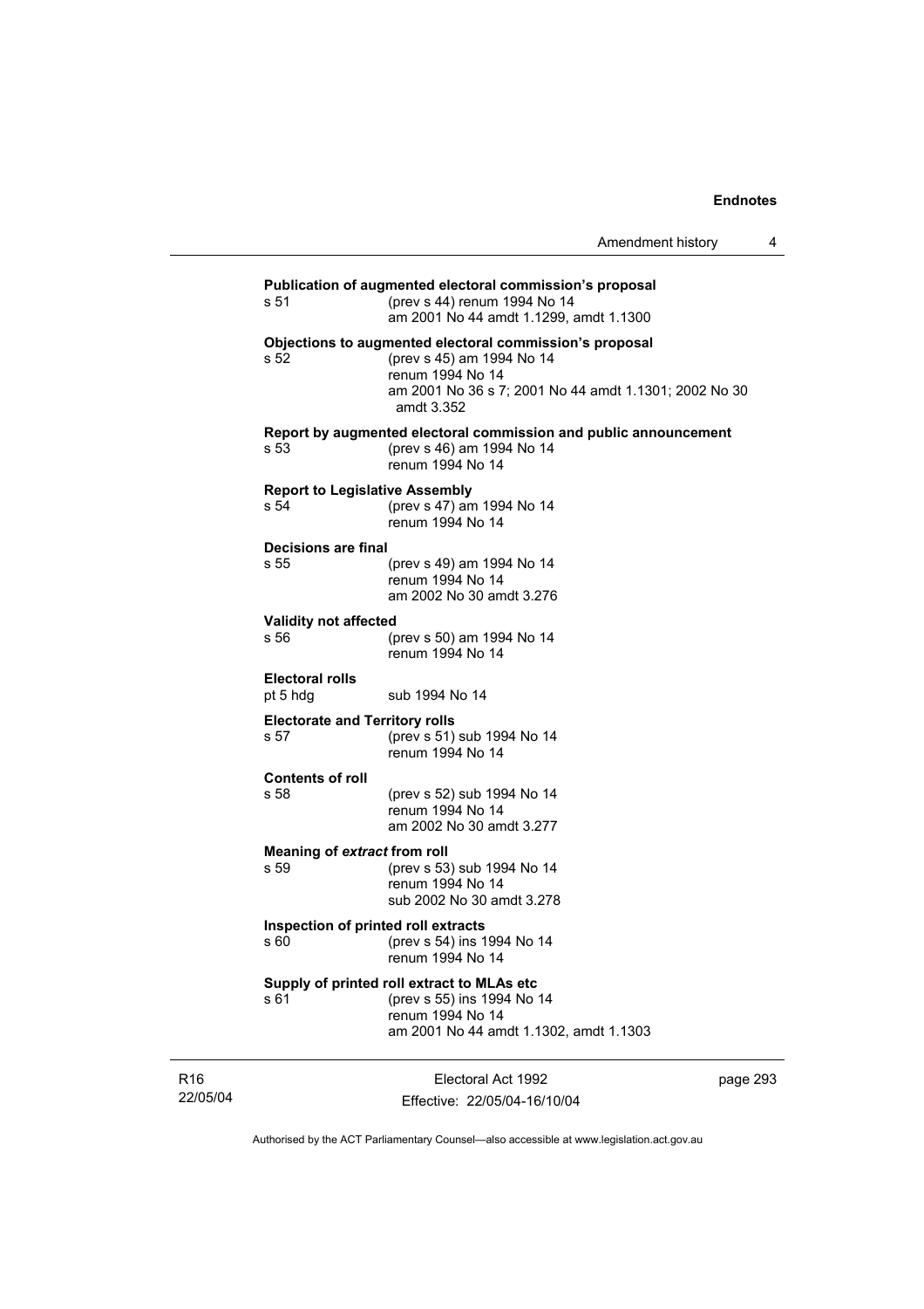**Publication of augmented electoral commission's proposal**
s 51 (prev s 44) renum 1994 No 14
am 2001 No 44 amdt 1.1299, amdt 1.1300

**Objections to augmented electoral commission's proposal**
s 52 (prev s 45) am 1994 No 14
renum 1994 No 14
am 2001 No 36 s 7; 2001 No 44 amdt 1.1301; 2002 No 30 amdt 3.352

**Report by augmented electoral commission and public announcement**
s 53 (prev s 46) am 1994 No 14
renum 1994 No 14

**Report to Legislative Assembly**
s 54 (prev s 47) am 1994 No 14
renum 1994 No 14

**Decisions are final**
s 55 (prev s 49) am 1994 No 14
renum 1994 No 14
am 2002 No 30 amdt 3.276

**Validity not affected**
s 56 (prev s 50) am 1994 No 14
renum 1994 No 14

**Electoral rolls**
pt 5 hdg sub 1994 No 14

**Electorate and Territory rolls**
s 57 (prev s 51) sub 1994 No 14
renum 1994 No 14

**Contents of roll**
s 58 (prev s 52) sub 1994 No 14
renum 1994 No 14
am 2002 No 30 amdt 3.277

**Meaning of *extract* from roll**
s 59 (prev s 53) sub 1994 No 14
renum 1994 No 14
sub 2002 No 30 amdt 3.278

**Inspection of printed roll extracts**
s 60 (prev s 54) ins 1994 No 14
renum 1994 No 14

**Supply of printed roll extract to MLAs etc**
s 61 (prev s 55) ins 1994 No 14
renum 1994 No 14
am 2001 No 44 amdt 1.1302, amdt 1.1303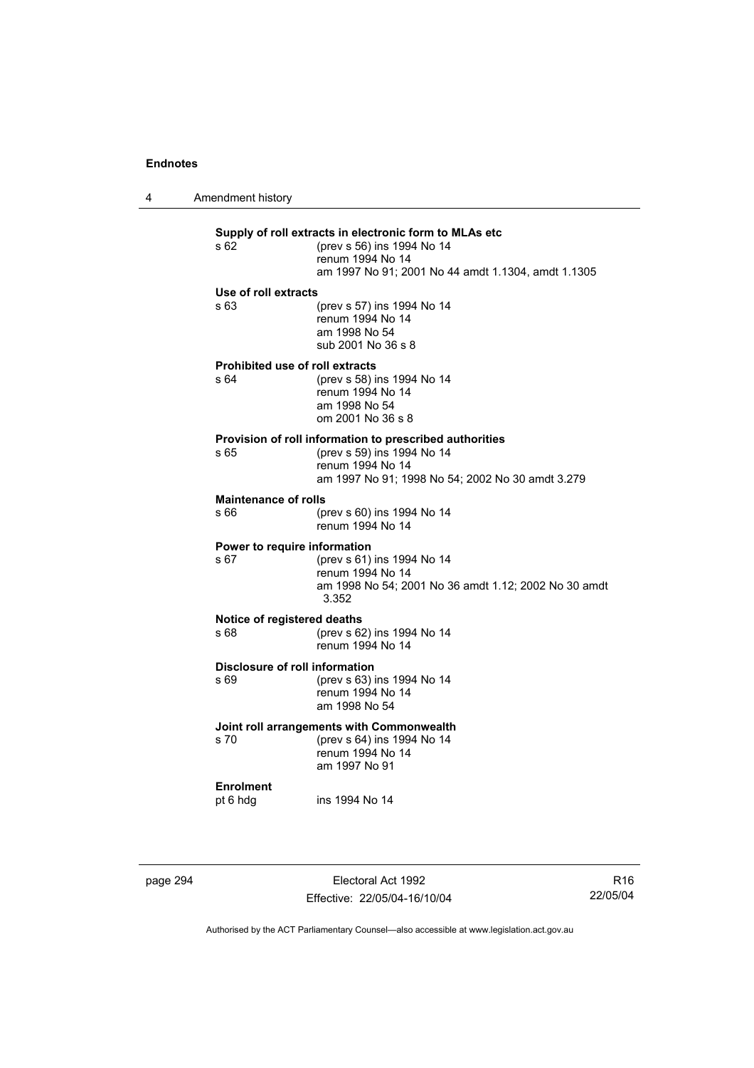**Supply of roll extracts in electronic form to MLAs etc**

s 62 (prev s 56) ins 1994 No 14
renum 1994 No 14
am 1997 No 91; 2001 No 44 amdt 1.1304, amdt 1.1305

**Use of roll extracts**

s 63 (prev s 57) ins 1994 No 14
renum 1994 No 14
am 1998 No 54
sub 2001 No 36 s 8

**Prohibited use of roll extracts**

s 64 (prev s 58) ins 1994 No 14
renum 1994 No 14
am 1998 No 54
om 2001 No 36 s 8

**Provision of roll information to prescribed authorities**

s 65 (prev s 59) ins 1994 No 14
renum 1994 No 14
am 1997 No 91; 1998 No 54; 2002 No 30 amdt 3.279

**Maintenance of rolls**

s 66 (prev s 60) ins 1994 No 14
renum 1994 No 14

**Power to require information**

s 67 (prev s 61) ins 1994 No 14
renum 1994 No 14
am 1998 No 54; 2001 No 36 amdt 1.12; 2002 No 30 amdt 3.352

**Notice of registered deaths**

s 68 (prev s 62) ins 1994 No 14
renum 1994 No 14

**Disclosure of roll information**

s 69 (prev s 63) ins 1994 No 14
renum 1994 No 14
am 1998 No 54

**Joint roll arrangements with Commonwealth**

s 70 (prev s 64) ins 1994 No 14
renum 1994 No 14
am 1997 No 91

**Enrolment**

pt 6 hdg ins 1994 No 14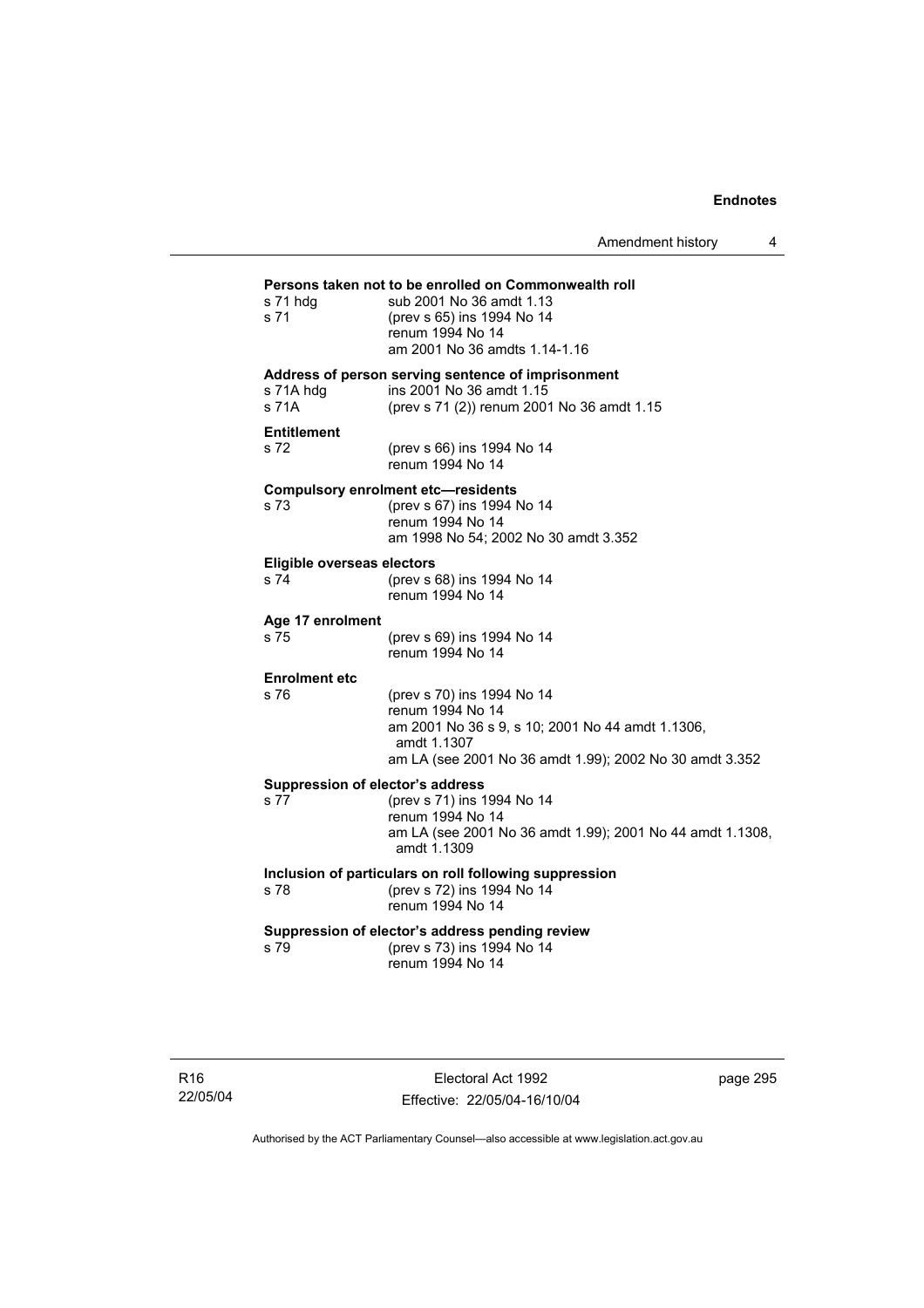**Persons taken not to be enrolled on Commonwealth roll**

| | |
|---|---|
| s 71 hdg | sub 2001 No 36 amdt 1.13 |
| s 71 | (prev s 65) ins 1994 No 14<br>renum 1994 No 14<br>am 2001 No 36 amdts 1.14-1.16 |

**Address of person serving sentence of imprisonment**

| | |
|---|---|
| s 71A hdg | ins 2001 No 36 amdt 1.15 |
| s 71A | (prev s 71 (2)) renum 2001 No 36 amdt 1.15 |

**Entitlement**

| | |
|---|---|
| s 72 | (prev s 66) ins 1994 No 14<br>renum 1994 No 14 |

**Compulsory enrolment etc—residents**

| | |
|---|---|
| s 73 | (prev s 67) ins 1994 No 14<br>renum 1994 No 14<br>am 1998 No 54; 2002 No 30 amdt 3.352 |

**Eligible overseas electors**

| | |
|---|---|
| s 74 | (prev s 68) ins 1994 No 14<br>renum 1994 No 14 |

**Age 17 enrolment**

| | |
|---|---|
| s 75 | (prev s 69) ins 1994 No 14<br>renum 1994 No 14 |

**Enrolment etc**

| | |
|---|---|
| s 76 | (prev s 70) ins 1994 No 14<br>renum 1994 No 14<br>am 2001 No 36 s 9, s 10; 2001 No 44 amdt 1.1306, amdt 1.1307<br>am LA (see 2001 No 36 amdt 1.99); 2002 No 30 amdt 3.352 |

**Suppression of elector's address**

| | |
|---|---|
| s 77 | (prev s 71) ins 1994 No 14<br>renum 1994 No 14<br>am LA (see 2001 No 36 amdt 1.99); 2001 No 44 amdt 1.1308, amdt 1.1309 |

**Inclusion of particulars on roll following suppression**

| | |
|---|---|
| s 78 | (prev s 72) ins 1994 No 14<br>renum 1994 No 14 |

**Suppression of elector's address pending review**

| | |
|---|---|
| s 79 | (prev s 73) ins 1994 No 14<br>renum 1994 No 14 |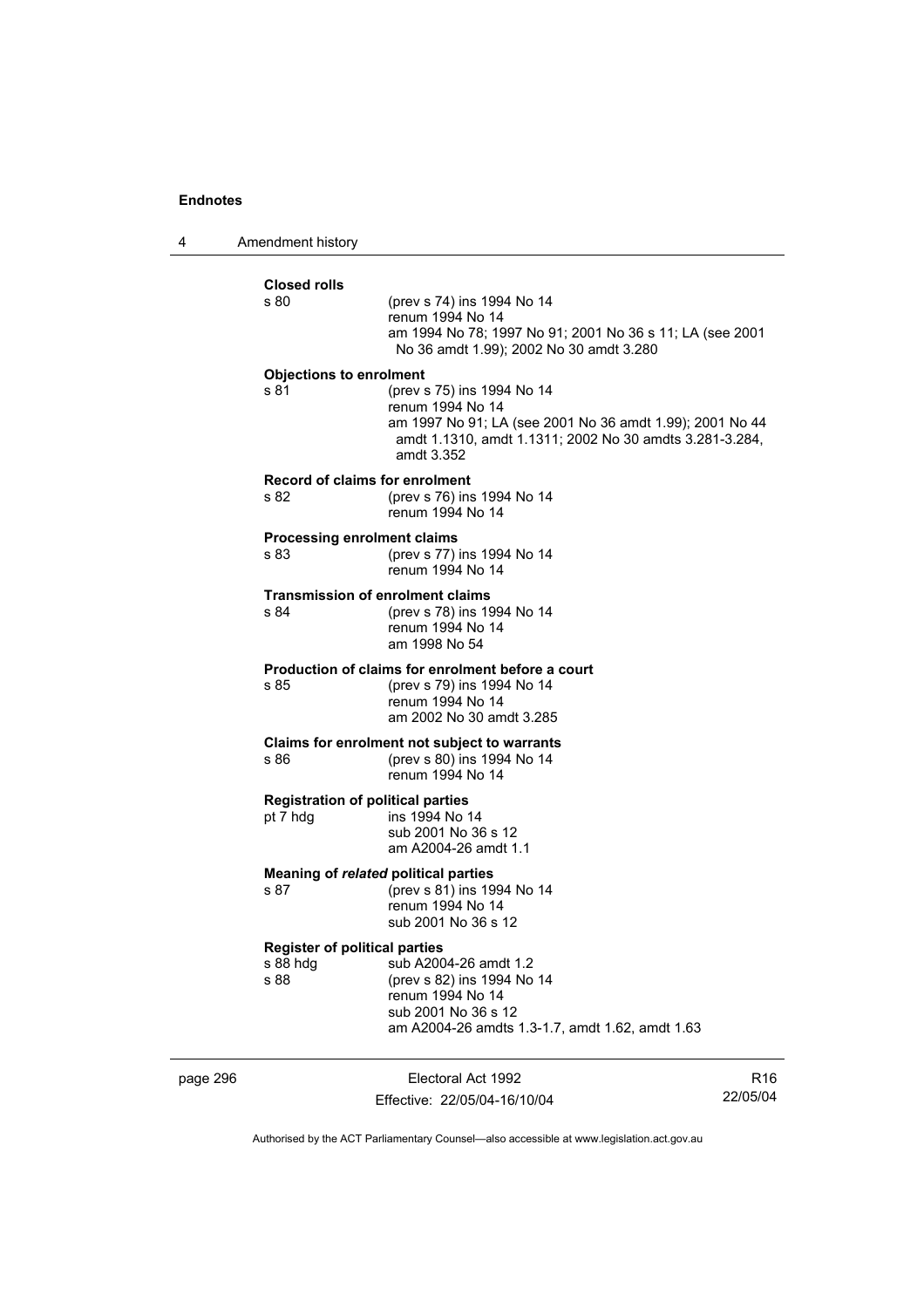**Closed rolls**

s 80 (prev s 74) ins 1994 No 14
renum 1994 No 14
am 1994 No 78; 1997 No 91; 2001 No 36 s 11; LA (see 2001 No 36 amdt 1.99); 2002 No 30 amdt 3.280

**Objections to enrolment**

s 81 (prev s 75) ins 1994 No 14
renum 1994 No 14
am 1997 No 91; LA (see 2001 No 36 amdt 1.99); 2001 No 44 amdt 1.1310, amdt 1.1311; 2002 No 30 amdts 3.281-3.284, amdt 3.352

**Record of claims for enrolment**

s 82 (prev s 76) ins 1994 No 14
renum 1994 No 14

**Processing enrolment claims**

s 83 (prev s 77) ins 1994 No 14
renum 1994 No 14

**Transmission of enrolment claims**

s 84 (prev s 78) ins 1994 No 14
renum 1994 No 14
am 1998 No 54

**Production of claims for enrolment before a court**

s 85 (prev s 79) ins 1994 No 14
renum 1994 No 14
am 2002 No 30 amdt 3.285

**Claims for enrolment not subject to warrants**

s 86 (prev s 80) ins 1994 No 14
renum 1994 No 14

**Registration of political parties**

pt 7 hdg ins 1994 No 14
sub 2001 No 36 s 12
am A2004-26 amdt 1.1

**Meaning of *related* political parties**

s 87 (prev s 81) ins 1994 No 14
renum 1994 No 14
sub 2001 No 36 s 12

**Register of political parties**

s 88 hdg sub A2004-26 amdt 1.2
s 88 (prev s 82) ins 1994 No 14
renum 1994 No 14
sub 2001 No 36 s 12
am A2004-26 amdts 1.3-1.7, amdt 1.62, amdt 1.63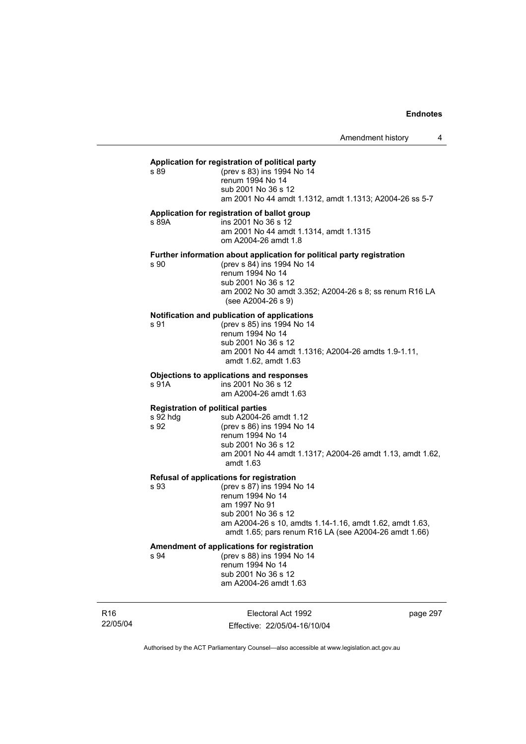**Application for registration of political party**

s 89 (prev s 83) ins 1994 No 14
renum 1994 No 14
sub 2001 No 36 s 12
am 2001 No 44 amdt 1.1312, amdt 1.1313; A2004-26 ss 5-7

**Application for registration of ballot group**

s 89A ins 2001 No 36 s 12
am 2001 No 44 amdt 1.1314, amdt 1.1315
om A2004-26 amdt 1.8

**Further information about application for political party registration**

s 90 (prev s 84) ins 1994 No 14
renum 1994 No 14
sub 2001 No 36 s 12
am 2002 No 30 amdt 3.352; A2004-26 s 8; ss renum R16 LA (see A2004-26 s 9)

**Notification and publication of applications**

s 91 (prev s 85) ins 1994 No 14
renum 1994 No 14
sub 2001 No 36 s 12
am 2001 No 44 amdt 1.1316; A2004-26 amdts 1.9-1.11, amdt 1.62, amdt 1.63

**Objections to applications and responses**

s 91A ins 2001 No 36 s 12
am A2004-26 amdt 1.63

**Registration of political parties**

s 92 hdg sub A2004-26 amdt 1.12
s 92 (prev s 86) ins 1994 No 14
renum 1994 No 14
sub 2001 No 36 s 12
am 2001 No 44 amdt 1.1317; A2004-26 amdt 1.13, amdt 1.62, amdt 1.63

**Refusal of applications for registration**

s 93 (prev s 87) ins 1994 No 14
renum 1994 No 14
am 1997 No 91
sub 2001 No 36 s 12
am A2004-26 s 10, amdts 1.14-1.16, amdt 1.62, amdt 1.63, amdt 1.65; pars renum R16 LA (see A2004-26 amdt 1.66)

**Amendment of applications for registration**

s 94 (prev s 88) ins 1994 No 14
renum 1994 No 14
sub 2001 No 36 s 12
am A2004-26 amdt 1.63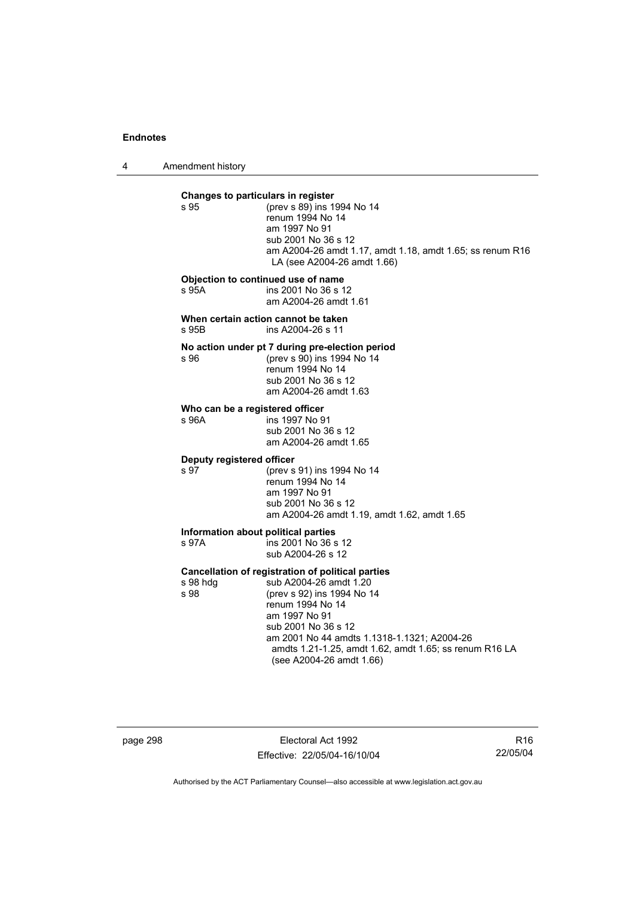**Changes to particulars in register**

s 95 (prev s 89) ins 1994 No 14
renum 1994 No 14
am 1997 No 91
sub 2001 No 36 s 12
am A2004-26 amdt 1.17, amdt 1.18, amdt 1.65; ss renum R16 LA (see A2004-26 amdt 1.66)

**Objection to continued use of name**

s 95A ins 2001 No 36 s 12
am A2004-26 amdt 1.61

**When certain action cannot be taken**

s 95B ins A2004-26 s 11

**No action under pt 7 during pre-election period**

s 96 (prev s 90) ins 1994 No 14
renum 1994 No 14
sub 2001 No 36 s 12
am A2004-26 amdt 1.63

**Who can be a registered officer**

s 96A ins 1997 No 91
sub 2001 No 36 s 12
am A2004-26 amdt 1.65

**Deputy registered officer**

s 97 (prev s 91) ins 1994 No 14
renum 1994 No 14
am 1997 No 91
sub 2001 No 36 s 12
am A2004-26 amdt 1.19, amdt 1.62, amdt 1.65

**Information about political parties**

s 97A ins 2001 No 36 s 12
sub A2004-26 s 12

**Cancellation of registration of political parties**

s 98 hdg sub A2004-26 amdt 1.20

s 98 (prev s 92) ins 1994 No 14
renum 1994 No 14
am 1997 No 91
sub 2001 No 36 s 12
am 2001 No 44 amdts 1.1318-1.1321; A2004-26 amdts 1.21-1.25, amdt 1.62, amdt 1.65; ss renum R16 LA (see A2004-26 amdt 1.66)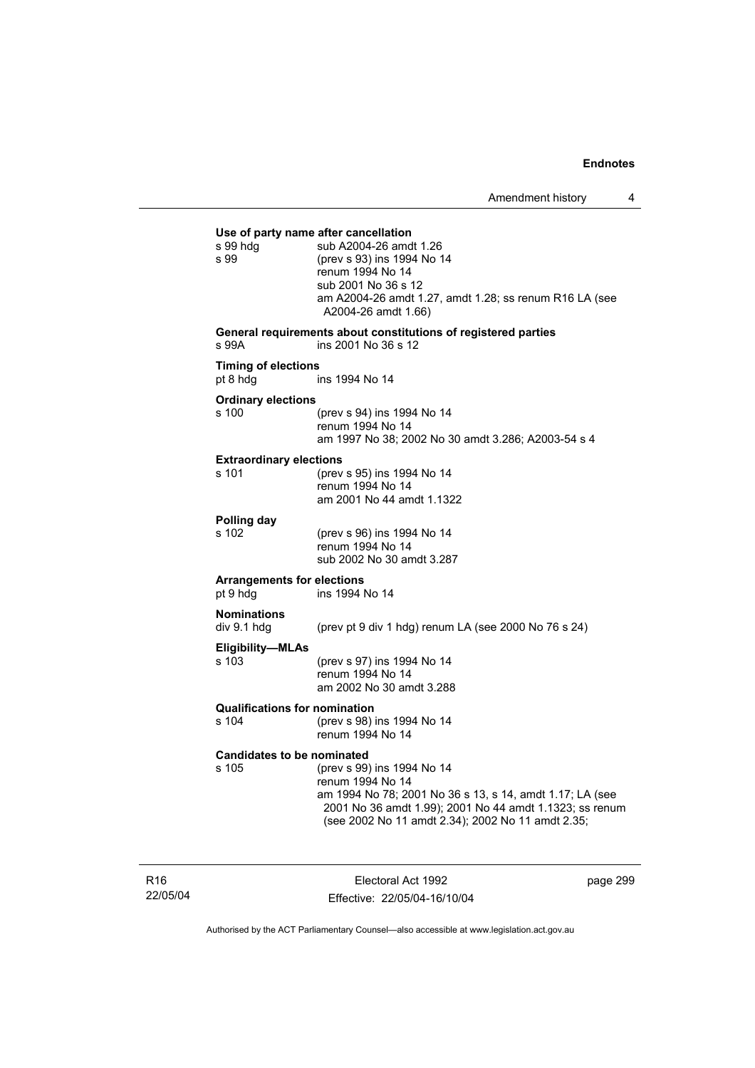**Use of party name after cancellation**

s 99 hdg sub A2004-26 amdt 1.26

s 99 (prev s 93) ins 1994 No 14
renum 1994 No 14
sub 2001 No 36 s 12
am A2004-26 amdt 1.27, amdt 1.28; ss renum R16 LA (see A2004-26 amdt 1.66)

**General requirements about constitutions of registered parties**

s 99A ins 2001 No 36 s 12

**Timing of elections**

pt 8 hdg ins 1994 No 14

**Ordinary elections**

s 100 (prev s 94) ins 1994 No 14
renum 1994 No 14
am 1997 No 38; 2002 No 30 amdt 3.286; A2003-54 s 4

**Extraordinary elections**

s 101 (prev s 95) ins 1994 No 14
renum 1994 No 14
am 2001 No 44 amdt 1.1322

**Polling day**

s 102 (prev s 96) ins 1994 No 14
renum 1994 No 14
sub 2002 No 30 amdt 3.287

**Arrangements for elections**

pt 9 hdg ins 1994 No 14

**Nominations**

div 9.1 hdg (prev pt 9 div 1 hdg) renum LA (see 2000 No 76 s 24)

**Eligibility—MLAs**

s 103 (prev s 97) ins 1994 No 14
renum 1994 No 14
am 2002 No 30 amdt 3.288

**Qualifications for nomination**

s 104 (prev s 98) ins 1994 No 14
renum 1994 No 14

**Candidates to be nominated**

s 105 (prev s 99) ins 1994 No 14
renum 1994 No 14
am 1994 No 78; 2001 No 36 s 13, s 14, amdt 1.17; LA (see 2001 No 36 amdt 1.99); 2001 No 44 amdt 1.1323; ss renum (see 2002 No 11 amdt 2.34); 2002 No 11 amdt 2.35;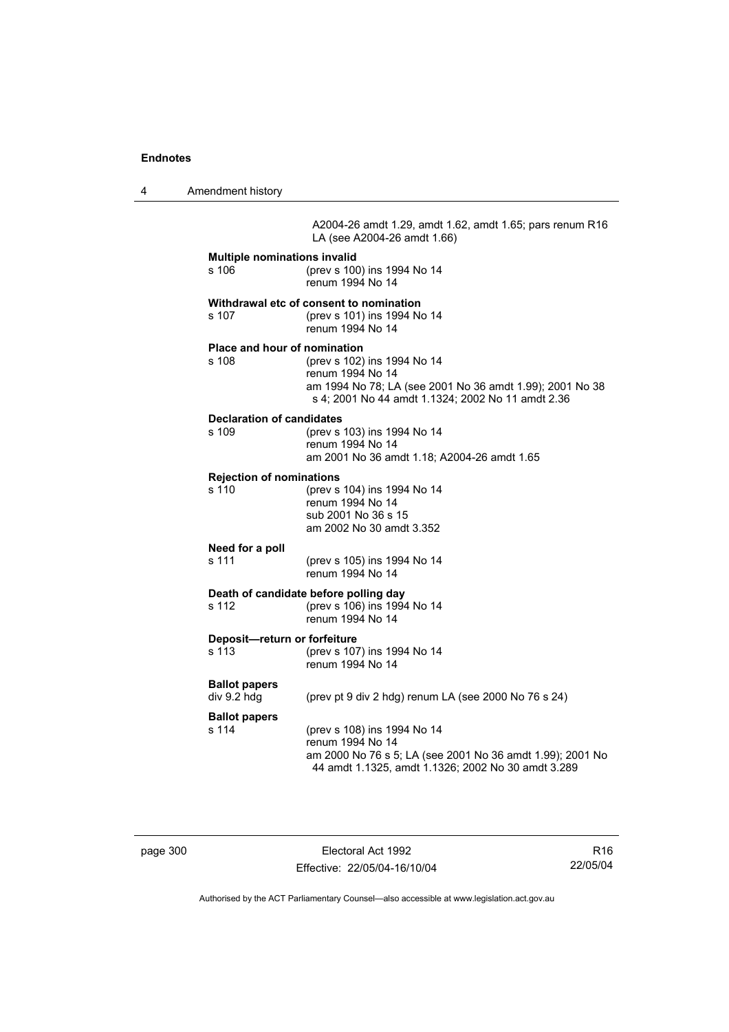A2004-26 amdt 1.29, amdt 1.62, amdt 1.65; pars renum R16 LA (see A2004-26 amdt 1.66)

**Multiple nominations invalid**

s 106 (prev s 100) ins 1994 No 14
renum 1994 No 14

**Withdrawal etc of consent to nomination**

s 107 (prev s 101) ins 1994 No 14
renum 1994 No 14

**Place and hour of nomination**

s 108 (prev s 102) ins 1994 No 14
renum 1994 No 14
am 1994 No 78; LA (see 2001 No 36 amdt 1.99); 2001 No 38 s 4; 2001 No 44 amdt 1.1324; 2002 No 11 amdt 2.36

**Declaration of candidates**

s 109 (prev s 103) ins 1994 No 14
renum 1994 No 14
am 2001 No 36 amdt 1.18; A2004-26 amdt 1.65

**Rejection of nominations**

s 110 (prev s 104) ins 1994 No 14
renum 1994 No 14
sub 2001 No 36 s 15
am 2002 No 30 amdt 3.352

**Need for a poll**

s 111 (prev s 105) ins 1994 No 14
renum 1994 No 14

**Death of candidate before polling day**

s 112 (prev s 106) ins 1994 No 14
renum 1994 No 14

**Deposit—return or forfeiture**

s 113 (prev s 107) ins 1994 No 14
renum 1994 No 14

**Ballot papers**

div 9.2 hdg (prev pt 9 div 2 hdg) renum LA (see 2000 No 76 s 24)

**Ballot papers**

s 114 (prev s 108) ins 1994 No 14
renum 1994 No 14
am 2000 No 76 s 5; LA (see 2001 No 36 amdt 1.99); 2001 No 44 amdt 1.1325, amdt 1.1326; 2002 No 30 amdt 3.289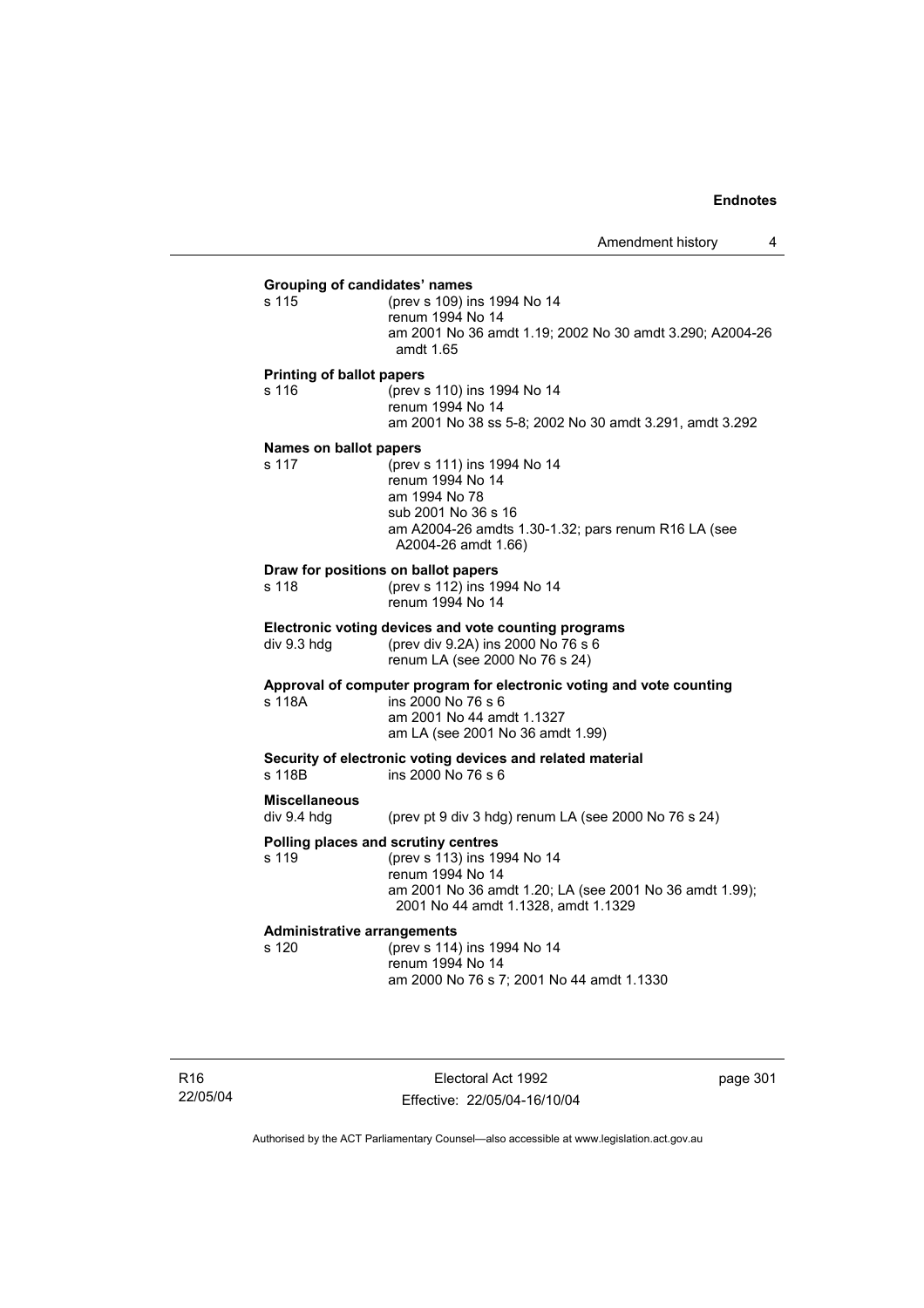**Grouping of candidates' names**

s 115 (prev s 109) ins 1994 No 14
renum 1994 No 14
am 2001 No 36 amdt 1.19; 2002 No 30 amdt 3.290; A2004-26 amdt 1.65

**Printing of ballot papers**

s 116 (prev s 110) ins 1994 No 14
renum 1994 No 14
am 2001 No 38 ss 5-8; 2002 No 30 amdt 3.291, amdt 3.292

**Names on ballot papers**

s 117 (prev s 111) ins 1994 No 14
renum 1994 No 14
am 1994 No 78
sub 2001 No 36 s 16
am A2004-26 amdts 1.30-1.32; pars renum R16 LA (see A2004-26 amdt 1.66)

**Draw for positions on ballot papers**

s 118 (prev s 112) ins 1994 No 14
renum 1994 No 14

**Electronic voting devices and vote counting programs**

div 9.3 hdg (prev div 9.2A) ins 2000 No 76 s 6
renum LA (see 2000 No 76 s 24)

**Approval of computer program for electronic voting and vote counting**

s 118A ins 2000 No 76 s 6
am 2001 No 44 amdt 1.1327
am LA (see 2001 No 36 amdt 1.99)

**Security of electronic voting devices and related material**

s 118B ins 2000 No 76 s 6

**Miscellaneous**

div 9.4 hdg (prev pt 9 div 3 hdg) renum LA (see 2000 No 76 s 24)

**Polling places and scrutiny centres**

s 119 (prev s 113) ins 1994 No 14
renum 1994 No 14
am 2001 No 36 amdt 1.20; LA (see 2001 No 36 amdt 1.99); 2001 No 44 amdt 1.1328, amdt 1.1329

**Administrative arrangements**

s 120 (prev s 114) ins 1994 No 14
renum 1994 No 14
am 2000 No 76 s 7; 2001 No 44 amdt 1.1330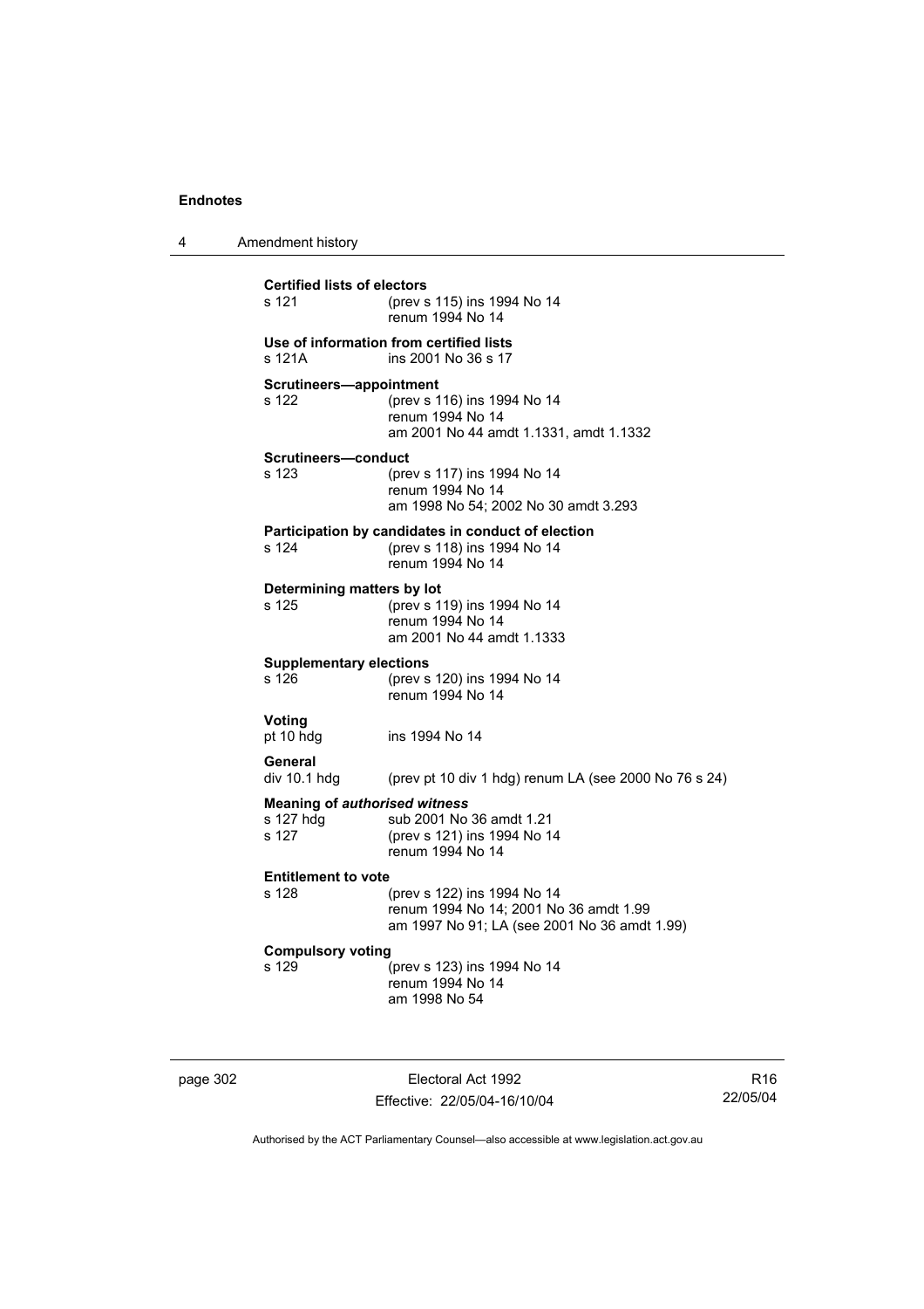**Certified lists of electors**

s 121 (prev s 115) ins 1994 No 14
renum 1994 No 14

**Use of information from certified lists**

s 121A ins 2001 No 36 s 17

**Scrutineers—appointment**

s 122 (prev s 116) ins 1994 No 14
renum 1994 No 14
am 2001 No 44 amdt 1.1331, amdt 1.1332

**Scrutineers—conduct**

s 123 (prev s 117) ins 1994 No 14
renum 1994 No 14
am 1998 No 54; 2002 No 30 amdt 3.293

**Participation by candidates in conduct of election**

s 124 (prev s 118) ins 1994 No 14
renum 1994 No 14

**Determining matters by lot**

s 125 (prev s 119) ins 1994 No 14
renum 1994 No 14
am 2001 No 44 amdt 1.1333

**Supplementary elections**

s 126 (prev s 120) ins 1994 No 14
renum 1994 No 14

**Voting**

pt 10 hdg ins 1994 No 14

**General**

div 10.1 hdg (prev pt 10 div 1 hdg) renum LA (see 2000 No 76 s 24)

**Meaning of *authorised witness***

s 127 hdg sub 2001 No 36 amdt 1.21
s 127 (prev s 121) ins 1994 No 14
renum 1994 No 14

**Entitlement to vote**

s 128 (prev s 122) ins 1994 No 14
renum 1994 No 14; 2001 No 36 amdt 1.99
am 1997 No 91; LA (see 2001 No 36 amdt 1.99)

**Compulsory voting**

s 129 (prev s 123) ins 1994 No 14
renum 1994 No 14
am 1998 No 54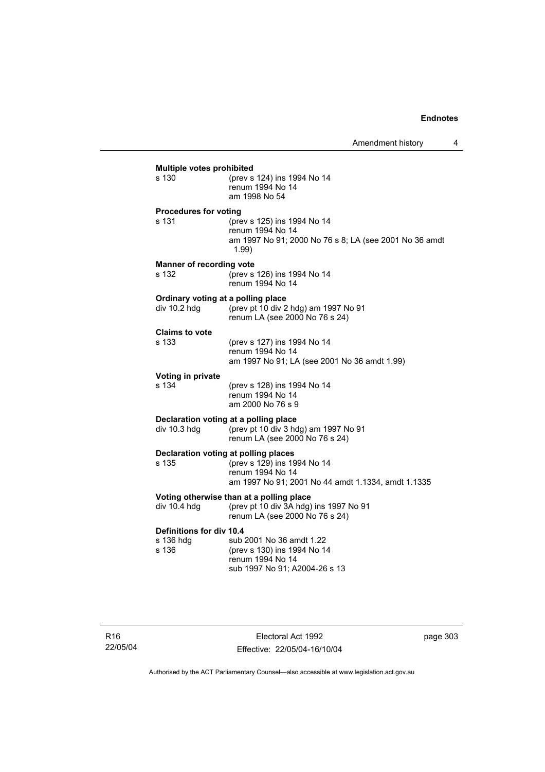**Multiple votes prohibited**

s 130 (prev s 124) ins 1994 No 14
renum 1994 No 14
am 1998 No 54

**Procedures for voting**

s 131 (prev s 125) ins 1994 No 14
renum 1994 No 14
am 1997 No 91; 2000 No 76 s 8; LA (see 2001 No 36 amdt 1.99)

**Manner of recording vote**

s 132 (prev s 126) ins 1994 No 14
renum 1994 No 14

**Ordinary voting at a polling place**

div 10.2 hdg (prev pt 10 div 2 hdg) am 1997 No 91
renum LA (see 2000 No 76 s 24)

**Claims to vote**

s 133 (prev s 127) ins 1994 No 14
renum 1994 No 14
am 1997 No 91; LA (see 2001 No 36 amdt 1.99)

**Voting in private**

s 134 (prev s 128) ins 1994 No 14
renum 1994 No 14
am 2000 No 76 s 9

**Declaration voting at a polling place**

div 10.3 hdg (prev pt 10 div 3 hdg) am 1997 No 91
renum LA (see 2000 No 76 s 24)

**Declaration voting at polling places**

s 135 (prev s 129) ins 1994 No 14
renum 1994 No 14
am 1997 No 91; 2001 No 44 amdt 1.1334, amdt 1.1335

**Voting otherwise than at a polling place**

div 10.4 hdg (prev pt 10 div 3A hdg) ins 1997 No 91
renum LA (see 2000 No 76 s 24)

**Definitions for div 10.4**

s 136 hdg sub 2001 No 36 amdt 1.22
s 136 (prev s 130) ins 1994 No 14
renum 1994 No 14
sub 1997 No 91; A2004-26 s 13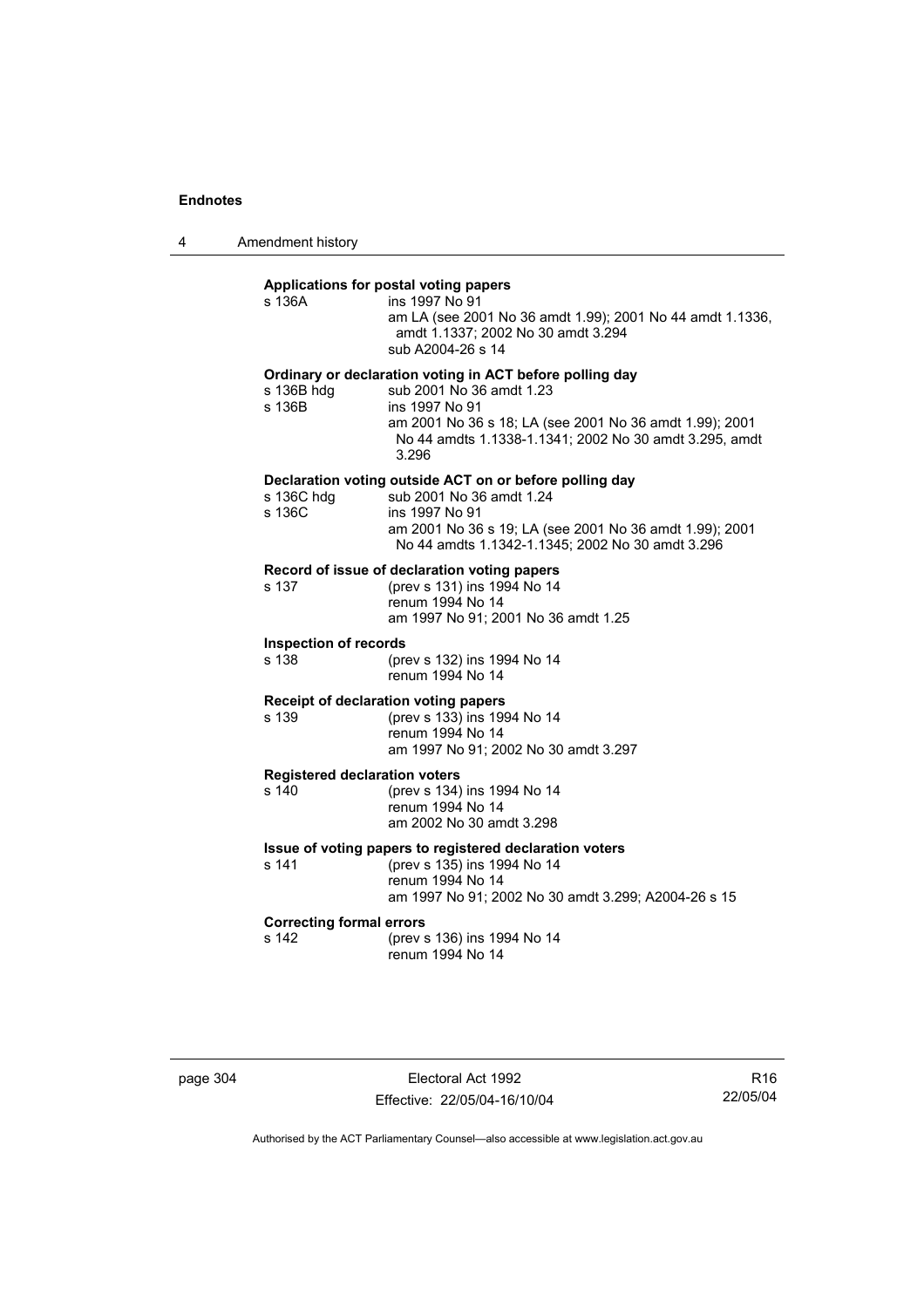**Applications for postal voting papers**

s 136A
ins 1997 No 91
am LA (see 2001 No 36 amdt 1.99); 2001 No 44 amdt 1.1336, amdt 1.1337; 2002 No 30 amdt 3.294
sub A2004-26 s 14

**Ordinary or declaration voting in ACT before polling day**

s 136B hdg
sub 2001 No 36 amdt 1.23

s 136B
ins 1997 No 91
am 2001 No 36 s 18; LA (see 2001 No 36 amdt 1.99); 2001 No 44 amdts 1.1338-1.1341; 2002 No 30 amdt 3.295, amdt 3.296

**Declaration voting outside ACT on or before polling day**

s 136C hdg
sub 2001 No 36 amdt 1.24

s 136C
ins 1997 No 91
am 2001 No 36 s 19; LA (see 2001 No 36 amdt 1.99); 2001 No 44 amdts 1.1342-1.1345; 2002 No 30 amdt 3.296

**Record of issue of declaration voting papers**

s 137
(prev s 131) ins 1994 No 14
renum 1994 No 14
am 1997 No 91; 2001 No 36 amdt 1.25

**Inspection of records**

s 138
(prev s 132) ins 1994 No 14
renum 1994 No 14

**Receipt of declaration voting papers**

s 139
(prev s 133) ins 1994 No 14
renum 1994 No 14
am 1997 No 91; 2002 No 30 amdt 3.297

**Registered declaration voters**

s 140
(prev s 134) ins 1994 No 14
renum 1994 No 14
am 2002 No 30 amdt 3.298

**Issue of voting papers to registered declaration voters**

s 141
(prev s 135) ins 1994 No 14
renum 1994 No 14
am 1997 No 91; 2002 No 30 amdt 3.299; A2004-26 s 15

**Correcting formal errors**

s 142
(prev s 136) ins 1994 No 14
renum 1994 No 14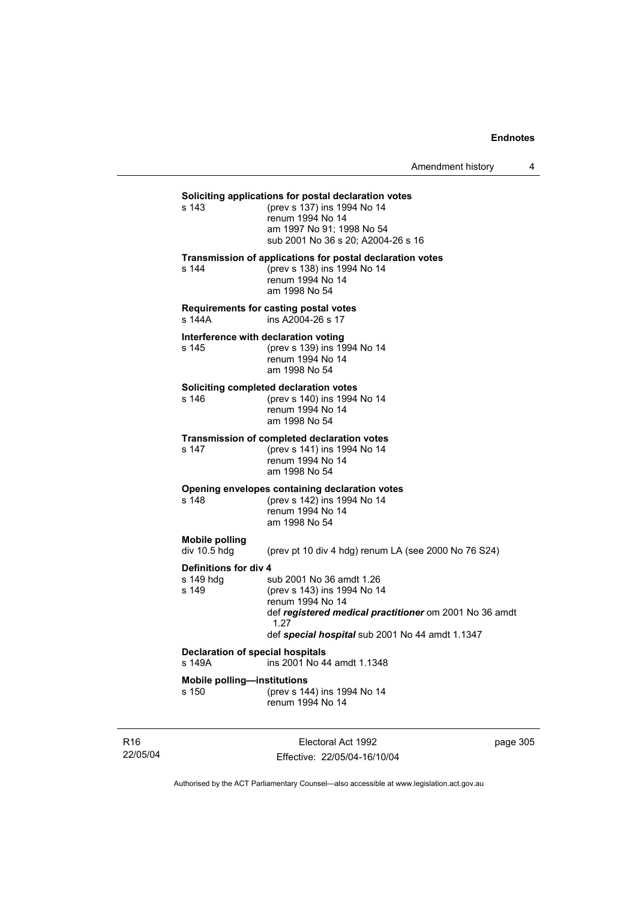**Soliciting applications for postal declaration votes**

s 143 (prev s 137) ins 1994 No 14
renum 1994 No 14
am 1997 No 91; 1998 No 54
sub 2001 No 36 s 20; A2004-26 s 16

**Transmission of applications for postal declaration votes**

s 144 (prev s 138) ins 1994 No 14
renum 1994 No 14
am 1998 No 54

**Requirements for casting postal votes**

s 144A ins A2004-26 s 17

**Interference with declaration voting**

s 145 (prev s 139) ins 1994 No 14
renum 1994 No 14
am 1998 No 54

**Soliciting completed declaration votes**

s 146 (prev s 140) ins 1994 No 14
renum 1994 No 14
am 1998 No 54

**Transmission of completed declaration votes**

s 147 (prev s 141) ins 1994 No 14
renum 1994 No 14
am 1998 No 54

**Opening envelopes containing declaration votes**

s 148 (prev s 142) ins 1994 No 14
renum 1994 No 14
am 1998 No 54

**Mobile polling**

div 10.5 hdg (prev pt 10 div 4 hdg) renum LA (see 2000 No 76 S24)

**Definitions for div 4**

s 149 hdg sub 2001 No 36 amdt 1.26
s 149 (prev s 143) ins 1994 No 14
renum 1994 No 14
def ***registered medical practitioner*** om 2001 No 36 amdt 1.27
def ***special hospital*** sub 2001 No 44 amdt 1.1347

**Declaration of special hospitals**

s 149A ins 2001 No 44 amdt 1.1348

**Mobile polling—institutions**

s 150 (prev s 144) ins 1994 No 14
renum 1994 No 14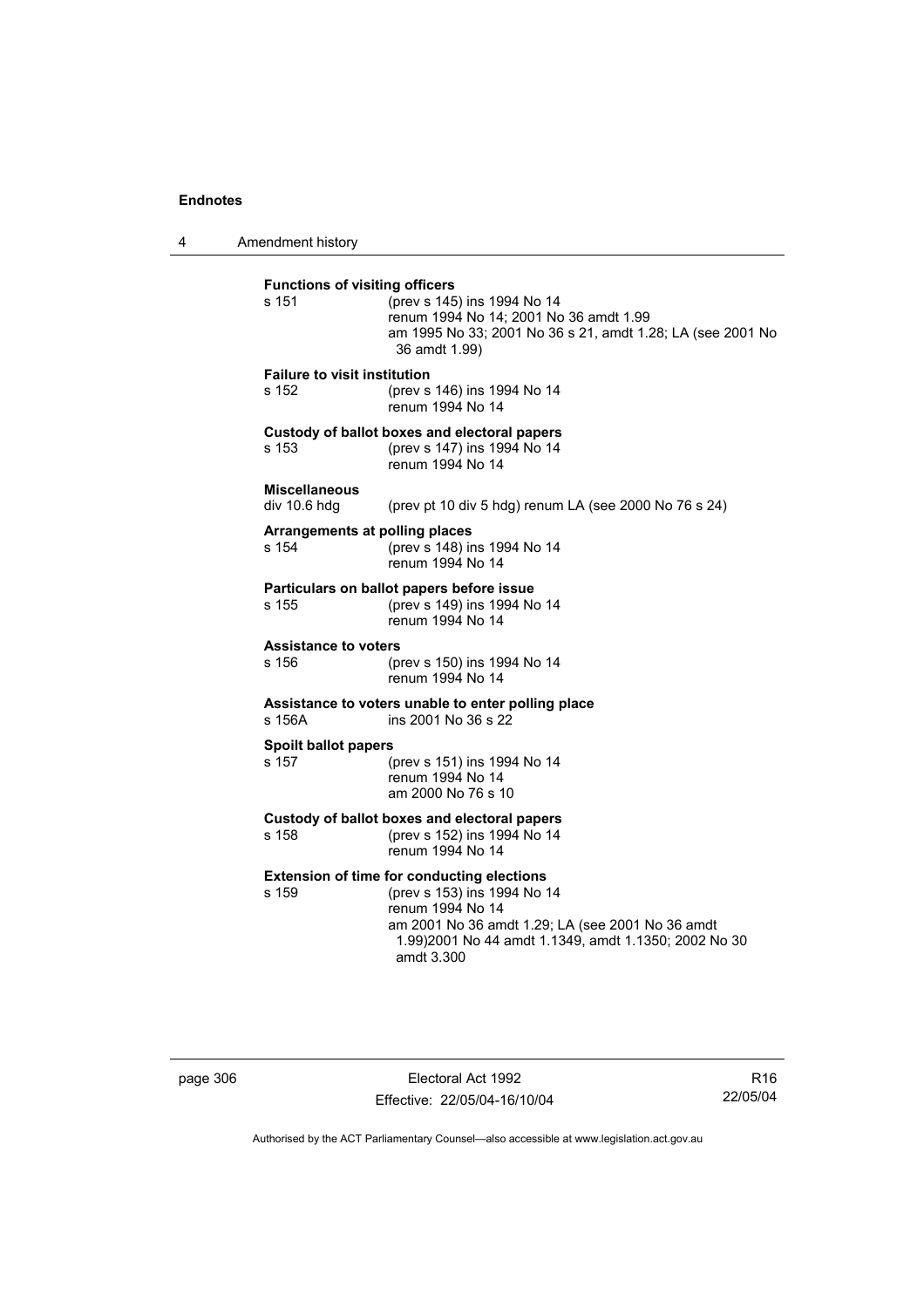**Functions of visiting officers**

s 151 (prev s 145) ins 1994 No 14
renum 1994 No 14; 2001 No 36 amdt 1.99
am 1995 No 33; 2001 No 36 s 21, amdt 1.28; LA (see 2001 No 36 amdt 1.99)

**Failure to visit institution**

s 152 (prev s 146) ins 1994 No 14
renum 1994 No 14

**Custody of ballot boxes and electoral papers**

s 153 (prev s 147) ins 1994 No 14
renum 1994 No 14

**Miscellaneous**

div 10.6 hdg (prev pt 10 div 5 hdg) renum LA (see 2000 No 76 s 24)

**Arrangements at polling places**

s 154 (prev s 148) ins 1994 No 14
renum 1994 No 14

**Particulars on ballot papers before issue**

s 155 (prev s 149) ins 1994 No 14
renum 1994 No 14

**Assistance to voters**

s 156 (prev s 150) ins 1994 No 14
renum 1994 No 14

**Assistance to voters unable to enter polling place**

s 156A ins 2001 No 36 s 22

**Spoilt ballot papers**

s 157 (prev s 151) ins 1994 No 14
renum 1994 No 14
am 2000 No 76 s 10

**Custody of ballot boxes and electoral papers**

s 158 (prev s 152) ins 1994 No 14
renum 1994 No 14

**Extension of time for conducting elections**

s 159 (prev s 153) ins 1994 No 14
renum 1994 No 14
am 2001 No 36 amdt 1.29; LA (see 2001 No 36 amdt 1.99)2001 No 44 amdt 1.1349, amdt 1.1350; 2002 No 30 amdt 3.300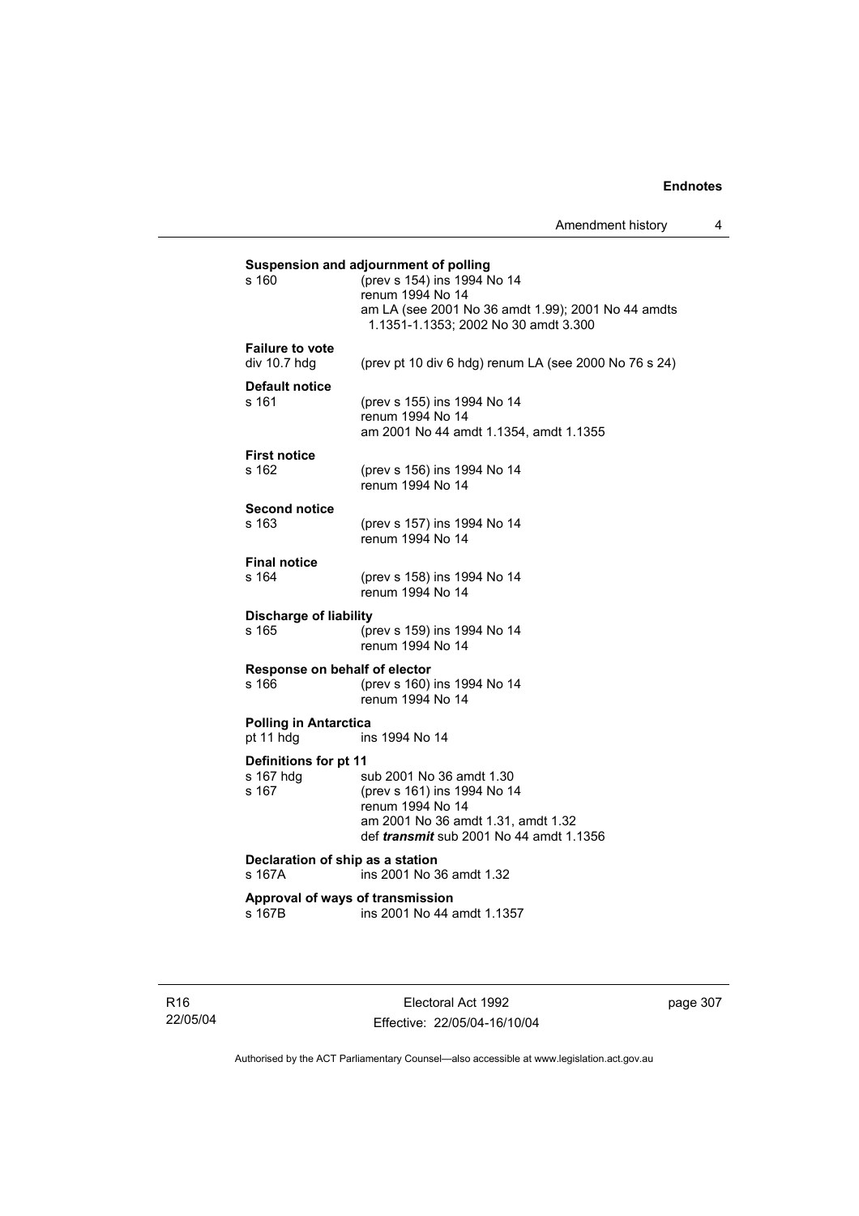**Suspension and adjournment of polling**

s 160 (prev s 154) ins 1994 No 14
renum 1994 No 14
am LA (see 2001 No 36 amdt 1.99); 2001 No 44 amdts 1.1351-1.1353; 2002 No 30 amdt 3.300

**Failure to vote**

div 10.7 hdg (prev pt 10 div 6 hdg) renum LA (see 2000 No 76 s 24)

**Default notice**

s 161 (prev s 155) ins 1994 No 14
renum 1994 No 14
am 2001 No 44 amdt 1.1354, amdt 1.1355

**First notice**

s 162 (prev s 156) ins 1994 No 14
renum 1994 No 14

**Second notice**

s 163 (prev s 157) ins 1994 No 14
renum 1994 No 14

**Final notice**

s 164 (prev s 158) ins 1994 No 14
renum 1994 No 14

**Discharge of liability**

s 165 (prev s 159) ins 1994 No 14
renum 1994 No 14

**Response on behalf of elector**

s 166 (prev s 160) ins 1994 No 14
renum 1994 No 14

**Polling in Antarctica**

pt 11 hdg ins 1994 No 14

**Definitions for pt 11**

s 167 hdg sub 2001 No 36 amdt 1.30
s 167 (prev s 161) ins 1994 No 14
renum 1994 No 14
am 2001 No 36 amdt 1.31, amdt 1.32
def ***transmit*** sub 2001 No 44 amdt 1.1356

**Declaration of ship as a station**

s 167A ins 2001 No 36 amdt 1.32

**Approval of ways of transmission**

s 167B ins 2001 No 44 amdt 1.1357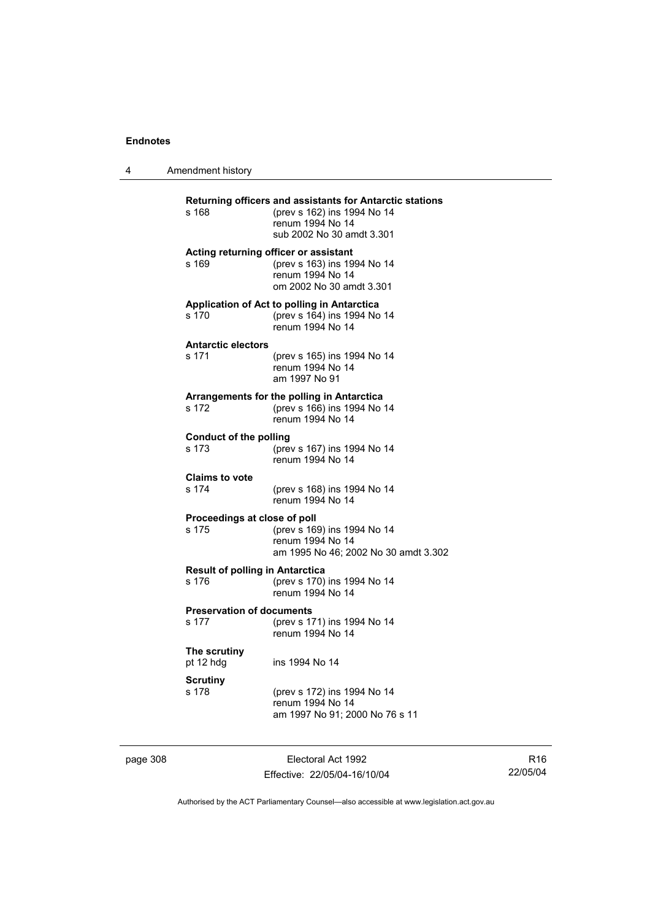**Returning officers and assistants for Antarctic stations**
s 168 (prev s 162) ins 1994 No 14
renum 1994 No 14
sub 2002 No 30 amdt 3.301

**Acting returning officer or assistant**
s 169 (prev s 163) ins 1994 No 14
renum 1994 No 14
om 2002 No 30 amdt 3.301

**Application of Act to polling in Antarctica**
s 170 (prev s 164) ins 1994 No 14
renum 1994 No 14

**Antarctic electors**
s 171 (prev s 165) ins 1994 No 14
renum 1994 No 14
am 1997 No 91

**Arrangements for the polling in Antarctica**
s 172 (prev s 166) ins 1994 No 14
renum 1994 No 14

**Conduct of the polling**
s 173 (prev s 167) ins 1994 No 14
renum 1994 No 14

**Claims to vote**
s 174 (prev s 168) ins 1994 No 14
renum 1994 No 14

**Proceedings at close of poll**
s 175 (prev s 169) ins 1994 No 14
renum 1994 No 14
am 1995 No 46; 2002 No 30 amdt 3.302

**Result of polling in Antarctica**
s 176 (prev s 170) ins 1994 No 14
renum 1994 No 14

**Preservation of documents**
s 177 (prev s 171) ins 1994 No 14
renum 1994 No 14

**The scrutiny**
pt 12 hdg ins 1994 No 14

**Scrutiny**
s 178 (prev s 172) ins 1994 No 14
renum 1994 No 14
am 1997 No 91; 2000 No 76 s 11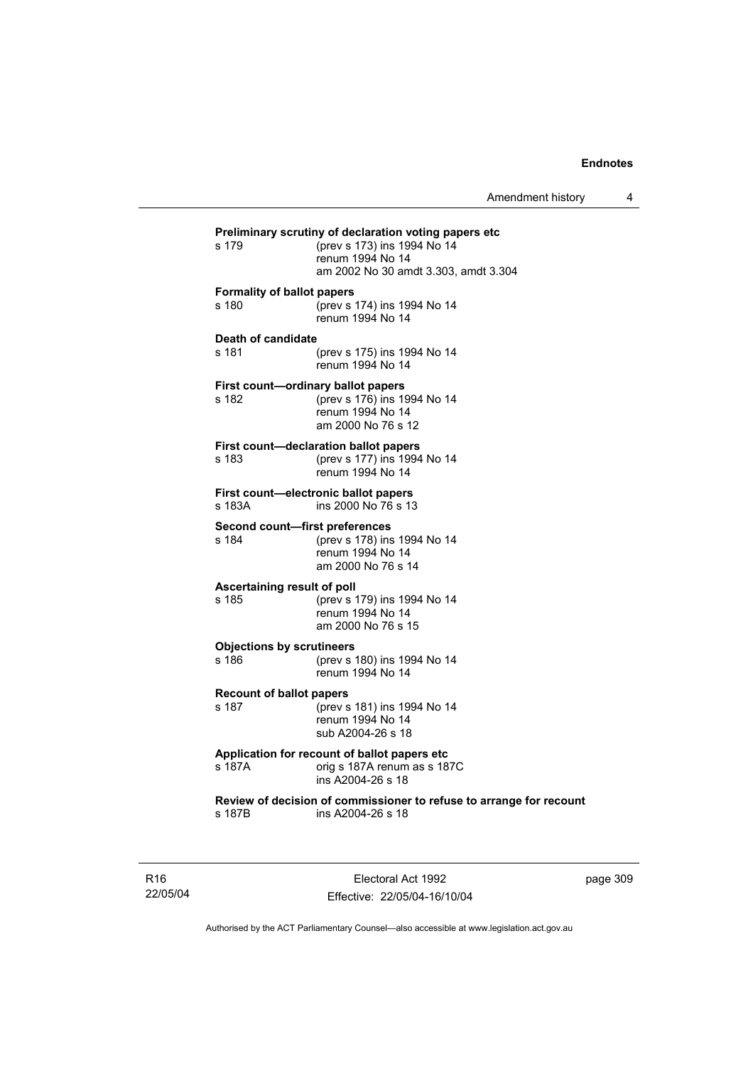**Preliminary scrutiny of declaration voting papers etc**

s 179 (prev s 173) ins 1994 No 14
renum 1994 No 14
am 2002 No 30 amdt 3.303, amdt 3.304

**Formality of ballot papers**

s 180 (prev s 174) ins 1994 No 14
renum 1994 No 14

**Death of candidate**

s 181 (prev s 175) ins 1994 No 14
renum 1994 No 14

**First count—ordinary ballot papers**

s 182 (prev s 176) ins 1994 No 14
renum 1994 No 14
am 2000 No 76 s 12

**First count—declaration ballot papers**

s 183 (prev s 177) ins 1994 No 14
renum 1994 No 14

**First count—electronic ballot papers**

s 183A ins 2000 No 76 s 13

**Second count—first preferences**

s 184 (prev s 178) ins 1994 No 14
renum 1994 No 14
am 2000 No 76 s 14

**Ascertaining result of poll**

s 185 (prev s 179) ins 1994 No 14
renum 1994 No 14
am 2000 No 76 s 15

**Objections by scrutineers**

s 186 (prev s 180) ins 1994 No 14
renum 1994 No 14

**Recount of ballot papers**

s 187 (prev s 181) ins 1994 No 14
renum 1994 No 14
sub A2004-26 s 18

**Application for recount of ballot papers etc**

s 187A orig s 187A renum as s 187C
ins A2004-26 s 18

**Review of decision of commissioner to refuse to arrange for recount**

s 187B ins A2004-26 s 18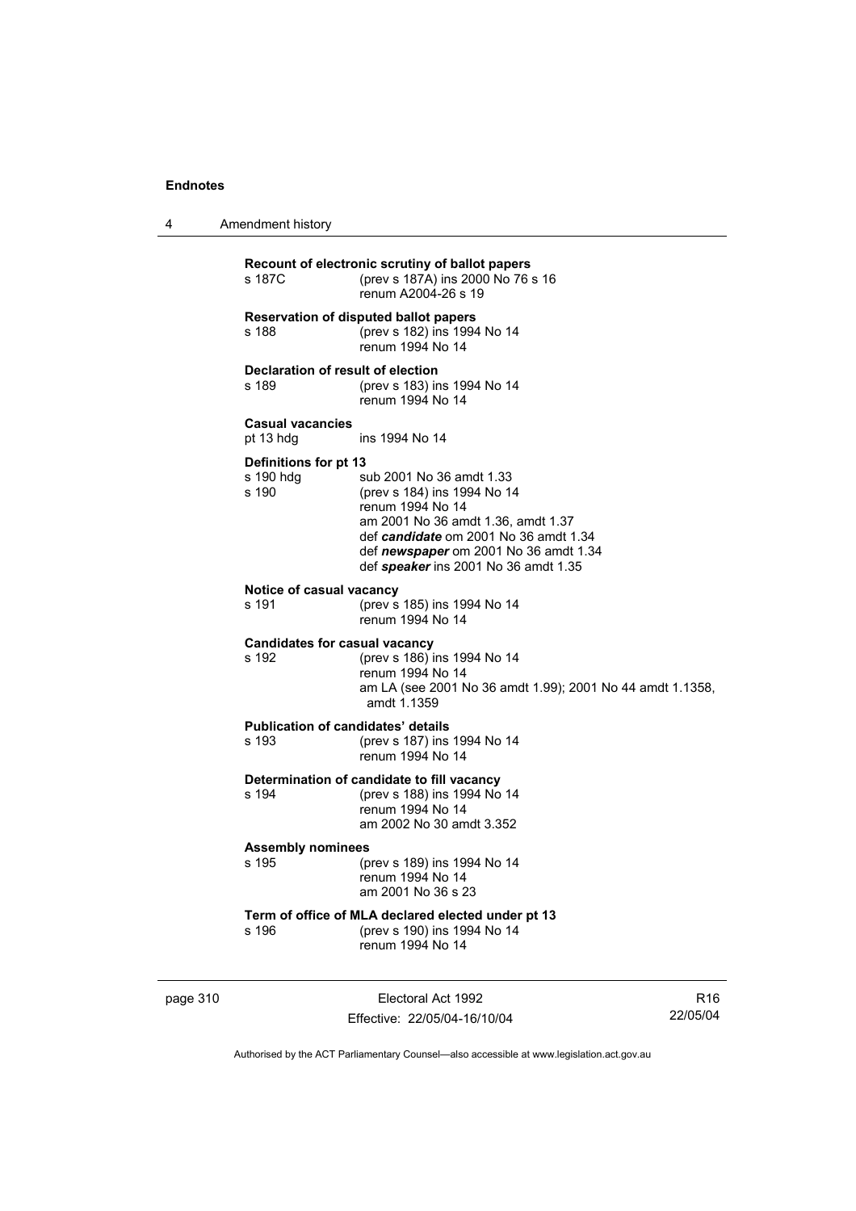**Recount of electronic scrutiny of ballot papers**

s 187C (prev s 187A) ins 2000 No 76 s 16
renum A2004-26 s 19

**Reservation of disputed ballot papers**

s 188 (prev s 182) ins 1994 No 14
renum 1994 No 14

**Declaration of result of election**

s 189 (prev s 183) ins 1994 No 14
renum 1994 No 14

**Casual vacancies**

pt 13 hdg ins 1994 No 14

**Definitions for pt 13**

s 190 hdg sub 2001 No 36 amdt 1.33

s 190 (prev s 184) ins 1994 No 14
renum 1994 No 14
am 2001 No 36 amdt 1.36, amdt 1.37
def ***candidate*** om 2001 No 36 amdt 1.34
def ***newspaper*** om 2001 No 36 amdt 1.34
def ***speaker*** ins 2001 No 36 amdt 1.35

**Notice of casual vacancy**

s 191 (prev s 185) ins 1994 No 14
renum 1994 No 14

**Candidates for casual vacancy**

s 192 (prev s 186) ins 1994 No 14
renum 1994 No 14
am LA (see 2001 No 36 amdt 1.99); 2001 No 44 amdt 1.1358, amdt 1.1359

**Publication of candidates' details**

s 193 (prev s 187) ins 1994 No 14
renum 1994 No 14

**Determination of candidate to fill vacancy**

s 194 (prev s 188) ins 1994 No 14
renum 1994 No 14
am 2002 No 30 amdt 3.352

**Assembly nominees**

s 195 (prev s 189) ins 1994 No 14
renum 1994 No 14
am 2001 No 36 s 23

**Term of office of MLA declared elected under pt 13**

s 196 (prev s 190) ins 1994 No 14
renum 1994 No 14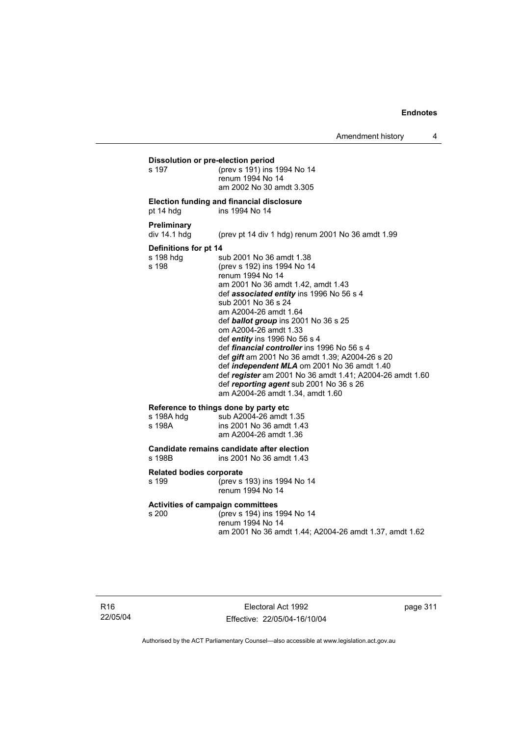**Dissolution or pre-election period**

| | |
|---|---|
| s 197 | (prev s 191) ins 1994 No 14<br>renum 1994 No 14<br>am 2002 No 30 amdt 3.305 |

**Election funding and financial disclosure**

| | |
|---|---|
| pt 14 hdg | ins 1994 No 14 |

**Preliminary**

| | |
|---|---|
| div 14.1 hdg | (prev pt 14 div 1 hdg) renum 2001 No 36 amdt 1.99 |

**Definitions for pt 14**

| | |
|---|---|
| s 198 hdg | sub 2001 No 36 amdt 1.38 |
| s 198 | (prev s 192) ins 1994 No 14<br>renum 1994 No 14<br>am 2001 No 36 amdt 1.42, amdt 1.43<br>def ***associated entity*** ins 1996 No 56 s 4<br>sub 2001 No 36 s 24<br>am A2004-26 amdt 1.64<br>def ***ballot group*** ins 2001 No 36 s 25<br>om A2004-26 amdt 1.33<br>def ***entity*** ins 1996 No 56 s 4<br>def ***financial controller*** ins 1996 No 56 s 4<br>def ***gift*** am 2001 No 36 amdt 1.39; A2004-26 s 20<br>def ***independent MLA*** om 2001 No 36 amdt 1.40<br>def ***register*** am 2001 No 36 amdt 1.41; A2004-26 amdt 1.60<br>def ***reporting agent*** sub 2001 No 36 s 26<br>am A2004-26 amdt 1.34, amdt 1.60 |

**Reference to things done by party etc**

| | |
|---|---|
| s 198A hdg | sub A2004-26 amdt 1.35 |
| s 198A | ins 2001 No 36 amdt 1.43<br>am A2004-26 amdt 1.36 |

**Candidate remains candidate after election**

| | |
|---|---|
| s 198B | ins 2001 No 36 amdt 1.43 |

**Related bodies corporate**

| | |
|---|---|
| s 199 | (prev s 193) ins 1994 No 14<br>renum 1994 No 14 |

**Activities of campaign committees**

| | |
|---|---|
| s 200 | (prev s 194) ins 1994 No 14<br>renum 1994 No 14<br>am 2001 No 36 amdt 1.44; A2004-26 amdt 1.37, amdt 1.62 |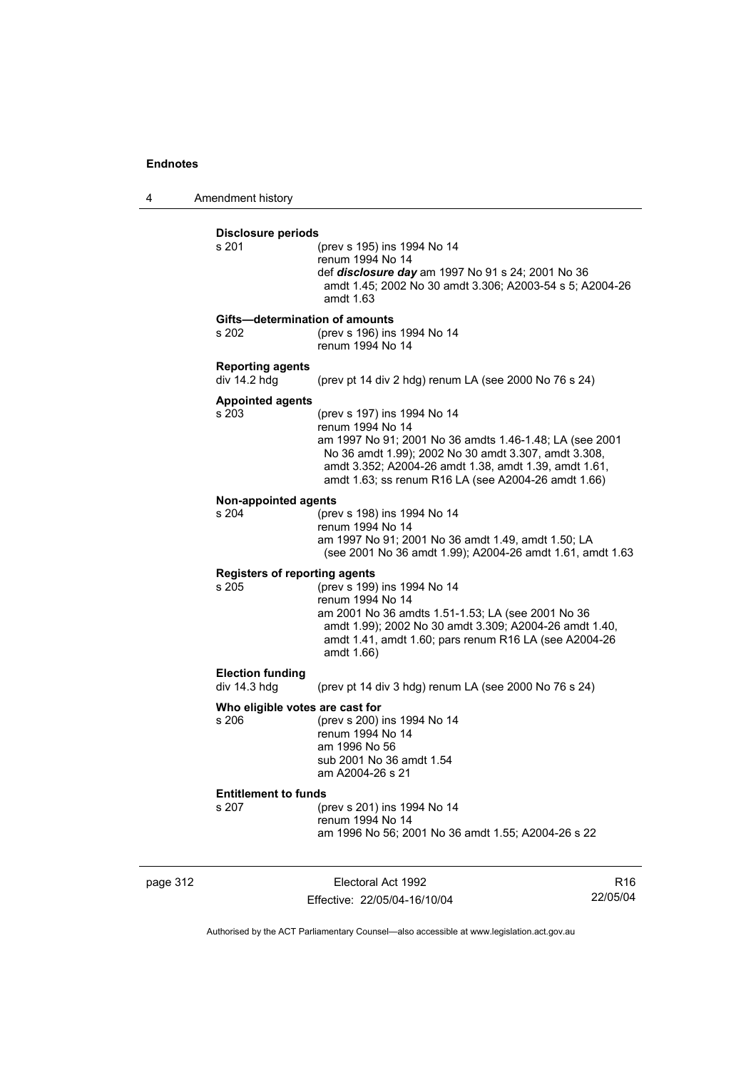**Disclosure periods**

s 201 (prev s 195) ins 1994 No 14
renum 1994 No 14
def ***disclosure day*** am 1997 No 91 s 24; 2001 No 36 amdt 1.45; 2002 No 30 amdt 3.306; A2003-54 s 5; A2004-26 amdt 1.63

**Gifts—determination of amounts**

s 202 (prev s 196) ins 1994 No 14
renum 1994 No 14

**Reporting agents**

div 14.2 hdg (prev pt 14 div 2 hdg) renum LA (see 2000 No 76 s 24)

**Appointed agents**

s 203 (prev s 197) ins 1994 No 14
renum 1994 No 14
am 1997 No 91; 2001 No 36 amdts 1.46-1.48; LA (see 2001 No 36 amdt 1.99); 2002 No 30 amdt 3.307, amdt 3.308, amdt 3.352; A2004-26 amdt 1.38, amdt 1.39, amdt 1.61, amdt 1.63; ss renum R16 LA (see A2004-26 amdt 1.66)

**Non-appointed agents**

s 204 (prev s 198) ins 1994 No 14
renum 1994 No 14
am 1997 No 91; 2001 No 36 amdt 1.49, amdt 1.50; LA (see 2001 No 36 amdt 1.99); A2004-26 amdt 1.61, amdt 1.63

**Registers of reporting agents**

s 205 (prev s 199) ins 1994 No 14
renum 1994 No 14
am 2001 No 36 amdts 1.51-1.53; LA (see 2001 No 36 amdt 1.99); 2002 No 30 amdt 3.309; A2004-26 amdt 1.40, amdt 1.41, amdt 1.60; pars renum R16 LA (see A2004-26 amdt 1.66)

**Election funding**

div 14.3 hdg (prev pt 14 div 3 hdg) renum LA (see 2000 No 76 s 24)

**Who eligible votes are cast for**

s 206 (prev s 200) ins 1994 No 14
renum 1994 No 14
am 1996 No 56
sub 2001 No 36 amdt 1.54
am A2004-26 s 21

**Entitlement to funds**

s 207 (prev s 201) ins 1994 No 14
renum 1994 No 14
am 1996 No 56; 2001 No 36 amdt 1.55; A2004-26 s 22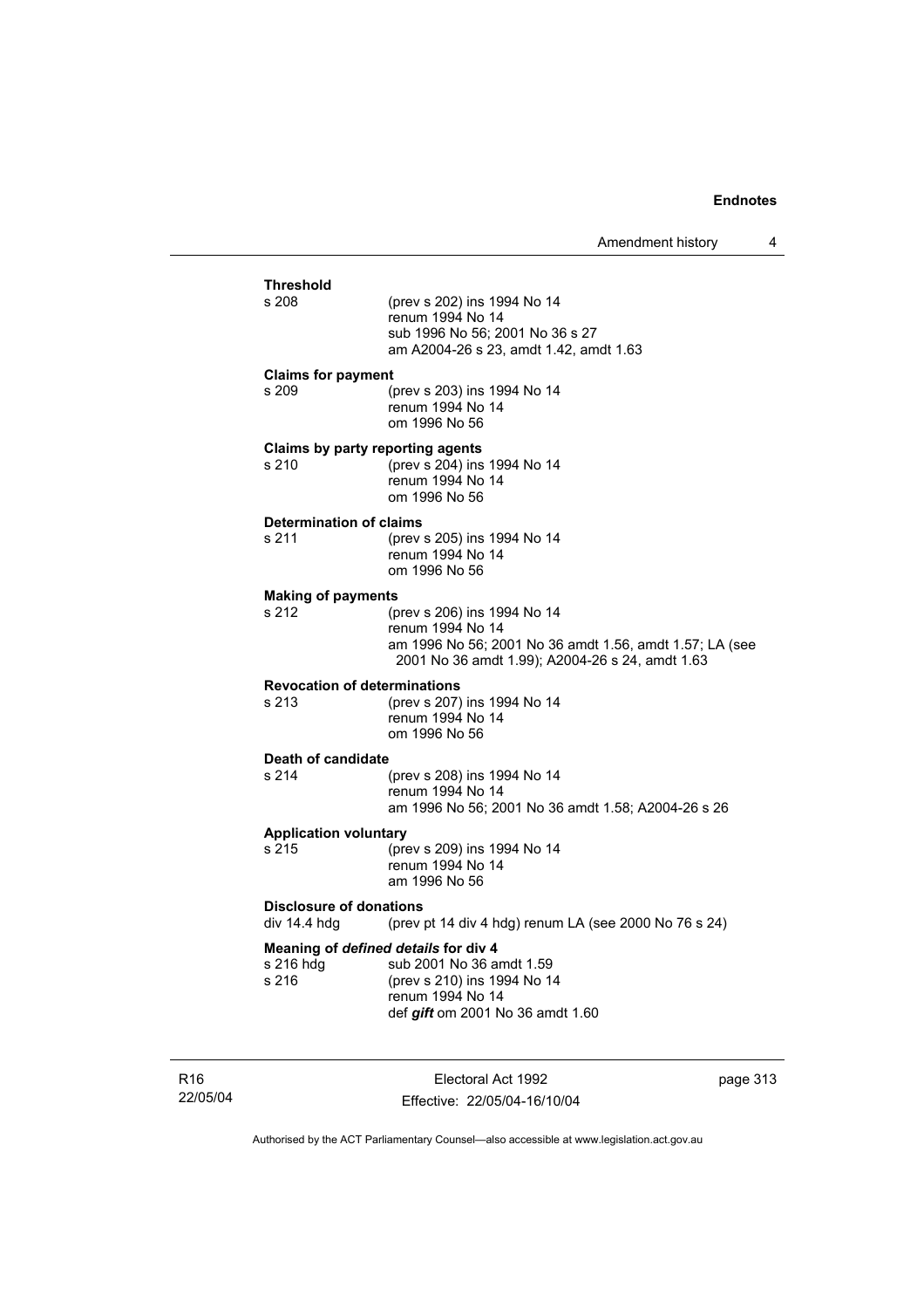**Threshold**

s 208 (prev s 202) ins 1994 No 14
renum 1994 No 14
sub 1996 No 56; 2001 No 36 s 27
am A2004-26 s 23, amdt 1.42, amdt 1.63

**Claims for payment**

s 209 (prev s 203) ins 1994 No 14
renum 1994 No 14
om 1996 No 56

**Claims by party reporting agents**

s 210 (prev s 204) ins 1994 No 14
renum 1994 No 14
om 1996 No 56

**Determination of claims**

s 211 (prev s 205) ins 1994 No 14
renum 1994 No 14
om 1996 No 56

**Making of payments**

s 212 (prev s 206) ins 1994 No 14
renum 1994 No 14
am 1996 No 56; 2001 No 36 amdt 1.56, amdt 1.57; LA (see 2001 No 36 amdt 1.99); A2004-26 s 24, amdt 1.63

**Revocation of determinations**

s 213 (prev s 207) ins 1994 No 14
renum 1994 No 14
om 1996 No 56

**Death of candidate**

s 214 (prev s 208) ins 1994 No 14
renum 1994 No 14
am 1996 No 56; 2001 No 36 amdt 1.58; A2004-26 s 26

**Application voluntary**

s 215 (prev s 209) ins 1994 No 14
renum 1994 No 14
am 1996 No 56

**Disclosure of donations**

div 14.4 hdg (prev pt 14 div 4 hdg) renum LA (see 2000 No 76 s 24)

**Meaning of *defined details* for div 4**

s 216 hdg sub 2001 No 36 amdt 1.59
s 216 (prev s 210) ins 1994 No 14
renum 1994 No 14
def ***gift*** om 2001 No 36 amdt 1.60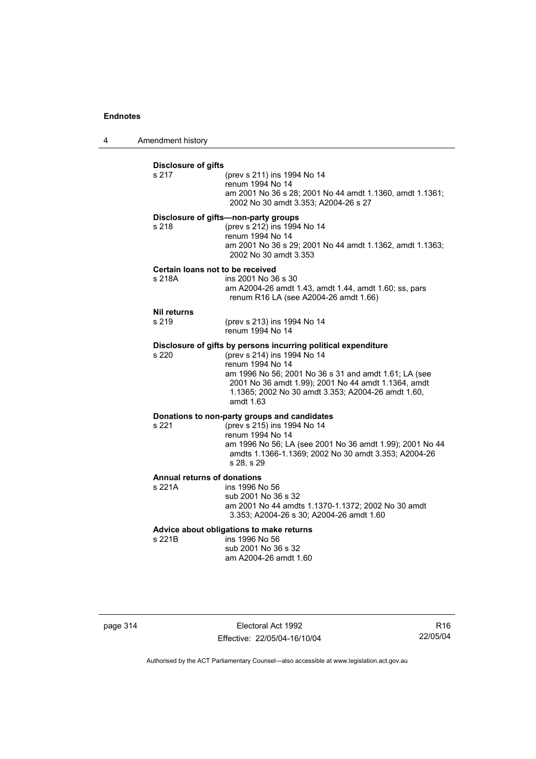**Disclosure of gifts**

s 217 (prev s 211) ins 1994 No 14
renum 1994 No 14
am 2001 No 36 s 28; 2001 No 44 amdt 1.1360, amdt 1.1361; 2002 No 30 amdt 3.353; A2004-26 s 27

**Disclosure of gifts—non-party groups**

s 218 (prev s 212) ins 1994 No 14
renum 1994 No 14
am 2001 No 36 s 29; 2001 No 44 amdt 1.1362, amdt 1.1363; 2002 No 30 amdt 3.353

**Certain loans not to be received**

s 218A ins 2001 No 36 s 30
am A2004-26 amdt 1.43, amdt 1.44, amdt 1.60; ss, pars renum R16 LA (see A2004-26 amdt 1.66)

**Nil returns**

s 219 (prev s 213) ins 1994 No 14
renum 1994 No 14

**Disclosure of gifts by persons incurring political expenditure**

s 220 (prev s 214) ins 1994 No 14
renum 1994 No 14
am 1996 No 56; 2001 No 36 s 31 and amdt 1.61; LA (see 2001 No 36 amdt 1.99); 2001 No 44 amdt 1.1364, amdt 1.1365; 2002 No 30 amdt 3.353; A2004-26 amdt 1.60, amdt 1.63

**Donations to non-party groups and candidates**

s 221 (prev s 215) ins 1994 No 14
renum 1994 No 14
am 1996 No 56; LA (see 2001 No 36 amdt 1.99); 2001 No 44 amdts 1.1366-1.1369; 2002 No 30 amdt 3.353; A2004-26 s 28, s 29

**Annual returns of donations**

s 221A ins 1996 No 56
sub 2001 No 36 s 32
am 2001 No 44 amdts 1.1370-1.1372; 2002 No 30 amdt 3.353; A2004-26 s 30; A2004-26 amdt 1.60

**Advice about obligations to make returns**

s 221B ins 1996 No 56
sub 2001 No 36 s 32
am A2004-26 amdt 1.60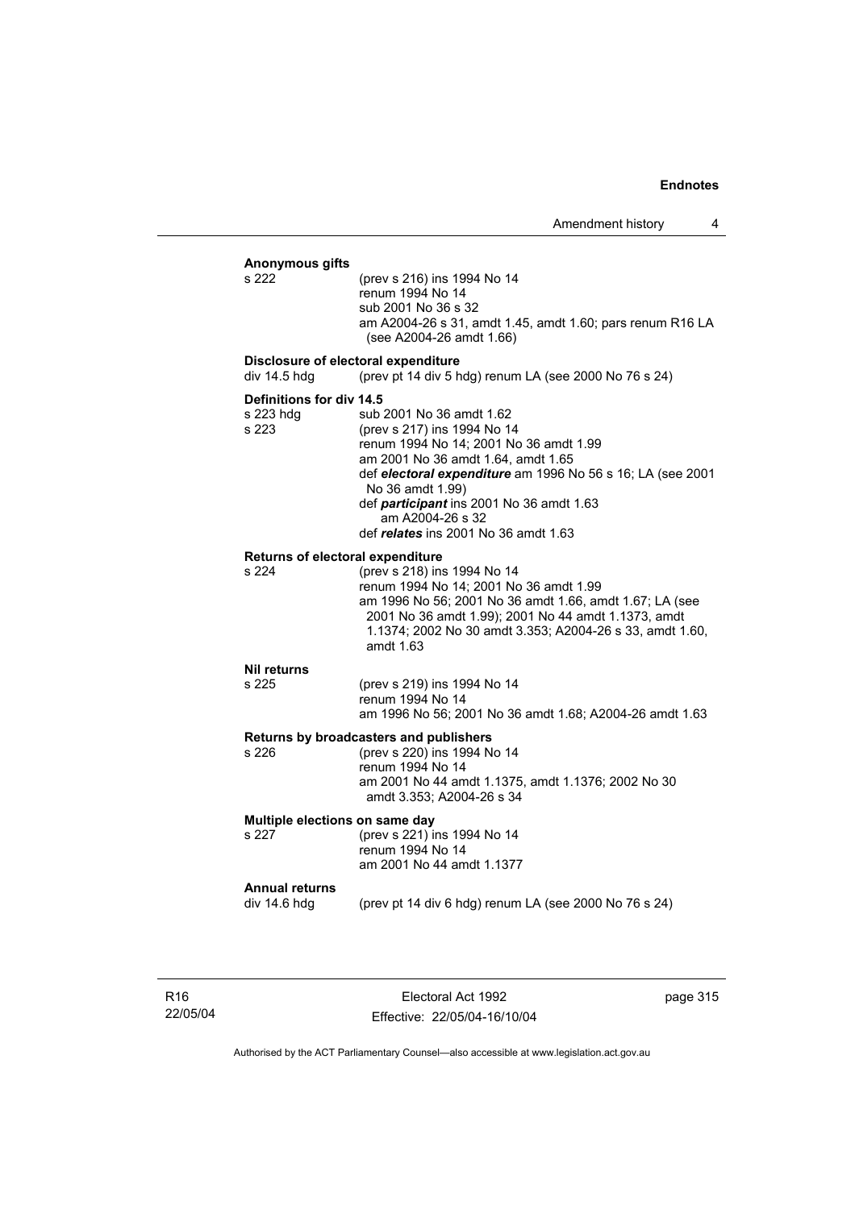**Anonymous gifts**

s 222 (prev s 216) ins 1994 No 14
renum 1994 No 14
sub 2001 No 36 s 32
am A2004-26 s 31, amdt 1.45, amdt 1.60; pars renum R16 LA (see A2004-26 amdt 1.66)

**Disclosure of electoral expenditure**

div 14.5 hdg (prev pt 14 div 5 hdg) renum LA (see 2000 No 76 s 24)

**Definitions for div 14.5**

s 223 hdg sub 2001 No 36 amdt 1.62

s 223 (prev s 217) ins 1994 No 14
renum 1994 No 14; 2001 No 36 amdt 1.99
am 2001 No 36 amdt 1.64, amdt 1.65
def ***electoral expenditure*** am 1996 No 56 s 16; LA (see 2001 No 36 amdt 1.99)
def ***participant*** ins 2001 No 36 amdt 1.63
am A2004-26 s 32
def ***relates*** ins 2001 No 36 amdt 1.63

**Returns of electoral expenditure**

s 224 (prev s 218) ins 1994 No 14
renum 1994 No 14; 2001 No 36 amdt 1.99
am 1996 No 56; 2001 No 36 amdt 1.66, amdt 1.67; LA (see 2001 No 36 amdt 1.99); 2001 No 44 amdt 1.1373, amdt 1.1374; 2002 No 30 amdt 3.353; A2004-26 s 33, amdt 1.60, amdt 1.63

**Nil returns**

s 225 (prev s 219) ins 1994 No 14
renum 1994 No 14
am 1996 No 56; 2001 No 36 amdt 1.68; A2004-26 amdt 1.63

**Returns by broadcasters and publishers**

s 226 (prev s 220) ins 1994 No 14
renum 1994 No 14
am 2001 No 44 amdt 1.1375, amdt 1.1376; 2002 No 30 amdt 3.353; A2004-26 s 34

**Multiple elections on same day**

s 227 (prev s 221) ins 1994 No 14
renum 1994 No 14
am 2001 No 44 amdt 1.1377

**Annual returns**

div 14.6 hdg (prev pt 14 div 6 hdg) renum LA (see 2000 No 76 s 24)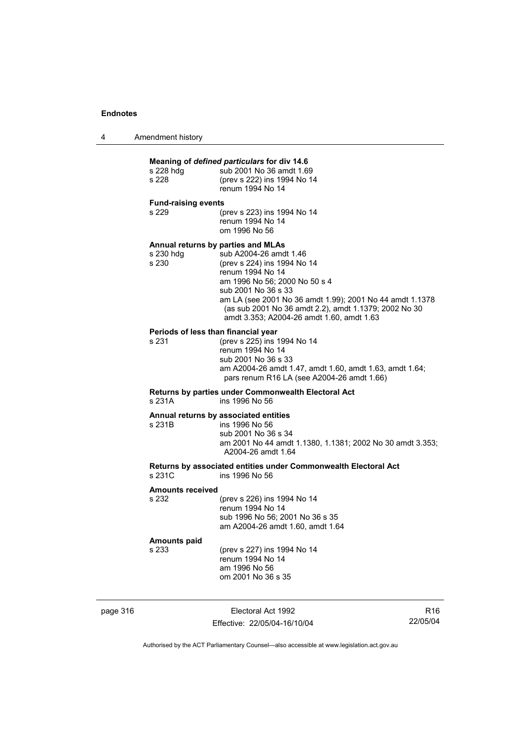**Meaning of *defined particulars* for div 14.6**

s 228 hdg sub 2001 No 36 amdt 1.69
s 228 (prev s 222) ins 1994 No 14
renum 1994 No 14

**Fund-raising events**

s 229 (prev s 223) ins 1994 No 14
renum 1994 No 14
om 1996 No 56

**Annual returns by parties and MLAs**

s 230 hdg sub A2004-26 amdt 1.46
s 230 (prev s 224) ins 1994 No 14
renum 1994 No 14
am 1996 No 56; 2000 No 50 s 4
sub 2001 No 36 s 33
am LA (see 2001 No 36 amdt 1.99); 2001 No 44 amdt 1.1378 (as sub 2001 No 36 amdt 2.2), amdt 1.1379; 2002 No 30 amdt 3.353; A2004-26 amdt 1.60, amdt 1.63

**Periods of less than financial year**

s 231 (prev s 225) ins 1994 No 14
renum 1994 No 14
sub 2001 No 36 s 33
am A2004-26 amdt 1.47, amdt 1.60, amdt 1.63, amdt 1.64; pars renum R16 LA (see A2004-26 amdt 1.66)

**Returns by parties under Commonwealth Electoral Act**

s 231A ins 1996 No 56

**Annual returns by associated entities**

s 231B ins 1996 No 56
sub 2001 No 36 s 34
am 2001 No 44 amdt 1.1380, 1.1381; 2002 No 30 amdt 3.353; A2004-26 amdt 1.64

**Returns by associated entities under Commonwealth Electoral Act**

s 231C ins 1996 No 56

**Amounts received**

s 232 (prev s 226) ins 1994 No 14
renum 1994 No 14
sub 1996 No 56; 2001 No 36 s 35
am A2004-26 amdt 1.60, amdt 1.64

**Amounts paid**

s 233 (prev s 227) ins 1994 No 14
renum 1994 No 14
am 1996 No 56
om 2001 No 36 s 35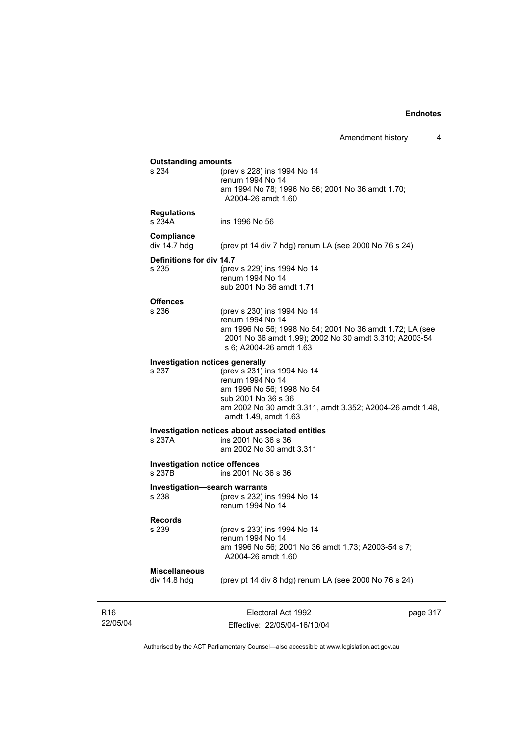**Outstanding amounts**

s 234 (prev s 228) ins 1994 No 14
renum 1994 No 14
am 1994 No 78; 1996 No 56; 2001 No 36 amdt 1.70; A2004-26 amdt 1.60

**Regulations**

s 234A ins 1996 No 56

**Compliance**

div 14.7 hdg (prev pt 14 div 7 hdg) renum LA (see 2000 No 76 s 24)

**Definitions for div 14.7**

s 235 (prev s 229) ins 1994 No 14
renum 1994 No 14
sub 2001 No 36 amdt 1.71

**Offences**

s 236 (prev s 230) ins 1994 No 14
renum 1994 No 14
am 1996 No 56; 1998 No 54; 2001 No 36 amdt 1.72; LA (see 2001 No 36 amdt 1.99); 2002 No 30 amdt 3.310; A2003-54 s 6; A2004-26 amdt 1.63

**Investigation notices generally**

s 237 (prev s 231) ins 1994 No 14
renum 1994 No 14
am 1996 No 56; 1998 No 54
sub 2001 No 36 s 36
am 2002 No 30 amdt 3.311, amdt 3.352; A2004-26 amdt 1.48, amdt 1.49, amdt 1.63

**Investigation notices about associated entities**

s 237A ins 2001 No 36 s 36
am 2002 No 30 amdt 3.311

**Investigation notice offences**

s 237B ins 2001 No 36 s 36

**Investigation—search warrants**

s 238 (prev s 232) ins 1994 No 14
renum 1994 No 14

**Records**

s 239 (prev s 233) ins 1994 No 14
renum 1994 No 14
am 1996 No 56; 2001 No 36 amdt 1.73; A2003-54 s 7; A2004-26 amdt 1.60

**Miscellaneous**

div 14.8 hdg (prev pt 14 div 8 hdg) renum LA (see 2000 No 76 s 24)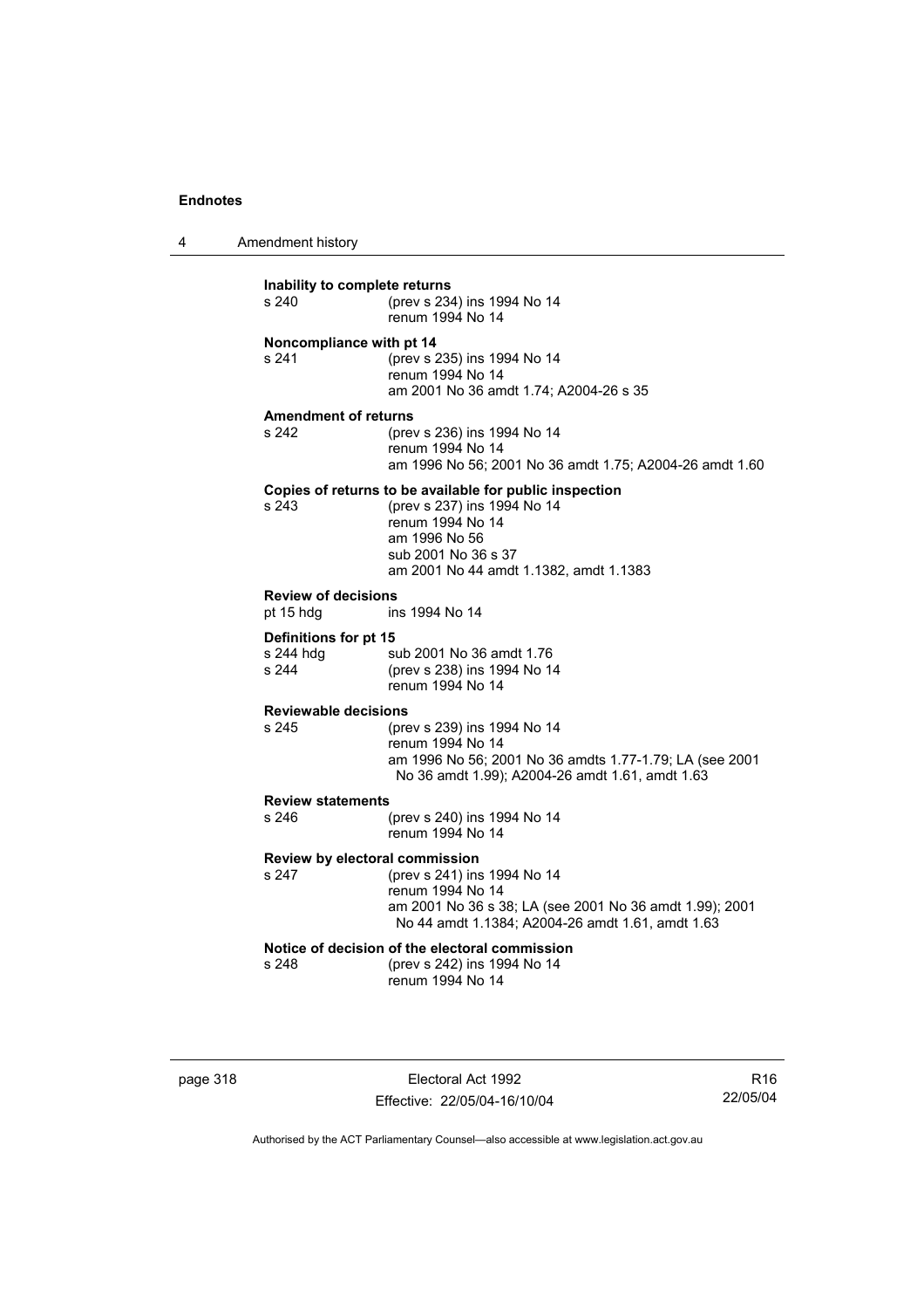**Inability to complete returns**

s 240 (prev s 234) ins 1994 No 14
renum 1994 No 14

**Noncompliance with pt 14**

s 241 (prev s 235) ins 1994 No 14
renum 1994 No 14
am 2001 No 36 amdt 1.74; A2004-26 s 35

**Amendment of returns**

s 242 (prev s 236) ins 1994 No 14
renum 1994 No 14
am 1996 No 56; 2001 No 36 amdt 1.75; A2004-26 amdt 1.60

**Copies of returns to be available for public inspection**

s 243 (prev s 237) ins 1994 No 14
renum 1994 No 14
am 1996 No 56
sub 2001 No 36 s 37
am 2001 No 44 amdt 1.1382, amdt 1.1383

**Review of decisions**

pt 15 hdg ins 1994 No 14

**Definitions for pt 15**

s 244 hdg sub 2001 No 36 amdt 1.76
s 244 (prev s 238) ins 1994 No 14
renum 1994 No 14

**Reviewable decisions**

s 245 (prev s 239) ins 1994 No 14
renum 1994 No 14
am 1996 No 56; 2001 No 36 amdts 1.77-1.79; LA (see 2001 No 36 amdt 1.99); A2004-26 amdt 1.61, amdt 1.63

**Review statements**

s 246 (prev s 240) ins 1994 No 14
renum 1994 No 14

**Review by electoral commission**

s 247 (prev s 241) ins 1994 No 14
renum 1994 No 14
am 2001 No 36 s 38; LA (see 2001 No 36 amdt 1.99); 2001 No 44 amdt 1.1384; A2004-26 amdt 1.61, amdt 1.63

**Notice of decision of the electoral commission**

s 248 (prev s 242) ins 1994 No 14
renum 1994 No 14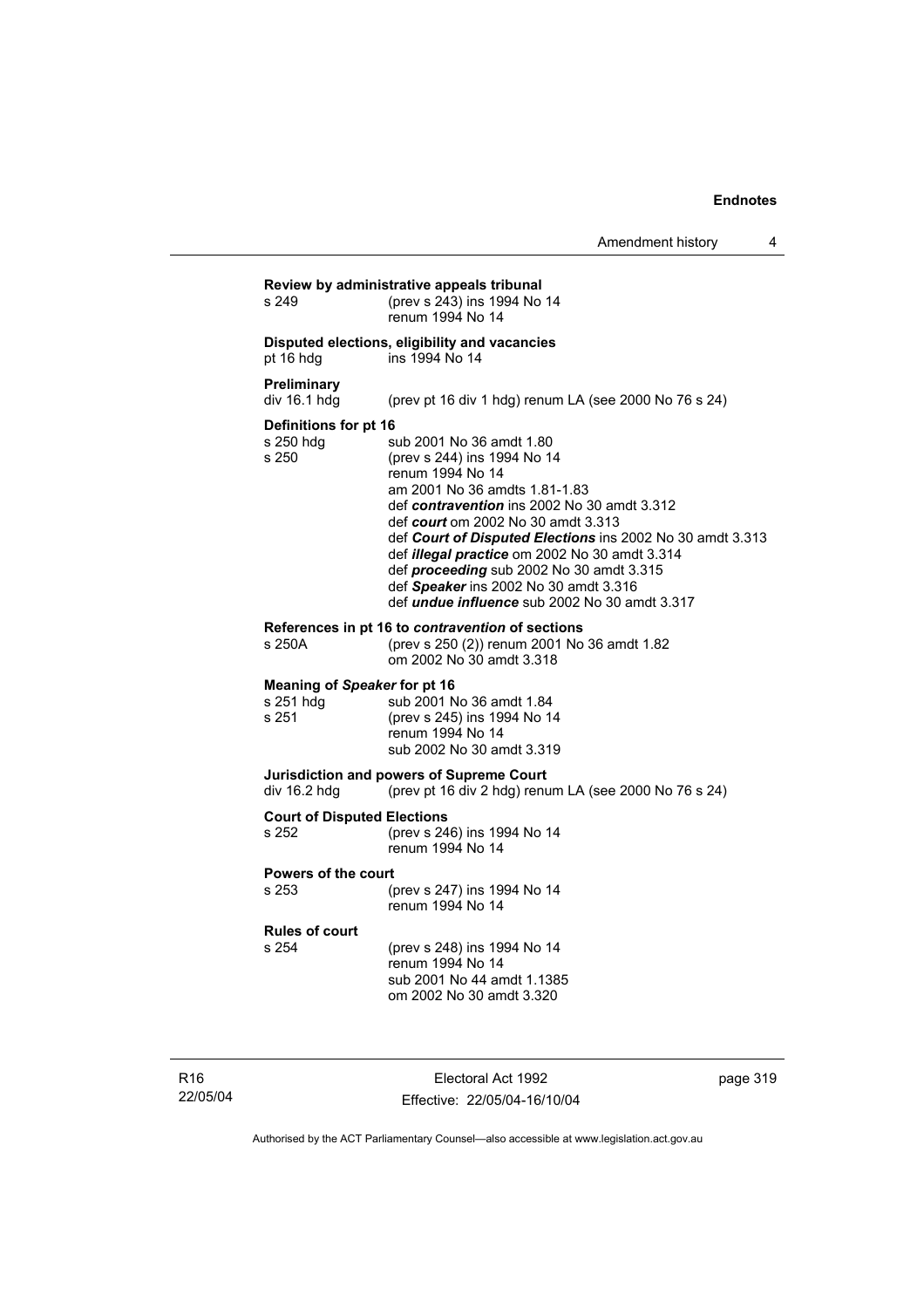**Review by administrative appeals tribunal**

s 249 (prev s 243) ins 1994 No 14
renum 1994 No 14

**Disputed elections, eligibility and vacancies**

pt 16 hdg ins 1994 No 14

**Preliminary**

div 16.1 hdg (prev pt 16 div 1 hdg) renum LA (see 2000 No 76 s 24)

**Definitions for pt 16**

s 250 hdg sub 2001 No 36 amdt 1.80

s 250 (prev s 244) ins 1994 No 14
renum 1994 No 14
am 2001 No 36 amdts 1.81-1.83
def ***contravention*** ins 2002 No 30 amdt 3.312
def ***court*** om 2002 No 30 amdt 3.313
def ***Court of Disputed Elections*** ins 2002 No 30 amdt 3.313
def ***illegal practice*** om 2002 No 30 amdt 3.314
def ***proceeding*** sub 2002 No 30 amdt 3.315
def ***Speaker*** ins 2002 No 30 amdt 3.316
def ***undue influence*** sub 2002 No 30 amdt 3.317

**References in pt 16 to *contravention* of sections**

s 250A (prev s 250 (2)) renum 2001 No 36 amdt 1.82
om 2002 No 30 amdt 3.318

**Meaning of *Speaker* for pt 16**

s 251 hdg sub 2001 No 36 amdt 1.84

s 251 (prev s 245) ins 1994 No 14
renum 1994 No 14
sub 2002 No 30 amdt 3.319

**Jurisdiction and powers of Supreme Court**

div 16.2 hdg (prev pt 16 div 2 hdg) renum LA (see 2000 No 76 s 24)

**Court of Disputed Elections**

s 252 (prev s 246) ins 1994 No 14
renum 1994 No 14

**Powers of the court**

s 253 (prev s 247) ins 1994 No 14
renum 1994 No 14

**Rules of court**

s 254 (prev s 248) ins 1994 No 14
renum 1994 No 14
sub 2001 No 44 amdt 1.1385
om 2002 No 30 amdt 3.320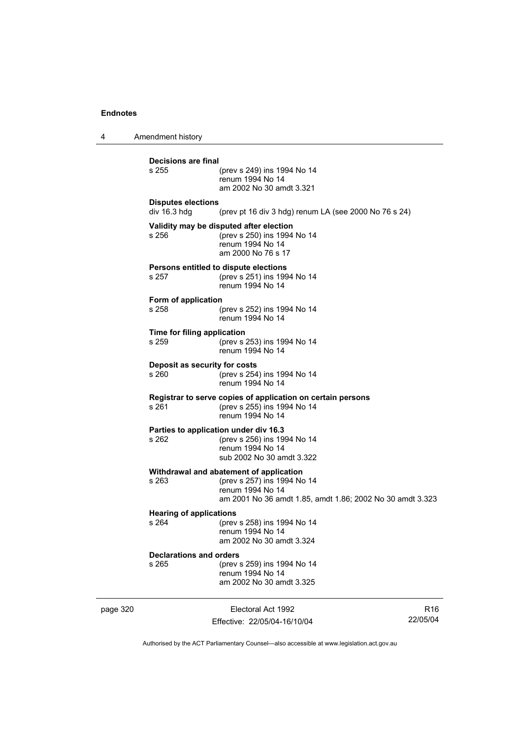**Decisions are final**

s 255 (prev s 249) ins 1994 No 14
renum 1994 No 14
am 2002 No 30 amdt 3.321

**Disputes elections**

div 16.3 hdg (prev pt 16 div 3 hdg) renum LA (see 2000 No 76 s 24)

**Validity may be disputed after election**

s 256 (prev s 250) ins 1994 No 14
renum 1994 No 14
am 2000 No 76 s 17

**Persons entitled to dispute elections**

s 257 (prev s 251) ins 1994 No 14
renum 1994 No 14

**Form of application**

s 258 (prev s 252) ins 1994 No 14
renum 1994 No 14

**Time for filing application**

s 259 (prev s 253) ins 1994 No 14
renum 1994 No 14

**Deposit as security for costs**

s 260 (prev s 254) ins 1994 No 14
renum 1994 No 14

**Registrar to serve copies of application on certain persons**

s 261 (prev s 255) ins 1994 No 14
renum 1994 No 14

**Parties to application under div 16.3**

s 262 (prev s 256) ins 1994 No 14
renum 1994 No 14
sub 2002 No 30 amdt 3.322

**Withdrawal and abatement of application**

s 263 (prev s 257) ins 1994 No 14
renum 1994 No 14
am 2001 No 36 amdt 1.85, amdt 1.86; 2002 No 30 amdt 3.323

**Hearing of applications**

s 264 (prev s 258) ins 1994 No 14
renum 1994 No 14
am 2002 No 30 amdt 3.324

**Declarations and orders**

s 265 (prev s 259) ins 1994 No 14
renum 1994 No 14
am 2002 No 30 amdt 3.325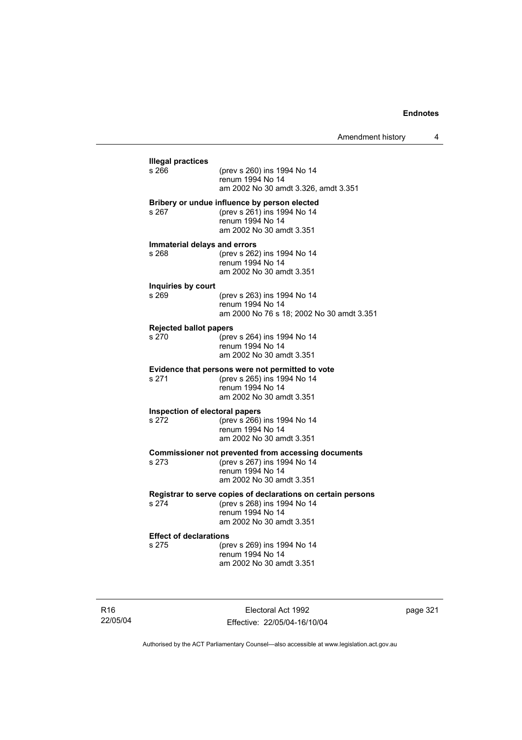**Illegal practices**

s 266 (prev s 260) ins 1994 No 14
renum 1994 No 14
am 2002 No 30 amdt 3.326, amdt 3.351

**Bribery or undue influence by person elected**

s 267 (prev s 261) ins 1994 No 14
renum 1994 No 14
am 2002 No 30 amdt 3.351

**Immaterial delays and errors**

s 268 (prev s 262) ins 1994 No 14
renum 1994 No 14
am 2002 No 30 amdt 3.351

**Inquiries by court**

s 269 (prev s 263) ins 1994 No 14
renum 1994 No 14
am 2000 No 76 s 18; 2002 No 30 amdt 3.351

**Rejected ballot papers**

s 270 (prev s 264) ins 1994 No 14
renum 1994 No 14
am 2002 No 30 amdt 3.351

**Evidence that persons were not permitted to vote**

s 271 (prev s 265) ins 1994 No 14
renum 1994 No 14
am 2002 No 30 amdt 3.351

**Inspection of electoral papers**

s 272 (prev s 266) ins 1994 No 14
renum 1994 No 14
am 2002 No 30 amdt 3.351

**Commissioner not prevented from accessing documents**

s 273 (prev s 267) ins 1994 No 14
renum 1994 No 14
am 2002 No 30 amdt 3.351

**Registrar to serve copies of declarations on certain persons**

s 274 (prev s 268) ins 1994 No 14
renum 1994 No 14
am 2002 No 30 amdt 3.351

**Effect of declarations**

s 275 (prev s 269) ins 1994 No 14
renum 1994 No 14
am 2002 No 30 amdt 3.351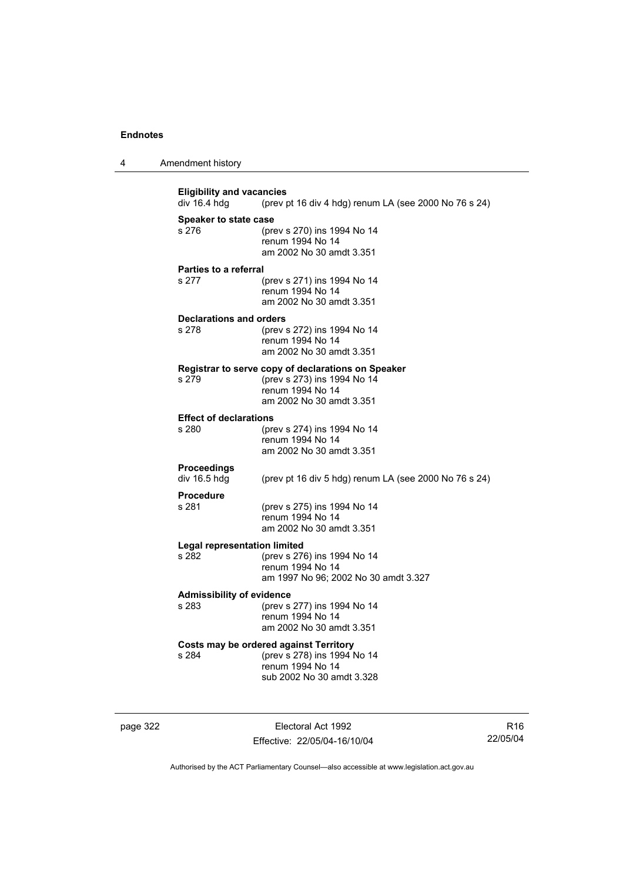**Eligibility and vacancies**
div 16.4 hdg (prev pt 16 div 4 hdg) renum LA (see 2000 No 76 s 24)

**Speaker to state case**
s 276 (prev s 270) ins 1994 No 14
renum 1994 No 14
am 2002 No 30 amdt 3.351

**Parties to a referral**
s 277 (prev s 271) ins 1994 No 14
renum 1994 No 14
am 2002 No 30 amdt 3.351

**Declarations and orders**
s 278 (prev s 272) ins 1994 No 14
renum 1994 No 14
am 2002 No 30 amdt 3.351

**Registrar to serve copy of declarations on Speaker**
s 279 (prev s 273) ins 1994 No 14
renum 1994 No 14
am 2002 No 30 amdt 3.351

**Effect of declarations**
s 280 (prev s 274) ins 1994 No 14
renum 1994 No 14
am 2002 No 30 amdt 3.351

**Proceedings**
div 16.5 hdg (prev pt 16 div 5 hdg) renum LA (see 2000 No 76 s 24)

**Procedure**
s 281 (prev s 275) ins 1994 No 14
renum 1994 No 14
am 2002 No 30 amdt 3.351

**Legal representation limited**
s 282 (prev s 276) ins 1994 No 14
renum 1994 No 14
am 1997 No 96; 2002 No 30 amdt 3.327

**Admissibility of evidence**
s 283 (prev s 277) ins 1994 No 14
renum 1994 No 14
am 2002 No 30 amdt 3.351

**Costs may be ordered against Territory**
s 284 (prev s 278) ins 1994 No 14
renum 1994 No 14
sub 2002 No 30 amdt 3.328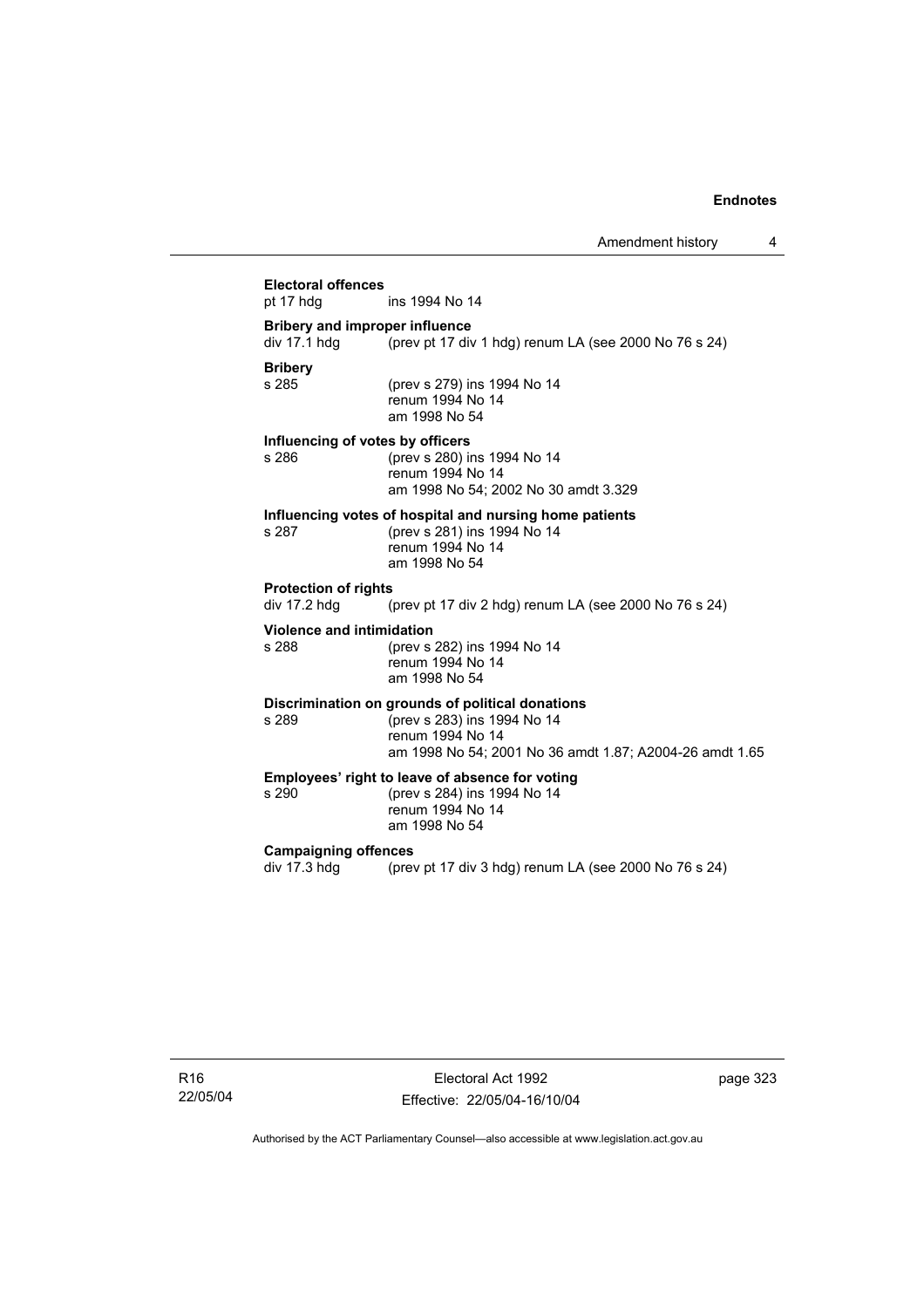**Electoral offences**

pt 17 hdg ins 1994 No 14

**Bribery and improper influence**

div 17.1 hdg (prev pt 17 div 1 hdg) renum LA (see 2000 No 76 s 24)

**Bribery**

s 285 (prev s 279) ins 1994 No 14
renum 1994 No 14
am 1998 No 54

**Influencing of votes by officers**

s 286 (prev s 280) ins 1994 No 14
renum 1994 No 14
am 1998 No 54; 2002 No 30 amdt 3.329

**Influencing votes of hospital and nursing home patients**

s 287 (prev s 281) ins 1994 No 14
renum 1994 No 14
am 1998 No 54

**Protection of rights**

div 17.2 hdg (prev pt 17 div 2 hdg) renum LA (see 2000 No 76 s 24)

**Violence and intimidation**

s 288 (prev s 282) ins 1994 No 14
renum 1994 No 14
am 1998 No 54

**Discrimination on grounds of political donations**

s 289 (prev s 283) ins 1994 No 14
renum 1994 No 14
am 1998 No 54; 2001 No 36 amdt 1.87; A2004-26 amdt 1.65

**Employees' right to leave of absence for voting**

s 290 (prev s 284) ins 1994 No 14
renum 1994 No 14
am 1998 No 54

**Campaigning offences**

div 17.3 hdg (prev pt 17 div 3 hdg) renum LA (see 2000 No 76 s 24)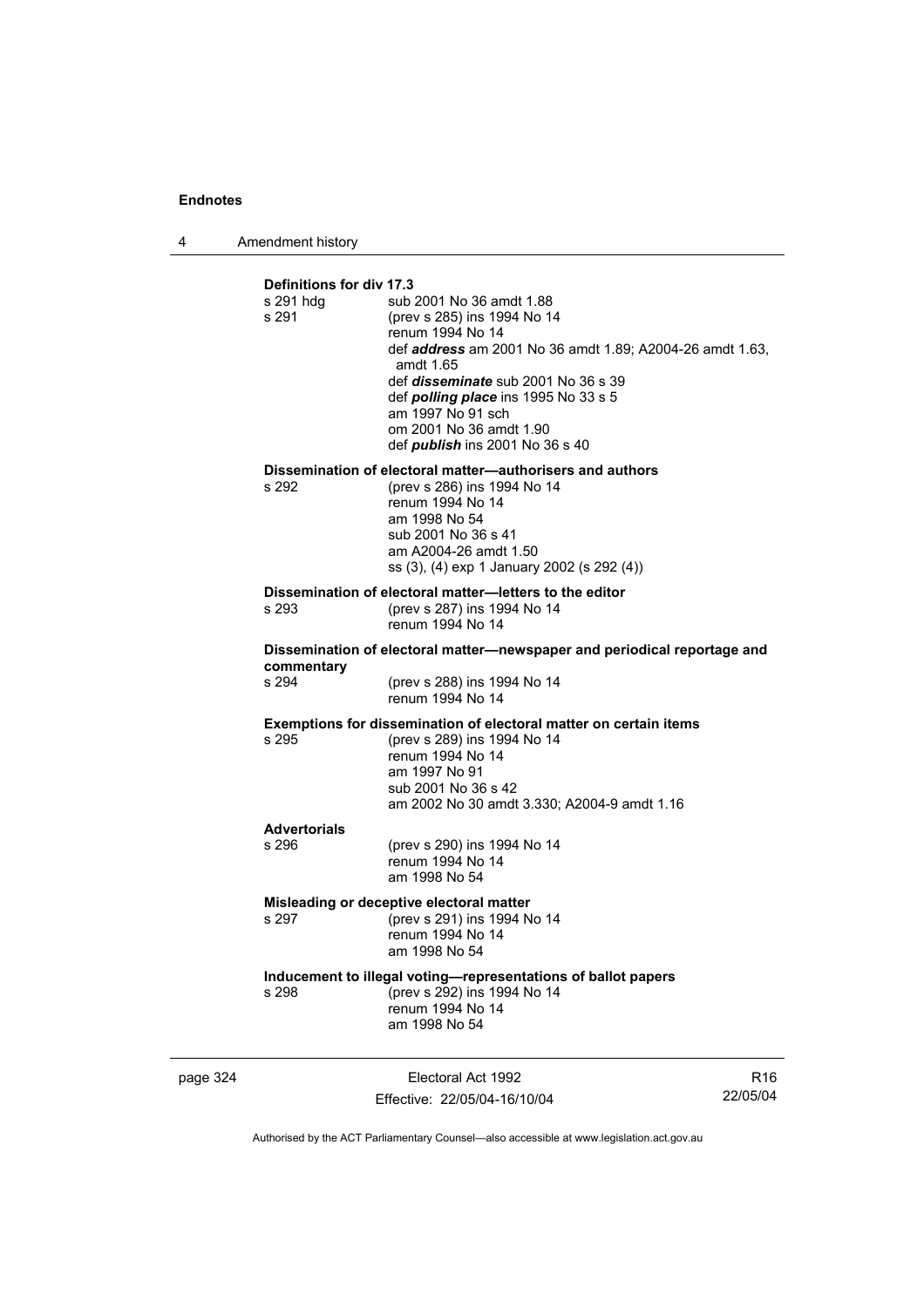**Definitions for div 17.3**

s 291 hdg — sub 2001 No 36 amdt 1.88
s 291 — (prev s 285) ins 1994 No 14
renum 1994 No 14
def ***address*** am 2001 No 36 amdt 1.89; A2004-26 amdt 1.63, amdt 1.65
def ***disseminate*** sub 2001 No 36 s 39
def ***polling place*** ins 1995 No 33 s 5
am 1997 No 91 sch
om 2001 No 36 amdt 1.90
def ***publish*** ins 2001 No 36 s 40

**Dissemination of electoral matter—authorisers and authors**

s 292 — (prev s 286) ins 1994 No 14
renum 1994 No 14
am 1998 No 54
sub 2001 No 36 s 41
am A2004-26 amdt 1.50
ss (3), (4) exp 1 January 2002 (s 292 (4))

**Dissemination of electoral matter—letters to the editor**

s 293 — (prev s 287) ins 1994 No 14
renum 1994 No 14

**Dissemination of electoral matter—newspaper and periodical reportage and commentary**

s 294 — (prev s 288) ins 1994 No 14
renum 1994 No 14

**Exemptions for dissemination of electoral matter on certain items**

s 295 — (prev s 289) ins 1994 No 14
renum 1994 No 14
am 1997 No 91
sub 2001 No 36 s 42
am 2002 No 30 amdt 3.330; A2004-9 amdt 1.16

**Advertorials**

s 296 — (prev s 290) ins 1994 No 14
renum 1994 No 14
am 1998 No 54

**Misleading or deceptive electoral matter**

s 297 — (prev s 291) ins 1994 No 14
renum 1994 No 14
am 1998 No 54

**Inducement to illegal voting—representations of ballot papers**

s 298 — (prev s 292) ins 1994 No 14
renum 1994 No 14
am 1998 No 54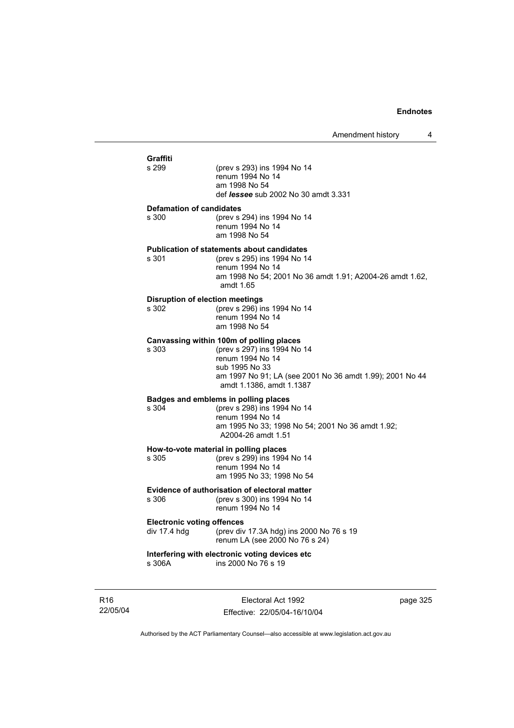**Graffiti**

s 299 (prev s 293) ins 1994 No 14
renum 1994 No 14
am 1998 No 54
def ***lessee*** sub 2002 No 30 amdt 3.331

**Defamation of candidates**

s 300 (prev s 294) ins 1994 No 14
renum 1994 No 14
am 1998 No 54

**Publication of statements about candidates**

s 301 (prev s 295) ins 1994 No 14
renum 1994 No 14
am 1998 No 54; 2001 No 36 amdt 1.91; A2004-26 amdt 1.62, amdt 1.65

**Disruption of election meetings**

s 302 (prev s 296) ins 1994 No 14
renum 1994 No 14
am 1998 No 54

**Canvassing within 100m of polling places**

s 303 (prev s 297) ins 1994 No 14
renum 1994 No 14
sub 1995 No 33
am 1997 No 91; LA (see 2001 No 36 amdt 1.99); 2001 No 44 amdt 1.1386, amdt 1.1387

**Badges and emblems in polling places**

s 304 (prev s 298) ins 1994 No 14
renum 1994 No 14
am 1995 No 33; 1998 No 54; 2001 No 36 amdt 1.92; A2004-26 amdt 1.51

**How-to-vote material in polling places**

s 305 (prev s 299) ins 1994 No 14
renum 1994 No 14
am 1995 No 33; 1998 No 54

**Evidence of authorisation of electoral matter**

s 306 (prev s 300) ins 1994 No 14
renum 1994 No 14

**Electronic voting offences**

div 17.4 hdg (prev div 17.3A hdg) ins 2000 No 76 s 19
renum LA (see 2000 No 76 s 24)

**Interfering with electronic voting devices etc**

s 306A ins 2000 No 76 s 19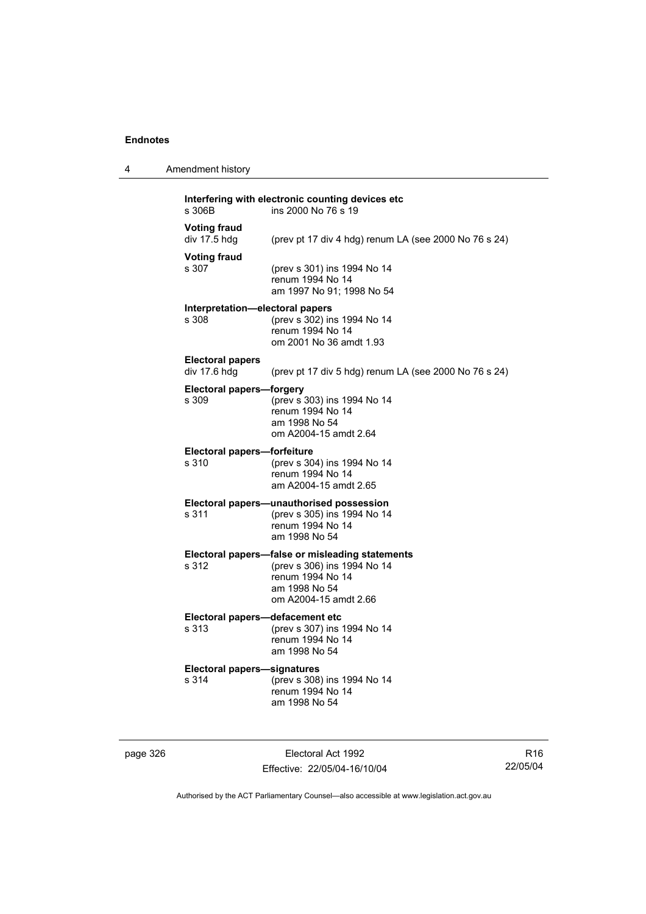**Interfering with electronic counting devices etc**
s 306B ins 2000 No 76 s 19

**Voting fraud**
div 17.5 hdg (prev pt 17 div 4 hdg) renum LA (see 2000 No 76 s 24)

**Voting fraud**
s 307 (prev s 301) ins 1994 No 14
renum 1994 No 14
am 1997 No 91; 1998 No 54

**Interpretation—electoral papers**
s 308 (prev s 302) ins 1994 No 14
renum 1994 No 14
om 2001 No 36 amdt 1.93

**Electoral papers**
div 17.6 hdg (prev pt 17 div 5 hdg) renum LA (see 2000 No 76 s 24)

**Electoral papers—forgery**
s 309 (prev s 303) ins 1994 No 14
renum 1994 No 14
am 1998 No 54
om A2004-15 amdt 2.64

**Electoral papers—forfeiture**
s 310 (prev s 304) ins 1994 No 14
renum 1994 No 14
am A2004-15 amdt 2.65

**Electoral papers—unauthorised possession**
s 311 (prev s 305) ins 1994 No 14
renum 1994 No 14
am 1998 No 54

**Electoral papers—false or misleading statements**
s 312 (prev s 306) ins 1994 No 14
renum 1994 No 14
am 1998 No 54
om A2004-15 amdt 2.66

**Electoral papers—defacement etc**
s 313 (prev s 307) ins 1994 No 14
renum 1994 No 14
am 1998 No 54

**Electoral papers—signatures**
s 314 (prev s 308) ins 1994 No 14
renum 1994 No 14
am 1998 No 54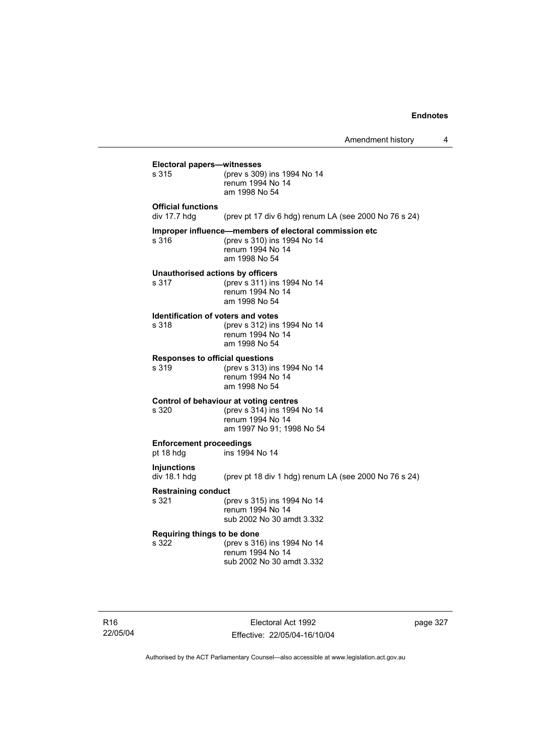**Electoral papers—witnesses**

s 315 (prev s 309) ins 1994 No 14
renum 1994 No 14
am 1998 No 54

**Official functions**

div 17.7 hdg (prev pt 17 div 6 hdg) renum LA (see 2000 No 76 s 24)

**Improper influence—members of electoral commission etc**

s 316 (prev s 310) ins 1994 No 14
renum 1994 No 14
am 1998 No 54

**Unauthorised actions by officers**

s 317 (prev s 311) ins 1994 No 14
renum 1994 No 14
am 1998 No 54

**Identification of voters and votes**

s 318 (prev s 312) ins 1994 No 14
renum 1994 No 14
am 1998 No 54

**Responses to official questions**

s 319 (prev s 313) ins 1994 No 14
renum 1994 No 14
am 1998 No 54

**Control of behaviour at voting centres**

s 320 (prev s 314) ins 1994 No 14
renum 1994 No 14
am 1997 No 91; 1998 No 54

**Enforcement proceedings**

pt 18 hdg ins 1994 No 14

**Injunctions**

div 18.1 hdg (prev pt 18 div 1 hdg) renum LA (see 2000 No 76 s 24)

**Restraining conduct**

s 321 (prev s 315) ins 1994 No 14
renum 1994 No 14
sub 2002 No 30 amdt 3.332

**Requiring things to be done**

s 322 (prev s 316) ins 1994 No 14
renum 1994 No 14
sub 2002 No 30 amdt 3.332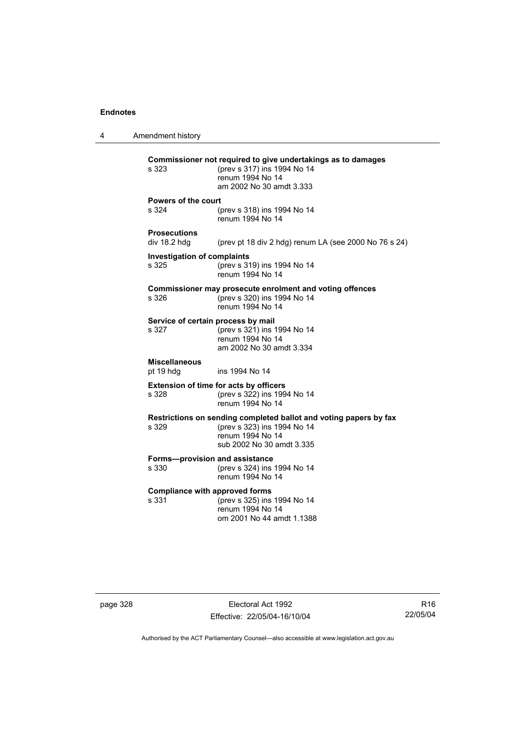**Commissioner not required to give undertakings as to damages**

s 323 (prev s 317) ins 1994 No 14
renum 1994 No 14
am 2002 No 30 amdt 3.333

**Powers of the court**

s 324 (prev s 318) ins 1994 No 14
renum 1994 No 14

**Prosecutions**

div 18.2 hdg (prev pt 18 div 2 hdg) renum LA (see 2000 No 76 s 24)

**Investigation of complaints**

s 325 (prev s 319) ins 1994 No 14
renum 1994 No 14

**Commissioner may prosecute enrolment and voting offences**

s 326 (prev s 320) ins 1994 No 14
renum 1994 No 14

**Service of certain process by mail**

s 327 (prev s 321) ins 1994 No 14
renum 1994 No 14
am 2002 No 30 amdt 3.334

**Miscellaneous**

pt 19 hdg ins 1994 No 14

**Extension of time for acts by officers**

s 328 (prev s 322) ins 1994 No 14
renum 1994 No 14

**Restrictions on sending completed ballot and voting papers by fax**

s 329 (prev s 323) ins 1994 No 14
renum 1994 No 14
sub 2002 No 30 amdt 3.335

**Forms—provision and assistance**

s 330 (prev s 324) ins 1994 No 14
renum 1994 No 14

**Compliance with approved forms**

s 331 (prev s 325) ins 1994 No 14
renum 1994 No 14
om 2001 No 44 amdt 1.1388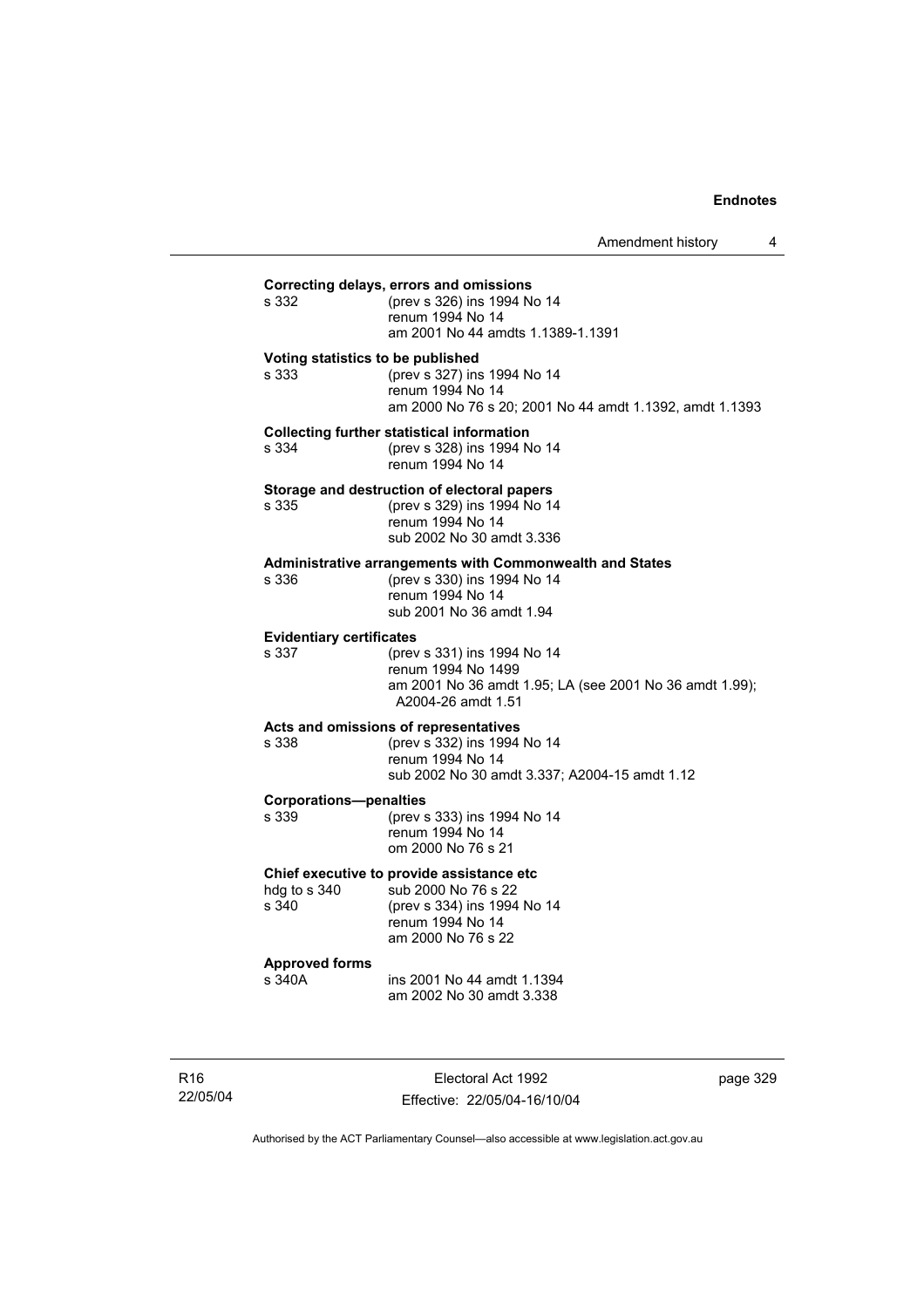**Correcting delays, errors and omissions**

s 332 (prev s 326) ins 1994 No 14
renum 1994 No 14
am 2001 No 44 amdts 1.1389-1.1391

**Voting statistics to be published**

s 333 (prev s 327) ins 1994 No 14
renum 1994 No 14
am 2000 No 76 s 20; 2001 No 44 amdt 1.1392, amdt 1.1393

**Collecting further statistical information**

s 334 (prev s 328) ins 1994 No 14
renum 1994 No 14

**Storage and destruction of electoral papers**

s 335 (prev s 329) ins 1994 No 14
renum 1994 No 14
sub 2002 No 30 amdt 3.336

**Administrative arrangements with Commonwealth and States**

s 336 (prev s 330) ins 1994 No 14
renum 1994 No 14
sub 2001 No 36 amdt 1.94

**Evidentiary certificates**

s 337 (prev s 331) ins 1994 No 14
renum 1994 No 1499
am 2001 No 36 amdt 1.95; LA (see 2001 No 36 amdt 1.99); A2004-26 amdt 1.51

**Acts and omissions of representatives**

s 338 (prev s 332) ins 1994 No 14
renum 1994 No 14
sub 2002 No 30 amdt 3.337; A2004-15 amdt 1.12

**Corporations—penalties**

s 339 (prev s 333) ins 1994 No 14
renum 1994 No 14
om 2000 No 76 s 21

**Chief executive to provide assistance etc**

hdg to s 340 sub 2000 No 76 s 22
s 340 (prev s 334) ins 1994 No 14
renum 1994 No 14
am 2000 No 76 s 22

**Approved forms**

s 340A ins 2001 No 44 amdt 1.1394
am 2002 No 30 amdt 3.338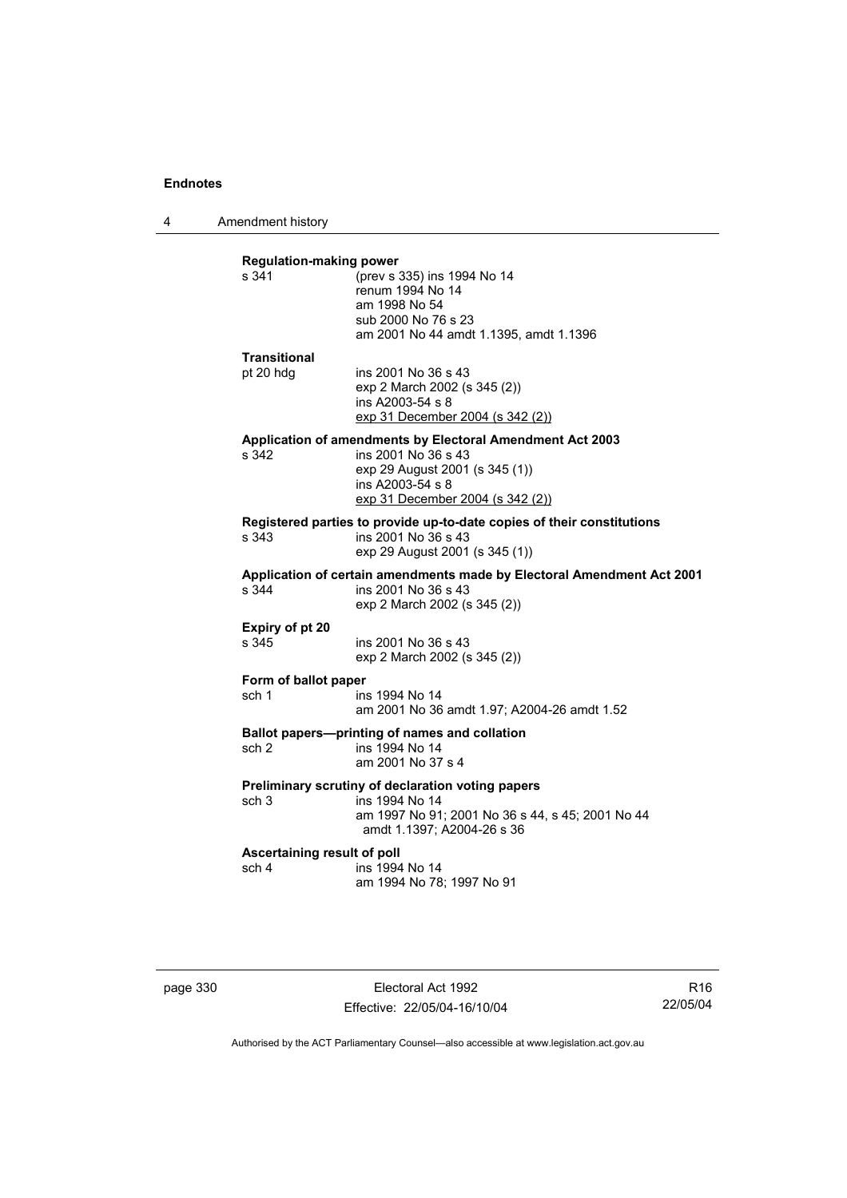**Regulation-making power**

s 341 (prev s 335) ins 1994 No 14
renum 1994 No 14
am 1998 No 54
sub 2000 No 76 s 23
am 2001 No 44 amdt 1.1395, amdt 1.1396

**Transitional**

pt 20 hdg ins 2001 No 36 s 43
exp 2 March 2002 (s 345 (2))
ins A2003-54 s 8
exp 31 December 2004 (s 342 (2))

**Application of amendments by Electoral Amendment Act 2003**

s 342 ins 2001 No 36 s 43
exp 29 August 2001 (s 345 (1))
ins A2003-54 s 8
exp 31 December 2004 (s 342 (2))

**Registered parties to provide up-to-date copies of their constitutions**

s 343 ins 2001 No 36 s 43
exp 29 August 2001 (s 345 (1))

**Application of certain amendments made by Electoral Amendment Act 2001**

s 344 ins 2001 No 36 s 43
exp 2 March 2002 (s 345 (2))

**Expiry of pt 20**

s 345 ins 2001 No 36 s 43
exp 2 March 2002 (s 345 (2))

**Form of ballot paper**

sch 1 ins 1994 No 14
am 2001 No 36 amdt 1.97; A2004-26 amdt 1.52

**Ballot papers—printing of names and collation**

sch 2 ins 1994 No 14
am 2001 No 37 s 4

**Preliminary scrutiny of declaration voting papers**

sch 3 ins 1994 No 14
am 1997 No 91; 2001 No 36 s 44, s 45; 2001 No 44 amdt 1.1397; A2004-26 s 36

**Ascertaining result of poll**

sch 4 ins 1994 No 14
am 1994 No 78; 1997 No 91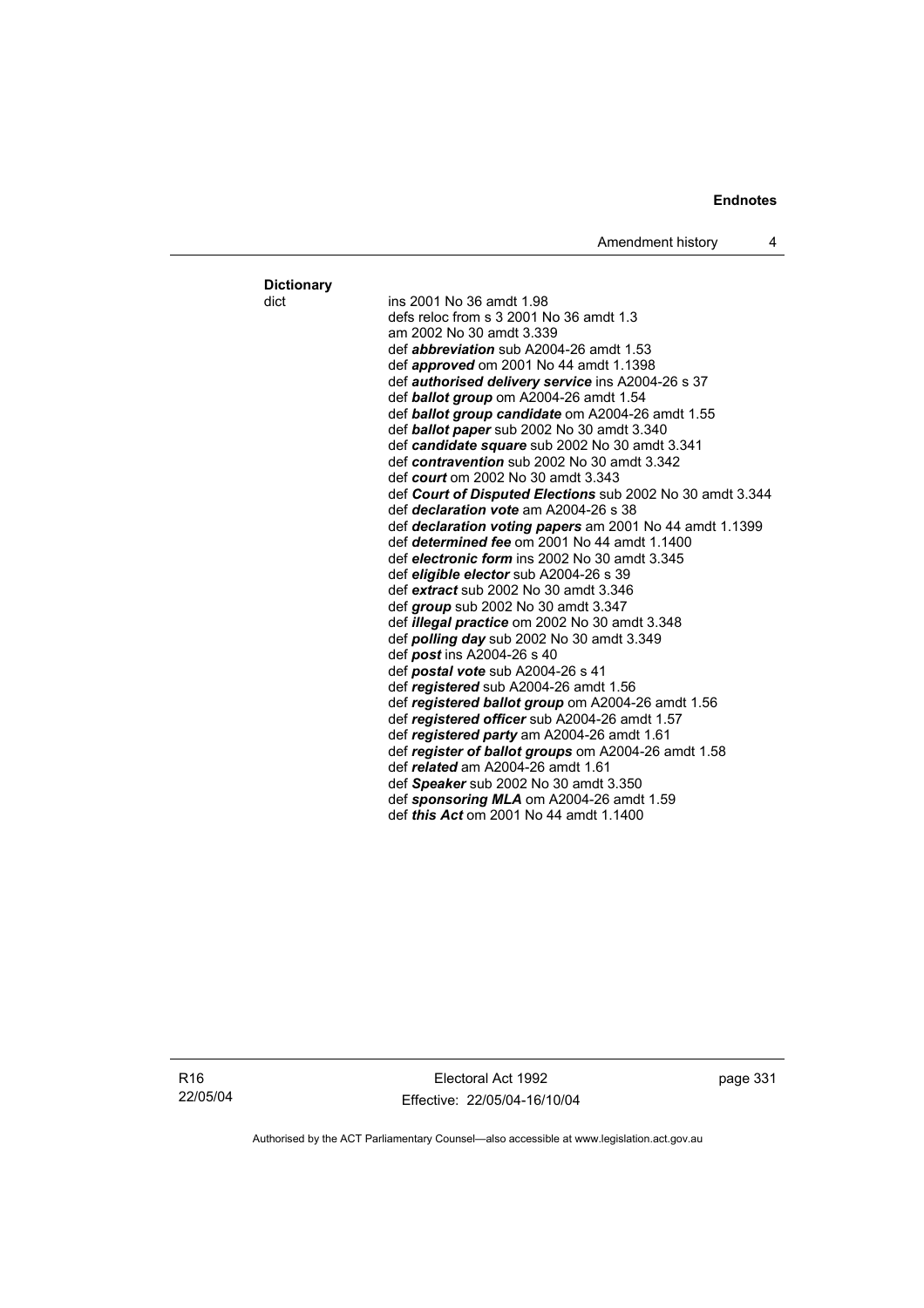**Dictionary**

dict

ins 2001 No 36 amdt 1.98
defs reloc from s 3 2001 No 36 amdt 1.3
am 2002 No 30 amdt 3.339
def ***abbreviation*** sub A2004-26 amdt 1.53
def ***approved*** om 2001 No 44 amdt 1.1398
def ***authorised delivery service*** ins A2004-26 s 37
def ***ballot group*** om A2004-26 amdt 1.54
def ***ballot group candidate*** om A2004-26 amdt 1.55
def ***ballot paper*** sub 2002 No 30 amdt 3.340
def ***candidate square*** sub 2002 No 30 amdt 3.341
def ***contravention*** sub 2002 No 30 amdt 3.342
def ***court*** om 2002 No 30 amdt 3.343
def ***Court of Disputed Elections*** sub 2002 No 30 amdt 3.344
def ***declaration vote*** am A2004-26 s 38
def ***declaration voting papers*** am 2001 No 44 amdt 1.1399
def ***determined fee*** om 2001 No 44 amdt 1.1400
def ***electronic form*** ins 2002 No 30 amdt 3.345
def ***eligible elector*** sub A2004-26 s 39
def ***extract*** sub 2002 No 30 amdt 3.346
def ***group*** sub 2002 No 30 amdt 3.347
def ***illegal practice*** om 2002 No 30 amdt 3.348
def ***polling day*** sub 2002 No 30 amdt 3.349
def ***post*** ins A2004-26 s 40
def ***postal vote*** sub A2004-26 s 41
def ***registered*** sub A2004-26 amdt 1.56
def ***registered ballot group*** om A2004-26 amdt 1.56
def ***registered officer*** sub A2004-26 amdt 1.57
def ***registered party*** am A2004-26 amdt 1.61
def ***register of ballot groups*** om A2004-26 amdt 1.58
def ***related*** am A2004-26 amdt 1.61
def ***Speaker*** sub 2002 No 30 amdt 3.350
def ***sponsoring MLA*** om A2004-26 amdt 1.59
def ***this Act*** om 2001 No 44 amdt 1.1400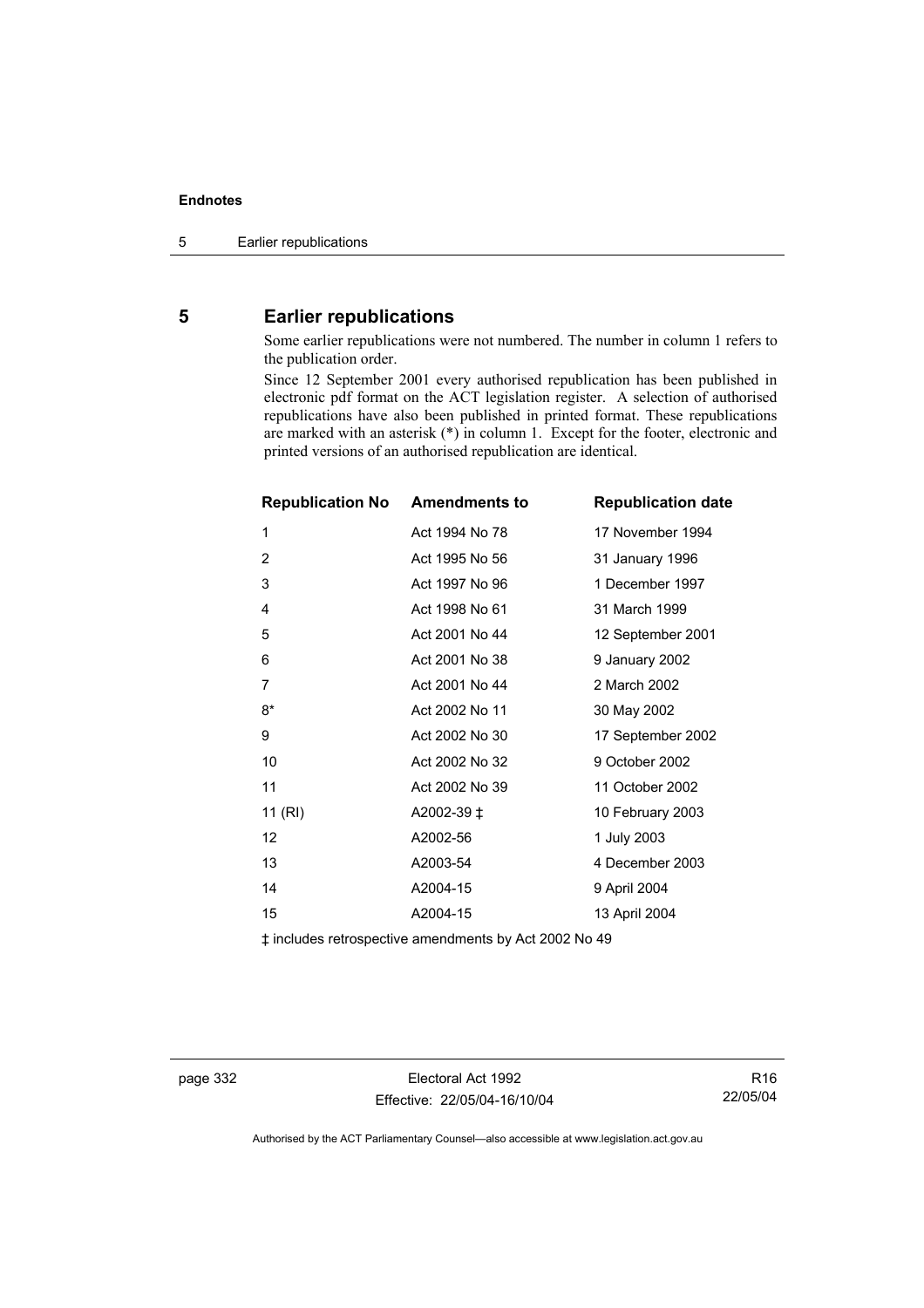## 5 Earlier republications

Some earlier republications were not numbered. The number in column 1 refers to the publication order.

Since 12 September 2001 every authorised republication has been published in electronic pdf format on the ACT legislation register. A selection of authorised republications have also been published in printed format. These republications are marked with an asterisk (*) in column 1. Except for the footer, electronic and printed versions of an authorised republication are identical.

| Republication No | Amendments to | Republication date |
|---|---|---|
| 1 | Act 1994 No 78 | 17 November 1994 |
| 2 | Act 1995 No 56 | 31 January 1996 |
| 3 | Act 1997 No 96 | 1 December 1997 |
| 4 | Act 1998 No 61 | 31 March 1999 |
| 5 | Act 2001 No 44 | 12 September 2001 |
| 6 | Act 2001 No 38 | 9 January 2002 |
| 7 | Act 2001 No 44 | 2 March 2002 |
| 8* | Act 2002 No 11 | 30 May 2002 |
| 9 | Act 2002 No 30 | 17 September 2002 |
| 10 | Act 2002 No 32 | 9 October 2002 |
| 11 | Act 2002 No 39 | 11 October 2002 |
| 11 (RI) | A2002-39 ‡ | 10 February 2003 |
| 12 | A2002-56 | 1 July 2003 |
| 13 | A2003-54 | 4 December 2003 |
| 14 | A2004-15 | 9 April 2004 |
| 15 | A2004-15 | 13 April 2004 |

‡ includes retrospective amendments by Act 2002 No 49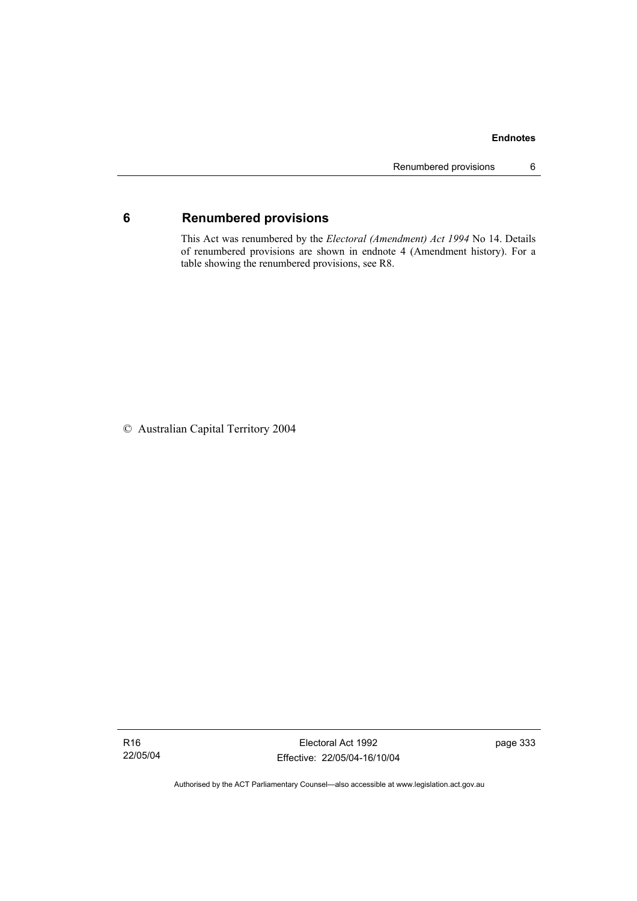## 6 Renumbered provisions

This Act was renumbered by the *Electoral (Amendment) Act 1994* No 14. Details of renumbered provisions are shown in endnote 4 (Amendment history). For a table showing the renumbered provisions, see R8.

© Australian Capital Territory 2004